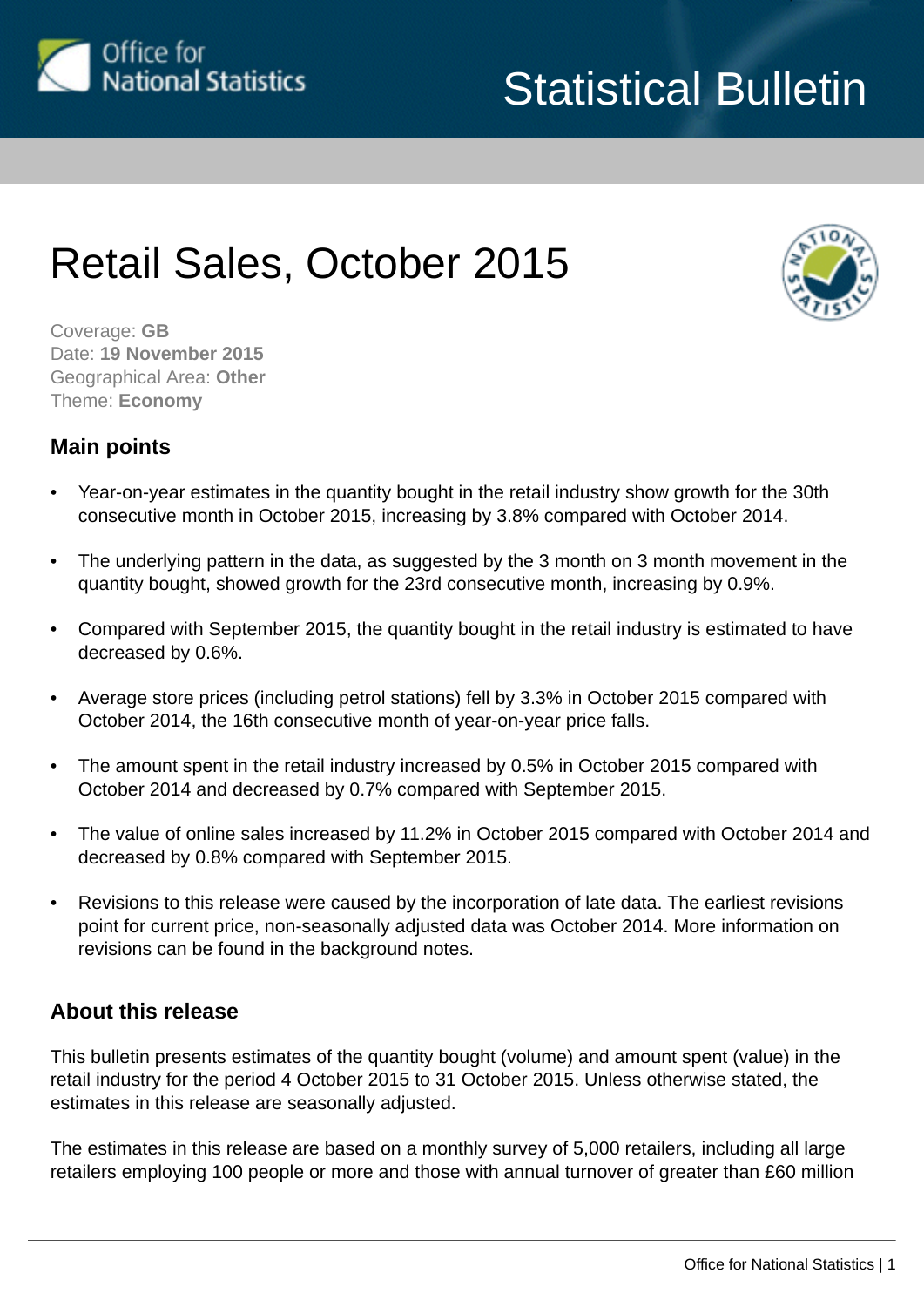Statistical Bulletin

# Retail Sales, October 2015

Coverage: **GB**
Date: **19 November 2015**
Geographical Area: **Other**
Theme: **Economy**

## Main points

- Year-on-year estimates in the quantity bought in the retail industry show growth for the 30th consecutive month in October 2015, increasing by 3.8% compared with October 2014.
- The underlying pattern in the data, as suggested by the 3 month on 3 month movement in the quantity bought, showed growth for the 23rd consecutive month, increasing by 0.9%.
- Compared with September 2015, the quantity bought in the retail industry is estimated to have decreased by 0.6%.
- Average store prices (including petrol stations) fell by 3.3% in October 2015 compared with October 2014, the 16th consecutive month of year-on-year price falls.
- The amount spent in the retail industry increased by 0.5% in October 2015 compared with October 2014 and decreased by 0.7% compared with September 2015.
- The value of online sales increased by 11.2% in October 2015 compared with October 2014 and decreased by 0.8% compared with September 2015.
- Revisions to this release were caused by the incorporation of late data. The earliest revisions point for current price, non-seasonally adjusted data was October 2014. More information on revisions can be found in the background notes.

## About this release

This bulletin presents estimates of the quantity bought (volume) and amount spent (value) in the retail industry for the period 4 October 2015 to 31 October 2015. Unless otherwise stated, the estimates in this release are seasonally adjusted.

The estimates in this release are based on a monthly survey of 5,000 retailers, including all large retailers employing 100 people or more and those with annual turnover of greater than £60 million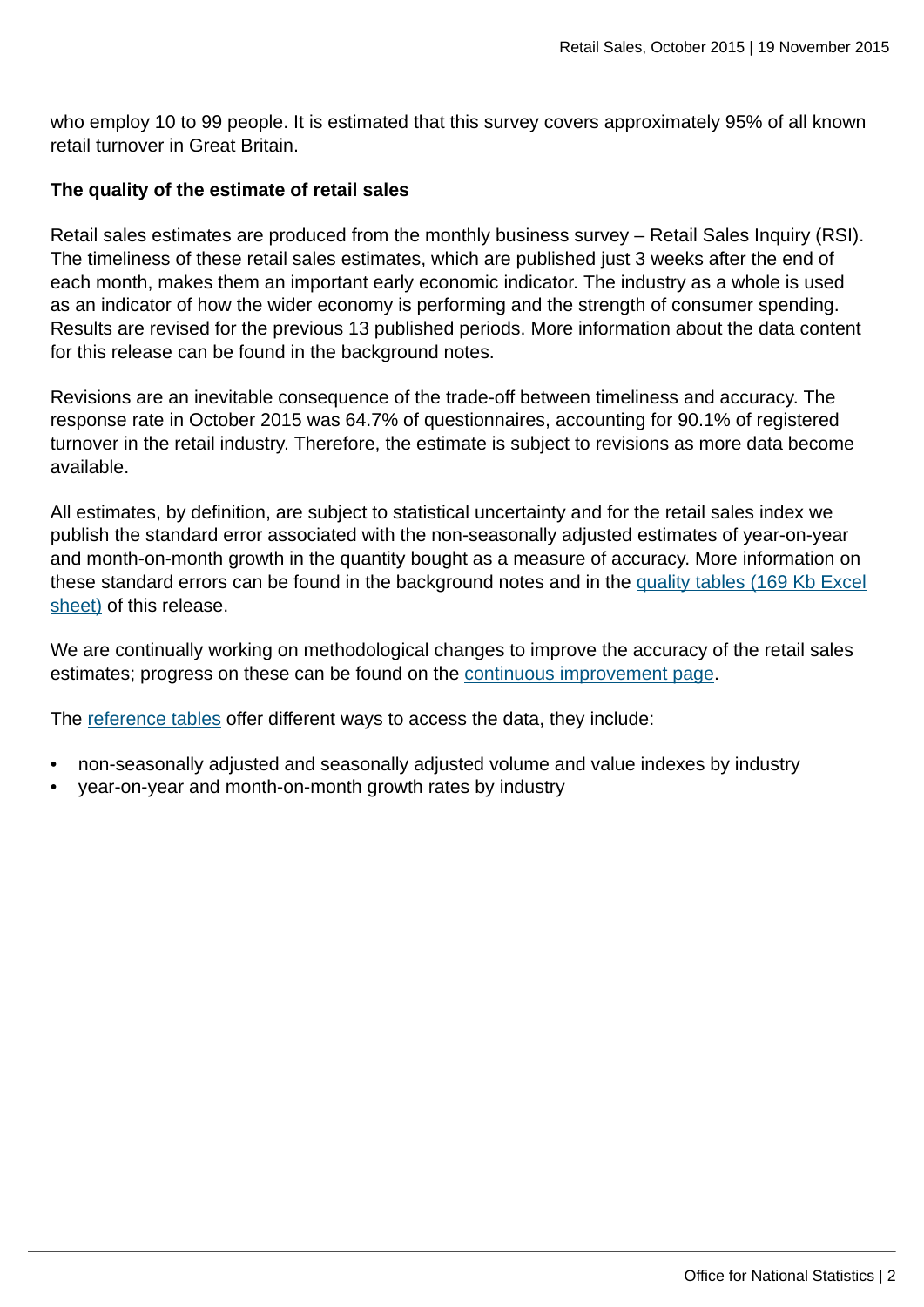who employ 10 to 99 people. It is estimated that this survey covers approximately 95% of all known retail turnover in Great Britain.

**The quality of the estimate of retail sales**

Retail sales estimates are produced from the monthly business survey – Retail Sales Inquiry (RSI). The timeliness of these retail sales estimates, which are published just 3 weeks after the end of each month, makes them an important early economic indicator. The industry as a whole is used as an indicator of how the wider economy is performing and the strength of consumer spending. Results are revised for the previous 13 published periods. More information about the data content for this release can be found in the background notes.

Revisions are an inevitable consequence of the trade-off between timeliness and accuracy. The response rate in October 2015 was 64.7% of questionnaires, accounting for 90.1% of registered turnover in the retail industry. Therefore, the estimate is subject to revisions as more data become available.

All estimates, by definition, are subject to statistical uncertainty and for the retail sales index we publish the standard error associated with the non-seasonally adjusted estimates of year-on-year and month-on-month growth in the quantity bought as a measure of accuracy. More information on these standard errors can be found in the background notes and in the quality tables (169 Kb Excel sheet) of this release.

We are continually working on methodological changes to improve the accuracy of the retail sales estimates; progress on these can be found on the continuous improvement page.

The reference tables offer different ways to access the data, they include:

- non-seasonally adjusted and seasonally adjusted volume and value indexes by industry
- year-on-year and month-on-month growth rates by industry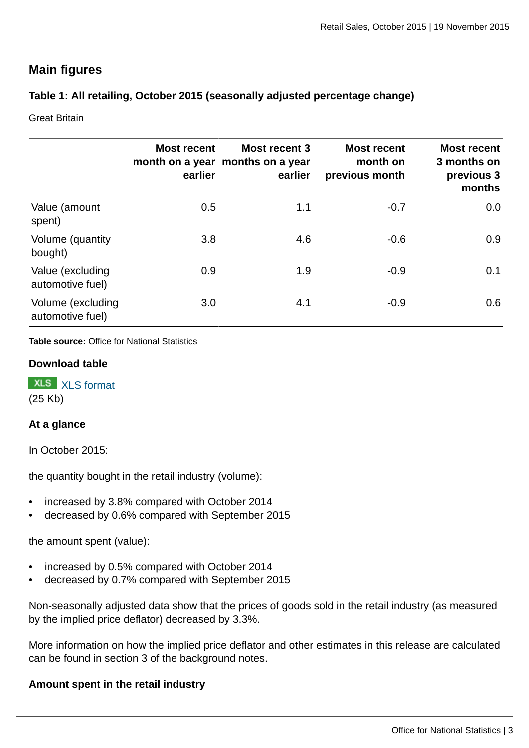## Main figures

### Table 1: All retailing, October 2015 (seasonally adjusted percentage change)

Great Britain

| | Most recent month on a year earlier | Most recent 3 months on a year earlier | Most recent month on previous month | Most recent 3 months on previous 3 months |
|---|---|---|---|---|
| Value (amount spent) | 0.5 | 1.1 | -0.7 | 0.0 |
| Volume (quantity bought) | 3.8 | 4.6 | -0.6 | 0.9 |
| Value (excluding automotive fuel) | 0.9 | 1.9 | -0.9 | 0.1 |
| Volume (excluding automotive fuel) | 3.0 | 4.1 | -0.9 | 0.6 |

**Table source:** Office for National Statistics

**Download table**

XLS [XLS format](#)
(25 Kb)

### At a glance

In October 2015:

the quantity bought in the retail industry (volume):

- increased by 3.8% compared with October 2014
- decreased by 0.6% compared with September 2015

the amount spent (value):

- increased by 0.5% compared with October 2014
- decreased by 0.7% compared with September 2015

Non-seasonally adjusted data show that the prices of goods sold in the retail industry (as measured by the implied price deflator) decreased by 3.3%.

More information on how the implied price deflator and other estimates in this release are calculated can be found in section 3 of the background notes.

### Amount spent in the retail industry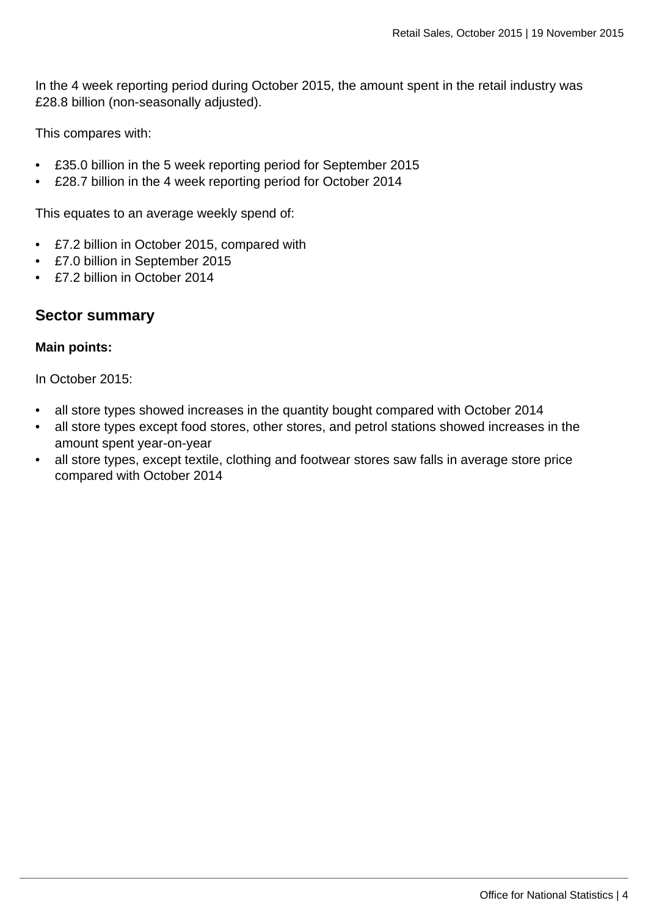In the 4 week reporting period during October 2015, the amount spent in the retail industry was £28.8 billion (non-seasonally adjusted).

This compares with:

- £35.0 billion in the 5 week reporting period for September 2015
- £28.7 billion in the 4 week reporting period for October 2014

This equates to an average weekly spend of:

- £7.2 billion in October 2015, compared with
- £7.0 billion in September 2015
- £7.2 billion in October 2014

## Sector summary

**Main points:**

In October 2015:

- all store types showed increases in the quantity bought compared with October 2014
- all store types except food stores, other stores, and petrol stations showed increases in the amount spent year-on-year
- all store types, except textile, clothing and footwear stores saw falls in average store price compared with October 2014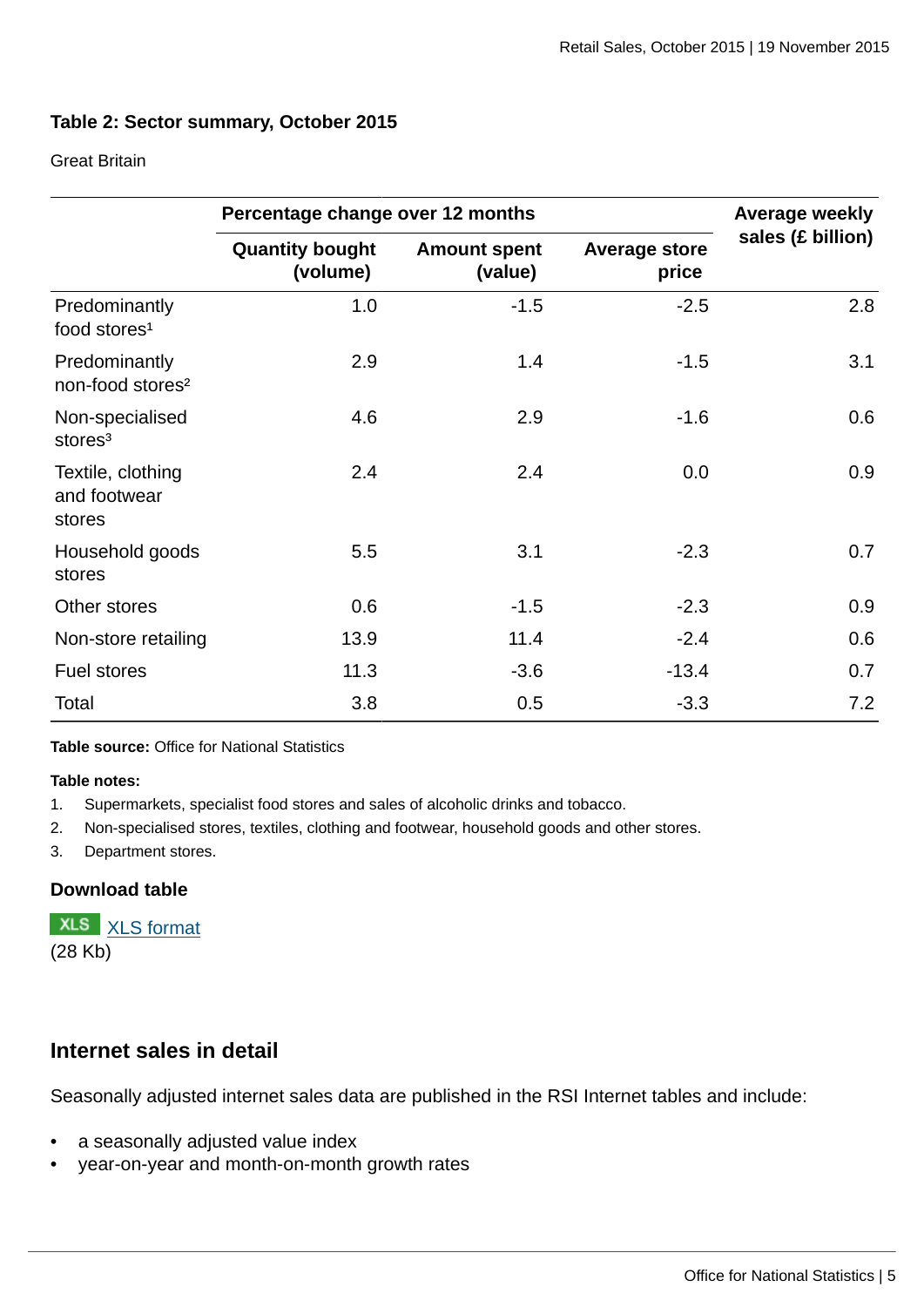### Table 2: Sector summary, October 2015

Great Britain

| | Percentage change over 12 months | | | Average weekly sales (£ billion) |
|---|---|---|---|---|
| | Quantity bought (volume) | Amount spent (value) | Average store price | |
| Predominantly food stores[1] | 1.0 | -1.5 | -2.5 | 2.8 |
| Predominantly non-food stores[2] | 2.9 | 1.4 | -1.5 | 3.1 |
| Non-specialised stores[3] | 4.6 | 2.9 | -1.6 | 0.6 |
| Textile, clothing and footwear stores | 2.4 | 2.4 | 0.0 | 0.9 |
| Household goods stores | 5.5 | 3.1 | -2.3 | 0.7 |
| Other stores | 0.6 | -1.5 | -2.3 | 0.9 |
| Non-store retailing | 13.9 | 11.4 | -2.4 | 0.6 |
| Fuel stores | 11.3 | -3.6 | -13.4 | 0.7 |
| Total | 3.8 | 0.5 | -3.3 | 7.2 |

**Table source:** Office for National Statistics

**Table notes:**

1. Supermarkets, specialist food stores and sales of alcoholic drinks and tobacco.
2. Non-specialised stores, textiles, clothing and footwear, household goods and other stores.
3. Department stores.

**Download table**

XLS [XLS format](#)
(28 Kb)

## Internet sales in detail

Seasonally adjusted internet sales data are published in the RSI Internet tables and include:

- a seasonally adjusted value index
- year-on-year and month-on-month growth rates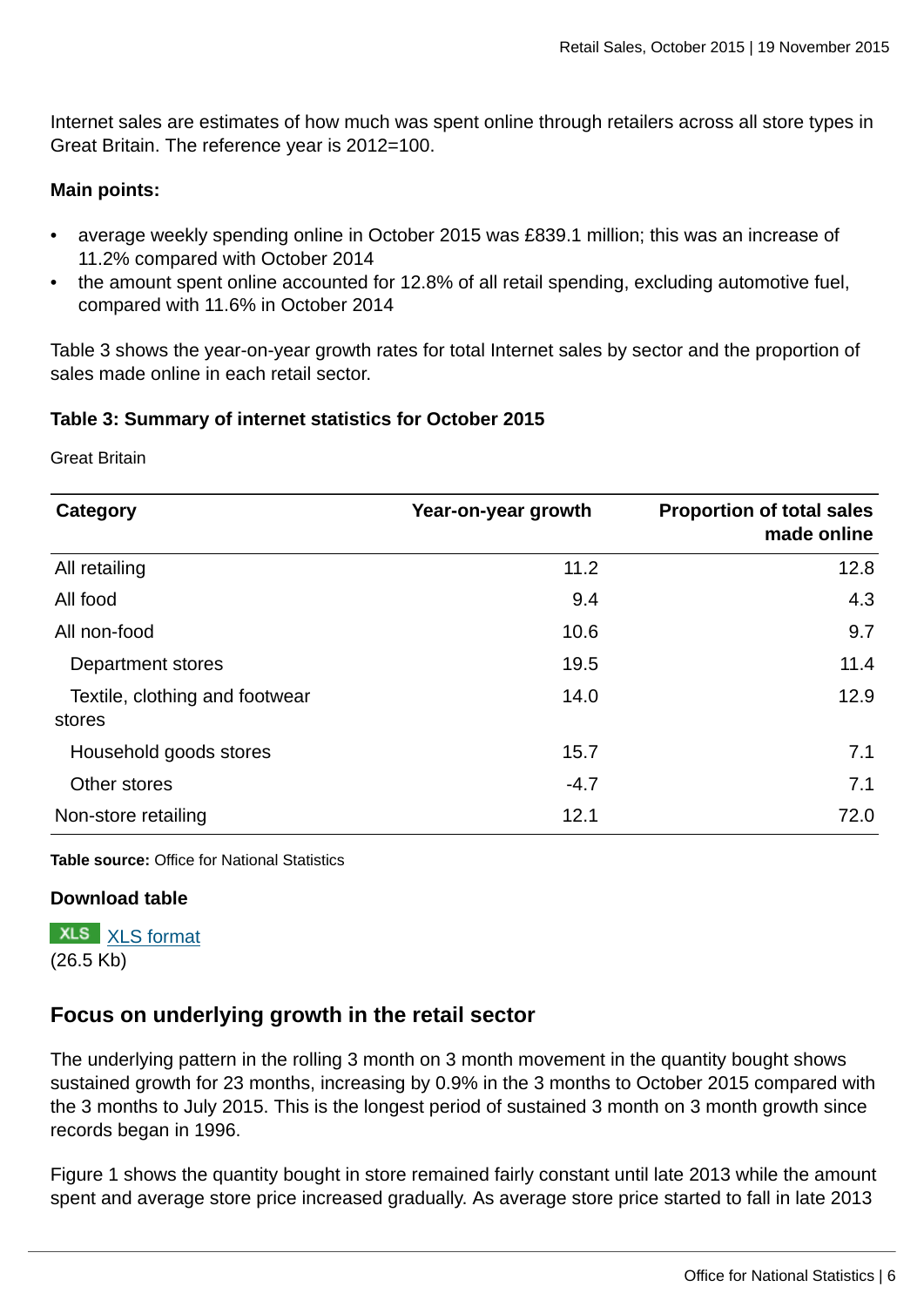Internet sales are estimates of how much was spent online through retailers across all store types in Great Britain. The reference year is 2012=100.

**Main points:**

- average weekly spending online in October 2015 was £839.1 million; this was an increase of 11.2% compared with October 2014
- the amount spent online accounted for 12.8% of all retail spending, excluding automotive fuel, compared with 11.6% in October 2014

Table 3 shows the year-on-year growth rates for total Internet sales by sector and the proportion of sales made online in each retail sector.

**Table 3: Summary of internet statistics for October 2015**

Great Britain

| Category | Year-on-year growth | Proportion of total sales made online |
|---|---|---|
| All retailing | 11.2 | 12.8 |
| All food | 9.4 | 4.3 |
| All non-food | 10.6 | 9.7 |
| Department stores | 19.5 | 11.4 |
| Textile, clothing and footwear stores | 14.0 | 12.9 |
| Household goods stores | 15.7 | 7.1 |
| Other stores | -4.7 | 7.1 |
| Non-store retailing | 12.1 | 72.0 |

**Table source:** Office for National Statistics

**Download table**

XLS [XLS format](#)
(26.5 Kb)

## Focus on underlying growth in the retail sector

The underlying pattern in the rolling 3 month on 3 month movement in the quantity bought shows sustained growth for 23 months, increasing by 0.9% in the 3 months to October 2015 compared with the 3 months to July 2015. This is the longest period of sustained 3 month on 3 month growth since records began in 1996.

Figure 1 shows the quantity bought in store remained fairly constant until late 2013 while the amount spent and average store price increased gradually. As average store price started to fall in late 2013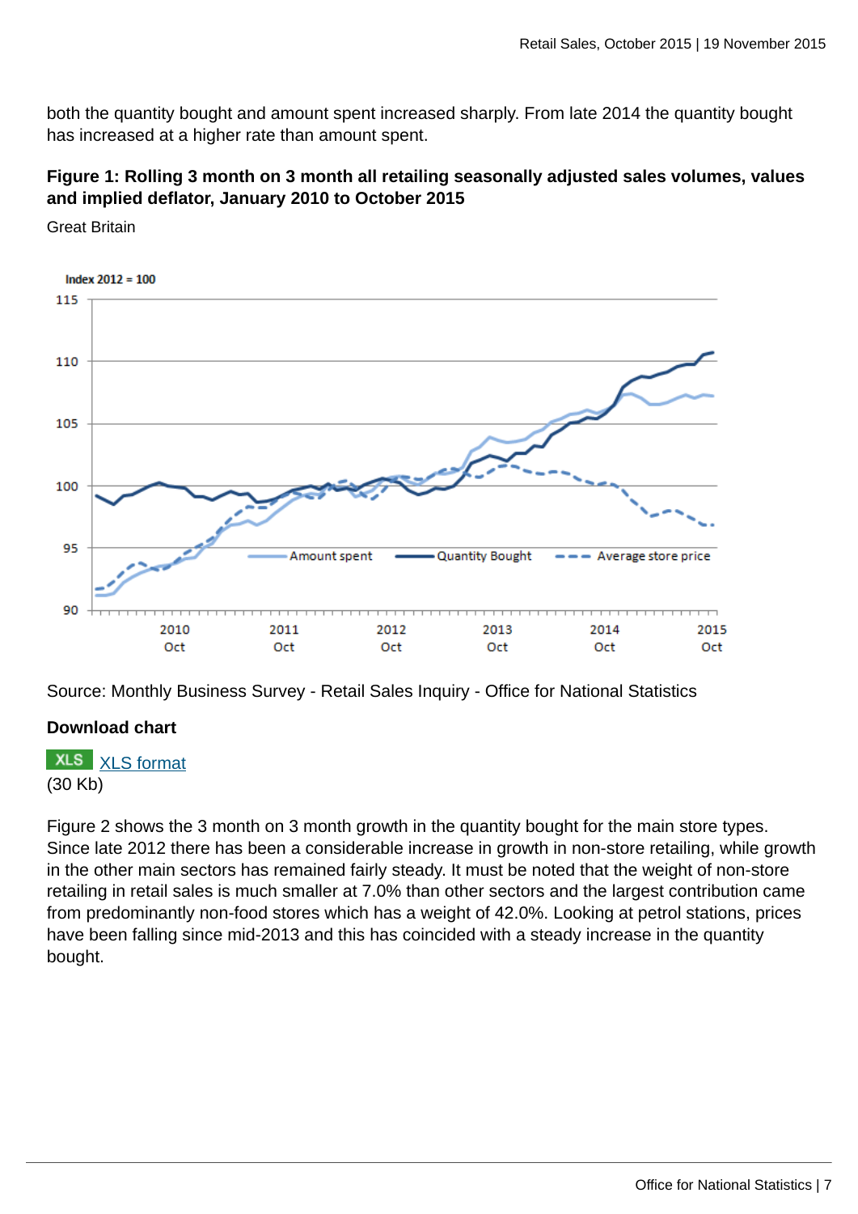both the quantity bought and amount spent increased sharply. From late 2014 the quantity bought has increased at a higher rate than amount spent.

### Figure 1: Rolling 3 month on 3 month all retailing seasonally adjusted sales volumes, values and implied deflator, January 2010 to October 2015

Great Britain

Source: Monthly Business Survey - Retail Sales Inquiry - Office for National Statistics

**Download chart**

XLS [XLS format](#)
(30 Kb)

Figure 2 shows the 3 month on 3 month growth in the quantity bought for the main store types. Since late 2012 there has been a considerable increase in growth in non-store retailing, while growth in the other main sectors has remained fairly steady. It must be noted that the weight of non-store retailing in retail sales is much smaller at 7.0% than other sectors and the largest contribution came from predominantly non-food stores which has a weight of 42.0%. Looking at petrol stations, prices have been falling since mid-2013 and this has coincided with a steady increase in the quantity bought.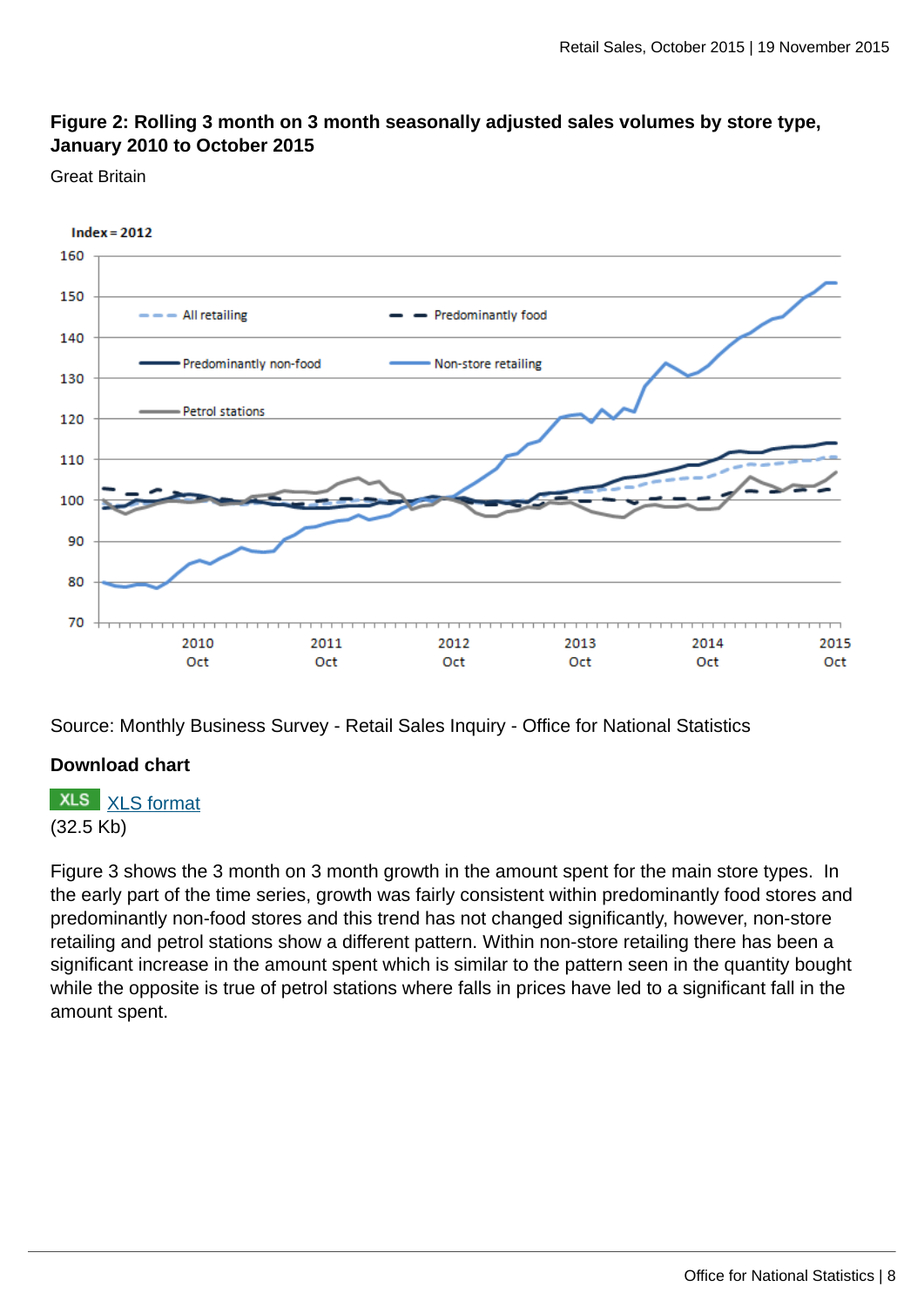**Figure 2: Rolling 3 month on 3 month seasonally adjusted sales volumes by store type, January 2010 to October 2015**

Great Britain

Source: Monthly Business Survey - Retail Sales Inquiry - Office for National Statistics

**Download chart**

XLS [XLS format](#)
(32.5 Kb)

Figure 3 shows the 3 month on 3 month growth in the amount spent for the main store types. In the early part of the time series, growth was fairly consistent within predominantly food stores and predominantly non-food stores and this trend has not changed significantly, however, non-store retailing and petrol stations show a different pattern. Within non-store retailing there has been a significant increase in the amount spent which is similar to the pattern seen in the quantity bought while the opposite is true of petrol stations where falls in prices have led to a significant fall in the amount spent.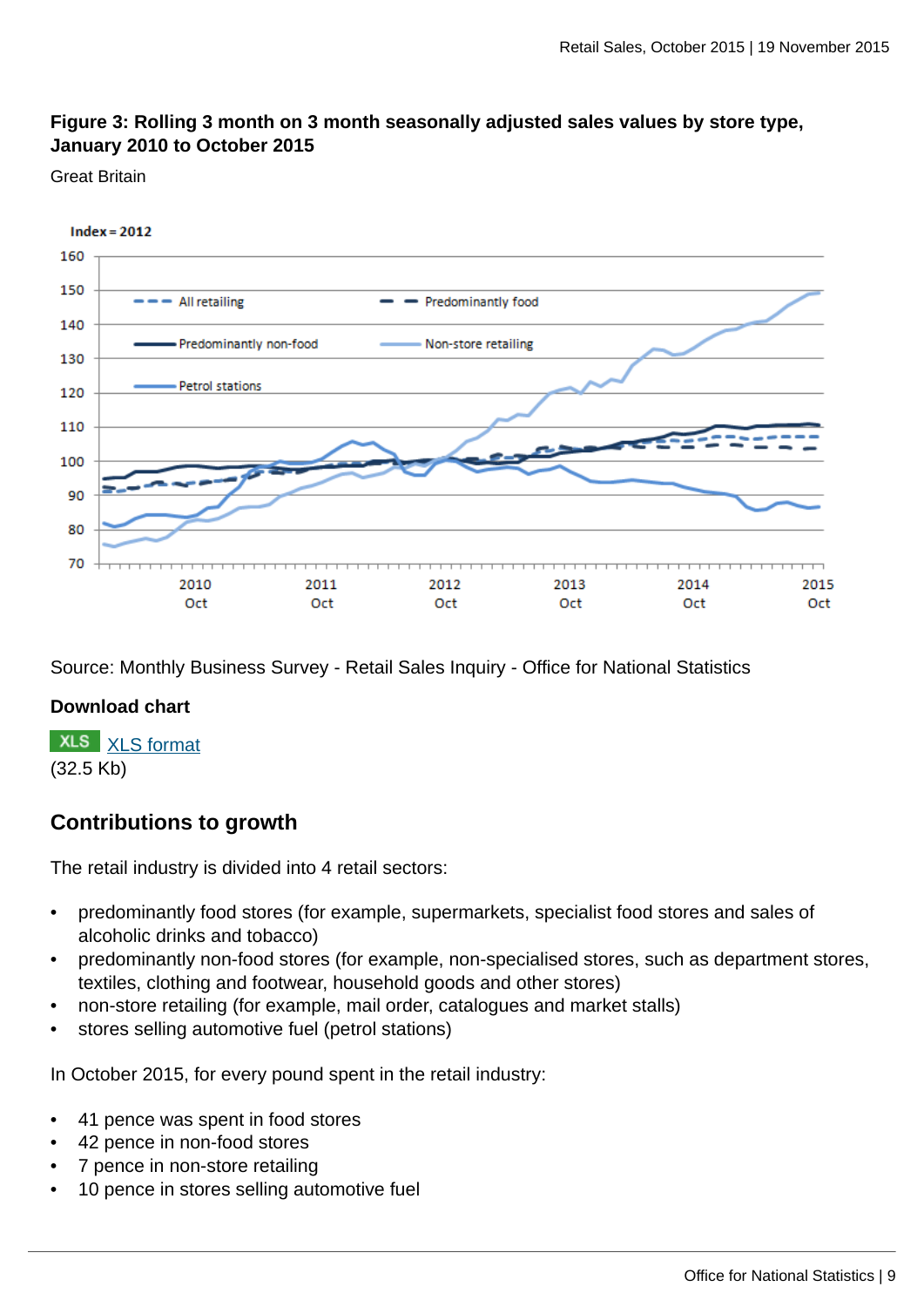**Figure 3: Rolling 3 month on 3 month seasonally adjusted sales values by store type, January 2010 to October 2015**

Great Britain

Source: Monthly Business Survey - Retail Sales Inquiry - Office for National Statistics

**Download chart**

XLS [XLS format](#)
(32.5 Kb)

## Contributions to growth

The retail industry is divided into 4 retail sectors:

- predominantly food stores (for example, supermarkets, specialist food stores and sales of alcoholic drinks and tobacco)
- predominantly non-food stores (for example, non-specialised stores, such as department stores, textiles, clothing and footwear, household goods and other stores)
- non-store retailing (for example, mail order, catalogues and market stalls)
- stores selling automotive fuel (petrol stations)

In October 2015, for every pound spent in the retail industry:

- 41 pence was spent in food stores
- 42 pence in non-food stores
- 7 pence in non-store retailing
- 10 pence in stores selling automotive fuel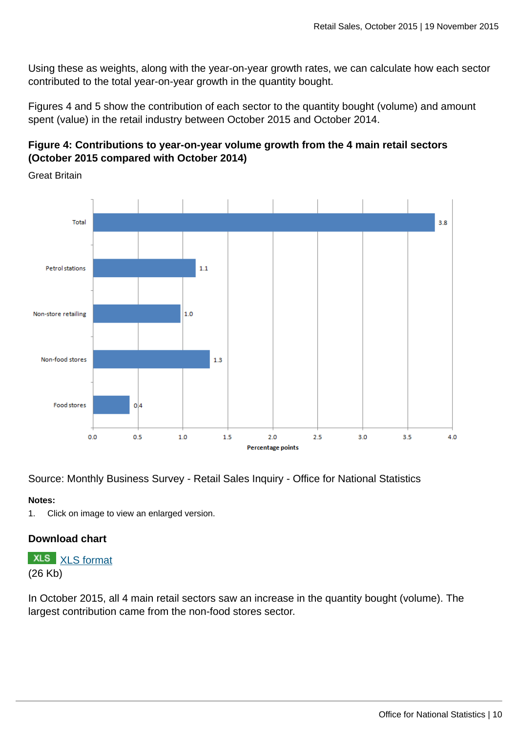Using these as weights, along with the year-on-year growth rates, we can calculate how each sector contributed to the total year-on-year growth in the quantity bought.

Figures 4 and 5 show the contribution of each sector to the quantity bought (volume) and amount spent (value) in the retail industry between October 2015 and October 2014.

### Figure 4: Contributions to year-on-year volume growth from the 4 main retail sectors (October 2015 compared with October 2014)

Great Britain

| | Percentage points |
|---|---|
| Total | 3.8 |
| Petrol stations | 1.1 |
| Non-store retailing | 1.0 |
| Non-food stores | 1.3 |
| Food stores | 0.4 |

Source: Monthly Business Survey - Retail Sales Inquiry - Office for National Statistics

**Notes:**

1. Click on image to view an enlarged version.

#### Download chart

XLS [XLS format](#)
(26 Kb)

In October 2015, all 4 main retail sectors saw an increase in the quantity bought (volume). The largest contribution came from the non-food stores sector.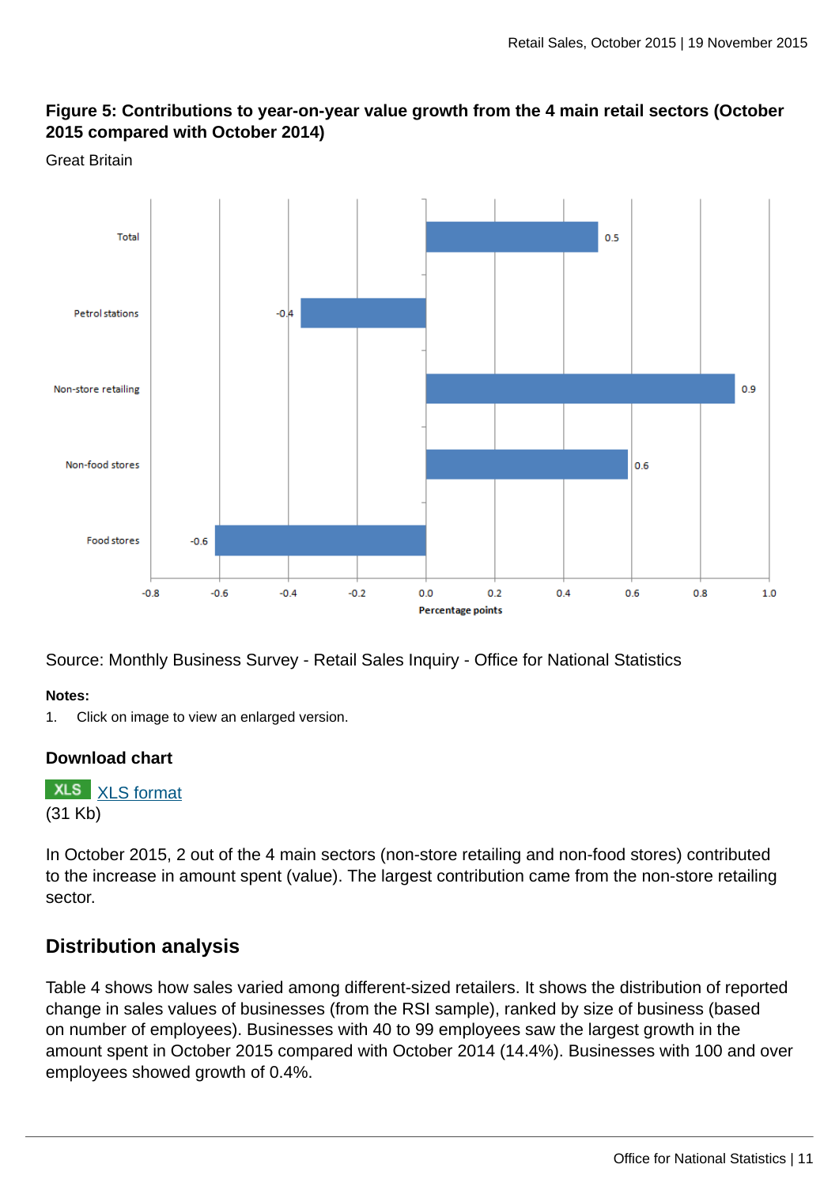### Figure 5: Contributions to year-on-year value growth from the 4 main retail sectors (October 2015 compared with October 2014)

Great Britain

| Sector | Percentage points |
|---|---|
| Total | 0.5 |
| Petrol stations | -0.4 |
| Non-store retailing | 0.9 |
| Non-food stores | 0.6 |
| Food stores | -0.6 |

Source: Monthly Business Survey - Retail Sales Inquiry - Office for National Statistics

**Notes:**

1. Click on image to view an enlarged version.

### Download chart

XLS [XLS format](#)
(31 Kb)

In October 2015, 2 out of the 4 main sectors (non-store retailing and non-food stores) contributed to the increase in amount spent (value). The largest contribution came from the non-store retailing sector.

## Distribution analysis

Table 4 shows how sales varied among different-sized retailers. It shows the distribution of reported change in sales values of businesses (from the RSI sample), ranked by size of business (based on number of employees). Businesses with 40 to 99 employees saw the largest growth in the amount spent in October 2015 compared with October 2014 (14.4%). Businesses with 100 and over employees showed growth of 0.4%.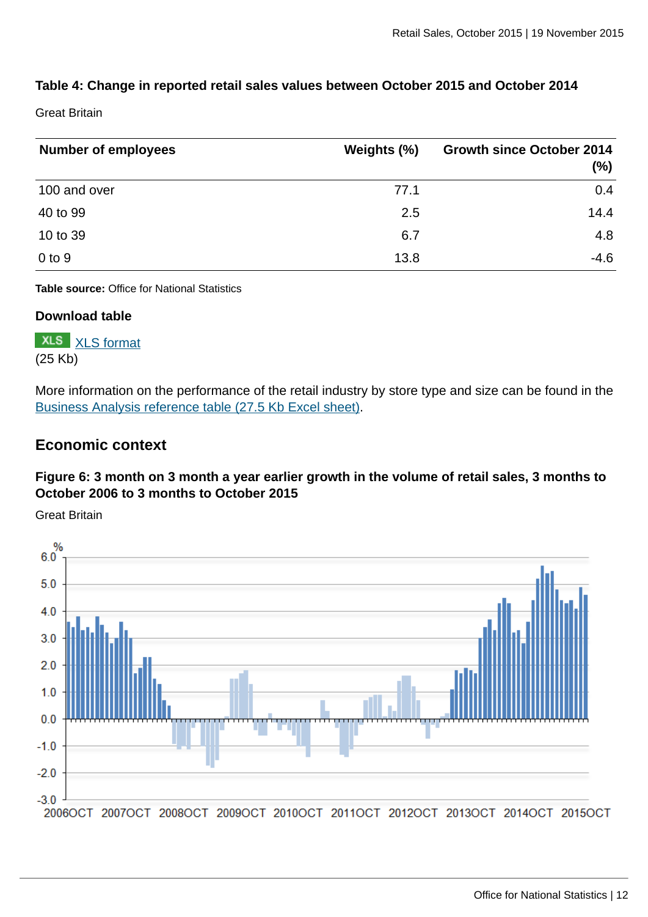### Table 4: Change in reported retail sales values between October 2015 and October 2014

Great Britain

| Number of employees | Weights (%) | Growth since October 2014 (%) |
|---|---|---|
| 100 and over | 77.1 | 0.4 |
| 40 to 99 | 2.5 | 14.4 |
| 10 to 39 | 6.7 | 4.8 |
| 0 to 9 | 13.8 | -4.6 |

**Table source:** Office for National Statistics

**Download table**

XLS XLS format
(25 Kb)

More information on the performance of the retail industry by store type and size can be found in the Business Analysis reference table (27.5 Kb Excel sheet).

## Economic context

### Figure 6: 3 month on 3 month a year earlier growth in the volume of retail sales, 3 months to October 2006 to 3 months to October 2015

Great Britain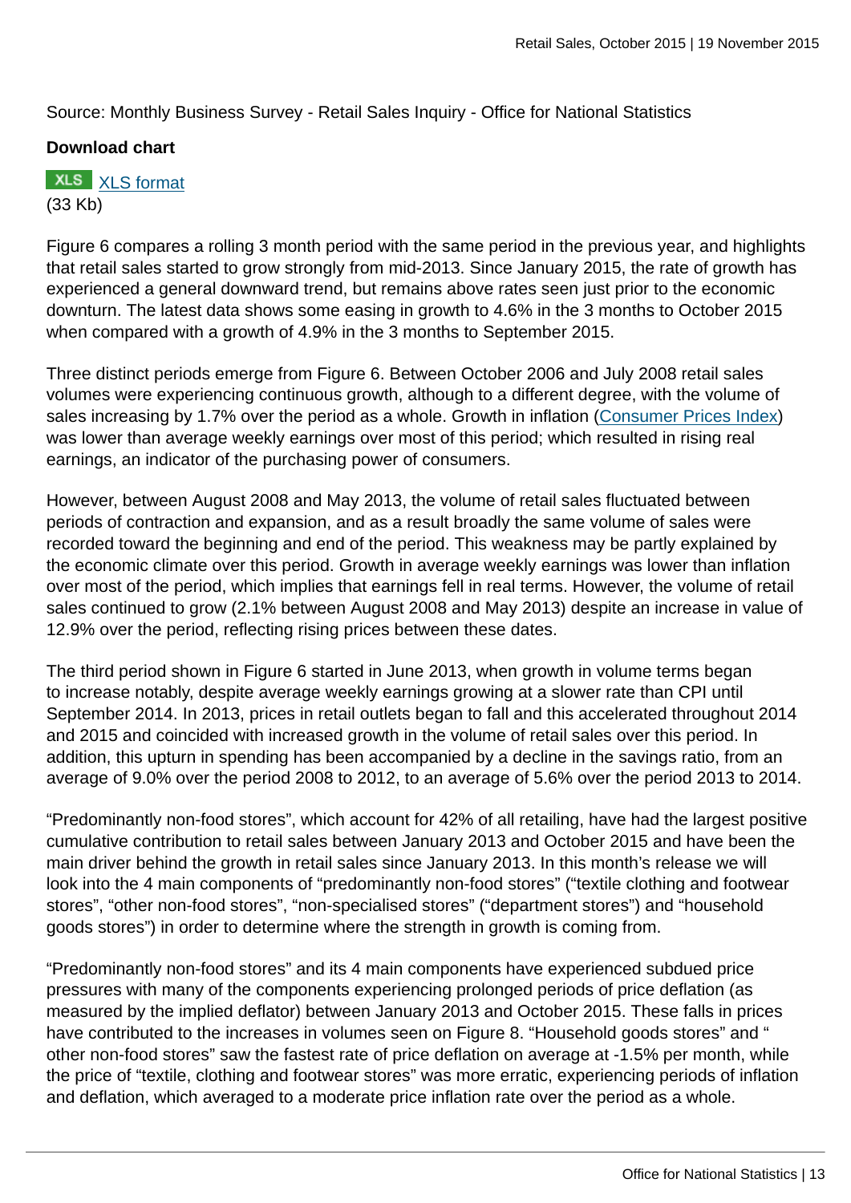Source: Monthly Business Survey - Retail Sales Inquiry - Office for National Statistics

**Download chart**

XLS [XLS format](#)
(33 Kb)

Figure 6 compares a rolling 3 month period with the same period in the previous year, and highlights that retail sales started to grow strongly from mid-2013. Since January 2015, the rate of growth has experienced a general downward trend, but remains above rates seen just prior to the economic downturn. The latest data shows some easing in growth to 4.6% in the 3 months to October 2015 when compared with a growth of 4.9% in the 3 months to September 2015.

Three distinct periods emerge from Figure 6. Between October 2006 and July 2008 retail sales volumes were experiencing continuous growth, although to a different degree, with the volume of sales increasing by 1.7% over the period as a whole. Growth in inflation ([Consumer Prices Index](#)) was lower than average weekly earnings over most of this period; which resulted in rising real earnings, an indicator of the purchasing power of consumers.

However, between August 2008 and May 2013, the volume of retail sales fluctuated between periods of contraction and expansion, and as a result broadly the same volume of sales were recorded toward the beginning and end of the period. This weakness may be partly explained by the economic climate over this period. Growth in average weekly earnings was lower than inflation over most of the period, which implies that earnings fell in real terms. However, the volume of retail sales continued to grow (2.1% between August 2008 and May 2013) despite an increase in value of 12.9% over the period, reflecting rising prices between these dates.

The third period shown in Figure 6 started in June 2013, when growth in volume terms began to increase notably, despite average weekly earnings growing at a slower rate than CPI until September 2014. In 2013, prices in retail outlets began to fall and this accelerated throughout 2014 and 2015 and coincided with increased growth in the volume of retail sales over this period. In addition, this upturn in spending has been accompanied by a decline in the savings ratio, from an average of 9.0% over the period 2008 to 2012, to an average of 5.6% over the period 2013 to 2014.

“Predominantly non-food stores”, which account for 42% of all retailing, have had the largest positive cumulative contribution to retail sales between January 2013 and October 2015 and have been the main driver behind the growth in retail sales since January 2013. In this month’s release we will look into the 4 main components of “predominantly non-food stores” (“textile clothing and footwear stores”, “other non-food stores”, “non-specialised stores” (“department stores”) and “household goods stores”) in order to determine where the strength in growth is coming from.

“Predominantly non-food stores” and its 4 main components have experienced subdued price pressures with many of the components experiencing prolonged periods of price deflation (as measured by the implied deflator) between January 2013 and October 2015. These falls in prices have contributed to the increases in volumes seen on Figure 8. “Household goods stores” and “ other non-food stores” saw the fastest rate of price deflation on average at -1.5% per month, while the price of “textile, clothing and footwear stores” was more erratic, experiencing periods of inflation and deflation, which averaged to a moderate price inflation rate over the period as a whole.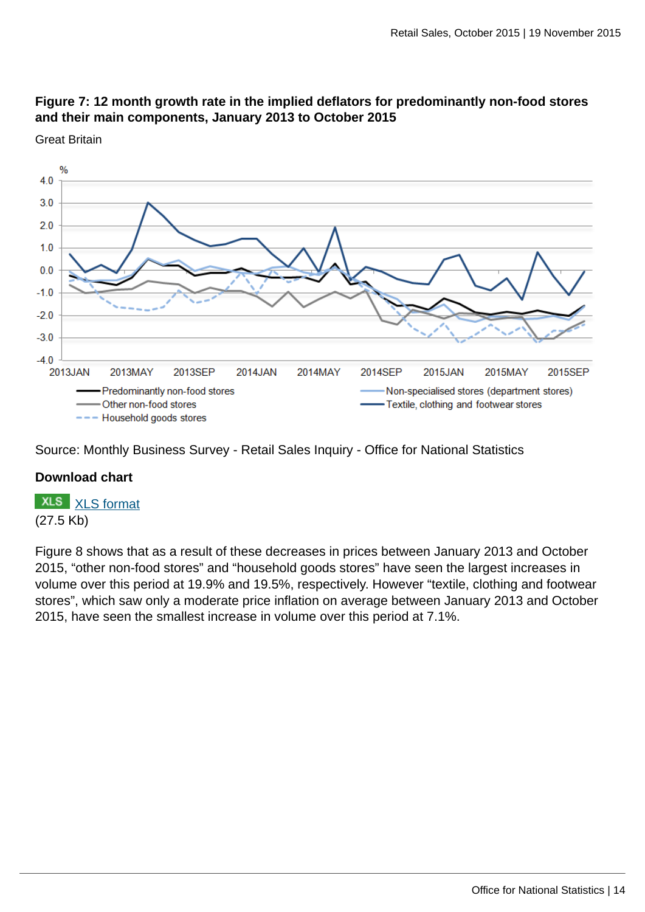### Figure 7: 12 month growth rate in the implied deflators for predominantly non-food stores and their main components, January 2013 to October 2015

Great Britain

Source: Monthly Business Survey - Retail Sales Inquiry - Office for National Statistics

**Download chart**

XLS [XLS format](#)
(27.5 Kb)

Figure 8 shows that as a result of these decreases in prices between January 2013 and October 2015, “other non-food stores” and “household goods stores” have seen the largest increases in volume over this period at 19.9% and 19.5%, respectively. However “textile, clothing and footwear stores”, which saw only a moderate price inflation on average between January 2013 and October 2015, have seen the smallest increase in volume over this period at 7.1%.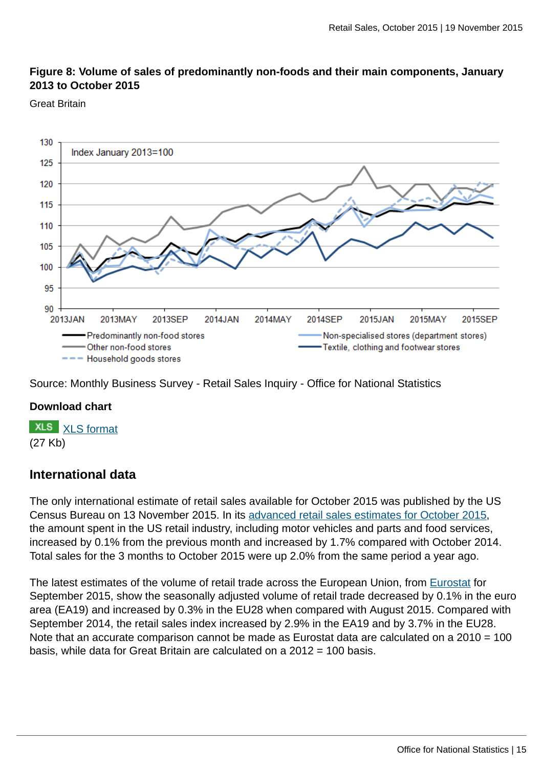**Figure 8: Volume of sales of predominantly non-foods and their main components, January 2013 to October 2015**

Great Britain

Source: Monthly Business Survey - Retail Sales Inquiry - Office for National Statistics

**Download chart**

XLS [XLS format](#)
(27 Kb)

## International data

The only international estimate of retail sales available for October 2015 was published by the US Census Bureau on 13 November 2015. In its [advanced retail sales estimates for October 2015](#), the amount spent in the US retail industry, including motor vehicles and parts and food services, increased by 0.1% from the previous month and increased by 1.7% compared with October 2014. Total sales for the 3 months to October 2015 were up 2.0% from the same period a year ago.

The latest estimates of the volume of retail trade across the European Union, from [Eurostat](#) for September 2015, show the seasonally adjusted volume of retail trade decreased by 0.1% in the euro area (EA19) and increased by 0.3% in the EU28 when compared with August 2015. Compared with September 2014, the retail sales index increased by 2.9% in the EA19 and by 3.7% in the EU28. Note that an accurate comparison cannot be made as Eurostat data are calculated on a 2010 = 100 basis, while data for Great Britain are calculated on a 2012 = 100 basis.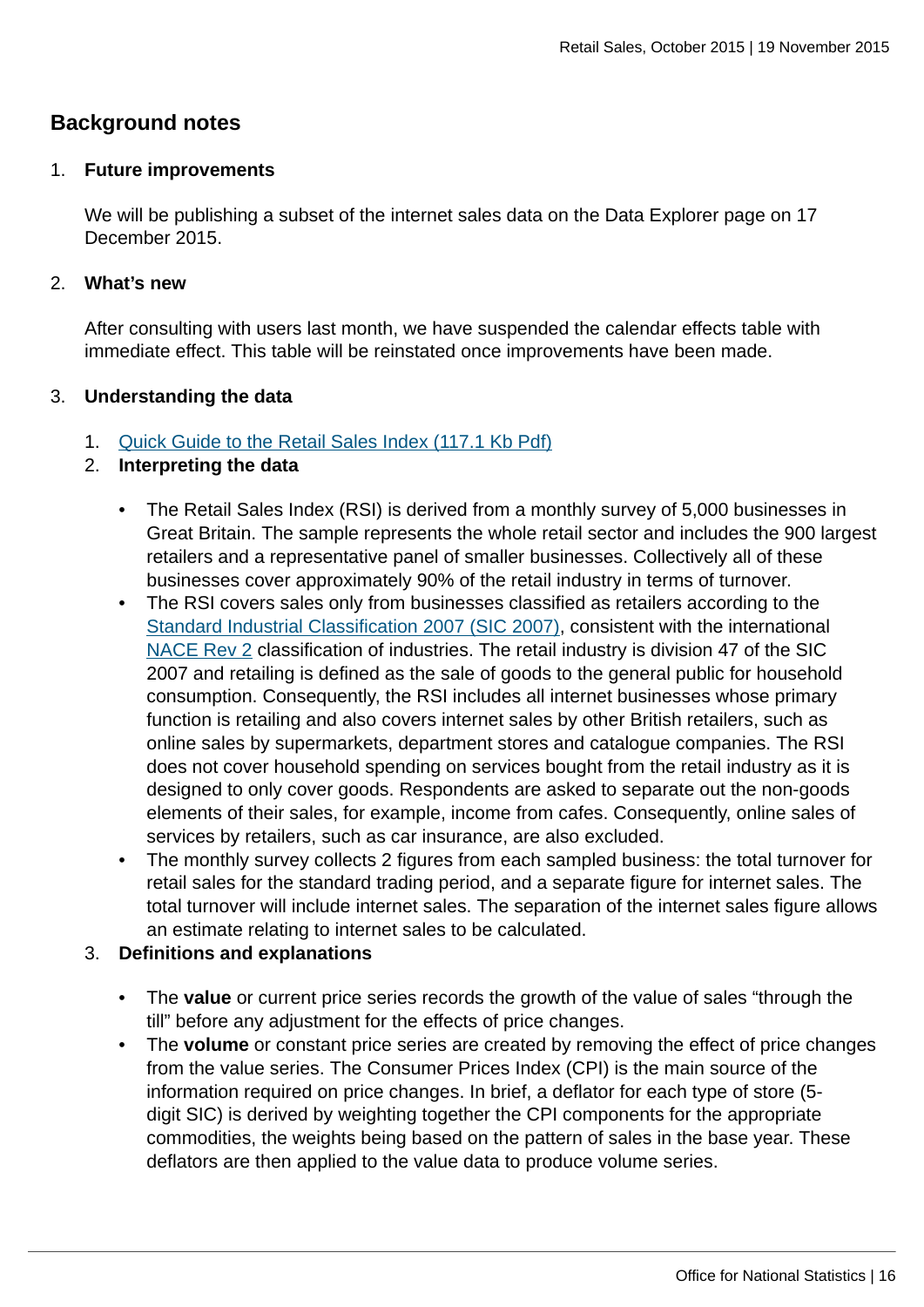## Background notes

1. **Future improvements**

   We will be publishing a subset of the internet sales data on the Data Explorer page on 17 December 2015.

2. **What's new**

   After consulting with users last month, we have suspended the calendar effects table with immediate effect. This table will be reinstated once improvements have been made.

3. **Understanding the data**

   1. Quick Guide to the Retail Sales Index (117.1 Kb Pdf)
   2. **Interpreting the data**

      - The Retail Sales Index (RSI) is derived from a monthly survey of 5,000 businesses in Great Britain. The sample represents the whole retail sector and includes the 900 largest retailers and a representative panel of smaller businesses. Collectively all of these businesses cover approximately 90% of the retail industry in terms of turnover.
      - The RSI covers sales only from businesses classified as retailers according to the Standard Industrial Classification 2007 (SIC 2007), consistent with the international NACE Rev 2 classification of industries. The retail industry is division 47 of the SIC 2007 and retailing is defined as the sale of goods to the general public for household consumption. Consequently, the RSI includes all internet businesses whose primary function is retailing and also covers internet sales by other British retailers, such as online sales by supermarkets, department stores and catalogue companies. The RSI does not cover household spending on services bought from the retail industry as it is designed to only cover goods. Respondents are asked to separate out the non-goods elements of their sales, for example, income from cafes. Consequently, online sales of services by retailers, such as car insurance, are also excluded.
      - The monthly survey collects 2 figures from each sampled business: the total turnover for retail sales for the standard trading period, and a separate figure for internet sales. The total turnover will include internet sales. The separation of the internet sales figure allows an estimate relating to internet sales to be calculated.

   3. **Definitions and explanations**

      - The **value** or current price series records the growth of the value of sales "through the till" before any adjustment for the effects of price changes.
      - The **volume** or constant price series are created by removing the effect of price changes from the value series. The Consumer Prices Index (CPI) is the main source of the information required on price changes. In brief, a deflator for each type of store (5-digit SIC) is derived by weighting together the CPI components for the appropriate commodities, the weights being based on the pattern of sales in the base year. These deflators are then applied to the value data to produce volume series.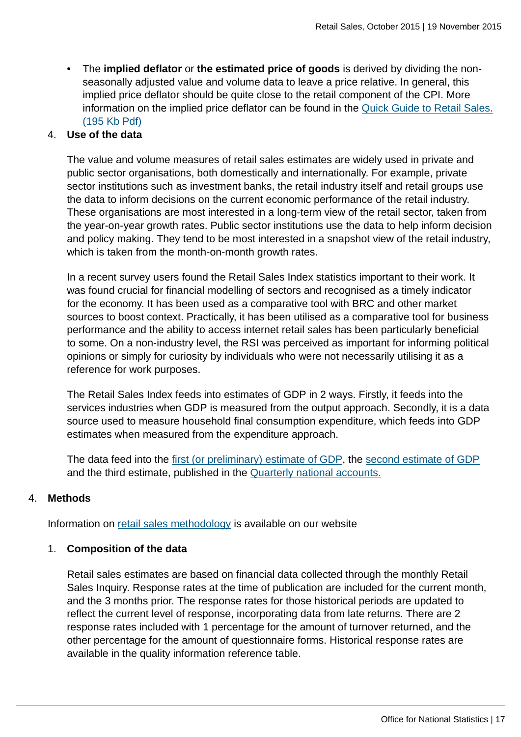- The **implied deflator** or **the estimated price of goods** is derived by dividing the non-seasonally adjusted value and volume data to leave a price relative. In general, this implied price deflator should be quite close to the retail component of the CPI. More information on the implied price deflator can be found in the Quick Guide to Retail Sales. (195 Kb Pdf)

4. **Use of the data**

   The value and volume measures of retail sales estimates are widely used in private and public sector organisations, both domestically and internationally. For example, private sector institutions such as investment banks, the retail industry itself and retail groups use the data to inform decisions on the current economic performance of the retail industry. These organisations are most interested in a long-term view of the retail sector, taken from the year-on-year growth rates. Public sector institutions use the data to help inform decision and policy making. They tend to be most interested in a snapshot view of the retail industry, which is taken from the month-on-month growth rates.

   In a recent survey users found the Retail Sales Index statistics important to their work. It was found crucial for financial modelling of sectors and recognised as a timely indicator for the economy. It has been used as a comparative tool with BRC and other market sources to boost context. Practically, it has been utilised as a comparative tool for business performance and the ability to access internet retail sales has been particularly beneficial to some. On a non-industry level, the RSI was perceived as important for informing political opinions or simply for curiosity by individuals who were not necessarily utilising it as a reference for work purposes.

   The Retail Sales Index feeds into estimates of GDP in 2 ways. Firstly, it feeds into the services industries when GDP is measured from the output approach. Secondly, it is a data source used to measure household final consumption expenditure, which feeds into GDP estimates when measured from the expenditure approach.

   The data feed into the first (or preliminary) estimate of GDP, the second estimate of GDP and the third estimate, published in the Quarterly national accounts.

## 4. Methods

Information on retail sales methodology is available on our website

1. **Composition of the data**

   Retail sales estimates are based on financial data collected through the monthly Retail Sales Inquiry. Response rates at the time of publication are included for the current month, and the 3 months prior. The response rates for those historical periods are updated to reflect the current level of response, incorporating data from late returns. There are 2 response rates included with 1 percentage for the amount of turnover returned, and the other percentage for the amount of questionnaire forms. Historical response rates are available in the quality information reference table.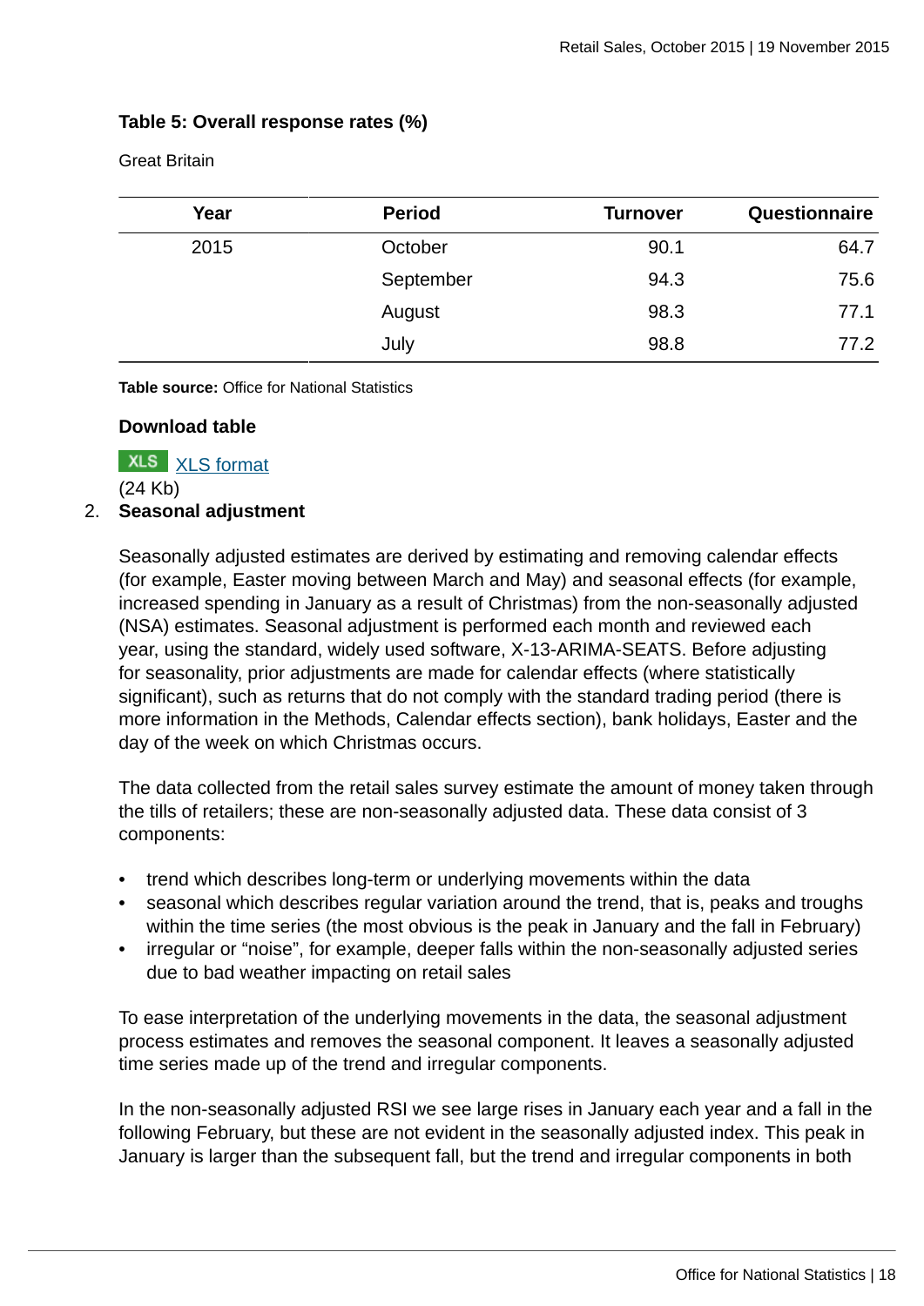**Table 5: Overall response rates (%)**

Great Britain

| Year | Period | Turnover | Questionnaire |
|---|---|---|---|
| 2015 | October | 90.1 | 64.7 |
| | September | 94.3 | 75.6 |
| | August | 98.3 | 77.1 |
| | July | 98.8 | 77.2 |

**Table source:** Office for National Statistics

**Download table**

XLS [XLS format](#)
(24 Kb)

2. **Seasonal adjustment**

Seasonally adjusted estimates are derived by estimating and removing calendar effects (for example, Easter moving between March and May) and seasonal effects (for example, increased spending in January as a result of Christmas) from the non-seasonally adjusted (NSA) estimates. Seasonal adjustment is performed each month and reviewed each year, using the standard, widely used software, X-13-ARIMA-SEATS. Before adjusting for seasonality, prior adjustments are made for calendar effects (where statistically significant), such as returns that do not comply with the standard trading period (there is more information in the Methods, Calendar effects section), bank holidays, Easter and the day of the week on which Christmas occurs.

The data collected from the retail sales survey estimate the amount of money taken through the tills of retailers; these are non-seasonally adjusted data. These data consist of 3 components:

- trend which describes long-term or underlying movements within the data
- seasonal which describes regular variation around the trend, that is, peaks and troughs within the time series (the most obvious is the peak in January and the fall in February)
- irregular or “noise”, for example, deeper falls within the non-seasonally adjusted series due to bad weather impacting on retail sales

To ease interpretation of the underlying movements in the data, the seasonal adjustment process estimates and removes the seasonal component. It leaves a seasonally adjusted time series made up of the trend and irregular components.

In the non-seasonally adjusted RSI we see large rises in January each year and a fall in the following February, but these are not evident in the seasonally adjusted index. This peak in January is larger than the subsequent fall, but the trend and irregular components in both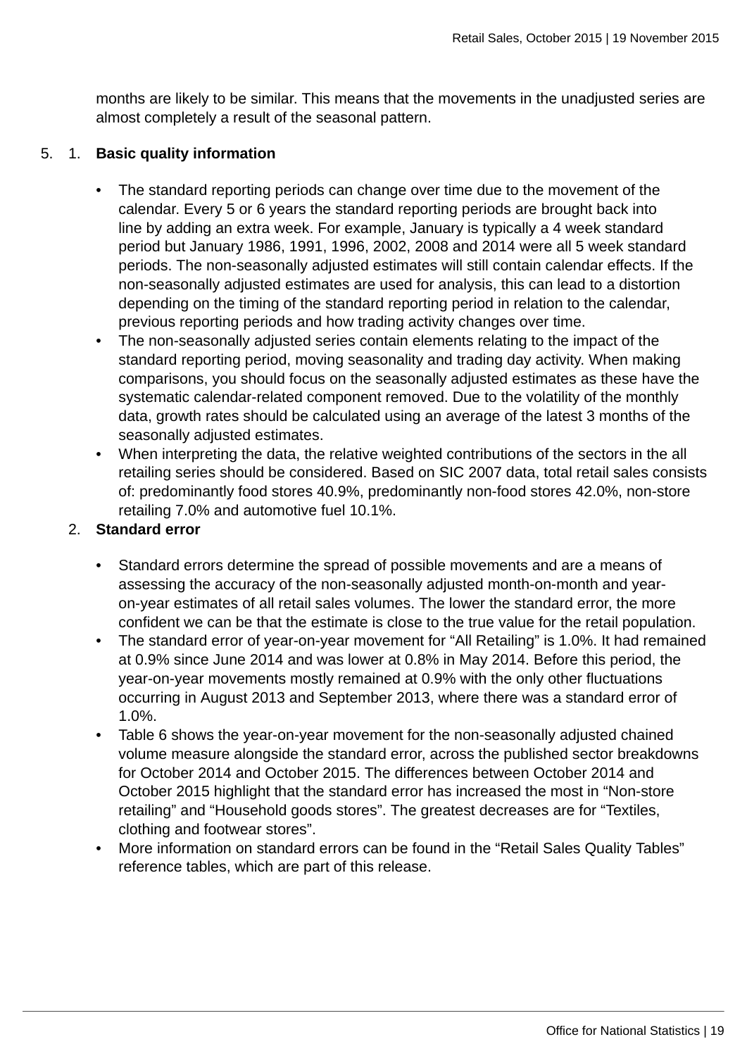months are likely to be similar. This means that the movements in the unadjusted series are almost completely a result of the seasonal pattern.

5. 1. **Basic quality information**

   - The standard reporting periods can change over time due to the movement of the calendar. Every 5 or 6 years the standard reporting periods are brought back into line by adding an extra week. For example, January is typically a 4 week standard period but January 1986, 1991, 1996, 2002, 2008 and 2014 were all 5 week standard periods. The non-seasonally adjusted estimates will still contain calendar effects. If the non-seasonally adjusted estimates are used for analysis, this can lead to a distortion depending on the timing of the standard reporting period in relation to the calendar, previous reporting periods and how trading activity changes over time.
   - The non-seasonally adjusted series contain elements relating to the impact of the standard reporting period, moving seasonality and trading day activity. When making comparisons, you should focus on the seasonally adjusted estimates as these have the systematic calendar-related component removed. Due to the volatility of the monthly data, growth rates should be calculated using an average of the latest 3 months of the seasonally adjusted estimates.
   - When interpreting the data, the relative weighted contributions of the sectors in the all retailing series should be considered. Based on SIC 2007 data, total retail sales consists of: predominantly food stores 40.9%, predominantly non-food stores 42.0%, non-store retailing 7.0% and automotive fuel 10.1%.

   2. **Standard error**

   - Standard errors determine the spread of possible movements and are a means of assessing the accuracy of the non-seasonally adjusted month-on-month and year-on-year estimates of all retail sales volumes. The lower the standard error, the more confident we can be that the estimate is close to the true value for the retail population.
   - The standard error of year-on-year movement for “All Retailing” is 1.0%. It had remained at 0.9% since June 2014 and was lower at 0.8% in May 2014. Before this period, the year-on-year movements mostly remained at 0.9% with the only other fluctuations occurring in August 2013 and September 2013, where there was a standard error of 1.0%.
   - Table 6 shows the year-on-year movement for the non-seasonally adjusted chained volume measure alongside the standard error, across the published sector breakdowns for October 2014 and October 2015. The differences between October 2014 and October 2015 highlight that the standard error has increased the most in “Non-store retailing” and “Household goods stores”. The greatest decreases are for “Textiles, clothing and footwear stores”.
   - More information on standard errors can be found in the “Retail Sales Quality Tables” reference tables, which are part of this release.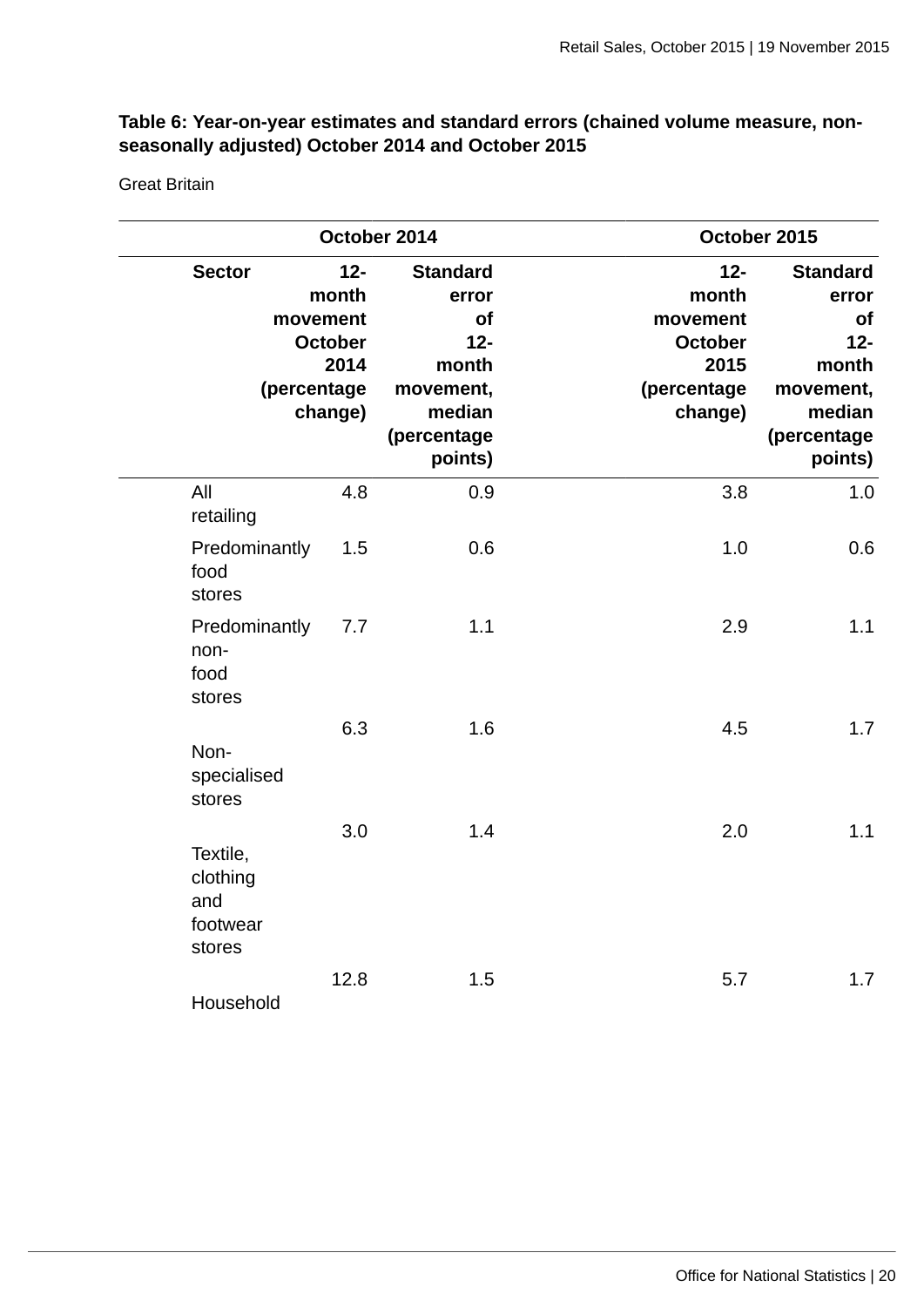**Table 6: Year-on-year estimates and standard errors (chained volume measure, non-seasonally adjusted) October 2014 and October 2015**

Great Britain

| | October 2014 | | October 2015 | |
|---|---|---|---|---|
| Sector | 12-month movement October 2014 (percentage change) | Standard error of 12-month movement, median (percentage points) | 12-month movement October 2015 (percentage change) | Standard error of 12-month movement, median (percentage points) |
| All retailing | 4.8 | 0.9 | 3.8 | 1.0 |
| Predominantly food stores | 1.5 | 0.6 | 1.0 | 0.6 |
| Predominantly non-food stores | 7.7 | 1.1 | 2.9 | 1.1 |
| Non-specialised stores | 6.3 | 1.6 | 4.5 | 1.7 |
| Textile, clothing and footwear stores | 3.0 | 1.4 | 2.0 | 1.1 |
| Household | 12.8 | 1.5 | 5.7 | 1.7 |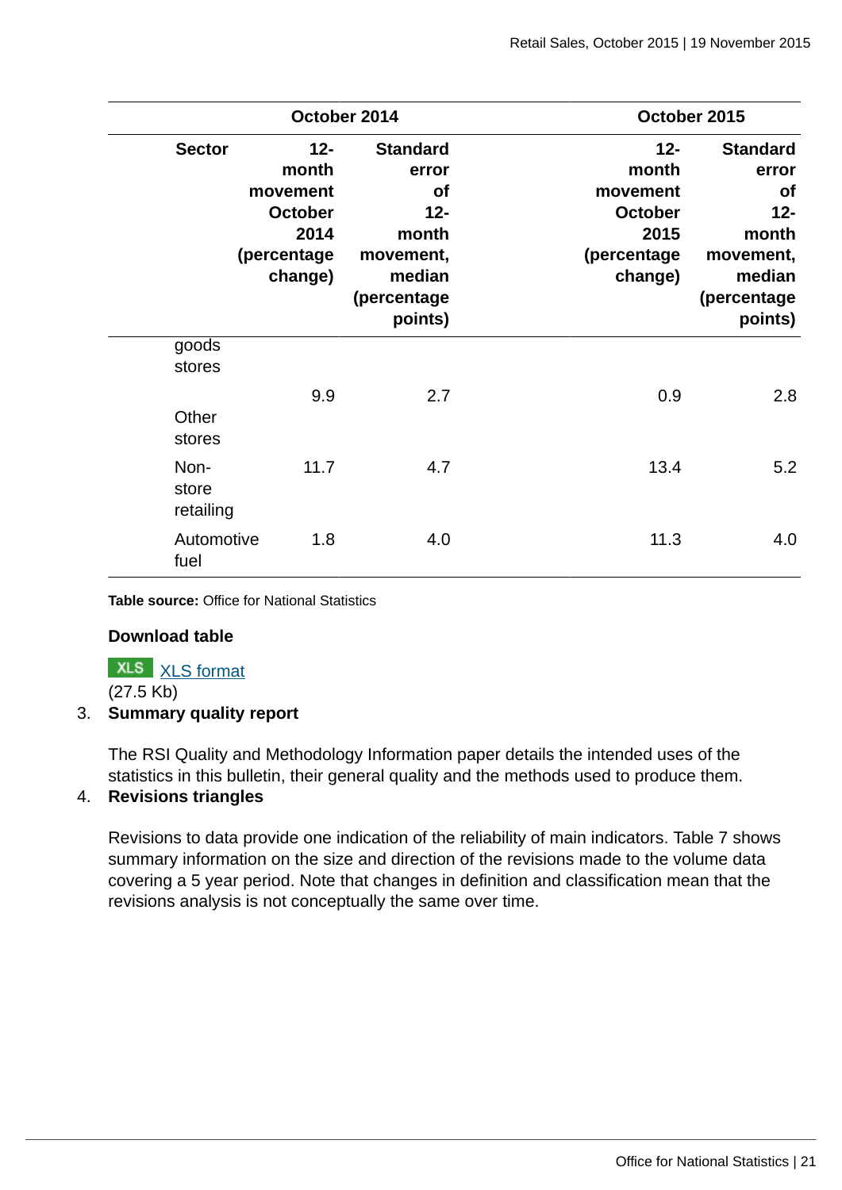| | October 2014 | | October 2015 | |
|---|---|---|---|---|
| Sector | 12-month movement October 2014 (percentage change) | Standard error of 12-month movement, median (percentage points) | 12-month movement October 2015 (percentage change) | Standard error of 12-month movement, median (percentage points) |
| goods stores | | | | |
| Other stores | 9.9 | 2.7 | 0.9 | 2.8 |
| Non-store retailing | 11.7 | 4.7 | 13.4 | 5.2 |
| Automotive fuel | 1.8 | 4.0 | 11.3 | 4.0 |

**Table source:** Office for National Statistics

**Download table**

XLS [XLS format](#)
(27.5 Kb)

3. **Summary quality report**

   The RSI Quality and Methodology Information paper details the intended uses of the statistics in this bulletin, their general quality and the methods used to produce them.

4. **Revisions triangles**

   Revisions to data provide one indication of the reliability of main indicators. Table 7 shows summary information on the size and direction of the revisions made to the volume data covering a 5 year period. Note that changes in definition and classification mean that the revisions analysis is not conceptually the same over time.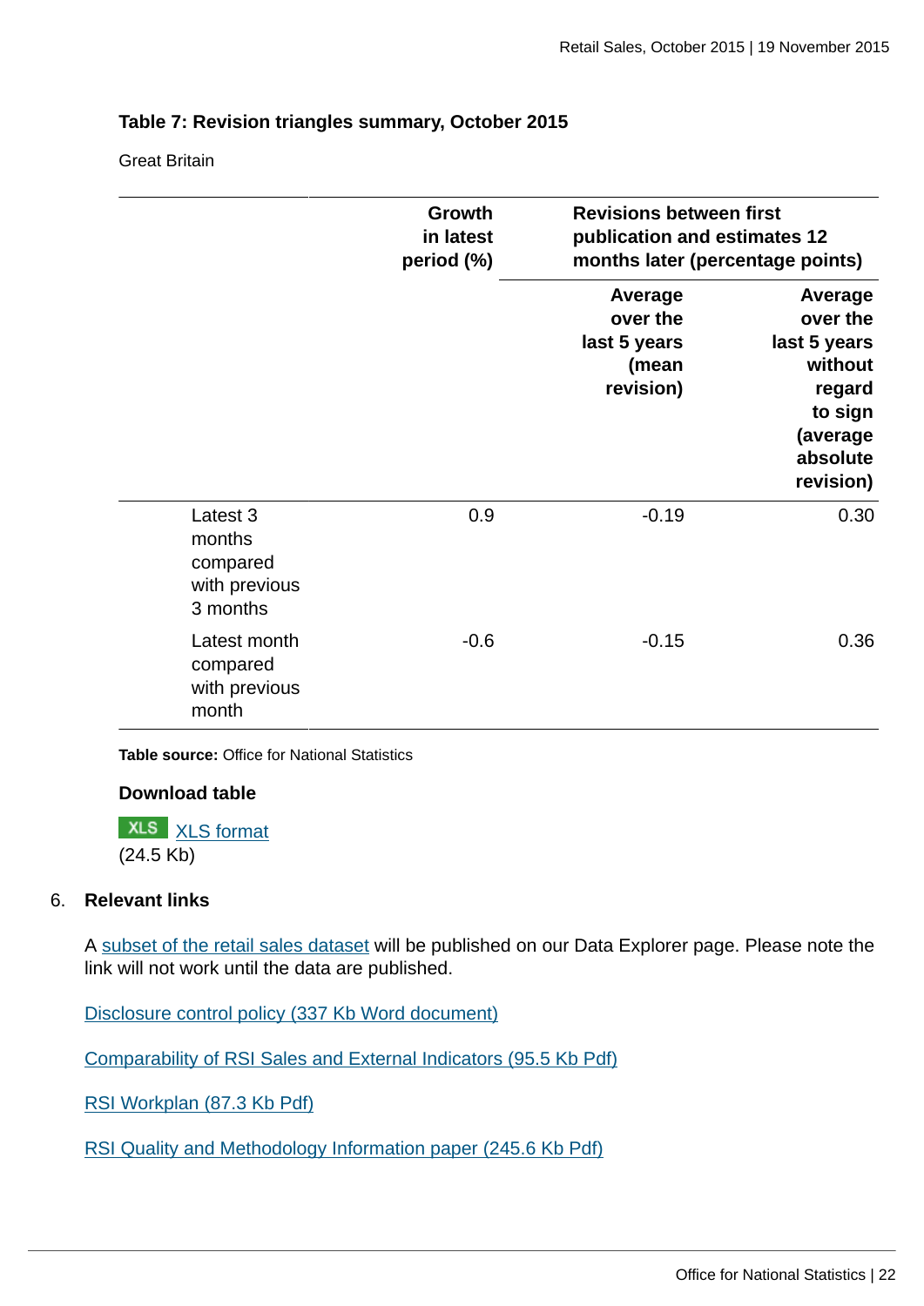**Table 7: Revision triangles summary, October 2015**

Great Britain

| | Growth in latest period (%) | Revisions between first publication and estimates 12 months later (percentage points) | |
|---|---|---|---|
| | | Average over the last 5 years (mean revision) | Average over the last 5 years without regard to sign (average absolute revision) |
| Latest 3 months compared with previous 3 months | 0.9 | -0.19 | 0.30 |
| Latest month compared with previous month | -0.6 | -0.15 | 0.36 |

**Table source:** Office for National Statistics

**Download table**

XLS XLS format
(24.5 Kb)

6. **Relevant links**

A subset of the retail sales dataset will be published on our Data Explorer page. Please note the link will not work until the data are published.

Disclosure control policy (337 Kb Word document)

Comparability of RSI Sales and External Indicators (95.5 Kb Pdf)

RSI Workplan (87.3 Kb Pdf)

RSI Quality and Methodology Information paper (245.6 Kb Pdf)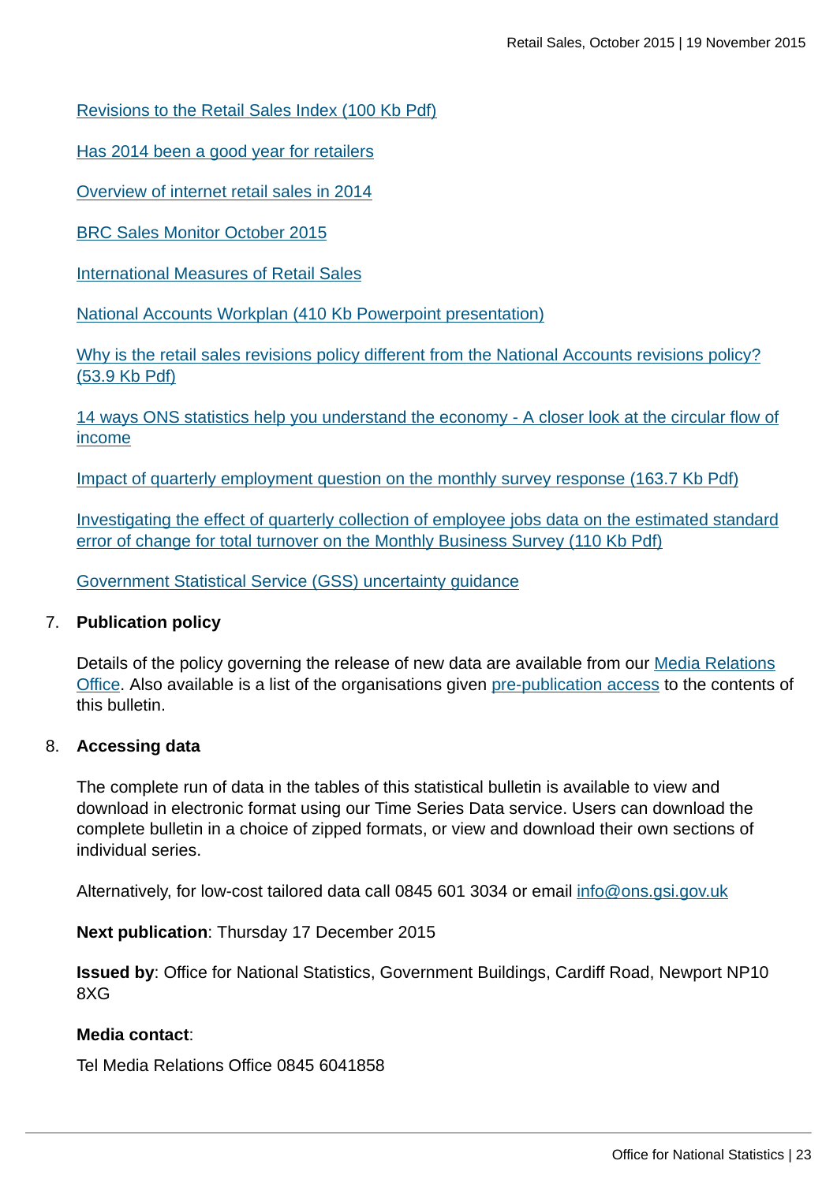[Revisions to the Retail Sales Index (100 Kb Pdf)]

[Has 2014 been a good year for retailers]

[Overview of internet retail sales in 2014]

[BRC Sales Monitor October 2015]

[International Measures of Retail Sales]

[National Accounts Workplan (410 Kb Powerpoint presentation)]

[Why is the retail sales revisions policy different from the National Accounts revisions policy? (53.9 Kb Pdf)]

[14 ways ONS statistics help you understand the economy - A closer look at the circular flow of income]

[Impact of quarterly employment question on the monthly survey response (163.7 Kb Pdf)]

[Investigating the effect of quarterly collection of employee jobs data on the estimated standard error of change for total turnover on the Monthly Business Survey (110 Kb Pdf)]

[Government Statistical Service (GSS) uncertainty guidance]

7. **Publication policy**

   Details of the policy governing the release of new data are available from our Media Relations Office. Also available is a list of the organisations given pre-publication access to the contents of this bulletin.

8. **Accessing data**

   The complete run of data in the tables of this statistical bulletin is available to view and download in electronic format using our Time Series Data service. Users can download the complete bulletin in a choice of zipped formats, or view and download their own sections of individual series.

   Alternatively, for low-cost tailored data call 0845 601 3034 or email info@ons.gsi.gov.uk

   **Next publication**: Thursday 17 December 2015

   **Issued by**: Office for National Statistics, Government Buildings, Cardiff Road, Newport NP10 8XG

   **Media contact**:

   Tel Media Relations Office 0845 6041858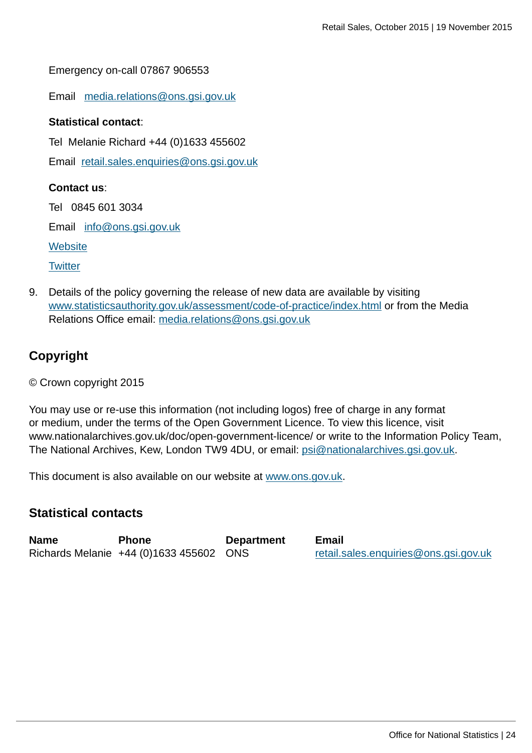Emergency on-call 07867 906553

Email   media.relations@ons.gsi.gov.uk

**Statistical contact**:

Tel  Melanie Richard +44 (0)1633 455602

Email  retail.sales.enquiries@ons.gsi.gov.uk

**Contact us**:

Tel   0845 601 3034

Email   info@ons.gsi.gov.uk

Website

Twitter

9. Details of the policy governing the release of new data are available by visiting www.statisticsauthority.gov.uk/assessment/code-of-practice/index.html or from the Media Relations Office email: media.relations@ons.gsi.gov.uk

## Copyright

© Crown copyright 2015

You may use or re-use this information (not including logos) free of charge in any format or medium, under the terms of the Open Government Licence. To view this licence, visit www.nationalarchives.gov.uk/doc/open-government-licence/ or write to the Information Policy Team, The National Archives, Kew, London TW9 4DU, or email: psi@nationalarchives.gsi.gov.uk.

This document is also available on our website at www.ons.gov.uk.

## Statistical contacts

| Name | Phone | Department | Email |
|---|---|---|---|
| Richards Melanie | +44 (0)1633 455602 | ONS | retail.sales.enquiries@ons.gsi.gov.uk |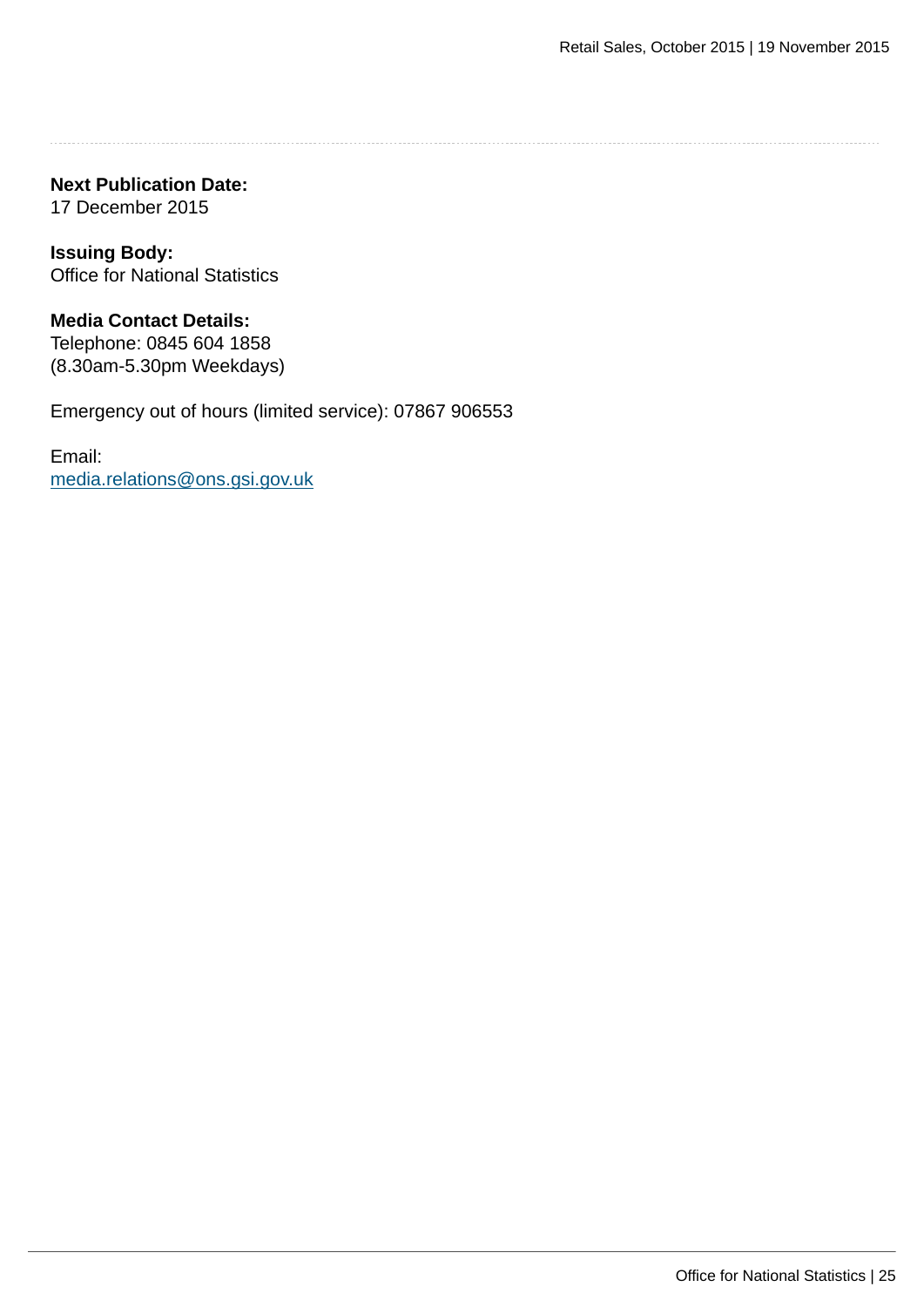**Next Publication Date:**
17 December 2015

**Issuing Body:**
Office for National Statistics

**Media Contact Details:**
Telephone: 0845 604 1858
(8.30am-5.30pm Weekdays)

Emergency out of hours (limited service): 07867 906553

Email:
media.relations@ons.gsi.gov.uk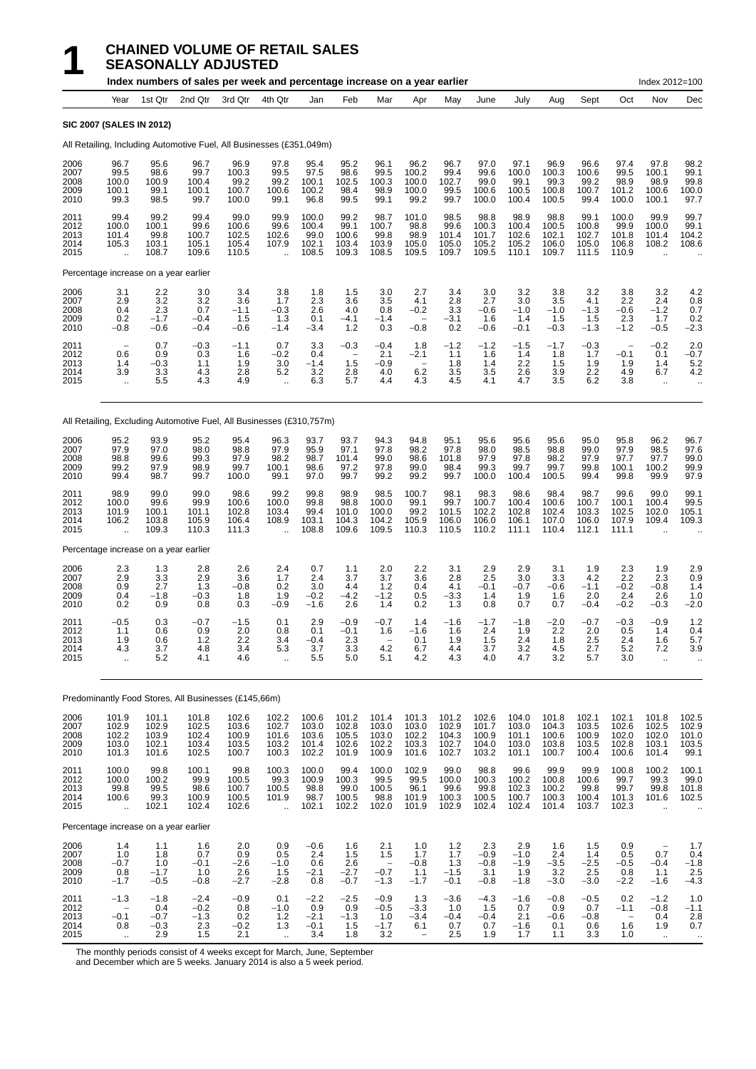# 1 CHAINED VOLUME OF RETAIL SALES SEASONALLY ADJUSTED

**Index numbers of sales per week and percentage increase on a year earlier** Index 2012=100

| | Year | 1st Qtr | 2nd Qtr | 3rd Qtr | 4th Qtr | Jan | Feb | Mar | Apr | May | June | July | Aug | Sept | Oct | Nov | Dec |
|---|---|---|---|---|---|---|---|---|---|---|---|---|---|---|---|---|---|
| **SIC 2007 (SALES IN 2012)** | | | | | | | | | | | | | | | | | |
| All Retailing, Including Automotive Fuel, All Businesses (£351,049m) | | | | | | | | | | | | | | | | | |
| 2006 | 96.7 | 95.6 | 96.7 | 96.9 | 97.8 | 95.4 | 95.2 | 96.1 | 96.2 | 96.7 | 97.0 | 97.1 | 96.9 | 96.6 | 97.4 | 97.8 | 98.2 |
| 2007 | 99.5 | 98.6 | 99.7 | 100.3 | 99.5 | 97.5 | 98.6 | 99.5 | 100.2 | 99.4 | 99.6 | 100.0 | 100.3 | 100.6 | 99.5 | 100.1 | 99.1 |
| 2008 | 100.0 | 100.9 | 100.4 | 99.2 | 99.2 | 100.1 | 102.5 | 100.3 | 100.0 | 102.7 | 99.0 | 99.1 | 99.3 | 99.2 | 98.9 | 98.9 | 99.8 |
| 2009 | 100.1 | 99.1 | 100.1 | 100.7 | 100.6 | 100.2 | 98.4 | 98.9 | 100.0 | 99.5 | 100.6 | 100.5 | 100.8 | 100.7 | 101.2 | 100.6 | 100.0 |
| 2010 | 99.3 | 98.5 | 99.7 | 100.0 | 99.1 | 96.8 | 99.5 | 99.1 | 99.2 | 99.7 | 100.0 | 100.4 | 100.5 | 99.4 | 100.0 | 100.1 | 97.7 |
| 2011 | 99.4 | 99.2 | 99.4 | 99.0 | 99.9 | 100.0 | 99.2 | 98.7 | 101.0 | 98.5 | 98.8 | 98.9 | 98.8 | 99.1 | 100.0 | 99.9 | 99.7 |
| 2012 | 100.0 | 100.1 | 99.6 | 100.6 | 99.6 | 100.4 | 99.1 | 100.7 | 98.8 | 99.6 | 100.3 | 100.4 | 100.5 | 100.8 | 99.9 | 100.0 | 99.1 |
| 2013 | 101.4 | 99.8 | 100.7 | 102.5 | 102.6 | 99.0 | 100.6 | 99.8 | 98.9 | 101.4 | 101.7 | 102.6 | 102.1 | 102.7 | 101.8 | 101.4 | 104.2 |
| 2014 | 105.3 | 103.1 | 105.1 | 105.4 | 107.9 | 102.1 | 103.4 | 103.9 | 105.0 | 105.0 | 105.2 | 105.2 | 106.0 | 105.0 | 106.8 | 108.2 | 108.6 |
| 2015 | .. | 108.7 | 109.6 | 110.5 | .. | 108.5 | 109.3 | 108.5 | 109.5 | 109.7 | 109.5 | 110.1 | 109.7 | 111.5 | 110.9 | .. | .. |
| Percentage increase on a year earlier | | | | | | | | | | | | | | | | | |
| 2006 | 3.1 | 2.2 | 3.0 | 3.4 | 3.8 | 1.8 | 1.5 | 3.0 | 2.7 | 3.4 | 3.0 | 3.2 | 3.8 | 3.2 | 3.8 | 3.2 | 4.2 |
| 2007 | 2.9 | 3.2 | 3.2 | 3.6 | 1.7 | 2.3 | 3.6 | 3.5 | 4.1 | 2.8 | 2.7 | 3.0 | 3.5 | 4.1 | 2.2 | 2.4 | 0.8 |
| 2008 | 0.4 | 2.3 | 0.7 | −1.1 | −0.3 | 2.6 | 4.0 | 0.8 | −0.2 | 3.3 | −0.6 | −1.0 | −1.0 | −1.3 | −0.6 | −1.2 | 0.7 |
| 2009 | 0.2 | −1.7 | −0.4 | 1.5 | 1.3 | 0.1 | −4.1 | −1.4 | – | −3.1 | 1.6 | 1.4 | 1.5 | 1.5 | 2.3 | 1.7 | 0.2 |
| 2010 | −0.8 | −0.6 | −0.4 | −0.6 | −1.4 | −3.4 | 1.2 | 0.3 | −0.8 | 0.2 | −0.6 | −0.1 | −0.3 | −1.3 | −1.2 | −0.5 | −2.3 |
| 2011 | – | 0.7 | −0.3 | −1.1 | 0.7 | 3.3 | −0.3 | −0.4 | 1.8 | −1.2 | −1.2 | −1.5 | −1.7 | −0.3 | – | −0.2 | 2.0 |
| 2012 | 0.6 | 0.9 | 0.3 | 1.6 | −0.2 | 0.4 | – | 2.1 | −2.1 | 1.1 | 1.6 | 1.4 | 1.8 | 1.7 | −0.1 | 0.1 | −0.7 |
| 2013 | 1.4 | −0.3 | 1.1 | 1.9 | 3.0 | −1.4 | 1.5 | −0.9 | – | 1.8 | 1.4 | 2.2 | 1.5 | 1.9 | 1.9 | 1.4 | 5.2 |
| 2014 | 3.9 | 3.3 | 4.3 | 2.8 | 5.2 | 3.2 | 2.8 | 4.0 | 6.2 | 3.5 | 3.5 | 2.6 | 3.9 | 2.2 | 4.9 | 6.7 | 4.2 |
| 2015 | .. | 5.5 | 4.3 | 4.9 | .. | 6.3 | 5.7 | 4.4 | 4.3 | 4.5 | 4.1 | 4.7 | 3.5 | 6.2 | 3.8 | .. | .. |
| All Retailing, Excluding Automotive Fuel, All Businesses (£310,757m) | | | | | | | | | | | | | | | | | |
| 2006 | 95.2 | 93.9 | 95.2 | 95.4 | 96.3 | 93.7 | 93.7 | 94.3 | 94.8 | 95.1 | 95.6 | 95.6 | 95.6 | 95.0 | 95.8 | 96.2 | 96.7 |
| 2007 | 97.9 | 97.0 | 98.0 | 98.8 | 97.9 | 95.9 | 97.1 | 97.8 | 98.2 | 97.8 | 98.0 | 98.5 | 98.8 | 99.0 | 97.9 | 98.5 | 97.6 |
| 2008 | 98.8 | 99.6 | 99.3 | 97.9 | 98.2 | 98.7 | 101.4 | 99.0 | 98.6 | 101.8 | 97.9 | 97.8 | 98.2 | 97.9 | 97.7 | 97.7 | 99.0 |
| 2009 | 99.2 | 97.9 | 98.9 | 99.7 | 100.1 | 98.6 | 97.2 | 97.8 | 99.0 | 98.4 | 99.3 | 99.7 | 99.7 | 99.8 | 100.1 | 100.2 | 99.9 |
| 2010 | 99.4 | 98.7 | 99.7 | 100.0 | 99.1 | 97.0 | 99.7 | 99.2 | 99.2 | 99.7 | 100.0 | 100.4 | 100.5 | 99.4 | 99.8 | 99.9 | 97.9 |
| 2011 | 98.9 | 99.0 | 99.0 | 98.6 | 99.2 | 99.8 | 98.9 | 98.5 | 100.7 | 98.1 | 98.3 | 98.6 | 98.4 | 98.7 | 99.6 | 99.0 | 99.1 |
| 2012 | 100.0 | 99.6 | 99.9 | 100.6 | 100.0 | 99.8 | 98.8 | 100.0 | 99.1 | 99.7 | 100.7 | 100.4 | 100.6 | 100.7 | 100.1 | 100.4 | 99.5 |
| 2013 | 101.9 | 100.1 | 101.1 | 102.8 | 103.4 | 99.4 | 101.0 | 100.0 | 99.2 | 101.5 | 102.2 | 102.8 | 102.4 | 103.3 | 102.5 | 102.0 | 105.1 |
| 2014 | 106.2 | 103.8 | 105.9 | 106.4 | 108.9 | 103.1 | 104.3 | 104.2 | 105.9 | 106.0 | 106.0 | 106.1 | 107.0 | 106.0 | 107.9 | 109.4 | 109.3 |
| 2015 | .. | 109.3 | 110.3 | 111.3 | .. | 108.8 | 109.6 | 109.5 | 110.3 | 110.5 | 110.2 | 111.1 | 110.4 | 112.1 | 111.1 | .. | .. |
| Percentage increase on a year earlier | | | | | | | | | | | | | | | | | |
| 2006 | 2.3 | 1.3 | 2.8 | 2.6 | 2.4 | 0.7 | 1.1 | 2.0 | 2.2 | 3.1 | 2.9 | 2.9 | 3.1 | 1.9 | 2.3 | 1.9 | 2.9 |
| 2007 | 2.9 | 3.3 | 2.9 | 3.6 | 1.7 | 2.4 | 3.7 | 3.7 | 3.6 | 2.8 | 2.5 | 3.0 | 3.3 | 4.2 | 2.2 | 2.3 | 0.9 |
| 2008 | 0.9 | 2.7 | 1.3 | −0.8 | 0.2 | 3.0 | 4.4 | 1.2 | 0.4 | 4.1 | −0.1 | −0.7 | −0.6 | −1.1 | −0.2 | −0.8 | 1.4 |
| 2009 | 0.4 | −1.8 | −0.3 | 1.8 | 1.9 | −0.2 | −4.2 | −1.2 | 0.5 | −3.3 | 1.4 | 1.9 | 1.6 | 2.0 | 2.4 | 2.6 | 1.0 |
| 2010 | 0.2 | 0.9 | 0.8 | 0.3 | −0.9 | −1.6 | 2.6 | 1.4 | 0.2 | 1.3 | 0.8 | 0.7 | 0.7 | −0.4 | −0.2 | −0.3 | −2.0 |
| 2011 | −0.5 | 0.3 | −0.7 | −1.5 | 0.1 | 2.9 | −0.9 | −0.7 | 1.4 | −1.6 | −1.7 | −1.8 | −2.0 | −0.7 | −0.3 | −0.9 | 1.2 |
| 2012 | 1.1 | 0.6 | 0.9 | 2.0 | 0.8 | 0.1 | −0.1 | 1.6 | −1.6 | 1.6 | 2.4 | 1.9 | 2.2 | 2.0 | 0.5 | 1.4 | 0.4 |
| 2013 | 1.9 | 0.6 | 1.2 | 2.2 | 3.4 | −0.4 | 2.3 | – | 0.1 | 1.9 | 1.5 | 2.4 | 1.8 | 2.5 | 2.4 | 1.6 | 5.7 |
| 2014 | 4.3 | 3.7 | 4.8 | 3.4 | 5.3 | 3.7 | 3.3 | 4.2 | 6.7 | 4.4 | 3.7 | 3.2 | 4.5 | 2.7 | 5.2 | 7.2 | 3.9 |
| 2015 | .. | 5.2 | 4.1 | 4.6 | .. | 5.5 | 5.0 | 5.1 | 4.2 | 4.3 | 4.0 | 4.7 | 3.2 | 5.7 | 3.0 | .. | .. |
| Predominantly Food Stores, All Businesses (£145,66m) | | | | | | | | | | | | | | | | | |
| 2006 | 101.9 | 101.1 | 101.8 | 102.6 | 102.2 | 100.6 | 101.2 | 101.4 | 101.3 | 101.2 | 102.6 | 104.0 | 101.8 | 102.1 | 102.1 | 101.8 | 102.5 |
| 2007 | 102.9 | 102.9 | 102.5 | 103.6 | 102.7 | 103.0 | 102.8 | 103.0 | 103.0 | 102.9 | 101.7 | 103.0 | 104.3 | 103.5 | 102.6 | 102.5 | 102.9 |
| 2008 | 102.2 | 103.9 | 102.4 | 100.9 | 101.6 | 103.6 | 105.5 | 103.0 | 102.2 | 104.3 | 100.9 | 101.1 | 100.6 | 100.9 | 102.0 | 102.0 | 101.0 |
| 2009 | 103.0 | 102.1 | 103.4 | 103.5 | 103.2 | 101.4 | 102.6 | 102.2 | 103.3 | 102.7 | 104.0 | 103.0 | 103.8 | 103.5 | 102.8 | 103.1 | 103.5 |
| 2010 | 101.3 | 101.6 | 102.5 | 100.7 | 100.3 | 102.2 | 101.9 | 100.9 | 101.6 | 102.7 | 103.2 | 101.1 | 100.7 | 100.4 | 100.6 | 101.4 | 99.1 |
| 2011 | 100.0 | 99.8 | 100.1 | 99.8 | 100.3 | 100.0 | 99.4 | 100.0 | 102.9 | 99.0 | 98.8 | 99.6 | 99.9 | 99.9 | 100.8 | 100.2 | 100.1 |
| 2012 | 100.0 | 100.2 | 99.9 | 100.5 | 99.3 | 100.9 | 100.3 | 99.5 | 99.5 | 100.0 | 100.3 | 100.2 | 100.8 | 100.6 | 99.7 | 99.3 | 99.0 |
| 2013 | 99.8 | 99.5 | 98.6 | 100.7 | 100.5 | 98.8 | 99.0 | 100.5 | 96.1 | 99.6 | 99.8 | 102.3 | 100.2 | 99.8 | 99.7 | 99.8 | 101.8 |
| 2014 | 100.6 | 99.3 | 100.9 | 100.5 | 101.9 | 98.7 | 100.5 | 98.8 | 101.9 | 100.3 | 100.5 | 100.7 | 100.3 | 100.4 | 101.3 | 101.6 | 102.5 |
| 2015 | .. | 102.1 | 102.4 | 102.6 | .. | 102.1 | 102.2 | 102.0 | 101.9 | 102.9 | 102.4 | 102.4 | 101.4 | 103.7 | 102.3 | .. | .. |
| Percentage increase on a year earlier | | | | | | | | | | | | | | | | | |
| 2006 | 1.4 | 1.1 | 1.6 | 2.0 | 0.9 | −0.6 | 1.6 | 2.1 | 1.0 | 1.2 | 2.3 | 2.9 | 1.6 | 1.5 | 0.9 | – | 1.7 |
| 2007 | 1.0 | 1.8 | 0.7 | 0.9 | 0.5 | 2.4 | 1.5 | 1.5 | 1.7 | 1.7 | −0.9 | −1.0 | 2.4 | 1.4 | 0.5 | 0.7 | 0.4 |
| 2008 | −0.7 | 1.0 | −0.1 | −2.6 | −1.0 | 0.6 | 2.6 | – | −0.8 | 1.3 | −0.8 | −1.9 | −3.5 | −2.5 | −0.5 | −0.4 | −1.8 |
| 2009 | 0.8 | −1.7 | 1.0 | 2.6 | 1.5 | −2.1 | −2.7 | −0.7 | 1.1 | −1.5 | 3.1 | 1.9 | 3.2 | 2.5 | 0.8 | 1.1 | 2.5 |
| 2010 | −1.7 | −0.5 | −0.8 | −2.7 | −2.8 | 0.8 | −0.7 | −1.3 | −1.7 | −0.1 | −0.8 | −1.8 | −3.0 | −3.0 | −2.2 | −1.6 | −4.3 |
| 2011 | −1.3 | −1.8 | −2.4 | −0.9 | 0.1 | −2.2 | −2.5 | −0.9 | 1.3 | −3.6 | −4.3 | −1.6 | −0.8 | −0.5 | 0.2 | −1.2 | 1.0 |
| 2012 | – | 0.4 | −0.2 | 0.8 | −1.0 | 0.9 | 0.9 | −0.5 | −3.3 | 1.0 | 1.5 | 0.7 | 0.9 | 0.7 | −1.1 | −0.8 | −1.1 |
| 2013 | −0.1 | −0.7 | −1.3 | 0.2 | 1.2 | −2.1 | −1.3 | 1.0 | −3.4 | −0.4 | −0.4 | 2.1 | −0.6 | −0.8 | – | 0.4 | 2.8 |
| 2014 | 0.8 | −0.3 | 2.3 | −0.2 | 1.3 | −0.1 | 1.5 | −1.7 | 6.1 | 0.7 | 0.7 | −1.6 | 0.1 | 0.6 | 1.6 | 1.9 | 0.7 |
| 2015 | .. | 2.9 | 1.5 | 2.1 | .. | 3.4 | 1.8 | 3.2 | – | 2.5 | 1.9 | 1.7 | 1.1 | 3.3 | 1.0 | .. | .. |

The monthly periods consist of 4 weeks except for March, June, September and December which are 5 weeks. January 2014 is also a 5 week period.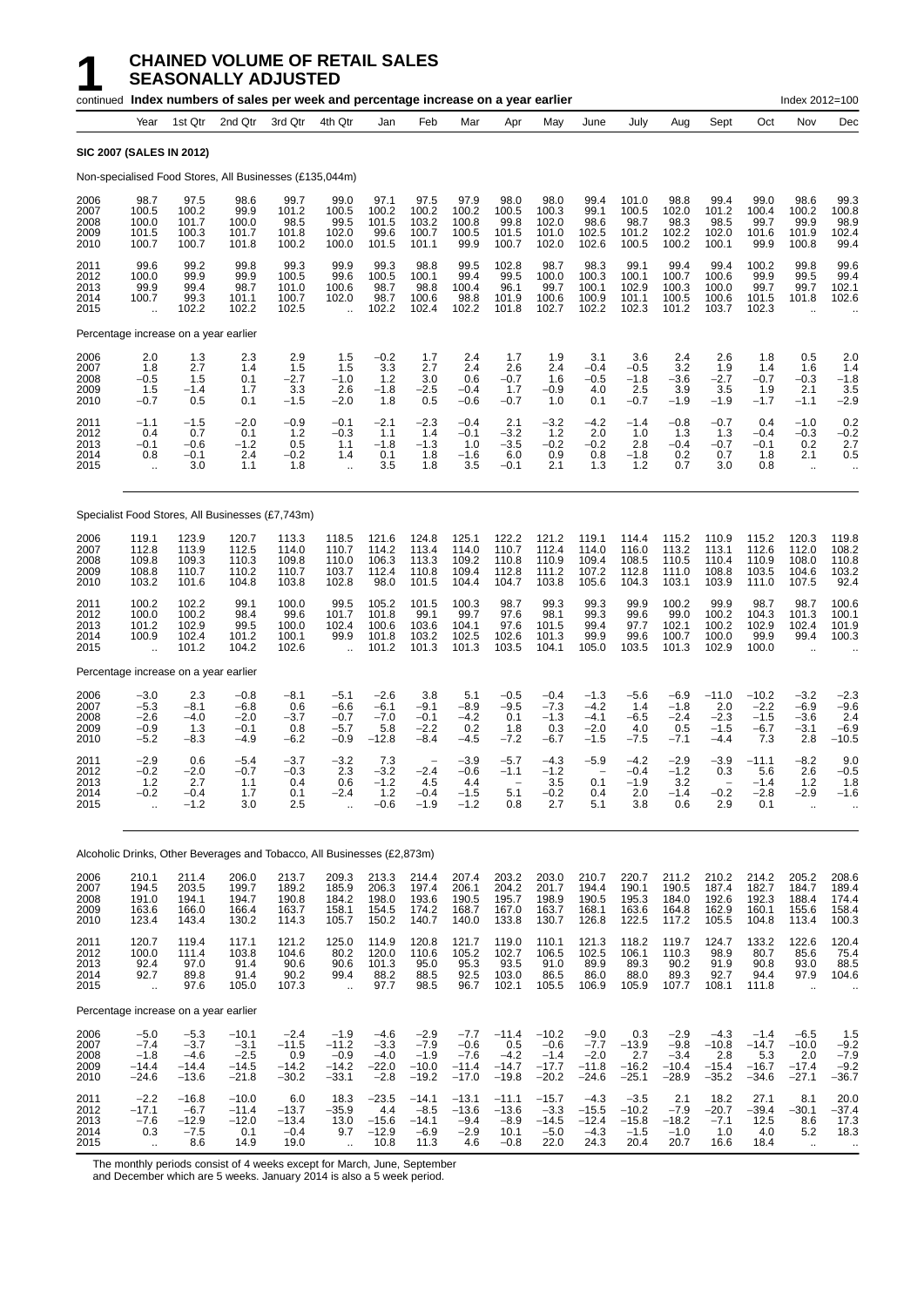# 1 CHAINED VOLUME OF RETAIL SALES SEASONALLY ADJUSTED

continued **Index numbers of sales per week and percentage increase on a year earlier** Index 2012=100

| Year | 1st Qtr | 2nd Qtr | 3rd Qtr | 4th Qtr | Jan | Feb | Mar | Apr | May | June | July | Aug | Sept | Oct | Nov | Dec |
|---|---|---|---|---|---|---|---|---|---|---|---|---|---|---|---|---|
| **SIC 2007 (SALES IN 2012)** | | | | | | | | | | | | | | | | |
| Non-specialised Food Stores, All Businesses (£135,044m) | | | | | | | | | | | | | | | | |
| 2006 | 98.7 | 97.5 | 98.6 | 99.7 | 99.0 | 97.1 | 97.5 | 97.9 | 98.0 | 98.0 | 99.4 | 101.0 | 98.8 | 99.4 | 99.0 | 98.6 | 99.3 |
| 2007 | 100.5 | 100.2 | 99.9 | 101.2 | 100.5 | 100.2 | 100.2 | 100.2 | 100.5 | 100.3 | 99.1 | 100.5 | 102.0 | 101.2 | 100.4 | 100.2 | 100.8 |
| 2008 | 100.0 | 101.7 | 100.0 | 98.5 | 99.5 | 101.5 | 103.2 | 100.8 | 99.8 | 102.0 | 98.6 | 98.7 | 98.3 | 98.5 | 99.7 | 99.9 | 98.9 |
| 2009 | 101.5 | 100.3 | 101.7 | 101.8 | 102.0 | 99.6 | 100.7 | 100.5 | 101.5 | 101.0 | 102.5 | 101.2 | 102.2 | 102.0 | 101.6 | 101.9 | 102.4 |
| 2010 | 100.7 | 100.7 | 101.8 | 100.2 | 100.0 | 101.5 | 101.1 | 99.9 | 100.7 | 102.0 | 102.6 | 100.5 | 100.2 | 100.1 | 99.9 | 100.8 | 99.4 |
| 2011 | 99.6 | 99.2 | 99.8 | 99.3 | 99.9 | 99.3 | 98.8 | 99.5 | 102.8 | 98.7 | 98.3 | 99.1 | 99.4 | 99.4 | 100.2 | 99.8 | 99.6 |
| 2012 | 100.0 | 99.9 | 99.9 | 100.5 | 99.6 | 100.5 | 100.1 | 99.4 | 99.5 | 100.0 | 100.3 | 100.1 | 100.7 | 100.6 | 99.9 | 99.5 | 99.4 |
| 2013 | 99.9 | 99.4 | 98.7 | 101.0 | 100.6 | 98.7 | 98.8 | 100.4 | 96.1 | 99.7 | 100.1 | 102.9 | 100.3 | 100.0 | 99.7 | 99.7 | 102.1 |
| 2014 | 100.7 | 99.3 | 101.1 | 100.7 | 102.0 | 98.7 | 100.6 | 98.8 | 101.9 | 100.6 | 100.9 | 101.1 | 100.5 | 100.6 | 101.5 | 101.8 | 102.6 |
| 2015 | .. | 102.2 | 102.2 | 102.5 | .. | 102.2 | 102.4 | 102.2 | 101.8 | 102.7 | 102.2 | 102.3 | 101.2 | 103.7 | 102.3 | .. | .. |
| Percentage increase on a year earlier | | | | | | | | | | | | | | | | |
| 2006 | 2.0 | 1.3 | 2.3 | 2.9 | 1.5 | −0.2 | 1.7 | 2.4 | 1.7 | 1.9 | 3.1 | 3.6 | 2.4 | 2.6 | 1.8 | 0.5 | 2.0 |
| 2007 | 1.8 | 2.7 | 1.4 | 1.5 | 1.5 | 3.3 | 2.7 | 2.4 | 2.6 | 2.4 | −0.4 | −0.5 | 3.2 | 1.9 | 1.4 | 1.6 | 1.4 |
| 2008 | −0.5 | 1.5 | 0.1 | −2.7 | −1.0 | 1.2 | 3.0 | 0.6 | −0.7 | 1.6 | −0.5 | −1.8 | −3.6 | −2.7 | −0.7 | −0.3 | −1.8 |
| 2009 | 1.5 | −1.4 | 1.7 | 3.3 | 2.6 | −1.8 | −2.5 | −0.4 | 1.7 | −0.9 | 4.0 | 2.5 | 3.9 | 3.5 | 1.9 | 2.1 | 3.5 |
| 2010 | −0.7 | 0.5 | 0.1 | −1.5 | −2.0 | 1.8 | 0.5 | −0.6 | −0.7 | 1.0 | 0.1 | −0.7 | −1.9 | −1.9 | −1.7 | −1.1 | −2.9 |
| 2011 | −1.1 | −1.5 | −2.0 | −0.9 | −0.1 | −2.1 | −2.3 | −0.4 | 2.1 | −3.2 | −4.2 | −1.4 | −0.8 | −0.7 | 0.4 | −1.0 | 0.2 |
| 2012 | 0.4 | 0.7 | 0.1 | 1.2 | −0.3 | 1.1 | 1.4 | −0.1 | −3.2 | 1.2 | 2.0 | 1.0 | 1.3 | 1.3 | −0.4 | −0.3 | −0.2 |
| 2013 | −0.1 | −0.6 | −1.2 | 0.5 | 1.1 | −1.8 | −1.3 | 1.0 | −3.5 | −0.2 | −0.2 | 2.8 | −0.4 | −0.7 | −0.1 | 0.2 | 2.7 |
| 2014 | 0.8 | −0.1 | 2.4 | −0.2 | 1.4 | 0.1 | 1.8 | −1.6 | 6.0 | 0.9 | 0.8 | −1.8 | 0.2 | 0.7 | 1.8 | 2.1 | 0.5 |
| 2015 | .. | 3.0 | 1.1 | 1.8 | .. | 3.5 | 1.8 | 3.5 | −0.1 | 2.1 | 1.3 | 1.2 | 0.7 | 3.0 | 0.8 | .. | .. |
| Specialist Food Stores, All Businesses (£7,743m) | | | | | | | | | | | | | | | | |
| 2006 | 119.1 | 123.9 | 120.7 | 113.3 | 118.5 | 121.6 | 124.8 | 125.1 | 122.2 | 121.2 | 119.1 | 114.4 | 115.2 | 110.9 | 115.2 | 120.3 | 119.8 |
| 2007 | 112.8 | 113.9 | 112.5 | 114.0 | 110.7 | 114.2 | 113.4 | 114.0 | 110.7 | 112.4 | 114.0 | 116.0 | 113.2 | 113.1 | 112.6 | 112.0 | 108.2 |
| 2008 | 109.8 | 109.3 | 110.3 | 109.8 | 110.0 | 106.3 | 113.3 | 109.2 | 110.8 | 110.9 | 109.4 | 108.5 | 110.5 | 110.4 | 110.9 | 108.0 | 110.8 |
| 2009 | 108.8 | 110.7 | 110.2 | 110.7 | 103.7 | 112.4 | 110.8 | 109.4 | 112.8 | 111.2 | 107.2 | 112.8 | 111.0 | 108.8 | 103.5 | 104.6 | 103.2 |
| 2010 | 103.2 | 101.6 | 104.8 | 103.8 | 102.8 | 98.0 | 101.5 | 104.4 | 104.7 | 103.8 | 105.6 | 104.3 | 103.1 | 103.9 | 111.0 | 107.5 | 92.4 |
| 2011 | 100.2 | 102.2 | 99.1 | 100.0 | 99.5 | 105.2 | 101.5 | 100.3 | 98.7 | 99.3 | 99.3 | 99.9 | 100.2 | 99.9 | 98.7 | 98.7 | 100.6 |
| 2012 | 100.0 | 100.2 | 98.4 | 99.6 | 101.7 | 101.8 | 99.1 | 99.7 | 97.6 | 98.1 | 99.3 | 99.6 | 99.0 | 100.2 | 104.3 | 101.3 | 100.1 |
| 2013 | 101.2 | 102.9 | 99.5 | 100.0 | 102.4 | 100.6 | 103.6 | 104.1 | 97.6 | 101.5 | 99.4 | 97.7 | 102.1 | 100.2 | 102.9 | 102.4 | 101.9 |
| 2014 | 100.9 | 102.4 | 101.2 | 100.1 | 99.9 | 101.8 | 103.2 | 102.5 | 102.6 | 101.3 | 99.9 | 99.6 | 100.7 | 100.0 | 99.9 | 99.4 | 100.3 |
| 2015 | .. | 101.2 | 104.2 | 102.6 | .. | 101.2 | 101.3 | 101.3 | 103.5 | 104.1 | 105.0 | 103.5 | 101.3 | 102.9 | 100.0 | .. | .. |
| Percentage increase on a year earlier | | | | | | | | | | | | | | | | |
| 2006 | −3.0 | 2.3 | −0.8 | −8.1 | −5.1 | −2.6 | 3.8 | 5.1 | −0.5 | −0.4 | −1.3 | −5.6 | −6.9 | −11.0 | −10.2 | −3.2 | −2.3 |
| 2007 | −5.3 | −8.1 | −6.8 | 0.6 | −6.6 | −6.1 | −9.1 | −8.9 | −9.5 | −7.3 | −4.2 | 1.4 | −1.8 | 2.0 | −2.2 | −6.9 | −9.6 |
| 2008 | −2.6 | −4.0 | −2.0 | −3.7 | −0.7 | −7.0 | −0.1 | −4.2 | 0.1 | −1.3 | −4.1 | −6.5 | −2.4 | −2.3 | −1.5 | −3.6 | 2.4 |
| 2009 | −0.9 | 1.3 | −0.1 | 0.8 | −5.7 | 5.8 | −2.2 | 0.2 | 1.8 | 0.3 | −2.0 | 4.0 | 0.5 | −1.5 | −6.7 | −3.1 | −6.9 |
| 2010 | −5.2 | −8.3 | −4.9 | −6.2 | −0.9 | −12.8 | −8.4 | −4.5 | −7.2 | −6.7 | −1.5 | −7.5 | −7.1 | −4.4 | 7.3 | 2.8 | −10.5 |
| 2011 | −2.9 | 0.6 | −5.4 | −3.7 | −3.2 | 7.3 | − | −3.9 | −5.7 | −4.3 | −5.9 | −4.2 | −2.9 | −3.9 | −11.1 | −8.2 | 9.0 |
| 2012 | −0.2 | −2.0 | −0.7 | −0.3 | 2.3 | −3.2 | −2.4 | −0.6 | −1.1 | −1.2 | − | −0.4 | −1.2 | 0.3 | 5.6 | 2.6 | −0.5 |
| 2013 | 1.2 | 2.7 | 1.1 | 0.4 | 0.6 | −1.2 | 4.5 | 4.4 | − | 3.5 | 0.1 | −1.9 | 3.2 | − | −1.4 | 1.2 | 1.8 |
| 2014 | −0.2 | −0.4 | 1.7 | 0.1 | −2.4 | 1.2 | −0.4 | −1.5 | 5.1 | −0.2 | 0.4 | 2.0 | −1.4 | −0.2 | −2.8 | −2.9 | −1.6 |
| 2015 | .. | −1.2 | 3.0 | 2.5 | .. | −0.6 | −1.9 | −1.2 | 0.8 | 2.7 | 5.1 | 3.8 | 0.6 | 2.9 | 0.1 | .. | .. |
| Alcoholic Drinks, Other Beverages and Tobacco, All Businesses (£2,873m) | | | | | | | | | | | | | | | | |
| 2006 | 210.1 | 211.4 | 206.0 | 213.7 | 209.3 | 213.3 | 214.4 | 207.4 | 203.2 | 203.0 | 210.7 | 220.7 | 211.2 | 210.2 | 214.2 | 205.2 | 208.6 |
| 2007 | 194.5 | 203.5 | 199.7 | 189.2 | 185.9 | 206.3 | 197.4 | 206.1 | 204.2 | 201.7 | 194.4 | 190.1 | 190.5 | 187.4 | 182.7 | 184.7 | 189.4 |
| 2008 | 191.0 | 194.1 | 194.7 | 190.8 | 184.2 | 198.0 | 193.6 | 190.5 | 195.7 | 198.9 | 190.5 | 195.3 | 184.0 | 192.6 | 192.3 | 188.4 | 174.4 |
| 2009 | 163.6 | 166.0 | 166.4 | 163.7 | 158.1 | 154.5 | 174.2 | 168.7 | 167.0 | 163.7 | 168.1 | 163.6 | 164.8 | 162.9 | 160.1 | 155.6 | 158.4 |
| 2010 | 123.4 | 143.4 | 130.2 | 114.3 | 105.7 | 150.2 | 140.7 | 140.0 | 133.8 | 130.7 | 126.8 | 122.5 | 117.2 | 105.5 | 104.8 | 113.4 | 100.3 |
| 2011 | 120.7 | 119.4 | 117.1 | 121.2 | 125.0 | 114.9 | 120.8 | 121.7 | 119.0 | 110.1 | 121.3 | 118.2 | 119.7 | 124.7 | 133.2 | 122.6 | 120.4 |
| 2012 | 100.0 | 111.4 | 103.8 | 104.6 | 80.2 | 120.0 | 110.6 | 105.2 | 102.7 | 106.5 | 102.5 | 106.1 | 110.3 | 98.9 | 80.7 | 85.6 | 75.4 |
| 2013 | 92.4 | 97.0 | 91.4 | 90.6 | 90.6 | 101.3 | 95.0 | 95.3 | 93.5 | 91.0 | 89.9 | 89.3 | 90.2 | 91.9 | 90.8 | 93.0 | 88.5 |
| 2014 | 92.7 | 89.8 | 91.4 | 90.2 | 99.4 | 88.2 | 88.5 | 92.5 | 103.0 | 86.5 | 86.0 | 88.0 | 89.3 | 92.7 | 94.4 | 97.9 | 104.6 |
| 2015 | .. | 97.6 | 105.0 | 107.3 | .. | 97.7 | 98.5 | 96.7 | 102.1 | 105.5 | 106.9 | 105.9 | 107.7 | 108.1 | 111.8 | .. | .. |
| Percentage increase on a year earlier | | | | | | | | | | | | | | | | |
| 2006 | −5.0 | −5.3 | −10.1 | −2.4 | −1.9 | −4.6 | −2.9 | −7.7 | −11.4 | −10.2 | −9.0 | 0.3 | −2.9 | −4.3 | −1.4 | −6.5 | 1.5 |
| 2007 | −7.4 | −3.7 | −3.1 | −11.5 | −11.2 | −3.3 | −7.9 | −0.6 | 0.5 | −0.6 | −7.7 | −13.9 | −9.8 | −10.8 | −14.7 | −10.0 | −9.2 |
| 2008 | −1.8 | −4.6 | −2.5 | 0.9 | −0.9 | −4.0 | −1.9 | −7.6 | −4.2 | −1.4 | −2.0 | 2.7 | −3.4 | 2.8 | 5.3 | 2.0 | −7.9 |
| 2009 | −14.4 | −14.4 | −14.5 | −14.2 | −14.2 | −22.0 | −10.0 | −11.4 | −14.7 | −17.7 | −11.8 | −16.2 | −10.4 | −15.4 | −16.7 | −17.4 | −9.2 |
| 2010 | −24.6 | −13.6 | −21.8 | −30.2 | −33.1 | −2.8 | −19.2 | −17.0 | −19.8 | −20.2 | −24.6 | −25.1 | −28.9 | −35.2 | −34.6 | −27.1 | −36.7 |
| 2011 | −2.2 | −16.8 | −10.0 | 6.0 | 18.3 | −23.5 | −14.1 | −13.1 | −11.1 | −15.7 | −4.3 | −3.5 | 2.1 | 18.2 | 27.1 | 8.1 | 20.0 |
| 2012 | −17.1 | −6.7 | −11.4 | −13.7 | −35.9 | 4.4 | −8.5 | −13.6 | −13.6 | −3.3 | −15.5 | −10.2 | −7.9 | −20.7 | −39.4 | −30.1 | −37.4 |
| 2013 | −7.6 | −12.9 | −12.0 | −13.4 | 13.0 | −15.6 | −14.1 | −9.4 | −8.9 | −14.5 | −12.4 | −15.8 | −18.2 | −7.1 | 12.5 | 8.6 | 17.3 |
| 2014 | 0.3 | −7.5 | 0.1 | −0.4 | 9.7 | −12.9 | −6.9 | −2.9 | 10.1 | −5.0 | −4.3 | −1.5 | −1.0 | 1.0 | 4.0 | 5.2 | 18.3 |
| 2015 | .. | 8.6 | 14.9 | 19.0 | .. | 10.8 | 11.3 | 4.6 | −0.8 | 22.0 | 24.3 | 20.4 | 20.7 | 16.6 | 18.4 | .. | .. |

The monthly periods consist of 4 weeks except for March, June, September and December which are 5 weeks. January 2014 is also a 5 week period.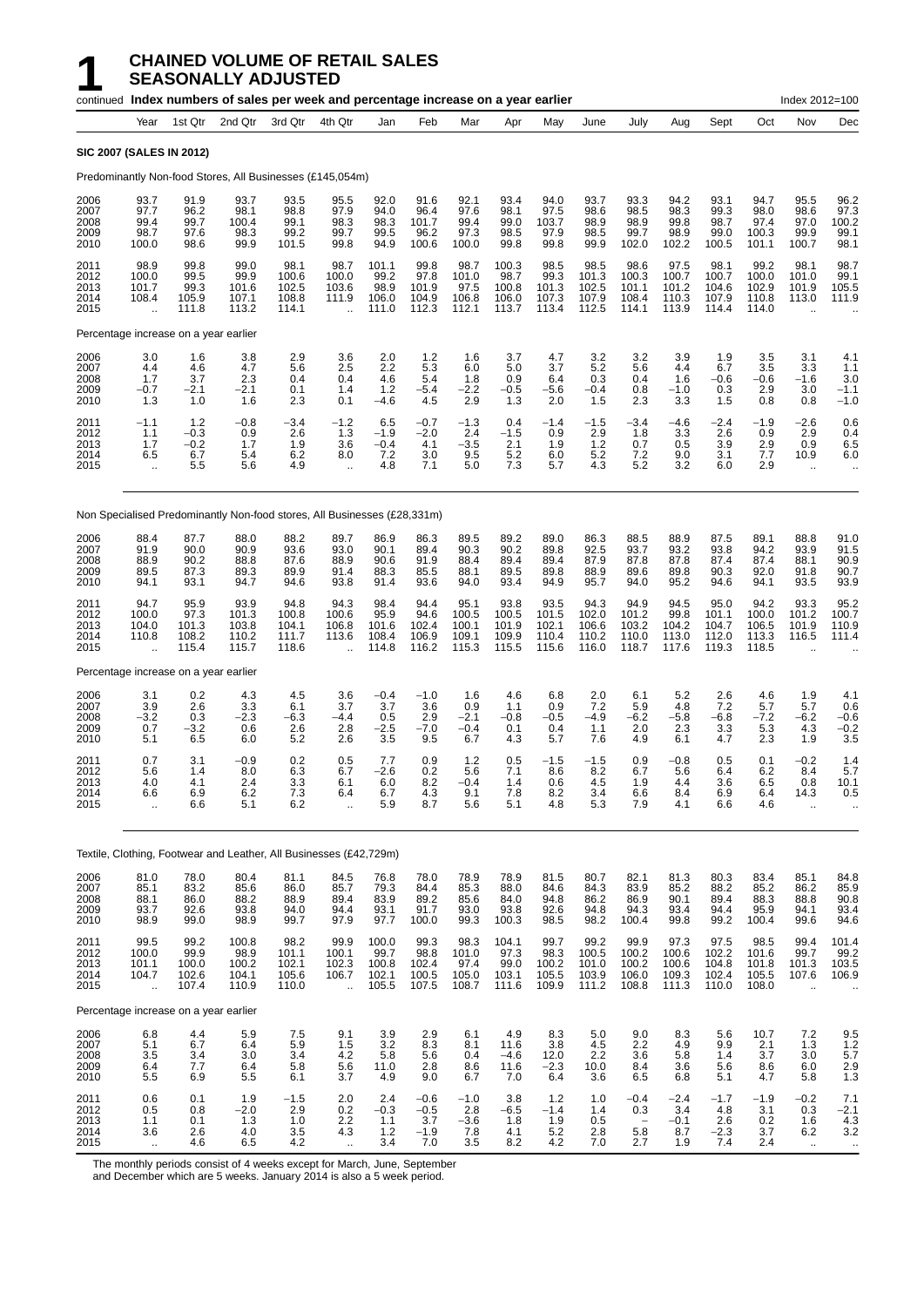# 1 CHAINED VOLUME OF RETAIL SALES SEASONALLY ADJUSTED

continued **Index numbers of sales per week and percentage increase on a year earlier** Index 2012=100

| | Year | 1st Qtr | 2nd Qtr | 3rd Qtr | 4th Qtr | Jan | Feb | Mar | Apr | May | June | July | Aug | Sept | Oct | Nov | Dec |
|---|---|---|---|---|---|---|---|---|---|---|---|---|---|---|---|---|---|
| **SIC 2007 (SALES IN 2012)** | | | | | | | | | | | | | | | | | |
| Predominantly Non-food Stores, All Businesses (£145,054m) | | | | | | | | | | | | | | | | | |
| 2006 | 93.7 | 91.9 | 93.7 | 93.5 | 95.5 | 92.0 | 91.6 | 92.1 | 93.4 | 94.0 | 93.7 | 93.3 | 94.2 | 93.1 | 94.7 | 95.5 | 96.2 |
| 2007 | 97.7 | 96.2 | 98.1 | 98.8 | 97.9 | 94.0 | 96.4 | 97.6 | 98.1 | 97.5 | 98.6 | 98.5 | 98.3 | 99.3 | 98.0 | 98.6 | 97.3 |
| 2008 | 99.4 | 99.7 | 100.4 | 99.1 | 98.3 | 98.3 | 101.7 | 99.4 | 99.0 | 103.7 | 98.9 | 98.9 | 99.8 | 98.7 | 97.4 | 97.0 | 100.2 |
| 2009 | 98.7 | 97.6 | 98.3 | 99.2 | 99.7 | 99.5 | 96.2 | 97.3 | 98.5 | 97.9 | 98.5 | 99.7 | 98.9 | 99.0 | 100.3 | 99.9 | 99.1 |
| 2010 | 100.0 | 98.6 | 99.9 | 101.5 | 99.8 | 94.9 | 100.6 | 100.0 | 99.8 | 99.8 | 99.9 | 102.0 | 102.2 | 100.5 | 101.1 | 100.7 | 98.1 |
| 2011 | 98.9 | 99.8 | 99.0 | 98.1 | 98.7 | 101.1 | 99.8 | 98.7 | 100.3 | 98.5 | 98.5 | 98.6 | 97.5 | 98.1 | 99.2 | 98.1 | 98.7 |
| 2012 | 100.0 | 99.5 | 99.9 | 100.6 | 100.0 | 99.2 | 97.8 | 101.0 | 98.7 | 99.3 | 101.3 | 100.3 | 100.7 | 100.7 | 100.0 | 101.0 | 99.1 |
| 2013 | 101.7 | 99.3 | 101.6 | 102.5 | 103.6 | 98.9 | 101.9 | 97.5 | 100.8 | 101.3 | 102.5 | 101.1 | 101.2 | 104.6 | 102.9 | 101.9 | 105.5 |
| 2014 | 108.4 | 105.9 | 107.1 | 108.8 | 111.9 | 106.0 | 104.9 | 106.8 | 106.0 | 107.3 | 107.9 | 108.4 | 110.3 | 107.9 | 110.8 | 113.0 | 111.9 |
| 2015 | .. | 111.8 | 113.2 | 114.1 | .. | 111.0 | 112.3 | 112.1 | 113.7 | 113.4 | 112.5 | 114.1 | 113.9 | 114.4 | 114.0 | .. | .. |
| Percentage increase on a year earlier | | | | | | | | | | | | | | | | | |
| 2006 | 3.0 | 1.6 | 3.8 | 2.9 | 3.6 | 2.0 | 1.2 | 1.6 | 3.7 | 4.7 | 3.2 | 3.2 | 3.9 | 1.9 | 3.5 | 3.1 | 4.1 |
| 2007 | 4.4 | 4.6 | 4.7 | 5.6 | 2.5 | 2.2 | 5.3 | 6.0 | 5.0 | 3.7 | 5.2 | 5.6 | 4.4 | 6.7 | 3.5 | 3.3 | 1.1 |
| 2008 | 1.7 | 3.7 | 2.3 | 0.4 | 0.4 | 4.6 | 5.4 | 1.8 | 0.9 | 6.4 | 0.3 | 0.4 | 1.6 | −0.6 | −0.6 | −1.6 | 3.0 |
| 2009 | −0.7 | −2.1 | −2.1 | 0.1 | 1.4 | 1.2 | −5.4 | −2.2 | −0.5 | −5.6 | −0.4 | 0.8 | −1.0 | 0.3 | 2.9 | 3.0 | −1.1 |
| 2010 | 1.3 | 1.0 | 1.6 | 2.3 | 0.1 | −4.6 | 4.5 | 2.9 | 1.3 | 2.0 | 1.5 | 2.3 | 3.3 | 1.5 | 0.8 | 0.8 | −1.0 |
| 2011 | −1.1 | 1.2 | −0.8 | −3.4 | −1.2 | 6.5 | −0.7 | −1.3 | 0.4 | −1.4 | −1.5 | −3.4 | −4.6 | −2.4 | −1.9 | −2.6 | 0.6 |
| 2012 | 1.1 | −0.3 | 0.9 | 2.6 | 1.3 | −1.9 | −2.0 | 2.4 | −1.5 | 0.9 | 2.9 | 1.8 | 3.3 | 2.6 | 0.9 | 2.9 | 0.4 |
| 2013 | 1.7 | −0.2 | 1.7 | 1.9 | 3.6 | −0.4 | 4.1 | −3.5 | 2.1 | 1.9 | 1.2 | 0.7 | 0.5 | 3.9 | 2.9 | 0.9 | 6.5 |
| 2014 | 6.5 | 6.7 | 5.4 | 6.2 | 8.0 | 7.2 | 3.0 | 9.5 | 5.2 | 6.0 | 5.2 | 7.2 | 9.0 | 3.1 | 7.7 | 10.9 | 6.0 |
| 2015 | .. | 5.5 | 5.6 | 4.9 | .. | 4.8 | 7.1 | 5.0 | 7.3 | 5.7 | 4.3 | 5.2 | 3.2 | 6.0 | 2.9 | .. | .. |
| Non Specialised Predominantly Non-food stores, All Businesses (£28,331m) | | | | | | | | | | | | | | | | | |
| 2006 | 88.4 | 87.7 | 88.0 | 88.2 | 89.7 | 86.9 | 86.3 | 89.5 | 89.2 | 89.0 | 86.3 | 88.5 | 88.9 | 87.5 | 89.1 | 88.8 | 91.0 |
| 2007 | 91.9 | 90.0 | 90.9 | 93.6 | 93.0 | 90.1 | 89.4 | 90.3 | 90.2 | 89.8 | 92.5 | 93.7 | 93.2 | 93.8 | 94.2 | 93.9 | 91.5 |
| 2008 | 88.9 | 90.2 | 88.8 | 87.6 | 88.9 | 90.6 | 91.9 | 88.4 | 89.4 | 89.4 | 87.9 | 87.8 | 87.8 | 87.4 | 87.4 | 88.1 | 90.9 |
| 2009 | 89.5 | 87.3 | 89.3 | 89.9 | 91.4 | 88.3 | 85.5 | 88.1 | 89.5 | 89.8 | 88.9 | 89.6 | 89.8 | 90.3 | 92.0 | 91.8 | 90.7 |
| 2010 | 94.1 | 93.1 | 94.7 | 94.6 | 93.8 | 91.4 | 93.6 | 94.0 | 93.4 | 94.9 | 95.7 | 94.0 | 95.2 | 94.6 | 94.1 | 93.5 | 93.9 |
| 2011 | 94.7 | 95.9 | 93.9 | 94.8 | 94.3 | 98.4 | 94.4 | 95.1 | 93.8 | 93.5 | 94.3 | 94.9 | 94.5 | 95.0 | 94.2 | 93.3 | 95.2 |
| 2012 | 100.0 | 97.3 | 101.3 | 100.8 | 100.6 | 95.9 | 94.6 | 100.5 | 100.5 | 101.5 | 102.0 | 101.2 | 99.8 | 101.1 | 100.0 | 101.2 | 100.7 |
| 2013 | 104.0 | 101.3 | 103.8 | 104.1 | 106.8 | 101.6 | 102.4 | 100.1 | 101.9 | 102.1 | 106.6 | 103.2 | 104.2 | 104.7 | 106.5 | 101.9 | 110.9 |
| 2014 | 110.8 | 108.2 | 110.2 | 111.7 | 113.6 | 108.4 | 106.9 | 109.1 | 109.9 | 110.4 | 110.2 | 110.0 | 113.0 | 112.0 | 113.3 | 116.5 | 111.4 |
| 2015 | .. | 115.4 | 115.7 | 118.6 | .. | 114.8 | 116.2 | 115.3 | 115.5 | 115.6 | 116.0 | 118.7 | 117.6 | 119.3 | 118.5 | .. | .. |
| Percentage increase on a year earlier | | | | | | | | | | | | | | | | | |
| 2006 | 3.1 | 0.2 | 4.3 | 4.5 | 3.6 | −0.4 | −1.0 | 1.6 | 4.6 | 6.8 | 2.0 | 6.1 | 5.2 | 2.6 | 4.6 | 1.9 | 4.1 |
| 2007 | 3.9 | 2.6 | 3.3 | 6.1 | 3.7 | 3.7 | 3.6 | 0.9 | 1.1 | 0.9 | 7.2 | 5.9 | 4.8 | 7.2 | 5.7 | 5.7 | 0.6 |
| 2008 | −3.2 | 0.3 | −2.3 | −6.3 | −4.4 | 0.5 | 2.9 | −2.1 | −0.8 | −0.5 | −4.9 | −6.2 | −5.8 | −6.8 | −7.2 | −6.2 | −0.6 |
| 2009 | 0.7 | −3.2 | 0.6 | 2.6 | 2.8 | −2.5 | −7.0 | −0.4 | 0.1 | 0.4 | 1.1 | 2.0 | 2.3 | 3.3 | 5.3 | 4.3 | −0.2 |
| 2010 | 5.1 | 6.5 | 6.0 | 5.2 | 2.6 | 3.5 | 9.5 | 6.7 | 4.3 | 5.7 | 7.6 | 4.9 | 6.1 | 4.7 | 2.3 | 1.9 | 3.5 |
| 2011 | 0.7 | 3.1 | −0.9 | 0.2 | 0.5 | 7.7 | 0.9 | 1.2 | 0.5 | −1.5 | −1.5 | 0.9 | −0.8 | 0.5 | 0.1 | −0.2 | 1.4 |
| 2012 | 5.6 | 1.4 | 8.0 | 6.3 | 6.7 | −2.6 | 0.2 | 5.6 | 7.1 | 8.6 | 8.2 | 6.7 | 5.6 | 6.4 | 6.2 | 8.4 | 5.7 |
| 2013 | 4.0 | 4.1 | 2.4 | 3.3 | 6.1 | 6.0 | 8.2 | −0.4 | 1.4 | 0.6 | 4.5 | 1.9 | 4.4 | 3.6 | 6.5 | 0.8 | 10.1 |
| 2014 | 6.6 | 6.9 | 6.2 | 7.3 | 6.4 | 6.7 | 4.3 | 9.1 | 7.8 | 8.2 | 3.4 | 6.6 | 8.4 | 6.9 | 6.4 | 14.3 | 0.5 |
| 2015 | .. | 6.6 | 5.1 | 6.2 | .. | 5.9 | 8.7 | 5.6 | 5.1 | 4.8 | 5.3 | 7.9 | 4.1 | 6.6 | 4.6 | .. | .. |
| Textile, Clothing, Footwear and Leather, All Businesses (£42,729m) | | | | | | | | | | | | | | | | | |
| 2006 | 81.0 | 78.0 | 80.4 | 81.1 | 84.5 | 76.8 | 78.0 | 78.9 | 78.9 | 81.5 | 80.7 | 82.1 | 81.3 | 80.3 | 83.4 | 85.1 | 84.8 |
| 2007 | 85.1 | 83.2 | 85.6 | 86.0 | 85.7 | 79.3 | 84.4 | 85.3 | 88.0 | 84.6 | 84.3 | 83.9 | 85.2 | 88.2 | 85.2 | 86.2 | 85.9 |
| 2008 | 88.1 | 86.0 | 88.2 | 88.9 | 89.4 | 83.9 | 89.2 | 85.6 | 84.0 | 94.8 | 86.2 | 86.9 | 90.1 | 89.4 | 88.3 | 88.8 | 90.8 |
| 2009 | 93.7 | 92.6 | 93.8 | 94.0 | 94.4 | 93.1 | 91.7 | 93.0 | 93.8 | 92.6 | 94.8 | 94.3 | 93.4 | 94.4 | 95.9 | 94.1 | 93.4 |
| 2010 | 98.9 | 99.0 | 98.9 | 99.7 | 97.9 | 97.7 | 100.0 | 99.3 | 100.3 | 98.5 | 98.2 | 100.4 | 99.8 | 99.2 | 100.4 | 99.6 | 94.6 |
| 2011 | 99.5 | 99.2 | 100.8 | 98.2 | 99.9 | 100.0 | 99.3 | 98.3 | 104.1 | 99.7 | 99.2 | 99.9 | 97.3 | 97.5 | 98.5 | 99.4 | 101.4 |
| 2012 | 100.0 | 99.9 | 98.9 | 101.1 | 100.1 | 99.7 | 98.8 | 101.0 | 97.3 | 98.3 | 100.5 | 100.2 | 100.6 | 102.2 | 101.6 | 99.7 | 99.2 |
| 2013 | 101.1 | 100.0 | 100.2 | 102.1 | 102.3 | 100.8 | 102.4 | 97.4 | 99.0 | 100.2 | 101.0 | 100.2 | 100.6 | 104.8 | 101.8 | 101.3 | 103.5 |
| 2014 | 104.7 | 102.6 | 104.1 | 105.6 | 106.7 | 102.1 | 100.5 | 105.0 | 103.1 | 105.5 | 103.9 | 106.0 | 109.3 | 102.4 | 105.5 | 107.6 | 106.9 |
| 2015 | .. | 107.4 | 110.9 | 110.0 | .. | 105.5 | 107.5 | 108.7 | 111.6 | 109.9 | 111.2 | 108.8 | 111.3 | 110.0 | 108.0 | .. | .. |
| Percentage increase on a year earlier | | | | | | | | | | | | | | | | | |
| 2006 | 6.8 | 4.4 | 5.9 | 7.5 | 9.1 | 3.9 | 2.9 | 6.1 | 4.9 | 8.3 | 5.0 | 9.0 | 8.3 | 5.6 | 10.7 | 7.2 | 9.5 |
| 2007 | 5.1 | 6.7 | 6.4 | 5.9 | 1.5 | 3.2 | 8.3 | 8.1 | 11.6 | 3.8 | 4.5 | 2.2 | 4.9 | 9.9 | 2.1 | 1.3 | 1.2 |
| 2008 | 3.5 | 3.4 | 3.0 | 3.4 | 4.2 | 5.8 | 5.6 | 0.4 | −4.6 | 12.0 | 2.2 | 3.6 | 5.8 | 1.4 | 3.7 | 3.0 | 5.7 |
| 2009 | 6.4 | 7.7 | 6.4 | 5.8 | 5.6 | 11.0 | 2.8 | 8.6 | 11.6 | −2.3 | 10.0 | 8.4 | 3.6 | 5.6 | 8.6 | 6.0 | 2.9 |
| 2010 | 5.5 | 6.9 | 5.5 | 6.1 | 3.7 | 4.9 | 9.0 | 6.7 | 7.0 | 6.4 | 3.6 | 6.5 | 6.8 | 5.1 | 4.7 | 5.8 | 1.3 |
| 2011 | 0.6 | 0.1 | 1.9 | −1.5 | 2.0 | 2.4 | −0.6 | −1.0 | 3.8 | 1.2 | 1.0 | −0.4 | −2.4 | −1.7 | −1.9 | −0.2 | 7.1 |
| 2012 | 0.5 | 0.8 | −2.0 | 2.9 | 0.2 | −0.3 | −0.5 | 2.8 | −6.5 | −1.4 | 1.4 | 0.3 | 3.4 | 4.8 | 3.1 | 0.3 | −2.1 |
| 2013 | 1.1 | 0.1 | 1.3 | 1.0 | 2.2 | 1.1 | 3.7 | −3.6 | 1.8 | 1.9 | 0.5 | − | −0.1 | 2.6 | 0.2 | 1.6 | 4.3 |
| 2014 | 3.6 | 2.6 | 4.0 | 3.5 | 4.3 | 1.2 | −1.9 | 7.8 | 4.1 | 5.2 | 2.8 | 5.8 | 8.7 | −2.3 | 3.7 | 6.2 | 3.2 |
| 2015 | .. | 4.6 | 6.5 | 4.2 | .. | 3.4 | 7.0 | 3.5 | 8.2 | 4.2 | 7.0 | 2.7 | 1.9 | 7.4 | 2.4 | .. | .. |

The monthly periods consist of 4 weeks except for March, June, September and December which are 5 weeks. January 2014 is also a 5 week period.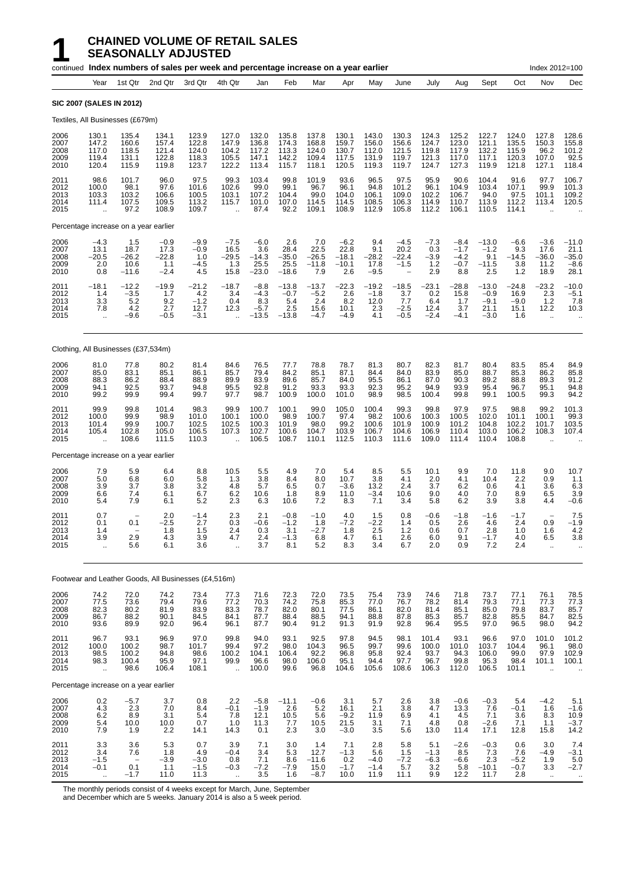# 1 CHAINED VOLUME OF RETAIL SALES SEASONALLY ADJUSTED

continued **Index numbers of sales per week and percentage increase on a year earlier** Index 2012=100

| | Year | 1st Qtr | 2nd Qtr | 3rd Qtr | 4th Qtr | Jan | Feb | Mar | Apr | May | June | July | Aug | Sept | Oct | Nov | Dec |
|---|---|---|---|---|---|---|---|---|---|---|---|---|---|---|---|---|---|
| **SIC 2007 (SALES IN 2012)** | | | | | | | | | | | | | | | | | |
| Textiles, All Businesses (£679m) | | | | | | | | | | | | | | | | | |
| 2006 | 130.1 | 135.4 | 134.1 | 123.9 | 127.0 | 132.0 | 135.8 | 137.8 | 130.1 | 143.0 | 130.3 | 124.3 | 125.2 | 122.7 | 124.0 | 127.8 | 128.6 |
| 2007 | 147.2 | 160.6 | 157.4 | 122.8 | 147.9 | 136.8 | 174.3 | 168.8 | 159.7 | 156.0 | 156.6 | 124.7 | 123.0 | 121.1 | 135.5 | 150.3 | 155.8 |
| 2008 | 117.0 | 118.5 | 121.4 | 124.0 | 104.2 | 117.2 | 113.3 | 124.0 | 130.7 | 112.0 | 121.5 | 119.8 | 117.9 | 132.2 | 115.9 | 96.2 | 101.2 |
| 2009 | 119.4 | 131.1 | 122.8 | 118.3 | 105.5 | 147.1 | 142.2 | 109.4 | 117.5 | 131.9 | 119.7 | 121.3 | 117.0 | 117.1 | 120.3 | 107.0 | 92.5 |
| 2010 | 120.4 | 115.9 | 119.8 | 123.7 | 122.2 | 113.4 | 115.7 | 118.1 | 120.5 | 119.3 | 119.7 | 124.7 | 127.3 | 119.9 | 121.8 | 127.1 | 118.4 |
| 2011 | 98.6 | 101.7 | 96.0 | 97.5 | 99.3 | 103.4 | 99.8 | 101.9 | 93.6 | 96.5 | 97.5 | 95.9 | 90.6 | 104.4 | 91.6 | 97.7 | 106.7 |
| 2012 | 100.0 | 98.1 | 97.6 | 101.6 | 102.6 | 99.0 | 99.1 | 96.7 | 96.1 | 94.8 | 101.2 | 96.1 | 104.9 | 103.4 | 107.1 | 99.9 | 101.3 |
| 2013 | 103.3 | 103.2 | 106.6 | 100.5 | 103.1 | 107.2 | 104.4 | 99.0 | 104.0 | 106.1 | 109.0 | 102.2 | 106.7 | 94.0 | 97.5 | 101.1 | 109.2 |
| 2014 | 111.4 | 107.5 | 109.5 | 113.2 | 115.7 | 101.0 | 107.0 | 114.5 | 114.5 | 108.5 | 106.3 | 114.9 | 110.7 | 113.9 | 112.2 | 113.4 | 120.5 |
| 2015 | .. | 97.2 | 108.9 | 109.7 | .. | 87.4 | 92.2 | 109.1 | 108.9 | 112.9 | 105.8 | 112.2 | 106.1 | 110.5 | 114.1 | .. | .. |
| Percentage increase on a year earlier | | | | | | | | | | | | | | | | | |
| 2006 | −4.3 | 1.5 | −0.9 | −9.9 | −7.5 | −6.0 | 2.6 | 7.0 | −6.2 | 9.4 | −4.5 | −7.3 | −8.4 | −13.0 | −6.6 | −3.6 | −11.0 |
| 2007 | 13.1 | 18.7 | 17.3 | −0.9 | 16.5 | 3.6 | 28.4 | 22.5 | 22.8 | 9.1 | 20.2 | 0.3 | −1.7 | −1.2 | 9.3 | 17.6 | 21.1 |
| 2008 | −20.5 | −26.2 | −22.8 | 1.0 | −29.5 | −14.3 | −35.0 | −26.5 | −18.1 | −28.2 | −22.4 | −3.9 | −4.2 | 9.1 | −14.5 | −36.0 | −35.0 |
| 2009 | 2.0 | 10.6 | 1.1 | −4.5 | 1.3 | 25.5 | 25.5 | −11.8 | −10.1 | 17.8 | −1.5 | 1.2 | −0.7 | −11.5 | 3.8 | 11.2 | −8.6 |
| 2010 | 0.8 | −11.6 | −2.4 | 4.5 | 15.8 | −23.0 | −18.6 | 7.9 | 2.6 | −9.5 | – | 2.9 | 8.8 | 2.5 | 1.2 | 18.9 | 28.1 |
| 2011 | −18.1 | −12.2 | −19.9 | −21.2 | −18.7 | −8.8 | −13.8 | −13.7 | −22.3 | −19.2 | −18.5 | −23.1 | −28.8 | −13.0 | −24.8 | −23.2 | −10.0 |
| 2012 | 1.4 | −3.5 | 1.7 | 4.2 | 3.4 | −4.3 | −0.7 | −5.2 | 2.6 | −1.8 | 3.7 | 0.2 | 15.8 | −0.9 | 16.9 | 2.3 | −5.1 |
| 2013 | 3.3 | 5.2 | 9.2 | −1.2 | 0.4 | 8.3 | 5.4 | 2.4 | 8.2 | 12.0 | 7.7 | 6.4 | 1.7 | −9.1 | −9.0 | 1.2 | 7.8 |
| 2014 | 7.8 | 4.2 | 2.7 | 12.7 | 12.3 | −5.7 | 2.5 | 15.6 | 10.1 | 2.3 | −2.5 | 12.4 | 3.7 | 21.1 | 15.1 | 12.2 | 10.3 |
| 2015 | .. | −9.6 | −0.5 | −3.1 | .. | −13.5 | −13.8 | −4.7 | −4.9 | 4.1 | −0.5 | −2.4 | −4.1 | −3.0 | 1.6 | .. | .. |
| Clothing, All Businesses (£37,534m) | | | | | | | | | | | | | | | | | |
| 2006 | 81.0 | 77.8 | 80.2 | 81.4 | 84.6 | 76.5 | 77.7 | 78.8 | 78.7 | 81.3 | 80.7 | 82.3 | 81.7 | 80.4 | 83.5 | 85.4 | 84.9 |
| 2007 | 85.0 | 83.1 | 85.1 | 86.1 | 85.7 | 79.4 | 84.2 | 85.1 | 87.1 | 84.4 | 84.0 | 83.9 | 85.0 | 88.7 | 85.3 | 86.2 | 85.8 |
| 2008 | 88.3 | 86.2 | 88.4 | 88.9 | 89.9 | 83.9 | 89.6 | 85.7 | 84.0 | 95.5 | 86.1 | 87.0 | 90.3 | 89.2 | 88.8 | 89.3 | 91.2 |
| 2009 | 94.1 | 92.5 | 93.7 | 94.8 | 95.5 | 92.8 | 91.2 | 93.3 | 93.3 | 92.3 | 95.2 | 94.9 | 93.9 | 95.4 | 96.7 | 95.1 | 94.8 |
| 2010 | 99.2 | 99.9 | 99.4 | 99.7 | 97.7 | 98.7 | 100.9 | 100.0 | 101.0 | 98.9 | 98.5 | 100.4 | 99.8 | 99.1 | 100.5 | 99.3 | 94.2 |
| 2011 | 99.9 | 99.8 | 101.4 | 98.3 | 99.9 | 100.7 | 100.1 | 99.0 | 105.0 | 100.4 | 99.3 | 99.8 | 97.9 | 97.5 | 98.8 | 99.2 | 101.3 |
| 2012 | 100.0 | 99.9 | 98.9 | 101.0 | 100.1 | 100.0 | 98.9 | 100.7 | 97.4 | 98.2 | 100.6 | 100.3 | 100.5 | 102.0 | 101.1 | 100.1 | 99.3 |
| 2013 | 101.4 | 99.9 | 100.7 | 102.5 | 102.5 | 100.3 | 101.9 | 98.0 | 99.2 | 100.6 | 101.9 | 100.9 | 101.2 | 104.8 | 102.2 | 101.7 | 103.5 |
| 2014 | 105.4 | 102.8 | 105.0 | 106.5 | 107.3 | 102.7 | 100.6 | 104.7 | 103.9 | 106.7 | 104.6 | 106.9 | 110.4 | 103.0 | 106.2 | 108.3 | 107.4 |
| 2015 | .. | 108.6 | 111.5 | 110.3 | .. | 106.5 | 108.7 | 110.1 | 112.5 | 110.3 | 111.6 | 109.0 | 111.4 | 110.4 | 108.8 | .. | .. |
| Percentage increase on a year earlier | | | | | | | | | | | | | | | | | |
| 2006 | 7.9 | 5.9 | 6.4 | 8.8 | 10.5 | 5.5 | 4.9 | 7.0 | 5.4 | 8.5 | 5.5 | 10.1 | 9.9 | 7.0 | 11.8 | 9.0 | 10.7 |
| 2007 | 5.0 | 6.8 | 6.0 | 5.8 | 1.3 | 3.8 | 8.4 | 8.0 | 10.7 | 3.8 | 4.1 | 2.0 | 4.1 | 10.4 | 2.2 | 0.9 | 1.1 |
| 2008 | 3.9 | 3.7 | 3.8 | 3.2 | 4.8 | 5.7 | 6.5 | 0.7 | −3.6 | 13.2 | 2.4 | 3.7 | 6.2 | 0.6 | 4.1 | 3.6 | 6.3 |
| 2009 | 6.6 | 7.4 | 6.1 | 6.7 | 6.2 | 10.6 | 1.8 | 8.9 | 11.0 | −3.4 | 10.6 | 9.0 | 4.0 | 7.0 | 8.9 | 6.5 | 3.9 |
| 2010 | 5.4 | 7.9 | 6.1 | 5.2 | 2.3 | 6.3 | 10.6 | 7.2 | 8.3 | 7.1 | 3.4 | 5.8 | 6.2 | 3.9 | 3.8 | 4.4 | −0.6 |
| 2011 | 0.7 | – | 2.0 | −1.4 | 2.3 | 2.1 | −0.8 | −1.0 | 4.0 | 1.5 | 0.8 | −0.6 | −1.8 | −1.6 | −1.7 | – | 7.5 |
| 2012 | 0.1 | 0.1 | −2.5 | 2.7 | 0.3 | −0.6 | −1.2 | 1.8 | −7.2 | −2.2 | 1.4 | 0.5 | 2.6 | 4.6 | 2.4 | 0.9 | −1.9 |
| 2013 | 1.4 | – | 1.8 | 1.5 | 2.4 | 0.3 | 3.1 | −2.7 | 1.8 | 2.5 | 1.2 | 0.6 | 0.7 | 2.8 | 1.0 | 1.6 | 4.2 |
| 2014 | 3.9 | 2.9 | 4.3 | 3.9 | 4.7 | 2.4 | −1.3 | 6.8 | 4.7 | 6.1 | 2.6 | 6.0 | 9.1 | −1.7 | 4.0 | 6.5 | 3.8 |
| 2015 | .. | 5.6 | 6.1 | 3.6 | .. | 3.7 | 8.1 | 5.2 | 8.3 | 3.4 | 6.7 | 2.0 | 0.9 | 7.2 | 2.4 | .. | .. |
| Footwear and Leather Goods, All Businesses (£4,516m) | | | | | | | | | | | | | | | | | |
| 2006 | 74.2 | 72.0 | 74.2 | 73.4 | 77.3 | 71.6 | 72.3 | 72.0 | 73.5 | 75.4 | 73.9 | 74.6 | 71.8 | 73.7 | 77.1 | 76.1 | 78.5 |
| 2007 | 77.5 | 73.6 | 79.4 | 79.6 | 77.2 | 70.3 | 74.2 | 75.8 | 85.3 | 77.0 | 76.7 | 78.2 | 81.4 | 79.3 | 77.1 | 77.3 | 77.3 |
| 2008 | 82.3 | 80.2 | 81.9 | 83.9 | 83.3 | 78.7 | 82.0 | 80.1 | 77.5 | 86.1 | 82.0 | 81.4 | 85.1 | 85.0 | 79.8 | 83.7 | 85.7 |
| 2009 | 86.7 | 88.2 | 90.1 | 84.5 | 84.1 | 87.7 | 88.4 | 88.5 | 94.1 | 88.8 | 87.8 | 85.3 | 85.7 | 82.8 | 85.5 | 84.7 | 82.5 |
| 2010 | 93.6 | 89.9 | 92.0 | 96.4 | 96.1 | 87.7 | 90.4 | 91.2 | 91.3 | 91.9 | 92.8 | 96.4 | 95.5 | 97.0 | 96.5 | 98.0 | 94.2 |
| 2011 | 96.7 | 93.1 | 96.9 | 97.0 | 99.8 | 94.0 | 93.1 | 92.5 | 97.8 | 94.5 | 98.1 | 101.4 | 93.1 | 96.6 | 97.0 | 101.0 | 101.2 |
| 2012 | 100.0 | 100.2 | 98.7 | 101.7 | 99.4 | 97.2 | 98.0 | 104.3 | 96.5 | 99.7 | 99.6 | 100.0 | 101.0 | 103.7 | 104.4 | 96.1 | 98.0 |
| 2013 | 98.5 | 100.2 | 94.8 | 98.6 | 100.2 | 104.1 | 106.4 | 92.2 | 96.8 | 95.8 | 92.4 | 93.7 | 94.3 | 106.0 | 99.0 | 97.9 | 102.9 |
| 2014 | 98.3 | 100.4 | 95.9 | 97.1 | 99.9 | 96.6 | 98.0 | 106.0 | 95.1 | 94.4 | 97.7 | 96.7 | 99.8 | 95.3 | 98.4 | 101.1 | 100.1 |
| 2015 | .. | 98.6 | 106.4 | 108.1 | .. | 100.0 | 99.6 | 96.8 | 104.6 | 105.6 | 108.6 | 106.3 | 112.0 | 106.5 | 101.1 | .. | .. |
| Percentage increase on a year earlier | | | | | | | | | | | | | | | | | |
| 2006 | 0.2 | −5.7 | 3.7 | 0.8 | 2.2 | −5.8 | −11.1 | −0.6 | 3.1 | 5.7 | 2.6 | 3.8 | −0.6 | −0.3 | 5.4 | −4.2 | 5.1 |
| 2007 | 4.3 | 2.3 | 7.0 | 8.4 | −0.1 | −1.9 | 2.6 | 5.2 | 16.1 | 2.1 | 3.8 | 4.7 | 13.3 | 7.6 | −0.1 | 1.6 | −1.6 |
| 2008 | 6.2 | 8.9 | 3.1 | 5.4 | 7.8 | 12.1 | 10.5 | 5.6 | −9.2 | 11.9 | 6.9 | 4.1 | 4.5 | 7.1 | 3.6 | 8.3 | 10.9 |
| 2009 | 5.4 | 10.0 | 10.0 | 0.7 | 1.0 | 11.3 | 7.7 | 10.5 | 21.5 | 3.1 | 7.1 | 4.8 | 0.8 | −2.6 | 7.1 | 1.1 | −3.7 |
| 2010 | 7.9 | 1.9 | 2.2 | 14.1 | 14.3 | 0.1 | 2.3 | 3.0 | −3.0 | 3.5 | 5.6 | 13.0 | 11.4 | 17.1 | 12.8 | 15.8 | 14.2 |
| 2011 | 3.3 | 3.6 | 5.3 | 0.7 | 3.9 | 7.1 | 3.0 | 1.4 | 7.1 | 2.8 | 5.8 | 5.1 | −2.6 | −0.3 | 0.6 | 3.0 | 7.4 |
| 2012 | 3.4 | 7.6 | 1.8 | 4.9 | −0.4 | 3.4 | 5.3 | 12.7 | −1.3 | 5.6 | 1.5 | −1.3 | 8.5 | 7.3 | 7.6 | −4.9 | −3.1 |
| 2013 | −1.5 | – | −3.9 | −3.0 | 0.8 | 7.1 | 8.6 | −11.6 | 0.2 | −4.0 | −7.2 | −6.3 | −6.6 | 2.3 | −5.2 | 1.9 | 5.0 |
| 2014 | −0.1 | 0.1 | 1.1 | −1.5 | −0.3 | −7.2 | −7.9 | 15.0 | −1.7 | −1.4 | 5.7 | 3.2 | 5.8 | −10.1 | −0.7 | 3.3 | −2.7 |
| 2015 | .. | −1.7 | 11.0 | 11.3 | .. | 3.5 | 1.6 | −8.7 | 10.0 | 11.9 | 11.1 | 9.9 | 12.2 | 11.7 | 2.8 | .. | .. |

The monthly periods consist of 4 weeks except for March, June, September and December which are 5 weeks. January 2014 is also a 5 week period.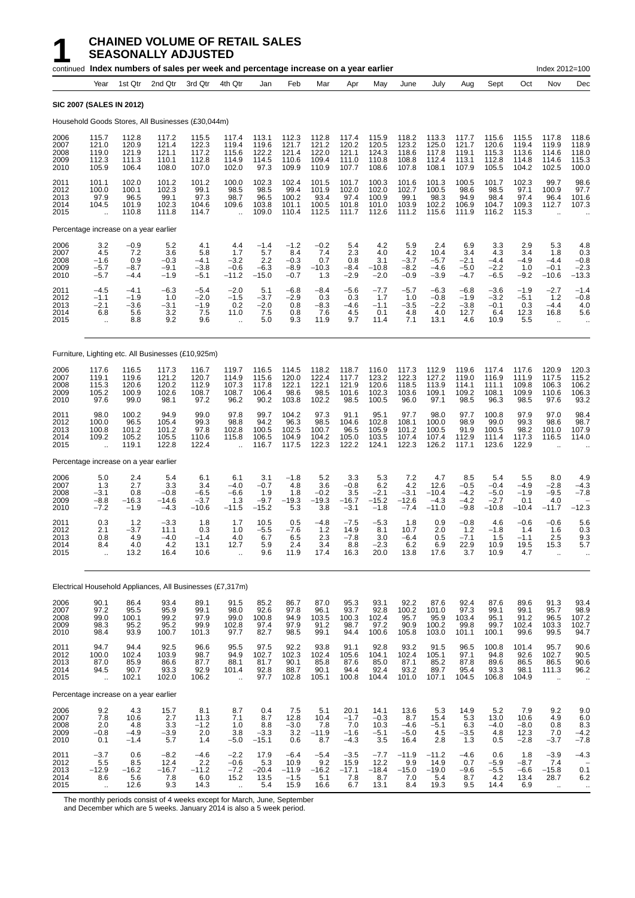# 1 CHAINED VOLUME OF RETAIL SALES SEASONALLY ADJUSTED

continued **Index numbers of sales per week and percentage increase on a year earlier** Index 2012=100

| | Year | 1st Qtr | 2nd Qtr | 3rd Qtr | 4th Qtr | Jan | Feb | Mar | Apr | May | June | July | Aug | Sept | Oct | Nov | Dec |
|---|---|---|---|---|---|---|---|---|---|---|---|---|---|---|---|---|---|
| **SIC 2007 (SALES IN 2012)** | | | | | | | | | | | | | | | | | |
| Household Goods Stores, All Businesses (£30,044m) | | | | | | | | | | | | | | | | | |
| 2006 | 115.7 | 112.8 | 117.2 | 115.5 | 117.4 | 113.1 | 112.3 | 112.8 | 117.4 | 115.9 | 118.2 | 113.3 | 117.7 | 115.6 | 115.5 | 117.8 | 118.6 |
| 2007 | 121.0 | 120.9 | 121.4 | 122.3 | 119.4 | 119.6 | 121.7 | 121.2 | 120.2 | 120.5 | 123.2 | 125.0 | 121.7 | 120.6 | 119.4 | 119.9 | 118.9 |
| 2008 | 119.0 | 121.9 | 121.1 | 117.2 | 115.6 | 122.2 | 121.4 | 122.0 | 121.1 | 124.3 | 118.6 | 117.8 | 119.1 | 115.3 | 113.6 | 114.6 | 118.0 |
| 2009 | 112.3 | 111.3 | 110.1 | 112.8 | 114.9 | 114.5 | 110.6 | 109.4 | 111.0 | 110.8 | 108.8 | 112.4 | 113.1 | 112.8 | 114.8 | 114.6 | 115.3 |
| 2010 | 105.9 | 106.4 | 108.0 | 107.0 | 102.0 | 97.3 | 109.9 | 110.9 | 107.7 | 108.6 | 107.8 | 108.1 | 107.9 | 105.5 | 104.2 | 102.5 | 100.0 |
| 2011 | 101.1 | 102.0 | 101.2 | 101.2 | 100.0 | 102.3 | 102.4 | 101.5 | 101.7 | 100.3 | 101.6 | 101.3 | 100.5 | 101.7 | 102.3 | 99.7 | 98.6 |
| 2012 | 100.0 | 100.1 | 102.3 | 99.1 | 98.5 | 98.5 | 99.4 | 101.9 | 102.0 | 102.0 | 102.7 | 100.5 | 98.6 | 98.5 | 97.1 | 100.9 | 97.7 |
| 2013 | 97.9 | 96.5 | 99.1 | 97.3 | 98.7 | 96.5 | 100.2 | 93.4 | 97.4 | 100.9 | 99.1 | 98.3 | 94.9 | 98.4 | 97.4 | 96.4 | 101.6 |
| 2014 | 104.5 | 101.9 | 102.3 | 104.6 | 109.6 | 103.8 | 101.1 | 100.5 | 101.8 | 101.0 | 103.9 | 102.2 | 106.9 | 104.7 | 109.3 | 112.7 | 107.3 |
| 2015 | .. | 110.8 | 111.8 | 114.7 | .. | 109.0 | 110.4 | 112.5 | 111.7 | 112.6 | 111.2 | 115.6 | 111.9 | 116.2 | 115.3 | .. | .. |
| Percentage increase on a year earlier | | | | | | | | | | | | | | | | | |
| 2006 | 3.2 | −0.9 | 5.2 | 4.1 | 4.4 | −1.4 | −1.2 | −0.2 | 5.4 | 4.2 | 5.9 | 2.4 | 6.9 | 3.3 | 2.9 | 5.3 | 4.8 |
| 2007 | 4.5 | 7.2 | 3.6 | 5.8 | 1.7 | 5.7 | 8.4 | 7.4 | 2.3 | 4.0 | 4.2 | 10.4 | 3.4 | 4.3 | 3.4 | 1.8 | 0.3 |
| 2008 | −1.6 | 0.9 | −0.3 | −4.1 | −3.2 | 2.2 | −0.3 | 0.7 | 0.8 | 3.1 | −3.7 | −5.7 | −2.1 | −4.4 | −4.9 | −4.4 | −0.8 |
| 2009 | −5.7 | −8.7 | −9.1 | −3.8 | −0.6 | −6.3 | −8.9 | −10.3 | −8.4 | −10.8 | −8.2 | −4.6 | −5.0 | −2.2 | 1.0 | −0.1 | −2.3 |
| 2010 | −5.7 | −4.4 | −1.9 | −5.1 | −11.2 | −15.0 | −0.7 | 1.3 | −2.9 | −2.0 | −0.9 | −3.9 | −4.7 | −6.5 | −9.2 | −10.6 | −13.3 |
| 2011 | −4.5 | −4.1 | −6.3 | −5.4 | −2.0 | 5.1 | −6.8 | −8.4 | −5.6 | −7.7 | −5.7 | −6.3 | −6.8 | −3.6 | −1.9 | −2.7 | −1.4 |
| 2012 | −1.1 | −1.9 | 1.0 | −2.0 | −1.5 | −3.7 | −2.9 | 0.3 | 0.3 | 1.7 | 1.0 | −0.8 | −1.9 | −3.2 | −5.1 | 1.2 | −0.8 |
| 2013 | −2.1 | −3.6 | −3.1 | −1.9 | 0.2 | −2.0 | 0.8 | −8.3 | −4.6 | −1.1 | −3.5 | −2.2 | −3.8 | −0.1 | 0.3 | −4.4 | 4.0 |
| 2014 | 6.8 | 5.6 | 3.2 | 7.5 | 11.0 | 7.5 | 0.8 | 7.6 | 4.5 | 0.1 | 4.8 | 4.0 | 12.7 | 6.4 | 12.3 | 16.8 | 5.6 |
| 2015 | .. | 8.8 | 9.2 | 9.6 | .. | 5.0 | 9.3 | 11.9 | 9.7 | 11.4 | 7.1 | 13.1 | 4.6 | 10.9 | 5.5 | .. | .. |
| Furniture, Lighting etc. All Businesses (£10,925m) | | | | | | | | | | | | | | | | | |
| 2006 | 117.6 | 116.5 | 117.3 | 116.7 | 119.7 | 116.5 | 114.5 | 118.2 | 118.7 | 116.0 | 117.3 | 112.9 | 119.6 | 117.4 | 117.6 | 120.9 | 120.3 |
| 2007 | 119.1 | 119.6 | 121.2 | 120.7 | 114.9 | 115.6 | 120.0 | 122.4 | 117.7 | 123.2 | 122.3 | 127.2 | 119.0 | 116.9 | 111.9 | 117.5 | 115.2 |
| 2008 | 115.3 | 120.6 | 120.2 | 112.9 | 107.3 | 117.8 | 122.1 | 122.1 | 121.9 | 120.6 | 118.5 | 113.9 | 114.1 | 111.1 | 109.8 | 106.3 | 106.2 |
| 2009 | 105.2 | 100.9 | 102.6 | 108.7 | 108.7 | 106.4 | 98.6 | 98.5 | 101.6 | 102.3 | 103.6 | 109.1 | 109.2 | 108.1 | 109.9 | 110.6 | 106.3 |
| 2010 | 97.6 | 99.0 | 98.1 | 97.2 | 96.2 | 90.2 | 103.8 | 102.2 | 98.5 | 100.5 | 96.0 | 97.1 | 98.5 | 96.3 | 98.5 | 97.6 | 93.2 |
| 2011 | 98.0 | 100.2 | 94.9 | 99.0 | 97.8 | 99.7 | 104.2 | 97.3 | 91.1 | 95.1 | 97.7 | 98.0 | 97.7 | 100.8 | 97.9 | 97.0 | 98.4 |
| 2012 | 100.0 | 96.5 | 105.4 | 99.3 | 98.8 | 94.2 | 96.3 | 98.5 | 104.6 | 102.8 | 108.1 | 100.0 | 98.9 | 99.0 | 99.3 | 98.6 | 98.7 |
| 2013 | 100.8 | 101.2 | 101.2 | 97.8 | 102.8 | 100.5 | 102.5 | 100.7 | 96.5 | 105.9 | 101.2 | 100.5 | 91.9 | 100.5 | 98.2 | 101.0 | 107.9 |
| 2014 | 109.2 | 105.2 | 105.5 | 110.6 | 115.8 | 106.5 | 104.9 | 104.2 | 105.0 | 103.5 | 107.4 | 107.4 | 112.9 | 111.4 | 117.3 | 116.5 | 114.0 |
| 2015 | .. | 119.1 | 122.8 | 122.4 | .. | 116.7 | 117.5 | 122.3 | 122.2 | 124.1 | 122.3 | 126.2 | 117.1 | 123.6 | 122.9 | .. | .. |
| Percentage increase on a year earlier | | | | | | | | | | | | | | | | | |
| 2006 | 5.0 | 2.4 | 5.4 | 6.1 | 6.1 | 3.1 | −1.8 | 5.2 | 3.3 | 5.3 | 7.2 | 4.7 | 8.5 | 5.4 | 5.5 | 8.0 | 4.9 |
| 2007 | 1.3 | 2.7 | 3.3 | 3.4 | −4.0 | −0.7 | 4.8 | 3.6 | −0.8 | 6.2 | 4.2 | 12.6 | −0.5 | −0.4 | −4.9 | −2.8 | −4.3 |
| 2008 | −3.1 | 0.8 | −0.8 | −6.5 | −6.6 | 1.9 | 1.8 | −0.2 | 3.5 | −2.1 | −3.1 | −10.4 | −4.2 | −5.0 | −1.9 | −9.5 | −7.8 |
| 2009 | −8.8 | −16.3 | −14.6 | −3.7 | 1.3 | −9.7 | −19.3 | −19.3 | −16.7 | −15.2 | −12.6 | −4.3 | −4.2 | −2.7 | 0.1 | 4.0 | – |
| 2010 | −7.2 | −1.9 | −4.3 | −10.6 | −11.5 | −15.2 | 5.3 | 3.8 | −3.1 | −1.8 | −7.4 | −11.0 | −9.8 | −10.8 | −10.4 | −11.7 | −12.3 |
| 2011 | 0.3 | 1.2 | −3.3 | 1.8 | 1.7 | 10.5 | 0.5 | −4.8 | −7.5 | −5.3 | 1.8 | 0.9 | −0.8 | 4.6 | −0.6 | −0.6 | 5.6 |
| 2012 | 2.1 | −3.7 | 11.1 | 0.3 | 1.0 | −5.5 | −7.6 | 1.2 | 14.9 | 8.1 | 10.7 | 2.0 | 1.2 | −1.8 | 1.4 | 1.6 | 0.3 |
| 2013 | 0.8 | 4.9 | −4.0 | −1.4 | 4.0 | 6.7 | 6.5 | 2.3 | −7.8 | 3.0 | −6.4 | 0.5 | −7.1 | 1.5 | −1.1 | 2.5 | 9.3 |
| 2014 | 8.4 | 4.0 | 4.2 | 13.1 | 12.7 | 5.9 | 2.4 | 3.4 | 8.8 | −2.3 | 6.2 | 6.9 | 22.9 | 10.9 | 19.5 | 15.3 | 5.7 |
| 2015 | .. | 13.2 | 16.4 | 10.6 | .. | 9.6 | 11.9 | 17.4 | 16.3 | 20.0 | 13.8 | 17.6 | 3.7 | 10.9 | 4.7 | .. | .. |
| Electrical Household Appliances, All Businesses (£7,317m) | | | | | | | | | | | | | | | | | |
| 2006 | 90.1 | 86.4 | 93.4 | 89.1 | 91.5 | 85.2 | 86.7 | 87.0 | 95.3 | 93.1 | 92.2 | 87.6 | 92.4 | 87.6 | 89.6 | 91.3 | 93.4 |
| 2007 | 97.2 | 95.5 | 95.9 | 99.1 | 98.0 | 92.6 | 97.8 | 96.1 | 93.7 | 92.8 | 100.2 | 101.0 | 97.3 | 99.1 | 99.1 | 95.7 | 98.9 |
| 2008 | 99.0 | 100.1 | 99.2 | 97.9 | 99.0 | 100.8 | 94.9 | 103.5 | 100.3 | 102.4 | 95.7 | 95.9 | 103.4 | 95.1 | 91.2 | 96.5 | 107.2 |
| 2009 | 98.3 | 95.2 | 95.2 | 99.9 | 102.8 | 97.4 | 97.9 | 91.2 | 98.7 | 97.2 | 90.9 | 100.2 | 99.8 | 99.7 | 102.4 | 103.3 | 102.7 |
| 2010 | 98.4 | 93.9 | 100.7 | 101.3 | 97.7 | 82.7 | 98.5 | 99.1 | 94.4 | 100.6 | 105.8 | 103.0 | 101.1 | 100.1 | 99.6 | 99.5 | 94.7 |
| 2011 | 94.7 | 94.4 | 92.5 | 96.6 | 95.5 | 97.5 | 92.2 | 93.8 | 91.1 | 92.8 | 93.2 | 91.5 | 96.5 | 100.8 | 101.4 | 95.7 | 90.6 |
| 2012 | 100.0 | 102.4 | 103.9 | 98.7 | 94.9 | 102.7 | 102.3 | 102.4 | 105.6 | 104.1 | 102.4 | 105.1 | 97.1 | 94.8 | 92.6 | 102.7 | 90.5 |
| 2013 | 87.0 | 85.9 | 86.6 | 87.7 | 88.1 | 81.7 | 90.1 | 85.8 | 87.6 | 85.0 | 87.1 | 85.2 | 87.8 | 89.6 | 86.5 | 86.5 | 90.6 |
| 2014 | 94.5 | 90.7 | 93.3 | 92.9 | 101.4 | 92.8 | 88.7 | 90.1 | 94.4 | 92.4 | 93.2 | 89.7 | 95.4 | 93.3 | 98.1 | 111.3 | 96.2 |
| 2015 | .. | 102.1 | 102.0 | 106.2 | .. | 97.7 | 102.8 | 105.1 | 100.8 | 104.4 | 101.0 | 107.1 | 104.5 | 106.8 | 104.9 | .. | .. |
| Percentage increase on a year earlier | | | | | | | | | | | | | | | | | |
| 2006 | 9.2 | 4.3 | 15.7 | 8.1 | 8.7 | 0.4 | 7.5 | 5.1 | 20.1 | 14.1 | 13.6 | 5.3 | 14.9 | 5.2 | 7.9 | 9.2 | 9.0 |
| 2007 | 7.8 | 10.6 | 2.7 | 11.3 | 7.1 | 8.7 | 12.8 | 10.4 | −1.7 | −0.3 | 8.7 | 15.4 | 5.3 | 13.0 | 10.6 | 4.9 | 6.0 |
| 2008 | 2.0 | 4.8 | 3.3 | −1.2 | 1.0 | 8.8 | −3.0 | 7.8 | 7.0 | 10.3 | −4.6 | −5.1 | 6.3 | −4.0 | −8.0 | 0.8 | 8.3 |
| 2009 | −0.8 | −4.9 | −3.9 | 2.0 | 3.8 | −3.3 | 3.2 | −11.9 | −1.6 | −5.1 | −5.0 | 4.5 | −3.5 | 4.8 | 12.3 | 7.0 | −4.2 |
| 2010 | 0.1 | −1.4 | 5.7 | 1.4 | −5.0 | −15.1 | 0.6 | 8.7 | −4.3 | 3.5 | 16.4 | 2.8 | 1.3 | 0.5 | −2.8 | −3.7 | −7.8 |
| 2011 | −3.7 | 0.6 | −8.2 | −4.6 | −2.2 | 17.9 | −6.4 | −5.4 | −3.5 | −7.7 | −11.9 | −11.2 | −4.6 | 0.6 | 1.8 | −3.9 | −4.3 |
| 2012 | 5.5 | 8.5 | 12.4 | 2.2 | −0.6 | 5.3 | 10.9 | 9.2 | 15.9 | 12.2 | 9.9 | 14.9 | 0.7 | −5.9 | −8.7 | 7.4 | – |
| 2013 | −12.9 | −16.2 | −16.7 | −11.2 | −7.2 | −20.4 | −11.9 | −16.2 | −17.1 | −18.4 | −15.0 | −19.0 | −9.6 | −5.5 | −6.6 | −15.8 | 0.1 |
| 2014 | 8.6 | 5.6 | 7.8 | 6.0 | 15.2 | 13.5 | −1.5 | 5.1 | 7.8 | 8.7 | 7.0 | 5.4 | 8.7 | 4.2 | 13.4 | 28.7 | 6.2 |
| 2015 | .. | 12.6 | 9.3 | 14.3 | .. | 5.4 | 15.9 | 16.6 | 6.7 | 13.1 | 8.4 | 19.3 | 9.5 | 14.4 | 6.9 | .. | .. |

The monthly periods consist of 4 weeks except for March, June, September and December which are 5 weeks. January 2014 is also a 5 week period.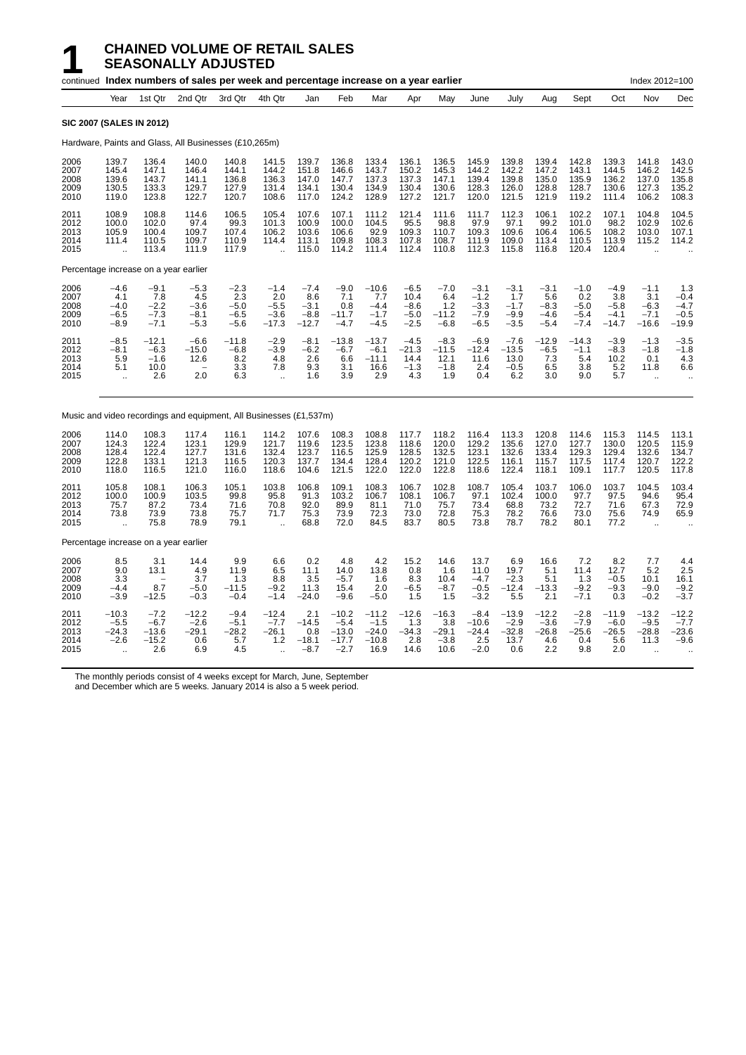# 1 CHAINED VOLUME OF RETAIL SALES SEASONALLY ADJUSTED

continued **Index numbers of sales per week and percentage increase on a year earlier** Index 2012=100

| | Year | 1st Qtr | 2nd Qtr | 3rd Qtr | 4th Qtr | Jan | Feb | Mar | Apr | May | June | July | Aug | Sept | Oct | Nov | Dec |
|---|---|---|---|---|---|---|---|---|---|---|---|---|---|---|---|---|---|
| **SIC 2007 (SALES IN 2012)** | | | | | | | | | | | | | | | | | |
| Hardware, Paints and Glass, All Businesses (£10,265m) | | | | | | | | | | | | | | | | | |
| 2006 | 139.7 | 136.4 | 140.0 | 140.8 | 141.5 | 139.7 | 136.8 | 133.4 | 136.1 | 136.5 | 145.9 | 139.8 | 139.4 | 142.8 | 139.3 | 141.8 | 143.0 |
| 2007 | 145.4 | 147.1 | 146.4 | 144.1 | 144.2 | 151.8 | 146.6 | 143.7 | 150.2 | 145.3 | 144.2 | 142.2 | 147.2 | 143.1 | 144.5 | 146.2 | 142.5 |
| 2008 | 139.6 | 143.7 | 141.1 | 136.8 | 136.3 | 147.0 | 147.7 | 137.3 | 137.3 | 147.1 | 139.4 | 139.8 | 135.0 | 135.9 | 136.2 | 137.0 | 135.8 |
| 2009 | 130.5 | 133.3 | 129.7 | 127.9 | 131.4 | 134.1 | 130.4 | 134.9 | 130.4 | 130.6 | 128.3 | 126.0 | 128.8 | 128.7 | 130.6 | 127.3 | 135.2 |
| 2010 | 119.0 | 123.8 | 122.7 | 120.7 | 108.6 | 117.0 | 124.2 | 128.9 | 127.2 | 121.7 | 120.0 | 121.5 | 121.9 | 119.2 | 111.4 | 106.2 | 108.3 |
| 2011 | 108.9 | 108.8 | 114.6 | 106.5 | 105.4 | 107.6 | 107.1 | 111.2 | 121.4 | 111.6 | 111.7 | 112.3 | 106.1 | 102.2 | 107.1 | 104.8 | 104.5 |
| 2012 | 100.0 | 102.0 | 97.4 | 99.3 | 101.3 | 100.9 | 100.0 | 104.5 | 95.5 | 98.8 | 97.9 | 97.1 | 99.2 | 101.0 | 98.2 | 102.9 | 102.6 |
| 2013 | 105.9 | 100.4 | 109.7 | 107.4 | 106.2 | 103.6 | 106.6 | 92.9 | 109.3 | 110.7 | 109.3 | 109.6 | 106.4 | 106.5 | 108.2 | 103.0 | 107.1 |
| 2014 | 111.4 | 110.5 | 109.7 | 110.9 | 114.4 | 113.1 | 109.8 | 108.3 | 107.8 | 108.7 | 111.9 | 109.0 | 113.4 | 110.5 | 113.9 | 115.2 | 114.2 |
| 2015 | .. | 113.4 | 111.9 | 117.9 | .. | 115.0 | 114.2 | 111.4 | 112.4 | 110.8 | 112.3 | 115.8 | 116.8 | 120.4 | 120.4 | .. | .. |
| Percentage increase on a year earlier | | | | | | | | | | | | | | | | | |
| 2006 | −4.6 | −9.1 | −5.3 | −2.3 | −1.4 | −7.4 | −9.0 | −10.6 | −6.5 | −7.0 | −3.1 | −3.1 | −3.1 | −1.0 | −4.9 | −1.1 | 1.3 |
| 2007 | 4.1 | 7.8 | 4.5 | 2.3 | 2.0 | 8.6 | 7.1 | 7.7 | 10.4 | 6.4 | −1.2 | 1.7 | 5.6 | 0.2 | 3.8 | 3.1 | −0.4 |
| 2008 | −4.0 | −2.2 | −3.6 | −5.0 | −5.5 | −3.1 | 0.8 | −4.4 | −8.6 | 1.2 | −3.3 | −1.7 | −8.3 | −5.0 | −5.8 | −6.3 | −4.7 |
| 2009 | −6.5 | −7.3 | −8.1 | −6.5 | −3.6 | −8.8 | −11.7 | −1.7 | −5.0 | −11.2 | −7.9 | −9.9 | −4.6 | −5.4 | −4.1 | −7.1 | −0.5 |
| 2010 | −8.9 | −7.1 | −5.3 | −5.6 | −17.3 | −12.7 | −4.7 | −4.5 | −2.5 | −6.8 | −6.5 | −3.5 | −5.4 | −7.4 | −14.7 | −16.6 | −19.9 |
| 2011 | −8.5 | −12.1 | −6.6 | −11.8 | −2.9 | −8.1 | −13.8 | −13.7 | −4.5 | −8.3 | −6.9 | −7.6 | −12.9 | −14.3 | −3.9 | −1.3 | −3.5 |
| 2012 | −8.1 | −6.3 | −15.0 | −6.8 | −3.9 | −6.2 | −6.7 | −6.1 | −21.3 | −11.5 | −12.4 | −13.5 | −6.5 | −1.1 | −8.3 | −1.8 | −1.8 |
| 2013 | 5.9 | −1.6 | 12.6 | 8.2 | 4.8 | 2.6 | 6.6 | −11.1 | 14.4 | 12.1 | 11.6 | 13.0 | 7.3 | 5.4 | 10.2 | 0.1 | 4.3 |
| 2014 | 5.1 | 10.0 | − | 3.3 | 7.8 | 9.3 | 3.1 | 16.6 | −1.3 | −1.8 | 2.4 | −0.5 | 6.5 | 3.8 | 5.2 | 11.8 | 6.6 |
| 2015 | .. | 2.6 | 2.0 | 6.3 | .. | 1.6 | 3.9 | 2.9 | 4.3 | 1.9 | 0.4 | 6.2 | 3.0 | 9.0 | 5.7 | .. | .. |
| Music and video recordings and equipment, All Businesses (£1,537m) | | | | | | | | | | | | | | | | | |
| 2006 | 114.0 | 108.3 | 117.4 | 116.1 | 114.2 | 107.6 | 108.3 | 108.8 | 117.7 | 118.2 | 116.4 | 113.3 | 120.8 | 114.6 | 115.3 | 114.5 | 113.1 |
| 2007 | 124.3 | 122.4 | 123.1 | 129.9 | 121.7 | 119.6 | 123.5 | 123.8 | 118.6 | 120.0 | 129.2 | 135.6 | 127.0 | 127.7 | 130.0 | 120.5 | 115.9 |
| 2008 | 128.4 | 122.4 | 127.7 | 131.6 | 132.4 | 123.7 | 116.5 | 125.9 | 128.5 | 132.5 | 123.1 | 132.6 | 133.4 | 129.3 | 129.4 | 132.6 | 134.7 |
| 2009 | 122.8 | 133.1 | 121.3 | 116.5 | 120.3 | 137.7 | 134.4 | 128.4 | 120.2 | 121.0 | 122.5 | 116.1 | 115.7 | 117.5 | 117.4 | 120.7 | 122.2 |
| 2010 | 118.0 | 116.5 | 121.0 | 116.0 | 118.6 | 104.6 | 121.5 | 122.0 | 122.0 | 122.8 | 118.6 | 122.4 | 118.1 | 109.1 | 117.7 | 120.5 | 117.8 |
| 2011 | 105.8 | 108.1 | 106.3 | 105.1 | 103.8 | 106.8 | 109.1 | 108.3 | 106.7 | 102.8 | 108.7 | 105.4 | 103.7 | 106.0 | 103.7 | 104.5 | 103.4 |
| 2012 | 100.0 | 100.9 | 103.5 | 99.8 | 95.8 | 91.3 | 103.2 | 106.7 | 108.1 | 106.7 | 97.1 | 102.4 | 100.0 | 97.7 | 97.5 | 94.6 | 95.4 |
| 2013 | 75.7 | 87.2 | 73.4 | 71.6 | 70.8 | 92.0 | 89.9 | 81.1 | 71.0 | 75.7 | 73.4 | 68.8 | 73.2 | 72.7 | 71.6 | 67.3 | 72.9 |
| 2014 | 73.8 | 73.9 | 73.8 | 75.7 | 71.7 | 75.3 | 73.9 | 72.3 | 73.0 | 72.8 | 75.3 | 78.2 | 76.6 | 73.0 | 75.6 | 74.9 | 65.9 |
| 2015 | .. | 75.8 | 78.9 | 79.1 | .. | 68.8 | 72.0 | 84.5 | 83.7 | 80.5 | 73.8 | 78.7 | 78.2 | 80.1 | 77.2 | .. | .. |
| Percentage increase on a year earlier | | | | | | | | | | | | | | | | | |
| 2006 | 8.5 | 3.1 | 14.4 | 9.9 | 6.6 | 0.2 | 4.8 | 4.2 | 15.2 | 14.6 | 13.7 | 6.9 | 16.6 | 7.2 | 8.2 | 7.7 | 4.4 |
| 2007 | 9.0 | 13.1 | 4.9 | 11.9 | 6.5 | 11.1 | 14.0 | 13.8 | 0.8 | 1.6 | 11.0 | 19.7 | 5.1 | 11.4 | 12.7 | 5.2 | 2.5 |
| 2008 | 3.3 | − | 3.7 | 1.3 | 8.8 | 3.5 | −5.7 | 1.6 | 8.3 | 10.4 | −4.7 | −2.3 | 5.1 | 1.3 | −0.5 | 10.1 | 16.1 |
| 2009 | −4.4 | 8.7 | −5.0 | −11.5 | −9.2 | 11.3 | 15.4 | 2.0 | −6.5 | −8.7 | −0.5 | −12.4 | −13.3 | −9.2 | −9.3 | −9.0 | −9.2 |
| 2010 | −3.9 | −12.5 | −0.3 | −0.4 | −1.4 | −24.0 | −9.6 | −5.0 | 1.5 | 1.5 | −3.2 | 5.5 | 2.1 | −7.1 | 0.3 | −0.2 | −3.7 |
| 2011 | −10.3 | −7.2 | −12.2 | −9.4 | −12.4 | 2.1 | −10.2 | −11.2 | −12.6 | −16.3 | −8.4 | −13.9 | −12.2 | −2.8 | −11.9 | −13.2 | −12.2 |
| 2012 | −5.5 | −6.7 | −2.6 | −5.1 | −7.7 | −14.5 | −5.4 | −1.5 | 1.3 | 3.8 | −10.6 | −2.9 | −3.6 | −7.9 | −6.0 | −9.5 | −7.7 |
| 2013 | −24.3 | −13.6 | −29.1 | −28.2 | −26.1 | 0.8 | −13.0 | −24.0 | −34.3 | −29.1 | −24.4 | −32.8 | −26.8 | −25.6 | −26.5 | −28.8 | −23.6 |
| 2014 | −2.6 | −15.2 | 0.6 | 5.7 | 1.2 | −18.1 | −17.7 | −10.8 | 2.8 | −3.8 | 2.5 | 13.7 | 4.6 | 0.4 | 5.6 | 11.3 | −9.6 |
| 2015 | .. | 2.6 | 6.9 | 4.5 | .. | −8.7 | −2.7 | 16.9 | 14.6 | 10.6 | −2.0 | 0.6 | 2.2 | 9.8 | 2.0 | .. | .. |

The monthly periods consist of 4 weeks except for March, June, September and December which are 5 weeks. January 2014 is also a 5 week period.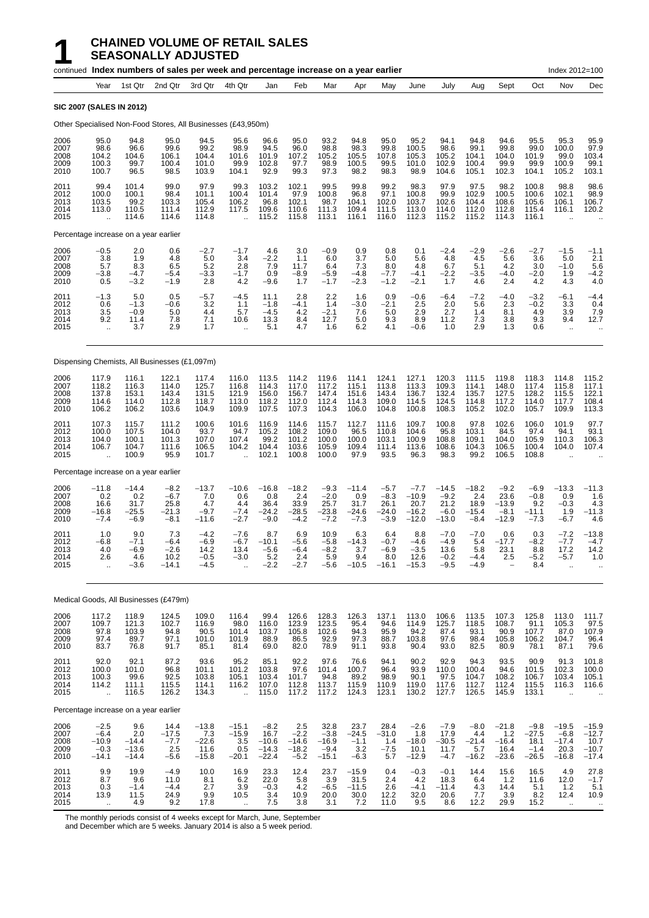# 1 CHAINED VOLUME OF RETAIL SALES SEASONALLY ADJUSTED

continued **Index numbers of sales per week and percentage increase on a year earlier** Index 2012=100

| Year | Year | 1st Qtr | 2nd Qtr | 3rd Qtr | 4th Qtr | Jan | Feb | Mar | Apr | May | June | July | Aug | Sept | Oct | Nov | Dec |
|---|---|---|---|---|---|---|---|---|---|---|---|---|---|---|---|---|---|
| **SIC 2007 (SALES IN 2012)** | | | | | | | | | | | | | | | | | |
| Other Specialised Non-Food Stores, All Businesses (£43,950m) | | | | | | | | | | | | | | | | | |
| 2006 | 95.0 | 94.8 | 95.0 | 94.5 | 95.6 | 96.6 | 95.0 | 93.2 | 94.8 | 95.0 | 95.2 | 94.1 | 94.8 | 94.6 | 95.5 | 95.3 | 95.9 |
| 2007 | 98.6 | 96.6 | 99.6 | 99.2 | 98.9 | 94.5 | 96.0 | 98.8 | 98.3 | 99.8 | 100.5 | 98.6 | 99.1 | 99.8 | 99.0 | 100.0 | 97.9 |
| 2008 | 104.2 | 104.6 | 106.1 | 104.4 | 101.6 | 101.9 | 107.2 | 105.2 | 105.5 | 107.8 | 105.3 | 105.2 | 104.1 | 104.0 | 101.9 | 99.0 | 103.4 |
| 2009 | 100.3 | 99.7 | 100.4 | 101.0 | 99.9 | 102.8 | 97.7 | 98.9 | 100.5 | 99.5 | 101.0 | 102.9 | 100.4 | 99.9 | 99.9 | 100.9 | 99.1 |
| 2010 | 100.7 | 96.5 | 98.5 | 103.9 | 104.1 | 92.9 | 99.3 | 97.3 | 98.2 | 98.3 | 98.9 | 104.6 | 105.1 | 102.3 | 104.1 | 105.2 | 103.1 |
| 2011 | 99.4 | 101.4 | 99.0 | 97.9 | 99.3 | 103.2 | 102.1 | 99.5 | 99.8 | 99.2 | 98.3 | 97.9 | 97.5 | 98.2 | 100.8 | 98.8 | 98.6 |
| 2012 | 100.0 | 100.1 | 98.4 | 101.1 | 100.4 | 101.4 | 97.9 | 100.8 | 96.8 | 97.1 | 100.8 | 99.9 | 102.9 | 100.5 | 100.6 | 102.1 | 98.9 |
| 2013 | 103.5 | 99.2 | 103.3 | 105.4 | 106.2 | 96.8 | 102.1 | 98.7 | 104.1 | 102.0 | 103.7 | 102.6 | 104.4 | 108.6 | 105.6 | 106.1 | 106.7 |
| 2014 | 113.0 | 110.5 | 111.4 | 112.9 | 117.5 | 109.6 | 110.6 | 111.3 | 109.4 | 111.5 | 113.0 | 114.0 | 112.0 | 112.8 | 115.4 | 116.1 | 120.2 |
| 2015 | .. | 114.6 | 114.6 | 114.8 | .. | 115.2 | 115.8 | 113.1 | 116.1 | 116.0 | 112.3 | 115.2 | 115.2 | 114.3 | 116.1 | .. | .. |
| Percentage increase on a year earlier | | | | | | | | | | | | | | | | | |
| 2006 | −0.5 | 2.0 | 0.6 | −2.7 | −1.7 | 4.6 | 3.0 | −0.9 | 0.9 | 0.8 | 0.1 | −2.4 | −2.9 | −2.6 | −2.7 | −1.5 | −1.1 |
| 2007 | 3.8 | 1.9 | 4.8 | 5.0 | 3.4 | −2.2 | 1.1 | 6.0 | 3.7 | 5.0 | 5.6 | 4.8 | 4.5 | 5.6 | 3.6 | 5.0 | 2.1 |
| 2008 | 5.7 | 8.3 | 6.5 | 5.2 | 2.8 | 7.9 | 11.7 | 6.4 | 7.3 | 8.0 | 4.8 | 6.7 | 5.1 | 4.2 | 3.0 | −1.0 | 5.6 |
| 2009 | −3.8 | −4.7 | −5.4 | −3.3 | −1.7 | 0.9 | −8.9 | −5.9 | −4.8 | −7.7 | −4.1 | −2.2 | −3.5 | −4.0 | −2.0 | 1.9 | −4.2 |
| 2010 | 0.5 | −3.2 | −1.9 | 2.8 | 4.2 | −9.6 | 1.7 | −1.7 | −2.3 | −1.2 | −2.1 | 1.7 | 4.6 | 2.4 | 4.2 | 4.3 | 4.0 |
| 2011 | −1.3 | 5.0 | 0.5 | −5.7 | −4.5 | 11.1 | 2.8 | 2.2 | 1.6 | 0.9 | −0.6 | −6.4 | −7.2 | −4.0 | −3.2 | −6.1 | −4.4 |
| 2012 | 0.6 | −1.3 | −0.6 | 3.2 | 1.1 | −1.8 | −4.1 | 1.4 | −3.0 | −2.1 | 2.5 | 2.0 | 5.6 | 2.3 | −0.2 | 3.3 | 0.4 |
| 2013 | 3.5 | −0.9 | 5.0 | 4.4 | 5.7 | −4.5 | 4.2 | −2.1 | 7.6 | 5.0 | 2.9 | 2.7 | 1.4 | 8.1 | 4.9 | 3.9 | 7.9 |
| 2014 | 9.2 | 11.4 | 7.8 | 7.1 | 10.6 | 13.3 | 8.4 | 12.7 | 5.0 | 9.3 | 8.9 | 11.2 | 7.3 | 3.8 | 9.3 | 9.4 | 12.7 |
| 2015 | .. | 3.7 | 2.9 | 1.7 | .. | 5.1 | 4.7 | 1.6 | 6.2 | 4.1 | −0.6 | 1.0 | 2.9 | 1.3 | 0.6 | .. | .. |
| Dispensing Chemists, All Businesses (£1,097m) | | | | | | | | | | | | | | | | | |
| 2006 | 117.9 | 116.1 | 122.1 | 117.4 | 116.0 | 113.5 | 114.2 | 119.6 | 114.1 | 124.1 | 127.1 | 120.3 | 111.5 | 119.8 | 118.3 | 114.8 | 115.2 |
| 2007 | 118.2 | 116.3 | 114.0 | 125.7 | 116.8 | 114.3 | 117.0 | 117.2 | 115.1 | 113.8 | 113.3 | 109.3 | 114.1 | 148.0 | 117.4 | 115.8 | 117.1 |
| 2008 | 137.8 | 153.1 | 143.4 | 131.5 | 121.9 | 156.0 | 156.7 | 147.4 | 151.6 | 143.4 | 136.7 | 132.4 | 135.7 | 127.5 | 128.2 | 115.5 | 122.1 |
| 2009 | 114.6 | 114.0 | 112.8 | 118.7 | 113.0 | 118.2 | 112.0 | 112.4 | 114.3 | 109.0 | 114.5 | 124.5 | 114.8 | 117.2 | 114.0 | 117.7 | 108.4 |
| 2010 | 106.2 | 106.2 | 103.6 | 104.9 | 109.9 | 107.5 | 107.3 | 104.3 | 106.0 | 104.8 | 100.8 | 108.3 | 105.2 | 102.0 | 105.7 | 109.9 | 113.3 |
| 2011 | 107.3 | 115.7 | 111.2 | 100.6 | 101.6 | 116.9 | 114.6 | 115.7 | 112.7 | 111.6 | 109.7 | 100.8 | 97.8 | 102.6 | 106.0 | 101.9 | 97.7 |
| 2012 | 100.0 | 107.5 | 104.0 | 93.7 | 94.7 | 105.2 | 108.2 | 109.0 | 96.5 | 110.8 | 104.6 | 95.8 | 103.1 | 84.5 | 97.4 | 94.1 | 93.1 |
| 2013 | 104.0 | 100.1 | 101.3 | 107.0 | 107.4 | 99.2 | 101.2 | 100.0 | 100.0 | 103.1 | 100.9 | 108.8 | 109.1 | 104.0 | 105.9 | 110.3 | 106.3 |
| 2014 | 106.7 | 104.7 | 111.6 | 106.5 | 104.2 | 104.4 | 103.6 | 105.9 | 109.4 | 111.4 | 113.6 | 108.6 | 104.3 | 106.5 | 100.4 | 104.0 | 107.4 |
| 2015 | .. | 100.9 | 95.9 | 101.7 | .. | 102.1 | 100.8 | 100.0 | 97.9 | 93.5 | 96.3 | 98.3 | 99.2 | 106.5 | 108.8 | .. | .. |
| Percentage increase on a year earlier | | | | | | | | | | | | | | | | | |
| 2006 | −11.8 | −14.4 | −8.2 | −13.7 | −10.6 | −16.8 | −18.2 | −9.3 | −11.4 | −5.7 | −7.7 | −14.5 | −18.2 | −9.2 | −6.9 | −13.3 | −11.3 |
| 2007 | 0.2 | 0.2 | −6.7 | 7.0 | 0.6 | 0.8 | 2.4 | −2.0 | 0.9 | −8.3 | −10.9 | −9.2 | 2.4 | 23.6 | −0.8 | 0.9 | 1.6 |
| 2008 | 16.6 | 31.7 | 25.8 | 4.7 | 4.4 | 36.4 | 33.9 | 25.7 | 31.7 | 26.1 | 20.7 | 21.2 | 18.9 | −13.9 | 9.2 | −0.3 | 4.3 |
| 2009 | −16.8 | −25.5 | −21.3 | −9.7 | −7.4 | −24.2 | −28.5 | −23.8 | −24.6 | −24.0 | −16.2 | −6.0 | −15.4 | −8.1 | −11.1 | 1.9 | −11.3 |
| 2010 | −7.4 | −6.9 | −8.1 | −11.6 | −2.7 | −9.0 | −4.2 | −7.2 | −7.3 | −3.9 | −12.0 | −13.0 | −8.4 | −12.9 | −7.3 | −6.7 | 4.6 |
| 2011 | 1.0 | 9.0 | 7.3 | −4.2 | −7.6 | 8.7 | 6.9 | 10.9 | 6.3 | 6.4 | 8.8 | −7.0 | −7.0 | 0.6 | 0.3 | −7.2 | −13.8 |
| 2012 | −6.8 | −7.1 | −6.4 | −6.9 | −6.7 | −10.1 | −5.6 | −5.8 | −14.3 | −0.7 | −4.6 | −4.9 | 5.4 | −17.7 | −8.2 | −7.7 | −4.7 |
| 2013 | 4.0 | −6.9 | −2.6 | 14.2 | 13.4 | −5.6 | −6.4 | −8.2 | 3.7 | −6.9 | −3.5 | 13.6 | 5.8 | 23.1 | 8.8 | 17.2 | 14.2 |
| 2014 | 2.6 | 4.6 | 10.2 | −0.5 | −3.0 | 5.2 | 2.4 | 5.9 | 9.4 | 8.0 | 12.6 | −0.2 | −4.4 | 2.5 | −5.2 | −5.7 | 1.0 |
| 2015 | .. | −3.6 | −14.1 | −4.5 | .. | −2.2 | −2.7 | −5.6 | −10.5 | −16.1 | −15.3 | −9.5 | −4.9 | – | 8.4 | .. | .. |
| Medical Goods, All Businesses (£479m) | | | | | | | | | | | | | | | | | |
| 2006 | 117.2 | 118.9 | 124.5 | 109.0 | 116.4 | 99.4 | 126.6 | 128.3 | 126.3 | 137.1 | 113.0 | 106.6 | 113.5 | 107.3 | 125.8 | 113.0 | 111.7 |
| 2007 | 109.7 | 121.3 | 102.7 | 116.9 | 98.0 | 116.0 | 123.9 | 123.5 | 95.4 | 94.6 | 114.9 | 125.7 | 118.5 | 108.7 | 91.1 | 105.3 | 97.5 |
| 2008 | 97.8 | 103.9 | 94.8 | 90.5 | 101.4 | 103.7 | 105.8 | 102.6 | 94.3 | 95.9 | 94.2 | 87.4 | 93.1 | 90.9 | 107.7 | 87.0 | 107.9 |
| 2009 | 97.4 | 89.7 | 97.1 | 101.0 | 101.9 | 88.9 | 86.5 | 92.9 | 97.3 | 88.7 | 103.8 | 97.6 | 98.4 | 105.8 | 106.2 | 104.7 | 96.4 |
| 2010 | 83.7 | 76.8 | 91.7 | 85.1 | 81.4 | 69.0 | 82.0 | 78.9 | 91.1 | 93.8 | 90.4 | 93.0 | 82.5 | 80.9 | 78.1 | 87.1 | 79.6 |
| 2011 | 92.0 | 92.1 | 87.2 | 93.6 | 95.2 | 85.1 | 92.2 | 97.6 | 76.6 | 94.1 | 90.2 | 92.9 | 94.3 | 93.5 | 90.9 | 91.3 | 101.8 |
| 2012 | 100.0 | 101.0 | 96.8 | 101.1 | 101.2 | 103.8 | 97.6 | 101.4 | 100.7 | 96.4 | 93.9 | 110.0 | 100.4 | 94.6 | 101.5 | 102.3 | 100.0 |
| 2013 | 100.3 | 99.6 | 92.5 | 103.8 | 105.1 | 103.4 | 101.7 | 94.8 | 89.2 | 98.9 | 90.1 | 97.5 | 104.7 | 108.2 | 106.7 | 103.4 | 105.1 |
| 2014 | 114.2 | 111.1 | 115.5 | 114.1 | 116.2 | 107.0 | 112.8 | 113.7 | 115.9 | 110.9 | 119.0 | 117.6 | 112.7 | 112.4 | 115.5 | 116.3 | 116.6 |
| 2015 | .. | 116.5 | 126.2 | 134.3 | .. | 115.0 | 117.2 | 117.2 | 124.3 | 123.1 | 130.2 | 127.7 | 126.5 | 145.9 | 133.1 | .. | .. |
| Percentage increase on a year earlier | | | | | | | | | | | | | | | | | |
| 2006 | −2.5 | 9.6 | 14.4 | −13.8 | −15.1 | −8.2 | 2.5 | 32.8 | 23.7 | 28.4 | −2.6 | −7.9 | −8.0 | −21.8 | −9.8 | −19.5 | −15.9 |
| 2007 | −6.4 | 2.0 | −17.5 | 7.3 | −15.9 | 16.7 | −2.2 | −3.8 | −24.5 | −31.0 | 1.8 | 17.9 | 4.4 | 1.2 | −27.5 | −6.8 | −12.7 |
| 2008 | −10.9 | −14.4 | −7.7 | −22.6 | 3.5 | −10.6 | −14.6 | −16.9 | −1.1 | 1.4 | −18.0 | −30.5 | −21.4 | −16.4 | 18.1 | −17.4 | 10.7 |
| 2009 | −0.3 | −13.6 | 2.5 | 11.6 | 0.5 | −14.3 | −18.2 | −9.4 | 3.2 | −7.5 | 10.1 | 11.7 | 5.7 | 16.4 | −1.4 | 20.3 | −10.7 |
| 2010 | −14.1 | −14.4 | −5.6 | −15.8 | −20.1 | −22.4 | −5.2 | −15.1 | −6.3 | 5.7 | −12.9 | −4.7 | −16.2 | −23.6 | −26.5 | −16.8 | −17.4 |
| 2011 | 9.9 | 19.9 | −4.9 | 10.0 | 16.9 | 23.3 | 12.4 | 23.7 | −15.9 | 0.4 | −0.3 | −0.1 | 14.4 | 15.6 | 16.5 | 4.9 | 27.8 |
| 2012 | 8.7 | 9.6 | 11.0 | 8.1 | 6.2 | 22.0 | 5.8 | 3.9 | 31.5 | 2.4 | 4.2 | 18.3 | 6.4 | 1.2 | 11.6 | 12.0 | −1.7 |
| 2013 | 0.3 | −1.4 | −4.4 | 2.7 | 3.9 | −0.3 | 4.2 | −6.5 | −11.5 | 2.6 | −4.1 | −11.4 | 4.3 | 14.4 | 5.1 | 1.2 | 5.1 |
| 2014 | 13.9 | 11.5 | 24.9 | 9.9 | 10.5 | 3.4 | 10.9 | 20.0 | 30.0 | 12.2 | 32.0 | 20.6 | 7.7 | 3.9 | 8.2 | 12.4 | 10.9 |
| 2015 | .. | 4.9 | 9.2 | 17.8 | .. | 7.5 | 3.8 | 3.1 | 7.2 | 11.0 | 9.5 | 8.6 | 12.2 | 29.9 | 15.2 | .. | .. |

The monthly periods consist of 4 weeks except for March, June, September and December which are 5 weeks. January 2014 is also a 5 week period.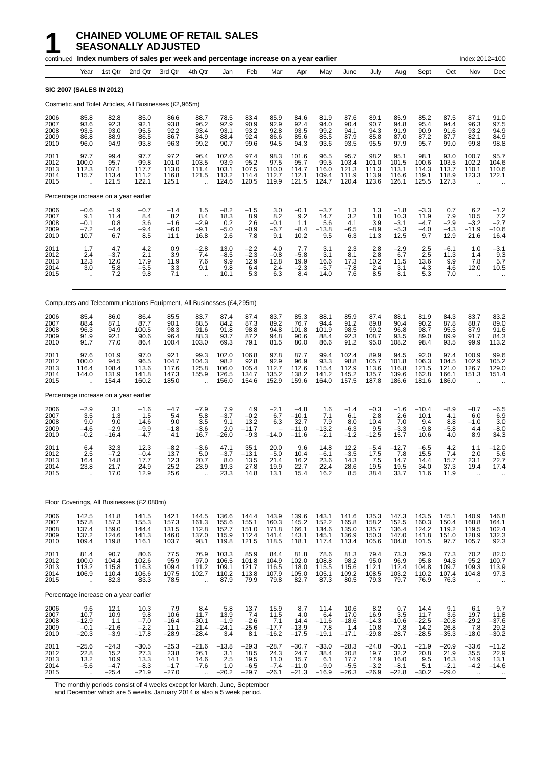# 1 CHAINED VOLUME OF RETAIL SALES SEASONALLY ADJUSTED

continued **Index numbers of sales per week and percentage increase on a year earlier** Index 2012=100

| | Year | 1st Qtr | 2nd Qtr | 3rd Qtr | 4th Qtr | Jan | Feb | Mar | Apr | May | June | July | Aug | Sept | Oct | Nov | Dec |
|---|---|---|---|---|---|---|---|---|---|---|---|---|---|---|---|---|---|
| **SIC 2007 (SALES IN 2012)** | | | | | | | | | | | | | | | | | |
| Cosmetic and Toilet Articles, All Businesses (£2,965m) | | | | | | | | | | | | | | | | | |
| 2006 | 85.8 | 82.8 | 85.0 | 86.6 | 88.7 | 78.5 | 83.4 | 85.9 | 84.6 | 81.9 | 87.6 | 89.1 | 85.9 | 85.2 | 87.5 | 87.1 | 91.0 |
| 2007 | 93.6 | 92.3 | 92.1 | 93.8 | 96.2 | 92.9 | 90.9 | 92.9 | 92.4 | 94.0 | 90.4 | 90.7 | 94.8 | 95.4 | 94.4 | 96.3 | 97.5 |
| 2008 | 93.5 | 93.0 | 95.5 | 92.2 | 93.4 | 93.1 | 93.2 | 92.8 | 93.5 | 99.2 | 94.1 | 94.3 | 91.9 | 90.9 | 91.6 | 93.2 | 94.9 |
| 2009 | 86.8 | 88.9 | 86.5 | 86.7 | 84.9 | 88.4 | 92.4 | 86.6 | 85.6 | 85.5 | 87.9 | 85.8 | 87.0 | 87.2 | 87.7 | 82.1 | 84.9 |
| 2010 | 96.0 | 94.9 | 93.8 | 96.3 | 99.2 | 90.7 | 99.6 | 94.5 | 94.3 | 93.6 | 93.5 | 95.5 | 97.9 | 95.7 | 99.0 | 99.8 | 98.8 |
| 2011 | 97.7 | 99.4 | 97.7 | 97.2 | 96.4 | 102.6 | 97.4 | 98.3 | 101.6 | 96.5 | 95.7 | 98.2 | 95.1 | 98.1 | 93.0 | 100.7 | 95.7 |
| 2012 | 100.0 | 95.7 | 99.8 | 101.0 | 103.5 | 93.9 | 95.2 | 97.5 | 95.7 | 99.5 | 103.4 | 101.0 | 101.5 | 100.6 | 103.5 | 102.2 | 104.6 |
| 2013 | 112.3 | 107.1 | 117.7 | 113.0 | 111.4 | 103.1 | 107.5 | 110.0 | 114.7 | 116.0 | 121.3 | 111.3 | 113.1 | 114.3 | 113.7 | 110.1 | 110.6 |
| 2014 | 115.7 | 113.4 | 111.2 | 116.8 | 121.5 | 113.2 | 114.4 | 112.7 | 112.1 | 109.4 | 111.9 | 113.9 | 116.6 | 119.1 | 118.9 | 123.3 | 122.1 |
| 2015 | .. | 121.5 | 122.1 | 125.1 | .. | 124.6 | 120.5 | 119.9 | 121.5 | 124.7 | 120.4 | 123.6 | 126.1 | 125.5 | 127.3 | .. | .. |
| Percentage increase on a year earlier | | | | | | | | | | | | | | | | | |
| 2006 | −0.6 | −1.9 | −0.7 | −1.4 | 1.5 | −8.2 | −1.5 | 3.0 | −0.1 | −3.7 | 1.3 | 1.3 | −1.8 | −3.3 | 0.7 | 6.2 | −1.2 |
| 2007 | 9.1 | 11.4 | 8.4 | 8.2 | 8.4 | 18.3 | 8.9 | 8.2 | 9.2 | 14.7 | 3.2 | 1.8 | 10.3 | 11.9 | 7.9 | 10.5 | 7.2 |
| 2008 | −0.1 | 0.8 | 3.6 | −1.6 | −2.9 | 0.2 | 2.6 | −0.1 | 1.1 | 5.6 | 4.1 | 3.9 | −3.1 | −4.7 | −2.9 | −3.2 | −2.7 |
| 2009 | −7.2 | −4.4 | −9.4 | −6.0 | −9.1 | −5.0 | −0.9 | −6.7 | −8.4 | −13.8 | −6.5 | −8.9 | −5.3 | −4.0 | −4.3 | −11.9 | −10.6 |
| 2010 | 10.7 | 6.7 | 8.5 | 11.1 | 16.8 | 2.6 | 7.8 | 9.1 | 10.2 | 9.5 | 6.3 | 11.3 | 12.5 | 9.7 | 12.9 | 21.6 | 16.4 |
| 2011 | 1.7 | 4.7 | 4.2 | 0.9 | −2.8 | 13.0 | −2.2 | 4.0 | 7.7 | 3.1 | 2.3 | 2.8 | −2.9 | 2.5 | −6.1 | 1.0 | −3.1 |
| 2012 | 2.4 | −3.7 | 2.1 | 3.9 | 7.4 | −8.5 | −2.3 | −0.8 | −5.8 | 3.1 | 8.1 | 2.8 | 6.7 | 2.5 | 11.3 | 1.4 | 9.3 |
| 2013 | 12.3 | 12.0 | 17.9 | 11.9 | 7.6 | 9.9 | 12.9 | 12.8 | 19.9 | 16.6 | 17.3 | 10.2 | 11.5 | 13.6 | 9.9 | 7.8 | 5.7 |
| 2014 | 3.0 | 5.8 | −5.5 | 3.3 | 9.1 | 9.8 | 6.4 | 2.4 | −2.3 | −5.7 | −7.8 | 2.4 | 3.1 | 4.3 | 4.6 | 12.0 | 10.5 |
| 2015 | .. | 7.2 | 9.8 | 7.1 | .. | 10.1 | 5.3 | 6.3 | 8.4 | 14.0 | 7.6 | 8.5 | 8.1 | 5.3 | 7.0 | .. | .. |
| Computers and Telecommunications Equipment, All Businesses (£4,295m) | | | | | | | | | | | | | | | | | |
| 2006 | 85.4 | 86.0 | 86.4 | 85.5 | 83.7 | 87.4 | 87.4 | 83.7 | 85.3 | 88.1 | 85.9 | 87.4 | 88.1 | 81.9 | 84.3 | 83.7 | 83.2 |
| 2007 | 88.4 | 87.1 | 87.7 | 90.1 | 88.5 | 84.2 | 87.3 | 89.2 | 76.7 | 94.4 | 91.2 | 89.8 | 90.4 | 90.2 | 87.8 | 88.7 | 89.0 |
| 2008 | 96.3 | 94.9 | 100.5 | 98.3 | 91.6 | 91.8 | 98.8 | 94.8 | 101.8 | 101.9 | 98.5 | 99.2 | 96.8 | 98.7 | 95.5 | 87.9 | 91.6 |
| 2009 | 91.9 | 92.1 | 90.6 | 96.4 | 88.3 | 93.7 | 87.2 | 94.8 | 90.6 | 88.4 | 92.3 | 108.7 | 93.5 | 89.0 | 89.9 | 91.7 | 84.3 |
| 2010 | 91.7 | 77.0 | 86.4 | 100.4 | 103.0 | 69.3 | 79.1 | 81.5 | 80.0 | 86.6 | 91.2 | 95.0 | 108.2 | 98.4 | 93.5 | 99.9 | 113.2 |
| 2011 | 97.6 | 101.9 | 97.0 | 92.1 | 99.3 | 102.0 | 106.8 | 97.8 | 87.7 | 99.4 | 102.4 | 89.9 | 94.5 | 92.0 | 97.4 | 100.9 | 99.6 |
| 2012 | 100.0 | 94.5 | 96.5 | 104.7 | 104.3 | 98.2 | 92.8 | 92.9 | 96.9 | 93.3 | 98.8 | 105.7 | 101.8 | 106.3 | 104.5 | 102.9 | 105.2 |
| 2013 | 116.4 | 108.4 | 113.6 | 117.6 | 125.8 | 106.0 | 105.4 | 112.7 | 112.6 | 115.4 | 112.9 | 113.6 | 116.8 | 121.5 | 121.0 | 126.7 | 129.0 |
| 2014 | 144.0 | 131.9 | 141.8 | 147.3 | 155.9 | 126.5 | 134.7 | 135.2 | 138.2 | 141.2 | 145.2 | 135.7 | 139.6 | 162.8 | 166.1 | 151.3 | 151.4 |
| 2015 | .. | 154.4 | 160.2 | 185.0 | .. | 156.0 | 154.6 | 152.9 | 159.6 | 164.0 | 157.5 | 187.8 | 186.6 | 181.6 | 186.0 | .. | .. |
| Percentage increase on a year earlier | | | | | | | | | | | | | | | | | |
| 2006 | −2.9 | 3.1 | −1.6 | −4.7 | −7.9 | 7.9 | 4.9 | −2.1 | −4.8 | 1.6 | −1.4 | −0.3 | −1.6 | −10.4 | −8.9 | −8.7 | −6.5 |
| 2007 | 3.5 | 1.3 | 1.5 | 5.4 | 5.8 | −3.7 | −0.2 | 6.7 | −10.1 | 7.1 | 6.1 | 2.8 | 2.6 | 10.1 | 4.1 | 6.0 | 6.9 |
| 2008 | 9.0 | 9.0 | 14.6 | 9.0 | 3.5 | 9.1 | 13.2 | 6.3 | 32.7 | 7.9 | 8.0 | 10.4 | 7.0 | 9.4 | 8.8 | −1.0 | 3.0 |
| 2009 | −4.6 | −2.9 | −9.9 | −1.8 | −3.6 | 2.0 | −11.7 | – | −11.0 | −13.2 | −6.3 | 9.5 | −3.3 | −9.8 | −5.8 | 4.4 | −8.0 |
| 2010 | −0.2 | −16.4 | −4.7 | 4.1 | 16.7 | −26.0 | −9.3 | −14.0 | −11.6 | −2.1 | −1.2 | −12.5 | 15.7 | 10.6 | 4.0 | 8.9 | 34.3 |
| 2011 | 6.4 | 32.3 | 12.3 | −8.2 | −3.6 | 47.1 | 35.1 | 20.0 | 9.6 | 14.8 | 12.2 | −5.4 | −12.7 | −6.5 | 4.2 | 1.1 | −12.0 |
| 2012 | 2.5 | −7.2 | −0.4 | 13.7 | 5.0 | −3.7 | −13.1 | −5.0 | 10.4 | −6.1 | −3.5 | 17.5 | 7.8 | 15.5 | 7.4 | 2.0 | 5.6 |
| 2013 | 16.4 | 14.8 | 17.7 | 12.3 | 20.7 | 8.0 | 13.5 | 21.4 | 16.2 | 23.6 | 14.3 | 7.5 | 14.7 | 14.4 | 15.7 | 23.1 | 22.7 |
| 2014 | 23.8 | 21.7 | 24.9 | 25.2 | 23.9 | 19.3 | 27.8 | 19.9 | 22.7 | 22.4 | 28.6 | 19.5 | 19.5 | 34.0 | 37.3 | 19.4 | 17.4 |
| 2015 | .. | 17.0 | 12.9 | 25.6 | .. | 23.3 | 14.8 | 13.1 | 15.4 | 16.2 | 8.5 | 38.4 | 33.7 | 11.6 | 11.9 | .. | .. |
| Floor Coverings, All Businesses (£2,080m) | | | | | | | | | | | | | | | | | |
| 2006 | 142.5 | 141.8 | 141.5 | 142.1 | 144.5 | 136.6 | 144.4 | 143.9 | 139.6 | 143.1 | 141.6 | 135.3 | 147.3 | 143.5 | 145.1 | 140.9 | 146.8 |
| 2007 | 157.8 | 157.3 | 155.3 | 157.3 | 161.3 | 155.6 | 155.1 | 160.3 | 145.2 | 152.2 | 165.8 | 158.2 | 152.5 | 160.3 | 150.4 | 168.8 | 164.1 |
| 2008 | 137.4 | 159.0 | 144.4 | 131.5 | 112.8 | 152.7 | 151.0 | 171.8 | 166.1 | 134.6 | 135.0 | 135.7 | 136.4 | 124.2 | 119.2 | 119.5 | 102.4 |
| 2009 | 137.2 | 124.6 | 141.3 | 146.0 | 137.0 | 115.9 | 112.4 | 141.4 | 143.1 | 145.1 | 136.9 | 150.3 | 147.0 | 141.8 | 151.0 | 128.9 | 132.3 |
| 2010 | 109.4 | 119.8 | 116.1 | 103.7 | 98.1 | 119.8 | 121.5 | 118.5 | 118.1 | 117.4 | 113.4 | 105.6 | 104.8 | 101.5 | 97.7 | 105.7 | 92.3 |
| 2011 | 81.4 | 90.7 | 80.6 | 77.5 | 76.9 | 103.3 | 85.9 | 84.4 | 81.8 | 78.6 | 81.3 | 79.4 | 73.3 | 79.3 | 77.3 | 70.2 | 82.0 |
| 2012 | 100.0 | 104.4 | 102.6 | 95.9 | 97.0 | 106.5 | 101.8 | 104.9 | 102.0 | 108.8 | 98.2 | 95.0 | 96.9 | 95.8 | 94.3 | 95.2 | 100.7 |
| 2013 | 113.2 | 115.8 | 116.3 | 109.4 | 111.2 | 109.1 | 121.7 | 116.5 | 118.0 | 115.5 | 115.6 | 112.1 | 112.4 | 104.8 | 109.7 | 109.3 | 113.9 |
| 2014 | 106.9 | 110.4 | 106.6 | 107.5 | 102.7 | 110.2 | 113.8 | 107.9 | 105.0 | 105.1 | 109.2 | 108.5 | 103.2 | 110.2 | 107.4 | 104.8 | 97.3 |
| 2015 | .. | 82.3 | 83.3 | 78.5 | .. | 87.9 | 79.9 | 79.8 | 82.7 | 87.3 | 80.5 | 79.3 | 79.7 | 76.9 | 76.3 | .. | .. |
| Percentage increase on a year earlier | | | | | | | | | | | | | | | | | |
| 2006 | 9.6 | 12.1 | 10.3 | 7.9 | 8.4 | 5.8 | 13.7 | 15.9 | 8.7 | 11.4 | 10.6 | 8.2 | 0.7 | 14.4 | 9.1 | 6.1 | 9.7 |
| 2007 | 10.7 | 10.9 | 9.8 | 10.6 | 11.7 | 13.9 | 7.4 | 11.5 | 4.0 | 6.4 | 17.0 | 16.9 | 3.5 | 11.7 | 3.6 | 19.7 | 11.8 |
| 2008 | −12.9 | 1.1 | −7.0 | −16.4 | −30.1 | −1.9 | −2.6 | 7.1 | 14.4 | −11.6 | −18.6 | −14.3 | −10.6 | −22.5 | −20.8 | −29.2 | −37.6 |
| 2009 | −0.1 | −21.6 | −2.2 | 11.1 | 21.4 | −24.1 | −25.6 | −17.7 | −13.9 | 7.8 | 1.4 | 10.8 | 7.8 | 14.2 | 26.8 | 7.8 | 29.2 |
| 2010 | −20.3 | −3.9 | −17.8 | −28.9 | −28.4 | 3.4 | 8.1 | −16.2 | −17.5 | −19.1 | −17.1 | −29.8 | −28.7 | −28.5 | −35.3 | −18.0 | −30.2 |
| 2011 | −25.6 | −24.3 | −30.5 | −25.3 | −21.6 | −13.8 | −29.3 | −28.7 | −30.7 | −33.0 | −28.3 | −24.8 | −30.1 | −21.9 | −20.9 | −33.6 | −11.2 |
| 2012 | 22.8 | 15.2 | 27.3 | 23.8 | 26.1 | 3.1 | 18.5 | 24.3 | 24.7 | 38.4 | 20.8 | 19.7 | 32.2 | 20.8 | 21.9 | 35.5 | 22.9 |
| 2013 | 13.2 | 10.9 | 13.3 | 14.1 | 14.6 | 2.5 | 19.5 | 11.0 | 15.7 | 6.1 | 17.7 | 17.9 | 16.0 | 9.5 | 16.3 | 14.9 | 13.1 |
| 2014 | −5.6 | −4.7 | −8.3 | −1.7 | −7.6 | 1.0 | −6.5 | −7.4 | −11.0 | −9.0 | −5.5 | −3.2 | −8.1 | 5.1 | −2.1 | −4.2 | −14.6 |
| 2015 | .. | −25.4 | −21.9 | −27.0 | .. | −20.2 | −29.7 | −26.1 | −21.3 | −16.9 | −26.3 | −26.9 | −22.8 | −30.2 | −29.0 | .. | .. |

The monthly periods consist of 4 weeks except for March, June, September and December which are 5 weeks. January 2014 is also a 5 week period.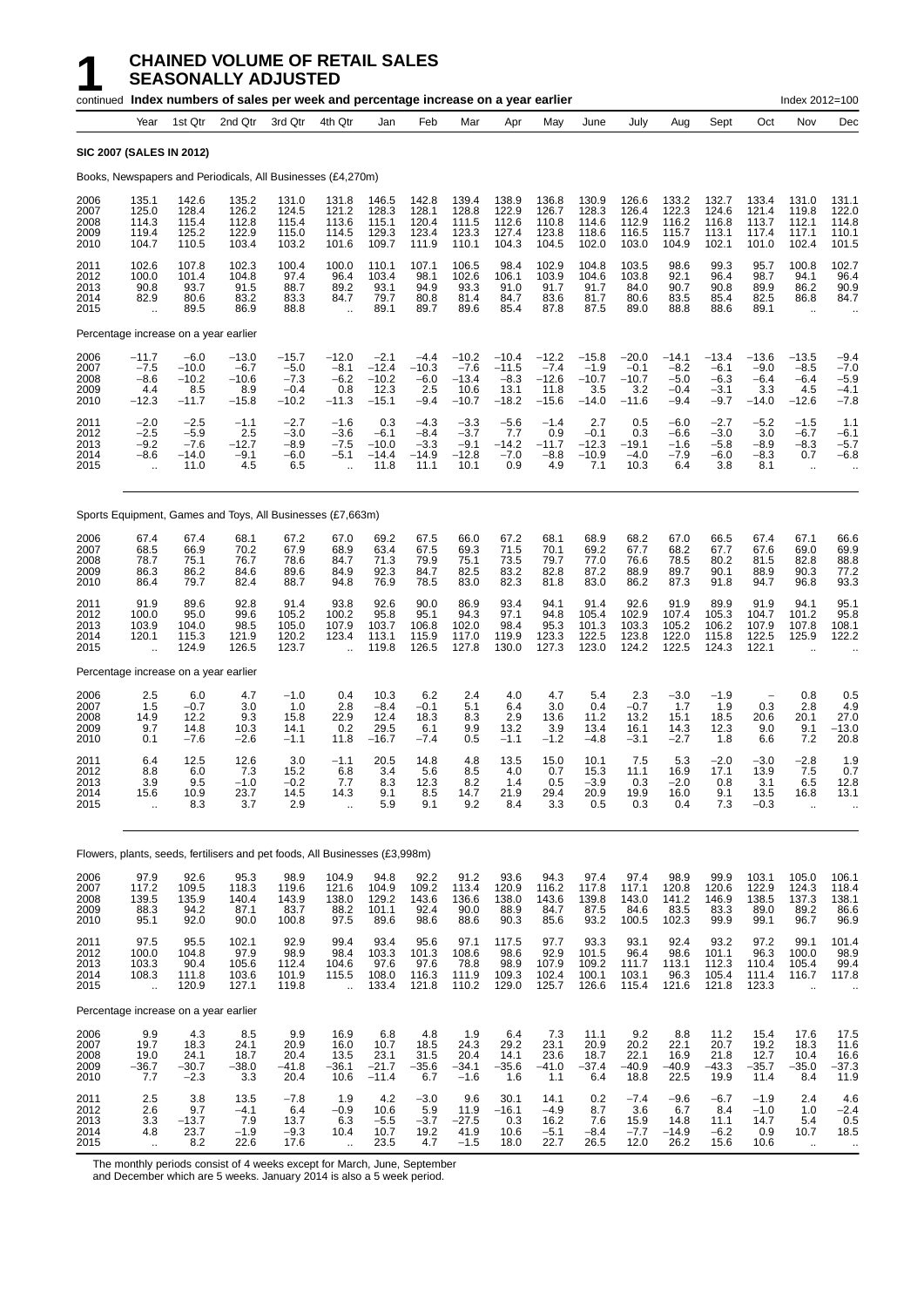# 1 CHAINED VOLUME OF RETAIL SALES SEASONALLY ADJUSTED

continued **Index numbers of sales per week and percentage increase on a year earlier** Index 2012=100

| Year | 1st Qtr | 2nd Qtr | 3rd Qtr | 4th Qtr | Jan | Feb | Mar | Apr | May | June | July | Aug | Sept | Oct | Nov | Dec |
|---|---|---|---|---|---|---|---|---|---|---|---|---|---|---|---|---|
| **SIC 2007 (SALES IN 2012)** | | | | | | | | | | | | | | | | |
| Books, Newspapers and Periodicals, All Businesses (£4,270m) | | | | | | | | | | | | | | | | |
| 2006 | 135.1 | 142.6 | 135.2 | 131.0 | 131.8 | 146.5 | 142.8 | 139.4 | 138.9 | 136.8 | 130.9 | 126.6 | 133.2 | 132.7 | 133.4 | 131.0 | 131.1 |
| 2007 | 125.0 | 128.4 | 126.2 | 124.5 | 121.2 | 128.3 | 128.1 | 128.8 | 122.9 | 126.7 | 128.3 | 126.4 | 122.3 | 124.6 | 121.4 | 119.8 | 122.0 |
| 2008 | 114.3 | 115.4 | 112.8 | 115.4 | 113.6 | 115.1 | 120.4 | 111.5 | 112.6 | 110.8 | 114.6 | 112.9 | 116.2 | 116.8 | 113.7 | 112.1 | 114.8 |
| 2009 | 119.4 | 125.2 | 122.9 | 115.0 | 114.5 | 129.3 | 123.4 | 123.3 | 127.4 | 123.8 | 118.6 | 116.5 | 115.7 | 113.1 | 117.4 | 117.1 | 110.1 |
| 2010 | 104.7 | 110.5 | 103.4 | 103.2 | 101.6 | 109.7 | 111.9 | 110.1 | 104.3 | 104.5 | 102.0 | 103.0 | 104.9 | 102.1 | 101.0 | 102.4 | 101.5 |
| 2011 | 102.6 | 107.8 | 102.3 | 100.4 | 100.0 | 110.1 | 107.1 | 106.5 | 98.4 | 102.9 | 104.8 | 103.5 | 98.6 | 99.3 | 95.7 | 100.8 | 102.7 |
| 2012 | 100.0 | 101.4 | 104.8 | 97.4 | 96.4 | 103.4 | 98.1 | 102.6 | 106.1 | 103.9 | 104.6 | 103.8 | 92.1 | 96.4 | 98.7 | 94.1 | 96.4 |
| 2013 | 90.8 | 93.7 | 91.5 | 88.7 | 89.2 | 93.1 | 94.9 | 93.3 | 91.0 | 91.7 | 91.7 | 84.0 | 90.7 | 90.8 | 89.9 | 86.2 | 90.9 |
| 2014 | 82.9 | 80.6 | 83.2 | 83.3 | 84.7 | 79.7 | 80.8 | 81.4 | 84.7 | 83.6 | 81.7 | 80.6 | 83.5 | 85.4 | 82.5 | 86.8 | 84.7 |
| 2015 | .. | 89.5 | 86.9 | 88.8 | .. | 89.1 | 89.7 | 89.6 | 85.4 | 87.8 | 87.5 | 89.0 | 88.8 | 88.6 | 89.1 | .. | .. |
| Percentage increase on a year earlier | | | | | | | | | | | | | | | | |
| 2006 | −11.7 | −6.0 | −13.0 | −15.7 | −12.0 | −2.1 | −4.4 | −10.2 | −10.4 | −12.2 | −15.8 | −20.0 | −14.1 | −13.4 | −13.6 | −13.5 | −9.4 |
| 2007 | −7.5 | −10.0 | −6.7 | −5.0 | −8.1 | −12.4 | −10.3 | −7.6 | −11.5 | −7.4 | −1.9 | −0.1 | −8.2 | −6.1 | −9.0 | −8.5 | −7.0 |
| 2008 | −8.6 | −10.2 | −10.6 | −7.3 | −6.2 | −10.2 | −6.0 | −13.4 | −8.3 | −12.6 | −10.7 | −10.7 | −5.0 | −6.3 | −6.4 | −6.4 | −5.9 |
| 2009 | 4.4 | 8.5 | 8.9 | −0.4 | 0.8 | 12.3 | 2.5 | 10.6 | 13.1 | 11.8 | 3.5 | 3.2 | −0.4 | −3.1 | 3.3 | 4.5 | −4.1 |
| 2010 | −12.3 | −11.7 | −15.8 | −10.2 | −11.3 | −15.1 | −9.4 | −10.7 | −18.2 | −15.6 | −14.0 | −11.6 | −9.4 | −9.7 | −14.0 | −12.6 | −7.8 |
| 2011 | −2.0 | −2.5 | −1.1 | −2.7 | −1.6 | 0.3 | −4.3 | −3.3 | −5.6 | −1.4 | 2.7 | 0.5 | −6.0 | −2.7 | −5.2 | −1.5 | 1.1 |
| 2012 | −2.5 | −5.9 | 2.5 | −3.0 | −3.6 | −6.1 | −8.4 | −3.7 | 7.7 | 0.9 | −0.1 | 0.3 | −6.6 | −3.0 | 3.0 | −6.7 | −6.1 |
| 2013 | −9.2 | −7.6 | −12.7 | −8.9 | −7.5 | −10.0 | −3.3 | −9.1 | −14.2 | −11.7 | −12.3 | −19.1 | −1.6 | −5.8 | −8.9 | −8.3 | −5.7 |
| 2014 | −8.6 | −14.0 | −9.1 | −6.0 | −5.1 | −14.4 | −14.9 | −12.8 | −7.0 | −8.8 | −10.9 | −4.0 | −7.9 | −6.0 | −8.3 | 0.7 | −6.8 |
| 2015 | .. | 11.0 | 4.5 | 6.5 | .. | 11.8 | 11.1 | 10.1 | 0.9 | 4.9 | 7.1 | 10.3 | 6.4 | 3.8 | 8.1 | .. | .. |
| Sports Equipment, Games and Toys, All Businesses (£7,663m) | | | | | | | | | | | | | | | | |
| 2006 | 67.4 | 67.4 | 68.1 | 67.2 | 67.0 | 69.2 | 67.5 | 66.0 | 67.2 | 68.1 | 68.9 | 68.2 | 67.0 | 66.5 | 67.4 | 67.1 | 66.6 |
| 2007 | 68.5 | 66.9 | 70.2 | 67.9 | 68.9 | 63.4 | 67.5 | 69.3 | 71.5 | 70.1 | 69.2 | 67.7 | 68.2 | 67.7 | 67.6 | 69.0 | 69.9 |
| 2008 | 78.7 | 75.1 | 76.7 | 78.6 | 84.7 | 71.3 | 79.9 | 75.1 | 73.5 | 79.7 | 77.0 | 76.6 | 78.5 | 80.2 | 81.5 | 82.8 | 88.8 |
| 2009 | 86.3 | 86.2 | 84.6 | 89.6 | 84.9 | 92.3 | 84.7 | 82.5 | 83.2 | 82.8 | 87.2 | 88.9 | 89.7 | 90.1 | 88.9 | 90.3 | 77.2 |
| 2010 | 86.4 | 79.7 | 82.4 | 88.7 | 94.8 | 76.9 | 78.5 | 83.0 | 82.3 | 81.8 | 83.0 | 86.2 | 87.3 | 91.8 | 94.7 | 96.8 | 93.3 |
| 2011 | 91.9 | 89.6 | 92.8 | 91.4 | 93.8 | 92.6 | 90.0 | 86.9 | 93.4 | 94.1 | 91.4 | 92.6 | 91.9 | 89.9 | 91.9 | 94.1 | 95.1 |
| 2012 | 100.0 | 95.0 | 99.6 | 105.2 | 100.2 | 95.8 | 95.1 | 94.3 | 97.1 | 94.8 | 105.4 | 102.9 | 107.4 | 105.3 | 104.7 | 101.2 | 95.8 |
| 2013 | 103.9 | 104.0 | 98.5 | 105.0 | 107.9 | 103.7 | 106.8 | 102.0 | 98.4 | 95.3 | 101.3 | 103.3 | 105.2 | 106.2 | 107.9 | 107.8 | 108.1 |
| 2014 | 120.1 | 115.3 | 121.9 | 120.2 | 123.4 | 113.1 | 115.9 | 117.0 | 119.9 | 123.3 | 122.5 | 123.8 | 122.0 | 115.8 | 122.5 | 125.9 | 122.2 |
| 2015 | .. | 124.9 | 126.5 | 123.7 | .. | 119.8 | 126.5 | 127.8 | 130.0 | 127.3 | 123.0 | 124.2 | 122.5 | 124.3 | 122.1 | .. | .. |
| Percentage increase on a year earlier | | | | | | | | | | | | | | | | |
| 2006 | 2.5 | 6.0 | 4.7 | −1.0 | 0.4 | 10.3 | 6.2 | 2.4 | 4.0 | 4.7 | 5.4 | 2.3 | −3.0 | −1.9 | − | 0.8 | 0.5 |
| 2007 | 1.5 | −0.7 | 3.0 | 1.0 | 2.8 | −8.4 | −0.1 | 5.1 | 6.4 | 3.0 | 0.4 | −0.7 | 1.7 | 1.9 | 0.3 | 2.8 | 4.9 |
| 2008 | 14.9 | 12.2 | 9.3 | 15.8 | 22.9 | 12.4 | 18.3 | 8.3 | 2.9 | 13.6 | 11.2 | 13.2 | 15.1 | 18.5 | 20.6 | 20.1 | 27.0 |
| 2009 | 9.7 | 14.8 | 10.3 | 14.1 | 0.2 | 29.5 | 6.1 | 9.9 | 13.2 | 3.9 | 13.4 | 16.1 | 14.3 | 12.3 | 9.0 | 9.1 | −13.0 |
| 2010 | 0.1 | −7.6 | −2.6 | −1.1 | 11.8 | −16.7 | −7.4 | 0.5 | −1.1 | −1.2 | −4.8 | −3.1 | −2.7 | 1.8 | 6.6 | 7.2 | 20.8 |
| 2011 | 6.4 | 12.5 | 12.6 | 3.0 | −1.1 | 20.5 | 14.8 | 4.8 | 13.5 | 15.0 | 10.1 | 7.5 | 5.3 | −2.0 | −3.0 | −2.8 | 1.9 |
| 2012 | 8.8 | 6.0 | 7.3 | 15.2 | 6.8 | 3.4 | 5.6 | 8.5 | 4.0 | 0.7 | 15.3 | 11.1 | 16.9 | 17.1 | 13.9 | 7.5 | 0.7 |
| 2013 | 3.9 | 9.5 | −1.0 | −0.2 | 7.7 | 8.3 | 12.3 | 8.2 | 1.4 | 0.5 | −3.9 | 0.3 | −2.0 | 0.8 | 3.1 | 6.5 | 12.8 |
| 2014 | 15.6 | 10.9 | 23.7 | 14.5 | 14.3 | 9.1 | 8.5 | 14.7 | 21.9 | 29.4 | 20.9 | 19.9 | 16.0 | 9.1 | 13.5 | 16.8 | 13.1 |
| 2015 | .. | 8.3 | 3.7 | 2.9 | .. | 5.9 | 9.1 | 9.2 | 8.4 | 3.3 | 0.5 | 0.3 | 0.4 | 7.3 | −0.3 | .. | .. |
| Flowers, plants, seeds, fertilisers and pet foods, All Businesses (£3,998m) | | | | | | | | | | | | | | | | |
| 2006 | 97.9 | 92.6 | 95.3 | 98.9 | 104.9 | 94.8 | 92.2 | 91.2 | 93.6 | 94.3 | 97.4 | 97.4 | 98.9 | 99.9 | 103.1 | 105.0 | 106.1 |
| 2007 | 117.2 | 109.5 | 118.3 | 119.6 | 121.6 | 104.9 | 109.2 | 113.4 | 120.9 | 116.2 | 117.8 | 117.1 | 120.8 | 120.6 | 122.9 | 124.3 | 118.4 |
| 2008 | 139.5 | 135.9 | 140.4 | 143.9 | 138.0 | 129.2 | 143.6 | 136.6 | 138.0 | 143.6 | 139.8 | 143.0 | 141.2 | 146.9 | 138.5 | 137.3 | 138.1 |
| 2009 | 88.3 | 94.2 | 87.1 | 83.7 | 88.2 | 101.1 | 92.4 | 90.0 | 88.9 | 84.7 | 87.5 | 84.6 | 83.5 | 83.3 | 89.0 | 89.2 | 86.6 |
| 2010 | 95.1 | 92.0 | 90.0 | 100.8 | 97.5 | 89.6 | 98.6 | 88.6 | 90.3 | 85.6 | 93.2 | 100.5 | 102.3 | 99.9 | 99.1 | 96.7 | 96.9 |
| 2011 | 97.5 | 95.5 | 102.1 | 92.9 | 99.4 | 93.4 | 95.6 | 97.1 | 117.5 | 97.7 | 93.3 | 93.1 | 92.4 | 93.2 | 97.2 | 99.1 | 101.4 |
| 2012 | 100.0 | 104.8 | 97.9 | 98.9 | 98.4 | 103.3 | 101.3 | 108.6 | 98.6 | 92.9 | 101.5 | 96.4 | 98.6 | 101.1 | 96.3 | 100.0 | 98.9 |
| 2013 | 103.3 | 90.4 | 105.6 | 112.4 | 104.6 | 97.6 | 97.6 | 78.8 | 98.9 | 107.9 | 109.2 | 111.7 | 113.1 | 112.3 | 110.4 | 105.4 | 99.4 |
| 2014 | 108.3 | 111.8 | 103.6 | 101.9 | 115.5 | 108.0 | 116.3 | 111.9 | 109.3 | 102.4 | 100.1 | 103.1 | 96.3 | 105.4 | 111.4 | 116.7 | 117.8 |
| 2015 | .. | 120.9 | 127.1 | 119.8 | .. | 133.4 | 121.8 | 110.2 | 129.0 | 125.7 | 126.6 | 115.4 | 121.6 | 121.8 | 123.3 | .. | .. |
| Percentage increase on a year earlier | | | | | | | | | | | | | | | | |
| 2006 | 9.9 | 4.3 | 8.5 | 9.9 | 16.9 | 6.8 | 4.8 | 1.9 | 6.4 | 7.3 | 11.1 | 9.2 | 8.8 | 11.2 | 15.4 | 17.6 | 17.5 |
| 2007 | 19.7 | 18.3 | 24.1 | 20.9 | 16.0 | 10.7 | 18.5 | 24.3 | 29.2 | 23.1 | 20.9 | 20.2 | 22.1 | 20.7 | 19.2 | 18.3 | 11.6 |
| 2008 | 19.0 | 24.1 | 18.7 | 20.4 | 13.5 | 23.1 | 31.5 | 20.4 | 14.1 | 23.6 | 18.7 | 22.1 | 16.9 | 21.8 | 12.7 | 10.4 | 16.6 |
| 2009 | −36.7 | −30.7 | −38.0 | −41.8 | −36.1 | −21.7 | −35.6 | −34.1 | −35.6 | −41.0 | −37.4 | −40.9 | −40.9 | −43.3 | −35.7 | −35.0 | −37.3 |
| 2010 | 7.7 | −2.3 | 3.3 | 20.4 | 10.6 | −11.4 | 6.7 | −1.6 | 1.6 | 1.1 | 6.4 | 18.8 | 22.5 | 19.9 | 11.4 | 8.4 | 11.9 |
| 2011 | 2.5 | 3.8 | 13.5 | −7.8 | 1.9 | 4.2 | −3.0 | 9.6 | 30.1 | 14.1 | 0.2 | −7.4 | −9.6 | −6.7 | −1.9 | 2.4 | 4.6 |
| 2012 | 2.6 | 9.7 | −4.1 | 6.4 | −0.9 | 10.6 | 5.9 | 11.9 | −16.1 | −4.9 | 8.7 | 3.6 | 6.7 | 8.4 | −1.0 | 1.0 | −2.4 |
| 2013 | 3.3 | −13.7 | 7.9 | 13.7 | 6.3 | −5.5 | −3.7 | −27.5 | 0.3 | 16.2 | 7.6 | 15.9 | 14.8 | 11.1 | 14.7 | 5.4 | 0.5 |
| 2014 | 4.8 | 23.7 | −1.9 | −9.3 | 10.4 | 10.7 | 19.2 | 41.9 | 10.6 | −5.1 | −8.4 | −7.7 | −14.9 | −6.2 | 0.9 | 10.7 | 18.5 |
| 2015 | .. | 8.2 | 22.6 | 17.6 | .. | 23.5 | 4.7 | −1.5 | 18.0 | 22.7 | 26.5 | 12.0 | 26.2 | 15.6 | 10.6 | .. | .. |

The monthly periods consist of 4 weeks except for March, June, September and December which are 5 weeks. January 2014 is also a 5 week period.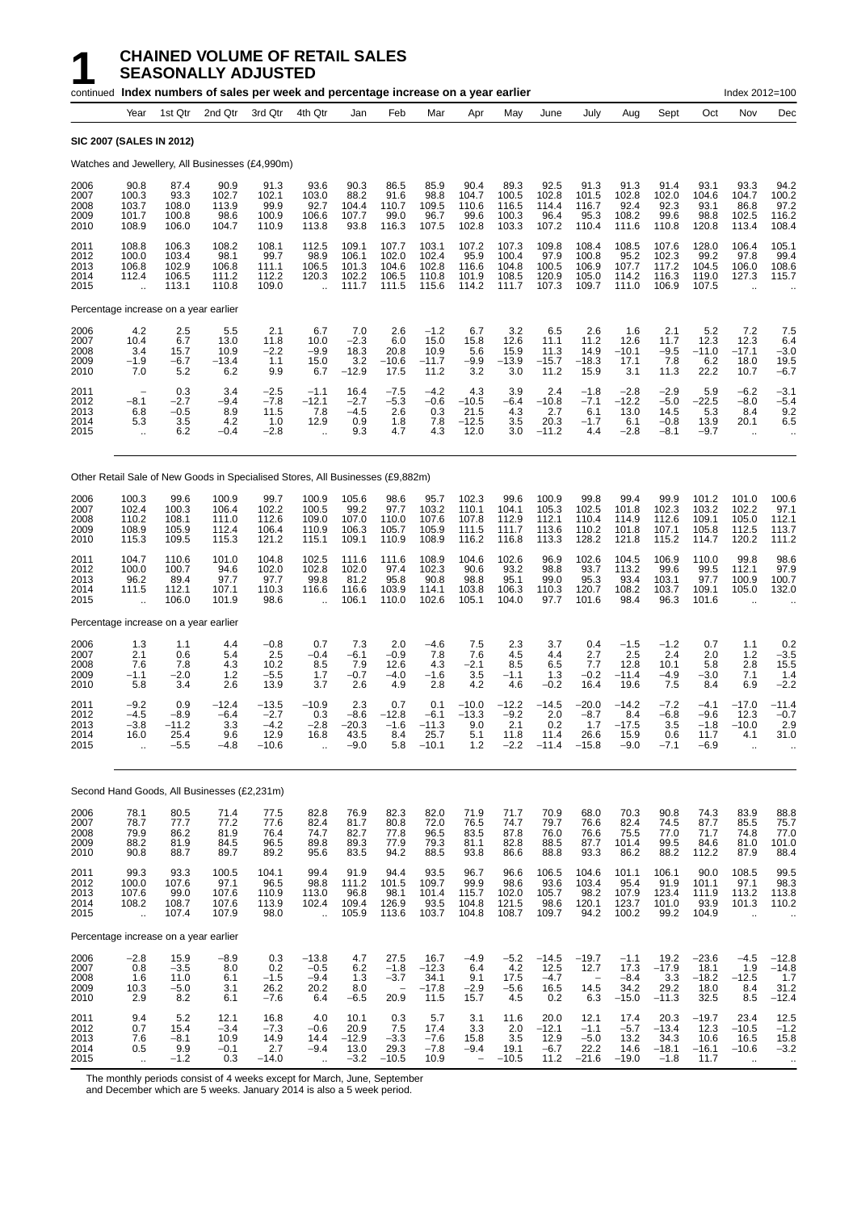# 1 CHAINED VOLUME OF RETAIL SALES SEASONALLY ADJUSTED

continued **Index numbers of sales per week and percentage increase on a year earlier** Index 2012=100

| Year | 1st Qtr | 2nd Qtr | 3rd Qtr | 4th Qtr | Jan | Feb | Mar | Apr | May | June | July | Aug | Sept | Oct | Nov | Dec |
|---|---|---|---|---|---|---|---|---|---|---|---|---|---|---|---|---|
| **SIC 2007 (SALES IN 2012)** | | | | | | | | | | | | | | | | |
| Watches and Jewellery, All Businesses (£4,990m) | | | | | | | | | | | | | | | | |
| 2006 | 90.8 | 87.4 | 90.9 | 91.3 | 93.6 | 90.3 | 86.5 | 85.9 | 90.4 | 89.3 | 92.5 | 91.3 | 91.3 | 91.4 | 93.1 | 93.3 | 94.2 |
| 2007 | 100.3 | 93.3 | 102.7 | 102.1 | 103.0 | 88.2 | 91.6 | 98.8 | 104.7 | 100.5 | 102.8 | 101.5 | 102.8 | 102.0 | 104.6 | 104.7 | 100.2 |
| 2008 | 103.7 | 108.0 | 113.9 | 99.9 | 92.7 | 104.4 | 110.7 | 109.5 | 110.6 | 116.5 | 114.4 | 116.7 | 92.4 | 92.3 | 93.1 | 86.8 | 97.2 |
| 2009 | 101.7 | 100.8 | 98.6 | 100.9 | 106.6 | 107.7 | 99.0 | 96.7 | 99.6 | 100.3 | 96.4 | 95.3 | 108.2 | 99.6 | 98.8 | 102.5 | 116.2 |
| 2010 | 108.9 | 106.0 | 104.7 | 110.9 | 113.8 | 93.8 | 116.3 | 107.5 | 102.8 | 103.3 | 107.2 | 110.4 | 111.6 | 110.8 | 120.8 | 113.4 | 108.4 |
| 2011 | 108.8 | 106.3 | 108.2 | 108.1 | 112.5 | 109.1 | 107.7 | 103.1 | 107.2 | 107.3 | 109.8 | 108.4 | 108.5 | 107.6 | 128.0 | 106.4 | 105.1 |
| 2012 | 100.0 | 103.4 | 98.1 | 99.7 | 98.9 | 106.1 | 102.0 | 102.4 | 95.9 | 100.4 | 97.9 | 100.8 | 95.2 | 102.3 | 99.2 | 97.8 | 99.4 |
| 2013 | 106.8 | 102.9 | 106.8 | 111.1 | 106.5 | 101.3 | 104.6 | 102.8 | 116.6 | 104.8 | 100.5 | 106.9 | 107.7 | 117.2 | 104.5 | 106.0 | 108.6 |
| 2014 | 112.4 | 106.5 | 111.2 | 112.2 | 120.3 | 102.2 | 106.5 | 110.8 | 101.9 | 108.5 | 120.9 | 105.0 | 114.2 | 116.3 | 119.0 | 127.3 | 115.7 |
| 2015 | .. | 113.1 | 110.8 | 109.0 | .. | 111.7 | 111.5 | 115.6 | 114.2 | 111.7 | 107.3 | 109.7 | 111.0 | 106.9 | 107.5 | .. | .. |
| Percentage increase on a year earlier | | | | | | | | | | | | | | | | |
| 2006 | 4.2 | 2.5 | 5.5 | 2.1 | 6.7 | 7.0 | 2.6 | −1.2 | 6.7 | 3.2 | 6.5 | 2.6 | 1.6 | 2.1 | 5.2 | 7.2 | 7.5 |
| 2007 | 10.4 | 6.7 | 13.0 | 11.8 | 10.0 | −2.3 | 6.0 | 15.0 | 15.8 | 12.6 | 11.1 | 11.2 | 12.6 | 11.7 | 12.3 | 12.3 | 6.4 |
| 2008 | 3.4 | 15.7 | 10.9 | −2.2 | −9.9 | 18.3 | 20.8 | 10.9 | 5.6 | 15.9 | 11.3 | 14.9 | −10.1 | −9.5 | −11.0 | −17.1 | −3.0 |
| 2009 | −1.9 | −6.7 | −13.4 | 1.1 | 15.0 | 3.2 | −10.6 | −11.7 | −9.9 | −13.9 | −15.7 | −18.3 | 17.1 | 7.8 | 6.2 | 18.0 | 19.5 |
| 2010 | 7.0 | 5.2 | 6.2 | 9.9 | 6.7 | −12.9 | 17.5 | 11.2 | 3.2 | 3.0 | 11.2 | 15.9 | 3.1 | 11.3 | 22.2 | 10.7 | −6.7 |
| 2011 | − | 0.3 | 3.4 | −2.5 | −1.1 | 16.4 | −7.5 | −4.2 | 4.3 | 3.9 | 2.4 | −1.8 | −2.8 | −2.9 | 5.9 | −6.2 | −3.1 |
| 2012 | −8.1 | −2.7 | −9.4 | −7.8 | −12.1 | −2.7 | −5.3 | −0.6 | −10.5 | −6.4 | −10.8 | −7.1 | −12.2 | −5.0 | −22.5 | −8.0 | −5.4 |
| 2013 | 6.8 | −0.5 | 8.9 | 11.5 | 7.8 | −4.5 | 2.6 | 0.3 | 21.5 | 4.3 | 2.7 | 6.1 | 13.0 | 14.5 | 5.3 | 8.4 | 9.2 |
| 2014 | 5.3 | 3.5 | 4.2 | 1.0 | 12.9 | 0.9 | 1.8 | 7.8 | −12.5 | 3.5 | 20.3 | −1.7 | 6.1 | −0.8 | 13.9 | 20.1 | 6.5 |
| 2015 | .. | 6.2 | −0.4 | −2.8 | .. | 9.3 | 4.7 | 4.3 | 12.0 | 3.0 | −11.2 | 4.4 | −2.8 | −8.1 | −9.7 | .. | .. |
| Other Retail Sale of New Goods in Specialised Stores, All Businesses (£9,882m) | | | | | | | | | | | | | | | | |
| 2006 | 100.3 | 99.6 | 100.9 | 99.7 | 100.9 | 105.6 | 98.6 | 95.7 | 102.3 | 99.6 | 100.9 | 99.8 | 99.4 | 99.9 | 101.2 | 101.0 | 100.6 |
| 2007 | 102.4 | 100.3 | 106.4 | 102.2 | 100.5 | 99.2 | 97.7 | 103.2 | 110.1 | 104.1 | 105.3 | 102.5 | 101.8 | 102.3 | 103.2 | 102.2 | 97.1 |
| 2008 | 110.2 | 108.1 | 111.0 | 112.6 | 109.0 | 107.0 | 110.0 | 107.6 | 107.8 | 112.9 | 112.1 | 110.4 | 114.9 | 112.6 | 109.1 | 105.0 | 112.1 |
| 2009 | 108.9 | 105.9 | 112.4 | 106.4 | 110.9 | 106.3 | 105.7 | 105.9 | 111.5 | 111.7 | 113.6 | 110.2 | 101.8 | 107.1 | 105.8 | 112.5 | 113.7 |
| 2010 | 115.3 | 109.5 | 115.3 | 121.2 | 115.1 | 109.1 | 110.9 | 108.9 | 116.2 | 116.8 | 113.3 | 128.2 | 121.8 | 115.2 | 114.7 | 120.2 | 111.2 |
| 2011 | 104.7 | 110.6 | 101.0 | 104.8 | 102.5 | 111.6 | 111.6 | 108.9 | 104.6 | 102.6 | 96.9 | 102.6 | 104.5 | 106.9 | 110.0 | 99.8 | 98.6 |
| 2012 | 100.0 | 100.7 | 94.6 | 102.0 | 102.8 | 102.0 | 97.4 | 102.3 | 90.6 | 93.2 | 98.8 | 93.7 | 113.2 | 99.6 | 99.5 | 112.1 | 97.9 |
| 2013 | 96.2 | 89.4 | 97.7 | 97.7 | 99.8 | 81.2 | 95.8 | 90.8 | 98.8 | 95.1 | 99.0 | 95.3 | 93.4 | 103.1 | 97.7 | 100.9 | 100.7 |
| 2014 | 111.5 | 112.1 | 107.1 | 110.3 | 116.6 | 116.6 | 103.9 | 114.1 | 103.8 | 106.3 | 110.3 | 120.7 | 108.2 | 103.7 | 109.1 | 105.0 | 132.0 |
| 2015 | .. | 106.0 | 101.9 | 98.6 | .. | 106.1 | 110.0 | 102.6 | 105.1 | 104.0 | 97.7 | 101.6 | 98.4 | 96.3 | 101.6 | .. | .. |
| Percentage increase on a year earlier | | | | | | | | | | | | | | | | |
| 2006 | 1.3 | 1.1 | 4.4 | −0.8 | 0.7 | 7.3 | 2.0 | −4.6 | 7.5 | 2.3 | 3.7 | 0.4 | −1.5 | −1.2 | 0.7 | 1.1 | 0.2 |
| 2007 | 2.1 | 0.6 | 5.4 | 2.5 | −0.4 | −6.1 | −0.9 | 7.8 | 7.6 | 4.5 | 4.4 | 2.7 | 2.5 | 2.4 | 2.0 | 1.2 | −3.5 |
| 2008 | 7.6 | 7.8 | 4.3 | 10.2 | 8.5 | 7.9 | 12.6 | 4.3 | −2.1 | 8.5 | 6.5 | 7.7 | 12.8 | 10.1 | 5.8 | 2.8 | 15.5 |
| 2009 | −1.1 | −2.0 | 1.2 | −5.5 | 1.7 | −0.7 | −4.0 | −1.6 | 3.5 | −1.1 | 1.3 | −0.2 | −11.4 | −4.9 | −3.0 | 7.1 | 1.4 |
| 2010 | 5.8 | 3.4 | 2.6 | 13.9 | 3.7 | 2.6 | 4.9 | 2.8 | 4.2 | 4.6 | −0.2 | 16.4 | 19.6 | 7.5 | 8.4 | 6.9 | −2.2 |
| 2011 | −9.2 | 0.9 | −12.4 | −13.5 | −10.9 | 2.3 | 0.7 | 0.1 | −10.0 | −12.2 | −14.5 | −20.0 | −14.2 | −7.2 | −4.1 | −17.0 | −11.4 |
| 2012 | −4.5 | −8.9 | −6.4 | −2.7 | 0.3 | −8.6 | −12.8 | −6.1 | −13.3 | −9.2 | 2.0 | −8.7 | 8.4 | −6.8 | −9.6 | 12.3 | −0.7 |
| 2013 | −3.8 | −11.2 | 3.3 | −4.2 | −2.8 | −20.3 | −1.6 | −11.3 | 9.0 | 2.1 | 0.2 | 1.7 | −17.5 | 3.5 | −1.8 | −10.0 | 2.9 |
| 2014 | 16.0 | 25.4 | 9.6 | 12.9 | 16.8 | 43.5 | 8.4 | 25.7 | 5.1 | 11.8 | 11.4 | 26.6 | 15.9 | 0.6 | 11.7 | 4.1 | 31.0 |
| 2015 | .. | −5.5 | −4.8 | −10.6 | .. | −9.0 | 5.8 | −10.1 | 1.2 | −2.2 | −11.4 | −15.8 | −9.0 | −7.1 | −6.9 | .. | .. |
| Second Hand Goods, All Businesses (£2,231m) | | | | | | | | | | | | | | | | |
| 2006 | 78.1 | 80.5 | 71.4 | 77.5 | 82.8 | 76.9 | 82.3 | 82.0 | 71.9 | 71.7 | 70.9 | 68.0 | 70.3 | 90.8 | 74.3 | 83.9 | 88.8 |
| 2007 | 78.7 | 77.7 | 77.2 | 77.6 | 82.4 | 81.7 | 80.8 | 72.0 | 76.5 | 74.7 | 79.7 | 76.6 | 82.4 | 74.5 | 87.7 | 85.5 | 75.7 |
| 2008 | 79.9 | 86.2 | 81.9 | 76.4 | 74.7 | 82.7 | 77.8 | 96.5 | 83.5 | 87.8 | 76.0 | 76.6 | 75.5 | 77.0 | 71.7 | 74.8 | 77.0 |
| 2009 | 88.2 | 81.9 | 84.5 | 96.5 | 89.8 | 89.3 | 77.9 | 79.3 | 81.1 | 82.8 | 88.5 | 87.7 | 101.4 | 99.5 | 84.6 | 81.0 | 101.0 |
| 2010 | 90.8 | 88.7 | 89.7 | 89.2 | 95.6 | 83.5 | 94.2 | 88.5 | 93.8 | 86.6 | 88.8 | 93.3 | 86.2 | 88.2 | 112.2 | 87.9 | 88.4 |
| 2011 | 99.3 | 93.3 | 100.5 | 104.1 | 99.4 | 91.9 | 94.4 | 93.5 | 96.7 | 96.6 | 106.5 | 104.6 | 101.1 | 106.1 | 90.0 | 108.5 | 99.5 |
| 2012 | 100.0 | 107.6 | 97.1 | 96.5 | 98.8 | 111.2 | 101.5 | 109.7 | 99.9 | 98.6 | 93.6 | 103.4 | 95.4 | 91.9 | 101.1 | 97.1 | 98.3 |
| 2013 | 107.6 | 99.0 | 107.6 | 110.9 | 113.0 | 96.8 | 98.1 | 101.4 | 115.7 | 102.0 | 105.7 | 98.2 | 107.9 | 123.4 | 111.9 | 113.2 | 113.8 |
| 2014 | 108.2 | 108.7 | 107.6 | 113.9 | 102.4 | 109.4 | 126.9 | 93.5 | 104.8 | 121.5 | 98.6 | 120.1 | 123.7 | 101.0 | 93.9 | 101.3 | 110.2 |
| 2015 | .. | 107.4 | 107.9 | 98.0 | .. | 105.9 | 113.6 | 103.7 | 104.8 | 108.7 | 109.7 | 94.2 | 100.2 | 99.2 | 104.9 | .. | .. |
| Percentage increase on a year earlier | | | | | | | | | | | | | | | | |
| 2006 | −2.8 | 15.9 | −8.9 | 0.3 | −13.8 | 4.7 | 27.5 | 16.7 | −4.9 | −5.2 | −14.5 | −19.7 | −1.1 | 19.2 | −23.6 | −4.5 | −12.8 |
| 2007 | 0.8 | −3.5 | 8.0 | 0.2 | −0.5 | 6.2 | −1.8 | −12.3 | 6.4 | 4.2 | 12.5 | 12.7 | 17.3 | −17.9 | 18.1 | 1.9 | −14.8 |
| 2008 | 1.6 | 11.0 | 6.1 | −1.5 | −9.4 | 1.3 | −3.7 | 34.1 | 9.1 | 17.5 | −4.7 | − | −8.4 | 3.3 | −18.2 | −12.5 | 1.7 |
| 2009 | 10.3 | −5.0 | 3.1 | 26.2 | 20.2 | 8.0 | − | −17.8 | −2.9 | −5.6 | 16.5 | 14.5 | 34.2 | 29.2 | 18.0 | 8.4 | 31.2 |
| 2010 | 2.9 | 8.2 | 6.1 | −7.6 | 6.4 | −6.5 | 20.9 | 11.5 | 15.7 | 4.5 | 0.2 | 6.3 | −15.0 | −11.3 | 32.5 | 8.5 | −12.4 |
| 2011 | 9.4 | 5.2 | 12.1 | 16.8 | 4.0 | 10.1 | 0.3 | 5.7 | 3.1 | 11.6 | 20.0 | 12.1 | 17.4 | 20.3 | −19.7 | 23.4 | 12.5 |
| 2012 | 0.7 | 15.4 | −3.4 | −7.3 | −0.6 | 20.9 | 7.5 | 17.4 | 3.3 | 2.0 | −12.1 | −1.1 | −5.7 | −13.4 | 12.3 | −10.5 | −1.2 |
| 2013 | 7.6 | −8.1 | 10.9 | 14.9 | 14.4 | −12.9 | −3.3 | −7.6 | 15.8 | 3.5 | 12.9 | −5.0 | 13.2 | 34.3 | 10.6 | 16.5 | 15.8 |
| 2014 | 0.5 | 9.9 | −0.1 | 2.7 | −9.4 | 13.0 | 29.3 | −7.8 | −9.4 | 19.1 | −6.7 | 22.2 | 14.6 | −18.1 | −16.1 | −10.6 | −3.2 |
| 2015 | .. | −1.2 | 0.3 | −14.0 | .. | −3.2 | −10.5 | 10.9 | − | −10.5 | 11.2 | −21.6 | −19.0 | −1.8 | 11.7 | .. | .. |

The monthly periods consist of 4 weeks except for March, June, September and December which are 5 weeks. January 2014 is also a 5 week period.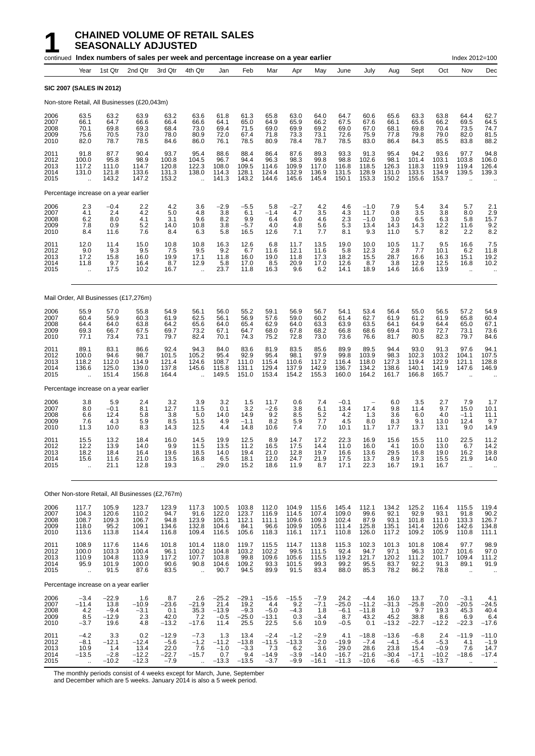# 1 CHAINED VOLUME OF RETAIL SALES SEASONALLY ADJUSTED

continued **Index numbers of sales per week and percentage increase on a year earlier** Index 2012=100

| Year | | 1st Qtr | 2nd Qtr | 3rd Qtr | 4th Qtr | Jan | Feb | Mar | Apr | May | June | July | Aug | Sept | Oct | Nov | Dec |
|---|---|---|---|---|---|---|---|---|---|---|---|---|---|---|---|---|---|
| **SIC 2007 (SALES IN 2012)** | | | | | | | | | | | | | | | | | |
| Non-store Retail, All Businesses (£20,043m) | | | | | | | | | | | | | | | | | |
| 2006 | 63.5 | 63.2 | 63.9 | 63.2 | 63.6 | 61.8 | 61.3 | 65.8 | 63.0 | 64.0 | 64.7 | 60.6 | 65.6 | 63.3 | 63.8 | 64.4 | 62.7 |
| 2007 | 66.1 | 64.7 | 66.6 | 66.4 | 66.6 | 64.1 | 65.0 | 64.9 | 65.9 | 66.2 | 67.5 | 67.6 | 66.1 | 65.6 | 66.2 | 69.5 | 64.5 |
| 2008 | 70.1 | 69.8 | 69.3 | 68.4 | 73.0 | 69.4 | 71.5 | 69.0 | 69.9 | 69.2 | 69.0 | 67.0 | 68.1 | 69.8 | 70.4 | 73.5 | 74.7 |
| 2009 | 75.6 | 70.5 | 73.0 | 78.0 | 80.9 | 72.0 | 67.4 | 71.8 | 73.3 | 73.1 | 72.6 | 75.9 | 77.8 | 79.8 | 79.0 | 82.0 | 81.5 |
| 2010 | 82.0 | 78.7 | 78.5 | 84.6 | 86.0 | 76.1 | 78.5 | 80.9 | 78.4 | 78.7 | 78.5 | 83.0 | 86.4 | 84.3 | 85.5 | 83.8 | 88.2 |
| 2011 | 91.8 | 87.7 | 90.4 | 93.7 | 95.4 | 88.6 | 88.4 | 86.4 | 87.6 | 89.3 | 93.3 | 91.3 | 95.4 | 94.2 | 93.6 | 97.7 | 94.8 |
| 2012 | 100.0 | 95.8 | 98.9 | 100.8 | 104.5 | 96.7 | 94.4 | 96.3 | 98.3 | 99.8 | 98.8 | 102.6 | 98.1 | 101.4 | 103.1 | 103.8 | 106.0 |
| 2013 | 117.2 | 111.0 | 114.7 | 120.8 | 122.3 | 108.0 | 109.5 | 114.6 | 109.9 | 117.0 | 116.8 | 118.5 | 126.3 | 118.3 | 119.9 | 119.4 | 126.4 |
| 2014 | 131.0 | 121.8 | 133.6 | 131.3 | 138.0 | 114.3 | 128.1 | 124.4 | 132.9 | 136.9 | 131.5 | 128.9 | 131.0 | 133.5 | 134.9 | 139.5 | 139.3 |
| 2015 | .. | 143.2 | 147.2 | 153.2 | .. | 141.3 | 143.2 | 144.6 | 145.6 | 145.4 | 150.1 | 153.3 | 150.2 | 155.6 | 153.7 | .. | .. |
| Percentage increase on a year earlier | | | | | | | | | | | | | | | | | |
| 2006 | 2.3 | −0.4 | 2.2 | 4.2 | 3.6 | −2.9 | −5.5 | 5.8 | −2.7 | 4.2 | 4.6 | −1.0 | 7.9 | 5.4 | 3.4 | 5.7 | 2.1 |
| 2007 | 4.1 | 2.4 | 4.2 | 5.0 | 4.8 | 3.8 | 6.1 | −1.4 | 4.7 | 3.5 | 4.3 | 11.7 | 0.8 | 3.5 | 3.8 | 8.0 | 2.9 |
| 2008 | 6.2 | 8.0 | 4.1 | 3.1 | 9.6 | 8.2 | 9.9 | 6.4 | 6.0 | 4.6 | 2.3 | −1.0 | 3.0 | 6.5 | 6.3 | 5.8 | 15.7 |
| 2009 | 7.8 | 0.9 | 5.2 | 14.0 | 10.8 | 3.8 | −5.7 | 4.0 | 4.8 | 5.6 | 5.3 | 13.4 | 14.3 | 14.3 | 12.2 | 11.6 | 9.2 |
| 2010 | 8.4 | 11.6 | 7.6 | 8.4 | 6.3 | 5.8 | 16.5 | 12.6 | 7.1 | 7.7 | 8.1 | 9.3 | 11.0 | 5.7 | 8.2 | 2.2 | 8.2 |
| 2011 | 12.0 | 11.4 | 15.0 | 10.8 | 10.8 | 16.3 | 12.6 | 6.8 | 11.7 | 13.5 | 19.0 | 10.0 | 10.5 | 11.7 | 9.5 | 16.6 | 7.5 |
| 2012 | 9.0 | 9.3 | 9.5 | 7.5 | 9.5 | 9.2 | 6.7 | 11.6 | 12.1 | 11.6 | 5.8 | 12.3 | 2.8 | 7.7 | 10.1 | 6.2 | 11.8 |
| 2013 | 17.2 | 15.8 | 16.0 | 19.9 | 17.1 | 11.8 | 16.0 | 19.0 | 11.8 | 17.3 | 18.2 | 15.5 | 28.7 | 16.6 | 16.3 | 15.1 | 19.2 |
| 2014 | 11.8 | 9.7 | 16.4 | 8.7 | 12.9 | 5.8 | 17.0 | 8.5 | 20.9 | 17.0 | 12.6 | 8.7 | 3.8 | 12.9 | 12.5 | 16.8 | 10.2 |
| 2015 | .. | 17.5 | 10.2 | 16.7 | .. | 23.7 | 11.8 | 16.3 | 9.6 | 6.2 | 14.1 | 18.9 | 14.6 | 16.6 | 13.9 | .. | .. |
| Mail Order, All Businesses (£17,276m) | | | | | | | | | | | | | | | | | |
| 2006 | 55.9 | 57.0 | 55.8 | 54.9 | 56.1 | 56.0 | 55.2 | 59.1 | 56.9 | 56.7 | 54.1 | 53.4 | 56.4 | 55.0 | 56.5 | 57.2 | 54.9 |
| 2007 | 60.4 | 56.9 | 60.3 | 61.9 | 62.5 | 56.1 | 56.9 | 57.6 | 59.0 | 60.2 | 61.4 | 62.7 | 61.9 | 61.2 | 61.9 | 65.8 | 60.4 |
| 2008 | 64.4 | 64.0 | 63.8 | 64.2 | 65.6 | 64.0 | 65.4 | 62.9 | 64.0 | 63.3 | 63.9 | 63.5 | 64.1 | 64.9 | 64.4 | 65.0 | 67.1 |
| 2009 | 69.3 | 66.7 | 67.5 | 69.7 | 73.2 | 67.1 | 64.7 | 68.0 | 67.8 | 68.2 | 66.8 | 68.6 | 69.4 | 70.8 | 72.7 | 73.1 | 73.6 |
| 2010 | 77.1 | 73.4 | 73.1 | 79.7 | 82.4 | 70.1 | 74.3 | 75.2 | 72.8 | 73.0 | 73.6 | 76.6 | 81.7 | 80.5 | 82.3 | 79.7 | 84.6 |
| 2011 | 89.1 | 83.1 | 86.6 | 92.4 | 94.3 | 84.0 | 83.6 | 81.9 | 83.5 | 85.6 | 89.9 | 89.5 | 94.4 | 93.0 | 91.3 | 97.6 | 94.1 |
| 2012 | 100.0 | 94.6 | 98.7 | 101.5 | 105.2 | 95.4 | 92.9 | 95.4 | 98.1 | 97.9 | 99.8 | 103.9 | 98.3 | 102.3 | 103.2 | 104.1 | 107.5 |
| 2013 | 118.2 | 112.0 | 114.9 | 121.4 | 124.6 | 108.7 | 111.0 | 115.4 | 110.6 | 117.2 | 116.4 | 118.0 | 127.3 | 119.4 | 122.9 | 121.1 | 128.8 |
| 2014 | 136.6 | 125.0 | 139.0 | 137.8 | 145.6 | 115.8 | 131.1 | 129.4 | 137.9 | 142.9 | 136.7 | 134.2 | 138.6 | 140.1 | 141.9 | 147.6 | 146.9 |
| 2015 | .. | 151.4 | 156.8 | 164.4 | .. | 149.5 | 151.0 | 153.4 | 154.2 | 155.3 | 160.0 | 164.2 | 161.7 | 166.8 | 165.7 | .. | .. |
| Percentage increase on a year earlier | | | | | | | | | | | | | | | | | |
| 2006 | 3.8 | 5.9 | 2.4 | 3.2 | 3.9 | 3.2 | 1.5 | 11.7 | 0.6 | 7.4 | −0.1 | – | 6.0 | 3.5 | 2.7 | 7.9 | 1.7 |
| 2007 | 8.0 | −0.1 | 8.1 | 12.7 | 11.5 | 0.1 | 3.2 | −2.6 | 3.8 | 6.1 | 13.4 | 17.4 | 9.8 | 11.4 | 9.7 | 15.0 | 10.1 |
| 2008 | 6.6 | 12.4 | 5.8 | 3.8 | 5.0 | 14.0 | 14.9 | 9.2 | 8.5 | 5.2 | 4.2 | 1.3 | 3.6 | 6.0 | 4.0 | −1.1 | 11.1 |
| 2009 | 7.6 | 4.3 | 5.9 | 8.5 | 11.5 | 4.9 | −1.1 | 8.2 | 5.9 | 7.7 | 4.5 | 8.0 | 8.3 | 9.1 | 13.0 | 12.4 | 9.7 |
| 2010 | 11.3 | 10.0 | 8.3 | 14.3 | 12.5 | 4.4 | 14.8 | 10.6 | 7.4 | 7.0 | 10.1 | 11.7 | 17.7 | 13.7 | 13.1 | 9.0 | 14.9 |
| 2011 | 15.5 | 13.2 | 18.4 | 16.0 | 14.5 | 19.9 | 12.5 | 8.9 | 14.7 | 17.2 | 22.3 | 16.9 | 15.6 | 15.5 | 11.0 | 22.5 | 11.2 |
| 2012 | 12.2 | 13.9 | 14.0 | 9.9 | 11.5 | 13.5 | 11.2 | 16.5 | 17.5 | 14.4 | 11.0 | 16.0 | 4.1 | 10.0 | 13.0 | 6.7 | 14.2 |
| 2013 | 18.2 | 18.4 | 16.4 | 19.6 | 18.5 | 14.0 | 19.4 | 21.0 | 12.8 | 19.7 | 16.6 | 13.6 | 29.5 | 16.8 | 19.0 | 16.2 | 19.8 |
| 2014 | 15.6 | 11.6 | 21.0 | 13.5 | 16.8 | 6.5 | 18.1 | 12.0 | 24.7 | 21.9 | 17.5 | 13.7 | 8.9 | 17.3 | 15.5 | 21.9 | 14.0 |
| 2015 | .. | 21.1 | 12.8 | 19.3 | .. | 29.0 | 15.2 | 18.6 | 11.9 | 8.7 | 17.1 | 22.3 | 16.7 | 19.1 | 16.7 | .. | .. |
| Other Non-store Retail, All Businesses (£2,767m) | | | | | | | | | | | | | | | | | |
| 2006 | 117.7 | 105.9 | 123.7 | 123.9 | 117.3 | 100.5 | 103.8 | 112.0 | 104.9 | 115.6 | 145.4 | 112.1 | 134.2 | 125.2 | 116.4 | 115.5 | 119.4 |
| 2007 | 104.3 | 120.6 | 110.2 | 94.7 | 91.6 | 122.0 | 123.7 | 116.9 | 114.5 | 107.4 | 109.0 | 99.6 | 92.1 | 92.9 | 93.1 | 91.8 | 90.2 |
| 2008 | 108.7 | 109.3 | 106.7 | 94.8 | 123.9 | 105.1 | 112.1 | 111.1 | 109.6 | 109.3 | 102.4 | 87.9 | 93.1 | 101.8 | 111.0 | 133.3 | 126.7 |
| 2009 | 118.0 | 95.2 | 109.1 | 134.6 | 132.8 | 104.6 | 84.1 | 96.6 | 109.9 | 105.6 | 111.4 | 125.8 | 135.1 | 141.4 | 120.6 | 142.6 | 134.8 |
| 2010 | 113.6 | 113.8 | 114.4 | 116.8 | 109.4 | 116.5 | 105.6 | 118.3 | 116.1 | 117.1 | 110.8 | 126.0 | 117.2 | 109.2 | 105.9 | 110.8 | 111.1 |
| 2011 | 108.9 | 117.6 | 114.6 | 101.8 | 101.4 | 118.0 | 119.7 | 115.5 | 114.7 | 113.8 | 115.3 | 102.3 | 101.3 | 101.8 | 108.4 | 97.7 | 98.9 |
| 2012 | 100.0 | 103.3 | 100.4 | 96.1 | 100.2 | 104.8 | 103.2 | 102.2 | 99.5 | 111.5 | 92.4 | 94.7 | 97.1 | 96.3 | 102.7 | 101.6 | 97.0 |
| 2013 | 110.9 | 104.8 | 113.9 | 117.2 | 107.7 | 103.8 | 99.8 | 109.6 | 105.6 | 115.5 | 119.2 | 121.7 | 120.2 | 111.2 | 101.7 | 109.4 | 111.2 |
| 2014 | 95.9 | 101.9 | 100.0 | 90.6 | 90.8 | 104.6 | 109.2 | 93.3 | 101.5 | 99.3 | 99.2 | 95.5 | 83.7 | 92.2 | 91.3 | 89.1 | 91.9 |
| 2015 | .. | 91.5 | 87.6 | 83.5 | .. | 90.7 | 94.5 | 89.9 | 91.5 | 83.4 | 88.0 | 85.3 | 78.2 | 86.2 | 78.8 | .. | .. |
| Percentage increase on a year earlier | | | | | | | | | | | | | | | | | |
| 2006 | −3.4 | −22.9 | 1.6 | 8.7 | 2.6 | −25.2 | −29.1 | −15.6 | −15.5 | −7.9 | 24.2 | −4.4 | 16.0 | 13.7 | 7.0 | −3.1 | 4.1 |
| 2007 | −11.4 | 13.8 | −10.9 | −23.6 | −21.9 | 21.4 | 19.2 | 4.4 | 9.2 | −7.1 | −25.0 | −11.2 | −31.3 | −25.8 | −20.0 | −20.5 | −24.5 |
| 2008 | 4.2 | −9.4 | −3.1 | 0.1 | 35.3 | −13.9 | −9.3 | −5.0 | −4.3 | 1.8 | −6.1 | −11.8 | 1.0 | 9.7 | 19.3 | 45.3 | 40.4 |
| 2009 | 8.5 | −12.9 | 2.3 | 42.0 | 7.2 | −0.5 | −25.0 | −13.1 | 0.3 | −3.4 | 8.7 | 43.2 | 45.2 | 38.8 | 8.6 | 6.9 | 6.4 |
| 2010 | −3.7 | 19.6 | 4.8 | −13.2 | −17.6 | 11.4 | 25.5 | 22.5 | 5.6 | 10.9 | −0.5 | 0.1 | −13.2 | −22.7 | −12.2 | −22.3 | −17.6 |
| 2011 | −4.2 | 3.3 | 0.2 | −12.9 | −7.3 | 1.3 | 13.4 | −2.4 | −1.2 | −2.9 | 4.1 | −18.8 | −13.6 | −6.8 | 2.4 | −11.9 | −11.0 |
| 2012 | −8.1 | −12.1 | −12.4 | −5.6 | −1.2 | −11.2 | −13.8 | −11.5 | −13.3 | −2.0 | −19.9 | −7.4 | −4.1 | −5.4 | −5.3 | 4.1 | −1.9 |
| 2013 | 10.9 | 1.4 | 13.4 | 22.0 | 7.6 | −1.0 | −3.3 | 7.3 | 6.2 | 3.6 | 29.0 | 28.6 | 23.8 | 15.4 | −0.9 | 7.6 | 14.7 |
| 2014 | −13.5 | −2.8 | −12.2 | −22.7 | −15.7 | 0.7 | 9.4 | −14.9 | −3.9 | −14.0 | −16.7 | −21.6 | −30.4 | −17.1 | −10.2 | −18.6 | −17.4 |
| 2015 | .. | −10.2 | −12.3 | −7.9 | .. | −13.3 | −13.5 | −3.7 | −9.9 | −16.1 | −11.3 | −10.6 | −6.6 | −6.5 | −13.7 | .. | .. |

The monthly periods consist of 4 weeks except for March, June, September and December which are 5 weeks. January 2014 is also a 5 week period.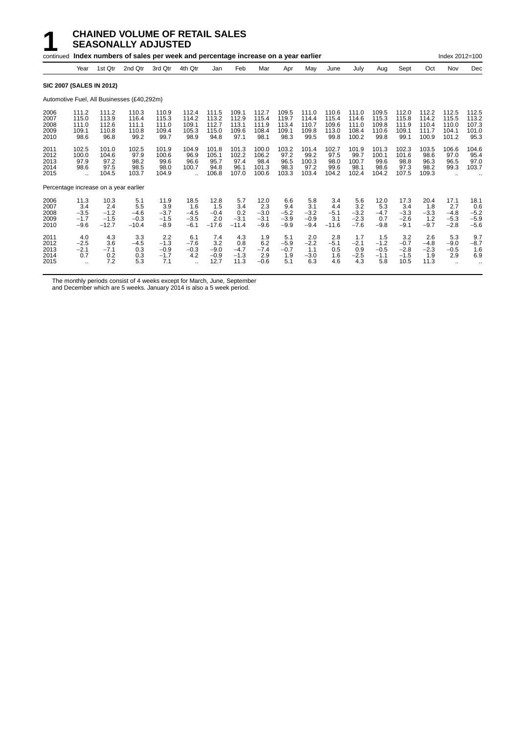# 1 CHAINED VOLUME OF RETAIL SALES SEASONALLY ADJUSTED

continued **Index numbers of sales per week and percentage increase on a year earlier** Index 2012=100

| | Year | 1st Qtr | 2nd Qtr | 3rd Qtr | 4th Qtr | Jan | Feb | Mar | Apr | May | June | July | Aug | Sept | Oct | Nov | Dec |
|---|---|---|---|---|---|---|---|---|---|---|---|---|---|---|---|---|---|
| **SIC 2007 (SALES IN 2012)** | | | | | | | | | | | | | | | | | |
| Automotive Fuel, All Businesses (£40,292m) | | | | | | | | | | | | | | | | | |
| 2006 | 111.2 | 111.2 | 110.3 | 110.9 | 112.4 | 111.5 | 109.1 | 112.7 | 109.5 | 111.0 | 110.6 | 111.0 | 109.5 | 112.0 | 112.2 | 112.5 | 112.5 |
| 2007 | 115.0 | 113.9 | 116.4 | 115.3 | 114.2 | 113.2 | 112.9 | 115.4 | 119.7 | 114.4 | 115.4 | 114.6 | 115.3 | 115.8 | 114.2 | 115.5 | 113.2 |
| 2008 | 111.0 | 112.6 | 111.1 | 111.0 | 109.1 | 112.7 | 113.1 | 111.9 | 113.4 | 110.7 | 109.6 | 111.0 | 109.8 | 111.9 | 110.4 | 110.0 | 107.3 |
| 2009 | 109.1 | 110.8 | 110.8 | 109.4 | 105.3 | 115.0 | 109.6 | 108.4 | 109.1 | 109.8 | 113.0 | 108.4 | 110.6 | 109.1 | 111.7 | 104.1 | 101.0 |
| 2010 | 98.6 | 96.8 | 99.2 | 99.7 | 98.9 | 94.8 | 97.1 | 98.1 | 98.3 | 99.5 | 99.8 | 100.2 | 99.8 | 99.1 | 100.9 | 101.2 | 95.3 |
| 2011 | 102.5 | 101.0 | 102.5 | 101.9 | 104.9 | 101.8 | 101.3 | 100.0 | 103.2 | 101.4 | 102.7 | 101.9 | 101.3 | 102.3 | 103.5 | 106.6 | 104.6 |
| 2012 | 100.0 | 104.6 | 97.9 | 100.6 | 96.9 | 105.1 | 102.2 | 106.2 | 97.2 | 99.2 | 97.5 | 99.7 | 100.1 | 101.6 | 98.6 | 97.0 | 95.4 |
| 2013 | 97.9 | 97.2 | 98.2 | 99.6 | 96.6 | 95.7 | 97.4 | 98.4 | 96.5 | 100.3 | 98.0 | 100.7 | 99.6 | 98.8 | 96.3 | 96.5 | 97.0 |
| 2014 | 98.6 | 97.5 | 98.5 | 98.0 | 100.7 | 94.8 | 96.1 | 101.3 | 98.3 | 97.2 | 99.6 | 98.1 | 98.6 | 97.3 | 98.2 | 99.3 | 103.7 |
| 2015 | .. | 104.5 | 103.7 | 104.9 | .. | 106.8 | 107.0 | 100.6 | 103.3 | 103.4 | 104.2 | 102.4 | 104.2 | 107.5 | 109.3 | .. | .. |
| Percentage increase on a year earlier | | | | | | | | | | | | | | | | | |
| 2006 | 11.3 | 10.3 | 5.1 | 11.9 | 18.5 | 12.8 | 5.7 | 12.0 | 6.6 | 5.8 | 3.4 | 5.6 | 12.0 | 17.3 | 20.4 | 17.1 | 18.1 |
| 2007 | 3.4 | 2.4 | 5.5 | 3.9 | 1.6 | 1.5 | 3.4 | 2.3 | 9.4 | 3.1 | 4.4 | 3.2 | 5.3 | 3.4 | 1.8 | 2.7 | 0.6 |
| 2008 | −3.5 | −1.2 | −4.6 | −3.7 | −4.5 | −0.4 | 0.2 | −3.0 | −5.2 | −3.2 | −5.1 | −3.2 | −4.7 | −3.3 | −3.3 | −4.8 | −5.2 |
| 2009 | −1.7 | −1.5 | −0.3 | −1.5 | −3.5 | 2.0 | −3.1 | −3.1 | −3.9 | −0.9 | 3.1 | −2.3 | 0.7 | −2.6 | 1.2 | −5.3 | −5.9 |
| 2010 | −9.6 | −12.7 | −10.4 | −8.9 | −6.1 | −17.6 | −11.4 | −9.6 | −9.9 | −9.4 | −11.6 | −7.6 | −9.8 | −9.1 | −9.7 | −2.8 | −5.6 |
| 2011 | 4.0 | 4.3 | 3.3 | 2.2 | 6.1 | 7.4 | 4.3 | 1.9 | 5.1 | 2.0 | 2.8 | 1.7 | 1.5 | 3.2 | 2.6 | 5.3 | 9.7 |
| 2012 | −2.5 | 3.6 | −4.5 | −1.3 | −7.6 | 3.2 | 0.8 | 6.2 | −5.9 | −2.2 | −5.1 | −2.1 | −1.2 | −0.7 | −4.8 | −9.0 | −8.7 |
| 2013 | −2.1 | −7.1 | 0.3 | −0.9 | −0.3 | −9.0 | −4.7 | −7.4 | −0.7 | 1.1 | 0.5 | 0.9 | −0.5 | −2.8 | −2.3 | −0.5 | 1.6 |
| 2014 | 0.7 | 0.2 | 0.3 | −1.7 | 4.2 | −0.9 | −1.3 | 2.9 | 1.9 | −3.0 | 1.6 | −2.5 | −1.1 | −1.5 | 1.9 | 2.9 | 6.9 |
| 2015 | .. | 7.2 | 5.3 | 7.1 | .. | 12.7 | 11.3 | −0.6 | 5.1 | 6.3 | 4.6 | 4.3 | 5.8 | 10.5 | 11.3 | .. | .. |

The monthly periods consist of 4 weeks except for March, June, September and December which are 5 weeks. January 2014 is also a 5 week period.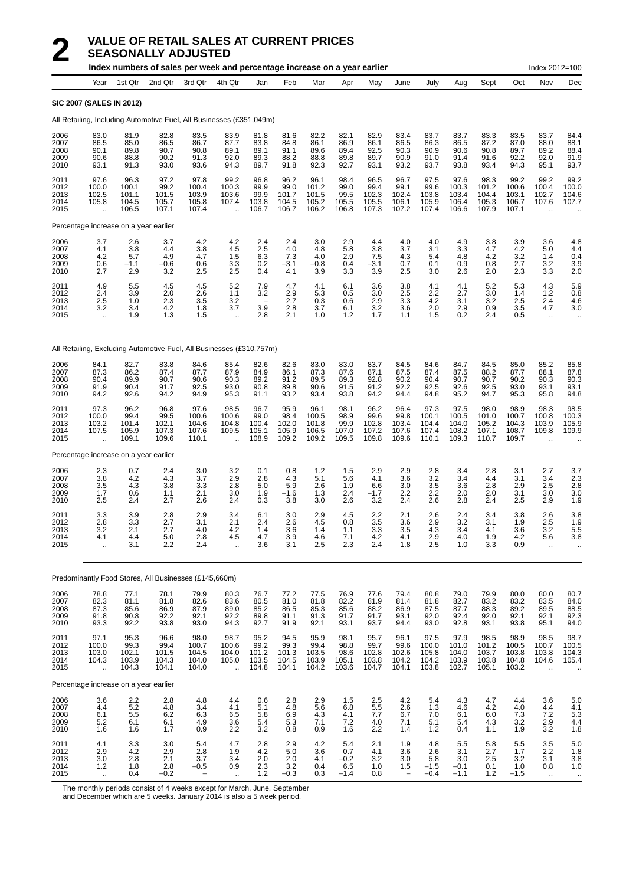# 2 VALUE OF RETAIL SALES AT CURRENT PRICES SEASONALLY ADJUSTED

**Index numbers of sales per week and percentage increase on a year earlier** — Index 2012=100

| | Year | 1st Qtr | 2nd Qtr | 3rd Qtr | 4th Qtr | Jan | Feb | Mar | Apr | May | June | July | Aug | Sept | Oct | Nov | Dec |
|---|---|---|---|---|---|---|---|---|---|---|---|---|---|---|---|---|---|
| **SIC 2007 (SALES IN 2012)** | | | | | | | | | | | | | | | | | |
| All Retailing, Including Automotive Fuel, All Businesses (£351,049m) | | | | | | | | | | | | | | | | | |
| 2006 | 83.0 | 81.9 | 82.8 | 83.5 | 83.9 | 81.8 | 81.6 | 82.2 | 82.1 | 82.9 | 83.4 | 83.7 | 83.7 | 83.3 | 83.5 | 83.7 | 84.4 |
| 2007 | 86.5 | 85.0 | 86.5 | 86.7 | 87.7 | 83.8 | 84.8 | 86.1 | 86.9 | 86.1 | 86.5 | 86.3 | 86.5 | 87.2 | 87.0 | 88.0 | 88.1 |
| 2008 | 90.1 | 89.8 | 90.7 | 90.8 | 89.1 | 89.1 | 91.1 | 89.6 | 89.4 | 92.5 | 90.3 | 90.9 | 90.6 | 90.8 | 89.7 | 89.2 | 88.4 |
| 2009 | 90.6 | 88.8 | 90.2 | 91.3 | 92.0 | 89.3 | 88.2 | 88.8 | 89.8 | 89.7 | 90.9 | 91.0 | 91.4 | 91.6 | 92.2 | 92.0 | 91.9 |
| 2010 | 93.1 | 91.3 | 93.0 | 93.6 | 94.3 | 89.7 | 91.8 | 92.3 | 92.7 | 93.1 | 93.2 | 93.7 | 93.8 | 93.4 | 94.3 | 95.1 | 93.7 |
| 2011 | 97.6 | 96.3 | 97.2 | 97.8 | 99.2 | 96.8 | 96.2 | 96.1 | 98.4 | 96.5 | 96.7 | 97.5 | 97.6 | 98.3 | 99.2 | 99.2 | 99.2 |
| 2012 | 100.0 | 100.1 | 99.2 | 100.4 | 100.3 | 99.9 | 99.0 | 101.2 | 99.0 | 99.4 | 99.1 | 99.6 | 100.3 | 101.2 | 100.6 | 100.4 | 100.0 |
| 2013 | 102.5 | 101.1 | 101.5 | 103.9 | 103.6 | 99.9 | 101.7 | 101.5 | 99.5 | 102.3 | 102.4 | 103.8 | 103.4 | 104.4 | 103.1 | 102.7 | 104.6 |
| 2014 | 105.8 | 104.5 | 105.7 | 105.8 | 107.4 | 103.8 | 104.5 | 105.2 | 105.5 | 105.5 | 106.1 | 105.9 | 106.4 | 105.3 | 106.7 | 107.6 | 107.7 |
| 2015 | .. | 106.5 | 107.1 | 107.4 | .. | 106.7 | 106.7 | 106.2 | 106.8 | 107.3 | 107.2 | 107.4 | 106.6 | 107.9 | 107.1 | .. | .. |
| Percentage increase on a year earlier | | | | | | | | | | | | | | | | | |
| 2006 | 3.7 | 2.6 | 3.7 | 4.2 | 4.2 | 2.4 | 2.4 | 3.0 | 2.9 | 4.4 | 4.0 | 4.0 | 4.9 | 3.8 | 3.9 | 3.6 | 4.8 |
| 2007 | 4.1 | 3.8 | 4.4 | 3.8 | 4.5 | 2.5 | 4.0 | 4.8 | 5.8 | 3.8 | 3.7 | 3.1 | 3.3 | 4.7 | 4.2 | 5.0 | 4.4 |
| 2008 | 4.2 | 5.7 | 4.9 | 4.7 | 1.5 | 6.3 | 7.3 | 4.0 | 2.9 | 7.5 | 4.3 | 5.4 | 4.8 | 4.2 | 3.2 | 1.4 | 0.4 |
| 2009 | 0.6 | −1.1 | −0.6 | 0.6 | 3.3 | 0.2 | −3.1 | −0.8 | 0.4 | −3.1 | 0.7 | 0.1 | 0.9 | 0.8 | 2.7 | 3.2 | 3.9 |
| 2010 | 2.7 | 2.9 | 3.2 | 2.5 | 2.5 | 0.4 | 4.1 | 3.9 | 3.3 | 3.9 | 2.5 | 3.0 | 2.6 | 2.0 | 2.3 | 3.3 | 2.0 |
| 2011 | 4.9 | 5.5 | 4.5 | 4.5 | 5.2 | 7.9 | 4.7 | 4.1 | 6.1 | 3.6 | 3.8 | 4.1 | 4.1 | 5.2 | 5.3 | 4.3 | 5.9 |
| 2012 | 2.4 | 3.9 | 2.0 | 2.6 | 1.1 | 3.2 | 2.9 | 5.3 | 0.5 | 3.0 | 2.5 | 2.2 | 2.7 | 3.0 | 1.4 | 1.2 | 0.8 |
| 2013 | 2.5 | 1.0 | 2.3 | 3.5 | 3.2 | − | 2.7 | 0.3 | 0.6 | 2.9 | 3.3 | 4.2 | 3.1 | 3.2 | 2.5 | 2.4 | 4.6 |
| 2014 | 3.2 | 3.4 | 4.2 | 1.8 | 3.7 | 3.9 | 2.8 | 3.7 | 6.1 | 3.2 | 3.6 | 2.0 | 2.9 | 0.9 | 3.5 | 4.7 | 3.0 |
| 2015 | .. | 1.9 | 1.3 | 1.5 | .. | 2.8 | 2.1 | 1.0 | 1.2 | 1.7 | 1.1 | 1.5 | 0.2 | 2.4 | 0.5 | .. | .. |
| All Retailing, Excluding Automotive Fuel, All Businesses (£310,757m) | | | | | | | | | | | | | | | | | |
| 2006 | 84.1 | 82.7 | 83.8 | 84.6 | 85.4 | 82.6 | 82.6 | 83.0 | 83.0 | 83.7 | 84.5 | 84.6 | 84.7 | 84.5 | 85.0 | 85.2 | 85.8 |
| 2007 | 87.3 | 86.2 | 87.4 | 87.7 | 87.9 | 84.9 | 86.1 | 87.3 | 87.6 | 87.1 | 87.5 | 87.4 | 87.5 | 88.2 | 87.7 | 88.1 | 87.8 |
| 2008 | 90.4 | 89.9 | 90.7 | 90.6 | 90.3 | 89.2 | 91.2 | 89.5 | 89.3 | 92.8 | 90.2 | 90.4 | 90.7 | 90.7 | 90.2 | 90.3 | 90.3 |
| 2009 | 91.9 | 90.4 | 91.7 | 92.5 | 93.0 | 90.8 | 89.8 | 90.6 | 91.5 | 91.2 | 92.2 | 92.5 | 92.6 | 92.5 | 93.0 | 93.1 | 93.1 |
| 2010 | 94.2 | 92.6 | 94.2 | 94.9 | 95.3 | 91.1 | 93.2 | 93.4 | 93.8 | 94.2 | 94.4 | 94.8 | 95.2 | 94.7 | 95.3 | 95.8 | 94.8 |
| 2011 | 97.3 | 96.2 | 96.8 | 97.6 | 98.5 | 96.7 | 95.9 | 96.1 | 98.1 | 96.2 | 96.4 | 97.3 | 97.5 | 98.0 | 98.9 | 98.3 | 98.5 |
| 2012 | 100.0 | 99.4 | 99.5 | 100.6 | 100.6 | 99.0 | 98.4 | 100.5 | 98.9 | 99.6 | 99.8 | 100.1 | 100.5 | 101.0 | 100.7 | 100.8 | 100.3 |
| 2013 | 103.2 | 101.4 | 102.1 | 104.6 | 104.8 | 100.4 | 102.0 | 101.8 | 99.9 | 102.8 | 103.4 | 104.4 | 104.0 | 105.2 | 104.3 | 103.9 | 105.9 |
| 2014 | 107.5 | 105.9 | 107.3 | 107.6 | 109.5 | 105.1 | 105.9 | 106.5 | 107.0 | 107.2 | 107.6 | 107.4 | 108.2 | 107.1 | 108.7 | 109.8 | 109.9 |
| 2015 | .. | 109.1 | 109.6 | 110.1 | .. | 108.9 | 109.2 | 109.2 | 109.5 | 109.8 | 109.6 | 110.1 | 109.3 | 110.7 | 109.7 | .. | .. |
| Percentage increase on a year earlier | | | | | | | | | | | | | | | | | |
| 2006 | 2.3 | 0.7 | 2.4 | 3.0 | 3.2 | 0.1 | 0.8 | 1.2 | 1.5 | 2.9 | 2.9 | 2.8 | 3.4 | 2.8 | 3.1 | 2.7 | 3.7 |
| 2007 | 3.8 | 4.2 | 4.3 | 3.7 | 2.9 | 2.8 | 4.3 | 5.1 | 5.6 | 4.1 | 3.6 | 3.2 | 3.4 | 4.4 | 3.1 | 3.4 | 2.3 |
| 2008 | 3.5 | 4.3 | 3.8 | 3.3 | 2.8 | 5.0 | 5.9 | 2.6 | 1.9 | 6.6 | 3.0 | 3.5 | 3.6 | 2.8 | 2.9 | 2.5 | 2.8 |
| 2009 | 1.7 | 0.6 | 1.1 | 2.1 | 3.0 | 1.9 | −1.6 | 1.3 | 2.4 | −1.7 | 2.2 | 2.2 | 2.0 | 2.0 | 3.1 | 3.0 | 3.0 |
| 2010 | 2.5 | 2.4 | 2.7 | 2.6 | 2.4 | 0.3 | 3.8 | 3.0 | 2.6 | 3.2 | 2.4 | 2.6 | 2.8 | 2.4 | 2.5 | 2.9 | 1.9 |
| 2011 | 3.3 | 3.9 | 2.8 | 2.9 | 3.4 | 6.1 | 3.0 | 2.9 | 4.5 | 2.2 | 2.1 | 2.6 | 2.4 | 3.4 | 3.8 | 2.6 | 3.8 |
| 2012 | 2.8 | 3.3 | 2.7 | 3.1 | 2.1 | 2.4 | 2.6 | 4.5 | 0.8 | 3.5 | 3.6 | 2.9 | 3.2 | 3.1 | 1.9 | 2.5 | 1.9 |
| 2013 | 3.2 | 2.1 | 2.7 | 4.0 | 4.2 | 1.4 | 3.6 | 1.4 | 1.1 | 3.3 | 3.5 | 4.3 | 3.4 | 4.1 | 3.6 | 3.2 | 5.5 |
| 2014 | 4.1 | 4.4 | 5.0 | 2.8 | 4.5 | 4.7 | 3.9 | 4.6 | 7.1 | 4.2 | 4.1 | 2.9 | 4.0 | 1.9 | 4.2 | 5.6 | 3.8 |
| 2015 | .. | 3.1 | 2.2 | 2.4 | .. | 3.6 | 3.1 | 2.5 | 2.3 | 2.4 | 1.8 | 2.5 | 1.0 | 3.3 | 0.9 | .. | .. |
| Predominantly Food Stores, All Businesses (£145,660m) | | | | | | | | | | | | | | | | | |
| 2006 | 78.8 | 77.1 | 78.1 | 79.9 | 80.3 | 76.7 | 77.2 | 77.5 | 76.9 | 77.6 | 79.4 | 80.8 | 79.0 | 79.9 | 80.0 | 80.0 | 80.7 |
| 2007 | 82.3 | 81.1 | 81.8 | 82.6 | 83.6 | 80.5 | 81.0 | 81.8 | 82.2 | 81.9 | 81.4 | 81.8 | 82.7 | 83.2 | 83.2 | 83.5 | 84.0 |
| 2008 | 87.3 | 85.6 | 86.9 | 87.9 | 89.0 | 85.2 | 86.5 | 85.3 | 85.6 | 88.2 | 86.9 | 87.5 | 87.7 | 88.3 | 89.2 | 89.5 | 88.5 |
| 2009 | 91.8 | 90.8 | 92.2 | 92.1 | 92.2 | 89.8 | 91.1 | 91.3 | 91.7 | 91.7 | 93.1 | 92.0 | 92.4 | 92.0 | 92.1 | 92.1 | 92.3 |
| 2010 | 93.3 | 92.2 | 93.8 | 93.0 | 94.3 | 92.7 | 91.9 | 92.1 | 93.1 | 93.7 | 94.4 | 93.0 | 92.8 | 93.1 | 93.8 | 95.1 | 94.0 |
| 2011 | 97.1 | 95.3 | 96.6 | 98.0 | 98.7 | 95.2 | 94.5 | 95.9 | 98.1 | 95.7 | 96.1 | 97.5 | 97.9 | 98.5 | 98.9 | 98.5 | 98.7 |
| 2012 | 100.0 | 99.3 | 99.4 | 100.7 | 100.6 | 99.2 | 99.3 | 99.4 | 98.8 | 99.7 | 99.6 | 100.0 | 101.0 | 101.2 | 100.5 | 100.7 | 100.5 |
| 2013 | 103.0 | 102.1 | 101.5 | 104.5 | 104.0 | 101.2 | 101.3 | 103.5 | 98.6 | 102.8 | 102.6 | 105.8 | 104.0 | 103.7 | 103.8 | 103.8 | 104.3 |
| 2014 | 104.3 | 103.9 | 104.3 | 104.0 | 105.0 | 103.5 | 104.5 | 103.9 | 105.1 | 103.8 | 104.2 | 104.2 | 103.9 | 103.8 | 104.8 | 104.6 | 105.4 |
| 2015 | .. | 104.3 | 104.1 | 104.0 | .. | 104.8 | 104.1 | 104.2 | 103.6 | 104.7 | 104.1 | 103.8 | 102.7 | 105.1 | 103.2 | .. | .. |
| Percentage increase on a year earlier | | | | | | | | | | | | | | | | | |
| 2006 | 3.6 | 2.2 | 2.8 | 4.8 | 4.4 | 0.6 | 2.8 | 2.9 | 1.5 | 2.5 | 4.2 | 5.4 | 4.3 | 4.7 | 4.4 | 3.6 | 5.0 |
| 2007 | 4.4 | 5.2 | 4.8 | 3.4 | 4.1 | 5.1 | 4.8 | 5.6 | 6.8 | 5.5 | 2.6 | 1.3 | 4.6 | 4.2 | 4.0 | 4.4 | 4.1 |
| 2008 | 6.1 | 5.5 | 6.2 | 6.3 | 6.5 | 5.8 | 6.9 | 4.3 | 4.1 | 7.7 | 6.7 | 7.0 | 6.1 | 6.0 | 7.3 | 7.2 | 5.3 |
| 2009 | 5.2 | 6.1 | 6.1 | 4.9 | 3.6 | 5.4 | 5.3 | 7.1 | 7.2 | 4.0 | 7.1 | 5.1 | 5.4 | 4.3 | 3.2 | 2.9 | 4.4 |
| 2010 | 1.6 | 1.6 | 1.7 | 0.9 | 2.2 | 3.2 | 0.8 | 0.9 | 1.6 | 2.2 | 1.4 | 1.2 | 0.4 | 1.1 | 1.9 | 3.2 | 1.8 |
| 2011 | 4.1 | 3.3 | 3.0 | 5.4 | 4.7 | 2.8 | 2.9 | 4.2 | 5.4 | 2.1 | 1.9 | 4.8 | 5.5 | 5.8 | 5.5 | 3.5 | 5.0 |
| 2012 | 2.9 | 4.2 | 2.9 | 2.8 | 1.9 | 4.2 | 5.0 | 3.6 | 0.7 | 4.1 | 3.6 | 2.6 | 3.1 | 2.7 | 1.7 | 2.2 | 1.8 |
| 2013 | 3.0 | 2.8 | 2.1 | 3.7 | 3.4 | 2.0 | 2.0 | 4.1 | −0.2 | 3.2 | 3.0 | 5.8 | 3.0 | 2.5 | 3.2 | 3.1 | 3.8 |
| 2014 | 1.2 | 1.8 | 2.8 | −0.5 | 0.9 | 2.3 | 3.2 | 0.4 | 6.5 | 1.0 | 1.5 | −1.5 | −0.1 | 0.1 | 1.0 | 0.8 | 1.0 |
| 2015 | .. | 0.4 | −0.2 | − | .. | 1.2 | −0.3 | 0.3 | −1.4 | 0.8 | − | −0.4 | −1.1 | 1.2 | −1.5 | .. | .. |

The monthly periods consist of 4 weeks except for March, June, September and December which are 5 weeks. January 2014 is also a 5 week period.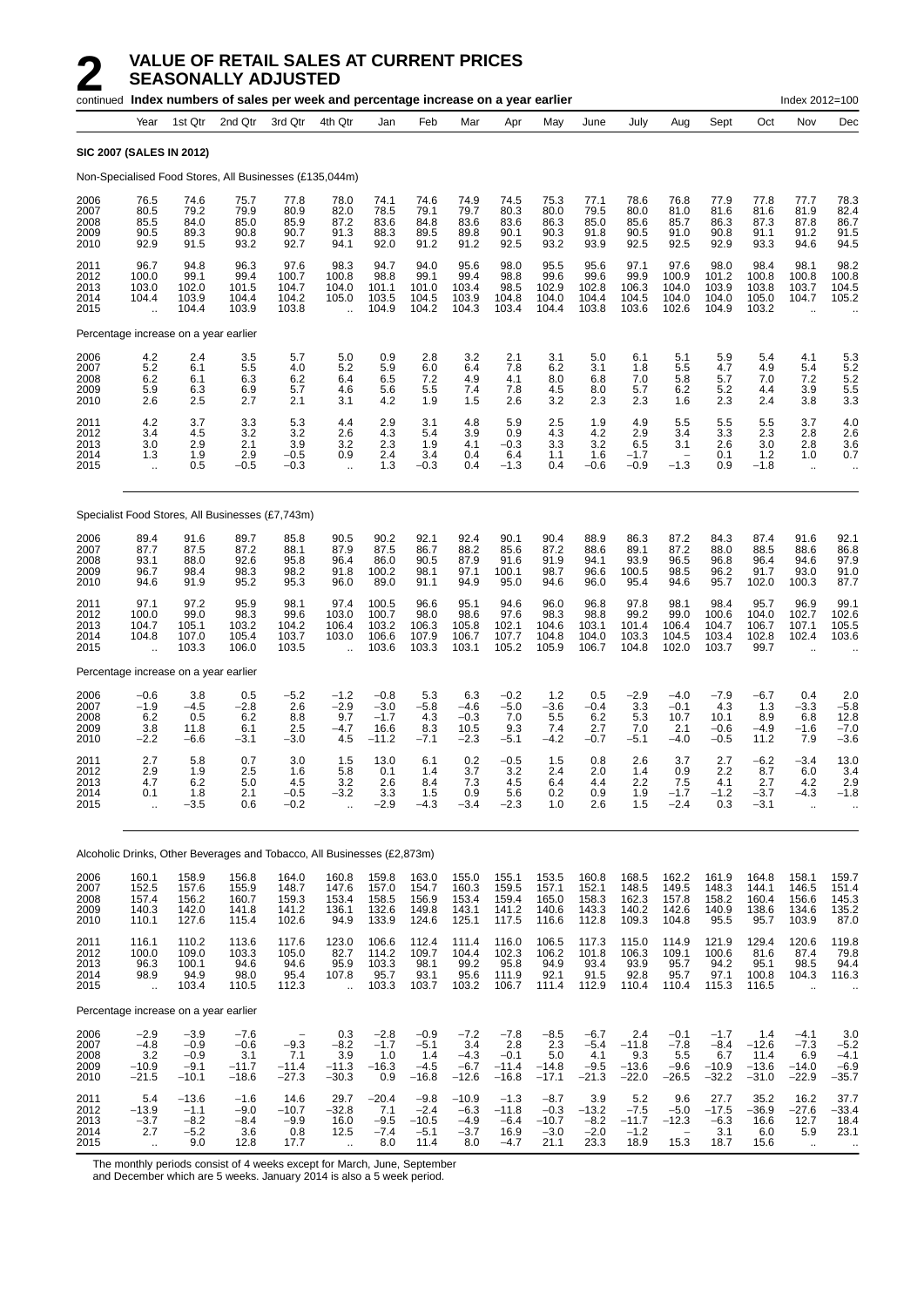# 2 VALUE OF RETAIL SALES AT CURRENT PRICES SEASONALLY ADJUSTED

continued **Index numbers of sales per week and percentage increase on a year earlier** Index 2012=100

| Year | 1st Qtr | 2nd Qtr | 3rd Qtr | 4th Qtr | Jan | Feb | Mar | Apr | May | June | July | Aug | Sept | Oct | Nov | Dec |
|---|---|---|---|---|---|---|---|---|---|---|---|---|---|---|---|---|

**SIC 2007 (SALES IN 2012)**

Non-Specialised Food Stores, All Businesses (£135,044m)

| | Year | 1st Qtr | 2nd Qtr | 3rd Qtr | 4th Qtr | Jan | Feb | Mar | Apr | May | June | July | Aug | Sept | Oct | Nov | Dec |
|---|---|---|---|---|---|---|---|---|---|---|---|---|---|---|---|---|---|
| 2006 | 76.5 | 74.6 | 75.7 | 77.8 | 78.0 | 74.1 | 74.6 | 74.9 | 74.5 | 75.3 | 77.1 | 78.6 | 76.8 | 77.9 | 77.8 | 77.7 | 78.3 |
| 2007 | 80.5 | 79.2 | 79.9 | 80.9 | 82.0 | 78.5 | 79.1 | 79.7 | 80.3 | 80.0 | 79.5 | 80.0 | 81.0 | 81.6 | 81.6 | 81.9 | 82.4 |
| 2008 | 85.5 | 84.0 | 85.0 | 85.9 | 87.2 | 83.6 | 84.8 | 83.6 | 83.6 | 86.3 | 85.0 | 85.6 | 85.7 | 86.3 | 87.3 | 87.8 | 86.7 |
| 2009 | 90.5 | 89.3 | 90.8 | 90.7 | 91.3 | 88.3 | 89.5 | 89.8 | 90.1 | 90.3 | 91.8 | 90.5 | 91.0 | 90.8 | 91.1 | 91.2 | 91.5 |
| 2010 | 92.9 | 91.5 | 93.2 | 92.7 | 94.1 | 92.0 | 91.2 | 91.2 | 92.5 | 93.2 | 93.9 | 92.5 | 92.5 | 92.9 | 93.3 | 94.6 | 94.5 |
| 2011 | 96.7 | 94.8 | 96.3 | 97.6 | 98.3 | 94.7 | 94.0 | 95.6 | 98.0 | 95.5 | 95.6 | 97.1 | 97.6 | 98.0 | 98.4 | 98.1 | 98.2 |
| 2012 | 100.0 | 99.1 | 99.4 | 100.7 | 100.8 | 98.8 | 99.1 | 99.4 | 98.8 | 99.6 | 99.6 | 99.9 | 100.9 | 101.2 | 100.8 | 100.8 | 100.8 |
| 2013 | 103.0 | 102.0 | 101.5 | 104.7 | 104.0 | 101.1 | 101.0 | 103.4 | 98.5 | 102.9 | 102.8 | 106.3 | 104.0 | 103.9 | 103.8 | 103.7 | 104.5 |
| 2014 | 104.4 | 103.9 | 104.4 | 104.2 | 105.0 | 103.5 | 104.5 | 103.9 | 104.8 | 104.0 | 104.4 | 104.5 | 104.0 | 104.0 | 105.0 | 104.7 | 105.2 |
| 2015 | .. | 104.4 | 103.9 | 103.8 | .. | 104.9 | 104.2 | 104.3 | 103.4 | 104.4 | 103.8 | 103.6 | 102.6 | 104.9 | 103.2 | .. | .. |

Percentage increase on a year earlier

| | Year | 1st Qtr | 2nd Qtr | 3rd Qtr | 4th Qtr | Jan | Feb | Mar | Apr | May | June | July | Aug | Sept | Oct | Nov | Dec |
|---|---|---|---|---|---|---|---|---|---|---|---|---|---|---|---|---|---|
| 2006 | 4.2 | 2.4 | 3.5 | 5.7 | 5.0 | 0.9 | 2.8 | 3.2 | 2.1 | 3.1 | 5.0 | 6.1 | 5.1 | 5.9 | 5.4 | 4.1 | 5.3 |
| 2007 | 5.2 | 6.1 | 5.5 | 4.0 | 5.2 | 5.9 | 6.0 | 6.4 | 7.8 | 6.2 | 3.1 | 1.8 | 5.5 | 4.7 | 4.9 | 5.4 | 5.2 |
| 2008 | 6.2 | 6.1 | 6.3 | 6.2 | 6.4 | 6.5 | 7.2 | 4.9 | 4.1 | 8.0 | 6.8 | 7.0 | 5.8 | 5.7 | 7.0 | 7.2 | 5.2 |
| 2009 | 5.9 | 6.3 | 6.9 | 5.7 | 4.6 | 5.6 | 5.5 | 7.4 | 7.8 | 4.5 | 8.0 | 5.7 | 6.2 | 5.2 | 4.4 | 3.9 | 5.5 |
| 2010 | 2.6 | 2.5 | 2.7 | 2.1 | 3.1 | 4.2 | 1.9 | 1.5 | 2.6 | 3.2 | 2.3 | 2.3 | 1.6 | 2.3 | 2.4 | 3.8 | 3.3 |
| 2011 | 4.2 | 3.7 | 3.3 | 5.3 | 4.4 | 2.9 | 3.1 | 4.8 | 5.9 | 2.5 | 1.9 | 4.9 | 5.5 | 5.5 | 5.5 | 3.7 | 4.0 |
| 2012 | 3.4 | 4.5 | 3.2 | 3.2 | 2.6 | 4.3 | 5.4 | 3.9 | 0.9 | 4.3 | 4.2 | 2.9 | 3.4 | 3.3 | 2.3 | 2.8 | 2.6 |
| 2013 | 3.0 | 2.9 | 2.1 | 3.9 | 3.2 | 2.3 | 1.9 | 4.1 | −0.3 | 3.3 | 3.2 | 6.5 | 3.1 | 2.6 | 3.0 | 2.8 | 3.6 |
| 2014 | 1.3 | 1.9 | 2.9 | −0.5 | 0.9 | 2.4 | 3.4 | 0.4 | 6.4 | 1.1 | 1.6 | −1.7 | – | 0.1 | 1.2 | 1.0 | 0.7 |
| 2015 | .. | 0.5 | −0.5 | −0.3 | .. | 1.3 | −0.3 | 0.4 | −1.3 | 0.4 | −0.6 | −0.9 | −1.3 | 0.9 | −1.8 | .. | .. |

Specialist Food Stores, All Businesses (£7,743m)

| | Year | 1st Qtr | 2nd Qtr | 3rd Qtr | 4th Qtr | Jan | Feb | Mar | Apr | May | June | July | Aug | Sept | Oct | Nov | Dec |
|---|---|---|---|---|---|---|---|---|---|---|---|---|---|---|---|---|---|
| 2006 | 89.4 | 91.6 | 89.7 | 85.8 | 90.5 | 90.2 | 92.1 | 92.4 | 90.1 | 90.4 | 88.9 | 86.3 | 87.2 | 84.3 | 87.4 | 91.6 | 92.1 |
| 2007 | 87.7 | 87.5 | 87.2 | 88.1 | 87.9 | 87.5 | 86.7 | 88.2 | 85.6 | 87.2 | 88.6 | 89.1 | 87.2 | 88.0 | 88.5 | 88.6 | 86.8 |
| 2008 | 93.1 | 88.0 | 92.6 | 95.8 | 96.4 | 86.0 | 90.5 | 87.9 | 91.6 | 91.9 | 94.1 | 93.9 | 96.5 | 96.8 | 96.4 | 94.6 | 97.9 |
| 2009 | 96.7 | 98.4 | 98.3 | 98.2 | 91.8 | 100.2 | 98.1 | 97.1 | 100.1 | 98.7 | 96.6 | 100.5 | 98.5 | 96.2 | 91.7 | 93.0 | 91.0 |
| 2010 | 94.6 | 91.9 | 95.2 | 95.3 | 96.0 | 89.0 | 91.1 | 94.9 | 95.0 | 94.6 | 96.0 | 95.4 | 94.6 | 95.7 | 102.0 | 100.3 | 87.7 |
| 2011 | 97.1 | 97.2 | 95.9 | 98.1 | 97.4 | 100.5 | 96.6 | 95.1 | 94.6 | 96.0 | 96.8 | 97.8 | 98.1 | 98.4 | 95.7 | 96.9 | 99.1 |
| 2012 | 100.0 | 99.0 | 98.3 | 99.6 | 103.0 | 100.7 | 98.0 | 98.6 | 97.6 | 98.3 | 98.8 | 99.2 | 99.0 | 100.6 | 104.0 | 102.7 | 102.6 |
| 2013 | 104.7 | 105.1 | 103.2 | 104.2 | 106.4 | 103.2 | 106.3 | 105.8 | 102.1 | 104.6 | 103.1 | 101.4 | 106.4 | 104.7 | 106.7 | 107.1 | 105.5 |
| 2014 | 104.8 | 107.0 | 105.4 | 103.7 | 103.0 | 106.6 | 107.9 | 106.7 | 107.7 | 104.8 | 104.0 | 103.3 | 104.5 | 103.4 | 102.8 | 102.4 | 103.6 |
| 2015 | .. | 103.3 | 106.0 | 103.5 | .. | 103.6 | 103.3 | 103.1 | 105.2 | 105.9 | 106.7 | 104.8 | 102.0 | 103.7 | 99.7 | .. | .. |

Percentage increase on a year earlier

| | Year | 1st Qtr | 2nd Qtr | 3rd Qtr | 4th Qtr | Jan | Feb | Mar | Apr | May | June | July | Aug | Sept | Oct | Nov | Dec |
|---|---|---|---|---|---|---|---|---|---|---|---|---|---|---|---|---|---|
| 2006 | −0.6 | 3.8 | 0.5 | −5.2 | −1.2 | −0.8 | 5.3 | 6.3 | −0.2 | 1.2 | 0.5 | −2.9 | −4.0 | −7.9 | −6.7 | 0.4 | 2.0 |
| 2007 | −1.9 | −4.5 | −2.8 | 2.6 | −2.9 | −3.0 | −5.8 | −4.6 | −5.0 | −3.6 | −0.4 | 3.3 | −0.1 | 4.3 | 1.3 | −3.3 | −5.8 |
| 2008 | 6.2 | 0.5 | 6.2 | 8.8 | 9.7 | −1.7 | 4.3 | −0.3 | 7.0 | 5.5 | 6.2 | 5.3 | 10.7 | 10.1 | 8.9 | 6.8 | 12.8 |
| 2009 | 3.8 | 11.8 | 6.1 | 2.5 | −4.7 | 16.6 | 8.3 | 10.5 | 9.3 | 7.4 | 2.7 | 7.0 | 2.1 | −0.6 | −4.9 | −1.6 | −7.0 |
| 2010 | −2.2 | −6.6 | −3.1 | −3.0 | 4.5 | −11.2 | −7.1 | −2.3 | −5.1 | −4.2 | −0.7 | −5.1 | −4.0 | −0.5 | 11.2 | 7.9 | −3.6 |
| 2011 | 2.7 | 5.8 | 0.7 | 3.0 | 1.5 | 13.0 | 6.1 | 0.2 | −0.5 | 1.5 | 0.8 | 2.6 | 3.7 | 2.7 | −6.2 | −3.4 | 13.0 |
| 2012 | 2.9 | 1.9 | 2.5 | 1.6 | 5.8 | 0.1 | 1.4 | 3.7 | 3.2 | 2.4 | 2.0 | 1.4 | 0.9 | 2.2 | 8.7 | 6.0 | 3.4 |
| 2013 | 4.7 | 6.2 | 5.0 | 4.5 | 3.2 | 2.6 | 8.4 | 7.3 | 4.5 | 6.4 | 4.4 | 2.2 | 7.5 | 4.1 | 2.7 | 4.2 | 2.9 |
| 2014 | 0.1 | 1.8 | 2.1 | −0.5 | −3.2 | 3.3 | 1.5 | 0.9 | 5.6 | 0.2 | 0.9 | 1.9 | −1.7 | −1.2 | −3.7 | −4.3 | −1.8 |
| 2015 | .. | −3.5 | 0.6 | −0.2 | .. | −2.9 | −4.3 | −3.4 | −2.3 | 1.0 | 2.6 | 1.5 | −2.4 | 0.3 | −3.1 | .. | .. |

Alcoholic Drinks, Other Beverages and Tobacco, All Businesses (£2,873m)

| | Year | 1st Qtr | 2nd Qtr | 3rd Qtr | 4th Qtr | Jan | Feb | Mar | Apr | May | June | July | Aug | Sept | Oct | Nov | Dec |
|---|---|---|---|---|---|---|---|---|---|---|---|---|---|---|---|---|---|
| 2006 | 160.1 | 158.9 | 156.8 | 164.0 | 160.8 | 159.8 | 163.0 | 155.0 | 155.1 | 153.5 | 160.8 | 168.5 | 162.2 | 161.9 | 164.8 | 158.1 | 159.7 |
| 2007 | 152.5 | 157.6 | 155.9 | 148.7 | 147.6 | 157.0 | 154.7 | 160.3 | 159.5 | 157.1 | 152.1 | 148.5 | 149.5 | 148.3 | 144.1 | 146.5 | 151.4 |
| 2008 | 157.4 | 156.2 | 160.7 | 159.3 | 153.4 | 158.5 | 156.9 | 153.4 | 159.4 | 165.0 | 158.3 | 162.3 | 157.8 | 158.2 | 160.4 | 156.6 | 145.3 |
| 2009 | 140.3 | 142.0 | 141.8 | 141.2 | 136.1 | 132.6 | 149.8 | 143.1 | 141.2 | 140.6 | 143.3 | 140.2 | 142.6 | 140.9 | 138.6 | 134.6 | 135.2 |
| 2010 | 110.1 | 127.6 | 115.4 | 102.6 | 94.9 | 133.9 | 124.6 | 125.1 | 117.5 | 116.6 | 112.8 | 109.3 | 104.8 | 95.5 | 95.7 | 103.9 | 87.0 |
| 2011 | 116.1 | 110.2 | 113.6 | 117.6 | 123.0 | 106.6 | 112.4 | 111.4 | 116.0 | 106.5 | 117.3 | 115.0 | 114.9 | 121.9 | 129.4 | 120.6 | 119.8 |
| 2012 | 100.0 | 109.0 | 103.3 | 105.0 | 82.7 | 114.2 | 109.7 | 104.4 | 102.3 | 106.2 | 101.8 | 106.3 | 109.1 | 100.6 | 81.6 | 87.4 | 79.8 |
| 2013 | 96.3 | 100.1 | 94.6 | 94.6 | 95.9 | 103.3 | 98.1 | 99.2 | 95.8 | 94.9 | 93.4 | 93.9 | 95.7 | 94.2 | 95.1 | 98.5 | 94.4 |
| 2014 | 98.9 | 94.9 | 98.0 | 95.4 | 107.8 | 95.7 | 93.1 | 95.6 | 111.9 | 92.1 | 91.5 | 92.8 | 95.7 | 97.1 | 100.8 | 104.3 | 116.3 |
| 2015 | .. | 103.4 | 110.5 | 112.3 | .. | 103.3 | 103.7 | 103.2 | 106.7 | 111.4 | 112.9 | 110.4 | 110.4 | 115.3 | 116.5 | .. | .. |

Percentage increase on a year earlier

| | Year | 1st Qtr | 2nd Qtr | 3rd Qtr | 4th Qtr | Jan | Feb | Mar | Apr | May | June | July | Aug | Sept | Oct | Nov | Dec |
|---|---|---|---|---|---|---|---|---|---|---|---|---|---|---|---|---|---|
| 2006 | −2.9 | −3.9 | −7.6 | – | 0.3 | −2.8 | −0.9 | −7.2 | −7.8 | −8.5 | −6.7 | 2.4 | −0.1 | −1.7 | 1.4 | −4.1 | 3.0 |
| 2007 | −4.8 | −0.9 | −0.6 | −9.3 | −8.2 | −1.7 | −5.1 | 3.4 | 2.8 | 2.3 | −5.4 | −11.8 | −7.8 | −8.4 | −12.6 | −7.3 | −5.2 |
| 2008 | 3.2 | −0.9 | 3.1 | 7.1 | 3.9 | 1.0 | 1.4 | −4.3 | −0.1 | 5.0 | 4.1 | 9.3 | 5.5 | 6.7 | 11.4 | 6.9 | −4.1 |
| 2009 | −10.9 | −9.1 | −11.7 | −11.4 | −11.3 | −16.3 | −4.5 | −6.7 | −11.4 | −14.8 | −9.5 | −13.6 | −9.6 | −10.9 | −13.6 | −14.0 | −6.9 |
| 2010 | −21.5 | −10.1 | −18.6 | −27.3 | −30.3 | 0.9 | −16.8 | −12.6 | −16.8 | −17.1 | −21.3 | −22.0 | −26.5 | −32.2 | −31.0 | −22.9 | −35.7 |
| 2011 | 5.4 | −13.6 | −1.6 | 14.6 | 29.7 | −20.4 | −9.8 | −10.9 | −1.3 | −8.7 | 3.9 | 5.2 | 9.6 | 27.7 | 35.2 | 16.2 | 37.7 |
| 2012 | −13.9 | −1.1 | −9.0 | −10.7 | −32.8 | 7.1 | −2.4 | −6.3 | −11.8 | −0.3 | −13.2 | −7.5 | −5.0 | −17.5 | −36.9 | −27.6 | −33.4 |
| 2013 | −3.7 | −8.2 | −8.4 | −9.9 | 16.0 | −9.5 | −10.5 | −4.9 | −6.4 | −10.7 | −8.2 | −11.7 | −12.3 | −6.3 | 16.6 | 12.7 | 18.4 |
| 2014 | 2.7 | −5.2 | 3.6 | 0.8 | 12.5 | −7.4 | −5.1 | −3.7 | 16.9 | −3.0 | −2.0 | −1.2 | – | 3.1 | 6.0 | 5.9 | 23.1 |
| 2015 | .. | 9.0 | 12.8 | 17.7 | .. | 8.0 | 11.4 | 8.0 | −4.7 | 21.1 | 23.3 | 18.9 | 15.3 | 18.7 | 15.6 | .. | .. |

The monthly periods consist of 4 weeks except for March, June, September and December which are 5 weeks. January 2014 is also a 5 week period.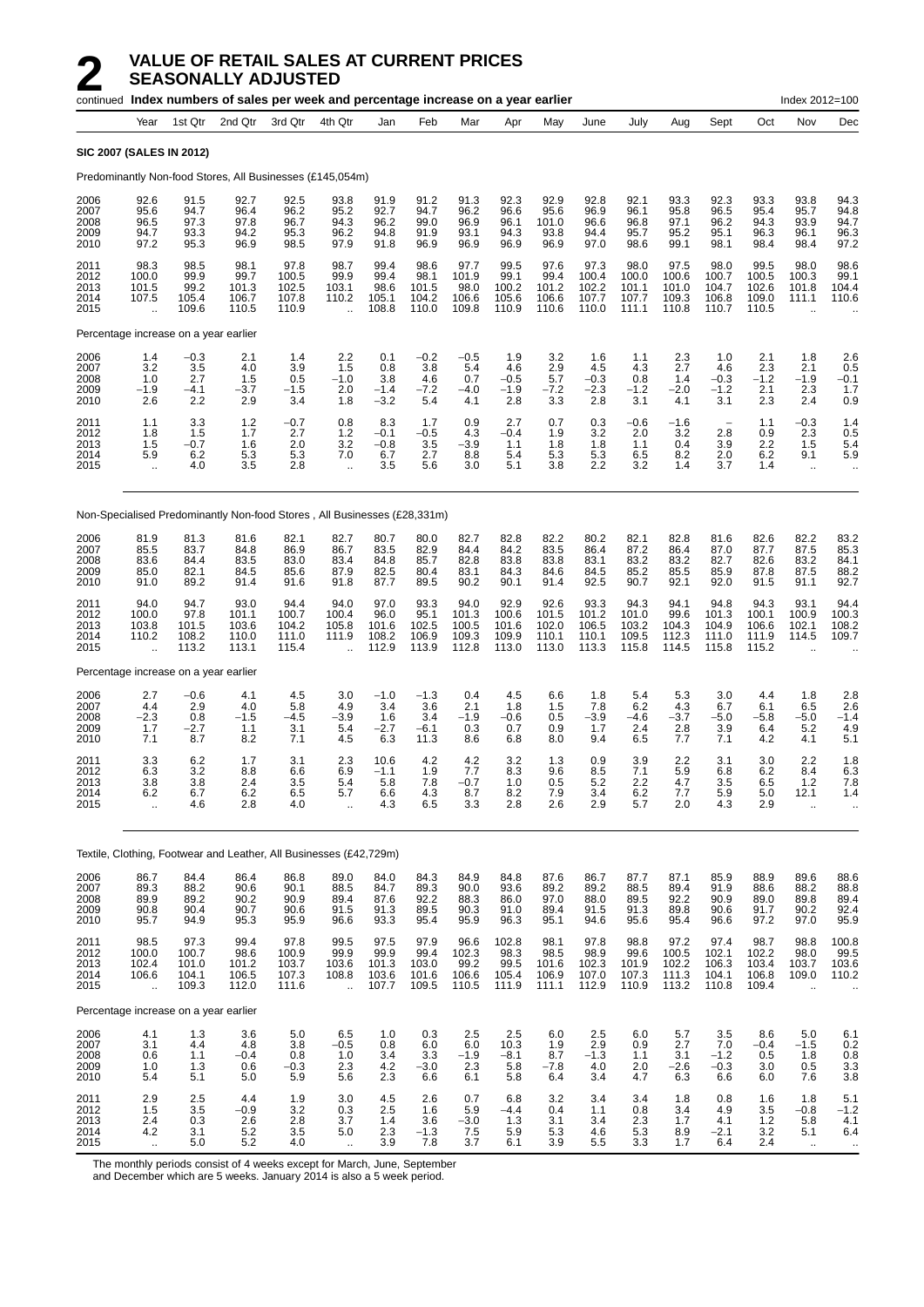# 2 VALUE OF RETAIL SALES AT CURRENT PRICES SEASONALLY ADJUSTED

continued **Index numbers of sales per week and percentage increase on a year earlier** Index 2012=100

| Year | Year | 1st Qtr | 2nd Qtr | 3rd Qtr | 4th Qtr | Jan | Feb | Mar | Apr | May | June | July | Aug | Sept | Oct | Nov | Dec |
|---|---|---|---|---|---|---|---|---|---|---|---|---|---|---|---|---|---|
| **SIC 2007 (SALES IN 2012)** | | | | | | | | | | | | | | | | | |
| Predominantly Non-food Stores, All Businesses (£145,054m) | | | | | | | | | | | | | | | | | |
| 2006 | 92.6 | 91.5 | 92.7 | 92.5 | 93.8 | 91.9 | 91.2 | 91.3 | 92.3 | 92.9 | 92.8 | 92.1 | 93.3 | 92.3 | 93.3 | 93.8 | 94.3 |
| 2007 | 95.6 | 94.7 | 96.4 | 96.2 | 95.2 | 92.7 | 94.7 | 96.2 | 96.6 | 95.6 | 96.9 | 96.1 | 95.8 | 96.5 | 95.4 | 95.7 | 94.8 |
| 2008 | 96.5 | 97.3 | 97.8 | 96.7 | 94.3 | 96.2 | 99.0 | 96.9 | 96.1 | 101.0 | 96.6 | 96.8 | 97.1 | 96.2 | 94.3 | 93.9 | 94.7 |
| 2009 | 94.7 | 93.3 | 94.2 | 95.3 | 96.2 | 94.8 | 91.9 | 93.1 | 94.3 | 93.8 | 94.4 | 95.7 | 95.2 | 95.1 | 96.3 | 96.1 | 96.3 |
| 2010 | 97.2 | 95.3 | 96.9 | 98.5 | 97.9 | 91.8 | 96.9 | 96.9 | 96.9 | 96.9 | 97.0 | 98.6 | 99.1 | 98.1 | 98.4 | 98.4 | 97.2 |
| 2011 | 98.3 | 98.5 | 98.1 | 97.8 | 98.7 | 99.4 | 98.6 | 97.7 | 99.5 | 97.6 | 97.3 | 98.0 | 97.5 | 98.0 | 99.5 | 98.0 | 98.6 |
| 2012 | 100.0 | 99.9 | 99.7 | 100.5 | 99.9 | 99.4 | 98.1 | 101.9 | 99.1 | 99.4 | 100.4 | 100.0 | 100.6 | 100.7 | 100.5 | 100.3 | 99.1 |
| 2013 | 101.5 | 99.2 | 101.3 | 102.5 | 103.1 | 98.6 | 101.5 | 98.0 | 100.2 | 101.2 | 102.2 | 101.1 | 101.0 | 104.7 | 102.6 | 101.8 | 104.4 |
| 2014 | 107.5 | 105.4 | 106.7 | 107.8 | 110.2 | 105.1 | 104.2 | 106.6 | 105.6 | 106.6 | 107.7 | 107.7 | 109.3 | 106.8 | 109.0 | 111.1 | 110.6 |
| 2015 | .. | 109.6 | 110.5 | 110.9 | .. | 108.8 | 110.0 | 109.8 | 110.9 | 110.6 | 110.0 | 111.1 | 110.8 | 110.7 | 110.5 | .. | .. |
| Percentage increase on a year earlier | | | | | | | | | | | | | | | | | |
| 2006 | 1.4 | −0.3 | 2.1 | 1.4 | 2.2 | 0.1 | −0.2 | −0.5 | 1.9 | 3.2 | 1.6 | 1.1 | 2.3 | 1.0 | 2.1 | 1.8 | 2.6 |
| 2007 | 3.2 | 3.5 | 4.0 | 3.9 | 1.5 | 0.8 | 3.8 | 5.4 | 4.6 | 2.9 | 4.5 | 4.3 | 2.7 | 4.6 | 2.3 | 2.1 | 0.5 |
| 2008 | 1.0 | 2.7 | 1.5 | 0.5 | −1.0 | 3.8 | 4.6 | 0.7 | −0.5 | 5.7 | −0.3 | 0.8 | 1.4 | −0.3 | −1.2 | −1.9 | −0.1 |
| 2009 | −1.9 | −4.1 | −3.7 | −1.5 | 2.0 | −1.4 | −7.2 | −4.0 | −1.9 | −7.2 | −2.3 | −1.2 | −2.0 | −1.2 | 2.1 | 2.3 | 1.7 |
| 2010 | 2.6 | 2.2 | 2.9 | 3.4 | 1.8 | −3.2 | 5.4 | 4.1 | 2.8 | 3.3 | 2.8 | 3.1 | 4.1 | 3.1 | 2.3 | 2.4 | 0.9 |
| 2011 | 1.1 | 3.3 | 1.2 | −0.7 | 0.8 | 8.3 | 1.7 | 0.9 | 2.7 | 0.7 | 0.3 | −0.6 | −1.6 | − | 1.1 | −0.3 | 1.4 |
| 2012 | 1.8 | 1.5 | 1.7 | 2.7 | 1.2 | −0.1 | −0.5 | 4.3 | −0.4 | 1.9 | 3.2 | 2.0 | 3.2 | 2.8 | 0.9 | 2.3 | 0.5 |
| 2013 | 1.5 | −0.7 | 1.6 | 2.0 | 3.2 | −0.8 | 3.5 | −3.9 | 1.1 | 1.8 | 1.8 | 1.1 | 0.4 | 3.9 | 2.2 | 1.5 | 5.4 |
| 2014 | 5.9 | 6.2 | 5.3 | 5.3 | 7.0 | 6.7 | 2.7 | 8.8 | 5.4 | 5.3 | 5.3 | 6.5 | 8.2 | 2.0 | 6.2 | 9.1 | 5.9 |
| 2015 | .. | 4.0 | 3.5 | 2.8 | .. | 3.5 | 5.6 | 3.0 | 5.1 | 3.8 | 2.2 | 3.2 | 1.4 | 3.7 | 1.4 | .. | .. |
| Non-Specialised Predominantly Non-food Stores , All Businesses (£28,331m) | | | | | | | | | | | | | | | | | |
| 2006 | 81.9 | 81.3 | 81.6 | 82.1 | 82.7 | 80.7 | 80.0 | 82.7 | 82.8 | 82.2 | 80.2 | 82.1 | 82.8 | 81.6 | 82.6 | 82.2 | 83.2 |
| 2007 | 85.5 | 83.7 | 84.8 | 86.9 | 86.7 | 83.5 | 82.9 | 84.4 | 84.2 | 83.5 | 86.4 | 87.2 | 86.4 | 87.0 | 87.7 | 87.5 | 85.3 |
| 2008 | 83.6 | 84.4 | 83.5 | 83.0 | 83.4 | 84.8 | 85.7 | 82.8 | 83.8 | 83.8 | 83.1 | 83.2 | 83.2 | 82.7 | 82.6 | 83.2 | 84.1 |
| 2009 | 85.0 | 82.1 | 84.5 | 85.6 | 87.9 | 82.5 | 80.4 | 83.1 | 84.3 | 84.6 | 84.5 | 85.2 | 85.5 | 85.9 | 87.8 | 87.5 | 88.2 |
| 2010 | 91.0 | 89.2 | 91.4 | 91.6 | 91.8 | 87.7 | 89.5 | 90.2 | 90.1 | 91.4 | 92.5 | 90.7 | 92.1 | 92.0 | 91.5 | 91.1 | 92.7 |
| 2011 | 94.0 | 94.7 | 93.0 | 94.4 | 94.0 | 97.0 | 93.3 | 94.0 | 92.9 | 92.6 | 93.3 | 94.3 | 94.1 | 94.8 | 94.3 | 93.1 | 94.4 |
| 2012 | 100.0 | 97.8 | 101.1 | 100.7 | 100.4 | 96.0 | 95.1 | 101.3 | 100.6 | 101.5 | 101.2 | 101.0 | 99.6 | 101.3 | 100.1 | 100.9 | 100.3 |
| 2013 | 103.8 | 101.5 | 103.6 | 104.2 | 105.8 | 101.6 | 102.5 | 100.5 | 101.6 | 102.0 | 106.5 | 103.2 | 104.3 | 104.9 | 106.6 | 102.1 | 108.2 |
| 2014 | 110.2 | 108.2 | 110.0 | 111.0 | 111.9 | 108.2 | 106.9 | 109.3 | 109.9 | 110.1 | 110.1 | 109.5 | 112.3 | 111.0 | 111.9 | 114.5 | 109.7 |
| 2015 | .. | 113.2 | 113.1 | 115.4 | .. | 112.9 | 113.9 | 112.8 | 113.0 | 113.0 | 113.3 | 115.8 | 114.5 | 115.8 | 115.2 | .. | .. |
| Percentage increase on a year earlier | | | | | | | | | | | | | | | | | |
| 2006 | 2.7 | −0.6 | 4.1 | 4.5 | 3.0 | −1.0 | −1.3 | 0.4 | 4.5 | 6.6 | 1.8 | 5.4 | 5.3 | 3.0 | 4.4 | 1.8 | 2.8 |
| 2007 | 4.4 | 2.9 | 4.0 | 5.8 | 4.9 | 3.4 | 3.6 | 2.1 | 1.8 | 1.5 | 7.8 | 6.2 | 4.3 | 6.7 | 6.1 | 6.5 | 2.6 |
| 2008 | −2.3 | 0.8 | −1.5 | −4.5 | −3.9 | 1.6 | 3.4 | −1.9 | −0.6 | 0.5 | −3.9 | −4.6 | −3.7 | −5.0 | −5.8 | −5.0 | −1.4 |
| 2009 | 1.7 | −2.7 | 1.1 | 3.1 | 5.4 | −2.7 | −6.1 | 0.3 | 0.7 | 0.9 | 1.7 | 2.4 | 2.8 | 3.9 | 6.4 | 5.2 | 4.9 |
| 2010 | 7.1 | 8.7 | 8.2 | 7.1 | 4.5 | 6.3 | 11.3 | 8.6 | 6.8 | 8.0 | 9.4 | 6.5 | 7.7 | 7.1 | 4.2 | 4.1 | 5.1 |
| 2011 | 3.3 | 6.2 | 1.7 | 3.1 | 2.3 | 10.6 | 4.2 | 4.2 | 3.2 | 1.3 | 0.9 | 3.9 | 2.2 | 3.1 | 3.0 | 2.2 | 1.8 |
| 2012 | 6.3 | 3.2 | 8.8 | 6.6 | 6.9 | −1.1 | 1.9 | 7.7 | 8.3 | 9.6 | 8.5 | 7.1 | 5.9 | 6.8 | 6.2 | 8.4 | 6.3 |
| 2013 | 3.8 | 3.8 | 2.4 | 3.5 | 5.4 | 5.8 | 7.8 | −0.7 | 1.0 | 0.5 | 5.2 | 2.2 | 4.7 | 3.5 | 6.5 | 1.2 | 7.8 |
| 2014 | 6.2 | 6.7 | 6.2 | 6.5 | 5.7 | 6.6 | 4.3 | 8.7 | 8.2 | 7.9 | 3.4 | 6.2 | 7.7 | 5.9 | 5.0 | 12.1 | 1.4 |
| 2015 | .. | 4.6 | 2.8 | 4.0 | .. | 4.3 | 6.5 | 3.3 | 2.8 | 2.6 | 2.9 | 5.7 | 2.0 | 4.3 | 2.9 | .. | .. |
| Textile, Clothing, Footwear and Leather, All Businesses (£42,729m) | | | | | | | | | | | | | | | | | |
| 2006 | 86.7 | 84.4 | 86.4 | 86.8 | 89.0 | 84.0 | 84.3 | 84.9 | 84.8 | 87.6 | 86.7 | 87.7 | 87.1 | 85.9 | 88.9 | 89.6 | 88.6 |
| 2007 | 89.3 | 88.2 | 90.6 | 90.1 | 88.5 | 84.7 | 89.3 | 90.0 | 93.6 | 89.2 | 89.2 | 88.5 | 89.4 | 91.9 | 88.6 | 88.2 | 88.8 |
| 2008 | 89.9 | 89.2 | 90.2 | 90.9 | 89.4 | 87.6 | 92.2 | 88.3 | 86.0 | 97.0 | 88.0 | 89.5 | 92.2 | 90.9 | 89.0 | 89.8 | 89.4 |
| 2009 | 90.8 | 90.4 | 90.7 | 90.6 | 91.5 | 91.3 | 89.5 | 90.3 | 91.0 | 89.4 | 91.5 | 91.3 | 89.8 | 90.6 | 91.7 | 90.2 | 92.4 |
| 2010 | 95.7 | 94.9 | 95.3 | 95.9 | 96.6 | 93.3 | 95.4 | 95.9 | 96.3 | 95.1 | 94.6 | 95.6 | 95.4 | 96.6 | 97.2 | 97.0 | 95.9 |
| 2011 | 98.5 | 97.3 | 99.4 | 97.8 | 99.5 | 97.5 | 97.9 | 96.6 | 102.8 | 98.1 | 97.8 | 98.8 | 97.2 | 97.4 | 98.7 | 98.8 | 100.8 |
| 2012 | 100.0 | 100.7 | 98.6 | 100.9 | 99.9 | 99.9 | 99.4 | 102.3 | 98.3 | 98.5 | 98.9 | 99.6 | 100.5 | 102.1 | 102.2 | 98.0 | 99.5 |
| 2013 | 102.4 | 101.0 | 101.2 | 103.7 | 103.6 | 101.3 | 103.0 | 99.2 | 99.5 | 101.6 | 102.3 | 101.9 | 102.2 | 106.3 | 103.4 | 103.7 | 103.6 |
| 2014 | 106.6 | 104.1 | 106.5 | 107.3 | 108.8 | 103.6 | 101.6 | 106.6 | 105.4 | 106.9 | 107.0 | 107.3 | 111.3 | 104.1 | 106.8 | 109.0 | 110.2 |
| 2015 | .. | 109.3 | 112.0 | 111.6 | .. | 107.7 | 109.5 | 110.5 | 111.9 | 111.1 | 112.9 | 110.9 | 113.2 | 110.8 | 109.4 | .. | .. |
| Percentage increase on a year earlier | | | | | | | | | | | | | | | | | |
| 2006 | 4.1 | 1.3 | 3.6 | 5.0 | 6.5 | 1.0 | 0.3 | 2.5 | 2.5 | 6.0 | 2.5 | 6.0 | 5.7 | 3.5 | 8.6 | 5.0 | 6.1 |
| 2007 | 3.1 | 4.4 | 4.8 | 3.8 | −0.5 | 0.8 | 6.0 | 6.0 | 10.3 | 1.9 | 2.9 | 0.9 | 2.7 | 7.0 | −0.4 | −1.5 | 0.2 |
| 2008 | 0.6 | 1.1 | −0.4 | 0.8 | 1.0 | 3.4 | 3.3 | −1.9 | −8.1 | 8.7 | −1.3 | 1.1 | 3.1 | −1.2 | 0.5 | 1.8 | 0.8 |
| 2009 | 1.0 | 1.3 | 0.6 | −0.3 | 2.3 | 4.2 | −3.0 | 2.3 | 5.8 | −7.8 | 4.0 | 2.0 | −2.6 | −0.3 | 3.0 | 0.5 | 3.3 |
| 2010 | 5.4 | 5.1 | 5.0 | 5.9 | 5.6 | 2.3 | 6.6 | 6.1 | 5.8 | 6.4 | 3.4 | 4.7 | 6.3 | 6.6 | 6.0 | 7.6 | 3.8 |
| 2011 | 2.9 | 2.5 | 4.4 | 1.9 | 3.0 | 4.5 | 2.6 | 0.7 | 6.8 | 3.2 | 3.4 | 3.4 | 1.8 | 0.8 | 1.6 | 1.8 | 5.1 |
| 2012 | 1.5 | 3.5 | −0.9 | 3.2 | 0.3 | 2.5 | 1.6 | 5.9 | −4.4 | 0.4 | 1.1 | 0.8 | 3.4 | 4.9 | 3.5 | −0.8 | −1.2 |
| 2013 | 2.4 | 0.3 | 2.6 | 2.8 | 3.7 | 1.4 | 3.6 | −3.0 | 1.3 | 3.1 | 3.4 | 2.3 | 1.7 | 4.1 | 1.2 | 5.8 | 4.1 |
| 2014 | 4.2 | 3.1 | 5.2 | 3.5 | 5.0 | 2.3 | −1.3 | 7.5 | 5.9 | 5.3 | 4.6 | 5.3 | 8.9 | −2.1 | 3.2 | 5.1 | 6.4 |
| 2015 | .. | 5.0 | 5.2 | 4.0 | .. | 3.9 | 7.8 | 3.7 | 6.1 | 3.9 | 5.5 | 3.3 | 1.7 | 6.4 | 2.4 | .. | .. |

The monthly periods consist of 4 weeks except for March, June, September and December which are 5 weeks. January 2014 is also a 5 week period.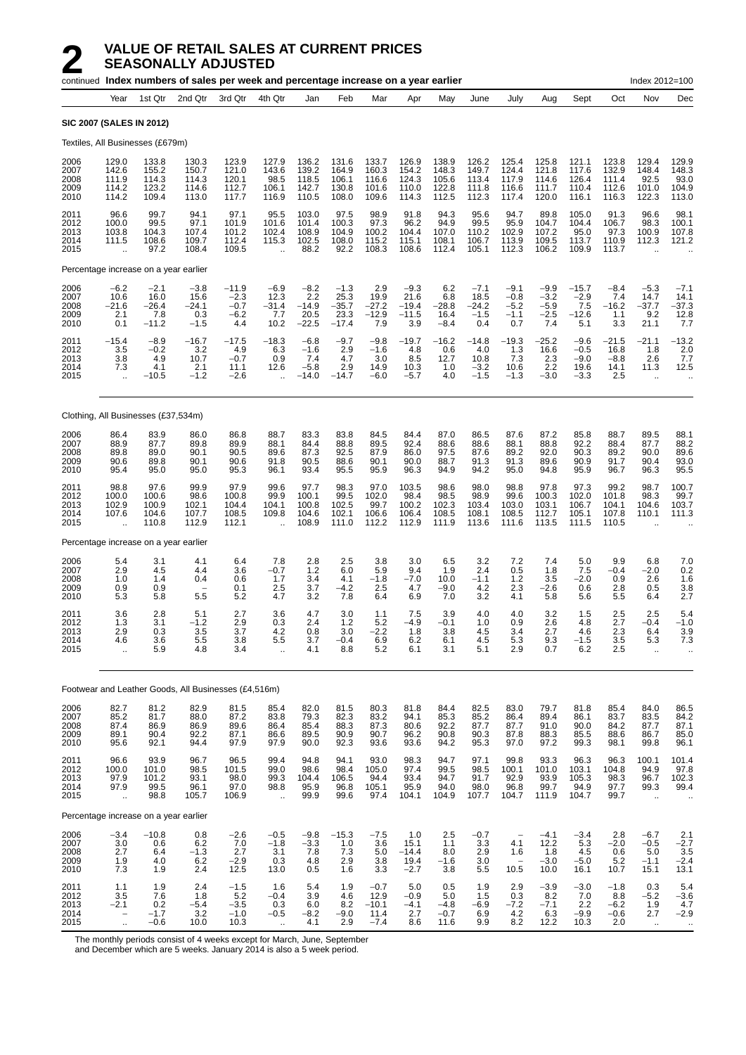# 2 VALUE OF RETAIL SALES AT CURRENT PRICES SEASONALLY ADJUSTED

continued **Index numbers of sales per week and percentage increase on a year earlier** Index 2012=100

**SIC 2007 (SALES IN 2012)**

Textiles, All Businesses (£679m)

| Year | Year | 1st Qtr | 2nd Qtr | 3rd Qtr | 4th Qtr | Jan | Feb | Mar | Apr | May | June | July | Aug | Sept | Oct | Nov | Dec |
|---|---|---|---|---|---|---|---|---|---|---|---|---|---|---|---|---|---|
| 2006 | 129.0 | 133.8 | 130.3 | 123.9 | 127.9 | 136.2 | 131.6 | 133.7 | 126.9 | 138.9 | 126.2 | 125.4 | 125.8 | 121.1 | 123.8 | 129.4 | 129.9 |
| 2007 | 142.6 | 155.2 | 150.7 | 121.0 | 143.6 | 139.2 | 164.9 | 160.3 | 154.2 | 148.3 | 149.7 | 124.4 | 121.8 | 117.6 | 132.9 | 148.4 | 148.3 |
| 2008 | 111.9 | 114.3 | 114.3 | 120.1 | 98.5 | 118.5 | 106.1 | 116.6 | 124.3 | 105.6 | 113.4 | 117.9 | 114.6 | 126.4 | 111.4 | 92.5 | 93.0 |
| 2009 | 114.2 | 123.2 | 114.6 | 112.7 | 106.1 | 142.7 | 130.8 | 101.6 | 110.0 | 122.8 | 111.8 | 116.6 | 111.7 | 110.4 | 112.6 | 101.0 | 104.9 |
| 2010 | 114.2 | 109.4 | 113.0 | 117.7 | 116.9 | 110.5 | 108.0 | 109.6 | 114.3 | 112.5 | 112.3 | 117.4 | 120.0 | 116.1 | 116.3 | 122.3 | 113.0 |
| 2011 | 96.6 | 99.7 | 94.1 | 97.1 | 95.5 | 103.0 | 97.5 | 98.9 | 91.8 | 94.3 | 95.6 | 94.7 | 89.8 | 105.0 | 91.3 | 96.6 | 98.1 |
| 2012 | 100.0 | 99.5 | 97.1 | 101.9 | 101.6 | 101.4 | 100.3 | 97.3 | 96.2 | 94.9 | 99.5 | 95.9 | 104.7 | 104.4 | 106.7 | 98.3 | 100.1 |
| 2013 | 103.8 | 104.3 | 107.4 | 101.2 | 102.4 | 108.9 | 104.9 | 100.2 | 104.4 | 107.0 | 110.2 | 102.9 | 107.2 | 95.0 | 97.3 | 100.9 | 107.8 |
| 2014 | 111.5 | 108.6 | 109.7 | 112.4 | 115.3 | 102.5 | 108.0 | 115.2 | 115.1 | 108.1 | 106.7 | 113.9 | 109.5 | 113.7 | 110.9 | 112.3 | 121.2 |
| 2015 | .. | 97.2 | 108.4 | 109.5 | .. | 88.2 | 92.2 | 108.3 | 108.6 | 112.4 | 105.1 | 112.3 | 106.2 | 109.9 | 113.7 | .. | .. |
| **Percentage increase on a year earlier** | | | | | | | | | | | | | | | | | |
| 2006 | −6.2 | −2.1 | −3.8 | −11.9 | −6.9 | −8.2 | −1.3 | 2.9 | −9.3 | 6.2 | −7.1 | −9.1 | −9.9 | −15.7 | −8.4 | −5.3 | −7.1 |
| 2007 | 10.6 | 16.0 | 15.6 | −2.3 | 12.3 | 2.2 | 25.3 | 19.9 | 21.6 | 6.8 | 18.5 | −0.8 | −3.2 | −2.9 | 7.4 | 14.7 | 14.1 |
| 2008 | −21.6 | −26.4 | −24.1 | −0.7 | −31.4 | −14.9 | −35.7 | −27.2 | −19.4 | −28.8 | −24.2 | −5.2 | −5.9 | 7.5 | −16.2 | −37.7 | −37.3 |
| 2009 | 2.1 | 7.8 | 0.3 | −6.2 | 7.7 | 20.5 | 23.3 | −12.9 | −11.5 | 16.4 | −1.5 | −1.1 | −2.5 | −12.6 | 1.1 | 9.2 | 12.8 |
| 2010 | 0.1 | −11.2 | −1.5 | 4.4 | 10.2 | −22.5 | −17.4 | 7.9 | 3.9 | −8.4 | 0.4 | 0.7 | 7.4 | 5.1 | 3.3 | 21.1 | 7.7 |
| 2011 | −15.4 | −8.9 | −16.7 | −17.5 | −18.3 | −6.8 | −9.7 | −9.8 | −19.7 | −16.2 | −14.8 | −19.3 | −25.2 | −9.6 | −21.5 | −21.1 | −13.2 |
| 2012 | 3.5 | −0.2 | 3.2 | 4.9 | 6.3 | −1.6 | 2.9 | −1.6 | 4.8 | 0.6 | 4.0 | 1.3 | 16.6 | −0.5 | 16.8 | 1.8 | 2.0 |
| 2013 | 3.8 | 4.9 | 10.7 | −0.7 | 0.9 | 7.4 | 4.7 | 3.0 | 8.5 | 12.7 | 10.8 | 7.3 | 2.3 | −9.0 | −8.8 | 2.6 | 7.7 |
| 2014 | 7.3 | 4.1 | 2.1 | 11.1 | 12.6 | −5.8 | 2.9 | 14.9 | 10.3 | 1.0 | −3.2 | 10.6 | 2.2 | 19.6 | 14.1 | 11.3 | 12.5 |
| 2015 | .. | −10.5 | −1.2 | −2.6 | .. | −14.0 | −14.7 | −6.0 | −5.7 | 4.0 | −1.5 | −1.3 | −3.0 | −3.3 | 2.5 | .. | .. |

Clothing, All Businesses (£37,534m)

| Year | Year | 1st Qtr | 2nd Qtr | 3rd Qtr | 4th Qtr | Jan | Feb | Mar | Apr | May | June | July | Aug | Sept | Oct | Nov | Dec |
|---|---|---|---|---|---|---|---|---|---|---|---|---|---|---|---|---|---|
| 2006 | 86.4 | 83.9 | 86.0 | 86.8 | 88.7 | 83.3 | 83.8 | 84.5 | 84.4 | 87.0 | 86.5 | 87.6 | 87.2 | 85.8 | 88.7 | 89.5 | 88.1 |
| 2007 | 88.9 | 87.7 | 89.8 | 89.9 | 88.1 | 84.4 | 88.8 | 89.5 | 92.4 | 88.6 | 88.6 | 88.1 | 88.8 | 92.2 | 88.4 | 87.7 | 88.2 |
| 2008 | 89.8 | 89.0 | 90.1 | 90.5 | 89.6 | 87.3 | 92.5 | 87.9 | 86.0 | 97.5 | 87.6 | 89.2 | 92.0 | 90.3 | 89.2 | 90.0 | 89.6 |
| 2009 | 90.6 | 89.8 | 90.1 | 90.6 | 91.8 | 90.5 | 88.6 | 90.1 | 90.0 | 88.7 | 91.3 | 91.3 | 89.6 | 90.9 | 91.7 | 90.4 | 93.0 |
| 2010 | 95.4 | 95.0 | 95.0 | 95.3 | 96.1 | 93.4 | 95.5 | 95.9 | 96.3 | 94.9 | 94.2 | 95.0 | 94.8 | 95.9 | 96.7 | 96.3 | 95.5 |
| 2011 | 98.8 | 97.6 | 99.9 | 97.9 | 99.6 | 97.7 | 98.3 | 97.0 | 103.5 | 98.6 | 98.0 | 98.8 | 97.8 | 97.3 | 99.2 | 98.7 | 100.7 |
| 2012 | 100.0 | 100.6 | 98.6 | 100.8 | 99.9 | 100.1 | 99.5 | 102.0 | 98.4 | 98.5 | 98.9 | 99.6 | 100.3 | 102.0 | 101.8 | 98.3 | 99.7 |
| 2013 | 102.9 | 100.9 | 102.1 | 104.4 | 104.1 | 100.8 | 102.5 | 99.7 | 100.2 | 102.3 | 103.4 | 103.0 | 103.1 | 106.7 | 104.1 | 104.6 | 103.7 |
| 2014 | 107.6 | 104.6 | 107.7 | 108.5 | 109.8 | 104.6 | 102.1 | 106.6 | 106.4 | 108.5 | 108.1 | 108.5 | 112.7 | 105.1 | 107.8 | 110.1 | 111.3 |
| 2015 | .. | 110.8 | 112.9 | 112.1 | .. | 108.9 | 111.0 | 112.2 | 112.9 | 111.9 | 113.6 | 111.6 | 113.5 | 111.5 | 110.5 | .. | .. |
| **Percentage increase on a year earlier** | | | | | | | | | | | | | | | | | |
| 2006 | 5.4 | 3.1 | 4.1 | 6.4 | 7.8 | 2.8 | 2.5 | 3.8 | 3.0 | 6.5 | 3.2 | 7.2 | 7.4 | 5.0 | 9.9 | 6.8 | 7.0 |
| 2007 | 2.9 | 4.5 | 4.4 | 3.6 | −0.7 | 1.2 | 6.0 | 5.9 | 9.4 | 1.9 | 2.4 | 0.5 | 1.8 | 7.5 | −0.4 | −2.0 | 0.2 |
| 2008 | 1.0 | 1.4 | 0.4 | 0.6 | 1.7 | 3.4 | 4.1 | −1.8 | −7.0 | 10.0 | −1.1 | 1.2 | 3.5 | −2.0 | 0.9 | 2.6 | 1.6 |
| 2009 | 0.9 | 0.9 | − | 0.1 | 2.5 | 3.7 | −4.2 | 2.5 | 4.7 | −9.0 | 4.2 | 2.3 | −2.6 | 0.6 | 2.8 | 0.5 | 3.8 |
| 2010 | 5.3 | 5.8 | 5.5 | 5.2 | 4.7 | 3.2 | 7.8 | 6.4 | 6.9 | 7.0 | 3.2 | 4.1 | 5.8 | 5.6 | 5.5 | 6.4 | 2.7 |
| 2011 | 3.6 | 2.8 | 5.1 | 2.7 | 3.6 | 4.7 | 3.0 | 1.1 | 7.5 | 3.9 | 4.0 | 4.0 | 3.2 | 1.5 | 2.5 | 2.5 | 5.4 |
| 2012 | 1.3 | 3.1 | −1.2 | 2.9 | 0.3 | 2.4 | 1.2 | 5.2 | −4.9 | −0.1 | 1.0 | 0.9 | 2.6 | 4.8 | 2.7 | −0.4 | −1.0 |
| 2013 | 2.9 | 0.3 | 3.5 | 3.7 | 4.2 | 0.8 | 3.0 | −2.2 | 1.8 | 3.8 | 4.5 | 3.4 | 2.7 | 4.6 | 2.3 | 6.4 | 3.9 |
| 2014 | 4.6 | 3.6 | 5.5 | 3.8 | 5.5 | 3.7 | −0.4 | 6.9 | 6.2 | 6.1 | 4.5 | 5.3 | 9.3 | −1.5 | 3.5 | 5.3 | 7.3 |
| 2015 | .. | 5.9 | 4.8 | 3.4 | .. | 4.1 | 8.8 | 5.2 | 6.1 | 3.1 | 5.1 | 2.9 | 0.7 | 6.2 | 2.5 | .. | .. |

Footwear and Leather Goods, All Businesses (£4,516m)

| Year | Year | 1st Qtr | 2nd Qtr | 3rd Qtr | 4th Qtr | Jan | Feb | Mar | Apr | May | June | July | Aug | Sept | Oct | Nov | Dec |
|---|---|---|---|---|---|---|---|---|---|---|---|---|---|---|---|---|---|
| 2006 | 82.7 | 81.2 | 82.9 | 81.5 | 85.4 | 82.0 | 81.5 | 80.3 | 81.8 | 84.4 | 82.5 | 83.0 | 79.7 | 81.8 | 85.4 | 84.0 | 86.5 |
| 2007 | 85.2 | 81.7 | 88.0 | 87.2 | 83.8 | 79.3 | 82.3 | 83.2 | 94.1 | 85.3 | 85.2 | 86.4 | 89.4 | 86.1 | 83.7 | 83.5 | 84.2 |
| 2008 | 87.4 | 86.9 | 86.9 | 89.6 | 86.4 | 85.4 | 88.3 | 87.3 | 80.6 | 92.2 | 87.7 | 87.7 | 91.0 | 90.0 | 84.2 | 87.7 | 87.1 |
| 2009 | 89.1 | 90.4 | 92.2 | 87.1 | 86.6 | 89.5 | 90.9 | 90.7 | 96.2 | 90.8 | 90.3 | 87.8 | 88.3 | 85.5 | 88.6 | 86.7 | 85.0 |
| 2010 | 95.6 | 92.1 | 94.4 | 97.9 | 97.9 | 90.0 | 92.3 | 93.6 | 93.6 | 94.2 | 95.3 | 97.0 | 97.2 | 99.3 | 98.1 | 99.8 | 96.1 |
| 2011 | 96.6 | 93.9 | 96.7 | 96.5 | 99.4 | 94.8 | 94.1 | 93.0 | 98.3 | 94.7 | 97.1 | 99.8 | 93.3 | 96.3 | 96.3 | 100.1 | 101.4 |
| 2012 | 100.0 | 101.0 | 98.5 | 101.5 | 99.0 | 98.6 | 98.4 | 105.0 | 97.4 | 99.5 | 98.5 | 100.1 | 101.0 | 103.1 | 104.8 | 94.9 | 97.8 |
| 2013 | 97.9 | 101.2 | 93.1 | 98.0 | 99.3 | 104.4 | 106.5 | 94.4 | 93.4 | 94.7 | 91.7 | 92.9 | 93.9 | 105.3 | 98.3 | 96.7 | 102.3 |
| 2014 | 97.9 | 99.5 | 96.1 | 97.0 | 98.8 | 95.9 | 96.8 | 105.1 | 95.9 | 94.0 | 98.0 | 96.8 | 99.7 | 94.9 | 97.7 | 99.3 | 99.4 |
| 2015 | .. | 98.8 | 105.7 | 106.9 | .. | 99.9 | 99.6 | 97.4 | 104.1 | 104.9 | 107.7 | 104.7 | 111.9 | 104.7 | 99.7 | .. | .. |
| **Percentage increase on a year earlier** | | | | | | | | | | | | | | | | | |
| 2006 | −3.4 | −10.8 | 0.8 | −2.6 | −0.5 | −9.8 | −15.3 | −7.5 | 1.0 | 2.5 | −0.7 | − | −4.1 | −3.4 | 2.8 | −6.7 | 2.1 |
| 2007 | 3.0 | 0.6 | 6.2 | 7.0 | −1.8 | −3.3 | 1.0 | 3.6 | 15.1 | 1.1 | 3.3 | 4.1 | 12.2 | 5.3 | −2.0 | −0.5 | −2.7 |
| 2008 | 2.7 | 6.4 | −1.3 | 2.7 | 3.1 | 7.8 | 7.3 | 5.0 | −14.4 | 8.0 | 2.9 | 1.6 | 1.8 | 4.5 | 0.6 | 5.0 | 3.5 |
| 2009 | 1.9 | 4.0 | 6.2 | −2.9 | 0.3 | 4.8 | 2.9 | 3.8 | 19.4 | −1.6 | 3.0 | − | −3.0 | −5.0 | 5.2 | −1.1 | −2.4 |
| 2010 | 7.3 | 1.9 | 2.4 | 12.5 | 13.0 | 0.5 | 1.6 | 3.3 | −2.7 | 3.8 | 5.5 | 10.5 | 10.0 | 16.1 | 10.7 | 15.1 | 13.1 |
| 2011 | 1.1 | 1.9 | 2.4 | −1.5 | 1.6 | 5.4 | 1.9 | −0.7 | 5.0 | 0.5 | 1.9 | 2.9 | −3.9 | −3.0 | −1.8 | 0.3 | 5.4 |
| 2012 | 3.5 | 7.6 | 1.8 | 5.2 | −0.4 | 3.9 | 4.6 | 12.9 | −0.9 | 5.0 | 1.5 | 0.3 | 8.2 | 7.0 | 8.8 | −5.2 | −3.6 |
| 2013 | −2.1 | 0.2 | −5.4 | −3.5 | 0.3 | 6.0 | 8.2 | −10.1 | −4.1 | −4.8 | −6.9 | −7.2 | −7.1 | 2.2 | −6.2 | 1.9 | 4.7 |
| 2014 | − | −1.7 | 3.2 | −1.0 | −0.5 | −8.2 | −9.0 | 11.4 | 2.7 | −0.7 | 6.9 | 4.2 | 6.3 | −9.9 | −0.6 | 2.7 | −2.9 |
| 2015 | .. | −0.6 | 10.0 | 10.3 | .. | 4.1 | 2.9 | −7.4 | 8.6 | 11.6 | 9.9 | 8.2 | 12.2 | 10.3 | 2.0 | .. | .. |

The monthly periods consist of 4 weeks except for March, June, September and December which are 5 weeks. January 2014 is also a 5 week period.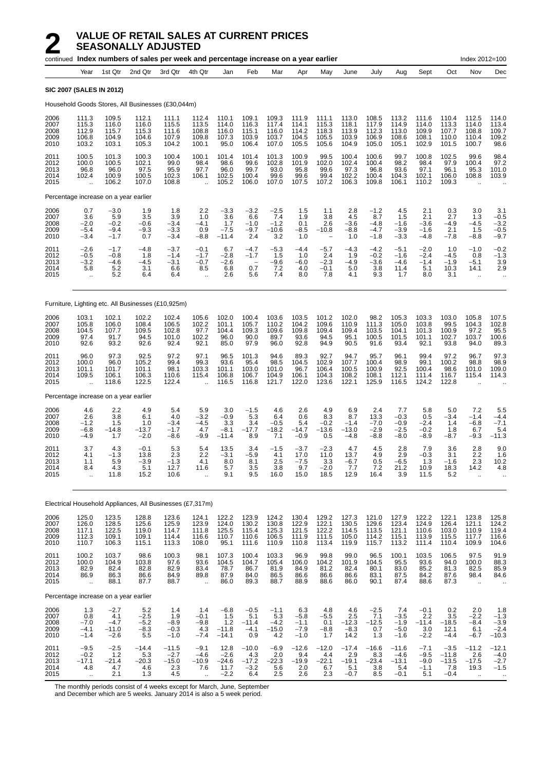# 2 VALUE OF RETAIL SALES AT CURRENT PRICES SEASONALLY ADJUSTED

continued **Index numbers of sales per week and percentage increase on a year earlier** Index 2012=100

| Year | Year | 1st Qtr | 2nd Qtr | 3rd Qtr | 4th Qtr | Jan | Feb | Mar | Apr | May | June | July | Aug | Sept | Oct | Nov | Dec |
|---|---|---|---|---|---|---|---|---|---|---|---|---|---|---|---|---|---|
| **SIC 2007 (SALES IN 2012)** | | | | | | | | | | | | | | | | | |
| Household Goods Stores, All Businesses (£30,044m) | | | | | | | | | | | | | | | | | |
| 2006 | 111.3 | 109.5 | 112.1 | 111.1 | 112.4 | 110.1 | 109.1 | 109.3 | 111.9 | 111.1 | 113.0 | 108.5 | 113.2 | 111.6 | 110.4 | 112.5 | 114.0 |
| 2007 | 115.3 | 116.0 | 116.0 | 115.5 | 113.5 | 114.0 | 116.3 | 117.4 | 114.1 | 115.3 | 118.1 | 117.9 | 114.9 | 114.0 | 113.3 | 114.0 | 113.4 |
| 2008 | 112.9 | 115.7 | 115.3 | 111.6 | 108.8 | 116.0 | 115.1 | 116.0 | 114.2 | 118.3 | 113.9 | 112.3 | 113.0 | 109.9 | 107.7 | 108.8 | 109.7 |
| 2009 | 106.8 | 104.9 | 104.6 | 107.9 | 109.8 | 107.3 | 103.9 | 103.7 | 104.5 | 105.5 | 103.9 | 106.9 | 108.6 | 108.1 | 110.0 | 110.4 | 109.2 |
| 2010 | 103.2 | 103.1 | 105.3 | 104.2 | 100.1 | 95.0 | 106.4 | 107.0 | 105.5 | 105.6 | 104.9 | 105.0 | 105.1 | 102.9 | 101.5 | 100.7 | 98.6 |
| 2011 | 100.5 | 101.3 | 100.3 | 100.4 | 100.1 | 101.4 | 101.4 | 101.3 | 100.9 | 99.5 | 100.4 | 100.6 | 99.7 | 100.8 | 102.5 | 99.6 | 98.4 |
| 2012 | 100.0 | 100.5 | 102.1 | 99.0 | 98.4 | 98.6 | 99.6 | 102.8 | 101.9 | 102.0 | 102.4 | 100.4 | 98.2 | 98.4 | 97.9 | 100.4 | 97.2 |
| 2013 | 96.8 | 96.0 | 97.5 | 95.9 | 97.7 | 96.0 | 99.7 | 93.0 | 95.8 | 99.6 | 97.3 | 96.8 | 93.6 | 97.1 | 96.1 | 95.3 | 101.0 |
| 2014 | 102.4 | 100.9 | 100.5 | 102.3 | 106.1 | 102.5 | 100.4 | 99.6 | 99.6 | 99.4 | 102.2 | 100.4 | 104.3 | 102.1 | 106.0 | 108.8 | 103.9 |
| 2015 | .. | 106.2 | 107.0 | 108.8 | .. | 105.2 | 106.0 | 107.0 | 107.5 | 107.2 | 106.3 | 109.8 | 106.1 | 110.2 | 109.3 | .. | .. |
| Percentage increase on a year earlier | | | | | | | | | | | | | | | | | |
| 2006 | 0.7 | −3.0 | 1.9 | 1.8 | 2.2 | −3.3 | −3.2 | −2.5 | 1.5 | 1.1 | 2.8 | −1.2 | 4.5 | 2.1 | 0.3 | 3.0 | 3.1 |
| 2007 | 3.6 | 5.9 | 3.5 | 3.9 | 1.0 | 3.6 | 6.6 | 7.4 | 1.9 | 3.8 | 4.5 | 8.7 | 1.5 | 2.1 | 2.7 | 1.3 | −0.5 |
| 2008 | −2.0 | −0.2 | −0.6 | −3.4 | −4.1 | 1.7 | −1.0 | −1.2 | 0.1 | 2.6 | −3.6 | −4.8 | −1.6 | −3.6 | −4.9 | −4.5 | −3.2 |
| 2009 | −5.4 | −9.4 | −9.3 | −3.3 | 0.9 | −7.5 | −9.7 | −10.6 | −8.5 | −10.8 | −8.8 | −4.7 | −3.9 | −1.6 | 2.1 | 1.5 | −0.5 |
| 2010 | −3.4 | −1.7 | 0.7 | −3.4 | −8.8 | −11.4 | 2.4 | 3.2 | 1.0 | – | 1.0 | −1.8 | −3.3 | −4.8 | −7.8 | −8.8 | −9.7 |
| 2011 | −2.6 | −1.7 | −4.8 | −3.7 | −0.1 | 6.7 | −4.7 | −5.3 | −4.4 | −5.7 | −4.3 | −4.2 | −5.1 | −2.0 | 1.0 | −1.0 | −0.2 |
| 2012 | −0.5 | −0.8 | 1.8 | −1.4 | −1.7 | −2.8 | −1.7 | 1.5 | 1.0 | 2.4 | 1.9 | −0.2 | −1.6 | −2.4 | −4.5 | 0.8 | −1.3 |
| 2013 | −3.2 | −4.6 | −4.5 | −3.1 | −0.7 | −2.6 | – | −9.6 | −6.0 | −2.3 | −4.9 | −3.6 | −4.6 | −1.4 | −1.9 | −5.1 | 3.9 |
| 2014 | 5.8 | 5.2 | 3.1 | 6.6 | 8.5 | 6.8 | 0.7 | 7.2 | 4.0 | −0.1 | 5.0 | 3.8 | 11.4 | 5.1 | 10.3 | 14.1 | 2.9 |
| 2015 | .. | 5.2 | 6.4 | 6.4 | .. | 2.6 | 5.6 | 7.4 | 8.0 | 7.8 | 4.1 | 9.3 | 1.7 | 8.0 | 3.1 | .. | .. |
| Furniture, Lighting etc. All Businesses (£10,925m) | | | | | | | | | | | | | | | | | |
| 2006 | 103.1 | 102.1 | 102.2 | 102.4 | 105.6 | 102.0 | 100.4 | 103.6 | 103.5 | 101.2 | 102.0 | 98.2 | 105.3 | 103.3 | 103.0 | 105.8 | 107.5 |
| 2007 | 105.8 | 106.0 | 108.4 | 106.5 | 102.2 | 101.1 | 105.7 | 110.2 | 104.2 | 109.6 | 110.9 | 111.3 | 105.0 | 103.8 | 99.5 | 104.3 | 102.8 |
| 2008 | 104.5 | 107.7 | 109.5 | 102.8 | 97.7 | 104.4 | 109.3 | 109.6 | 109.8 | 109.4 | 109.4 | 103.5 | 104.1 | 101.3 | 100.9 | 97.2 | 95.5 |
| 2009 | 97.4 | 91.7 | 94.5 | 101.0 | 102.2 | 96.0 | 90.0 | 89.7 | 93.6 | 94.5 | 95.1 | 100.5 | 101.5 | 101.1 | 102.7 | 103.7 | 100.6 |
| 2010 | 92.6 | 93.2 | 92.6 | 92.4 | 92.1 | 85.0 | 97.9 | 96.0 | 92.8 | 94.9 | 90.5 | 91.6 | 93.4 | 92.1 | 93.8 | 94.0 | 89.3 |
| 2011 | 96.0 | 97.3 | 92.5 | 97.2 | 97.1 | 96.5 | 101.3 | 94.6 | 89.3 | 92.7 | 94.7 | 95.7 | 96.1 | 99.4 | 97.2 | 96.7 | 97.3 |
| 2012 | 100.0 | 96.0 | 105.2 | 99.4 | 99.3 | 93.6 | 95.4 | 98.5 | 104.5 | 102.9 | 107.7 | 100.4 | 98.9 | 99.1 | 100.2 | 98.8 | 98.9 |
| 2013 | 101.1 | 101.7 | 101.1 | 98.1 | 103.3 | 101.1 | 103.0 | 101.0 | 96.7 | 106.4 | 100.5 | 100.9 | 92.5 | 100.4 | 98.6 | 101.0 | 109.0 |
| 2014 | 109.5 | 106.1 | 106.3 | 110.6 | 115.4 | 106.8 | 106.7 | 104.9 | 106.1 | 104.3 | 108.2 | 108.1 | 112.1 | 111.4 | 116.7 | 115.4 | 114.3 |
| 2015 | .. | 118.6 | 122.5 | 122.4 | .. | 116.5 | 116.8 | 121.7 | 122.0 | 123.6 | 122.1 | 125.9 | 116.5 | 124.2 | 122.8 | .. | .. |
| Percentage increase on a year earlier | | | | | | | | | | | | | | | | | |
| 2006 | 4.6 | 2.2 | 4.9 | 5.4 | 5.9 | 3.0 | −1.5 | 4.6 | 2.6 | 4.9 | 6.9 | 2.4 | 7.7 | 5.8 | 5.0 | 7.2 | 5.5 |
| 2007 | 2.6 | 3.8 | 6.1 | 4.0 | −3.2 | −0.9 | 5.3 | 6.4 | 0.6 | 8.3 | 8.7 | 13.3 | −0.3 | 0.5 | −3.4 | −1.4 | −4.4 |
| 2008 | −1.2 | 1.5 | 1.0 | −3.4 | −4.5 | 3.3 | 3.4 | −0.5 | 5.4 | −0.2 | −1.4 | −7.0 | −0.9 | −2.4 | 1.4 | −6.8 | −7.1 |
| 2009 | −6.8 | −14.8 | −13.7 | −1.7 | 4.7 | −8.1 | −17.7 | −18.2 | −14.7 | −13.6 | −13.0 | −2.9 | −2.5 | −0.2 | 1.8 | 6.7 | 5.4 |
| 2010 | −4.9 | 1.7 | −2.0 | −8.6 | −9.9 | −11.4 | 8.9 | 7.1 | −0.9 | 0.5 | −4.8 | −8.8 | −8.0 | −8.9 | −8.7 | −9.3 | −11.3 |
| 2011 | 3.7 | 4.3 | −0.1 | 5.3 | 5.4 | 13.5 | 3.4 | −1.5 | −3.7 | −2.3 | 4.7 | 4.5 | 2.8 | 7.9 | 3.6 | 2.8 | 9.0 |
| 2012 | 4.1 | −1.3 | 13.8 | 2.3 | 2.2 | −3.1 | −5.9 | 4.1 | 17.0 | 11.0 | 13.7 | 4.9 | 2.9 | −0.3 | 3.1 | 2.2 | 1.6 |
| 2013 | 1.1 | 5.9 | −3.9 | −1.3 | 4.1 | 8.0 | 8.1 | 2.5 | −7.5 | 3.3 | −6.7 | 0.5 | −6.5 | 1.3 | −1.6 | 2.3 | 10.2 |
| 2014 | 8.4 | 4.3 | 5.1 | 12.7 | 11.6 | 5.7 | 3.5 | 3.8 | 9.7 | −2.0 | 7.7 | 7.2 | 21.2 | 10.9 | 18.3 | 14.2 | 4.8 |
| 2015 | .. | 11.8 | 15.2 | 10.6 | .. | 9.1 | 9.5 | 16.0 | 15.0 | 18.5 | 12.9 | 16.4 | 3.9 | 11.5 | 5.2 | .. | .. |
| Electrical Household Appliances, All Businesses (£7,317m) | | | | | | | | | | | | | | | | | |
| 2006 | 125.0 | 123.5 | 128.8 | 123.6 | 124.1 | 122.2 | 123.9 | 124.2 | 130.4 | 129.2 | 127.3 | 121.0 | 127.9 | 122.2 | 122.1 | 123.8 | 125.8 |
| 2007 | 126.0 | 128.5 | 125.6 | 125.9 | 123.9 | 124.0 | 130.2 | 130.8 | 122.9 | 122.1 | 130.5 | 129.6 | 123.4 | 124.9 | 126.4 | 121.1 | 124.2 |
| 2008 | 117.1 | 122.5 | 119.0 | 114.7 | 111.8 | 125.5 | 115.4 | 125.3 | 121.5 | 122.2 | 114.5 | 113.5 | 121.1 | 110.6 | 103.0 | 110.9 | 119.4 |
| 2009 | 112.3 | 109.1 | 109.1 | 114.4 | 116.6 | 110.7 | 110.6 | 106.5 | 111.9 | 111.5 | 105.0 | 114.2 | 115.1 | 113.9 | 115.5 | 117.7 | 116.6 |
| 2010 | 110.7 | 106.3 | 115.1 | 113.3 | 108.0 | 95.1 | 111.6 | 110.9 | 110.8 | 113.4 | 119.9 | 115.7 | 113.2 | 111.4 | 110.4 | 109.9 | 104.6 |
| 2011 | 100.2 | 103.7 | 98.6 | 100.3 | 98.1 | 107.3 | 100.4 | 103.3 | 96.9 | 99.8 | 99.0 | 96.5 | 100.1 | 103.5 | 106.5 | 97.5 | 91.9 |
| 2012 | 100.0 | 104.9 | 103.8 | 97.6 | 93.6 | 104.5 | 104.7 | 105.4 | 106.0 | 104.2 | 101.9 | 104.5 | 95.5 | 93.6 | 94.0 | 100.0 | 88.3 |
| 2013 | 82.9 | 82.4 | 82.8 | 82.9 | 83.4 | 78.7 | 86.7 | 81.9 | 84.9 | 81.2 | 82.4 | 80.1 | 83.0 | 85.2 | 81.3 | 82.5 | 85.9 |
| 2014 | 86.9 | 86.3 | 86.6 | 84.9 | 89.8 | 87.9 | 84.0 | 86.5 | 86.6 | 86.6 | 86.6 | 83.1 | 87.5 | 84.2 | 87.6 | 98.4 | 84.6 |
| 2015 | .. | 88.1 | 87.7 | 88.7 | .. | 86.0 | 89.3 | 88.7 | 88.9 | 88.6 | 86.0 | 90.1 | 87.4 | 88.6 | 87.3 | .. | .. |
| Percentage increase on a year earlier | | | | | | | | | | | | | | | | | |
| 2006 | 1.3 | −2.7 | 5.2 | 1.4 | 1.4 | −6.8 | −0.5 | −1.1 | 6.3 | 4.8 | 4.6 | −2.5 | 7.4 | −0.1 | 0.2 | 2.0 | 1.8 |
| 2007 | 0.8 | 4.1 | −2.5 | 1.9 | −0.1 | 1.5 | 5.1 | 5.3 | −5.8 | −5.5 | 2.5 | 7.1 | −3.5 | 2.2 | 3.5 | −2.2 | −1.3 |
| 2008 | −7.0 | −4.7 | −5.2 | −8.9 | −9.8 | 1.2 | −11.4 | −4.2 | −1.1 | 0.1 | −12.3 | −12.5 | −1.9 | −11.4 | −18.5 | −8.4 | −3.9 |
| 2009 | −4.1 | −11.0 | −8.3 | −0.3 | 4.3 | −11.8 | −4.1 | −15.0 | −7.9 | −8.8 | −8.3 | 0.7 | −5.0 | 3.0 | 12.1 | 6.1 | −2.4 |
| 2010 | −1.4 | −2.6 | 5.5 | −1.0 | −7.4 | −14.1 | 0.9 | 4.2 | −1.0 | 1.7 | 14.2 | 1.3 | −1.6 | −2.2 | −4.4 | −6.7 | −10.3 |
| 2011 | −9.5 | −2.5 | −14.4 | −11.5 | −9.1 | 12.8 | −10.0 | −6.9 | −12.6 | −12.0 | −17.4 | −16.6 | −11.6 | −7.1 | −3.5 | −11.2 | −12.1 |
| 2012 | −0.2 | 1.2 | 5.3 | −2.7 | −4.6 | −2.6 | 4.3 | 2.0 | 9.4 | 4.4 | 2.9 | 8.3 | −4.6 | −9.5 | −11.8 | 2.6 | −4.0 |
| 2013 | −17.1 | −21.4 | −20.3 | −15.0 | −10.9 | −24.6 | −17.2 | −22.3 | −19.9 | −22.1 | −19.1 | −23.4 | −13.1 | −9.0 | −13.5 | −17.5 | −2.7 |
| 2014 | 4.8 | 4.7 | 4.6 | 2.3 | 7.6 | 11.7 | −3.2 | 5.6 | 2.0 | 6.7 | 5.1 | 3.8 | 5.4 | −1.1 | 7.8 | 19.3 | −1.5 |
| 2015 | .. | 2.1 | 1.3 | 4.5 | .. | −2.2 | 6.4 | 2.5 | 2.6 | 2.3 | −0.7 | 8.5 | −0.1 | 5.1 | −0.4 | .. | .. |

The monthly periods consist of 4 weeks except for March, June, September and December which are 5 weeks. January 2014 is also a 5 week period.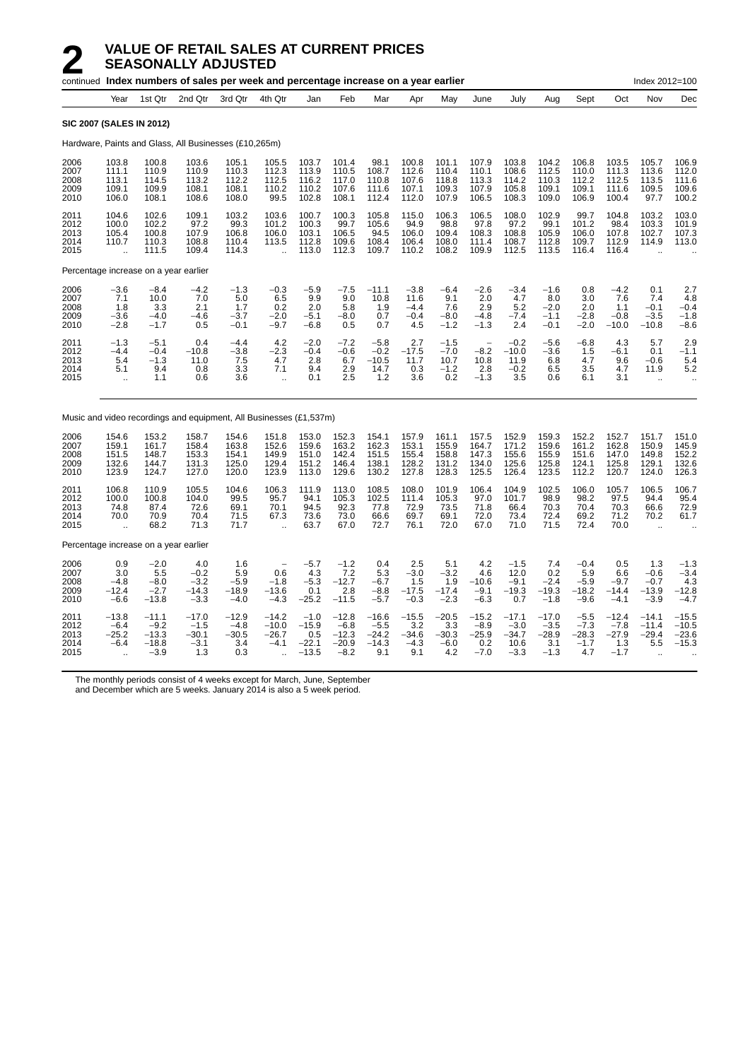# 2 VALUE OF RETAIL SALES AT CURRENT PRICES SEASONALLY ADJUSTED

continued **Index numbers of sales per week and percentage increase on a year earlier** Index 2012=100

| Year | Year | 1st Qtr | 2nd Qtr | 3rd Qtr | 4th Qtr | Jan | Feb | Mar | Apr | May | June | July | Aug | Sept | Oct | Nov | Dec |
|---|---|---|---|---|---|---|---|---|---|---|---|---|---|---|---|---|---|
| **SIC 2007 (SALES IN 2012)** | | | | | | | | | | | | | | | | | |
| Hardware, Paints and Glass, All Businesses (£10,265m) | | | | | | | | | | | | | | | | | |
| 2006 | 103.8 | 100.8 | 103.6 | 105.1 | 105.5 | 103.7 | 101.4 | 98.1 | 100.8 | 101.1 | 107.9 | 103.8 | 104.2 | 106.8 | 103.5 | 105.7 | 106.9 |
| 2007 | 111.1 | 110.9 | 110.9 | 110.3 | 112.3 | 113.9 | 110.5 | 108.7 | 112.6 | 110.4 | 110.1 | 108.6 | 112.5 | 110.0 | 111.3 | 113.6 | 112.0 |
| 2008 | 113.1 | 114.5 | 113.2 | 112.2 | 112.5 | 116.2 | 117.0 | 110.8 | 107.6 | 118.8 | 113.3 | 114.2 | 110.3 | 112.2 | 112.5 | 113.5 | 111.6 |
| 2009 | 109.1 | 109.9 | 108.1 | 108.1 | 110.2 | 110.2 | 107.6 | 111.6 | 107.1 | 109.3 | 107.9 | 105.8 | 109.1 | 109.1 | 111.6 | 109.5 | 109.6 |
| 2010 | 106.0 | 108.1 | 108.6 | 108.0 | 99.5 | 102.8 | 108.1 | 112.4 | 112.0 | 107.9 | 106.5 | 108.3 | 109.0 | 106.9 | 100.4 | 97.7 | 100.2 |
| 2011 | 104.6 | 102.6 | 109.1 | 103.2 | 103.6 | 100.7 | 100.3 | 105.8 | 115.0 | 106.3 | 106.5 | 108.0 | 102.9 | 99.7 | 104.8 | 103.2 | 103.0 |
| 2012 | 100.0 | 102.2 | 97.2 | 99.3 | 101.2 | 100.3 | 99.7 | 105.6 | 94.9 | 98.8 | 97.8 | 97.2 | 99.1 | 101.2 | 98.4 | 103.3 | 101.9 |
| 2013 | 105.4 | 100.8 | 107.9 | 106.8 | 106.0 | 103.1 | 106.5 | 94.5 | 106.0 | 109.4 | 108.3 | 108.8 | 105.9 | 106.0 | 107.8 | 102.7 | 107.3 |
| 2014 | 110.7 | 110.3 | 108.8 | 110.4 | 113.5 | 112.8 | 109.6 | 108.4 | 106.4 | 108.0 | 111.4 | 108.7 | 112.8 | 109.7 | 112.9 | 114.9 | 113.0 |
| 2015 | .. | 111.5 | 109.4 | 114.3 | .. | 113.0 | 112.3 | 109.7 | 110.2 | 108.2 | 109.9 | 112.5 | 113.5 | 116.4 | 116.4 | .. | .. |
| Percentage increase on a year earlier | | | | | | | | | | | | | | | | | |
| 2006 | −3.6 | −8.4 | −4.2 | −1.3 | −0.3 | −5.9 | −7.5 | −11.1 | −3.8 | −6.4 | −2.6 | −3.4 | −1.6 | 0.8 | −4.2 | 0.1 | 2.7 |
| 2007 | 7.1 | 10.0 | 7.0 | 5.0 | 6.5 | 9.9 | 9.0 | 10.8 | 11.6 | 9.1 | 2.0 | 4.7 | 8.0 | 3.0 | 7.6 | 7.4 | 4.8 |
| 2008 | 1.8 | 3.3 | 2.1 | 1.7 | 0.2 | 2.0 | 5.8 | 1.9 | −4.4 | 7.6 | 2.9 | 5.2 | −2.0 | 2.0 | 1.1 | −0.1 | −0.4 |
| 2009 | −3.6 | −4.0 | −4.6 | −3.7 | −2.0 | −5.1 | −8.0 | 0.7 | −0.4 | −8.0 | −4.8 | −7.4 | −1.1 | −2.8 | −0.8 | −3.5 | −1.8 |
| 2010 | −2.8 | −1.7 | 0.5 | −0.1 | −9.7 | −6.8 | 0.5 | 0.7 | 4.5 | −1.2 | −1.3 | 2.4 | −0.1 | −2.0 | −10.0 | −10.8 | −8.6 |
| 2011 | −1.3 | −5.1 | 0.4 | −4.4 | 4.2 | −2.0 | −7.2 | −5.8 | 2.7 | −1.5 | – | −0.2 | −5.6 | −6.8 | 4.3 | 5.7 | 2.9 |
| 2012 | −4.4 | −0.4 | −10.8 | −3.8 | −2.3 | −0.4 | −0.6 | −0.2 | −17.5 | −7.0 | −8.2 | −10.0 | −3.6 | 1.5 | −6.1 | 0.1 | −1.1 |
| 2013 | 5.4 | −1.3 | 11.0 | 7.5 | 4.7 | 2.8 | 6.7 | −10.5 | 11.7 | 10.7 | 10.8 | 11.9 | 6.8 | 4.7 | 9.6 | −0.6 | 5.4 |
| 2014 | 5.1 | 9.4 | 0.8 | 3.3 | 7.1 | 9.4 | 2.9 | 14.7 | 0.3 | −1.2 | 2.8 | −0.2 | 6.5 | 3.5 | 4.7 | 11.9 | 5.2 |
| 2015 | .. | 1.1 | 0.6 | 3.6 | .. | 0.1 | 2.5 | 1.2 | 3.6 | 0.2 | −1.3 | 3.5 | 0.6 | 6.1 | 3.1 | .. | .. |
| Music and video recordings and equipment, All Businesses (£1,537m) | | | | | | | | | | | | | | | | | |
| 2006 | 154.6 | 153.2 | 158.7 | 154.6 | 151.8 | 153.0 | 152.3 | 154.1 | 157.9 | 161.1 | 157.5 | 152.9 | 159.3 | 152.2 | 152.7 | 151.7 | 151.0 |
| 2007 | 159.1 | 161.7 | 158.4 | 163.8 | 152.6 | 159.6 | 163.2 | 162.3 | 153.1 | 155.9 | 164.7 | 171.2 | 159.6 | 161.2 | 162.8 | 150.9 | 145.9 |
| 2008 | 151.5 | 148.7 | 153.3 | 154.1 | 149.9 | 151.0 | 142.4 | 151.5 | 155.4 | 158.8 | 147.3 | 155.6 | 155.9 | 151.6 | 147.0 | 149.8 | 152.2 |
| 2009 | 132.6 | 144.7 | 131.3 | 125.0 | 129.4 | 151.2 | 146.4 | 138.1 | 128.2 | 131.2 | 134.0 | 125.6 | 125.8 | 124.1 | 125.8 | 129.1 | 132.6 |
| 2010 | 123.9 | 124.7 | 127.0 | 120.0 | 123.9 | 113.0 | 129.6 | 130.2 | 127.8 | 128.3 | 125.5 | 126.4 | 123.5 | 112.2 | 120.7 | 124.0 | 126.3 |
| 2011 | 106.8 | 110.9 | 105.5 | 104.6 | 106.3 | 111.9 | 113.0 | 108.5 | 108.0 | 101.9 | 106.4 | 104.9 | 102.5 | 106.0 | 105.7 | 106.5 | 106.7 |
| 2012 | 100.0 | 100.8 | 104.0 | 99.5 | 95.7 | 94.1 | 105.3 | 102.5 | 111.4 | 105.3 | 97.0 | 101.7 | 98.9 | 98.2 | 97.5 | 94.4 | 95.4 |
| 2013 | 74.8 | 87.4 | 72.6 | 69.1 | 70.1 | 94.5 | 92.3 | 77.8 | 72.9 | 73.5 | 71.8 | 66.4 | 70.3 | 70.4 | 70.3 | 66.6 | 72.9 |
| 2014 | 70.0 | 70.9 | 70.4 | 71.5 | 67.3 | 73.6 | 73.0 | 66.6 | 69.7 | 69.1 | 72.0 | 73.4 | 72.4 | 69.2 | 71.2 | 70.2 | 61.7 |
| 2015 | .. | 68.2 | 71.3 | 71.7 | .. | 63.7 | 67.0 | 72.7 | 76.1 | 72.0 | 67.0 | 71.0 | 71.5 | 72.4 | 70.0 | .. | .. |
| Percentage increase on a year earlier | | | | | | | | | | | | | | | | | |
| 2006 | 0.9 | −2.0 | 4.0 | 1.6 | – | −5.7 | −1.2 | 0.4 | 2.5 | 5.1 | 4.2 | −1.5 | 7.4 | −0.4 | 0.5 | 1.3 | −1.3 |
| 2007 | 3.0 | 5.5 | −0.2 | 5.9 | 0.6 | 4.3 | 7.2 | 5.3 | −3.0 | −3.2 | 4.6 | 12.0 | 0.2 | 5.9 | 6.6 | −0.6 | −3.4 |
| 2008 | −4.8 | −8.0 | −3.2 | −5.9 | −1.8 | −5.3 | −12.7 | −6.7 | 1.5 | 1.9 | −10.6 | −9.1 | −2.4 | −5.9 | −9.7 | −0.7 | 4.3 |
| 2009 | −12.4 | −2.7 | −14.3 | −18.9 | −13.6 | 0.1 | 2.8 | −8.8 | −17.5 | −17.4 | −9.1 | −19.3 | −19.3 | −18.2 | −14.4 | −13.9 | −12.8 |
| 2010 | −6.6 | −13.8 | −3.3 | −4.0 | −4.3 | −25.2 | −11.5 | −5.7 | −0.3 | −2.3 | −6.3 | 0.7 | −1.8 | −9.6 | −4.1 | −3.9 | −4.7 |
| 2011 | −13.8 | −11.1 | −17.0 | −12.9 | −14.2 | −1.0 | −12.8 | −16.6 | −15.5 | −20.5 | −15.2 | −17.1 | −17.0 | −5.5 | −12.4 | −14.1 | −15.5 |
| 2012 | −6.4 | −9.2 | −1.5 | −4.8 | −10.0 | −15.9 | −6.8 | −5.5 | 3.2 | 3.3 | −8.9 | −3.0 | −3.5 | −7.3 | −7.8 | −11.4 | −10.5 |
| 2013 | −25.2 | −13.3 | −30.1 | −30.5 | −26.7 | 0.5 | −12.3 | −24.2 | −34.6 | −30.3 | −25.9 | −34.7 | −28.9 | −28.3 | −27.9 | −29.4 | −23.6 |
| 2014 | −6.4 | −18.8 | −3.1 | 3.4 | −4.1 | −22.1 | −20.9 | −14.3 | −4.3 | −6.0 | 0.2 | 10.6 | 3.1 | −1.7 | 1.3 | 5.5 | −15.3 |
| 2015 | .. | −3.9 | 1.3 | 0.3 | .. | −13.5 | −8.2 | 9.1 | 9.1 | 4.2 | −7.0 | −3.3 | −1.3 | 4.7 | −1.7 | .. | .. |

The monthly periods consist of 4 weeks except for March, June, September and December which are 5 weeks. January 2014 is also a 5 week period.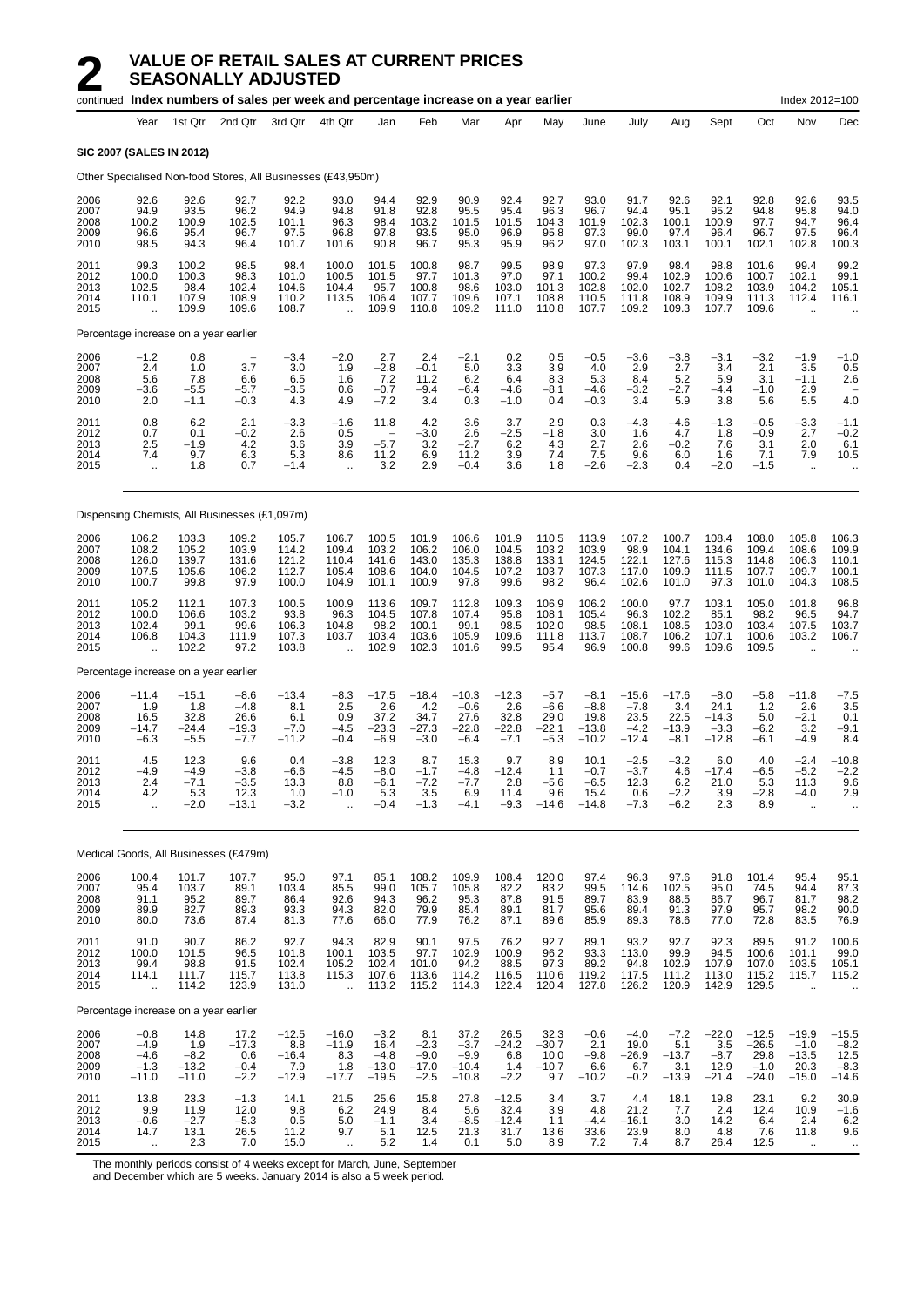# 2 VALUE OF RETAIL SALES AT CURRENT PRICES SEASONALLY ADJUSTED

continued **Index numbers of sales per week and percentage increase on a year earlier** Index 2012=100

| Year | 1st Qtr | 2nd Qtr | 3rd Qtr | 4th Qtr | Jan | Feb | Mar | Apr | May | June | July | Aug | Sept | Oct | Nov | Dec |
|---|---|---|---|---|---|---|---|---|---|---|---|---|---|---|---|---|
| **SIC 2007 (SALES IN 2012)** | | | | | | | | | | | | | | | | |
| Other Specialised Non-food Stores, All Businesses (£43,950m) | | | | | | | | | | | | | | | | |
| 2006 | 92.6 | 92.6 | 92.7 | 92.2 | 93.0 | 94.4 | 92.9 | 90.9 | 92.4 | 92.7 | 93.0 | 91.7 | 92.6 | 92.1 | 92.8 | 92.6 | 93.5 |
| 2007 | 94.9 | 93.5 | 96.2 | 94.9 | 94.8 | 91.8 | 92.8 | 95.5 | 95.4 | 96.3 | 96.7 | 94.4 | 95.1 | 95.2 | 94.8 | 95.8 | 94.0 |
| 2008 | 100.2 | 100.9 | 102.5 | 101.1 | 96.3 | 98.4 | 103.2 | 101.5 | 101.5 | 104.3 | 101.9 | 102.3 | 100.1 | 100.9 | 97.7 | 94.7 | 96.4 |
| 2009 | 96.6 | 95.4 | 96.7 | 97.5 | 96.8 | 97.8 | 93.5 | 95.0 | 96.9 | 95.8 | 97.3 | 99.0 | 97.4 | 96.4 | 96.7 | 97.5 | 96.4 |
| 2010 | 98.5 | 94.3 | 96.4 | 101.7 | 101.6 | 90.8 | 96.7 | 95.3 | 95.9 | 96.2 | 97.0 | 102.3 | 103.1 | 100.1 | 102.1 | 102.8 | 100.3 |
| 2011 | 99.3 | 100.2 | 98.5 | 98.4 | 100.0 | 101.5 | 100.8 | 98.7 | 99.5 | 98.9 | 97.3 | 97.9 | 98.4 | 98.8 | 101.6 | 99.4 | 99.2 |
| 2012 | 100.0 | 100.3 | 98.3 | 101.0 | 100.5 | 101.5 | 97.7 | 101.3 | 97.0 | 97.1 | 100.2 | 99.4 | 102.9 | 100.6 | 100.7 | 102.1 | 99.1 |
| 2013 | 102.5 | 98.4 | 102.4 | 104.6 | 104.4 | 95.7 | 100.8 | 98.6 | 103.0 | 101.3 | 102.8 | 102.0 | 102.7 | 108.2 | 103.9 | 104.2 | 105.1 |
| 2014 | 110.1 | 107.9 | 108.9 | 110.2 | 113.5 | 106.4 | 107.7 | 109.6 | 107.1 | 108.8 | 110.5 | 111.8 | 108.9 | 109.9 | 111.3 | 112.4 | 116.1 |
| 2015 | .. | 109.9 | 109.6 | 108.7 | .. | 109.9 | 110.8 | 109.2 | 111.0 | 110.8 | 107.7 | 109.2 | 109.3 | 107.7 | 109.6 | .. | .. |
| Percentage increase on a year earlier | | | | | | | | | | | | | | | | |
| 2006 | −1.2 | 0.8 | – | −3.4 | −2.0 | 2.7 | 2.4 | −2.1 | 0.2 | 0.5 | −0.5 | −3.6 | −3.8 | −3.1 | −3.2 | −1.9 | −1.0 |
| 2007 | 2.4 | 1.0 | 3.7 | 3.0 | 1.9 | −2.8 | −0.1 | 5.0 | 3.3 | 3.9 | 4.0 | 2.9 | 2.7 | 3.4 | 2.1 | 3.5 | 0.5 |
| 2008 | 5.6 | 7.8 | 6.6 | 6.5 | 1.6 | 7.2 | 11.2 | 6.2 | 6.4 | 8.3 | 5.3 | 8.4 | 5.2 | 5.9 | 3.1 | −1.1 | 2.6 |
| 2009 | −3.6 | −5.5 | −5.7 | −3.5 | 0.6 | −0.7 | −9.4 | −6.4 | −4.6 | −8.1 | −4.6 | −3.2 | −2.7 | −4.4 | −1.0 | 2.9 | – |
| 2010 | 2.0 | −1.1 | −0.3 | 4.3 | 4.9 | −7.2 | 3.4 | 0.3 | −1.0 | 0.4 | −0.3 | 3.4 | 5.9 | 3.8 | 5.6 | 5.5 | 4.0 |
| 2011 | 0.8 | 6.2 | 2.1 | −3.3 | −1.6 | 11.8 | 4.2 | 3.6 | 3.7 | 2.9 | 0.3 | −4.3 | −4.6 | −1.3 | −0.5 | −3.3 | −1.1 |
| 2012 | 0.7 | 0.1 | −0.2 | 2.6 | 0.5 | – | −3.0 | 2.6 | −2.5 | −1.8 | 3.0 | 1.6 | 4.7 | 1.8 | −0.9 | 2.7 | −0.2 |
| 2013 | 2.5 | −1.9 | 4.2 | 3.6 | 3.9 | −5.7 | 3.2 | −2.7 | 6.2 | 4.3 | 2.7 | 2.6 | −0.2 | 7.6 | 3.1 | 2.0 | 6.1 |
| 2014 | 7.4 | 9.7 | 6.3 | 5.3 | 8.6 | 11.2 | 6.9 | 11.2 | 3.9 | 7.4 | 7.5 | 9.6 | 6.0 | 1.6 | 7.1 | 7.9 | 10.5 |
| 2015 | .. | 1.8 | 0.7 | −1.4 | .. | 3.2 | 2.9 | −0.4 | 3.6 | 1.8 | −2.6 | −2.3 | 0.4 | −2.0 | −1.5 | .. | .. |
| Dispensing Chemists, All Businesses (£1,097m) | | | | | | | | | | | | | | | | |
| 2006 | 106.2 | 103.3 | 109.2 | 105.7 | 106.7 | 100.5 | 101.9 | 106.6 | 101.9 | 110.5 | 113.9 | 107.2 | 100.7 | 108.4 | 108.0 | 105.8 | 106.3 |
| 2007 | 108.2 | 105.2 | 103.9 | 114.2 | 109.4 | 103.2 | 106.2 | 106.0 | 104.5 | 103.2 | 103.9 | 98.9 | 104.1 | 134.6 | 109.4 | 108.6 | 109.9 |
| 2008 | 126.0 | 139.7 | 131.6 | 121.2 | 110.4 | 141.6 | 143.0 | 135.3 | 138.8 | 133.1 | 124.5 | 122.1 | 127.6 | 115.3 | 114.8 | 106.3 | 110.1 |
| 2009 | 107.5 | 105.6 | 106.2 | 112.7 | 105.4 | 108.6 | 104.0 | 104.5 | 107.2 | 103.7 | 107.3 | 117.0 | 109.9 | 111.5 | 107.7 | 109.7 | 100.1 |
| 2010 | 100.7 | 99.8 | 97.9 | 100.0 | 104.9 | 101.1 | 100.9 | 97.8 | 99.6 | 98.2 | 96.4 | 102.6 | 101.0 | 97.3 | 101.0 | 104.3 | 108.5 |
| 2011 | 105.2 | 112.1 | 107.3 | 100.5 | 100.9 | 113.6 | 109.7 | 112.8 | 109.3 | 106.9 | 106.2 | 100.0 | 97.7 | 103.1 | 105.0 | 101.8 | 96.8 |
| 2012 | 100.0 | 106.6 | 103.2 | 93.8 | 96.3 | 104.5 | 107.8 | 107.4 | 95.8 | 108.1 | 105.4 | 96.3 | 102.2 | 85.1 | 98.2 | 96.5 | 94.7 |
| 2013 | 102.4 | 99.1 | 99.6 | 106.3 | 104.8 | 98.2 | 100.1 | 99.1 | 98.5 | 102.0 | 98.5 | 108.1 | 108.5 | 103.0 | 103.4 | 107.5 | 103.7 |
| 2014 | 106.8 | 104.3 | 111.9 | 107.3 | 103.7 | 103.4 | 103.6 | 105.9 | 109.6 | 111.8 | 113.7 | 108.7 | 106.2 | 107.1 | 100.6 | 103.2 | 106.7 |
| 2015 | .. | 102.2 | 97.2 | 103.8 | .. | 102.9 | 102.3 | 101.6 | 99.5 | 95.4 | 96.9 | 100.8 | 99.6 | 109.6 | 109.5 | .. | .. |
| Percentage increase on a year earlier | | | | | | | | | | | | | | | | |
| 2006 | −11.4 | −15.1 | −8.6 | −13.4 | −8.3 | −17.5 | −18.4 | −10.3 | −12.3 | −5.7 | −8.1 | −15.6 | −17.6 | −8.0 | −5.8 | −11.8 | −7.5 |
| 2007 | 1.9 | 1.8 | −4.8 | 8.1 | 2.5 | 2.6 | 4.2 | −0.6 | 2.6 | −6.6 | −8.8 | −7.8 | 3.4 | 24.1 | 1.2 | 2.6 | 3.5 |
| 2008 | 16.5 | 32.8 | 26.6 | 6.1 | 0.9 | 37.2 | 34.7 | 27.6 | 32.8 | 29.0 | 19.8 | 23.5 | 22.5 | −14.3 | 5.0 | −2.1 | 0.1 |
| 2009 | −14.7 | −24.4 | −19.3 | −7.0 | −4.5 | −23.3 | −27.3 | −22.8 | −22.8 | −22.1 | −13.8 | −4.2 | −13.9 | −3.3 | −6.2 | 3.2 | −9.1 |
| 2010 | −6.3 | −5.5 | −7.7 | −11.2 | −0.4 | −6.9 | −3.0 | −6.4 | −7.1 | −5.3 | −10.2 | −12.4 | −8.1 | −12.8 | −6.1 | −4.9 | 8.4 |
| 2011 | 4.5 | 12.3 | 9.6 | 0.4 | −3.8 | 12.3 | 8.7 | 15.3 | 9.7 | 8.9 | 10.1 | −2.5 | −3.2 | 6.0 | 4.0 | −2.4 | −10.8 |
| 2012 | −4.9 | −4.9 | −3.8 | −6.6 | −4.5 | −8.0 | −1.7 | −4.8 | −12.4 | 1.1 | −0.7 | −3.7 | 4.6 | −17.4 | −6.5 | −5.2 | −2.2 |
| 2013 | 2.4 | −7.1 | −3.5 | 13.3 | 8.8 | −6.1 | −7.2 | −7.7 | 2.8 | −5.6 | −6.5 | 12.3 | 6.2 | 21.0 | 5.3 | 11.3 | 9.6 |
| 2014 | 4.2 | 5.3 | 12.3 | 1.0 | −1.0 | 5.3 | 3.5 | 6.9 | 11.4 | 9.6 | 15.4 | 0.6 | −2.2 | 3.9 | −2.8 | −4.0 | 2.9 |
| 2015 | .. | −2.0 | −13.1 | −3.2 | .. | −0.4 | −1.3 | −4.1 | −9.3 | −14.6 | −14.8 | −7.3 | −6.2 | 2.3 | 8.9 | .. | .. |
| Medical Goods, All Businesses (£479m) | | | | | | | | | | | | | | | | |
| 2006 | 100.4 | 101.7 | 107.7 | 95.0 | 97.1 | 85.1 | 108.2 | 109.9 | 108.4 | 120.0 | 97.4 | 96.3 | 97.6 | 91.8 | 101.4 | 95.4 | 95.1 |
| 2007 | 95.4 | 103.7 | 89.1 | 103.4 | 85.5 | 99.0 | 105.7 | 105.8 | 82.2 | 83.2 | 99.5 | 114.6 | 102.5 | 95.0 | 74.5 | 94.4 | 87.3 |
| 2008 | 91.1 | 95.2 | 89.7 | 86.4 | 92.6 | 94.3 | 96.2 | 95.3 | 87.8 | 91.5 | 89.7 | 83.9 | 88.5 | 86.7 | 96.7 | 81.7 | 98.2 |
| 2009 | 89.9 | 82.7 | 89.3 | 93.3 | 94.3 | 82.0 | 79.9 | 85.4 | 89.1 | 81.7 | 95.6 | 89.4 | 91.3 | 97.9 | 95.7 | 98.2 | 90.0 |
| 2010 | 80.0 | 73.6 | 87.4 | 81.3 | 77.6 | 66.0 | 77.9 | 76.2 | 87.1 | 89.6 | 85.9 | 89.3 | 78.6 | 77.0 | 72.8 | 83.5 | 76.9 |
| 2011 | 91.0 | 90.7 | 86.2 | 92.7 | 94.3 | 82.9 | 90.1 | 97.5 | 76.2 | 92.7 | 89.1 | 93.2 | 92.7 | 92.3 | 89.5 | 91.2 | 100.6 |
| 2012 | 100.0 | 101.5 | 96.5 | 101.8 | 100.1 | 103.5 | 97.7 | 102.9 | 100.9 | 96.2 | 93.3 | 113.0 | 99.9 | 94.5 | 100.6 | 101.1 | 99.0 |
| 2013 | 99.4 | 98.8 | 91.5 | 102.4 | 105.2 | 102.4 | 101.0 | 94.2 | 88.5 | 97.3 | 89.2 | 94.8 | 102.9 | 107.9 | 107.0 | 103.5 | 105.1 |
| 2014 | 114.1 | 111.7 | 115.7 | 113.8 | 115.3 | 107.6 | 113.6 | 114.2 | 116.5 | 110.6 | 119.2 | 117.5 | 111.2 | 113.0 | 115.2 | 115.7 | 115.2 |
| 2015 | .. | 114.2 | 123.9 | 131.0 | .. | 113.2 | 115.2 | 114.3 | 122.4 | 120.4 | 127.8 | 126.2 | 120.9 | 142.9 | 129.5 | .. | .. |
| Percentage increase on a year earlier | | | | | | | | | | | | | | | | |
| 2006 | −0.8 | 14.8 | 17.2 | −12.5 | −16.0 | −3.2 | 8.1 | 37.2 | 26.5 | 32.3 | −0.6 | −4.0 | −7.2 | −22.0 | −12.5 | −19.9 | −15.5 |
| 2007 | −4.9 | 1.9 | −17.3 | 8.8 | −11.9 | 16.4 | −2.3 | −3.7 | −24.2 | −30.7 | 2.1 | 19.0 | 5.1 | 3.5 | −26.5 | −1.0 | −8.2 |
| 2008 | −4.6 | −8.2 | 0.6 | −16.4 | 8.3 | −4.8 | −9.0 | −9.9 | 6.8 | 10.0 | −9.8 | −26.9 | −13.7 | −8.7 | 29.8 | −13.5 | 12.5 |
| 2009 | −1.3 | −13.2 | −0.4 | 7.9 | 1.8 | −13.0 | −17.0 | −10.4 | 1.4 | −10.7 | 6.6 | 6.7 | 3.1 | 12.9 | −1.0 | 20.3 | −8.3 |
| 2010 | −11.0 | −11.0 | −2.2 | −12.9 | −17.7 | −19.5 | −2.5 | −10.8 | −2.2 | 9.7 | −10.2 | −0.2 | −13.9 | −21.4 | −24.0 | −15.0 | −14.6 |
| 2011 | 13.8 | 23.3 | −1.3 | 14.1 | 21.5 | 25.6 | 15.8 | 27.8 | −12.5 | 3.4 | 3.7 | 4.4 | 18.1 | 19.8 | 23.1 | 9.2 | 30.9 |
| 2012 | 9.9 | 11.9 | 12.0 | 9.8 | 6.2 | 24.9 | 8.4 | 5.6 | 32.4 | 3.9 | 4.8 | 21.2 | 7.7 | 2.4 | 12.4 | 10.9 | −1.6 |
| 2013 | −0.6 | −2.7 | −5.3 | 0.5 | 5.0 | −1.1 | 3.4 | −8.5 | −12.4 | 1.1 | −4.4 | −16.1 | 3.0 | 14.2 | 6.4 | 2.4 | 6.2 |
| 2014 | 14.7 | 13.1 | 26.5 | 11.2 | 9.7 | 5.1 | 12.5 | 21.3 | 31.7 | 13.6 | 33.6 | 23.9 | 8.0 | 4.8 | 7.6 | 11.8 | 9.6 |
| 2015 | .. | 2.3 | 7.0 | 15.0 | .. | 5.2 | 1.4 | 0.1 | 5.0 | 8.9 | 7.2 | 7.4 | 8.7 | 26.4 | 12.5 | .. | .. |

The monthly periods consist of 4 weeks except for March, June, September and December which are 5 weeks. January 2014 is also a 5 week period.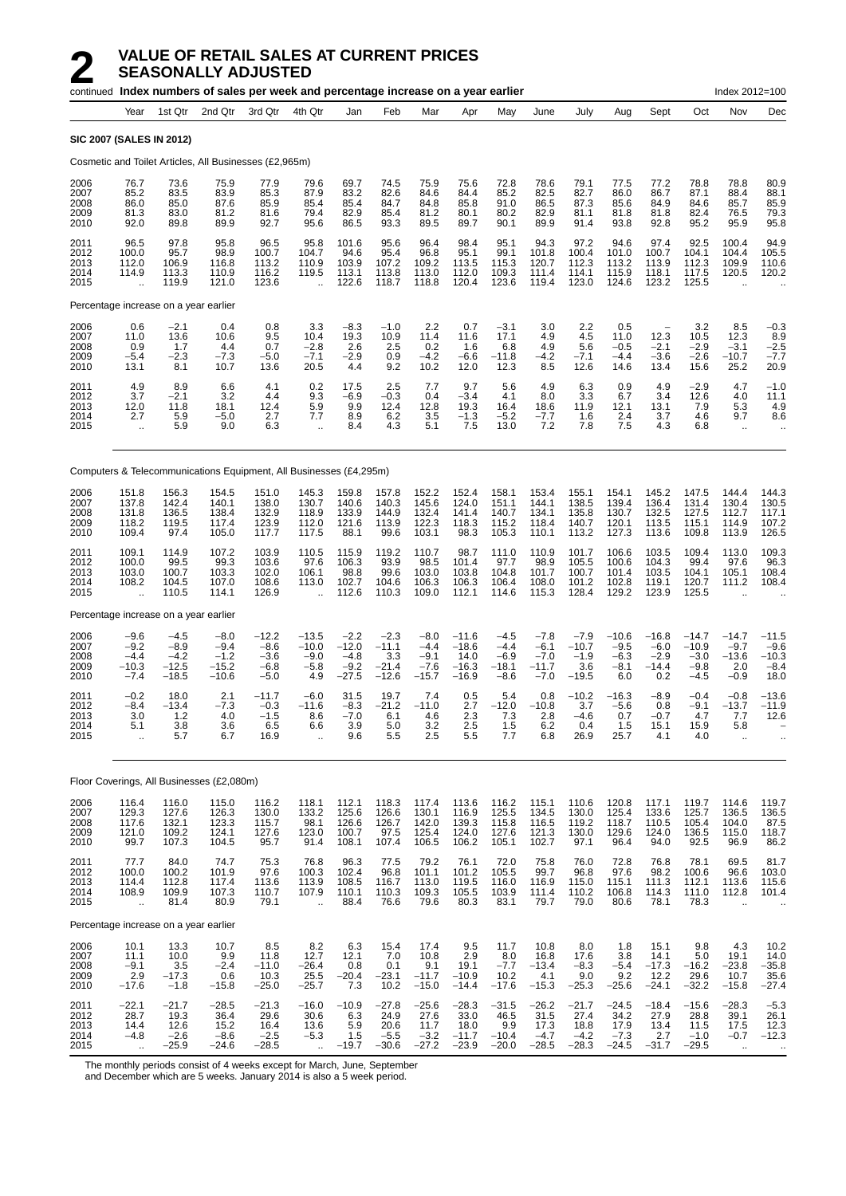# 2 VALUE OF RETAIL SALES AT CURRENT PRICES SEASONALLY ADJUSTED

continued **Index numbers of sales per week and percentage increase on a year earlier** Index 2012=100

| Year | Year | 1st Qtr | 2nd Qtr | 3rd Qtr | 4th Qtr | Jan | Feb | Mar | Apr | May | June | July | Aug | Sept | Oct | Nov | Dec |
|---|---|---|---|---|---|---|---|---|---|---|---|---|---|---|---|---|---|
| **SIC 2007 (SALES IN 2012)** | | | | | | | | | | | | | | | | | |
| Cosmetic and Toilet Articles, All Businesses (£2,965m) | | | | | | | | | | | | | | | | | |
| 2006 | 76.7 | 73.6 | 75.9 | 77.9 | 79.6 | 69.7 | 74.5 | 75.9 | 75.6 | 72.8 | 78.6 | 79.1 | 77.5 | 77.2 | 78.8 | 78.8 | 80.9 |
| 2007 | 85.2 | 83.5 | 83.9 | 85.3 | 87.9 | 83.2 | 82.6 | 84.6 | 84.4 | 85.2 | 82.5 | 82.7 | 86.0 | 86.7 | 87.1 | 88.4 | 88.1 |
| 2008 | 86.0 | 85.0 | 87.6 | 85.9 | 85.4 | 85.4 | 84.7 | 84.8 | 85.8 | 91.0 | 86.5 | 87.3 | 85.6 | 84.9 | 84.6 | 85.7 | 85.9 |
| 2009 | 81.3 | 83.0 | 81.2 | 81.6 | 79.4 | 82.9 | 85.4 | 81.2 | 80.1 | 80.2 | 82.9 | 81.1 | 81.8 | 81.8 | 82.4 | 76.5 | 79.3 |
| 2010 | 92.0 | 89.8 | 89.9 | 92.7 | 95.6 | 86.5 | 93.3 | 89.5 | 89.7 | 90.1 | 89.9 | 91.4 | 93.8 | 92.8 | 95.2 | 95.9 | 95.8 |
| 2011 | 96.5 | 97.8 | 95.8 | 96.5 | 95.8 | 101.6 | 95.6 | 96.4 | 98.4 | 95.1 | 94.3 | 97.2 | 94.6 | 97.4 | 92.5 | 100.4 | 94.9 |
| 2012 | 100.0 | 95.7 | 98.9 | 100.7 | 104.7 | 94.6 | 95.4 | 96.8 | 95.1 | 99.1 | 101.8 | 100.4 | 101.0 | 100.7 | 104.1 | 104.4 | 105.5 |
| 2013 | 112.0 | 106.9 | 116.8 | 113.2 | 110.9 | 103.9 | 107.2 | 109.2 | 113.5 | 115.3 | 120.7 | 112.3 | 113.2 | 113.9 | 112.3 | 109.9 | 110.6 |
| 2014 | 114.9 | 113.3 | 110.9 | 116.2 | 119.5 | 113.1 | 113.8 | 113.0 | 112.0 | 109.3 | 111.4 | 114.1 | 115.9 | 118.1 | 117.5 | 120.5 | 120.2 |
| 2015 | .. | 119.9 | 121.0 | 123.6 | .. | 122.6 | 118.7 | 118.8 | 120.4 | 123.6 | 119.4 | 123.0 | 124.6 | 123.2 | 125.5 | .. | .. |
| Percentage increase on a year earlier | | | | | | | | | | | | | | | | | |
| 2006 | 0.6 | −2.1 | 0.4 | 0.8 | 3.3 | −8.3 | −1.0 | 2.2 | 0.7 | −3.1 | 3.0 | 2.2 | 0.5 | – | 3.2 | 8.5 | −0.3 |
| 2007 | 11.0 | 13.6 | 10.6 | 9.5 | 10.4 | 19.3 | 10.9 | 11.4 | 11.6 | 17.1 | 4.9 | 4.5 | 11.0 | 12.3 | 10.5 | 12.3 | 8.9 |
| 2008 | 0.9 | 1.7 | 4.4 | 0.7 | −2.8 | 2.6 | 2.5 | 0.2 | 1.6 | 6.8 | 4.9 | 5.6 | −0.5 | −2.1 | −2.9 | −3.1 | −2.5 |
| 2009 | −5.4 | −2.3 | −7.3 | −5.0 | −7.1 | −2.9 | 0.9 | −4.2 | −6.6 | −11.8 | −4.2 | −7.1 | −4.4 | −3.6 | −2.6 | −10.7 | −7.7 |
| 2010 | 13.1 | 8.1 | 10.7 | 13.6 | 20.5 | 4.4 | 9.2 | 10.2 | 12.0 | 12.3 | 8.5 | 12.6 | 14.6 | 13.4 | 15.6 | 25.2 | 20.9 |
| 2011 | 4.9 | 8.9 | 6.6 | 4.1 | 0.2 | 17.5 | 2.5 | 7.7 | 9.7 | 5.6 | 4.9 | 6.3 | 0.9 | 4.9 | −2.9 | 4.7 | −1.0 |
| 2012 | 3.7 | −2.1 | 3.2 | 4.4 | 9.3 | −6.9 | −0.3 | 0.4 | −3.4 | 4.1 | 8.0 | 3.3 | 6.7 | 3.4 | 12.6 | 4.0 | 11.1 |
| 2013 | 12.0 | 11.8 | 18.1 | 12.4 | 5.9 | 9.9 | 12.4 | 12.8 | 19.3 | 16.4 | 18.6 | 11.9 | 12.1 | 13.1 | 7.9 | 5.3 | 4.9 |
| 2014 | 2.7 | 5.9 | −5.0 | 2.7 | 7.7 | 8.9 | 6.2 | 3.5 | −1.3 | −5.2 | −7.7 | 1.6 | 2.4 | 3.7 | 4.6 | 9.7 | 8.6 |
| 2015 | .. | 5.9 | 9.0 | 6.3 | .. | 8.4 | 4.3 | 5.1 | 7.5 | 13.0 | 7.2 | 7.8 | 7.5 | 4.3 | 6.8 | .. | .. |
| Computers & Telecommunications Equipment, All Businesses (£4,295m) | | | | | | | | | | | | | | | | | |
| 2006 | 151.8 | 156.3 | 154.5 | 151.0 | 145.3 | 159.8 | 157.8 | 152.2 | 152.4 | 158.1 | 153.4 | 155.1 | 154.1 | 145.2 | 147.5 | 144.4 | 144.3 |
| 2007 | 137.8 | 142.4 | 140.1 | 138.0 | 130.7 | 140.6 | 140.3 | 145.6 | 124.0 | 151.1 | 144.1 | 138.5 | 139.4 | 136.4 | 131.4 | 130.4 | 130.5 |
| 2008 | 131.8 | 136.5 | 138.4 | 132.9 | 118.9 | 133.9 | 144.9 | 132.4 | 141.4 | 140.7 | 134.1 | 135.8 | 130.7 | 132.5 | 127.5 | 112.7 | 117.1 |
| 2009 | 118.2 | 119.5 | 117.4 | 123.9 | 112.0 | 121.6 | 113.9 | 122.3 | 118.3 | 115.2 | 118.4 | 140.7 | 120.1 | 113.5 | 115.1 | 114.9 | 107.2 |
| 2010 | 109.4 | 97.4 | 105.0 | 117.7 | 117.5 | 88.1 | 99.6 | 103.1 | 98.3 | 105.3 | 110.1 | 113.2 | 127.3 | 113.6 | 109.8 | 113.9 | 126.5 |
| 2011 | 109.1 | 114.9 | 107.2 | 103.9 | 110.5 | 115.9 | 119.2 | 110.7 | 98.7 | 111.0 | 110.9 | 101.7 | 106.6 | 103.5 | 109.4 | 113.0 | 109.3 |
| 2012 | 100.0 | 99.5 | 99.3 | 103.6 | 97.6 | 106.3 | 93.9 | 98.5 | 101.4 | 97.7 | 98.9 | 105.5 | 100.6 | 104.3 | 99.4 | 97.6 | 96.3 |
| 2013 | 103.0 | 100.7 | 103.3 | 102.0 | 106.1 | 98.8 | 99.6 | 103.0 | 103.8 | 104.8 | 101.7 | 100.7 | 101.4 | 103.5 | 104.1 | 105.1 | 108.4 |
| 2014 | 108.2 | 104.5 | 107.0 | 108.6 | 113.0 | 102.7 | 104.6 | 106.3 | 106.3 | 106.4 | 108.0 | 101.2 | 102.8 | 119.1 | 120.7 | 111.2 | 108.4 |
| 2015 | .. | 110.5 | 114.1 | 126.9 | .. | 112.6 | 110.3 | 109.0 | 112.1 | 114.6 | 115.3 | 128.4 | 129.2 | 123.9 | 125.5 | .. | .. |
| Percentage increase on a year earlier | | | | | | | | | | | | | | | | | |
| 2006 | −9.6 | −4.5 | −8.0 | −12.2 | −13.5 | −2.2 | −2.3 | −8.0 | −11.6 | −4.5 | −7.8 | −7.9 | −10.6 | −16.8 | −14.7 | −14.7 | −11.5 |
| 2007 | −9.2 | −8.9 | −9.4 | −8.6 | −10.0 | −12.0 | −11.1 | −4.4 | −18.6 | −4.4 | −6.1 | −10.7 | −9.5 | −6.0 | −10.9 | −9.7 | −9.6 |
| 2008 | −4.4 | −4.2 | −1.2 | −3.6 | −9.0 | −4.8 | 3.3 | −9.1 | 14.0 | −6.9 | −7.0 | −1.9 | −6.3 | −2.9 | −3.0 | −13.6 | −10.3 |
| 2009 | −10.3 | −12.5 | −15.2 | −6.8 | −5.8 | −9.2 | −21.4 | −7.6 | −16.3 | −18.1 | −11.7 | 3.6 | −8.1 | −14.4 | −9.8 | 2.0 | −8.4 |
| 2010 | −7.4 | −18.5 | −10.6 | −5.0 | 4.9 | −27.5 | −12.6 | −15.7 | −16.9 | −8.6 | −7.0 | −19.5 | 6.0 | 0.2 | −4.5 | −0.9 | 18.0 |
| 2011 | −0.2 | 18.0 | 2.1 | −11.7 | −6.0 | 31.5 | 19.7 | 7.4 | 0.5 | 5.4 | 0.8 | −10.2 | −16.3 | −8.9 | −0.4 | −0.8 | −13.6 |
| 2012 | −8.4 | −13.4 | −7.3 | −0.3 | −11.6 | −8.3 | −21.2 | −11.0 | 2.7 | −12.0 | −10.8 | 3.7 | −5.6 | 0.8 | −9.1 | −13.7 | −11.9 |
| 2013 | 3.0 | 1.2 | 4.0 | −1.5 | 8.6 | −7.0 | 6.1 | 4.6 | 2.3 | 7.3 | 2.8 | −4.6 | 0.7 | −0.7 | 4.7 | 7.7 | 12.6 |
| 2014 | 5.1 | 3.8 | 3.6 | 6.5 | 6.6 | 3.9 | 5.0 | 3.2 | 2.5 | 1.5 | 6.2 | 0.4 | 1.5 | 15.1 | 15.9 | 5.8 | – |
| 2015 | .. | 5.7 | 6.7 | 16.9 | .. | 9.6 | 5.5 | 2.5 | 5.5 | 7.7 | 6.8 | 26.9 | 25.7 | 4.1 | 4.0 | .. | .. |
| Floor Coverings, All Businesses (£2,080m) | | | | | | | | | | | | | | | | | |
| 2006 | 116.4 | 116.0 | 115.0 | 116.2 | 118.1 | 112.1 | 118.3 | 117.4 | 113.6 | 116.2 | 115.1 | 110.6 | 120.8 | 117.1 | 119.7 | 114.6 | 119.7 |
| 2007 | 129.3 | 127.6 | 126.3 | 130.0 | 133.2 | 125.6 | 126.6 | 130.1 | 116.9 | 125.5 | 134.5 | 130.0 | 125.4 | 133.6 | 125.7 | 136.5 | 136.5 |
| 2008 | 117.6 | 132.1 | 123.3 | 115.7 | 98.1 | 126.6 | 126.7 | 142.0 | 139.3 | 115.8 | 116.5 | 119.2 | 118.7 | 110.5 | 105.4 | 104.0 | 87.5 |
| 2009 | 121.0 | 109.2 | 124.1 | 127.6 | 123.0 | 100.7 | 97.5 | 125.4 | 124.0 | 127.6 | 121.3 | 130.0 | 129.6 | 124.0 | 136.5 | 115.0 | 118.7 |
| 2010 | 99.7 | 107.3 | 104.5 | 95.7 | 91.4 | 108.1 | 107.4 | 106.5 | 106.2 | 105.1 | 102.7 | 97.1 | 96.4 | 94.0 | 92.5 | 96.9 | 86.2 |
| 2011 | 77.7 | 84.0 | 74.7 | 75.3 | 76.8 | 96.3 | 77.5 | 79.2 | 76.1 | 72.0 | 75.8 | 76.0 | 72.8 | 76.8 | 78.1 | 69.5 | 81.7 |
| 2012 | 100.0 | 100.2 | 101.9 | 97.6 | 100.3 | 102.4 | 96.8 | 101.1 | 101.2 | 105.5 | 99.7 | 96.8 | 97.6 | 98.2 | 100.6 | 96.6 | 103.0 |
| 2013 | 114.4 | 112.8 | 117.4 | 113.6 | 113.9 | 108.5 | 116.7 | 113.0 | 119.5 | 116.0 | 116.9 | 115.0 | 115.1 | 111.3 | 112.1 | 113.6 | 115.6 |
| 2014 | 108.9 | 109.9 | 107.3 | 110.7 | 107.9 | 110.1 | 110.3 | 109.3 | 105.5 | 103.9 | 111.4 | 110.2 | 106.8 | 114.3 | 111.0 | 112.8 | 101.4 |
| 2015 | .. | 81.4 | 80.9 | 79.1 | .. | 88.4 | 76.6 | 79.6 | 80.3 | 83.1 | 79.7 | 79.0 | 80.6 | 78.1 | 78.3 | .. | .. |
| Percentage increase on a year earlier | | | | | | | | | | | | | | | | | |
| 2006 | 10.1 | 13.3 | 10.7 | 8.5 | 8.2 | 6.3 | 15.4 | 17.4 | 9.5 | 11.7 | 10.8 | 8.0 | 1.8 | 15.1 | 9.8 | 4.3 | 10.2 |
| 2007 | 11.1 | 10.0 | 9.9 | 11.8 | 12.7 | 12.1 | 7.0 | 10.8 | 2.9 | 8.0 | 16.8 | 17.6 | 3.8 | 14.1 | 5.0 | 19.1 | 14.0 |
| 2008 | −9.1 | 3.5 | −2.4 | −11.0 | −26.4 | 0.8 | 0.1 | 9.1 | 19.1 | −7.7 | −13.4 | −8.3 | −5.4 | −17.3 | −16.2 | −23.8 | −35.8 |
| 2009 | 2.9 | −17.3 | 0.6 | 10.3 | 25.5 | −20.4 | −23.1 | −11.7 | −10.9 | 10.2 | 4.1 | 9.0 | 9.2 | 12.2 | 29.6 | 10.7 | 35.6 |
| 2010 | −17.6 | −1.8 | −15.8 | −25.0 | −25.7 | 7.3 | 10.2 | −15.0 | −14.4 | −17.6 | −15.3 | −25.3 | −25.6 | −24.1 | −32.2 | −15.8 | −27.4 |
| 2011 | −22.1 | −21.7 | −28.5 | −21.3 | −16.0 | −10.9 | −27.8 | −25.6 | −28.3 | −31.5 | −26.2 | −21.7 | −24.5 | −18.4 | −15.6 | −28.3 | −5.3 |
| 2012 | 28.7 | 19.3 | 36.4 | 29.6 | 30.6 | 6.3 | 24.9 | 27.6 | 33.0 | 46.5 | 31.5 | 27.4 | 34.2 | 27.9 | 28.8 | 39.1 | 26.1 |
| 2013 | 14.4 | 12.6 | 15.2 | 16.4 | 13.6 | 5.9 | 20.6 | 11.7 | 18.0 | 9.9 | 17.3 | 18.8 | 17.9 | 13.4 | 11.5 | 17.5 | 12.3 |
| 2014 | −4.8 | −2.6 | −8.6 | −2.5 | −5.3 | 1.5 | −5.5 | −3.2 | −11.7 | −10.4 | −4.7 | −4.2 | −7.3 | 2.7 | −1.0 | −0.7 | −12.3 |
| 2015 | .. | −25.9 | −24.6 | −28.5 | .. | −19.7 | −30.6 | −27.2 | −23.9 | −20.0 | −28.5 | −28.3 | −24.5 | −31.7 | −29.5 | .. | .. |

The monthly periods consist of 4 weeks except for March, June, September and December which are 5 weeks. January 2014 is also a 5 week period.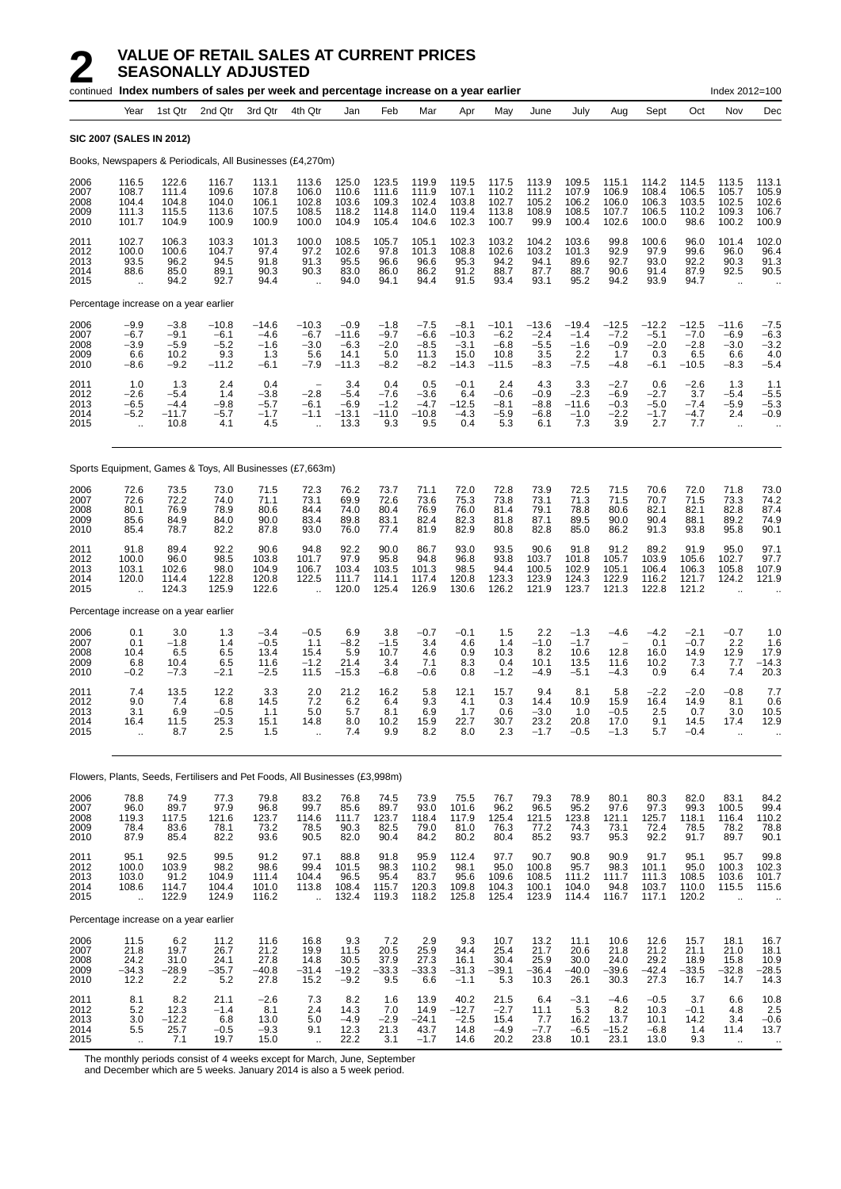# 2 VALUE OF RETAIL SALES AT CURRENT PRICES SEASONALLY ADJUSTED

continued **Index numbers of sales per week and percentage increase on a year earlier** Index 2012=100

| | Year | 1st Qtr | 2nd Qtr | 3rd Qtr | 4th Qtr | Jan | Feb | Mar | Apr | May | June | July | Aug | Sept | Oct | Nov | Dec |
|---|---|---|---|---|---|---|---|---|---|---|---|---|---|---|---|---|---|
| **SIC 2007 (SALES IN 2012)** | | | | | | | | | | | | | | | | | |
| Books, Newspapers & Periodicals, All Businesses (£4,270m) | | | | | | | | | | | | | | | | | |
| 2006 | 116.5 | 122.6 | 116.7 | 113.1 | 113.6 | 125.0 | 123.5 | 119.9 | 119.5 | 117.5 | 113.9 | 109.5 | 115.1 | 114.2 | 114.5 | 113.5 | 113.1 |
| 2007 | 108.7 | 111.4 | 109.6 | 107.8 | 106.0 | 110.6 | 111.6 | 111.9 | 107.1 | 110.2 | 111.2 | 107.9 | 106.9 | 108.4 | 106.5 | 105.7 | 105.9 |
| 2008 | 104.4 | 104.8 | 104.0 | 106.1 | 102.8 | 103.6 | 109.3 | 102.4 | 103.8 | 102.7 | 105.2 | 106.2 | 106.0 | 106.3 | 103.5 | 102.5 | 102.6 |
| 2009 | 111.3 | 115.5 | 113.6 | 107.5 | 108.5 | 118.2 | 114.8 | 114.0 | 119.4 | 113.8 | 108.9 | 108.5 | 107.7 | 106.5 | 110.2 | 109.3 | 106.7 |
| 2010 | 101.7 | 104.9 | 100.9 | 100.9 | 100.0 | 104.9 | 105.4 | 104.6 | 102.3 | 100.7 | 99.9 | 100.4 | 102.6 | 100.0 | 98.6 | 100.2 | 100.9 |
| 2011 | 102.7 | 106.3 | 103.3 | 101.3 | 100.0 | 108.5 | 105.7 | 105.1 | 102.3 | 103.2 | 104.2 | 103.6 | 99.8 | 100.6 | 96.0 | 101.4 | 102.0 |
| 2012 | 100.0 | 100.6 | 104.7 | 97.4 | 97.2 | 102.6 | 97.8 | 101.3 | 108.8 | 102.6 | 103.2 | 101.3 | 92.9 | 97.9 | 99.6 | 96.0 | 96.4 |
| 2013 | 93.5 | 96.2 | 94.5 | 91.8 | 91.3 | 95.5 | 96.6 | 96.6 | 95.3 | 94.2 | 94.1 | 89.6 | 92.7 | 93.0 | 92.2 | 90.3 | 91.3 |
| 2014 | 88.6 | 85.0 | 89.1 | 90.3 | 90.3 | 83.0 | 86.0 | 86.2 | 91.2 | 88.7 | 87.7 | 88.7 | 90.6 | 91.4 | 87.9 | 92.5 | 90.5 |
| 2015 | .. | 94.2 | 92.7 | 94.4 | .. | 94.0 | 94.1 | 94.4 | 91.5 | 93.4 | 93.1 | 95.2 | 94.2 | 93.9 | 94.7 | .. | .. |
| Percentage increase on a year earlier | | | | | | | | | | | | | | | | | |
| 2006 | −9.9 | −3.8 | −10.8 | −14.6 | −10.3 | −0.9 | −1.8 | −7.5 | −8.1 | −10.1 | −13.6 | −19.4 | −12.5 | −12.2 | −12.5 | −11.6 | −7.5 |
| 2007 | −6.7 | −9.1 | −6.1 | −4.6 | −6.7 | −11.6 | −9.7 | −6.6 | −10.3 | −6.2 | −2.4 | −1.4 | −7.2 | −5.1 | −7.0 | −6.9 | −6.3 |
| 2008 | −3.9 | −5.9 | −5.2 | −1.6 | −3.0 | −6.3 | −2.0 | −8.5 | −3.1 | −6.8 | −5.5 | −1.6 | −0.9 | −2.0 | −2.8 | −3.0 | −3.2 |
| 2009 | 6.6 | 10.2 | 9.3 | 1.3 | 5.6 | 14.1 | 5.0 | 11.3 | 15.0 | 10.8 | 3.5 | 2.2 | 1.7 | 0.3 | 6.5 | 6.6 | 4.0 |
| 2010 | −8.6 | −9.2 | −11.2 | −6.1 | −7.9 | −11.3 | −8.2 | −8.2 | −14.3 | −11.5 | −8.3 | −7.5 | −4.8 | −6.1 | −10.5 | −8.3 | −5.4 |
| 2011 | 1.0 | 1.3 | 2.4 | 0.4 | – | 3.4 | 0.4 | 0.5 | −0.1 | 2.4 | 4.3 | 3.3 | −2.7 | 0.6 | −2.6 | 1.3 | 1.1 |
| 2012 | −2.6 | −5.4 | 1.4 | −3.8 | −2.8 | −5.4 | −7.6 | −3.6 | 6.4 | −0.6 | −0.9 | −2.3 | −6.9 | −2.7 | 3.7 | −5.4 | −5.5 |
| 2013 | −6.5 | −4.4 | −9.8 | −5.7 | −6.1 | −6.9 | −1.2 | −4.7 | −12.5 | −8.1 | −8.8 | −11.6 | −0.3 | −5.0 | −7.4 | −5.9 | −5.3 |
| 2014 | −5.2 | −11.7 | −5.7 | −1.7 | −1.1 | −13.1 | −11.0 | −10.8 | −4.3 | −5.9 | −6.8 | −1.0 | −2.2 | −1.7 | −4.7 | 2.4 | −0.9 |
| 2015 | .. | 10.8 | 4.1 | 4.5 | .. | 13.3 | 9.3 | 9.5 | 0.4 | 5.3 | 6.1 | 7.3 | 3.9 | 2.7 | 7.7 | .. | .. |
| Sports Equipment, Games & Toys, All Businesses (£7,663m) | | | | | | | | | | | | | | | | | |
| 2006 | 72.6 | 73.5 | 73.0 | 71.5 | 72.3 | 76.2 | 73.7 | 71.1 | 72.0 | 72.8 | 73.9 | 72.5 | 71.5 | 70.6 | 72.0 | 71.8 | 73.0 |
| 2007 | 72.6 | 72.2 | 74.0 | 71.1 | 73.1 | 69.9 | 72.6 | 73.6 | 75.3 | 73.8 | 73.1 | 71.3 | 71.5 | 70.7 | 71.5 | 73.3 | 74.2 |
| 2008 | 80.1 | 76.9 | 78.9 | 80.6 | 84.4 | 74.0 | 80.4 | 76.9 | 76.0 | 81.4 | 79.1 | 78.8 | 80.6 | 82.1 | 82.1 | 82.8 | 87.4 |
| 2009 | 85.6 | 84.9 | 84.0 | 90.0 | 83.4 | 89.8 | 83.1 | 82.4 | 82.3 | 81.8 | 87.1 | 89.5 | 90.0 | 90.4 | 88.1 | 89.2 | 74.9 |
| 2010 | 85.4 | 78.7 | 82.2 | 87.8 | 93.0 | 76.0 | 77.4 | 81.9 | 82.9 | 80.8 | 82.8 | 85.0 | 86.2 | 91.3 | 93.8 | 95.8 | 90.1 |
| 2011 | 91.8 | 89.4 | 92.2 | 90.6 | 94.8 | 92.2 | 90.0 | 86.7 | 93.0 | 93.5 | 90.6 | 91.8 | 91.2 | 89.2 | 91.9 | 95.0 | 97.1 |
| 2012 | 100.0 | 96.0 | 98.5 | 103.8 | 101.7 | 97.9 | 95.8 | 94.8 | 96.8 | 93.8 | 103.7 | 101.8 | 105.7 | 103.9 | 105.6 | 102.7 | 97.7 |
| 2013 | 103.1 | 102.6 | 98.0 | 104.9 | 106.7 | 103.4 | 103.5 | 101.3 | 98.5 | 94.4 | 100.5 | 102.9 | 105.1 | 106.4 | 106.3 | 105.8 | 107.9 |
| 2014 | 120.0 | 114.4 | 122.8 | 120.8 | 122.5 | 111.7 | 114.1 | 117.4 | 120.8 | 123.3 | 123.9 | 124.3 | 122.9 | 116.2 | 121.7 | 124.2 | 121.9 |
| 2015 | .. | 124.3 | 125.9 | 122.6 | .. | 120.0 | 125.4 | 126.9 | 130.6 | 126.2 | 121.9 | 123.7 | 121.3 | 122.8 | 121.2 | .. | .. |
| Percentage increase on a year earlier | | | | | | | | | | | | | | | | | |
| 2006 | 0.1 | 3.0 | 1.3 | −3.4 | −0.5 | 6.9 | 3.8 | −0.7 | −0.1 | 1.5 | 2.2 | −1.3 | −4.6 | −4.2 | −2.1 | −0.7 | 1.0 |
| 2007 | 0.1 | −1.8 | 1.4 | −0.5 | 1.1 | −8.2 | −1.5 | 3.4 | 4.6 | 1.4 | −1.0 | −1.7 | – | 0.1 | −0.7 | 2.2 | 1.6 |
| 2008 | 10.4 | 6.5 | 6.5 | 13.4 | 15.4 | 5.9 | 10.7 | 4.6 | 0.9 | 10.3 | 8.2 | 10.6 | 12.8 | 16.0 | 14.9 | 12.9 | 17.9 |
| 2009 | 6.8 | 10.4 | 6.5 | 11.6 | −1.2 | 21.4 | 3.4 | 7.1 | 8.3 | 0.4 | 10.1 | 13.5 | 11.6 | 10.2 | 7.3 | 7.7 | −14.3 |
| 2010 | −0.2 | −7.3 | −2.1 | −2.5 | 11.5 | −15.3 | −6.8 | −0.6 | 0.8 | −1.2 | −4.9 | −5.1 | −4.3 | 0.9 | 6.4 | 7.4 | 20.3 |
| 2011 | 7.4 | 13.5 | 12.2 | 3.3 | 2.0 | 21.2 | 16.2 | 5.8 | 12.1 | 15.7 | 9.4 | 8.1 | 5.8 | −2.2 | −2.0 | −0.8 | 7.7 |
| 2012 | 9.0 | 7.4 | 6.8 | 14.5 | 7.2 | 6.2 | 6.4 | 9.3 | 4.1 | 0.3 | 14.4 | 10.9 | 15.9 | 16.4 | 14.9 | 8.1 | 0.6 |
| 2013 | 3.1 | 6.9 | −0.5 | 1.1 | 5.0 | 5.7 | 8.1 | 6.9 | 1.7 | 0.6 | −3.0 | 1.0 | −0.5 | 2.5 | 0.7 | 3.0 | 10.5 |
| 2014 | 16.4 | 11.5 | 25.3 | 15.1 | 14.8 | 8.0 | 10.2 | 15.9 | 22.7 | 30.7 | 23.2 | 20.8 | 17.0 | 9.1 | 14.5 | 17.4 | 12.9 |
| 2015 | .. | 8.7 | 2.5 | 1.5 | .. | 7.4 | 9.9 | 8.2 | 8.0 | 2.3 | −1.7 | −0.5 | −1.3 | 5.7 | −0.4 | .. | .. |
| Flowers, Plants, Seeds, Fertilisers and Pet Foods, All Businesses (£3,998m) | | | | | | | | | | | | | | | | | |
| 2006 | 78.8 | 74.9 | 77.3 | 79.8 | 83.2 | 76.8 | 74.5 | 73.9 | 75.5 | 76.7 | 79.3 | 78.9 | 80.1 | 80.3 | 82.0 | 83.1 | 84.2 |
| 2007 | 96.0 | 89.7 | 97.9 | 96.8 | 99.7 | 85.6 | 89.7 | 93.0 | 101.6 | 96.2 | 96.5 | 95.2 | 97.6 | 97.3 | 99.3 | 100.5 | 99.4 |
| 2008 | 119.3 | 117.5 | 121.6 | 123.7 | 114.6 | 111.7 | 123.7 | 118.4 | 117.9 | 125.4 | 121.5 | 123.8 | 121.1 | 125.7 | 118.1 | 116.4 | 110.2 |
| 2009 | 78.4 | 83.6 | 78.1 | 73.2 | 78.5 | 90.3 | 82.5 | 79.0 | 81.0 | 76.3 | 77.2 | 74.3 | 73.1 | 72.4 | 78.5 | 78.2 | 78.8 |
| 2010 | 87.9 | 85.4 | 82.2 | 93.6 | 90.5 | 82.0 | 90.4 | 84.2 | 80.2 | 80.4 | 85.2 | 93.7 | 95.3 | 92.2 | 91.7 | 89.7 | 90.1 |
| 2011 | 95.1 | 92.5 | 99.5 | 91.2 | 97.1 | 88.8 | 91.8 | 95.9 | 112.4 | 97.7 | 90.7 | 90.8 | 90.9 | 91.7 | 95.1 | 95.7 | 99.8 |
| 2012 | 100.0 | 103.9 | 98.2 | 98.6 | 99.4 | 101.5 | 98.3 | 110.2 | 98.1 | 95.0 | 100.8 | 95.7 | 98.3 | 101.1 | 95.0 | 100.3 | 102.3 |
| 2013 | 103.0 | 91.2 | 104.9 | 111.4 | 104.4 | 96.5 | 95.4 | 83.7 | 95.6 | 109.6 | 108.5 | 111.2 | 111.7 | 111.3 | 108.5 | 103.6 | 101.7 |
| 2014 | 108.6 | 114.7 | 104.4 | 101.0 | 113.8 | 108.4 | 115.7 | 120.3 | 109.8 | 104.3 | 100.1 | 104.0 | 94.8 | 103.7 | 110.0 | 115.5 | 115.6 |
| 2015 | .. | 122.9 | 124.9 | 116.2 | .. | 132.4 | 119.3 | 118.2 | 125.8 | 125.4 | 123.9 | 114.4 | 116.7 | 117.1 | 120.2 | .. | .. |
| Percentage increase on a year earlier | | | | | | | | | | | | | | | | | |
| 2006 | 11.5 | 6.2 | 11.2 | 11.6 | 16.8 | 9.3 | 7.2 | 2.9 | 9.3 | 10.7 | 13.2 | 11.1 | 10.6 | 12.6 | 15.7 | 18.1 | 16.7 |
| 2007 | 21.8 | 19.7 | 26.7 | 21.2 | 19.9 | 11.5 | 20.5 | 25.9 | 34.4 | 25.4 | 21.7 | 20.6 | 21.8 | 21.2 | 21.1 | 21.0 | 18.1 |
| 2008 | 24.2 | 31.0 | 24.1 | 27.8 | 14.8 | 30.5 | 37.9 | 27.3 | 16.1 | 30.4 | 25.9 | 30.0 | 24.0 | 29.2 | 18.9 | 15.8 | 10.9 |
| 2009 | −34.3 | −28.9 | −35.7 | −40.8 | −31.4 | −19.2 | −33.3 | −33.3 | −31.3 | −39.1 | −36.4 | −40.0 | −39.6 | −42.4 | −33.5 | −32.8 | −28.5 |
| 2010 | 12.2 | 2.2 | 5.2 | 27.8 | 15.2 | −9.2 | 9.5 | 6.6 | −1.1 | 5.3 | 10.3 | 26.1 | 30.3 | 27.3 | 16.7 | 14.7 | 14.3 |
| 2011 | 8.1 | 8.2 | 21.1 | −2.6 | 7.3 | 8.2 | 1.6 | 13.9 | 40.2 | 21.5 | 6.4 | −3.1 | −4.6 | −0.5 | 3.7 | 6.6 | 10.8 |
| 2012 | 5.2 | 12.3 | −1.4 | 8.1 | 2.4 | 14.3 | 7.0 | 14.9 | −12.7 | −2.7 | 11.1 | 5.3 | 8.2 | 10.3 | −0.1 | 4.8 | 2.5 |
| 2013 | 3.0 | −12.2 | 6.8 | 13.0 | 5.0 | −4.9 | −2.9 | −24.1 | −2.5 | 15.4 | 7.7 | 16.2 | 13.7 | 10.1 | 14.2 | 3.4 | −0.6 |
| 2014 | 5.5 | 25.7 | −0.5 | −9.3 | 9.1 | 12.3 | 21.3 | 43.7 | 14.8 | −4.9 | −7.7 | −6.5 | −15.2 | −6.8 | 1.4 | 11.4 | 13.7 |
| 2015 | .. | 7.1 | 19.7 | 15.0 | .. | 22.2 | 3.1 | −1.7 | 14.6 | 20.2 | 23.8 | 10.1 | 23.1 | 13.0 | 9.3 | .. | .. |

The monthly periods consist of 4 weeks except for March, June, September and December which are 5 weeks. January 2014 is also a 5 week period.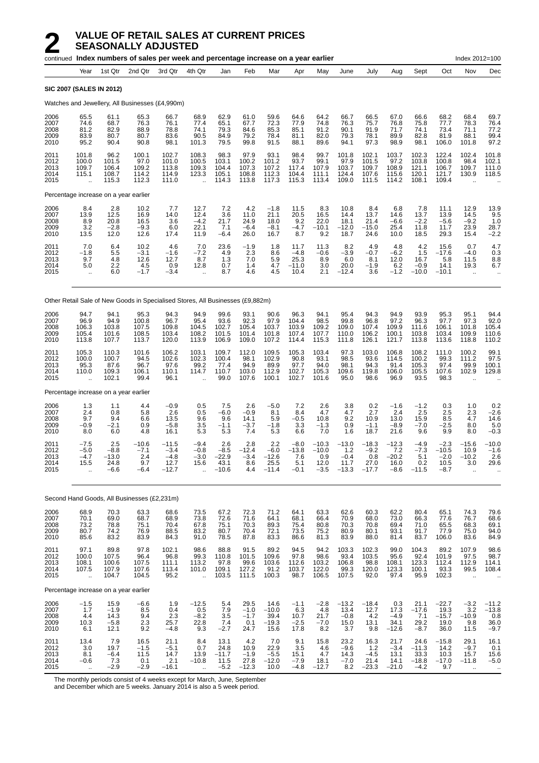# 2 VALUE OF RETAIL SALES AT CURRENT PRICES SEASONALLY ADJUSTED

continued **Index numbers of sales per week and percentage increase on a year earlier** Index 2012=100

| Year | Year | 1st Qtr | 2nd Qtr | 3rd Qtr | 4th Qtr | Jan | Feb | Mar | Apr | May | June | July | Aug | Sept | Oct | Nov | Dec |
|---|---|---|---|---|---|---|---|---|---|---|---|---|---|---|---|---|---|
| **SIC 2007 (SALES IN 2012)** | | | | | | | | | | | | | | | | | |
| Watches and Jewellery, All Businesses (£4,990m) | | | | | | | | | | | | | | | | | |
| 2006 | 65.5 | 61.1 | 65.3 | 66.7 | 68.9 | 62.9 | 61.0 | 59.6 | 64.6 | 64.2 | 66.7 | 66.5 | 67.0 | 66.6 | 68.2 | 68.4 | 69.7 |
| 2007 | 74.6 | 68.7 | 76.3 | 76.1 | 77.4 | 65.1 | 67.7 | 72.3 | 77.9 | 74.8 | 76.3 | 75.7 | 76.8 | 75.8 | 77.7 | 78.3 | 76.4 |
| 2008 | 81.2 | 82.9 | 88.9 | 78.8 | 74.1 | 79.3 | 84.6 | 85.3 | 85.1 | 91.2 | 90.1 | 91.9 | 71.7 | 74.1 | 73.4 | 71.1 | 77.2 |
| 2009 | 83.9 | 80.7 | 80.7 | 83.6 | 90.5 | 84.9 | 79.2 | 78.4 | 81.1 | 82.0 | 79.3 | 78.1 | 89.9 | 82.8 | 81.9 | 88.1 | 99.4 |
| 2010 | 95.2 | 90.4 | 90.8 | 98.1 | 101.3 | 79.5 | 99.8 | 91.5 | 88.1 | 89.6 | 94.1 | 97.3 | 98.9 | 98.1 | 106.0 | 101.8 | 97.2 |
| 2011 | 101.8 | 96.2 | 100.1 | 102.7 | 108.3 | 98.3 | 97.9 | 93.1 | 98.4 | 99.7 | 101.8 | 102.1 | 103.7 | 102.3 | 122.4 | 102.4 | 101.8 |
| 2012 | 100.0 | 101.5 | 97.0 | 101.0 | 100.5 | 103.1 | 100.2 | 101.2 | 93.7 | 99.1 | 97.9 | 101.5 | 97.2 | 103.8 | 100.8 | 98.4 | 102.1 |
| 2013 | 109.7 | 106.4 | 109.2 | 113.8 | 109.3 | 104.4 | 107.3 | 107.2 | 117.4 | 107.9 | 103.7 | 109.7 | 108.9 | 121.1 | 106.7 | 109.7 | 111.0 |
| 2014 | 115.1 | 108.7 | 114.2 | 114.9 | 123.3 | 105.1 | 108.8 | 112.3 | 104.4 | 111.1 | 124.4 | 107.6 | 115.6 | 120.1 | 121.7 | 130.9 | 118.5 |
| 2015 | .. | 115.3 | 112.3 | 111.0 | .. | 114.3 | 113.8 | 117.3 | 115.3 | 113.4 | 109.0 | 111.5 | 114.2 | 108.1 | 109.4 | .. | .. |
| Percentage increase on a year earlier | | | | | | | | | | | | | | | | | |
| 2006 | 8.4 | 2.8 | 10.2 | 7.7 | 12.7 | 7.2 | 4.2 | −1.8 | 11.5 | 8.3 | 10.8 | 8.4 | 6.8 | 7.8 | 11.1 | 12.9 | 13.9 |
| 2007 | 13.9 | 12.5 | 16.9 | 14.0 | 12.4 | 3.6 | 11.0 | 21.1 | 20.5 | 16.5 | 14.4 | 13.7 | 14.6 | 13.7 | 13.9 | 14.5 | 9.5 |
| 2008 | 8.9 | 20.8 | 16.5 | 3.6 | −4.2 | 21.7 | 24.9 | 18.0 | 9.2 | 22.0 | 18.1 | 21.4 | −6.6 | −2.2 | −5.6 | −9.2 | 1.0 |
| 2009 | 3.2 | −2.8 | −9.3 | 6.0 | 22.1 | 7.1 | −6.4 | −8.1 | −4.7 | −10.1 | −12.0 | −15.0 | 25.4 | 11.8 | 11.7 | 23.9 | 28.7 |
| 2010 | 13.5 | 12.0 | 12.6 | 17.4 | 11.9 | −6.4 | 26.0 | 16.7 | 8.7 | 9.2 | 18.7 | 24.6 | 10.0 | 18.5 | 29.3 | 15.4 | −2.2 |
| 2011 | 7.0 | 6.4 | 10.2 | 4.6 | 7.0 | 23.6 | −1.9 | 1.8 | 11.7 | 11.3 | 8.2 | 4.9 | 4.8 | 4.2 | 15.6 | 0.7 | 4.7 |
| 2012 | −1.8 | 5.5 | −3.1 | −1.6 | −7.2 | 4.9 | 2.3 | 8.6 | −4.8 | −0.6 | −3.9 | −0.7 | −6.2 | 1.5 | −17.6 | −4.0 | 0.3 |
| 2013 | 9.7 | 4.8 | 12.6 | 12.7 | 8.7 | 1.3 | 7.0 | 5.9 | 25.3 | 8.9 | 6.0 | 8.1 | 12.0 | 16.7 | 5.8 | 11.5 | 8.8 |
| 2014 | 5.0 | 2.2 | 4.5 | 0.9 | 12.8 | 0.7 | 1.4 | 4.7 | −11.0 | 3.0 | 20.0 | −1.9 | 6.2 | −0.9 | 14.1 | 19.3 | 6.7 |
| 2015 | .. | 6.0 | −1.7 | −3.4 | .. | 8.7 | 4.6 | 4.5 | 10.4 | 2.1 | −12.4 | 3.6 | −1.2 | −10.0 | −10.1 | .. | .. |
| Other Retail Sale of New Goods in Specialised Stores, All Businesses (£9,882m) | | | | | | | | | | | | | | | | | |
| 2006 | 94.7 | 94.1 | 95.3 | 94.3 | 94.9 | 99.6 | 93.1 | 90.6 | 96.3 | 94.1 | 95.4 | 94.3 | 94.9 | 93.9 | 95.3 | 95.1 | 94.4 |
| 2007 | 96.9 | 94.9 | 100.8 | 96.7 | 95.4 | 93.6 | 92.3 | 97.9 | 104.4 | 98.5 | 99.8 | 96.8 | 97.2 | 96.3 | 97.7 | 97.3 | 92.0 |
| 2008 | 106.3 | 103.8 | 107.5 | 109.8 | 104.5 | 102.7 | 105.4 | 103.7 | 103.9 | 109.2 | 109.0 | 107.4 | 109.9 | 111.6 | 106.1 | 101.8 | 105.4 |
| 2009 | 105.4 | 101.6 | 108.5 | 103.4 | 108.2 | 101.5 | 101.4 | 101.8 | 107.4 | 107.7 | 110.0 | 106.2 | 100.1 | 103.8 | 103.4 | 109.9 | 110.6 |
| 2010 | 113.8 | 107.7 | 113.7 | 120.0 | 113.9 | 106.9 | 109.0 | 107.2 | 114.4 | 115.3 | 111.8 | 126.1 | 121.7 | 113.8 | 113.6 | 118.8 | 110.2 |
| 2011 | 105.3 | 110.3 | 101.6 | 106.2 | 103.1 | 109.7 | 112.0 | 109.5 | 105.3 | 103.4 | 97.3 | 103.0 | 106.8 | 108.2 | 111.0 | 100.2 | 99.1 |
| 2012 | 100.0 | 100.7 | 94.5 | 102.6 | 102.3 | 100.4 | 98.1 | 102.9 | 90.8 | 93.1 | 98.5 | 93.6 | 114.5 | 100.2 | 99.3 | 111.2 | 97.5 |
| 2013 | 95.3 | 87.6 | 96.7 | 97.6 | 99.2 | 77.4 | 94.9 | 89.9 | 97.7 | 94.0 | 98.1 | 94.3 | 91.4 | 105.3 | 97.4 | 99.9 | 100.1 |
| 2014 | 110.0 | 109.3 | 106.1 | 110.1 | 114.7 | 110.7 | 103.0 | 112.9 | 102.7 | 105.3 | 109.6 | 119.8 | 106.0 | 105.5 | 107.6 | 102.9 | 129.8 |
| 2015 | .. | 102.1 | 99.4 | 96.1 | .. | 99.0 | 107.6 | 100.1 | 102.7 | 101.6 | 95.0 | 98.6 | 96.9 | 93.5 | 98.3 | .. | .. |
| Percentage increase on a year earlier | | | | | | | | | | | | | | | | | |
| 2006 | 1.3 | 1.1 | 4.4 | −0.9 | 0.5 | 7.5 | 2.6 | −5.0 | 7.2 | 2.6 | 3.8 | 0.2 | −1.6 | −1.2 | 0.3 | 1.0 | 0.2 |
| 2007 | 2.4 | 0.8 | 5.8 | 2.6 | 0.5 | −6.0 | −0.9 | 8.1 | 8.4 | 4.7 | 4.7 | 2.7 | 2.4 | 2.5 | 2.5 | 2.3 | −2.6 |
| 2008 | 9.7 | 9.4 | 6.6 | 13.5 | 9.6 | 9.6 | 14.1 | 5.9 | −0.5 | 10.8 | 9.2 | 10.9 | 13.0 | 15.9 | 8.5 | 4.7 | 14.6 |
| 2009 | −0.9 | −2.1 | 0.9 | −5.8 | 3.5 | −1.1 | −3.7 | −1.8 | 3.3 | −1.3 | 0.9 | −1.1 | −8.9 | −7.0 | −2.5 | 8.0 | 5.0 |
| 2010 | 8.0 | 6.0 | 4.8 | 16.1 | 5.3 | 5.3 | 7.4 | 5.3 | 6.6 | 7.0 | 1.6 | 18.7 | 21.6 | 9.6 | 9.9 | 8.0 | −0.3 |
| 2011 | −7.5 | 2.5 | −10.6 | −11.5 | −9.4 | 2.6 | 2.8 | 2.2 | −8.0 | −10.3 | −13.0 | −18.3 | −12.3 | −4.9 | −2.3 | −15.6 | −10.0 |
| 2012 | −5.0 | −8.8 | −7.1 | −3.4 | −0.8 | −8.5 | −12.4 | −6.0 | −13.8 | −10.0 | 1.2 | −9.2 | 7.2 | −7.3 | −10.5 | 10.9 | −1.6 |
| 2013 | −4.7 | −13.0 | 2.4 | −4.8 | −3.0 | −22.9 | −3.4 | −12.6 | 7.6 | 0.9 | −0.4 | 0.8 | −20.2 | 5.1 | −2.0 | −10.2 | 2.6 |
| 2014 | 15.5 | 24.8 | 9.7 | 12.7 | 15.6 | 43.1 | 8.6 | 25.5 | 5.1 | 12.0 | 11.7 | 27.0 | 16.0 | 0.2 | 10.5 | 3.0 | 29.6 |
| 2015 | .. | −6.6 | −6.4 | −12.7 | .. | −10.6 | 4.4 | −11.4 | −0.1 | −3.5 | −13.3 | −17.7 | −8.6 | −11.5 | −8.7 | .. | .. |
| Second Hand Goods, All Businesses (£2,231m) | | | | | | | | | | | | | | | | | |
| 2006 | 68.9 | 70.3 | 63.3 | 68.6 | 73.5 | 67.2 | 72.3 | 71.2 | 64.1 | 63.3 | 62.6 | 60.3 | 62.2 | 80.4 | 65.1 | 74.3 | 79.6 |
| 2007 | 70.1 | 69.0 | 68.7 | 68.9 | 73.8 | 72.6 | 71.6 | 64.1 | 68.1 | 66.4 | 70.9 | 68.0 | 73.0 | 66.3 | 77.6 | 76.7 | 68.6 |
| 2008 | 73.2 | 78.8 | 75.1 | 70.4 | 67.8 | 75.1 | 70.3 | 89.3 | 75.4 | 80.8 | 70.3 | 70.8 | 69.4 | 71.0 | 65.5 | 68.3 | 69.1 |
| 2009 | 80.7 | 74.2 | 76.9 | 88.5 | 83.2 | 80.7 | 70.4 | 72.1 | 73.5 | 75.2 | 80.9 | 80.1 | 93.1 | 91.7 | 77.9 | 75.0 | 94.0 |
| 2010 | 85.6 | 83.2 | 83.9 | 84.3 | 91.0 | 78.5 | 87.8 | 83.3 | 86.6 | 81.3 | 83.9 | 88.0 | 81.4 | 83.7 | 106.0 | 83.6 | 84.9 |
| 2011 | 97.1 | 89.8 | 97.8 | 102.1 | 98.6 | 88.8 | 91.5 | 89.2 | 94.5 | 94.2 | 103.3 | 102.3 | 99.0 | 104.3 | 89.2 | 107.9 | 98.6 |
| 2012 | 100.0 | 107.5 | 96.4 | 96.8 | 99.3 | 110.8 | 101.5 | 109.6 | 97.8 | 98.6 | 93.4 | 103.5 | 95.6 | 92.4 | 101.9 | 97.5 | 98.7 |
| 2013 | 108.1 | 100.6 | 107.5 | 111.1 | 113.2 | 97.8 | 99.6 | 103.6 | 112.6 | 103.2 | 106.8 | 98.8 | 108.1 | 123.3 | 112.4 | 112.9 | 114.1 |
| 2014 | 107.5 | 107.9 | 107.6 | 113.4 | 101.0 | 109.1 | 127.2 | 91.2 | 103.7 | 122.0 | 99.3 | 120.0 | 123.3 | 100.1 | 93.3 | 99.5 | 108.4 |
| 2015 | .. | 104.7 | 104.5 | 95.2 | .. | 103.5 | 111.5 | 100.3 | 98.7 | 106.5 | 107.5 | 92.0 | 97.4 | 95.9 | 102.3 | .. | .. |
| Percentage increase on a year earlier | | | | | | | | | | | | | | | | | |
| 2006 | −1.5 | 15.9 | −6.6 | 1.9 | −12.5 | 5.4 | 29.5 | 14.6 | −1.1 | −2.8 | −13.2 | −18.4 | 0.3 | 21.1 | −22.7 | −3.2 | −11.2 |
| 2007 | 1.7 | −1.9 | 8.5 | 0.4 | 0.5 | 7.9 | −1.0 | −10.0 | 6.3 | 4.8 | 13.4 | 12.7 | 17.3 | −17.6 | 19.3 | 3.2 | −13.8 |
| 2008 | 4.4 | 14.3 | 9.4 | 2.3 | −8.2 | 3.5 | −1.7 | 39.4 | 10.7 | 21.7 | −0.8 | 4.2 | −4.9 | 7.1 | −15.7 | −10.9 | 0.8 |
| 2009 | 10.3 | −5.8 | 2.3 | 25.7 | 22.8 | 7.4 | 0.1 | −19.3 | −2.5 | −7.0 | 15.0 | 13.1 | 34.1 | 29.2 | 19.0 | 9.8 | 36.0 |
| 2010 | 6.1 | 12.1 | 9.2 | −4.8 | 9.3 | −2.7 | 24.7 | 15.6 | 17.8 | 8.2 | 3.7 | 9.8 | −12.6 | −8.7 | 36.0 | 11.5 | −9.7 |
| 2011 | 13.4 | 7.9 | 16.5 | 21.1 | 8.4 | 13.1 | 4.2 | 7.0 | 9.1 | 15.8 | 23.2 | 16.3 | 21.7 | 24.6 | −15.8 | 29.1 | 16.1 |
| 2012 | 3.0 | 19.7 | −1.5 | −5.1 | 0.7 | 24.8 | 10.9 | 22.9 | 3.5 | 4.6 | −9.6 | 1.2 | −3.4 | −11.3 | 14.2 | −9.7 | 0.1 |
| 2013 | 8.1 | −6.4 | 11.5 | 14.7 | 13.9 | −11.7 | −1.9 | −5.5 | 15.1 | 4.7 | 14.3 | −4.5 | 13.1 | 33.3 | 10.3 | 15.7 | 15.6 |
| 2014 | −0.6 | 7.3 | 0.1 | 2.1 | −10.8 | 11.5 | 27.8 | −12.0 | −7.9 | 18.1 | −7.0 | 21.4 | 14.1 | −18.8 | −17.0 | −11.8 | −5.0 |
| 2015 | .. | −2.9 | −2.9 | −16.1 | .. | −5.2 | −12.3 | 10.0 | −4.8 | −12.7 | 8.2 | −23.3 | −21.0 | −4.2 | 9.7 | .. | .. |

The monthly periods consist of 4 weeks except for March, June, September and December which are 5 weeks. January 2014 is also a 5 week period.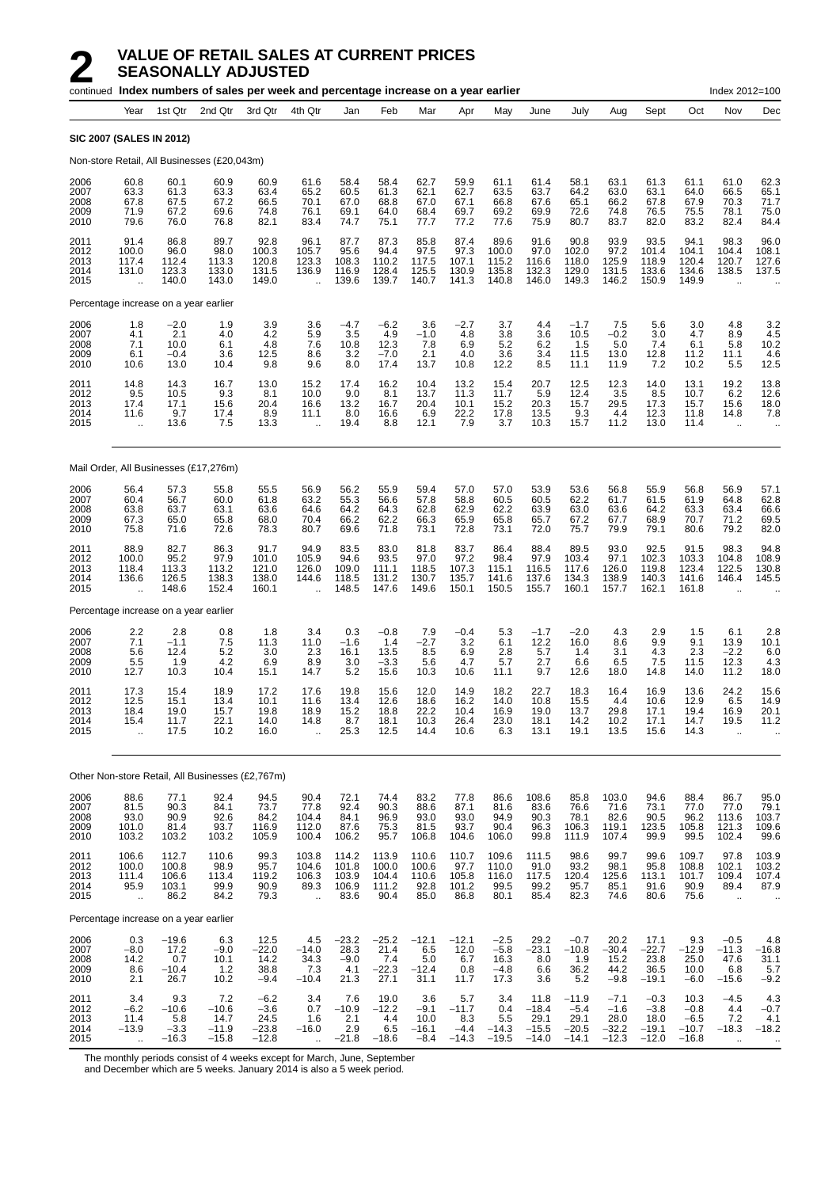# 2 VALUE OF RETAIL SALES AT CURRENT PRICES SEASONALLY ADJUSTED

continued **Index numbers of sales per week and percentage increase on a year earlier** Index 2012=100

| | Year | 1st Qtr | 2nd Qtr | 3rd Qtr | 4th Qtr | Jan | Feb | Mar | Apr | May | June | July | Aug | Sept | Oct | Nov | Dec |
|---|---|---|---|---|---|---|---|---|---|---|---|---|---|---|---|---|---|
| **SIC 2007 (SALES IN 2012)** | | | | | | | | | | | | | | | | | |
| Non-store Retail, All Businesses (£20,043m) | | | | | | | | | | | | | | | | | |
| 2006 | 60.8 | 60.1 | 60.9 | 60.9 | 61.6 | 58.4 | 58.4 | 62.7 | 59.9 | 61.1 | 61.4 | 58.1 | 63.1 | 61.3 | 61.1 | 61.0 | 62.3 |
| 2007 | 63.3 | 61.3 | 63.3 | 63.4 | 65.2 | 60.5 | 61.3 | 62.1 | 62.7 | 63.5 | 63.7 | 64.2 | 63.0 | 63.1 | 64.0 | 66.5 | 65.1 |
| 2008 | 67.8 | 67.5 | 67.2 | 66.5 | 70.1 | 67.0 | 68.8 | 67.0 | 67.1 | 66.8 | 67.6 | 65.1 | 66.2 | 67.8 | 67.9 | 70.3 | 71.7 |
| 2009 | 71.9 | 67.2 | 69.6 | 74.8 | 76.1 | 69.1 | 64.0 | 68.4 | 69.7 | 69.2 | 69.9 | 72.6 | 74.8 | 76.5 | 75.5 | 78.1 | 75.0 |
| 2010 | 79.6 | 76.0 | 76.8 | 82.1 | 83.4 | 74.7 | 75.1 | 77.7 | 77.2 | 77.6 | 75.9 | 80.7 | 83.7 | 82.0 | 83.2 | 82.4 | 84.4 |
| 2011 | 91.4 | 86.8 | 89.7 | 92.8 | 96.1 | 87.7 | 87.3 | 85.8 | 87.4 | 89.6 | 91.6 | 90.8 | 93.9 | 93.5 | 94.1 | 98.3 | 96.0 |
| 2012 | 100.0 | 96.0 | 98.0 | 100.3 | 105.7 | 95.6 | 94.4 | 97.5 | 97.3 | 100.0 | 97.0 | 102.0 | 97.2 | 101.4 | 104.1 | 104.4 | 108.1 |
| 2013 | 117.4 | 112.4 | 113.3 | 120.8 | 123.3 | 108.3 | 110.2 | 117.5 | 107.1 | 115.2 | 116.6 | 118.0 | 125.9 | 118.9 | 120.4 | 120.7 | 127.6 |
| 2014 | 131.0 | 123.3 | 133.0 | 131.5 | 136.9 | 116.9 | 128.4 | 125.5 | 130.9 | 135.8 | 132.3 | 129.0 | 131.5 | 133.6 | 134.6 | 138.5 | 137.5 |
| 2015 | .. | 140.0 | 143.0 | 149.0 | .. | 139.6 | 139.7 | 140.7 | 141.3 | 140.8 | 146.0 | 149.3 | 146.2 | 150.9 | 149.9 | .. | .. |
| Percentage increase on a year earlier | | | | | | | | | | | | | | | | | |
| 2006 | 1.8 | −2.0 | 1.9 | 3.9 | 3.6 | −4.7 | −6.2 | 3.6 | −2.7 | 3.7 | 4.4 | −1.7 | 7.5 | 5.6 | 3.0 | 4.8 | 3.2 |
| 2007 | 4.1 | 2.1 | 4.0 | 4.2 | 5.9 | 3.5 | 4.9 | −1.0 | 4.8 | 3.8 | 3.6 | 10.5 | −0.2 | 3.0 | 4.7 | 8.9 | 4.5 |
| 2008 | 7.1 | 10.0 | 6.1 | 4.8 | 7.6 | 10.8 | 12.3 | 7.8 | 6.9 | 5.2 | 6.2 | 1.5 | 5.0 | 7.4 | 6.1 | 5.8 | 10.2 |
| 2009 | 6.1 | −0.4 | 3.6 | 12.5 | 8.6 | 3.2 | −7.0 | 2.1 | 4.0 | 3.6 | 3.4 | 11.5 | 13.0 | 12.8 | 11.2 | 11.1 | 4.6 |
| 2010 | 10.6 | 13.0 | 10.4 | 9.8 | 9.6 | 8.0 | 17.4 | 13.7 | 10.8 | 12.2 | 8.5 | 11.1 | 11.9 | 7.2 | 10.2 | 5.5 | 12.5 |
| 2011 | 14.8 | 14.3 | 16.7 | 13.0 | 15.2 | 17.4 | 16.2 | 10.4 | 13.2 | 15.4 | 20.7 | 12.5 | 12.3 | 14.0 | 13.1 | 19.2 | 13.8 |
| 2012 | 9.5 | 10.5 | 9.3 | 8.1 | 10.0 | 9.0 | 8.1 | 13.7 | 11.3 | 11.7 | 5.9 | 12.4 | 3.5 | 8.5 | 10.7 | 6.2 | 12.6 |
| 2013 | 17.4 | 17.1 | 15.6 | 20.4 | 16.6 | 13.2 | 16.7 | 20.4 | 10.1 | 15.2 | 20.3 | 15.7 | 29.5 | 17.3 | 15.7 | 15.6 | 18.0 |
| 2014 | 11.6 | 9.7 | 17.4 | 8.9 | 11.1 | 8.0 | 16.6 | 6.9 | 22.2 | 17.8 | 13.5 | 9.3 | 4.4 | 12.3 | 11.8 | 14.8 | 7.8 |
| 2015 | .. | 13.6 | 7.5 | 13.3 | .. | 19.4 | 8.8 | 12.1 | 7.9 | 3.7 | 10.3 | 15.7 | 11.2 | 13.0 | 11.4 | .. | .. |
| Mail Order, All Businesses (£17,276m) | | | | | | | | | | | | | | | | | |
| 2006 | 56.4 | 57.3 | 55.8 | 55.5 | 56.9 | 56.2 | 55.9 | 59.4 | 57.0 | 57.0 | 53.9 | 53.6 | 56.8 | 55.9 | 56.8 | 56.9 | 57.1 |
| 2007 | 60.4 | 56.7 | 60.0 | 61.8 | 63.2 | 55.3 | 56.6 | 57.8 | 58.8 | 60.5 | 60.5 | 62.2 | 61.7 | 61.5 | 61.9 | 64.8 | 62.8 |
| 2008 | 63.8 | 63.7 | 63.1 | 63.6 | 64.6 | 64.2 | 64.3 | 62.8 | 62.9 | 62.2 | 63.9 | 63.0 | 63.6 | 64.2 | 63.3 | 63.4 | 66.6 |
| 2009 | 67.3 | 65.0 | 65.8 | 68.0 | 70.4 | 66.2 | 62.2 | 66.3 | 65.9 | 65.8 | 65.7 | 67.2 | 67.7 | 68.9 | 70.7 | 71.2 | 69.5 |
| 2010 | 75.8 | 71.6 | 72.6 | 78.3 | 80.7 | 69.6 | 71.8 | 73.1 | 72.8 | 73.1 | 72.0 | 75.7 | 79.9 | 79.1 | 80.6 | 79.2 | 82.0 |
| 2011 | 88.9 | 82.7 | 86.3 | 91.7 | 94.9 | 83.5 | 83.0 | 81.8 | 83.7 | 86.4 | 88.4 | 89.5 | 93.0 | 92.5 | 91.5 | 98.3 | 94.8 |
| 2012 | 100.0 | 95.2 | 97.9 | 101.0 | 105.9 | 94.6 | 93.5 | 97.0 | 97.2 | 98.4 | 97.9 | 103.4 | 97.1 | 102.3 | 103.3 | 104.8 | 108.9 |
| 2013 | 118.4 | 113.3 | 113.2 | 121.0 | 126.0 | 109.0 | 111.1 | 118.5 | 107.3 | 115.1 | 116.5 | 117.6 | 126.0 | 119.8 | 123.4 | 122.5 | 130.8 |
| 2014 | 136.6 | 126.5 | 138.3 | 138.0 | 144.6 | 118.5 | 131.2 | 130.7 | 135.7 | 141.6 | 137.6 | 134.3 | 138.9 | 140.3 | 141.6 | 146.4 | 145.5 |
| 2015 | .. | 148.6 | 152.4 | 160.1 | .. | 148.5 | 147.6 | 149.6 | 150.1 | 150.5 | 155.7 | 160.1 | 157.7 | 162.1 | 161.8 | .. | .. |
| Percentage increase on a year earlier | | | | | | | | | | | | | | | | | |
| 2006 | 2.2 | 2.8 | 0.8 | 1.8 | 3.4 | 0.3 | −0.8 | 7.9 | −0.4 | 5.3 | −1.7 | −2.0 | 4.3 | 2.9 | 1.5 | 6.1 | 2.8 |
| 2007 | 7.1 | −1.1 | 7.5 | 11.3 | 11.0 | −1.6 | 1.4 | −2.7 | 3.2 | 6.1 | 12.2 | 16.0 | 8.6 | 9.9 | 9.1 | 13.9 | 10.1 |
| 2008 | 5.6 | 12.4 | 5.2 | 3.0 | 2.3 | 16.1 | 13.5 | 8.5 | 6.9 | 2.8 | 5.7 | 1.4 | 3.1 | 4.3 | 2.3 | −2.2 | 6.0 |
| 2009 | 5.5 | 1.9 | 4.2 | 6.9 | 8.9 | 3.0 | −3.3 | 5.6 | 4.7 | 5.7 | 2.7 | 6.6 | 6.5 | 7.5 | 11.5 | 12.3 | 4.3 |
| 2010 | 12.7 | 10.3 | 10.4 | 15.1 | 14.7 | 5.2 | 15.6 | 10.3 | 10.6 | 11.1 | 9.7 | 12.6 | 18.0 | 14.8 | 14.0 | 11.2 | 18.0 |
| 2011 | 17.3 | 15.4 | 18.9 | 17.2 | 17.6 | 19.8 | 15.6 | 12.0 | 14.9 | 18.2 | 22.7 | 18.3 | 16.4 | 16.9 | 13.6 | 24.2 | 15.6 |
| 2012 | 12.5 | 15.1 | 13.4 | 10.1 | 11.6 | 13.4 | 12.6 | 18.6 | 16.2 | 14.0 | 10.8 | 15.5 | 4.4 | 10.6 | 12.9 | 6.5 | 14.9 |
| 2013 | 18.4 | 19.0 | 15.7 | 19.8 | 18.9 | 15.2 | 18.8 | 22.2 | 10.4 | 16.9 | 19.0 | 13.7 | 29.8 | 17.1 | 19.4 | 16.9 | 20.1 |
| 2014 | 15.4 | 11.7 | 22.1 | 14.0 | 14.8 | 8.7 | 18.1 | 10.3 | 26.4 | 23.0 | 18.1 | 14.2 | 10.2 | 17.1 | 14.7 | 19.5 | 11.2 |
| 2015 | .. | 17.5 | 10.2 | 16.0 | .. | 25.3 | 12.5 | 14.4 | 10.6 | 6.3 | 13.1 | 19.1 | 13.5 | 15.6 | 14.3 | .. | .. |
| Other Non-store Retail, All Businesses (£2,767m) | | | | | | | | | | | | | | | | | |
| 2006 | 88.6 | 77.1 | 92.4 | 94.5 | 90.4 | 72.1 | 74.4 | 83.2 | 77.8 | 86.6 | 108.6 | 85.8 | 103.0 | 94.6 | 88.4 | 86.7 | 95.0 |
| 2007 | 81.5 | 90.3 | 84.1 | 73.7 | 77.8 | 92.4 | 90.3 | 88.6 | 87.1 | 81.6 | 83.6 | 76.6 | 71.6 | 73.1 | 77.0 | 77.0 | 79.1 |
| 2008 | 93.0 | 90.9 | 92.6 | 84.2 | 104.4 | 84.1 | 96.9 | 93.0 | 93.0 | 94.9 | 90.3 | 78.1 | 82.6 | 90.5 | 96.2 | 113.6 | 103.7 |
| 2009 | 101.0 | 81.4 | 93.7 | 116.9 | 112.0 | 87.6 | 75.3 | 81.5 | 93.7 | 90.4 | 96.3 | 106.3 | 119.1 | 123.5 | 105.8 | 121.3 | 109.6 |
| 2010 | 103.2 | 103.2 | 103.2 | 105.9 | 100.4 | 106.2 | 95.7 | 106.8 | 104.6 | 106.0 | 99.8 | 111.9 | 107.4 | 99.9 | 99.5 | 102.4 | 99.6 |
| 2011 | 106.6 | 112.7 | 110.6 | 99.3 | 103.8 | 114.2 | 113.9 | 110.6 | 110.7 | 109.6 | 111.5 | 98.6 | 99.7 | 99.6 | 109.7 | 97.8 | 103.9 |
| 2012 | 100.0 | 100.8 | 98.9 | 95.7 | 104.6 | 101.8 | 100.0 | 100.6 | 97.7 | 110.0 | 91.0 | 93.2 | 98.1 | 95.8 | 108.8 | 102.1 | 103.2 |
| 2013 | 111.4 | 106.6 | 113.4 | 119.2 | 106.3 | 103.9 | 104.4 | 110.6 | 105.8 | 116.0 | 117.5 | 120.4 | 125.6 | 113.1 | 101.7 | 109.4 | 107.4 |
| 2014 | 95.9 | 103.1 | 99.9 | 90.9 | 89.3 | 106.9 | 111.2 | 92.8 | 101.2 | 99.5 | 99.2 | 95.7 | 85.1 | 91.6 | 90.9 | 89.4 | 87.9 |
| 2015 | .. | 86.2 | 84.2 | 79.3 | .. | 83.6 | 90.4 | 85.0 | 86.8 | 80.1 | 85.4 | 82.3 | 74.6 | 80.6 | 75.6 | .. | .. |
| Percentage increase on a year earlier | | | | | | | | | | | | | | | | | |
| 2006 | 0.3 | −19.6 | 6.3 | 12.5 | 4.5 | −23.2 | −25.2 | −12.1 | −12.1 | −2.5 | 29.2 | −0.7 | 20.2 | 17.1 | 9.3 | −0.5 | 4.8 |
| 2007 | −8.0 | 17.2 | −9.0 | −22.0 | −14.0 | 28.3 | 21.4 | 6.5 | 12.0 | −5.8 | −23.1 | −10.8 | −30.4 | −22.7 | −12.9 | −11.3 | −16.8 |
| 2008 | 14.2 | 0.7 | 10.1 | 14.2 | 34.3 | −9.0 | 7.4 | 5.0 | 6.7 | 16.3 | 8.0 | 1.9 | 15.2 | 23.8 | 25.0 | 47.6 | 31.1 |
| 2009 | 8.6 | −10.4 | 1.2 | 38.8 | 7.3 | 4.1 | −22.3 | −12.4 | 0.8 | −4.8 | 6.6 | 36.2 | 44.2 | 36.5 | 10.0 | 6.8 | 5.7 |
| 2010 | 2.1 | 26.7 | 10.2 | −9.4 | −10.4 | 21.3 | 27.1 | 31.1 | 11.7 | 17.3 | 3.6 | 5.2 | −9.8 | −19.1 | −6.0 | −15.6 | −9.2 |
| 2011 | 3.4 | 9.3 | 7.2 | −6.2 | 3.4 | 7.6 | 19.0 | 3.6 | 5.7 | 3.4 | 11.8 | −11.9 | −7.1 | −0.3 | 10.3 | −4.5 | 4.3 |
| 2012 | −6.2 | −10.6 | −10.6 | −3.6 | 0.7 | −10.9 | −12.2 | −9.1 | −11.7 | 0.4 | −18.4 | −5.4 | −1.6 | −3.8 | −0.8 | 4.4 | −0.7 |
| 2013 | 11.4 | 5.8 | 14.7 | 24.5 | 1.6 | 2.1 | 4.4 | 10.0 | 8.3 | 5.5 | 29.1 | 29.1 | 28.0 | 18.0 | −6.5 | 7.2 | 4.1 |
| 2014 | −13.9 | −3.3 | −11.9 | −23.8 | −16.0 | 2.9 | 6.5 | −16.1 | −4.4 | −14.3 | −15.5 | −20.5 | −32.2 | −19.1 | −10.7 | −18.3 | −18.2 |
| 2015 | .. | −16.3 | −15.8 | −12.8 | .. | −21.8 | −18.6 | −8.4 | −14.3 | −19.5 | −14.0 | −14.1 | −12.3 | −12.0 | −16.8 | .. | .. |

The monthly periods consist of 4 weeks except for March, June, September and December which are 5 weeks. January 2014 is also a 5 week period.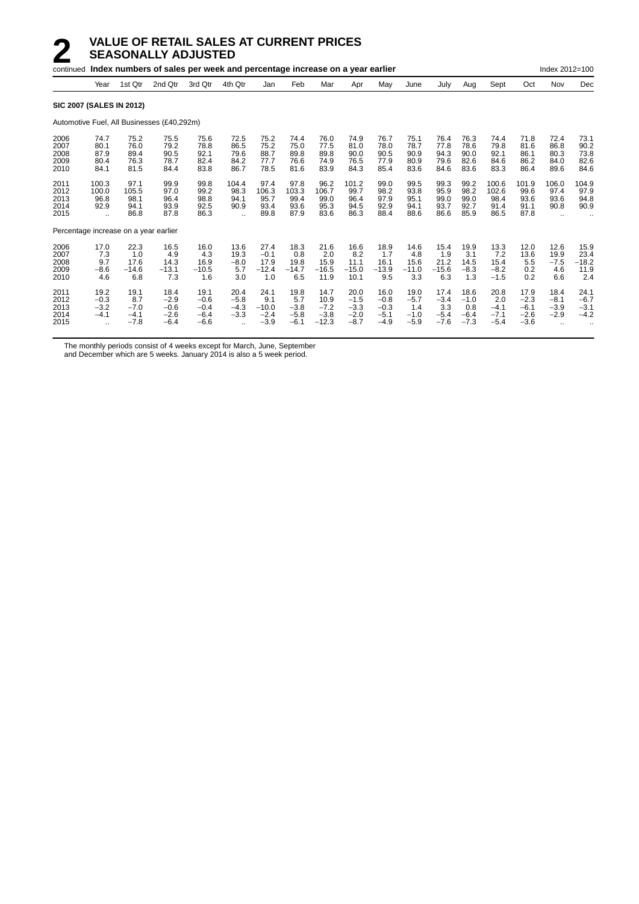# 2 VALUE OF RETAIL SALES AT CURRENT PRICES SEASONALLY ADJUSTED

continued **Index numbers of sales per week and percentage increase on a year earlier** Index 2012=100

| | Year | 1st Qtr | 2nd Qtr | 3rd Qtr | 4th Qtr | Jan | Feb | Mar | Apr | May | June | July | Aug | Sept | Oct | Nov | Dec |
|---|---|---|---|---|---|---|---|---|---|---|---|---|---|---|---|---|---|
| **SIC 2007 (SALES IN 2012)** | | | | | | | | | | | | | | | | | |
| Automotive Fuel, All Businesses (£40,292m) | | | | | | | | | | | | | | | | | |
| 2006 | 74.7 | 75.2 | 75.5 | 75.6 | 72.5 | 75.2 | 74.4 | 76.0 | 74.9 | 76.7 | 75.1 | 76.4 | 76.3 | 74.4 | 71.8 | 72.4 | 73.1 |
| 2007 | 80.1 | 76.0 | 79.2 | 78.8 | 86.5 | 75.2 | 75.0 | 77.5 | 81.0 | 78.0 | 78.7 | 77.8 | 78.6 | 79.8 | 81.6 | 86.8 | 90.2 |
| 2008 | 87.9 | 89.4 | 90.5 | 92.1 | 79.6 | 88.7 | 89.8 | 89.8 | 90.0 | 90.5 | 90.9 | 94.3 | 90.0 | 92.1 | 86.1 | 80.3 | 73.8 |
| 2009 | 80.4 | 76.3 | 78.7 | 82.4 | 84.2 | 77.7 | 76.6 | 74.9 | 76.5 | 77.9 | 80.9 | 79.6 | 82.6 | 84.6 | 86.2 | 84.0 | 82.6 |
| 2010 | 84.1 | 81.5 | 84.4 | 83.8 | 86.7 | 78.5 | 81.6 | 83.9 | 84.3 | 85.4 | 83.6 | 84.6 | 83.6 | 83.3 | 86.4 | 89.6 | 84.6 |
| 2011 | 100.3 | 97.1 | 99.9 | 99.8 | 104.4 | 97.4 | 97.8 | 96.2 | 101.2 | 99.0 | 99.5 | 99.3 | 99.2 | 100.6 | 101.9 | 106.0 | 104.9 |
| 2012 | 100.0 | 105.5 | 97.0 | 99.2 | 98.3 | 106.3 | 103.3 | 106.7 | 99.7 | 98.2 | 93.8 | 95.9 | 98.2 | 102.6 | 99.6 | 97.4 | 97.9 |
| 2013 | 96.8 | 98.1 | 96.4 | 98.8 | 94.1 | 95.7 | 99.4 | 99.0 | 96.4 | 97.9 | 95.1 | 99.0 | 99.0 | 98.4 | 93.6 | 93.6 | 94.8 |
| 2014 | 92.9 | 94.1 | 93.9 | 92.5 | 90.9 | 93.4 | 93.6 | 95.3 | 94.5 | 92.9 | 94.1 | 93.7 | 92.7 | 91.4 | 91.1 | 90.8 | 90.9 |
| 2015 | .. | 86.8 | 87.8 | 86.3 | .. | 89.8 | 87.9 | 83.6 | 86.3 | 88.4 | 88.6 | 86.6 | 85.9 | 86.5 | 87.8 | .. | .. |
| Percentage increase on a year earlier | | | | | | | | | | | | | | | | | |
| 2006 | 17.0 | 22.3 | 16.5 | 16.0 | 13.6 | 27.4 | 18.3 | 21.6 | 16.6 | 18.9 | 14.6 | 15.4 | 19.9 | 13.3 | 12.0 | 12.6 | 15.9 |
| 2007 | 7.3 | 1.0 | 4.9 | 4.3 | 19.3 | −0.1 | 0.8 | 2.0 | 8.2 | 1.7 | 4.8 | 1.9 | 3.1 | 7.2 | 13.6 | 19.9 | 23.4 |
| 2008 | 9.7 | 17.6 | 14.3 | 16.9 | −8.0 | 17.9 | 19.8 | 15.9 | 11.1 | 16.1 | 15.6 | 21.2 | 14.5 | 15.4 | 5.5 | −7.5 | −18.2 |
| 2009 | −8.6 | −14.6 | −13.1 | −10.5 | 5.7 | −12.4 | −14.7 | −16.5 | −15.0 | −13.9 | −11.0 | −15.6 | −8.3 | −8.2 | 0.2 | 4.6 | 11.9 |
| 2010 | 4.6 | 6.8 | 7.3 | 1.6 | 3.0 | 1.0 | 6.5 | 11.9 | 10.1 | 9.5 | 3.3 | 6.3 | 1.3 | −1.5 | 0.2 | 6.6 | 2.4 |
| 2011 | 19.2 | 19.1 | 18.4 | 19.1 | 20.4 | 24.1 | 19.8 | 14.7 | 20.0 | 16.0 | 19.0 | 17.4 | 18.6 | 20.8 | 17.9 | 18.4 | 24.1 |
| 2012 | −0.3 | 8.7 | −2.9 | −0.6 | −5.8 | 9.1 | 5.7 | 10.9 | −1.5 | −0.8 | −5.7 | −3.4 | −1.0 | 2.0 | −2.3 | −8.1 | −6.7 |
| 2013 | −3.2 | −7.0 | −0.6 | −0.4 | −4.3 | −10.0 | −3.8 | −7.2 | −3.3 | −0.3 | 1.4 | 3.3 | 0.8 | −4.1 | −6.1 | −3.9 | −3.1 |
| 2014 | −4.1 | −4.1 | −2.6 | −6.4 | −3.3 | −2.4 | −5.8 | −3.8 | −2.0 | −5.1 | −1.0 | −5.4 | −6.4 | −7.1 | −2.6 | −2.9 | −4.2 |
| 2015 | .. | −7.8 | −6.4 | −6.6 | .. | −3.9 | −6.1 | −12.3 | −8.7 | −4.9 | −5.9 | −7.6 | −7.3 | −5.4 | −3.6 | .. | .. |

The monthly periods consist of 4 weeks except for March, June, September and December which are 5 weeks. January 2014 is also a 5 week period.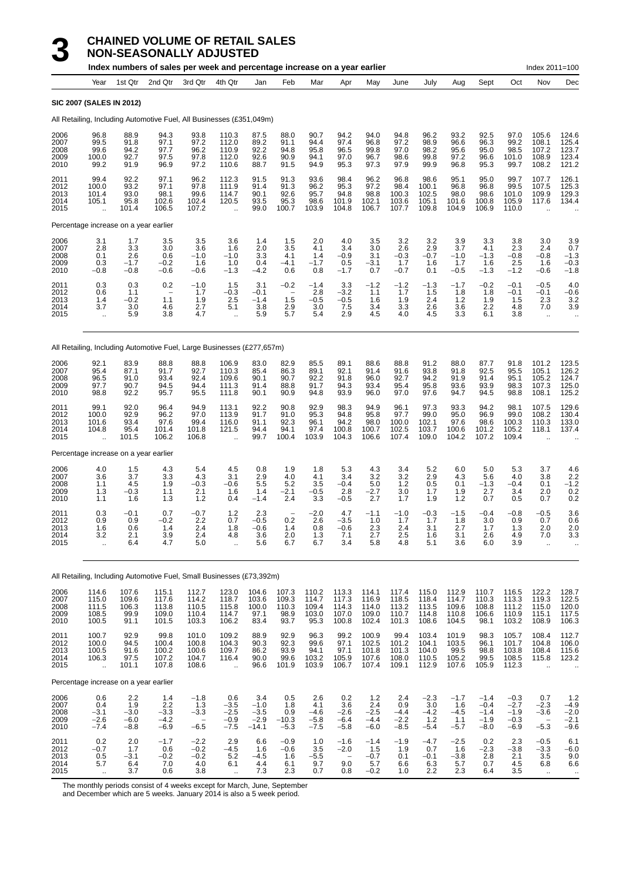# 3 CHAINED VOLUME OF RETAIL SALES NON-SEASONALLY ADJUSTED

Index numbers of sales per week and percentage increase on a year earlier

Index 2011=100

| Year | Year | 1st Qtr | 2nd Qtr | 3rd Qtr | 4th Qtr | Jan | Feb | Mar | Apr | May | June | July | Aug | Sept | Oct | Nov | Dec |
|---|---|---|---|---|---|---|---|---|---|---|---|---|---|---|---|---|---|
| **SIC 2007 (SALES IN 2012)** | | | | | | | | | | | | | | | | | |
| All Retailing, Including Automotive Fuel, All Businesses (£351,049m) | | | | | | | | | | | | | | | | | |
| 2006 | 96.8 | 88.9 | 94.3 | 93.8 | 110.3 | 87.5 | 88.0 | 90.7 | 94.2 | 94.0 | 94.8 | 96.2 | 93.2 | 92.5 | 97.0 | 105.6 | 124.6 |
| 2007 | 99.5 | 91.8 | 97.1 | 97.2 | 112.0 | 89.2 | 91.1 | 94.4 | 97.4 | 96.8 | 97.2 | 98.9 | 96.6 | 96.3 | 99.2 | 108.1 | 125.4 |
| 2008 | 99.6 | 94.2 | 97.7 | 96.2 | 110.9 | 92.2 | 94.8 | 95.8 | 96.5 | 99.8 | 97.0 | 98.2 | 95.6 | 95.0 | 98.5 | 107.2 | 123.7 |
| 2009 | 100.0 | 92.7 | 97.5 | 97.8 | 112.0 | 92.6 | 90.9 | 94.1 | 97.0 | 96.7 | 98.6 | 99.8 | 97.2 | 96.6 | 101.0 | 108.9 | 123.4 |
| 2010 | 99.2 | 91.9 | 96.9 | 97.2 | 110.6 | 88.7 | 91.5 | 94.9 | 95.3 | 97.3 | 97.9 | 99.9 | 96.8 | 95.3 | 99.7 | 108.2 | 121.2 |
| 2011 | 99.4 | 92.2 | 97.1 | 96.2 | 112.3 | 91.5 | 91.3 | 93.6 | 98.4 | 96.2 | 96.8 | 98.6 | 95.1 | 95.0 | 99.7 | 107.7 | 126.1 |
| 2012 | 100.0 | 93.2 | 97.1 | 97.8 | 111.9 | 91.4 | 91.3 | 96.2 | 95.3 | 97.2 | 98.4 | 100.1 | 96.8 | 96.8 | 99.5 | 107.5 | 125.3 |
| 2013 | 101.4 | 93.0 | 98.1 | 99.6 | 114.7 | 90.1 | 92.6 | 95.7 | 94.8 | 98.8 | 100.3 | 102.5 | 98.0 | 98.6 | 101.0 | 109.9 | 129.3 |
| 2014 | 105.1 | 95.8 | 102.6 | 102.4 | 120.5 | 93.5 | 95.3 | 98.6 | 101.9 | 102.1 | 103.6 | 105.1 | 101.6 | 100.8 | 105.9 | 117.6 | 134.4 |
| 2015 | .. | 101.4 | 106.5 | 107.2 | .. | 99.0 | 100.7 | 103.9 | 104.8 | 106.7 | 107.7 | 109.8 | 104.9 | 106.9 | 110.0 | .. | .. |
| Percentage increase on a year earlier | | | | | | | | | | | | | | | | | |
| 2006 | 3.1 | 1.7 | 3.5 | 3.5 | 3.6 | 1.4 | 1.5 | 2.0 | 4.0 | 3.5 | 3.2 | 3.2 | 3.9 | 3.3 | 3.8 | 3.0 | 3.9 |
| 2007 | 2.8 | 3.3 | 3.0 | 3.6 | 1.6 | 2.0 | 3.5 | 4.1 | 3.4 | 3.0 | 2.6 | 2.9 | 3.7 | 4.1 | 2.3 | 2.4 | 0.7 |
| 2008 | 0.1 | 2.6 | 0.6 | −1.0 | −1.0 | 3.3 | 4.1 | 1.4 | −0.9 | 3.1 | −0.3 | −0.7 | −1.0 | −1.3 | −0.8 | −0.8 | −1.3 |
| 2009 | 0.3 | −1.7 | −0.2 | 1.6 | 1.0 | 0.4 | −4.1 | −1.7 | 0.5 | −3.1 | 1.7 | 1.6 | 1.7 | 1.6 | 2.5 | 1.6 | −0.3 |
| 2010 | −0.8 | −0.8 | −0.6 | −0.6 | −1.3 | −4.2 | 0.6 | 0.8 | −1.7 | 0.7 | −0.7 | 0.1 | −0.5 | −1.3 | −1.2 | −0.6 | −1.8 |
| 2011 | 0.3 | 0.3 | 0.2 | −1.0 | 1.5 | 3.1 | −0.2 | −1.4 | 3.3 | −1.2 | −1.2 | −1.3 | −1.7 | −0.2 | −0.1 | −0.5 | 4.0 |
| 2012 | 0.6 | 1.1 | – | 1.7 | −0.3 | −0.1 | – | 2.8 | −3.2 | 1.1 | 1.7 | 1.5 | 1.8 | 1.8 | −0.1 | −0.1 | −0.6 |
| 2013 | 1.4 | −0.2 | 1.1 | 1.9 | 2.5 | −1.4 | 1.5 | −0.5 | −0.5 | 1.6 | 1.9 | 2.4 | 1.2 | 1.9 | 1.5 | 2.3 | 3.2 |
| 2014 | 3.7 | 3.0 | 4.6 | 2.7 | 5.1 | 3.8 | 2.9 | 3.0 | 7.5 | 3.4 | 3.3 | 2.6 | 3.6 | 2.2 | 4.8 | 7.0 | 3.9 |
| 2015 | .. | 5.9 | 3.8 | 4.7 | .. | 5.9 | 5.7 | 5.4 | 2.9 | 4.5 | 4.0 | 4.5 | 3.3 | 6.1 | 3.8 | .. | .. |
| All Retailing, Including Automotive Fuel, Large Businesses (£277,657m) | | | | | | | | | | | | | | | | | |
| 2006 | 92.1 | 83.9 | 88.8 | 88.8 | 106.9 | 83.0 | 82.9 | 85.5 | 89.1 | 88.6 | 88.8 | 91.2 | 88.0 | 87.7 | 91.8 | 101.2 | 123.5 |
| 2007 | 95.4 | 87.1 | 91.7 | 92.7 | 110.3 | 85.4 | 86.3 | 89.1 | 92.1 | 91.4 | 91.6 | 93.8 | 91.8 | 92.5 | 95.5 | 105.1 | 126.2 |
| 2008 | 96.5 | 91.0 | 93.4 | 92.4 | 109.6 | 90.1 | 90.7 | 92.2 | 91.8 | 96.0 | 92.7 | 94.2 | 91.9 | 91.4 | 95.1 | 105.2 | 124.7 |
| 2009 | 97.7 | 90.7 | 94.5 | 94.4 | 111.3 | 91.4 | 88.8 | 91.7 | 94.3 | 93.4 | 95.4 | 95.8 | 93.6 | 93.9 | 98.3 | 107.3 | 125.0 |
| 2010 | 98.8 | 92.2 | 95.7 | 95.5 | 111.8 | 90.1 | 90.9 | 94.8 | 93.9 | 96.0 | 97.0 | 97.6 | 94.7 | 94.5 | 98.8 | 108.1 | 125.2 |
| 2011 | 99.1 | 92.0 | 96.4 | 94.9 | 113.1 | 92.2 | 90.8 | 92.9 | 98.3 | 94.9 | 96.1 | 97.3 | 93.3 | 94.2 | 98.1 | 107.5 | 129.6 |
| 2012 | 100.0 | 92.9 | 96.2 | 97.0 | 113.9 | 91.7 | 91.0 | 95.3 | 94.8 | 95.8 | 97.7 | 99.0 | 95.0 | 96.9 | 99.0 | 108.2 | 130.4 |
| 2013 | 101.6 | 93.4 | 97.6 | 99.4 | 116.0 | 91.1 | 92.3 | 96.1 | 94.2 | 98.0 | 100.0 | 102.1 | 97.6 | 98.6 | 100.3 | 110.3 | 133.0 |
| 2014 | 104.8 | 95.4 | 101.4 | 101.8 | 121.5 | 94.4 | 94.1 | 97.4 | 100.8 | 100.7 | 102.5 | 103.7 | 100.6 | 101.2 | 105.2 | 118.1 | 137.4 |
| 2015 | .. | 101.5 | 106.2 | 106.8 | .. | 99.7 | 100.4 | 103.9 | 104.3 | 106.6 | 107.4 | 109.0 | 104.2 | 107.2 | 109.4 | .. | .. |
| Percentage increase on a year earlier | | | | | | | | | | | | | | | | | |
| 2006 | 4.0 | 1.5 | 4.3 | 5.4 | 4.5 | 0.8 | 1.9 | 1.8 | 5.3 | 4.3 | 3.4 | 5.2 | 6.0 | 5.0 | 5.3 | 3.7 | 4.6 |
| 2007 | 3.6 | 3.7 | 3.3 | 4.3 | 3.1 | 2.9 | 4.0 | 4.1 | 3.4 | 3.2 | 3.2 | 2.9 | 4.3 | 5.6 | 4.0 | 3.8 | 2.2 |
| 2008 | 1.1 | 4.5 | 1.9 | −0.3 | −0.6 | 5.5 | 5.2 | 3.5 | −0.4 | 5.0 | 1.2 | 0.5 | 0.1 | −1.3 | −0.4 | 0.1 | −1.2 |
| 2009 | 1.3 | −0.3 | 1.1 | 2.1 | 1.6 | 1.4 | −2.1 | −0.5 | 2.8 | −2.7 | 3.0 | 1.7 | 1.9 | 2.7 | 3.4 | 2.0 | 0.2 |
| 2010 | 1.1 | 1.6 | 1.3 | 1.2 | 0.4 | −1.4 | 2.4 | 3.3 | −0.5 | 2.7 | 1.7 | 1.9 | 1.2 | 0.7 | 0.5 | 0.7 | 0.2 |
| 2011 | 0.3 | −0.1 | 0.7 | −0.7 | 1.2 | 2.3 | – | −2.0 | 4.7 | −1.1 | −1.0 | −0.3 | −1.5 | −0.4 | −0.8 | −0.5 | 3.6 |
| 2012 | 0.9 | 0.9 | −0.2 | 2.2 | 0.7 | −0.5 | 0.2 | 2.6 | −3.5 | 1.0 | 1.7 | 1.7 | 1.8 | 3.0 | 0.9 | 0.7 | 0.6 |
| 2013 | 1.6 | 0.6 | 1.4 | 2.4 | 1.8 | −0.6 | 1.4 | 0.8 | −0.6 | 2.3 | 2.4 | 3.1 | 2.7 | 1.7 | 1.3 | 2.0 | 2.0 |
| 2014 | 3.2 | 2.1 | 3.9 | 2.4 | 4.8 | 3.6 | 2.0 | 1.3 | 7.1 | 2.7 | 2.5 | 1.6 | 3.1 | 2.6 | 4.9 | 7.0 | 3.3 |
| 2015 | .. | 6.4 | 4.7 | 5.0 | .. | 5.6 | 6.7 | 6.7 | 3.4 | 5.8 | 4.8 | 5.1 | 3.6 | 6.0 | 3.9 | .. | .. |
| All Retailing, Including Automotive Fuel, Small Businesses (£73,392m) | | | | | | | | | | | | | | | | | |
| 2006 | 114.6 | 107.6 | 115.1 | 112.7 | 123.0 | 104.6 | 107.3 | 110.2 | 113.3 | 114.1 | 117.4 | 115.0 | 112.9 | 110.7 | 116.5 | 122.2 | 128.7 |
| 2007 | 115.0 | 109.6 | 117.6 | 114.2 | 118.7 | 103.6 | 109.3 | 114.7 | 117.3 | 116.9 | 118.5 | 118.4 | 114.7 | 110.3 | 113.3 | 119.3 | 122.5 |
| 2008 | 111.5 | 106.3 | 113.8 | 110.5 | 115.8 | 100.0 | 110.3 | 109.4 | 114.3 | 114.0 | 113.2 | 113.5 | 109.6 | 108.8 | 111.2 | 115.0 | 120.0 |
| 2009 | 108.5 | 99.9 | 109.0 | 110.4 | 114.7 | 97.1 | 98.9 | 103.0 | 107.0 | 109.0 | 110.7 | 114.8 | 110.8 | 106.6 | 110.9 | 115.1 | 117.5 |
| 2010 | 100.5 | 91.1 | 101.5 | 103.3 | 106.2 | 83.4 | 93.7 | 95.3 | 100.8 | 102.4 | 101.3 | 108.6 | 104.5 | 98.1 | 103.2 | 108.9 | 106.3 |
| 2011 | 100.7 | 92.9 | 99.8 | 101.0 | 109.2 | 88.9 | 92.9 | 96.3 | 99.2 | 100.9 | 99.4 | 103.4 | 101.9 | 98.3 | 105.7 | 108.4 | 112.7 |
| 2012 | 100.0 | 94.5 | 100.4 | 100.8 | 104.3 | 90.3 | 92.3 | 99.6 | 97.1 | 102.5 | 101.2 | 104.1 | 103.5 | 96.1 | 101.7 | 104.8 | 106.0 |
| 2013 | 100.5 | 91.6 | 100.2 | 100.6 | 109.7 | 86.2 | 93.9 | 94.1 | 97.1 | 101.8 | 101.3 | 104.0 | 99.5 | 98.8 | 103.8 | 108.4 | 115.6 |
| 2014 | 106.3 | 97.5 | 107.2 | 104.7 | 116.4 | 90.0 | 99.6 | 103.2 | 105.9 | 107.6 | 108.0 | 110.5 | 105.2 | 99.5 | 108.5 | 115.8 | 123.2 |
| 2015 | .. | 101.1 | 107.8 | 108.6 | .. | 96.6 | 101.9 | 103.9 | 106.7 | 107.4 | 109.1 | 112.9 | 107.6 | 105.9 | 112.3 | .. | .. |
| Percentage increase on a year earlier | | | | | | | | | | | | | | | | | |
| 2006 | 0.6 | 2.2 | 1.4 | −1.8 | 0.6 | 3.4 | 0.5 | 2.6 | 0.2 | 1.2 | 2.4 | −2.3 | −1.7 | −1.4 | −0.3 | 0.7 | 1.2 |
| 2007 | 0.4 | 1.9 | 2.2 | 1.3 | −3.5 | −1.0 | 1.8 | 4.1 | 3.6 | 2.4 | 0.9 | 3.0 | 1.6 | −0.4 | −2.7 | −2.3 | −4.9 |
| 2008 | −3.1 | −3.0 | −3.3 | −3.3 | −2.5 | −3.5 | 0.9 | −4.6 | −2.6 | −2.5 | −4.4 | −4.2 | −4.5 | −1.4 | −1.9 | −3.6 | −2.0 |
| 2009 | −2.6 | −6.0 | −4.2 | – | −0.9 | −2.9 | −10.3 | −5.8 | −6.4 | −4.4 | −2.2 | 1.2 | 1.1 | −1.9 | −0.3 | – | −2.1 |
| 2010 | −7.4 | −8.8 | −6.9 | −6.5 | −7.5 | −14.1 | −5.3 | −7.5 | −5.8 | −6.0 | −8.5 | −5.4 | −5.7 | −8.0 | −6.9 | −5.3 | −9.6 |
| 2011 | 0.2 | 2.0 | −1.7 | −2.2 | 2.9 | 6.6 | −0.9 | 1.0 | −1.6 | −1.4 | −1.9 | −4.7 | −2.5 | 0.2 | 2.3 | −0.5 | 6.1 |
| 2012 | −0.7 | 1.7 | 0.6 | −0.2 | −4.5 | 1.6 | −0.6 | 3.5 | −2.0 | 1.5 | 1.9 | 0.7 | 1.6 | −2.3 | −3.8 | −3.3 | −6.0 |
| 2013 | 0.5 | −3.1 | −0.2 | −0.2 | 5.2 | −4.5 | 1.6 | −5.5 | – | −0.7 | 0.1 | −0.1 | −3.8 | 2.8 | 2.1 | 3.5 | 9.0 |
| 2014 | 5.7 | 6.4 | 7.0 | 4.0 | 6.1 | 4.4 | 6.1 | 9.7 | 9.0 | 5.7 | 6.6 | 6.3 | 5.7 | 0.7 | 4.5 | 6.8 | 6.6 |
| 2015 | .. | 3.7 | 0.6 | 3.8 | .. | 7.3 | 2.3 | 0.7 | 0.8 | −0.2 | 1.0 | 2.2 | 2.3 | 6.4 | 3.5 | .. | .. |

The monthly periods consist of 4 weeks except for March, June, September and December which are 5 weeks. January 2014 is also a 5 week period.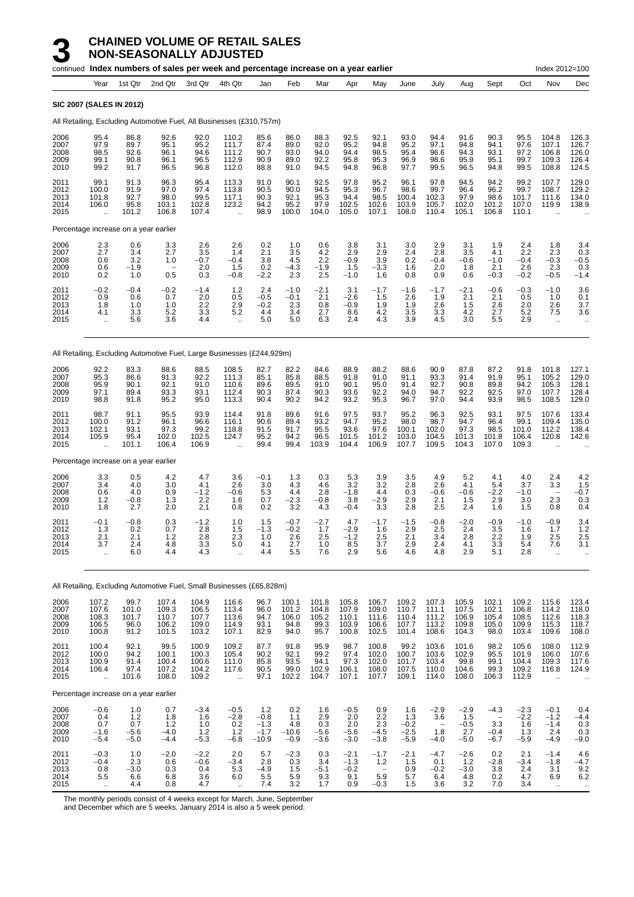# 3 CHAINED VOLUME OF RETAIL SALES NON-SEASONALLY ADJUSTED

continued **Index numbers of sales per week and percentage increase on a year earlier** Index 2012=100

| Year | 1st Qtr | 2nd Qtr | 3rd Qtr | 4th Qtr | Jan | Feb | Mar | Apr | May | June | July | Aug | Sept | Oct | Nov | Dec |
|---|---|---|---|---|---|---|---|---|---|---|---|---|---|---|---|---|
| **SIC 2007 (SALES IN 2012)** | | | | | | | | | | | | | | | | |
| All Retailing, Excluding Automotive Fuel, All Businesses (£310,757m) | | | | | | | | | | | | | | | | |
| 2006 95.4 | 86.8 | 92.6 | 92.0 | 110.2 | 85.6 | 86.0 | 88.3 | 92.5 | 92.1 | 93.0 | 94.4 | 91.6 | 90.3 | 95.5 | 104.8 | 126.3 |
| 2007 97.9 | 89.7 | 95.1 | 95.2 | 111.7 | 87.4 | 89.0 | 92.0 | 95.2 | 94.8 | 95.2 | 97.1 | 94.8 | 94.1 | 97.6 | 107.1 | 126.7 |
| 2008 98.5 | 92.6 | 96.1 | 94.6 | 111.2 | 90.7 | 93.0 | 94.0 | 94.4 | 98.5 | 95.4 | 96.6 | 94.3 | 93.1 | 97.2 | 106.8 | 126.0 |
| 2009 99.1 | 90.8 | 96.1 | 96.5 | 112.9 | 90.9 | 89.0 | 92.2 | 95.8 | 95.3 | 96.9 | 98.6 | 95.9 | 95.1 | 99.7 | 109.3 | 126.4 |
| 2010 99.2 | 91.7 | 96.5 | 96.8 | 112.0 | 88.8 | 91.0 | 94.5 | 94.8 | 96.8 | 97.7 | 99.5 | 96.5 | 94.8 | 99.5 | 108.8 | 124.5 |
| 2011 99.1 | 91.3 | 96.3 | 95.4 | 113.3 | 91.0 | 90.1 | 92.5 | 97.8 | 95.2 | 96.1 | 97.8 | 94.5 | 94.2 | 99.2 | 107.7 | 129.0 |
| 2012 100.0 | 91.9 | 97.0 | 97.4 | 113.8 | 90.5 | 90.0 | 94.5 | 95.3 | 96.7 | 98.6 | 99.7 | 96.4 | 96.2 | 99.7 | 108.7 | 129.2 |
| 2013 101.8 | 92.7 | 98.0 | 99.5 | 117.1 | 90.3 | 92.1 | 95.3 | 94.4 | 98.5 | 100.4 | 102.3 | 97.9 | 98.6 | 101.7 | 111.6 | 134.0 |
| 2014 106.0 | 95.8 | 103.1 | 102.8 | 123.2 | 94.2 | 95.2 | 97.9 | 102.5 | 102.6 | 103.9 | 105.7 | 102.0 | 101.2 | 107.0 | 119.9 | 138.9 |
| 2015 .. | 101.2 | 106.8 | 107.4 | .. | 98.9 | 100.0 | 104.0 | 105.0 | 107.1 | 108.0 | 110.4 | 105.1 | 106.8 | 110.1 | .. | .. |
| Percentage increase on a year earlier | | | | | | | | | | | | | | | | |
| 2006 2.3 | 0.6 | 3.3 | 2.6 | 2.6 | 0.2 | 1.0 | 0.6 | 3.8 | 3.1 | 3.0 | 2.9 | 3.1 | 1.9 | 2.4 | 1.8 | 3.4 |
| 2007 2.7 | 3.4 | 2.7 | 3.5 | 1.4 | 2.1 | 3.5 | 4.2 | 2.9 | 2.9 | 2.4 | 2.8 | 3.5 | 4.1 | 2.2 | 2.3 | 0.3 |
| 2008 0.6 | 3.2 | 1.0 | −0.7 | −0.4 | 3.8 | 4.5 | 2.2 | −0.9 | 3.9 | 0.2 | −0.4 | −0.6 | −1.0 | −0.4 | −0.3 | −0.5 |
| 2009 0.6 | −1.9 | – | 2.0 | 1.5 | 0.2 | −4.3 | −1.9 | 1.5 | −3.3 | 1.6 | 2.0 | 1.8 | 2.1 | 2.6 | 2.3 | 0.3 |
| 2010 0.2 | 1.0 | 0.5 | 0.3 | −0.8 | −2.2 | 2.3 | 2.5 | −1.0 | 1.6 | 0.8 | 0.9 | 0.6 | −0.3 | −0.2 | −0.5 | −1.4 |
| 2011 −0.2 | −0.4 | −0.2 | −1.4 | 1.2 | 2.4 | −1.0 | −2.1 | 3.1 | −1.7 | −1.6 | −1.7 | −2.1 | −0.6 | −0.3 | −1.0 | 3.6 |
| 2012 0.9 | 0.6 | 0.7 | 2.0 | 0.5 | −0.5 | −0.1 | 2.1 | −2.6 | 1.5 | 2.6 | 1.9 | 2.1 | 2.1 | 0.5 | 1.0 | 0.1 |
| 2013 1.8 | 1.0 | 1.0 | 2.2 | 2.9 | −0.2 | 2.3 | 0.8 | −0.9 | 1.9 | 1.9 | 2.6 | 1.5 | 2.6 | 2.0 | 2.6 | 3.7 |
| 2014 4.1 | 3.3 | 5.2 | 3.3 | 5.2 | 4.4 | 3.4 | 2.7 | 8.6 | 4.2 | 3.5 | 3.3 | 4.2 | 2.7 | 5.2 | 7.5 | 3.6 |
| 2015 .. | 5.6 | 3.6 | 4.4 | .. | 5.0 | 5.0 | 6.3 | 2.4 | 4.3 | 3.9 | 4.5 | 3.0 | 5.5 | 2.9 | .. | .. |
| All Retailing, Excluding Automotive Fuel, Large Businesses (£244,929m) | | | | | | | | | | | | | | | | |
| 2006 92.2 | 83.3 | 88.6 | 88.5 | 108.5 | 82.7 | 82.2 | 84.6 | 88.9 | 88.2 | 88.6 | 90.9 | 87.8 | 87.2 | 91.8 | 101.8 | 127.1 |
| 2007 95.3 | 86.6 | 91.3 | 92.2 | 111.3 | 85.1 | 85.8 | 88.5 | 91.8 | 91.0 | 91.1 | 93.3 | 91.4 | 91.9 | 95.1 | 105.2 | 129.0 |
| 2008 95.9 | 90.1 | 92.1 | 91.0 | 110.6 | 89.6 | 89.5 | 91.0 | 90.1 | 95.0 | 91.4 | 92.7 | 90.8 | 89.8 | 94.2 | 105.3 | 128.1 |
| 2009 97.1 | 89.4 | 93.3 | 93.1 | 112.4 | 90.3 | 87.4 | 90.3 | 93.6 | 92.2 | 94.0 | 94.7 | 92.2 | 92.5 | 97.0 | 107.7 | 128.4 |
| 2010 98.8 | 91.8 | 95.2 | 95.0 | 113.3 | 90.4 | 90.2 | 94.2 | 93.2 | 95.3 | 96.7 | 97.0 | 94.4 | 93.9 | 98.5 | 108.5 | 129.0 |
| 2011 98.7 | 91.1 | 95.5 | 93.9 | 114.4 | 91.8 | 89.6 | 91.6 | 97.5 | 93.7 | 95.2 | 96.3 | 92.5 | 93.1 | 97.5 | 107.6 | 133.4 |
| 2012 100.0 | 91.2 | 96.1 | 96.6 | 116.1 | 90.6 | 89.4 | 93.2 | 94.7 | 95.2 | 98.0 | 98.7 | 94.7 | 96.4 | 99.1 | 109.4 | 135.0 |
| 2013 102.1 | 93.1 | 97.3 | 99.2 | 118.8 | 91.5 | 91.7 | 95.5 | 93.6 | 97.6 | 100.1 | 102.0 | 97.3 | 98.5 | 101.0 | 112.2 | 138.4 |
| 2014 105.9 | 95.4 | 102.0 | 102.5 | 124.7 | 95.2 | 94.2 | 96.5 | 101.5 | 101.2 | 103.0 | 104.5 | 101.3 | 101.8 | 106.4 | 120.8 | 142.6 |
| 2015 .. | 101.1 | 106.4 | 106.9 | .. | 99.4 | 99.4 | 103.9 | 104.4 | 106.9 | 107.7 | 109.5 | 104.3 | 107.0 | 109.3 | .. | .. |
| Percentage increase on a year earlier | | | | | | | | | | | | | | | | |
| 2006 3.3 | 0.5 | 4.2 | 4.7 | 3.6 | −0.1 | 1.3 | 0.3 | 5.3 | 3.9 | 3.5 | 4.9 | 5.2 | 4.1 | 4.0 | 2.4 | 4.2 |
| 2007 3.4 | 4.0 | 3.0 | 4.1 | 2.6 | 3.0 | 4.3 | 4.6 | 3.2 | 3.2 | 2.8 | 2.6 | 4.1 | 5.4 | 3.7 | 3.3 | 1.5 |
| 2008 0.6 | 4.0 | 0.9 | −1.2 | −0.6 | 5.3 | 4.4 | 2.8 | −1.8 | 4.4 | 0.3 | −0.6 | −0.6 | −2.2 | −1.0 | – | −0.7 |
| 2009 1.2 | −0.8 | 1.3 | 2.2 | 1.6 | 0.7 | −2.3 | −0.8 | 3.8 | −2.9 | 2.9 | 2.1 | 1.5 | 2.9 | 3.0 | 2.3 | 0.3 |
| 2010 1.8 | 2.7 | 2.0 | 2.1 | 0.8 | 0.2 | 3.2 | 4.3 | −0.4 | 3.3 | 2.8 | 2.5 | 2.4 | 1.6 | 1.5 | 0.8 | 0.4 |
| 2011 −0.1 | −0.8 | 0.3 | −1.2 | 1.0 | 1.5 | −0.7 | −2.7 | 4.7 | −1.7 | −1.5 | −0.8 | −2.0 | −0.9 | −1.0 | −0.9 | 3.4 |
| 2012 1.3 | 0.2 | 0.7 | 2.8 | 1.5 | −1.3 | −0.2 | 1.7 | −2.9 | 1.6 | 2.9 | 2.5 | 2.4 | 3.5 | 1.6 | 1.7 | 1.2 |
| 2013 2.1 | 2.1 | 1.2 | 2.8 | 2.3 | 1.0 | 2.6 | 2.5 | −1.2 | 2.5 | 2.1 | 3.4 | 2.8 | 2.2 | 1.9 | 2.5 | 2.5 |
| 2014 3.7 | 2.4 | 4.8 | 3.3 | 5.0 | 4.1 | 2.7 | 1.0 | 8.5 | 3.7 | 2.9 | 2.4 | 4.1 | 3.3 | 5.4 | 7.6 | 3.1 |
| 2015 .. | 6.0 | 4.4 | 4.3 | .. | 4.4 | 5.5 | 7.6 | 2.9 | 5.6 | 4.6 | 4.8 | 2.9 | 5.1 | 2.8 | .. | .. |
| All Retailing, Excluding Automotive Fuel, Small Businesses (£65,828m) | | | | | | | | | | | | | | | | |
| 2006 107.2 | 99.7 | 107.4 | 104.9 | 116.6 | 96.7 | 100.1 | 101.8 | 105.8 | 106.7 | 109.2 | 107.3 | 105.9 | 102.1 | 109.2 | 115.6 | 123.4 |
| 2007 107.6 | 101.0 | 109.3 | 106.5 | 113.4 | 96.0 | 101.2 | 104.8 | 107.9 | 109.0 | 110.7 | 111.1 | 107.5 | 102.1 | 106.8 | 114.2 | 118.0 |
| 2008 108.3 | 101.7 | 110.7 | 107.7 | 113.6 | 94.7 | 106.0 | 105.2 | 110.1 | 111.6 | 110.4 | 111.2 | 106.9 | 105.4 | 108.5 | 112.6 | 118.3 |
| 2009 106.5 | 96.0 | 106.2 | 109.0 | 114.9 | 93.1 | 94.8 | 99.3 | 103.9 | 106.6 | 107.7 | 113.2 | 109.8 | 105.0 | 109.9 | 115.3 | 118.7 |
| 2010 100.8 | 91.2 | 101.5 | 103.2 | 107.1 | 82.9 | 94.0 | 95.7 | 100.8 | 102.5 | 101.4 | 108.6 | 104.3 | 98.0 | 103.4 | 109.6 | 108.0 |
| 2011 100.4 | 92.1 | 99.5 | 100.9 | 109.2 | 87.7 | 91.8 | 95.9 | 98.7 | 100.8 | 99.2 | 103.6 | 101.6 | 98.2 | 105.6 | 108.0 | 112.9 |
| 2012 100.0 | 94.2 | 100.1 | 100.3 | 105.4 | 90.2 | 92.1 | 99.2 | 97.4 | 102.0 | 100.7 | 103.6 | 102.9 | 95.5 | 101.9 | 106.0 | 107.6 |
| 2013 100.9 | 91.4 | 100.4 | 100.6 | 111.0 | 85.8 | 93.5 | 94.1 | 97.3 | 102.0 | 101.7 | 103.4 | 99.8 | 99.1 | 104.4 | 109.3 | 117.6 |
| 2014 106.4 | 97.4 | 107.2 | 104.2 | 117.6 | 90.5 | 99.0 | 102.9 | 106.1 | 108.0 | 107.5 | 110.0 | 104.6 | 99.3 | 109.2 | 116.8 | 124.9 |
| 2015 .. | 101.6 | 108.0 | 109.2 | .. | 97.1 | 102.2 | 104.7 | 107.1 | 107.7 | 109.1 | 114.0 | 108.0 | 106.3 | 112.9 | .. | .. |
| Percentage increase on a year earlier | | | | | | | | | | | | | | | | |
| 2006 −0.6 | 1.0 | 0.7 | −3.4 | −0.5 | 1.2 | 0.2 | 1.6 | −0.5 | 0.9 | 1.6 | −2.9 | −2.9 | −4.3 | −2.3 | −0.1 | 0.4 |
| 2007 0.4 | 1.2 | 1.8 | 1.6 | −2.8 | −0.8 | 1.1 | 2.9 | 2.0 | 2.2 | 1.3 | 3.6 | 1.5 | – | −2.2 | −1.2 | −4.4 |
| 2008 0.7 | 0.7 | 1.2 | 1.0 | 0.2 | −1.3 | 4.8 | 0.3 | 2.0 | 2.3 | −0.2 | – | −0.5 | 3.3 | 1.6 | −1.4 | 0.3 |
| 2009 −1.6 | −5.6 | −4.0 | 1.2 | 1.2 | −1.7 | −10.6 | −5.6 | −5.6 | −4.5 | −2.5 | 1.8 | 2.7 | −0.4 | 1.3 | 2.4 | 0.3 |
| 2010 −5.4 | −5.0 | −4.4 | −5.3 | −6.8 | −10.9 | −0.9 | −3.6 | −3.0 | −3.8 | −5.9 | −4.0 | −5.0 | −6.7 | −5.9 | −4.9 | −9.0 |
| 2011 −0.3 | 1.0 | −2.0 | −2.2 | 2.0 | 5.7 | −2.3 | 0.3 | −2.1 | −1.7 | −2.1 | −4.7 | −2.6 | 0.2 | 2.1 | −1.4 | 4.6 |
| 2012 −0.4 | 2.3 | 0.6 | −0.6 | −3.4 | 2.8 | 0.3 | 3.4 | −1.3 | 1.2 | 1.5 | 0.1 | 1.2 | −2.8 | −3.4 | −1.8 | −4.7 |
| 2013 0.8 | −3.0 | 0.3 | 0.4 | 5.3 | −4.9 | 1.5 | −5.1 | −0.2 | – | 0.9 | −0.2 | −3.0 | 3.8 | 2.4 | 3.1 | 9.2 |
| 2014 5.5 | 6.6 | 6.8 | 3.6 | 6.0 | 5.5 | 5.9 | 9.3 | 9.1 | 5.9 | 5.7 | 6.4 | 4.8 | 0.2 | 4.7 | 6.9 | 6.2 |
| 2015 .. | 4.4 | 0.8 | 4.7 | .. | 7.4 | 3.2 | 1.7 | 0.9 | −0.3 | 1.5 | 3.6 | 3.2 | 7.0 | 3.4 | .. | .. |

The monthly periods consist of 4 weeks except for March, June, September and December which are 5 weeks. January 2014 is also a 5 week period.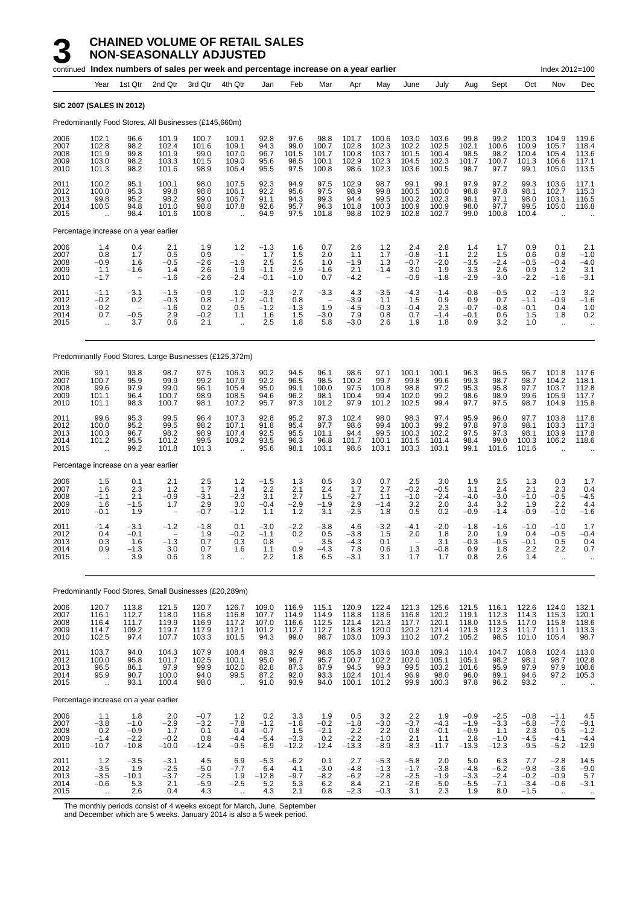# 3 CHAINED VOLUME OF RETAIL SALES NON-SEASONALLY ADJUSTED

continued **Index numbers of sales per week and percentage increase on a year earlier** Index 2012=100

| Year | Year | 1st Qtr | 2nd Qtr | 3rd Qtr | 4th Qtr | Jan | Feb | Mar | Apr | May | June | July | Aug | Sept | Oct | Nov | Dec |
|---|---|---|---|---|---|---|---|---|---|---|---|---|---|---|---|---|---|
| **SIC 2007 (SALES IN 2012)** | | | | | | | | | | | | | | | | | |
| Predominantly Food Stores, All Businesses (£145,660m) | | | | | | | | | | | | | | | | | |
| 2006 | 102.1 | 96.6 | 101.9 | 100.7 | 109.1 | 92.8 | 97.6 | 98.8 | 101.7 | 100.6 | 103.0 | 103.6 | 99.8 | 99.2 | 100.3 | 104.9 | 119.6 |
| 2007 | 102.8 | 98.2 | 102.4 | 101.6 | 109.1 | 94.3 | 99.0 | 100.7 | 102.8 | 102.3 | 102.2 | 102.5 | 102.1 | 100.6 | 100.9 | 105.7 | 118.4 |
| 2008 | 101.9 | 99.8 | 101.9 | 99.0 | 107.0 | 96.7 | 101.5 | 101.7 | 100.8 | 103.7 | 101.5 | 100.4 | 98.5 | 98.2 | 100.4 | 105.4 | 113.6 |
| 2009 | 103.0 | 98.2 | 103.3 | 101.5 | 109.0 | 95.6 | 98.5 | 100.1 | 102.9 | 102.3 | 104.5 | 102.3 | 101.7 | 100.7 | 101.3 | 106.6 | 117.1 |
| 2010 | 101.3 | 98.2 | 101.6 | 98.9 | 106.4 | 95.5 | 97.5 | 100.8 | 98.6 | 102.3 | 103.6 | 100.5 | 98.7 | 97.7 | 99.1 | 105.0 | 113.5 |
| 2011 | 100.2 | 95.1 | 100.1 | 98.0 | 107.5 | 92.3 | 94.9 | 97.5 | 102.9 | 98.7 | 99.1 | 99.1 | 97.9 | 97.2 | 99.3 | 103.6 | 117.1 |
| 2012 | 100.0 | 95.3 | 99.8 | 98.8 | 106.1 | 92.2 | 95.6 | 97.5 | 98.9 | 99.8 | 100.5 | 100.0 | 98.8 | 97.8 | 98.1 | 102.7 | 115.3 |
| 2013 | 99.8 | 95.2 | 98.2 | 99.0 | 106.7 | 91.1 | 94.3 | 99.3 | 94.4 | 99.5 | 100.2 | 102.3 | 98.1 | 97.1 | 98.0 | 103.1 | 116.5 |
| 2014 | 100.5 | 94.8 | 101.0 | 98.8 | 107.8 | 92.6 | 95.7 | 96.3 | 101.8 | 100.3 | 100.9 | 100.9 | 98.0 | 97.7 | 99.5 | 105.0 | 116.8 |
| 2015 | .. | 98.4 | 101.6 | 100.8 | .. | 94.9 | 97.5 | 101.8 | 98.8 | 102.9 | 102.8 | 102.7 | 99.0 | 100.8 | 100.4 | .. | .. |
| Percentage increase on a year earlier | | | | | | | | | | | | | | | | | |
| 2006 | 1.4 | 0.4 | 2.1 | 1.9 | 1.2 | −1.3 | 1.6 | 0.7 | 2.6 | 1.2 | 2.4 | 2.8 | 1.4 | 1.7 | 0.9 | 0.1 | 2.1 |
| 2007 | 0.8 | 1.7 | 0.5 | 0.9 | – | 1.7 | 1.5 | 2.0 | 1.1 | 1.7 | −0.8 | −1.1 | 2.2 | 1.5 | 0.6 | 0.8 | −1.0 |
| 2008 | −0.9 | 1.6 | −0.5 | −2.6 | −1.9 | 2.5 | 2.5 | 1.0 | −1.9 | 1.3 | −0.7 | −2.0 | −3.5 | −2.4 | −0.5 | −0.4 | −4.0 |
| 2009 | 1.1 | −1.6 | 1.4 | 2.6 | 1.9 | −1.1 | −2.9 | −1.6 | 2.1 | −1.4 | 3.0 | 1.9 | 3.3 | 2.6 | 0.9 | 1.2 | 3.1 |
| 2010 | −1.7 | – | −1.6 | −2.6 | −2.4 | −0.1 | −1.0 | 0.7 | −4.2 | – | −0.9 | −1.8 | −2.9 | −3.0 | −2.2 | −1.6 | −3.1 |
| 2011 | −1.1 | −3.1 | −1.5 | −0.9 | 1.0 | −3.3 | −2.7 | −3.3 | 4.3 | −3.5 | −4.3 | −1.4 | −0.8 | −0.5 | 0.2 | −1.3 | 3.2 |
| 2012 | −0.2 | 0.2 | −0.3 | 0.8 | −1.2 | −0.1 | 0.8 | – | −3.9 | 1.1 | 1.5 | 0.9 | 0.9 | 0.7 | −1.1 | −0.9 | −1.6 |
| 2013 | −0.2 | – | −1.6 | 0.2 | 0.5 | −1.2 | −1.3 | 1.9 | −4.5 | −0.3 | −0.4 | 2.3 | −0.7 | −0.8 | −0.1 | 0.4 | 1.0 |
| 2014 | 0.7 | −0.5 | 2.9 | −0.2 | 1.1 | 1.6 | 1.5 | −3.0 | 7.9 | 0.8 | 0.7 | −1.4 | −0.1 | 0.6 | 1.5 | 1.8 | 0.2 |
| 2015 | .. | 3.7 | 0.6 | 2.1 | .. | 2.5 | 1.8 | 5.8 | −3.0 | 2.6 | 1.9 | 1.8 | 0.9 | 3.2 | 1.0 | .. | .. |
| Predominantly Food Stores, Large Businesses (£125,372m) | | | | | | | | | | | | | | | | | |
| 2006 | 99.1 | 93.8 | 98.7 | 97.5 | 106.3 | 90.2 | 94.5 | 96.1 | 98.6 | 97.1 | 100.1 | 100.1 | 96.3 | 96.5 | 96.7 | 101.8 | 117.6 |
| 2007 | 100.7 | 95.9 | 99.9 | 99.2 | 107.9 | 92.2 | 96.5 | 98.5 | 100.2 | 99.7 | 99.8 | 99.6 | 99.3 | 98.7 | 98.7 | 104.2 | 118.1 |
| 2008 | 99.6 | 97.9 | 99.0 | 96.1 | 105.4 | 95.0 | 99.1 | 100.0 | 97.5 | 100.8 | 98.8 | 97.2 | 95.3 | 95.8 | 97.7 | 103.7 | 112.8 |
| 2009 | 101.1 | 96.4 | 100.7 | 98.9 | 108.5 | 94.6 | 96.2 | 98.1 | 100.4 | 99.4 | 102.0 | 99.2 | 98.6 | 98.9 | 99.6 | 105.9 | 117.7 |
| 2010 | 101.1 | 98.3 | 100.7 | 98.1 | 107.2 | 95.7 | 97.3 | 101.2 | 97.9 | 101.2 | 102.5 | 99.4 | 97.7 | 97.5 | 98.7 | 104.9 | 115.8 |
| 2011 | 99.6 | 95.3 | 99.5 | 96.4 | 107.3 | 92.8 | 95.2 | 97.3 | 102.4 | 98.0 | 98.3 | 97.4 | 95.9 | 96.0 | 97.7 | 103.8 | 117.8 |
| 2012 | 100.0 | 95.2 | 99.5 | 98.2 | 107.1 | 91.8 | 95.4 | 97.7 | 98.6 | 99.4 | 100.3 | 99.2 | 97.8 | 97.8 | 98.1 | 103.3 | 117.3 |
| 2013 | 100.3 | 96.7 | 98.2 | 98.9 | 107.4 | 92.5 | 95.5 | 101.1 | 94.4 | 99.5 | 100.3 | 102.2 | 97.5 | 97.3 | 98.1 | 103.9 | 117.8 |
| 2014 | 101.2 | 95.5 | 101.2 | 99.5 | 109.2 | 93.5 | 96.3 | 96.8 | 101.7 | 100.1 | 101.5 | 101.4 | 98.4 | 99.0 | 100.3 | 106.2 | 118.6 |
| 2015 | .. | 99.2 | 101.8 | 101.3 | .. | 95.6 | 98.1 | 103.1 | 98.6 | 103.1 | 103.3 | 103.1 | 99.1 | 101.6 | 101.6 | .. | .. |
| Percentage increase on a year earlier | | | | | | | | | | | | | | | | | |
| 2006 | 1.5 | 0.1 | 2.1 | 2.5 | 1.2 | −1.5 | 1.3 | 0.5 | 3.0 | 0.7 | 2.5 | 3.0 | 1.9 | 2.5 | 1.3 | 0.3 | 1.7 |
| 2007 | 1.6 | 2.3 | 1.2 | 1.7 | 1.4 | 2.2 | 2.1 | 2.4 | 1.7 | 2.7 | −0.2 | −0.5 | 3.1 | 2.4 | 2.1 | 2.3 | 0.4 |
| 2008 | −1.1 | 2.1 | −0.9 | −3.1 | −2.3 | 3.1 | 2.7 | 1.5 | −2.7 | 1.1 | −1.0 | −2.4 | −4.0 | −3.0 | −1.0 | −0.5 | −4.5 |
| 2009 | 1.6 | −1.5 | 1.7 | 2.9 | 3.0 | −0.4 | −2.9 | −1.9 | 2.9 | −1.4 | 3.2 | 2.0 | 3.4 | 3.2 | 1.9 | 2.2 | 4.4 |
| 2010 | −0.1 | 1.9 | – | −0.7 | −1.2 | 1.1 | 1.2 | 3.1 | −2.5 | 1.8 | 0.5 | 0.2 | −0.9 | −1.4 | −0.9 | −1.0 | −1.6 |
| 2011 | −1.4 | −3.1 | −1.2 | −1.8 | 0.1 | −3.0 | −2.2 | −3.8 | 4.6 | −3.2 | −4.1 | −2.0 | −1.8 | −1.6 | −1.0 | −1.0 | 1.7 |
| 2012 | 0.4 | −0.1 | – | 1.9 | −0.2 | −1.1 | 0.2 | 0.5 | −3.8 | 1.5 | 2.0 | 1.8 | 2.0 | 1.9 | 0.4 | −0.5 | −0.4 |
| 2013 | 0.3 | 1.6 | −1.3 | 0.7 | 0.3 | 0.8 | – | 3.5 | −4.3 | 0.1 | – | 3.1 | −0.3 | −0.5 | −0.1 | 0.5 | 0.4 |
| 2014 | 0.9 | −1.3 | 3.0 | 0.7 | 1.6 | 1.1 | 0.9 | −4.3 | 7.8 | 0.6 | 1.3 | −0.8 | 0.9 | 1.8 | 2.2 | 2.2 | 0.7 |
| 2015 | .. | 3.9 | 0.6 | 1.8 | .. | 2.2 | 1.8 | 6.5 | −3.1 | 3.1 | 1.7 | 1.7 | 0.8 | 2.6 | 1.4 | .. | .. |
| Predominantly Food Stores, Small Businesses (£20,289m) | | | | | | | | | | | | | | | | | |
| 2006 | 120.7 | 113.8 | 121.5 | 120.7 | 126.7 | 109.0 | 116.9 | 115.1 | 120.9 | 122.4 | 121.3 | 125.6 | 121.5 | 116.1 | 122.6 | 124.0 | 132.1 |
| 2007 | 116.1 | 112.7 | 118.0 | 116.8 | 116.8 | 107.7 | 114.9 | 114.9 | 118.8 | 118.6 | 116.8 | 120.2 | 119.1 | 112.3 | 114.3 | 115.3 | 120.1 |
| 2008 | 116.4 | 111.7 | 119.9 | 116.9 | 117.2 | 107.0 | 116.6 | 112.5 | 121.4 | 121.3 | 117.7 | 120.1 | 118.0 | 113.5 | 117.0 | 115.8 | 118.6 |
| 2009 | 114.7 | 109.2 | 119.7 | 117.9 | 112.1 | 101.2 | 112.7 | 112.7 | 118.8 | 120.0 | 120.2 | 121.4 | 121.3 | 112.3 | 111.7 | 111.1 | 113.3 |
| 2010 | 102.5 | 97.4 | 107.7 | 103.3 | 101.5 | 94.3 | 99.0 | 98.7 | 103.0 | 109.3 | 110.2 | 107.2 | 105.2 | 98.5 | 101.0 | 105.4 | 98.7 |
| 2011 | 103.7 | 94.0 | 104.3 | 107.9 | 108.4 | 89.3 | 92.9 | 98.8 | 105.8 | 103.6 | 103.8 | 109.3 | 110.4 | 104.7 | 108.8 | 102.4 | 113.0 |
| 2012 | 100.0 | 95.8 | 101.7 | 102.5 | 100.1 | 95.0 | 96.7 | 95.7 | 100.7 | 102.2 | 102.0 | 105.1 | 105.1 | 98.2 | 98.1 | 98.7 | 102.8 |
| 2013 | 96.5 | 86.1 | 97.9 | 99.9 | 102.0 | 82.8 | 87.3 | 87.9 | 94.5 | 99.3 | 99.5 | 103.2 | 101.6 | 95.9 | 97.9 | 97.9 | 108.6 |
| 2014 | 95.9 | 90.7 | 100.0 | 94.0 | 99.5 | 87.2 | 92.0 | 93.3 | 102.4 | 101.4 | 96.9 | 98.0 | 96.0 | 89.1 | 94.6 | 97.2 | 105.3 |
| 2015 | .. | 93.1 | 100.4 | 98.0 | .. | 91.0 | 93.9 | 94.0 | 100.1 | 101.2 | 99.9 | 100.3 | 97.8 | 96.2 | 93.2 | .. | .. |
| Percentage increase on a year earlier | | | | | | | | | | | | | | | | | |
| 2006 | 1.1 | 1.8 | 2.0 | −0.7 | 1.2 | 0.2 | 3.3 | 1.9 | 0.5 | 3.2 | 2.2 | 1.9 | −0.9 | −2.5 | −0.8 | −1.1 | 4.5 |
| 2007 | −3.8 | −1.0 | −2.9 | −3.2 | −7.8 | −1.2 | −1.8 | −0.2 | −1.8 | −3.0 | −3.7 | −4.3 | −1.9 | −3.3 | −6.8 | −7.0 | −9.1 |
| 2008 | 0.2 | −0.9 | 1.7 | 0.1 | 0.4 | −0.7 | 1.5 | −2.1 | 2.2 | 2.2 | 0.8 | −0.1 | −0.9 | 1.1 | 2.3 | 0.5 | −1.2 |
| 2009 | −1.4 | −2.2 | −0.2 | 0.8 | −4.4 | −5.4 | −3.3 | 0.2 | −2.2 | −1.0 | 2.1 | 1.1 | 2.8 | −1.0 | −4.5 | −4.1 | −4.4 |
| 2010 | −10.7 | −10.8 | −10.0 | −12.4 | −9.5 | −6.9 | −12.2 | −12.4 | −13.3 | −8.9 | −8.3 | −11.7 | −13.3 | −12.3 | −9.5 | −5.2 | −12.9 |
| 2011 | 1.2 | −3.5 | −3.1 | 4.5 | 6.9 | −5.3 | −6.2 | 0.1 | 2.7 | −5.3 | −5.8 | 2.0 | 5.0 | 6.3 | 7.7 | −2.8 | 14.5 |
| 2012 | −3.5 | 1.9 | −2.5 | −5.0 | −7.7 | 6.4 | 4.1 | −3.0 | −4.8 | −1.3 | −1.7 | −3.8 | −4.8 | −6.2 | −9.8 | −3.6 | −9.0 |
| 2013 | −3.5 | −10.1 | −3.7 | −2.5 | 1.9 | −12.8 | −9.7 | −8.2 | −6.2 | −2.8 | −2.5 | −1.9 | −3.3 | −2.4 | −0.2 | −0.9 | 5.7 |
| 2014 | −0.6 | 5.3 | 2.1 | −5.9 | −2.5 | 5.2 | 5.3 | 6.2 | 8.4 | 2.1 | −2.6 | −5.0 | −5.5 | −7.1 | −3.4 | −0.6 | −3.1 |
| 2015 | .. | 2.6 | 0.4 | 4.3 | .. | 4.3 | 2.1 | 0.8 | −2.3 | −0.3 | 3.1 | 2.3 | 1.9 | 8.0 | −1.5 | .. | .. |

The monthly periods consist of 4 weeks except for March, June, September and December which are 5 weeks. January 2014 is also a 5 week period.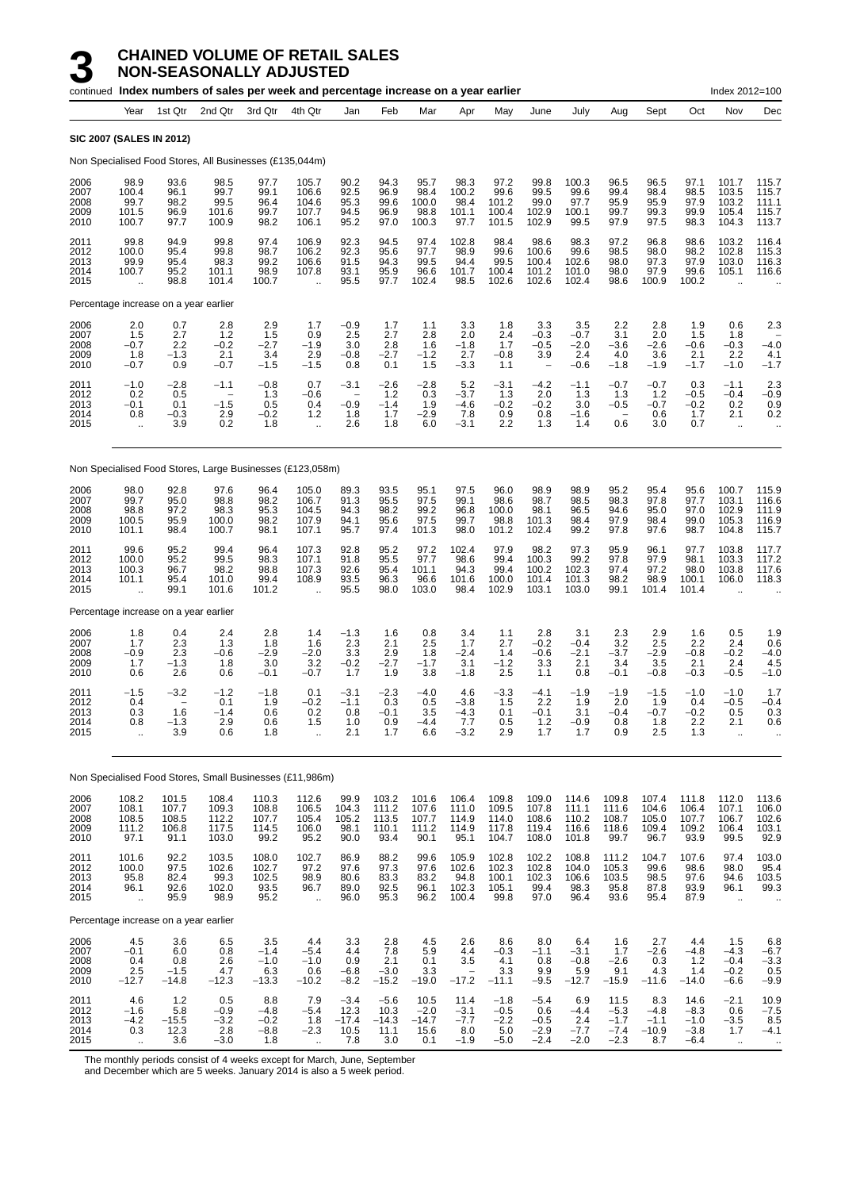# 3 CHAINED VOLUME OF RETAIL SALES NON-SEASONALLY ADJUSTED

continued **Index numbers of sales per week and percentage increase on a year earlier** Index 2012=100

| Year | 1st Qtr | 2nd Qtr | 3rd Qtr | 4th Qtr | Jan | Feb | Mar | Apr | May | June | July | Aug | Sept | Oct | Nov | Dec |
|---|---|---|---|---|---|---|---|---|---|---|---|---|---|---|---|---|

**SIC 2007 (SALES IN 2012)**

Non Specialised Food Stores, All Businesses (£135,044m)

| | Year | 1st Qtr | 2nd Qtr | 3rd Qtr | 4th Qtr | Jan | Feb | Mar | Apr | May | June | July | Aug | Sept | Oct | Nov | Dec |
|---|---|---|---|---|---|---|---|---|---|---|---|---|---|---|---|---|---|
| 2006 | 98.9 | 93.6 | 98.5 | 97.7 | 105.7 | 90.2 | 94.3 | 95.7 | 98.3 | 97.2 | 99.8 | 100.3 | 96.5 | 96.5 | 97.1 | 101.7 | 115.7 |
| 2007 | 100.4 | 96.1 | 99.7 | 99.1 | 106.6 | 92.5 | 96.9 | 98.4 | 100.2 | 99.6 | 99.5 | 99.6 | 99.4 | 98.4 | 98.5 | 103.5 | 115.7 |
| 2008 | 99.7 | 98.2 | 99.5 | 96.4 | 104.6 | 95.3 | 99.6 | 100.0 | 98.4 | 101.2 | 99.0 | 97.7 | 95.9 | 95.9 | 97.9 | 103.2 | 111.1 |
| 2009 | 101.5 | 96.9 | 101.6 | 99.7 | 107.7 | 94.5 | 96.9 | 98.8 | 101.1 | 100.4 | 102.9 | 100.1 | 99.7 | 99.3 | 99.9 | 105.4 | 115.7 |
| 2010 | 100.7 | 97.7 | 100.9 | 98.2 | 106.1 | 95.2 | 97.0 | 100.3 | 97.7 | 101.5 | 102.9 | 99.5 | 97.9 | 97.5 | 98.3 | 104.3 | 113.7 |
| 2011 | 99.8 | 94.9 | 99.8 | 97.4 | 106.9 | 92.3 | 94.5 | 97.4 | 102.8 | 98.4 | 98.6 | 98.3 | 97.2 | 96.8 | 98.6 | 103.2 | 116.4 |
| 2012 | 100.0 | 95.4 | 99.8 | 98.7 | 106.2 | 92.3 | 95.6 | 97.7 | 98.9 | 99.6 | 100.6 | 99.6 | 98.5 | 98.0 | 98.2 | 102.8 | 115.3 |
| 2013 | 99.9 | 95.4 | 98.3 | 99.2 | 106.6 | 91.5 | 94.3 | 99.5 | 94.4 | 99.5 | 100.4 | 102.6 | 98.0 | 97.3 | 97.9 | 103.0 | 116.3 |
| 2014 | 100.7 | 95.2 | 101.1 | 98.9 | 107.8 | 93.1 | 95.9 | 96.6 | 101.7 | 100.4 | 101.2 | 101.0 | 98.0 | 97.9 | 99.6 | 105.1 | 116.6 |
| 2015 | .. | 98.8 | 101.4 | 100.7 | .. | 95.5 | 97.7 | 102.4 | 98.5 | 102.6 | 102.6 | 102.4 | 98.6 | 100.9 | 100.2 | .. | .. |
| **Percentage increase on a year earlier** | | | | | | | | | | | | | | | | | |
| 2006 | 2.0 | 0.7 | 2.8 | 2.9 | 1.7 | −0.9 | 1.7 | 1.1 | 3.3 | 1.8 | 3.3 | 3.5 | 2.2 | 2.8 | 1.9 | 0.6 | 2.3 |
| 2007 | 1.5 | 2.7 | 1.2 | 1.5 | 0.9 | 2.5 | 2.7 | 2.8 | 2.0 | 2.4 | −0.3 | −0.7 | 3.1 | 2.0 | 1.5 | 1.8 | – |
| 2008 | −0.7 | 2.2 | −0.2 | −2.7 | −1.9 | 3.0 | 2.8 | 1.6 | −1.8 | 1.7 | −0.5 | −2.0 | −3.6 | −2.6 | −0.6 | −0.3 | −4.0 |
| 2009 | 1.8 | −1.3 | 2.1 | 3.4 | 2.9 | −0.8 | −2.7 | −1.2 | 2.7 | −0.8 | 3.9 | 2.4 | 4.0 | 3.6 | 2.1 | 2.2 | 4.1 |
| 2010 | −0.7 | 0.9 | −0.7 | −1.5 | −1.5 | 0.8 | 0.1 | 1.5 | −3.3 | 1.1 | – | −0.6 | −1.8 | −1.9 | −1.7 | −1.0 | −1.7 |
| 2011 | −1.0 | −2.8 | −1.1 | −0.8 | 0.7 | −3.1 | −2.6 | −2.8 | 5.2 | −3.1 | −4.2 | −1.1 | −0.7 | −0.7 | 0.3 | −1.1 | 2.3 |
| 2012 | 0.2 | 0.5 | – | 1.3 | −0.6 | – | 1.2 | 0.3 | −3.7 | 1.3 | 2.0 | 1.3 | 1.3 | 1.2 | −0.5 | −0.4 | −0.9 |
| 2013 | −0.1 | 0.1 | −1.5 | 0.5 | 0.4 | −0.9 | −1.4 | 1.9 | −4.6 | −0.2 | −0.2 | 3.0 | −0.5 | −0.7 | −0.2 | 0.2 | 0.9 |
| 2014 | 0.8 | −0.3 | 2.9 | −0.2 | 1.2 | 1.8 | 1.7 | −2.9 | 7.8 | 0.9 | 0.8 | −1.6 | – | 0.6 | 1.7 | 2.1 | 0.2 |
| 2015 | .. | 3.9 | 0.2 | 1.8 | .. | 2.6 | 1.8 | 6.0 | −3.1 | 2.2 | 1.3 | 1.4 | 0.6 | 3.0 | 0.7 | .. | .. |

Non Specialised Food Stores, Large Businesses (£123,058m)

| | Year | 1st Qtr | 2nd Qtr | 3rd Qtr | 4th Qtr | Jan | Feb | Mar | Apr | May | June | July | Aug | Sept | Oct | Nov | Dec |
|---|---|---|---|---|---|---|---|---|---|---|---|---|---|---|---|---|---|
| 2006 | 98.0 | 92.8 | 97.6 | 96.4 | 105.0 | 89.3 | 93.5 | 95.1 | 97.5 | 96.0 | 98.9 | 98.9 | 95.2 | 95.4 | 95.6 | 100.7 | 115.9 |
| 2007 | 99.7 | 95.0 | 98.8 | 98.2 | 106.7 | 91.3 | 95.5 | 97.5 | 99.1 | 98.6 | 98.7 | 98.5 | 98.3 | 97.8 | 97.7 | 103.1 | 116.6 |
| 2008 | 98.8 | 97.2 | 98.3 | 95.3 | 104.5 | 94.3 | 98.2 | 99.2 | 96.8 | 100.0 | 98.1 | 96.5 | 94.6 | 95.0 | 97.0 | 102.9 | 111.9 |
| 2009 | 100.5 | 95.9 | 100.0 | 98.2 | 107.9 | 94.1 | 95.6 | 97.5 | 99.7 | 98.8 | 101.3 | 98.4 | 97.9 | 98.4 | 99.0 | 105.3 | 116.9 |
| 2010 | 101.1 | 98.4 | 100.7 | 98.1 | 107.1 | 95.7 | 97.4 | 101.3 | 98.0 | 101.2 | 102.4 | 99.2 | 97.8 | 97.6 | 98.7 | 104.8 | 115.7 |
| 2011 | 99.6 | 95.2 | 99.4 | 96.4 | 107.3 | 92.8 | 95.2 | 97.2 | 102.4 | 97.9 | 98.2 | 97.3 | 95.9 | 96.1 | 97.7 | 103.8 | 117.7 |
| 2012 | 100.0 | 95.2 | 99.5 | 98.3 | 107.1 | 91.8 | 95.5 | 97.7 | 98.6 | 99.4 | 100.3 | 99.2 | 97.8 | 97.9 | 98.1 | 103.3 | 117.2 |
| 2013 | 100.3 | 96.7 | 98.2 | 98.8 | 107.3 | 92.6 | 95.4 | 101.1 | 94.3 | 99.4 | 100.2 | 102.3 | 97.4 | 97.2 | 98.0 | 103.8 | 117.6 |
| 2014 | 101.1 | 95.4 | 101.0 | 99.4 | 108.9 | 93.5 | 96.3 | 96.6 | 101.6 | 100.0 | 101.4 | 101.3 | 98.2 | 98.9 | 100.1 | 106.0 | 118.3 |
| 2015 | .. | 99.1 | 101.6 | 101.2 | .. | 95.5 | 98.0 | 103.0 | 98.4 | 102.9 | 103.1 | 103.0 | 99.1 | 101.4 | 101.4 | .. | .. |
| **Percentage increase on a year earlier** | | | | | | | | | | | | | | | | | |
| 2006 | 1.8 | 0.4 | 2.4 | 2.8 | 1.4 | −1.3 | 1.6 | 0.8 | 3.4 | 1.1 | 2.8 | 3.1 | 2.3 | 2.9 | 1.6 | 0.5 | 1.9 |
| 2007 | 1.7 | 2.3 | 1.3 | 1.8 | 1.6 | 2.3 | 2.1 | 2.5 | 1.7 | 2.7 | −0.2 | −0.4 | 3.2 | 2.5 | 2.2 | 2.4 | 0.6 |
| 2008 | −0.9 | 2.3 | −0.6 | −2.9 | −2.0 | 3.3 | 2.9 | 1.8 | −2.4 | 1.4 | −0.6 | −2.1 | −3.7 | −2.9 | −0.8 | −0.2 | −4.0 |
| 2009 | 1.7 | −1.3 | 1.8 | 3.0 | 3.2 | −0.2 | −2.7 | −1.7 | 3.1 | −1.2 | 3.3 | 2.1 | 3.4 | 3.5 | 2.1 | 2.4 | 4.5 |
| 2010 | 0.6 | 2.6 | 0.6 | −0.1 | −0.7 | 1.7 | 1.9 | 3.8 | −1.8 | 2.5 | 1.1 | 0.8 | −0.1 | −0.8 | −0.3 | −0.5 | −1.0 |
| 2011 | −1.5 | −3.2 | −1.2 | −1.8 | 0.1 | −3.1 | −2.3 | −4.0 | 4.6 | −3.3 | −4.1 | −1.9 | −1.9 | −1.5 | −1.0 | −1.0 | 1.7 |
| 2012 | 0.4 | – | 0.1 | 1.9 | −0.2 | −1.1 | 0.3 | 0.5 | −3.8 | 1.5 | 2.2 | 1.9 | 2.0 | 1.9 | 0.4 | −0.5 | −0.4 |
| 2013 | 0.3 | 1.6 | −1.4 | 0.6 | 0.2 | 0.8 | −0.1 | 3.5 | −4.3 | 0.1 | −0.1 | 3.1 | −0.4 | −0.7 | −0.2 | 0.5 | 0.3 |
| 2014 | 0.8 | −1.3 | 2.9 | 0.6 | 1.5 | 1.0 | 0.9 | −4.4 | 7.7 | 0.5 | 1.2 | −0.9 | 0.8 | 1.8 | 2.2 | 2.1 | 0.6 |
| 2015 | .. | 3.9 | 0.6 | 1.8 | .. | 2.1 | 1.7 | 6.6 | −3.2 | 2.9 | 1.7 | 1.7 | 0.9 | 2.5 | 1.3 | .. | .. |

Non Specialised Food Stores, Small Businesses (£11,986m)

| | Year | 1st Qtr | 2nd Qtr | 3rd Qtr | 4th Qtr | Jan | Feb | Mar | Apr | May | June | July | Aug | Sept | Oct | Nov | Dec |
|---|---|---|---|---|---|---|---|---|---|---|---|---|---|---|---|---|---|
| 2006 | 108.2 | 101.5 | 108.4 | 110.3 | 112.6 | 99.9 | 103.2 | 101.6 | 106.4 | 109.8 | 109.0 | 114.6 | 109.8 | 107.4 | 111.8 | 112.0 | 113.6 |
| 2007 | 108.1 | 107.7 | 109.3 | 108.8 | 106.5 | 104.3 | 111.2 | 107.6 | 111.0 | 109.5 | 107.8 | 111.1 | 111.6 | 104.6 | 106.4 | 107.1 | 106.0 |
| 2008 | 108.5 | 108.5 | 112.2 | 107.7 | 105.4 | 105.2 | 113.5 | 107.7 | 114.9 | 114.0 | 108.6 | 110.2 | 108.7 | 105.0 | 107.7 | 106.7 | 102.6 |
| 2009 | 111.2 | 106.8 | 117.5 | 114.5 | 106.0 | 98.1 | 110.1 | 111.2 | 114.9 | 117.8 | 119.4 | 116.6 | 118.6 | 109.4 | 109.2 | 106.4 | 103.1 |
| 2010 | 97.1 | 91.1 | 103.0 | 99.2 | 95.2 | 90.0 | 93.4 | 90.1 | 95.1 | 104.7 | 108.0 | 101.8 | 99.7 | 96.7 | 93.9 | 99.5 | 92.9 |
| 2011 | 101.6 | 92.2 | 103.5 | 108.0 | 102.7 | 86.9 | 88.2 | 99.6 | 105.9 | 102.8 | 102.2 | 108.8 | 111.2 | 104.7 | 107.6 | 97.4 | 103.0 |
| 2012 | 100.0 | 97.5 | 102.6 | 102.7 | 97.2 | 97.6 | 97.3 | 97.6 | 102.6 | 102.3 | 102.8 | 104.0 | 105.3 | 99.6 | 98.6 | 98.0 | 95.4 |
| 2013 | 95.8 | 82.4 | 99.3 | 102.5 | 98.9 | 80.6 | 83.3 | 83.2 | 94.8 | 100.1 | 102.3 | 106.6 | 103.5 | 98.5 | 97.6 | 94.6 | 103.5 |
| 2014 | 96.1 | 92.6 | 102.0 | 93.5 | 96.7 | 89.0 | 92.5 | 96.1 | 102.3 | 105.1 | 99.4 | 98.3 | 95.8 | 87.8 | 93.9 | 96.1 | 99.3 |
| 2015 | .. | 95.9 | 98.9 | 95.2 | .. | 96.0 | 95.3 | 96.2 | 100.4 | 99.8 | 97.0 | 96.4 | 93.6 | 95.4 | 87.9 | .. | .. |
| **Percentage increase on a year earlier** | | | | | | | | | | | | | | | | | |
| 2006 | 4.5 | 3.6 | 6.5 | 3.5 | 4.4 | 3.3 | 2.8 | 4.5 | 2.6 | 8.6 | 8.0 | 6.4 | 1.6 | 2.7 | 4.4 | 1.5 | 6.8 |
| 2007 | −0.1 | 6.0 | 0.8 | −1.4 | −5.4 | 4.4 | 7.8 | 5.9 | 4.4 | −0.3 | −1.1 | −3.1 | 1.7 | −2.6 | −4.8 | −4.3 | −6.7 |
| 2008 | 0.4 | 0.8 | 2.6 | −1.0 | −1.0 | 0.9 | 2.1 | 0.1 | 3.5 | 4.1 | 0.8 | −0.8 | −2.6 | 0.3 | 1.2 | −0.4 | −3.3 |
| 2009 | 2.5 | −1.5 | 4.7 | 6.3 | 0.6 | −6.8 | −3.0 | 3.3 | – | 3.3 | 9.9 | 5.9 | 9.1 | 4.3 | 1.4 | −0.2 | 0.5 |
| 2010 | −12.7 | −14.8 | −12.3 | −13.3 | −10.2 | −8.2 | −15.2 | −19.0 | −17.2 | −11.1 | −9.5 | −12.7 | −15.9 | −11.6 | −14.0 | −6.6 | −9.9 |
| 2011 | 4.6 | 1.2 | 0.5 | 8.8 | 7.9 | −3.4 | −5.6 | 10.5 | 11.4 | −1.8 | −5.4 | 6.9 | 11.5 | 8.3 | 14.6 | −2.1 | 10.9 |
| 2012 | −1.6 | 5.8 | −0.9 | −4.8 | −5.4 | 12.3 | 10.3 | −2.0 | −3.1 | −0.5 | 0.6 | −4.4 | −5.3 | −4.8 | −8.3 | 0.6 | −7.5 |
| 2013 | −4.2 | −15.5 | −3.2 | −0.2 | 1.8 | −17.4 | −14.3 | −14.7 | −7.7 | −2.2 | −0.5 | 2.4 | −1.7 | −1.1 | −1.0 | −3.5 | 8.5 |
| 2014 | 0.3 | 12.3 | 2.8 | −8.8 | −2.3 | 10.5 | 11.1 | 15.6 | 8.0 | 5.0 | −2.9 | −7.7 | −7.4 | −10.9 | −3.8 | 1.7 | −4.1 |
| 2015 | .. | 3.6 | −3.0 | 1.8 | .. | 7.8 | 3.0 | 0.1 | −1.9 | −5.0 | −2.4 | −2.0 | −2.3 | 8.7 | −6.4 | .. | .. |

The monthly periods consist of 4 weeks except for March, June, September and December which are 5 weeks. January 2014 is also a 5 week period.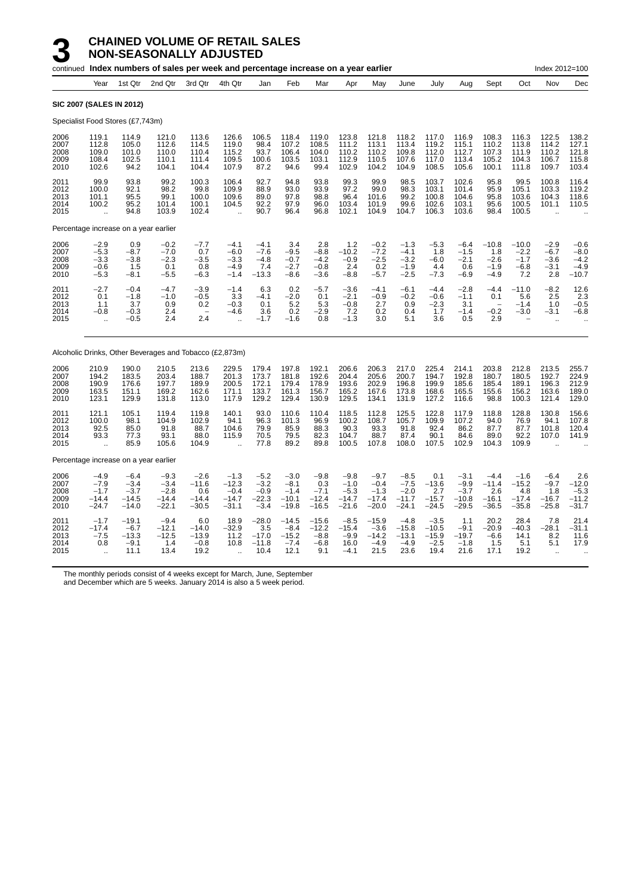# 3 CHAINED VOLUME OF RETAIL SALES NON-SEASONALLY ADJUSTED

continued **Index numbers of sales per week and percentage increase on a year earlier** Index 2012=100

| Year | Year | 1st Qtr | 2nd Qtr | 3rd Qtr | 4th Qtr | Jan | Feb | Mar | Apr | May | June | July | Aug | Sept | Oct | Nov | Dec |
|---|---|---|---|---|---|---|---|---|---|---|---|---|---|---|---|---|---|
| **SIC 2007 (SALES IN 2012)** | | | | | | | | | | | | | | | | | |
| Specialist Food Stores (£7,743m) | | | | | | | | | | | | | | | | | |
| 2006 | 119.1 | 114.9 | 121.0 | 113.6 | 126.6 | 106.5 | 118.4 | 119.0 | 123.8 | 121.8 | 118.2 | 117.0 | 116.9 | 108.3 | 116.3 | 122.5 | 138.2 |
| 2007 | 112.8 | 105.0 | 112.6 | 114.5 | 119.0 | 98.4 | 107.2 | 108.5 | 111.2 | 113.1 | 113.4 | 119.2 | 115.1 | 110.2 | 113.8 | 114.2 | 127.1 |
| 2008 | 109.0 | 101.0 | 110.0 | 110.4 | 115.2 | 93.7 | 106.4 | 104.0 | 110.2 | 110.2 | 109.8 | 112.0 | 112.7 | 107.3 | 111.9 | 110.2 | 121.8 |
| 2009 | 108.4 | 102.5 | 110.1 | 111.4 | 109.5 | 100.6 | 103.5 | 103.1 | 112.9 | 110.5 | 107.6 | 117.0 | 113.4 | 105.2 | 104.3 | 106.7 | 115.8 |
| 2010 | 102.6 | 94.2 | 104.1 | 104.4 | 107.9 | 87.2 | 94.6 | 99.4 | 102.9 | 104.2 | 104.9 | 108.5 | 105.6 | 100.1 | 111.8 | 109.7 | 103.4 |
| 2011 | 99.9 | 93.8 | 99.2 | 100.3 | 106.4 | 92.7 | 94.8 | 93.8 | 99.3 | 99.9 | 98.5 | 103.7 | 102.6 | 95.8 | 99.5 | 100.8 | 116.4 |
| 2012 | 100.0 | 92.1 | 98.2 | 99.8 | 109.9 | 88.9 | 93.0 | 93.9 | 97.2 | 99.0 | 98.3 | 103.1 | 101.4 | 95.9 | 105.1 | 103.3 | 119.2 |
| 2013 | 101.1 | 95.5 | 99.1 | 100.0 | 109.6 | 89.0 | 97.8 | 98.8 | 96.4 | 101.6 | 99.2 | 100.8 | 104.6 | 95.8 | 103.6 | 104.3 | 118.6 |
| 2014 | 100.2 | 95.2 | 101.4 | 100.1 | 104.5 | 92.2 | 97.9 | 96.0 | 103.4 | 101.9 | 99.6 | 102.6 | 103.1 | 95.6 | 100.5 | 101.1 | 110.5 |
| 2015 | .. | 94.8 | 103.9 | 102.4 | .. | 90.7 | 96.4 | 96.8 | 102.1 | 104.9 | 104.7 | 106.3 | 103.6 | 98.4 | 100.5 | .. | .. |
| Percentage increase on a year earlier | | | | | | | | | | | | | | | | | |
| 2006 | −2.9 | 0.9 | −0.2 | −7.7 | −4.1 | −4.1 | 3.4 | 2.8 | 1.2 | −0.2 | −1.3 | −5.3 | −6.4 | −10.8 | −10.0 | −2.9 | −0.6 |
| 2007 | −5.3 | −8.7 | −7.0 | 0.7 | −6.0 | −7.6 | −9.5 | −8.8 | −10.2 | −7.2 | −4.1 | 1.8 | −1.5 | 1.8 | −2.2 | −6.7 | −8.0 |
| 2008 | −3.3 | −3.8 | −2.3 | −3.5 | −3.3 | −4.8 | −0.7 | −4.2 | −0.9 | −2.5 | −3.2 | −6.0 | −2.1 | −2.6 | −1.7 | −3.6 | −4.2 |
| 2009 | −0.6 | 1.5 | 0.1 | 0.8 | −4.9 | 7.4 | −2.7 | −0.8 | 2.4 | 0.2 | −1.9 | 4.4 | 0.6 | −1.9 | −6.8 | −3.1 | −4.9 |
| 2010 | −5.3 | −8.1 | −5.5 | −6.3 | −1.4 | −13.3 | −8.6 | −3.6 | −8.8 | −5.7 | −2.5 | −7.3 | −6.9 | −4.9 | 7.2 | 2.8 | −10.7 |
| 2011 | −2.7 | −0.4 | −4.7 | −3.9 | −1.4 | 6.3 | 0.2 | −5.7 | −3.6 | −4.1 | −6.1 | −4.4 | −2.8 | −4.4 | −11.0 | −8.2 | 12.6 |
| 2012 | 0.1 | −1.8 | −1.0 | −0.5 | 3.3 | −4.1 | −2.0 | 0.1 | −2.1 | −0.9 | −0.2 | −0.6 | −1.1 | 0.1 | 5.6 | 2.5 | 2.3 |
| 2013 | 1.1 | 3.7 | 0.9 | 0.2 | −0.3 | 0.1 | 5.2 | 5.3 | −0.8 | 2.7 | 0.9 | −2.3 | 3.1 | − | −1.4 | 1.0 | −0.5 |
| 2014 | −0.8 | −0.3 | 2.4 | − | −4.6 | 3.6 | 0.2 | −2.9 | 7.2 | 0.2 | 0.4 | 1.7 | −1.4 | −0.2 | −3.0 | −3.1 | −6.8 |
| 2015 | .. | −0.5 | 2.4 | 2.4 | .. | −1.7 | −1.6 | 0.8 | −1.3 | 3.0 | 5.1 | 3.6 | 0.5 | 2.9 | − | .. | .. |
| Alcoholic Drinks, Other Beverages and Tobacco (£2,873m) | | | | | | | | | | | | | | | | | |
| 2006 | 210.9 | 190.0 | 210.5 | 213.6 | 229.5 | 179.4 | 197.8 | 192.1 | 206.6 | 206.3 | 217.0 | 225.4 | 214.1 | 203.8 | 212.8 | 213.5 | 255.7 |
| 2007 | 194.2 | 183.5 | 203.4 | 188.7 | 201.3 | 173.7 | 181.8 | 192.6 | 204.4 | 205.6 | 200.7 | 194.7 | 192.8 | 180.7 | 180.5 | 192.7 | 224.9 |
| 2008 | 190.9 | 176.6 | 197.7 | 189.9 | 200.5 | 172.1 | 179.4 | 178.9 | 193.6 | 202.9 | 196.8 | 199.9 | 185.6 | 185.4 | 189.1 | 196.3 | 212.9 |
| 2009 | 163.5 | 151.1 | 169.2 | 162.6 | 171.1 | 133.7 | 161.3 | 156.7 | 165.2 | 167.6 | 173.8 | 168.6 | 165.5 | 155.6 | 156.2 | 163.6 | 189.0 |
| 2010 | 123.1 | 129.9 | 131.8 | 113.0 | 117.9 | 129.2 | 129.4 | 130.9 | 129.5 | 134.1 | 131.9 | 127.2 | 116.6 | 98.8 | 100.3 | 121.4 | 129.0 |
| 2011 | 121.1 | 105.1 | 119.4 | 119.8 | 140.1 | 93.0 | 110.6 | 110.4 | 118.5 | 112.8 | 125.5 | 122.8 | 117.9 | 118.8 | 128.8 | 130.8 | 156.6 |
| 2012 | 100.0 | 98.1 | 104.9 | 102.9 | 94.1 | 96.3 | 101.3 | 96.9 | 100.2 | 108.7 | 105.7 | 109.9 | 107.2 | 94.0 | 76.9 | 94.1 | 107.8 |
| 2013 | 92.5 | 85.0 | 91.8 | 88.7 | 104.6 | 79.9 | 85.9 | 88.3 | 90.3 | 93.3 | 91.8 | 92.4 | 86.2 | 87.7 | 87.7 | 101.8 | 120.4 |
| 2014 | 93.3 | 77.3 | 93.1 | 88.0 | 115.9 | 70.5 | 79.5 | 82.3 | 104.7 | 88.7 | 87.4 | 90.1 | 84.6 | 89.0 | 92.2 | 107.0 | 141.9 |
| 2015 | .. | 85.9 | 105.6 | 104.9 | .. | 77.8 | 89.2 | 89.8 | 100.5 | 107.8 | 108.0 | 107.5 | 102.9 | 104.3 | 109.9 | .. | .. |
| Percentage increase on a year earlier | | | | | | | | | | | | | | | | | |
| 2006 | −4.9 | −6.4 | −9.3 | −2.6 | −1.3 | −5.2 | −3.0 | −9.8 | −9.8 | −9.7 | −8.5 | 0.1 | −3.1 | −4.4 | −1.6 | −6.4 | 2.6 |
| 2007 | −7.9 | −3.4 | −3.4 | −11.6 | −12.3 | −3.2 | −8.1 | 0.3 | −1.0 | −0.4 | −7.5 | −13.6 | −9.9 | −11.4 | −15.2 | −9.7 | −12.0 |
| 2008 | −1.7 | −3.7 | −2.8 | 0.6 | −0.4 | −0.9 | −1.4 | −7.1 | −5.3 | −1.3 | −2.0 | 2.7 | −3.7 | 2.6 | 4.8 | 1.8 | −5.3 |
| 2009 | −14.4 | −14.5 | −14.4 | −14.4 | −14.7 | −22.3 | −10.1 | −12.4 | −14.7 | −17.4 | −11.7 | −15.7 | −10.8 | −16.1 | −17.4 | −16.7 | −11.2 |
| 2010 | −24.7 | −14.0 | −22.1 | −30.5 | −31.1 | −3.4 | −19.8 | −16.5 | −21.6 | −20.0 | −24.1 | −24.5 | −29.5 | −36.5 | −35.8 | −25.8 | −31.7 |
| 2011 | −1.7 | −19.1 | −9.4 | 6.0 | 18.9 | −28.0 | −14.5 | −15.6 | −8.5 | −15.9 | −4.8 | −3.5 | 1.1 | 20.2 | 28.4 | 7.8 | 21.4 |
| 2012 | −17.4 | −6.7 | −12.1 | −14.0 | −32.9 | 3.5 | −8.4 | −12.2 | −15.4 | −3.6 | −15.8 | −10.5 | −9.1 | −20.9 | −40.3 | −28.1 | −31.1 |
| 2013 | −7.5 | −13.3 | −12.5 | −13.9 | 11.2 | −17.0 | −15.2 | −8.8 | −9.9 | −14.2 | −13.1 | −15.9 | −19.7 | −6.6 | 14.1 | 8.2 | 11.6 |
| 2014 | 0.8 | −9.1 | 1.4 | −0.8 | 10.8 | −11.8 | −7.4 | −6.8 | 16.0 | −4.9 | −4.9 | −2.5 | −1.8 | 1.5 | 5.1 | 5.1 | 17.9 |
| 2015 | .. | 11.1 | 13.4 | 19.2 | .. | 10.4 | 12.1 | 9.1 | −4.1 | 21.5 | 23.6 | 19.4 | 21.6 | 17.1 | 19.2 | .. | .. |

The monthly periods consist of 4 weeks except for March, June, September and December which are 5 weeks. January 2014 is also a 5 week period.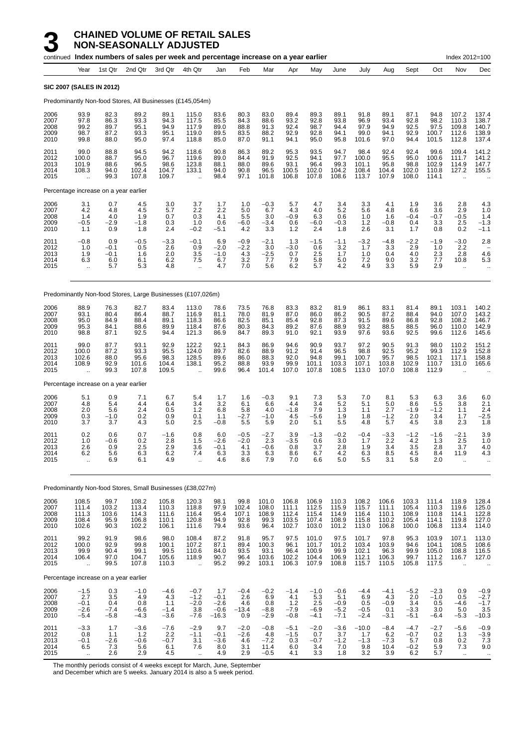# 3 CHAINED VOLUME OF RETAIL SALES NON-SEASONALLY ADJUSTED

continued **Index numbers of sales per week and percentage increase on a year earlier** Index 2012=100

| Year | | 1st Qtr | 2nd Qtr | 3rd Qtr | 4th Qtr | Jan | Feb | Mar | Apr | May | June | July | Aug | Sept | Oct | Nov | Dec |
|---|---|---|---|---|---|---|---|---|---|---|---|---|---|---|---|---|---|
| **SIC 2007 (SALES IN 2012)** | | | | | | | | | | | | | | | | | |
| Predominantly Non-food Stores, All Businesses (£145,054m) | | | | | | | | | | | | | | | | | |
| 2006 | 93.9 | 82.3 | 89.2 | 89.1 | 115.0 | 83.6 | 80.3 | 83.0 | 89.4 | 89.3 | 89.1 | 91.8 | 89.1 | 87.1 | 94.8 | 107.2 | 137.4 |
| 2007 | 97.8 | 86.3 | 93.3 | 94.3 | 117.5 | 85.5 | 84.3 | 88.6 | 93.2 | 92.8 | 93.8 | 96.9 | 93.4 | 92.8 | 98.2 | 110.3 | 138.7 |
| 2008 | 99.2 | 89.7 | 95.1 | 94.9 | 117.9 | 89.0 | 88.8 | 91.3 | 92.4 | 98.7 | 94.4 | 97.9 | 94.9 | 92.5 | 97.5 | 109.8 | 140.7 |
| 2009 | 98.7 | 87.2 | 93.3 | 95.1 | 119.0 | 89.5 | 83.5 | 88.2 | 92.9 | 92.8 | 94.1 | 99.0 | 94.1 | 92.9 | 100.7 | 112.6 | 138.9 |
| 2010 | 99.8 | 88.0 | 95.0 | 97.4 | 118.8 | 85.0 | 87.0 | 91.1 | 94.1 | 95.0 | 95.8 | 101.6 | 97.0 | 94.4 | 101.5 | 112.8 | 137.4 |
| 2011 | 99.0 | 88.8 | 94.5 | 94.2 | 118.6 | 90.8 | 86.3 | 89.2 | 95.3 | 93.5 | 94.7 | 98.4 | 92.4 | 92.4 | 99.6 | 109.4 | 141.2 |
| 2012 | 100.0 | 88.7 | 95.0 | 96.7 | 119.6 | 89.0 | 84.4 | 91.9 | 92.5 | 94.1 | 97.7 | 100.0 | 95.5 | 95.0 | 100.6 | 111.7 | 141.2 |
| 2013 | 101.9 | 88.6 | 96.5 | 98.6 | 123.8 | 88.1 | 88.0 | 89.6 | 93.1 | 96.4 | 99.3 | 101.1 | 95.8 | 98.8 | 102.9 | 114.9 | 147.7 |
| 2014 | 108.3 | 94.0 | 102.4 | 104.7 | 133.1 | 94.0 | 90.8 | 96.5 | 100.5 | 102.0 | 104.2 | 108.4 | 104.4 | 102.0 | 110.8 | 127.2 | 155.5 |
| 2015 | .. | 99.3 | 107.8 | 109.7 | .. | 98.4 | 97.1 | 101.8 | 106.8 | 107.8 | 108.6 | 113.7 | 107.9 | 108.0 | 114.1 | .. | .. |
| Percentage increase on a year earlier | | | | | | | | | | | | | | | | | |
| 2006 | 3.1 | 0.7 | 4.5 | 3.0 | 3.7 | 1.7 | 1.0 | −0.3 | 5.7 | 4.7 | 3.4 | 3.3 | 4.1 | 1.9 | 3.6 | 2.8 | 4.3 |
| 2007 | 4.2 | 4.8 | 4.5 | 5.7 | 2.2 | 2.2 | 5.0 | 6.7 | 4.3 | 4.0 | 5.2 | 5.6 | 4.8 | 6.6 | 3.6 | 2.9 | 1.0 |
| 2008 | 1.4 | 4.0 | 1.9 | 0.7 | 0.3 | 4.1 | 5.5 | 3.0 | −0.9 | 6.3 | 0.6 | 1.0 | 1.6 | −0.4 | −0.7 | −0.5 | 1.4 |
| 2009 | −0.5 | −2.9 | −1.8 | 0.3 | 1.0 | 0.6 | −6.0 | −3.4 | 0.6 | −6.0 | −0.3 | 1.2 | −0.8 | 0.4 | 3.3 | 2.5 | −1.3 |
| 2010 | 1.1 | 0.9 | 1.8 | 2.4 | −0.2 | −5.1 | 4.2 | 3.3 | 1.2 | 2.4 | 1.8 | 2.6 | 3.1 | 1.7 | 0.8 | 0.2 | −1.1 |
| 2011 | −0.8 | 0.9 | −0.5 | −3.3 | −0.1 | 6.9 | −0.9 | −2.1 | 1.3 | −1.5 | −1.1 | −3.2 | −4.8 | −2.2 | −1.9 | −3.0 | 2.8 |
| 2012 | 1.0 | −0.1 | 0.5 | 2.6 | 0.9 | −2.0 | −2.2 | 3.0 | −3.0 | 0.6 | 3.2 | 1.7 | 3.3 | 2.9 | 1.0 | 2.2 | – |
| 2013 | 1.9 | −0.1 | 1.6 | 2.0 | 3.5 | −1.0 | 4.3 | −2.5 | 0.7 | 2.5 | 1.7 | 1.0 | 0.4 | 4.0 | 2.3 | 2.8 | 4.6 |
| 2014 | 6.3 | 6.0 | 6.1 | 6.2 | 7.5 | 6.7 | 3.2 | 7.7 | 7.9 | 5.8 | 5.0 | 7.2 | 9.0 | 3.2 | 7.7 | 10.8 | 5.3 |
| 2015 | .. | 5.7 | 5.3 | 4.8 | .. | 4.7 | 7.0 | 5.6 | 6.2 | 5.7 | 4.2 | 4.9 | 3.3 | 5.9 | 2.9 | .. | .. |
| Predominantly Non-food Stores, Large Businesses (£107,026m) | | | | | | | | | | | | | | | | | |
| 2006 | 88.9 | 76.3 | 82.7 | 83.4 | 113.0 | 78.6 | 73.5 | 76.8 | 83.3 | 83.2 | 81.9 | 86.1 | 83.1 | 81.4 | 89.1 | 103.1 | 140.2 |
| 2007 | 93.1 | 80.4 | 86.4 | 88.7 | 116.9 | 81.1 | 78.0 | 81.9 | 87.0 | 86.0 | 86.2 | 90.5 | 87.2 | 88.4 | 94.0 | 107.0 | 143.2 |
| 2008 | 95.0 | 84.9 | 88.4 | 89.1 | 118.3 | 86.6 | 82.5 | 85.1 | 85.4 | 92.8 | 87.3 | 91.5 | 89.6 | 86.8 | 92.8 | 108.2 | 146.7 |
| 2009 | 95.3 | 84.1 | 88.6 | 89.9 | 118.4 | 87.6 | 80.3 | 84.3 | 89.2 | 87.6 | 88.9 | 93.2 | 88.5 | 88.5 | 96.0 | 110.0 | 142.9 |
| 2010 | 98.8 | 87.1 | 92.5 | 94.4 | 121.3 | 86.9 | 84.7 | 89.3 | 91.0 | 92.1 | 93.9 | 97.6 | 93.6 | 92.5 | 99.6 | 112.6 | 145.6 |
| 2011 | 99.0 | 87.7 | 93.1 | 92.9 | 122.2 | 92.1 | 84.3 | 86.9 | 94.6 | 90.9 | 93.7 | 97.2 | 90.5 | 91.3 | 98.0 | 110.2 | 151.2 |
| 2012 | 100.0 | 87.2 | 93.3 | 95.5 | 124.0 | 89.7 | 82.6 | 88.9 | 91.2 | 91.4 | 96.5 | 98.8 | 92.5 | 95.2 | 99.3 | 112.9 | 152.8 |
| 2013 | 102.6 | 88.0 | 95.6 | 98.3 | 128.5 | 89.6 | 86.0 | 88.3 | 92.0 | 94.8 | 99.1 | 100.7 | 95.7 | 98.5 | 102.1 | 117.1 | 158.8 |
| 2014 | 108.9 | 92.9 | 101.6 | 104.4 | 138.1 | 95.2 | 88.8 | 93.9 | 99.9 | 101.1 | 103.3 | 107.1 | 103.8 | 102.9 | 110.7 | 131.0 | 165.6 |
| 2015 | .. | 99.3 | 107.8 | 109.5 | .. | 99.6 | 96.4 | 101.4 | 107.0 | 107.8 | 108.5 | 113.0 | 107.0 | 108.8 | 112.9 | .. | .. |
| Percentage increase on a year earlier | | | | | | | | | | | | | | | | | |
| 2006 | 5.1 | 0.9 | 7.1 | 6.7 | 5.4 | 1.7 | 1.6 | −0.3 | 9.1 | 7.3 | 5.3 | 7.0 | 8.1 | 5.3 | 6.3 | 3.6 | 6.0 |
| 2007 | 4.8 | 5.4 | 4.4 | 6.4 | 3.4 | 3.2 | 6.1 | 6.6 | 4.4 | 3.4 | 5.2 | 5.1 | 5.0 | 8.6 | 5.5 | 3.8 | 2.1 |
| 2008 | 2.0 | 5.6 | 2.4 | 0.5 | 1.2 | 6.8 | 5.8 | 4.0 | −1.8 | 7.9 | 1.3 | 1.1 | 2.7 | −1.9 | −1.2 | 1.1 | 2.4 |
| 2009 | 0.3 | −1.0 | 0.2 | 0.9 | 0.1 | 1.1 | −2.7 | −1.0 | 4.5 | −5.6 | 1.9 | 1.8 | −1.2 | 2.0 | 3.4 | 1.7 | −2.5 |
| 2010 | 3.7 | 3.7 | 4.3 | 5.0 | 2.5 | −0.8 | 5.5 | 5.9 | 2.0 | 5.1 | 5.5 | 4.8 | 5.7 | 4.5 | 3.8 | 2.3 | 1.8 |
| 2011 | 0.2 | 0.6 | 0.7 | −1.6 | 0.8 | 6.0 | −0.5 | −2.7 | 3.9 | −1.3 | −0.2 | −0.4 | −3.3 | −1.2 | −1.6 | −2.1 | 3.9 |
| 2012 | 1.0 | −0.6 | 0.2 | 2.8 | 1.5 | −2.6 | −2.0 | 2.3 | −3.5 | 0.6 | 3.0 | 1.7 | 2.2 | 4.2 | 1.3 | 2.5 | 1.0 |
| 2013 | 2.6 | 0.9 | 2.5 | 2.9 | 3.6 | −0.1 | 4.1 | −0.6 | 0.8 | 3.7 | 2.8 | 1.9 | 3.4 | 3.5 | 2.8 | 3.7 | 4.0 |
| 2014 | 6.2 | 5.6 | 6.3 | 6.2 | 7.4 | 6.3 | 3.3 | 6.3 | 8.6 | 6.7 | 4.2 | 6.3 | 8.5 | 4.5 | 8.4 | 11.9 | 4.3 |
| 2015 | .. | 6.9 | 6.1 | 4.9 | .. | 4.6 | 8.6 | 7.9 | 7.0 | 6.6 | 5.0 | 5.5 | 3.1 | 5.8 | 2.0 | .. | .. |
| Predominantly Non-food Stores, Small Businesses (£38,027m) | | | | | | | | | | | | | | | | | |
| 2006 | 108.5 | 99.7 | 108.2 | 105.8 | 120.3 | 98.1 | 99.8 | 101.0 | 106.8 | 106.9 | 110.3 | 108.2 | 106.6 | 103.3 | 111.4 | 118.9 | 128.4 |
| 2007 | 111.4 | 103.2 | 113.4 | 110.3 | 118.8 | 97.9 | 102.4 | 108.0 | 111.1 | 112.5 | 115.9 | 115.7 | 111.1 | 105.4 | 110.3 | 119.6 | 125.0 |
| 2008 | 111.3 | 103.6 | 114.3 | 111.6 | 116.4 | 95.4 | 107.1 | 108.9 | 112.4 | 115.4 | 114.9 | 116.4 | 110.1 | 108.9 | 110.8 | 114.1 | 122.8 |
| 2009 | 108.4 | 95.9 | 106.8 | 110.1 | 120.8 | 94.9 | 92.8 | 99.3 | 103.5 | 107.4 | 108.9 | 115.8 | 110.2 | 105.4 | 114.1 | 119.8 | 127.0 |
| 2010 | 102.6 | 90.3 | 102.2 | 106.1 | 111.6 | 79.4 | 93.6 | 96.4 | 102.7 | 103.0 | 101.2 | 113.0 | 106.8 | 100.0 | 106.8 | 113.4 | 114.0 |
| 2011 | 99.2 | 91.9 | 98.6 | 98.0 | 108.4 | 87.2 | 91.8 | 95.7 | 97.5 | 101.0 | 97.5 | 101.7 | 97.8 | 95.3 | 103.9 | 107.1 | 113.0 |
| 2012 | 100.0 | 92.9 | 99.8 | 100.1 | 107.2 | 87.1 | 89.4 | 100.3 | 96.1 | 101.7 | 101.2 | 103.4 | 103.9 | 94.6 | 104.1 | 108.5 | 108.6 |
| 2013 | 99.9 | 90.4 | 99.1 | 99.5 | 110.6 | 84.0 | 93.5 | 93.1 | 96.4 | 100.9 | 99.9 | 102.1 | 96.3 | 99.9 | 105.0 | 108.8 | 116.5 |
| 2014 | 106.4 | 97.0 | 104.7 | 105.6 | 118.9 | 90.7 | 96.4 | 103.6 | 102.2 | 104.4 | 106.9 | 112.1 | 106.3 | 99.7 | 111.2 | 116.7 | 127.0 |
| 2015 | .. | 99.5 | 107.8 | 110.3 | .. | 95.2 | 99.2 | 103.1 | 106.3 | 107.9 | 108.8 | 115.7 | 110.5 | 105.8 | 117.5 | .. | .. |
| Percentage increase on a year earlier | | | | | | | | | | | | | | | | | |
| 2006 | −1.5 | 0.3 | −1.0 | −4.6 | −0.7 | 1.7 | −0.4 | −0.2 | −1.4 | −1.0 | −0.6 | −4.4 | −4.1 | −5.2 | −2.3 | 0.9 | −0.9 |
| 2007 | 2.7 | 3.5 | 4.9 | 4.3 | −1.2 | −0.1 | 2.6 | 6.9 | 4.1 | 5.3 | 5.1 | 6.9 | 4.3 | 2.0 | −1.0 | 0.5 | −2.7 |
| 2008 | −0.1 | 0.4 | 0.8 | 1.1 | −2.0 | −2.6 | 4.6 | 0.8 | 1.2 | 2.5 | −0.9 | 0.5 | −0.9 | 3.4 | 0.5 | −4.6 | −1.7 |
| 2009 | −2.6 | −7.4 | −6.6 | −1.4 | 3.8 | −0.6 | −13.4 | −8.8 | −7.9 | −6.9 | −5.2 | −0.5 | 0.1 | −3.3 | 3.0 | 5.0 | 3.5 |
| 2010 | −5.4 | −5.8 | −4.3 | −3.6 | −7.6 | −16.3 | 0.9 | −2.9 | −0.8 | −4.1 | −7.1 | −2.4 | −3.1 | −5.1 | −6.4 | −5.3 | −10.3 |
| 2011 | −3.3 | 1.7 | −3.6 | −7.6 | −2.9 | 9.7 | −2.0 | −0.8 | −5.1 | −2.0 | −3.6 | −10.0 | −8.4 | −4.7 | −2.7 | −5.6 | −0.9 |
| 2012 | 0.8 | 1.1 | 1.2 | 2.2 | −1.1 | −0.1 | −2.6 | 4.8 | −1.5 | 0.7 | 3.7 | 1.7 | 6.2 | −0.7 | 0.2 | 1.3 | −3.9 |
| 2013 | −0.1 | −2.6 | −0.6 | −0.7 | 3.1 | −3.6 | 4.6 | −7.2 | 0.3 | −0.7 | −1.2 | −1.3 | −7.3 | 5.7 | 0.8 | 0.2 | 7.3 |
| 2014 | 6.5 | 7.3 | 5.6 | 6.1 | 7.6 | 8.0 | 3.1 | 11.4 | 6.0 | 3.4 | 7.0 | 9.8 | 10.4 | −0.2 | 5.9 | 7.3 | 9.0 |
| 2015 | .. | 2.6 | 2.9 | 4.5 | .. | 4.9 | 2.9 | −0.5 | 4.1 | 3.3 | 1.8 | 3.2 | 3.9 | 6.2 | 5.7 | .. | .. |

The monthly periods consist of 4 weeks except for March, June, September and December which are 5 weeks. January 2014 is also a 5 week period.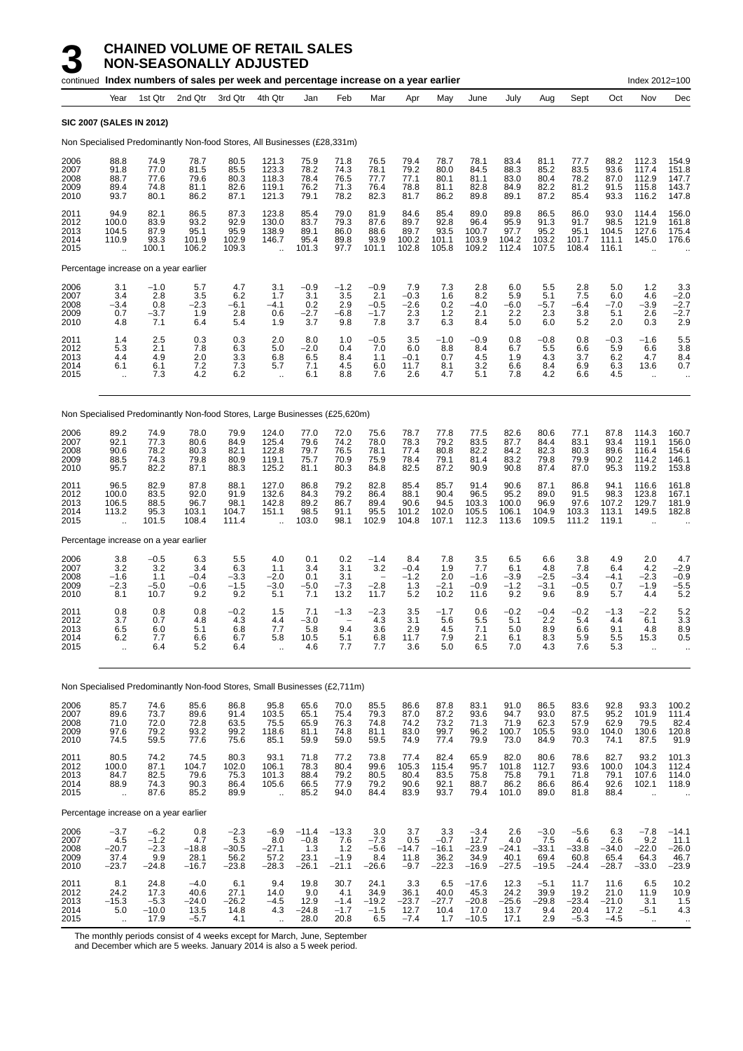# 3 CHAINED VOLUME OF RETAIL SALES NON-SEASONALLY ADJUSTED

continued **Index numbers of sales per week and percentage increase on a year earlier** Index 2012=100

| Year | 1st Qtr | 2nd Qtr | 3rd Qtr | 4th Qtr | Jan | Feb | Mar | Apr | May | June | July | Aug | Sept | Oct | Nov | Dec |
|---|---|---|---|---|---|---|---|---|---|---|---|---|---|---|---|---|
| **SIC 2007 (SALES IN 2012)** | | | | | | | | | | | | | | | | |
| Non Specialised Predominantly Non-food Stores, All Businesses (£28,331m) | | | | | | | | | | | | | | | | |
| 2006 | 88.8 | 74.9 | 78.7 | 80.5 | 121.3 | 75.9 | 71.8 | 76.5 | 79.4 | 78.7 | 78.1 | 83.4 | 81.1 | 77.7 | 88.2 | 112.3 | 154.9 |
| 2007 | 91.8 | 77.0 | 81.5 | 85.5 | 123.3 | 78.2 | 74.3 | 78.1 | 79.2 | 80.0 | 84.5 | 88.3 | 85.2 | 83.5 | 93.6 | 117.4 | 151.8 |
| 2008 | 88.7 | 77.6 | 79.6 | 80.3 | 118.3 | 78.4 | 76.5 | 77.7 | 77.1 | 80.1 | 81.1 | 83.0 | 80.4 | 78.2 | 87.0 | 112.9 | 147.7 |
| 2009 | 89.4 | 74.8 | 81.1 | 82.6 | 119.1 | 76.2 | 71.3 | 76.4 | 78.8 | 81.1 | 82.8 | 84.9 | 82.2 | 81.2 | 91.5 | 115.8 | 143.7 |
| 2010 | 93.7 | 80.1 | 86.2 | 87.1 | 121.3 | 79.1 | 78.2 | 82.3 | 81.7 | 86.2 | 89.8 | 89.1 | 87.2 | 85.4 | 93.3 | 116.2 | 147.8 |
| 2011 | 94.9 | 82.1 | 86.5 | 87.3 | 123.8 | 85.4 | 79.0 | 81.9 | 84.6 | 85.4 | 89.0 | 89.8 | 86.5 | 86.0 | 93.0 | 114.4 | 156.0 |
| 2012 | 100.0 | 83.9 | 93.2 | 92.9 | 130.0 | 83.7 | 79.3 | 87.6 | 89.7 | 92.8 | 96.4 | 95.9 | 91.3 | 91.7 | 98.5 | 121.9 | 161.8 |
| 2013 | 104.5 | 87.9 | 95.1 | 95.9 | 138.9 | 89.1 | 86.0 | 88.6 | 89.7 | 93.5 | 100.7 | 97.7 | 95.2 | 95.1 | 104.5 | 127.6 | 175.4 |
| 2014 | 110.9 | 93.3 | 101.9 | 102.9 | 146.7 | 95.4 | 89.8 | 93.9 | 100.2 | 101.1 | 103.9 | 104.2 | 103.2 | 101.7 | 111.1 | 145.0 | 176.6 |
| 2015 | .. | 100.1 | 106.2 | 109.3 | .. | 101.3 | 97.7 | 101.1 | 102.8 | 105.8 | 109.2 | 112.4 | 107.5 | 108.4 | 116.1 | .. | .. |
| Percentage increase on a year earlier | | | | | | | | | | | | | | | | |
| 2006 | 3.1 | −1.0 | 5.7 | 4.7 | 3.1 | −0.9 | −1.2 | −0.9 | 7.9 | 7.3 | 2.8 | 6.0 | 5.5 | 2.8 | 5.0 | 1.2 | 3.3 |
| 2007 | 3.4 | 2.8 | 3.5 | 6.2 | 1.7 | 3.1 | 3.5 | 2.1 | −0.3 | 1.6 | 8.2 | 5.9 | 5.1 | 7.5 | 6.0 | 4.6 | −2.0 |
| 2008 | −3.4 | 0.8 | −2.3 | −6.1 | −4.1 | 0.2 | 2.9 | −0.5 | −2.6 | 0.2 | −4.0 | −6.0 | −5.7 | −6.4 | −7.0 | −3.9 | −2.7 |
| 2009 | 0.7 | −3.7 | 1.9 | 2.8 | 0.6 | −2.7 | −6.8 | −1.7 | 2.3 | 1.2 | 2.1 | 2.2 | 2.3 | 3.8 | 5.1 | 2.6 | −2.7 |
| 2010 | 4.8 | 7.1 | 6.4 | 5.4 | 1.9 | 3.7 | 9.8 | 7.8 | 3.7 | 6.3 | 8.4 | 5.0 | 6.0 | 5.2 | 2.0 | 0.3 | 2.9 |
| 2011 | 1.4 | 2.5 | 0.3 | 0.3 | 2.0 | 8.0 | 1.0 | −0.5 | 3.5 | −1.0 | −0.9 | 0.8 | −0.8 | 0.8 | −0.3 | −1.6 | 5.5 |
| 2012 | 5.3 | 2.1 | 7.8 | 6.3 | 5.0 | −2.0 | 0.4 | 7.0 | 6.0 | 8.8 | 8.4 | 6.7 | 5.5 | 6.6 | 5.9 | 6.6 | 3.8 |
| 2013 | 4.4 | 4.9 | 2.0 | 3.3 | 6.8 | 6.5 | 8.4 | 1.1 | −0.1 | 0.7 | 4.5 | 1.9 | 4.3 | 3.7 | 6.2 | 4.7 | 8.4 |
| 2014 | 6.1 | 6.1 | 7.2 | 7.3 | 5.7 | 7.1 | 4.5 | 6.0 | 11.7 | 8.1 | 3.2 | 6.6 | 8.4 | 6.9 | 6.3 | 13.6 | 0.7 |
| 2015 | .. | 7.3 | 4.2 | 6.2 | .. | 6.1 | 8.8 | 7.6 | 2.6 | 4.7 | 5.1 | 7.8 | 4.2 | 6.6 | 4.5 | .. | .. |
| Non Specialised Predominantly Non-food Stores, Large Businesses (£25,620m) | | | | | | | | | | | | | | | | |
| 2006 | 89.2 | 74.9 | 78.0 | 79.9 | 124.0 | 77.0 | 72.0 | 75.6 | 78.7 | 77.8 | 77.5 | 82.6 | 80.6 | 77.1 | 87.8 | 114.3 | 160.7 |
| 2007 | 92.1 | 77.3 | 80.6 | 84.9 | 125.4 | 79.6 | 74.2 | 78.0 | 78.3 | 79.2 | 83.5 | 87.7 | 84.4 | 83.1 | 93.4 | 119.1 | 156.0 |
| 2008 | 90.6 | 78.2 | 80.3 | 82.1 | 122.8 | 79.7 | 76.5 | 78.1 | 77.4 | 80.8 | 82.2 | 84.2 | 82.3 | 80.3 | 89.6 | 116.4 | 154.6 |
| 2009 | 88.5 | 74.3 | 79.8 | 80.9 | 119.1 | 75.7 | 70.9 | 75.9 | 78.4 | 79.1 | 81.4 | 83.2 | 79.8 | 79.9 | 90.2 | 114.2 | 146.1 |
| 2010 | 95.7 | 82.2 | 87.1 | 88.3 | 125.2 | 81.1 | 80.3 | 84.8 | 82.5 | 87.2 | 90.9 | 90.8 | 87.4 | 87.0 | 95.3 | 119.2 | 153.8 |
| 2011 | 96.5 | 82.9 | 87.8 | 88.1 | 127.0 | 86.8 | 79.2 | 82.8 | 85.4 | 85.7 | 91.4 | 90.6 | 87.1 | 86.8 | 94.1 | 116.6 | 161.8 |
| 2012 | 100.0 | 83.5 | 92.0 | 91.9 | 132.6 | 84.3 | 79.2 | 86.4 | 88.1 | 90.4 | 96.5 | 95.2 | 89.0 | 91.5 | 98.3 | 123.8 | 167.1 |
| 2013 | 106.5 | 88.5 | 96.7 | 98.1 | 142.8 | 89.2 | 86.7 | 89.4 | 90.6 | 94.5 | 103.3 | 100.0 | 96.9 | 97.6 | 107.2 | 129.7 | 181.9 |
| 2014 | 113.2 | 95.3 | 103.1 | 104.7 | 151.1 | 98.5 | 91.1 | 95.5 | 101.2 | 102.0 | 105.5 | 106.1 | 104.9 | 103.3 | 113.1 | 149.5 | 182.8 |
| 2015 | .. | 101.5 | 108.4 | 111.4 | .. | 103.0 | 98.1 | 102.9 | 104.8 | 107.1 | 112.3 | 113.6 | 109.5 | 111.2 | 119.1 | .. | .. |
| Percentage increase on a year earlier | | | | | | | | | | | | | | | | |
| 2006 | 3.8 | −0.5 | 6.3 | 5.5 | 4.0 | 0.1 | 0.2 | −1.4 | 8.4 | 7.8 | 3.5 | 6.5 | 6.6 | 3.8 | 4.9 | 2.0 | 4.7 |
| 2007 | 3.2 | 3.2 | 3.4 | 6.3 | 1.1 | 3.4 | 3.1 | 3.2 | −0.4 | 1.9 | 7.7 | 6.1 | 4.8 | 7.8 | 6.4 | 4.2 | −2.9 |
| 2008 | −1.6 | 1.1 | −0.4 | −3.3 | −2.0 | 0.1 | 3.1 | – | −1.2 | 2.0 | −1.6 | −3.9 | −2.5 | −3.4 | −4.1 | −2.3 | −0.9 |
| 2009 | −2.3 | −5.0 | −0.6 | −1.5 | −3.0 | −5.0 | −7.3 | −2.8 | 1.3 | −2.1 | −0.9 | −1.2 | −3.1 | −0.5 | 0.7 | −1.9 | −5.5 |
| 2010 | 8.1 | 10.7 | 9.2 | 9.2 | 5.1 | 7.1 | 13.2 | 11.7 | 5.2 | 10.2 | 11.6 | 9.2 | 9.6 | 8.9 | 5.7 | 4.4 | 5.2 |
| 2011 | 0.8 | 0.8 | 0.8 | −0.2 | 1.5 | 7.1 | −1.3 | −2.3 | 3.5 | −1.7 | 0.6 | −0.2 | −0.4 | −0.2 | −1.3 | −2.2 | 5.2 |
| 2012 | 3.7 | 0.7 | 4.8 | 4.3 | 4.4 | −3.0 | – | 4.3 | 3.1 | 5.6 | 5.5 | 5.1 | 2.2 | 5.4 | 4.4 | 6.1 | 3.3 |
| 2013 | 6.5 | 6.0 | 5.1 | 6.8 | 7.7 | 5.8 | 9.4 | 3.6 | 2.9 | 4.5 | 7.1 | 5.0 | 8.9 | 6.6 | 9.1 | 4.8 | 8.9 |
| 2014 | 6.2 | 7.7 | 6.6 | 6.7 | 5.8 | 10.5 | 5.1 | 6.8 | 11.7 | 7.9 | 2.1 | 6.1 | 8.3 | 5.9 | 5.5 | 15.3 | 0.5 |
| 2015 | .. | 6.4 | 5.2 | 6.4 | .. | 4.6 | 7.7 | 7.7 | 3.6 | 5.0 | 6.5 | 7.0 | 4.3 | 7.6 | 5.3 | .. | .. |
| Non Specialised Predominantly Non-food Stores, Small Businesses (£2,711m) | | | | | | | | | | | | | | | | |
| 2006 | 85.7 | 74.6 | 85.6 | 86.8 | 95.8 | 65.6 | 70.0 | 85.5 | 86.6 | 87.8 | 83.1 | 91.0 | 86.5 | 83.6 | 92.8 | 93.3 | 100.2 |
| 2007 | 89.6 | 73.7 | 89.6 | 91.4 | 103.5 | 65.1 | 75.4 | 79.3 | 87.0 | 87.2 | 93.6 | 94.7 | 93.0 | 87.5 | 95.2 | 101.9 | 111.4 |
| 2008 | 71.0 | 72.0 | 72.8 | 63.5 | 75.5 | 65.9 | 76.3 | 74.8 | 74.2 | 73.2 | 71.3 | 71.9 | 62.3 | 57.9 | 62.9 | 79.5 | 82.4 |
| 2009 | 97.6 | 79.2 | 93.2 | 99.2 | 118.6 | 81.1 | 74.8 | 81.1 | 83.0 | 99.7 | 96.2 | 100.7 | 105.5 | 93.0 | 104.0 | 130.6 | 120.8 |
| 2010 | 74.5 | 59.5 | 77.6 | 75.6 | 85.1 | 59.9 | 59.0 | 59.5 | 74.9 | 77.4 | 79.9 | 73.0 | 84.9 | 70.3 | 74.1 | 87.5 | 91.9 |
| 2011 | 80.5 | 74.2 | 74.5 | 80.3 | 93.1 | 71.8 | 77.2 | 73.8 | 77.4 | 82.4 | 65.9 | 82.0 | 80.6 | 78.6 | 82.7 | 93.2 | 101.3 |
| 2012 | 100.0 | 87.1 | 104.7 | 102.0 | 106.1 | 78.3 | 80.4 | 99.6 | 105.3 | 115.4 | 95.7 | 101.8 | 112.7 | 93.6 | 100.0 | 104.3 | 112.4 |
| 2013 | 84.7 | 82.5 | 79.6 | 75.3 | 101.3 | 88.4 | 79.2 | 80.5 | 80.4 | 83.5 | 75.8 | 75.8 | 79.1 | 71.8 | 79.1 | 107.6 | 114.0 |
| 2014 | 88.9 | 74.3 | 90.3 | 86.4 | 105.6 | 66.5 | 77.9 | 79.2 | 90.6 | 92.1 | 88.7 | 86.2 | 86.6 | 86.4 | 92.6 | 102.1 | 118.9 |
| 2015 | .. | 87.6 | 85.2 | 89.9 | .. | 85.2 | 94.0 | 84.4 | 83.9 | 93.7 | 79.4 | 101.0 | 89.0 | 81.8 | 88.4 | .. | .. |
| Percentage increase on a year earlier | | | | | | | | | | | | | | | | |
| 2006 | −3.7 | −6.2 | 0.8 | −2.3 | −6.9 | −11.4 | −13.3 | 3.0 | 3.7 | 3.3 | −3.4 | 2.6 | −3.0 | −5.6 | 6.3 | −7.8 | −14.1 |
| 2007 | 4.5 | −1.2 | 4.7 | 5.3 | 8.0 | −0.8 | 7.6 | −7.3 | 0.5 | −0.7 | 12.7 | 4.0 | 7.5 | 4.6 | 2.6 | 9.2 | 11.1 |
| 2008 | −20.7 | −2.3 | −18.8 | −30.5 | −27.1 | 1.3 | 1.2 | −5.6 | −14.7 | −16.1 | −23.9 | −24.1 | −33.1 | −33.8 | −34.0 | −22.0 | −26.0 |
| 2009 | 37.4 | 9.9 | 28.1 | 56.2 | 57.2 | 23.1 | −1.9 | 8.4 | 11.8 | 36.2 | 34.9 | 40.1 | 69.4 | 60.8 | 65.4 | 64.3 | 46.7 |
| 2010 | −23.7 | −24.8 | −16.7 | −23.8 | −28.3 | −26.1 | −21.1 | −26.6 | −9.7 | −22.3 | −16.9 | −27.5 | −19.5 | −24.4 | −28.7 | −33.0 | −23.9 |
| 2011 | 8.1 | 24.8 | −4.0 | 6.1 | 9.4 | 19.8 | 30.7 | 24.1 | 3.3 | 6.5 | −17.6 | 12.3 | −5.1 | 11.7 | 11.6 | 6.5 | 10.2 |
| 2012 | 24.2 | 17.3 | 40.6 | 27.1 | 14.0 | 9.0 | 4.1 | 34.9 | 36.1 | 40.0 | 45.3 | 24.2 | 39.9 | 19.2 | 21.0 | 11.9 | 10.9 |
| 2013 | −15.3 | −5.3 | −24.0 | −26.2 | −4.5 | 12.9 | −1.4 | −19.2 | −23.7 | −27.7 | −20.8 | −25.6 | −29.8 | −23.4 | −21.0 | 3.1 | 1.5 |
| 2014 | 5.0 | −10.0 | 13.5 | 14.8 | 4.3 | −24.8 | −1.7 | −1.5 | 12.7 | 10.4 | 17.0 | 13.7 | 9.4 | 20.4 | 17.2 | −5.1 | 4.3 |
| 2015 | .. | 17.9 | −5.7 | 4.1 | .. | 28.0 | 20.8 | 6.5 | −7.4 | 1.7 | −10.5 | 17.1 | 2.9 | −5.3 | −4.5 | .. | .. |

The monthly periods consist of 4 weeks except for March, June, September and December which are 5 weeks. January 2014 is also a 5 week period.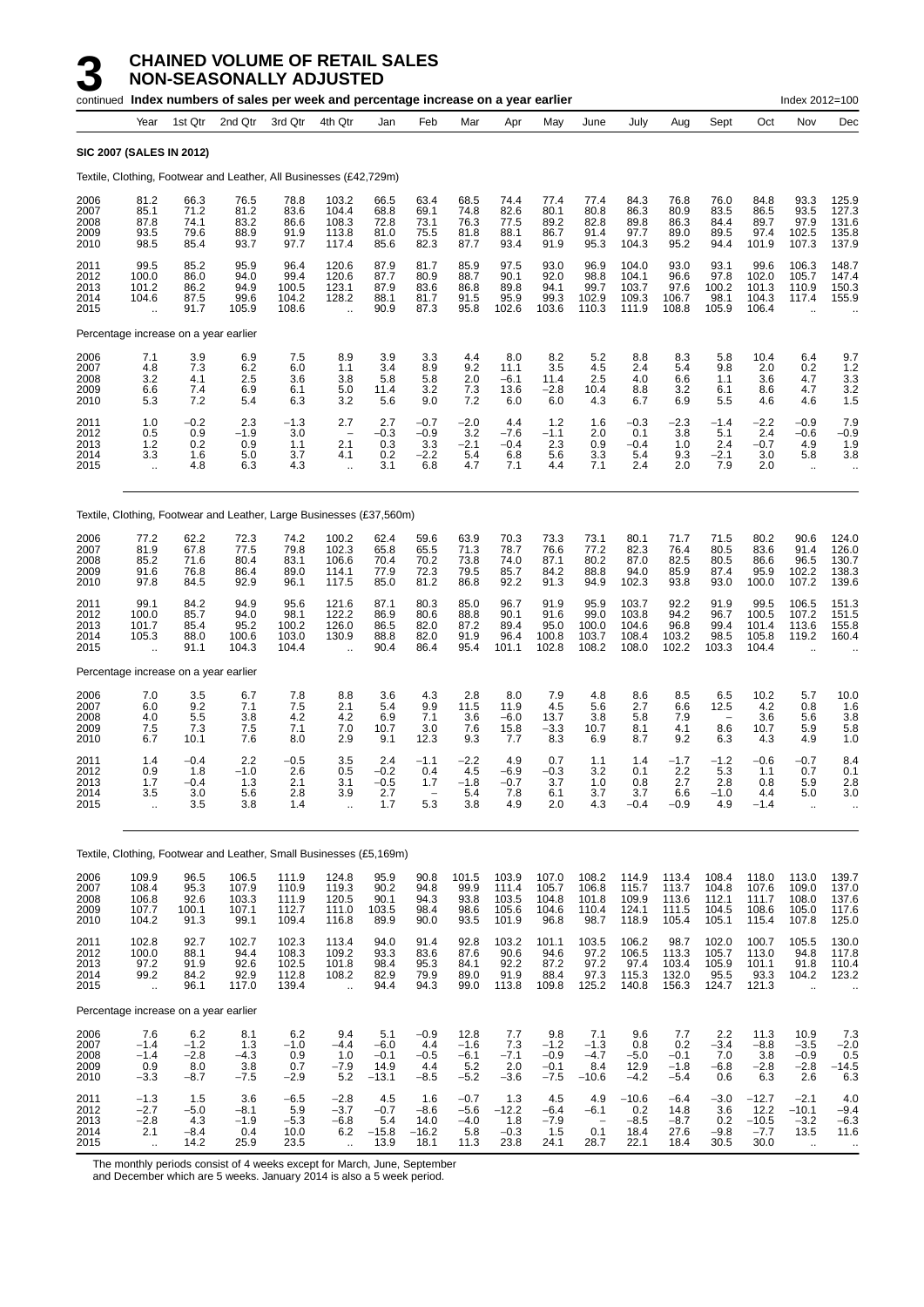# 3 CHAINED VOLUME OF RETAIL SALES NON-SEASONALLY ADJUSTED

continued **Index numbers of sales per week and percentage increase on a year earlier** Index 2012=100

**SIC 2007 (SALES IN 2012)**

Textile, Clothing, Footwear and Leather, All Businesses (£42,729m)

| Year | 1st Qtr | 2nd Qtr | 3rd Qtr | 4th Qtr | Jan | Feb | Mar | Apr | May | June | July | Aug | Sept | Oct | Nov | Dec |
|---|---|---|---|---|---|---|---|---|---|---|---|---|---|---|---|---|
| 2006 | 81.2 | 66.3 | 76.5 | 78.8 | 103.2 | 66.5 | 63.4 | 68.5 | 74.4 | 77.4 | 77.4 | 84.3 | 76.8 | 76.0 | 84.8 | 93.3 | 125.9 |
| 2007 | 85.1 | 71.2 | 81.2 | 83.6 | 104.4 | 68.8 | 69.1 | 74.8 | 82.6 | 80.1 | 80.8 | 86.3 | 80.9 | 83.5 | 86.5 | 93.5 | 127.3 |
| 2008 | 87.8 | 74.1 | 83.2 | 86.6 | 108.3 | 72.8 | 73.1 | 76.3 | 77.5 | 89.2 | 82.8 | 89.8 | 86.3 | 84.4 | 89.7 | 97.9 | 131.6 |
| 2009 | 93.5 | 79.6 | 88.9 | 91.9 | 113.8 | 81.0 | 75.5 | 81.8 | 88.1 | 86.7 | 91.4 | 97.7 | 89.0 | 89.5 | 97.4 | 102.5 | 135.8 |
| 2010 | 98.5 | 85.4 | 93.7 | 97.7 | 117.4 | 85.6 | 82.3 | 87.7 | 93.4 | 91.9 | 95.3 | 104.3 | 95.2 | 94.4 | 101.9 | 107.3 | 137.9 |
| 2011 | 99.5 | 85.2 | 95.9 | 96.4 | 120.6 | 87.9 | 81.7 | 85.9 | 97.5 | 93.0 | 96.9 | 104.0 | 93.0 | 93.1 | 99.6 | 106.3 | 148.7 |
| 2012 | 100.0 | 86.0 | 94.0 | 99.4 | 120.6 | 87.7 | 80.9 | 88.7 | 90.1 | 92.0 | 98.8 | 104.1 | 96.6 | 97.8 | 102.0 | 105.7 | 147.4 |
| 2013 | 101.2 | 86.2 | 94.9 | 100.5 | 123.1 | 87.9 | 83.6 | 86.8 | 89.8 | 94.1 | 99.7 | 103.7 | 97.6 | 100.2 | 101.3 | 110.9 | 150.3 |
| 2014 | 104.6 | 87.5 | 99.6 | 104.2 | 128.2 | 88.1 | 81.7 | 91.5 | 95.9 | 99.3 | 102.9 | 109.3 | 106.7 | 98.1 | 104.3 | 117.4 | 155.9 |
| 2015 | .. | 91.7 | 105.9 | 108.6 | .. | 90.9 | 87.3 | 95.8 | 102.6 | 103.6 | 110.3 | 111.9 | 108.8 | 105.9 | 106.4 | .. | .. |

Percentage increase on a year earlier

| Year | 1st Qtr | 2nd Qtr | 3rd Qtr | 4th Qtr | Jan | Feb | Mar | Apr | May | June | July | Aug | Sept | Oct | Nov | Dec |
|---|---|---|---|---|---|---|---|---|---|---|---|---|---|---|---|---|
| 2006 | 7.1 | 3.9 | 6.9 | 7.5 | 8.9 | 3.9 | 3.3 | 4.4 | 8.0 | 8.2 | 5.2 | 8.8 | 8.3 | 5.8 | 10.4 | 6.4 | 9.7 |
| 2007 | 4.8 | 7.3 | 6.2 | 6.0 | 1.1 | 3.4 | 8.9 | 9.2 | 11.1 | 3.5 | 4.5 | 2.4 | 5.4 | 9.8 | 2.0 | 0.2 | 1.2 |
| 2008 | 3.2 | 4.1 | 2.5 | 3.6 | 3.8 | 5.8 | 5.8 | 2.0 | −6.1 | 11.4 | 2.5 | 4.0 | 6.6 | 1.1 | 3.6 | 4.7 | 3.3 |
| 2009 | 6.6 | 7.4 | 6.9 | 6.1 | 5.0 | 11.4 | 3.2 | 7.3 | 13.6 | −2.8 | 10.4 | 8.8 | 3.2 | 6.1 | 8.6 | 4.7 | 3.2 |
| 2010 | 5.3 | 7.2 | 5.4 | 6.3 | 3.2 | 5.6 | 9.0 | 7.2 | 6.0 | 6.0 | 4.3 | 6.7 | 6.9 | 5.5 | 4.6 | 4.6 | 1.5 |
| 2011 | 1.0 | −0.2 | 2.3 | −1.3 | 2.7 | 2.7 | −0.7 | −2.0 | 4.4 | 1.2 | 1.6 | −0.3 | −2.3 | −1.4 | −2.2 | −0.9 | 7.9 |
| 2012 | 0.5 | 0.9 | −1.9 | 3.0 | − | −0.3 | −0.9 | 3.2 | −7.6 | −1.1 | 2.0 | 0.1 | 3.8 | 5.1 | 2.4 | −0.6 | −0.9 |
| 2013 | 1.2 | 0.2 | 0.9 | 1.1 | 2.1 | 0.3 | 3.3 | −2.1 | −0.4 | 2.3 | 0.9 | −0.4 | 1.0 | 2.4 | −0.7 | 4.9 | 1.9 |
| 2014 | 3.3 | 1.6 | 5.0 | 3.7 | 4.1 | 0.2 | −2.2 | 5.4 | 6.8 | 5.6 | 3.3 | 5.4 | 9.3 | −2.1 | 3.0 | 5.8 | 3.8 |
| 2015 | .. | 4.8 | 6.3 | 4.3 | .. | 3.1 | 6.8 | 4.7 | 7.1 | 4.4 | 7.1 | 2.4 | 2.0 | 7.9 | 2.0 | .. | .. |

Textile, Clothing, Footwear and Leather, Large Businesses (£37,560m)

| Year | 1st Qtr | 2nd Qtr | 3rd Qtr | 4th Qtr | Jan | Feb | Mar | Apr | May | June | July | Aug | Sept | Oct | Nov | Dec |
|---|---|---|---|---|---|---|---|---|---|---|---|---|---|---|---|---|
| 2006 | 77.2 | 62.2 | 72.3 | 74.2 | 100.2 | 62.4 | 59.6 | 63.9 | 70.3 | 73.3 | 73.1 | 80.1 | 71.7 | 71.5 | 80.2 | 90.6 | 124.0 |
| 2007 | 81.9 | 67.8 | 77.5 | 79.8 | 102.3 | 65.8 | 65.5 | 71.3 | 78.7 | 76.6 | 77.2 | 82.3 | 76.4 | 80.5 | 83.6 | 91.4 | 126.0 |
| 2008 | 85.2 | 71.6 | 80.4 | 83.1 | 106.6 | 70.4 | 70.2 | 73.8 | 74.0 | 87.1 | 80.2 | 87.0 | 82.5 | 80.5 | 86.6 | 96.5 | 130.7 |
| 2009 | 91.6 | 76.8 | 86.4 | 89.0 | 114.1 | 77.9 | 72.3 | 79.5 | 85.7 | 84.2 | 88.8 | 94.0 | 85.9 | 87.4 | 95.9 | 102.2 | 138.3 |
| 2010 | 97.8 | 84.5 | 92.9 | 96.1 | 117.5 | 85.0 | 81.2 | 86.8 | 92.2 | 91.3 | 94.9 | 102.3 | 93.8 | 93.0 | 100.0 | 107.2 | 139.6 |
| 2011 | 99.1 | 84.2 | 94.9 | 95.6 | 121.6 | 87.1 | 80.3 | 85.0 | 96.7 | 91.9 | 95.9 | 103.7 | 92.2 | 91.9 | 99.5 | 106.5 | 151.3 |
| 2012 | 100.0 | 85.7 | 94.0 | 98.1 | 122.2 | 86.9 | 80.6 | 88.8 | 90.1 | 91.6 | 99.0 | 103.8 | 94.2 | 96.7 | 100.5 | 107.2 | 151.5 |
| 2013 | 101.7 | 85.4 | 95.2 | 100.2 | 126.0 | 86.5 | 82.0 | 87.2 | 89.4 | 95.0 | 100.0 | 104.6 | 96.8 | 99.4 | 101.4 | 113.6 | 155.8 |
| 2014 | 105.3 | 88.0 | 100.6 | 103.0 | 130.9 | 88.8 | 82.0 | 91.9 | 96.4 | 100.8 | 103.7 | 108.4 | 103.2 | 98.5 | 105.8 | 119.2 | 160.4 |
| 2015 | .. | 91.1 | 104.3 | 104.4 | .. | 90.4 | 86.4 | 95.4 | 101.1 | 102.8 | 108.2 | 108.0 | 102.2 | 103.3 | 104.4 | .. | .. |

Percentage increase on a year earlier

| Year | 1st Qtr | 2nd Qtr | 3rd Qtr | 4th Qtr | Jan | Feb | Mar | Apr | May | June | July | Aug | Sept | Oct | Nov | Dec |
|---|---|---|---|---|---|---|---|---|---|---|---|---|---|---|---|---|
| 2006 | 7.0 | 3.5 | 6.7 | 7.8 | 8.8 | 3.6 | 4.3 | 2.8 | 8.0 | 7.9 | 4.8 | 8.6 | 8.5 | 6.5 | 10.2 | 5.7 | 10.0 |
| 2007 | 6.0 | 9.2 | 7.1 | 7.5 | 2.1 | 5.4 | 9.9 | 11.5 | 11.9 | 4.5 | 5.6 | 2.7 | 6.6 | 12.5 | 4.2 | 0.8 | 1.6 |
| 2008 | 4.0 | 5.5 | 3.8 | 4.2 | 4.2 | 6.9 | 7.1 | 3.6 | −6.0 | 13.7 | 3.8 | 5.8 | 7.9 | − | 3.6 | 5.6 | 3.8 |
| 2009 | 7.5 | 7.3 | 7.5 | 7.1 | 7.0 | 10.7 | 3.0 | 7.6 | 15.8 | −3.3 | 10.7 | 8.1 | 4.1 | 8.6 | 10.7 | 5.9 | 5.8 |
| 2010 | 6.7 | 10.1 | 7.6 | 8.0 | 2.9 | 9.1 | 12.3 | 9.3 | 7.7 | 8.3 | 6.9 | 8.7 | 9.2 | 6.3 | 4.3 | 4.9 | 1.0 |
| 2011 | 1.4 | −0.4 | 2.2 | −0.5 | 3.5 | 2.4 | −1.1 | −2.2 | 4.9 | 0.7 | 1.1 | 1.4 | −1.7 | −1.2 | −0.6 | −0.7 | 8.4 |
| 2012 | 0.9 | 1.8 | −1.0 | 2.6 | 0.5 | −0.2 | 0.4 | 4.5 | −6.9 | −0.3 | 3.2 | 0.1 | 2.2 | 5.3 | 1.1 | 0.7 | 0.1 |
| 2013 | 1.7 | −0.4 | 1.3 | 2.1 | 3.1 | −0.5 | 1.7 | −1.8 | −0.7 | 3.7 | 1.0 | 0.8 | 2.7 | 2.8 | 0.8 | 5.9 | 2.8 |
| 2014 | 3.5 | 3.0 | 5.6 | 2.8 | 3.9 | 2.7 | − | 5.4 | 7.8 | 6.1 | 3.7 | 3.7 | 6.6 | −1.0 | 4.4 | 5.0 | 3.0 |
| 2015 | .. | 3.5 | 3.8 | 1.4 | .. | 1.7 | 5.3 | 3.8 | 4.9 | 2.0 | 4.3 | −0.4 | −0.9 | 4.9 | −1.4 | .. | .. |

Textile, Clothing, Footwear and Leather, Small Businesses (£5,169m)

| Year | 1st Qtr | 2nd Qtr | 3rd Qtr | 4th Qtr | Jan | Feb | Mar | Apr | May | June | July | Aug | Sept | Oct | Nov | Dec |
|---|---|---|---|---|---|---|---|---|---|---|---|---|---|---|---|---|
| 2006 | 109.9 | 96.5 | 106.5 | 111.9 | 124.8 | 95.9 | 90.8 | 101.5 | 103.9 | 107.0 | 108.2 | 114.9 | 113.4 | 108.4 | 118.0 | 113.0 | 139.7 |
| 2007 | 108.4 | 95.3 | 107.9 | 110.9 | 119.3 | 90.2 | 94.8 | 99.9 | 111.4 | 105.7 | 106.8 | 115.7 | 113.7 | 104.8 | 107.6 | 109.0 | 137.0 |
| 2008 | 106.8 | 92.6 | 103.3 | 111.9 | 120.5 | 90.1 | 94.3 | 93.8 | 103.5 | 104.8 | 101.8 | 109.9 | 113.6 | 112.1 | 111.7 | 108.0 | 137.6 |
| 2009 | 107.7 | 100.1 | 107.1 | 112.7 | 111.0 | 103.5 | 98.4 | 98.6 | 105.6 | 104.8 | 110.4 | 124.1 | 111.5 | 104.5 | 108.6 | 105.0 | 117.6 |
| 2010 | 104.2 | 91.3 | 99.1 | 109.4 | 116.8 | 89.9 | 90.0 | 93.5 | 101.9 | 96.8 | 98.7 | 118.9 | 105.4 | 105.1 | 115.4 | 107.8 | 125.0 |
| 2011 | 102.8 | 92.7 | 102.7 | 102.3 | 113.4 | 94.0 | 91.4 | 92.8 | 103.2 | 101.1 | 103.5 | 106.2 | 98.7 | 102.0 | 100.7 | 105.5 | 130.0 |
| 2012 | 100.0 | 88.1 | 94.4 | 108.3 | 109.2 | 93.3 | 83.6 | 87.6 | 90.6 | 94.6 | 97.2 | 106.5 | 113.3 | 105.7 | 113.0 | 94.8 | 117.8 |
| 2013 | 97.2 | 91.9 | 92.6 | 102.5 | 101.8 | 98.4 | 95.3 | 84.1 | 92.2 | 87.2 | 97.2 | 97.4 | 103.4 | 105.9 | 101.1 | 91.8 | 110.4 |
| 2014 | 99.2 | 84.2 | 92.9 | 112.8 | 108.2 | 82.9 | 79.9 | 89.0 | 91.9 | 88.4 | 97.3 | 115.3 | 132.0 | 95.5 | 93.3 | 104.2 | 123.2 |
| 2015 | .. | 96.1 | 117.0 | 139.4 | .. | 94.4 | 94.3 | 99.0 | 113.8 | 109.8 | 125.2 | 140.8 | 156.3 | 124.7 | 121.3 | .. | .. |

Percentage increase on a year earlier

| Year | 1st Qtr | 2nd Qtr | 3rd Qtr | 4th Qtr | Jan | Feb | Mar | Apr | May | June | July | Aug | Sept | Oct | Nov | Dec |
|---|---|---|---|---|---|---|---|---|---|---|---|---|---|---|---|---|
| 2006 | 7.6 | 6.2 | 8.1 | 6.2 | 9.4 | 5.1 | −0.9 | 12.8 | 7.7 | 9.8 | 7.1 | 9.6 | 7.7 | 2.2 | 11.3 | 10.9 | 7.3 |
| 2007 | −1.4 | −1.2 | 1.3 | −1.0 | −4.4 | −6.0 | 4.4 | −1.6 | 7.3 | −1.2 | −1.3 | 0.8 | 0.2 | −3.4 | −8.8 | −3.5 | −2.0 |
| 2008 | −1.4 | −2.8 | −4.3 | 0.9 | 1.0 | −0.1 | −0.5 | −6.1 | −7.1 | −0.9 | −4.7 | −5.0 | −0.1 | 7.0 | 3.8 | −0.9 | 0.5 |
| 2009 | 0.9 | 8.0 | 3.8 | 0.7 | −7.9 | 14.9 | 4.4 | 5.2 | 2.0 | −0.1 | 8.4 | 12.9 | −1.8 | −6.8 | −2.8 | −2.8 | −14.5 |
| 2010 | −3.3 | −8.7 | −7.5 | −2.9 | 5.2 | −13.1 | −8.5 | −5.2 | −3.6 | −7.5 | −10.6 | −4.2 | −5.4 | 0.6 | 6.3 | 2.6 | 6.3 |
| 2011 | −1.3 | 1.5 | 3.6 | −6.5 | −2.8 | 4.5 | 1.6 | −0.7 | 1.3 | 4.5 | 4.9 | −10.6 | −6.4 | −3.0 | −12.7 | −2.1 | 4.0 |
| 2012 | −2.7 | −5.0 | −8.1 | 5.9 | −3.7 | −0.7 | −8.6 | −5.6 | −12.2 | −6.4 | −6.1 | 0.2 | 14.8 | 3.6 | 12.2 | −10.1 | −9.4 |
| 2013 | −2.8 | 4.3 | −1.9 | −5.3 | −6.8 | 5.4 | 14.0 | −4.0 | 1.8 | −7.9 | − | −8.5 | −8.7 | 0.2 | −10.5 | −3.2 | −6.3 |
| 2014 | 2.1 | −8.4 | 0.4 | 10.0 | 6.2 | −15.8 | −16.2 | 5.8 | −0.3 | 1.5 | 0.1 | 18.4 | 27.6 | −9.8 | −7.7 | 13.5 | 11.6 |
| 2015 | .. | 14.2 | 25.9 | 23.5 | .. | 13.9 | 18.1 | 11.3 | 23.8 | 24.1 | 28.7 | 22.1 | 18.4 | 30.5 | 30.0 | .. | .. |

The monthly periods consist of 4 weeks except for March, June, September and December which are 5 weeks. January 2014 is also a 5 week period.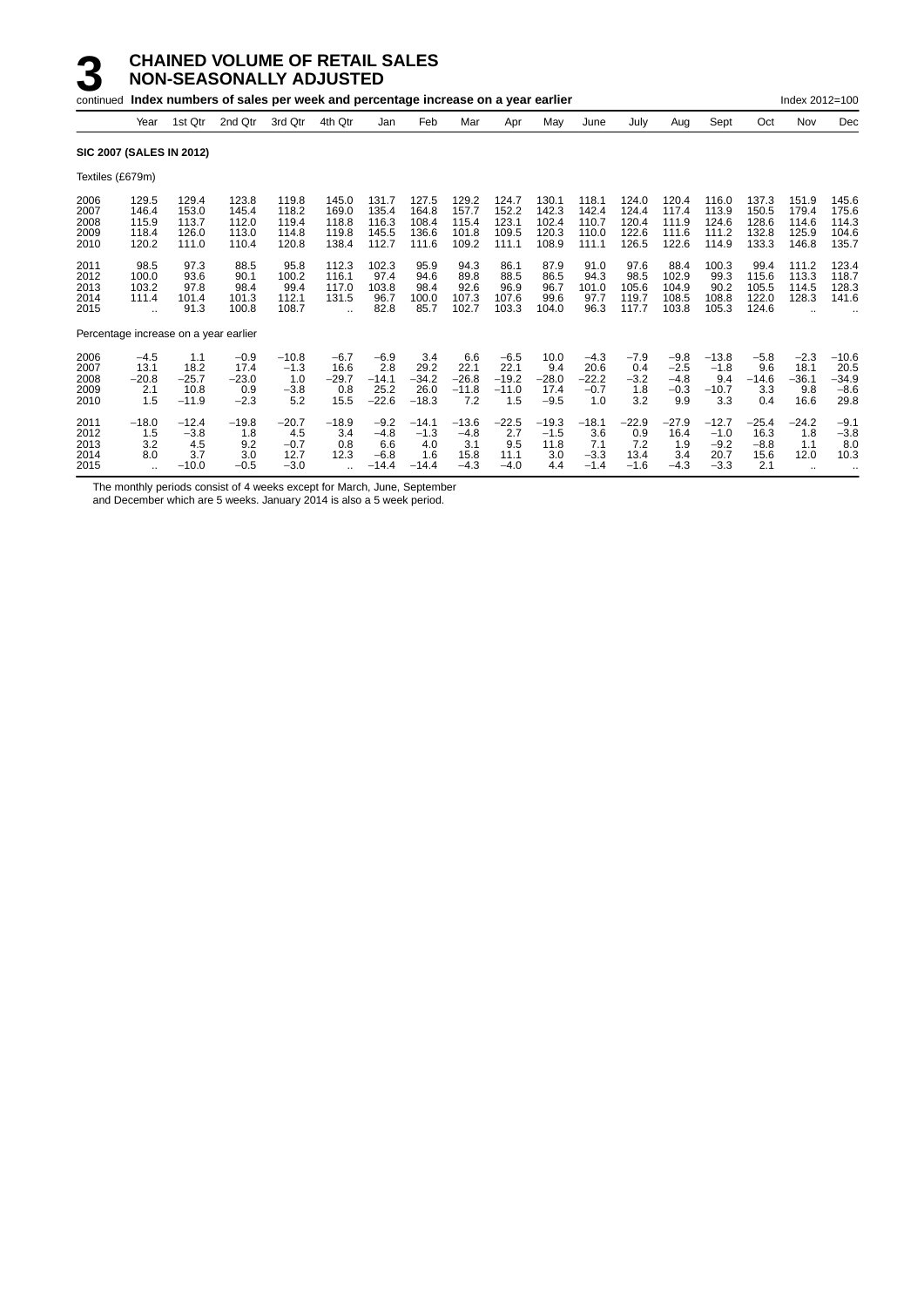# 3 CHAINED VOLUME OF RETAIL SALES NON-SEASONALLY ADJUSTED

continued **Index numbers of sales per week and percentage increase on a year earlier** Index 2012=100

| | Year | 1st Qtr | 2nd Qtr | 3rd Qtr | 4th Qtr | Jan | Feb | Mar | Apr | May | June | July | Aug | Sept | Oct | Nov | Dec |
|---|---|---|---|---|---|---|---|---|---|---|---|---|---|---|---|---|---|
| **SIC 2007 (SALES IN 2012)** | | | | | | | | | | | | | | | | | |
| Textiles (£679m) | | | | | | | | | | | | | | | | | |
| 2006 | 129.5 | 129.4 | 123.8 | 119.8 | 145.0 | 131.7 | 127.5 | 129.2 | 124.7 | 130.1 | 118.1 | 124.0 | 120.4 | 116.0 | 137.3 | 151.9 | 145.6 |
| 2007 | 146.4 | 153.0 | 145.4 | 118.2 | 169.0 | 135.4 | 164.8 | 157.7 | 152.2 | 142.3 | 142.4 | 124.4 | 117.4 | 113.9 | 150.5 | 179.4 | 175.6 |
| 2008 | 115.9 | 113.7 | 112.0 | 119.4 | 118.8 | 116.3 | 108.4 | 115.4 | 123.1 | 102.4 | 110.7 | 120.4 | 111.9 | 124.6 | 128.6 | 114.6 | 114.3 |
| 2009 | 118.4 | 126.0 | 113.0 | 114.8 | 119.8 | 145.5 | 136.6 | 101.8 | 109.5 | 120.3 | 110.0 | 122.6 | 111.6 | 111.2 | 132.8 | 125.9 | 104.6 |
| 2010 | 120.2 | 111.0 | 110.4 | 120.8 | 138.4 | 112.7 | 111.6 | 109.2 | 111.1 | 108.9 | 111.1 | 126.5 | 122.6 | 114.9 | 133.3 | 146.8 | 135.7 |
| 2011 | 98.5 | 97.3 | 88.5 | 95.8 | 112.3 | 102.3 | 95.9 | 94.3 | 86.1 | 87.9 | 91.0 | 97.6 | 88.4 | 100.3 | 99.4 | 111.2 | 123.4 |
| 2012 | 100.0 | 93.6 | 90.1 | 100.2 | 116.1 | 97.4 | 94.6 | 89.8 | 88.5 | 86.5 | 94.3 | 98.5 | 102.9 | 99.3 | 115.6 | 113.3 | 118.7 |
| 2013 | 103.2 | 97.8 | 98.4 | 99.4 | 117.0 | 103.8 | 98.4 | 92.6 | 96.9 | 96.7 | 101.0 | 105.6 | 104.9 | 90.2 | 105.5 | 114.5 | 128.3 |
| 2014 | 111.4 | 101.4 | 101.3 | 112.1 | 131.5 | 96.7 | 100.0 | 107.3 | 107.6 | 99.6 | 97.7 | 119.7 | 108.5 | 108.8 | 122.0 | 128.3 | 141.6 |
| 2015 | .. | 91.3 | 100.8 | 108.7 | .. | 82.8 | 85.7 | 102.7 | 103.3 | 104.0 | 96.3 | 117.7 | 103.8 | 105.3 | 124.6 | .. | .. |
| Percentage increase on a year earlier | | | | | | | | | | | | | | | | | |
| 2006 | −4.5 | 1.1 | −0.9 | −10.8 | −6.7 | −6.9 | 3.4 | 6.6 | −6.5 | 10.0 | −4.3 | −7.9 | −9.8 | −13.8 | −5.8 | −2.3 | −10.6 |
| 2007 | 13.1 | 18.2 | 17.4 | −1.3 | 16.6 | 2.8 | 29.2 | 22.1 | 22.1 | 9.4 | 20.6 | 0.4 | −2.5 | −1.8 | 9.6 | 18.1 | 20.5 |
| 2008 | −20.8 | −25.7 | −23.0 | 1.0 | −29.7 | −14.1 | −34.2 | −26.8 | −19.2 | −28.0 | −22.2 | −3.2 | −4.8 | 9.4 | −14.6 | −36.1 | −34.9 |
| 2009 | 2.1 | 10.8 | 0.9 | −3.8 | 0.8 | 25.2 | 26.0 | −11.8 | −11.0 | 17.4 | −0.7 | 1.8 | −0.3 | −10.7 | 3.3 | 9.8 | −8.6 |
| 2010 | 1.5 | −11.9 | −2.3 | 5.2 | 15.5 | −22.6 | −18.3 | 7.2 | 1.5 | −9.5 | 1.0 | 3.2 | 9.9 | 3.3 | 0.4 | 16.6 | 29.8 |
| 2011 | −18.0 | −12.4 | −19.8 | −20.7 | −18.9 | −9.2 | −14.1 | −13.6 | −22.5 | −19.3 | −18.1 | −22.9 | −27.9 | −12.7 | −25.4 | −24.2 | −9.1 |
| 2012 | 1.5 | −3.8 | 1.8 | 4.5 | 3.4 | −4.8 | −1.3 | −4.8 | 2.7 | −1.5 | 3.6 | 0.9 | 16.4 | −1.0 | 16.3 | 1.8 | −3.8 |
| 2013 | 3.2 | 4.5 | 9.2 | −0.7 | 0.8 | 6.6 | 4.0 | 3.1 | 9.5 | 11.8 | 7.1 | 7.2 | 1.9 | −9.2 | −8.8 | 1.1 | 8.0 |
| 2014 | 8.0 | 3.7 | 3.0 | 12.7 | 12.3 | −6.8 | 1.6 | 15.8 | 11.1 | 3.0 | −3.3 | 13.4 | 3.4 | 20.7 | 15.6 | 12.0 | 10.3 |
| 2015 | .. | −10.0 | −0.5 | −3.0 | .. | −14.4 | −14.4 | −4.3 | −4.0 | 4.4 | −1.4 | −1.6 | −4.3 | −3.3 | 2.1 | .. | .. |

The monthly periods consist of 4 weeks except for March, June, September and December which are 5 weeks. January 2014 is also a 5 week period.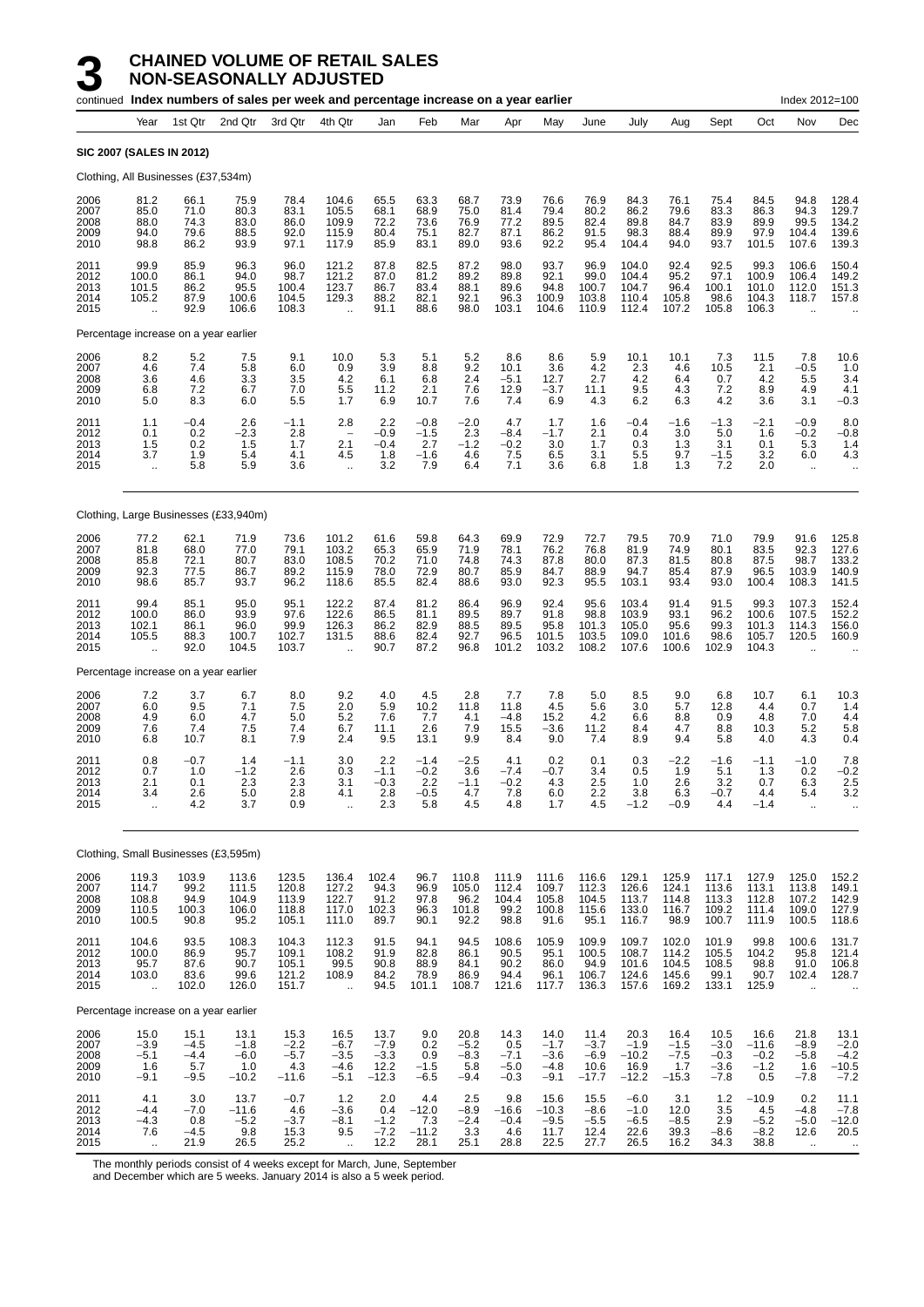# 3 CHAINED VOLUME OF RETAIL SALES NON-SEASONALLY ADJUSTED

continued **Index numbers of sales per week and percentage increase on a year earlier** Index 2012=100

| Year | | 1st Qtr | 2nd Qtr | 3rd Qtr | 4th Qtr | Jan | Feb | Mar | Apr | May | June | July | Aug | Sept | Oct | Nov | Dec |
|---|---|---|---|---|---|---|---|---|---|---|---|---|---|---|---|---|---|
| **SIC 2007 (SALES IN 2012)** | | | | | | | | | | | | | | | | | |
| Clothing, All Businesses (£37,534m) | | | | | | | | | | | | | | | | | |
| 2006 | 81.2 | 66.1 | 75.9 | 78.4 | 104.6 | 65.5 | 63.3 | 68.7 | 73.9 | 76.6 | 76.9 | 84.3 | 76.1 | 75.4 | 84.5 | 94.8 | 128.4 |
| 2007 | 85.0 | 71.0 | 80.3 | 83.1 | 105.5 | 68.1 | 68.9 | 75.0 | 81.4 | 79.4 | 80.2 | 86.2 | 79.6 | 83.3 | 86.3 | 94.3 | 129.7 |
| 2008 | 88.0 | 74.3 | 83.0 | 86.0 | 109.9 | 72.2 | 73.6 | 76.9 | 77.2 | 89.5 | 82.4 | 89.8 | 84.7 | 83.9 | 89.9 | 99.5 | 134.2 |
| 2009 | 94.0 | 79.6 | 88.5 | 92.0 | 115.9 | 80.4 | 75.1 | 82.7 | 87.1 | 86.2 | 91.5 | 98.3 | 88.4 | 89.9 | 97.9 | 104.4 | 139.6 |
| 2010 | 98.8 | 86.2 | 93.9 | 97.1 | 117.9 | 85.9 | 83.1 | 89.0 | 93.6 | 92.2 | 95.4 | 104.4 | 94.0 | 93.7 | 101.5 | 107.6 | 139.3 |
| 2011 | 99.9 | 85.9 | 96.3 | 96.0 | 121.2 | 87.8 | 82.5 | 87.2 | 98.0 | 93.7 | 96.9 | 104.0 | 92.4 | 92.5 | 99.3 | 106.6 | 150.4 |
| 2012 | 100.0 | 86.1 | 94.0 | 98.7 | 121.2 | 87.0 | 81.2 | 89.2 | 89.8 | 92.1 | 99.0 | 104.4 | 95.2 | 97.1 | 100.9 | 106.4 | 149.2 |
| 2013 | 101.5 | 86.2 | 95.5 | 100.4 | 123.7 | 86.7 | 83.4 | 88.1 | 89.6 | 94.8 | 100.7 | 104.7 | 96.4 | 100.1 | 101.0 | 112.0 | 151.3 |
| 2014 | 105.2 | 87.9 | 100.6 | 104.5 | 129.3 | 88.2 | 82.1 | 92.1 | 96.3 | 100.9 | 103.8 | 110.4 | 105.8 | 98.6 | 104.3 | 118.7 | 157.8 |
| 2015 | .. | 92.9 | 106.6 | 108.3 | .. | 91.1 | 88.6 | 98.0 | 103.1 | 104.6 | 110.9 | 112.4 | 107.2 | 105.8 | 106.3 | .. | .. |
| Percentage increase on a year earlier | | | | | | | | | | | | | | | | | |
| 2006 | 8.2 | 5.2 | 7.5 | 9.1 | 10.0 | 5.3 | 5.1 | 5.2 | 8.6 | 8.6 | 5.9 | 10.1 | 10.1 | 7.3 | 11.5 | 7.8 | 10.6 |
| 2007 | 4.6 | 7.4 | 5.8 | 6.0 | 0.9 | 3.9 | 8.8 | 9.2 | 10.1 | 3.6 | 4.2 | 2.3 | 4.6 | 10.5 | 2.1 | −0.5 | 1.0 |
| 2008 | 3.6 | 4.6 | 3.3 | 3.5 | 4.2 | 6.1 | 6.8 | 2.4 | −5.1 | 12.7 | 2.7 | 4.2 | 6.4 | 0.7 | 4.2 | 5.5 | 3.4 |
| 2009 | 6.8 | 7.2 | 6.7 | 7.0 | 5.5 | 11.2 | 2.1 | 7.6 | 12.9 | −3.7 | 11.1 | 9.5 | 4.3 | 7.2 | 8.9 | 4.9 | 4.1 |
| 2010 | 5.0 | 8.3 | 6.0 | 5.5 | 1.7 | 6.9 | 10.7 | 7.6 | 7.4 | 6.9 | 4.3 | 6.2 | 6.3 | 4.2 | 3.6 | 3.1 | −0.3 |
| 2011 | 1.1 | −0.4 | 2.6 | −1.1 | 2.8 | 2.2 | −0.8 | −2.0 | 4.7 | 1.7 | 1.6 | −0.4 | −1.6 | −1.3 | −2.1 | −0.9 | 8.0 |
| 2012 | 0.1 | 0.2 | −2.3 | 2.8 | – | −0.9 | −1.5 | 2.3 | −8.4 | −1.7 | 2.1 | 0.4 | 3.0 | 5.0 | 1.6 | −0.2 | −0.8 |
| 2013 | 1.5 | 0.2 | 1.5 | 1.7 | 2.1 | −0.4 | 2.7 | −1.2 | −0.2 | 3.0 | 1.7 | 0.3 | 1.3 | 3.1 | 0.1 | 5.3 | 1.4 |
| 2014 | 3.7 | 1.9 | 5.4 | 4.1 | 4.5 | 1.8 | −1.6 | 4.6 | 7.5 | 6.5 | 3.1 | 5.5 | 9.7 | −1.5 | 3.2 | 6.0 | 4.3 |
| 2015 | .. | 5.8 | 5.9 | 3.6 | .. | 3.2 | 7.9 | 6.4 | 7.1 | 3.6 | 6.8 | 1.8 | 1.3 | 7.2 | 2.0 | .. | .. |
| Clothing, Large Businesses (£33,940m) | | | | | | | | | | | | | | | | | |
| 2006 | 77.2 | 62.1 | 71.9 | 73.6 | 101.2 | 61.6 | 59.8 | 64.3 | 69.9 | 72.9 | 72.7 | 79.5 | 70.9 | 71.0 | 79.9 | 91.6 | 125.8 |
| 2007 | 81.8 | 68.0 | 77.0 | 79.1 | 103.2 | 65.3 | 65.9 | 71.9 | 78.1 | 76.2 | 76.8 | 81.9 | 74.9 | 80.1 | 83.5 | 92.3 | 127.6 |
| 2008 | 85.8 | 72.1 | 80.7 | 83.0 | 108.5 | 70.2 | 71.0 | 74.8 | 74.3 | 87.8 | 80.0 | 87.3 | 81.5 | 80.8 | 87.5 | 98.7 | 133.2 |
| 2009 | 92.3 | 77.5 | 86.7 | 89.2 | 115.9 | 78.0 | 72.9 | 80.7 | 85.9 | 84.7 | 88.9 | 94.7 | 85.4 | 87.9 | 96.5 | 103.9 | 140.9 |
| 2010 | 98.6 | 85.7 | 93.7 | 96.2 | 118.6 | 85.5 | 82.4 | 88.6 | 93.0 | 92.3 | 95.5 | 103.1 | 93.4 | 93.0 | 100.4 | 108.3 | 141.5 |
| 2011 | 99.4 | 85.1 | 95.0 | 95.1 | 122.2 | 87.4 | 81.2 | 86.4 | 96.9 | 92.4 | 95.6 | 103.4 | 91.4 | 91.5 | 99.3 | 107.3 | 152.4 |
| 2012 | 100.0 | 86.0 | 93.9 | 97.6 | 122.6 | 86.5 | 81.1 | 89.5 | 89.7 | 91.8 | 98.8 | 103.9 | 93.1 | 96.2 | 100.6 | 107.5 | 152.2 |
| 2013 | 102.1 | 86.1 | 96.0 | 99.9 | 126.3 | 86.2 | 82.9 | 88.5 | 89.5 | 95.8 | 101.3 | 105.0 | 95.6 | 99.3 | 101.3 | 114.3 | 156.0 |
| 2014 | 105.5 | 88.3 | 100.7 | 102.7 | 131.5 | 88.6 | 82.4 | 92.7 | 96.5 | 101.5 | 103.5 | 109.0 | 101.6 | 98.6 | 105.7 | 120.5 | 160.9 |
| 2015 | .. | 92.0 | 104.5 | 103.7 | .. | 90.7 | 87.2 | 96.8 | 101.2 | 103.2 | 108.2 | 107.6 | 100.6 | 102.9 | 104.3 | .. | .. |
| Percentage increase on a year earlier | | | | | | | | | | | | | | | | | |
| 2006 | 7.2 | 3.7 | 6.7 | 8.0 | 9.2 | 4.0 | 4.5 | 2.8 | 7.7 | 7.8 | 5.0 | 8.5 | 9.0 | 6.8 | 10.7 | 6.1 | 10.3 |
| 2007 | 6.0 | 9.5 | 7.1 | 7.5 | 2.0 | 5.9 | 10.2 | 11.8 | 11.8 | 4.5 | 5.6 | 3.0 | 5.7 | 12.8 | 4.4 | 0.7 | 1.4 |
| 2008 | 4.9 | 6.0 | 4.7 | 5.0 | 5.2 | 7.6 | 7.7 | 4.1 | −4.8 | 15.2 | 4.2 | 6.6 | 8.8 | 0.9 | 4.8 | 7.0 | 4.4 |
| 2009 | 7.6 | 7.4 | 7.5 | 7.4 | 6.7 | 11.1 | 2.6 | 7.9 | 15.5 | −3.6 | 11.2 | 8.4 | 4.7 | 8.8 | 10.3 | 5.2 | 5.8 |
| 2010 | 6.8 | 10.7 | 8.1 | 7.9 | 2.4 | 9.5 | 13.1 | 9.9 | 8.4 | 9.0 | 7.4 | 8.9 | 9.4 | 5.8 | 4.0 | 4.3 | 0.4 |
| 2011 | 0.8 | −0.7 | 1.4 | −1.1 | 3.0 | 2.2 | −1.4 | −2.5 | 4.1 | 0.2 | 0.1 | 0.3 | −2.2 | −1.6 | −1.1 | −1.0 | 7.8 |
| 2012 | 0.7 | 1.0 | −1.2 | 2.6 | 0.3 | −1.1 | −0.2 | 3.6 | −7.4 | −0.7 | 3.4 | 0.5 | 1.9 | 5.1 | 1.3 | 0.2 | −0.2 |
| 2013 | 2.1 | 0.1 | 2.3 | 2.3 | 3.1 | −0.3 | 2.2 | −1.1 | −0.2 | 4.3 | 2.5 | 1.0 | 2.6 | 3.2 | 0.7 | 6.3 | 2.5 |
| 2014 | 3.4 | 2.6 | 5.0 | 2.8 | 4.1 | 2.8 | −0.5 | 4.7 | 7.8 | 6.0 | 2.2 | 3.8 | 6.3 | −0.7 | 4.4 | 5.4 | 3.2 |
| 2015 | .. | 4.2 | 3.7 | 0.9 | .. | 2.3 | 5.8 | 4.5 | 4.8 | 1.7 | 4.5 | −1.2 | −0.9 | 4.4 | −1.4 | .. | .. |
| Clothing, Small Businesses (£3,595m) | | | | | | | | | | | | | | | | | |
| 2006 | 119.3 | 103.9 | 113.6 | 123.5 | 136.4 | 102.4 | 96.7 | 110.8 | 111.9 | 111.6 | 116.6 | 129.1 | 125.9 | 117.1 | 127.9 | 125.0 | 152.2 |
| 2007 | 114.7 | 99.2 | 111.5 | 120.8 | 127.2 | 94.3 | 96.9 | 105.0 | 112.4 | 109.7 | 112.3 | 126.6 | 124.1 | 113.6 | 113.1 | 113.8 | 149.1 |
| 2008 | 108.8 | 94.9 | 104.9 | 113.9 | 122.7 | 91.2 | 97.8 | 96.2 | 104.4 | 105.8 | 104.5 | 113.7 | 114.8 | 113.3 | 112.8 | 107.2 | 142.9 |
| 2009 | 110.5 | 100.3 | 106.0 | 118.8 | 117.0 | 102.3 | 96.3 | 101.8 | 99.2 | 100.8 | 115.6 | 133.0 | 116.7 | 109.2 | 111.4 | 109.0 | 127.9 |
| 2010 | 100.5 | 90.8 | 95.2 | 105.1 | 111.0 | 89.7 | 90.1 | 92.2 | 98.8 | 91.6 | 95.1 | 116.7 | 98.9 | 100.7 | 111.9 | 100.5 | 118.6 |
| 2011 | 104.6 | 93.5 | 108.3 | 104.3 | 112.3 | 91.5 | 94.1 | 94.5 | 108.6 | 105.9 | 109.9 | 109.7 | 102.0 | 101.9 | 99.8 | 100.6 | 131.7 |
| 2012 | 100.0 | 86.9 | 95.7 | 109.1 | 108.2 | 91.9 | 82.8 | 86.1 | 90.5 | 95.1 | 100.5 | 108.7 | 114.2 | 105.5 | 104.2 | 95.8 | 121.4 |
| 2013 | 95.7 | 87.6 | 90.7 | 105.1 | 99.5 | 90.8 | 88.9 | 84.1 | 90.2 | 86.0 | 94.9 | 101.6 | 104.5 | 108.5 | 98.8 | 91.0 | 106.8 |
| 2014 | 103.0 | 83.6 | 99.6 | 121.2 | 108.9 | 84.2 | 78.9 | 86.9 | 94.4 | 96.1 | 106.7 | 124.6 | 145.6 | 99.1 | 90.7 | 102.4 | 128.7 |
| 2015 | .. | 102.0 | 126.0 | 151.7 | .. | 94.5 | 101.1 | 108.7 | 121.6 | 117.7 | 136.3 | 157.6 | 169.2 | 133.1 | 125.9 | .. | .. |
| Percentage increase on a year earlier | | | | | | | | | | | | | | | | | |
| 2006 | 15.0 | 15.1 | 13.1 | 15.3 | 16.5 | 13.7 | 9.0 | 20.8 | 14.3 | 14.0 | 11.4 | 20.3 | 16.4 | 10.5 | 16.6 | 21.8 | 13.1 |
| 2007 | −3.9 | −4.5 | −1.8 | −2.2 | −6.7 | −7.9 | 0.2 | −5.2 | 0.5 | −1.7 | −3.7 | −1.9 | −1.5 | −3.0 | −11.6 | −8.9 | −2.0 |
| 2008 | −5.1 | −4.4 | −6.0 | −5.7 | −3.5 | −3.3 | 0.9 | −8.3 | −7.1 | −3.6 | −6.9 | −10.2 | −7.5 | −0.3 | −0.2 | −5.8 | −4.2 |
| 2009 | 1.6 | 5.7 | 1.0 | 4.3 | −4.6 | 12.2 | −1.5 | 5.8 | −5.0 | −4.8 | 10.6 | 16.9 | 1.7 | −3.6 | −1.2 | 1.6 | −10.5 |
| 2010 | −9.1 | −9.5 | −10.2 | −11.6 | −5.1 | −12.3 | −6.5 | −9.4 | −0.3 | −9.1 | −17.7 | −12.2 | −15.3 | −7.8 | 0.5 | −7.8 | −7.2 |
| 2011 | 4.1 | 3.0 | 13.7 | −0.7 | 1.2 | 2.0 | 4.4 | 2.5 | 9.8 | 15.6 | 15.5 | −6.0 | 3.1 | 1.2 | −10.9 | 0.2 | 11.1 |
| 2012 | −4.4 | −7.0 | −11.6 | 4.6 | −3.6 | 0.4 | −12.0 | −8.9 | −16.6 | −10.3 | −8.6 | −1.0 | 12.0 | 3.5 | 4.5 | −4.8 | −7.8 |
| 2013 | −4.3 | 0.8 | −5.2 | −3.7 | −8.1 | −1.2 | 7.3 | −2.4 | −0.4 | −9.5 | −5.5 | −6.5 | −8.5 | 2.9 | −5.2 | −5.0 | −12.0 |
| 2014 | 7.6 | −4.5 | 9.8 | 15.3 | 9.5 | −7.2 | −11.2 | 3.3 | 4.6 | 11.7 | 12.4 | 22.6 | 39.3 | −8.6 | −8.2 | 12.6 | 20.5 |
| 2015 | .. | 21.9 | 26.5 | 25.2 | .. | 12.2 | 28.1 | 25.1 | 28.8 | 22.5 | 27.7 | 26.5 | 16.2 | 34.3 | 38.8 | .. | .. |

The monthly periods consist of 4 weeks except for March, June, September and December which are 5 weeks. January 2014 is also a 5 week period.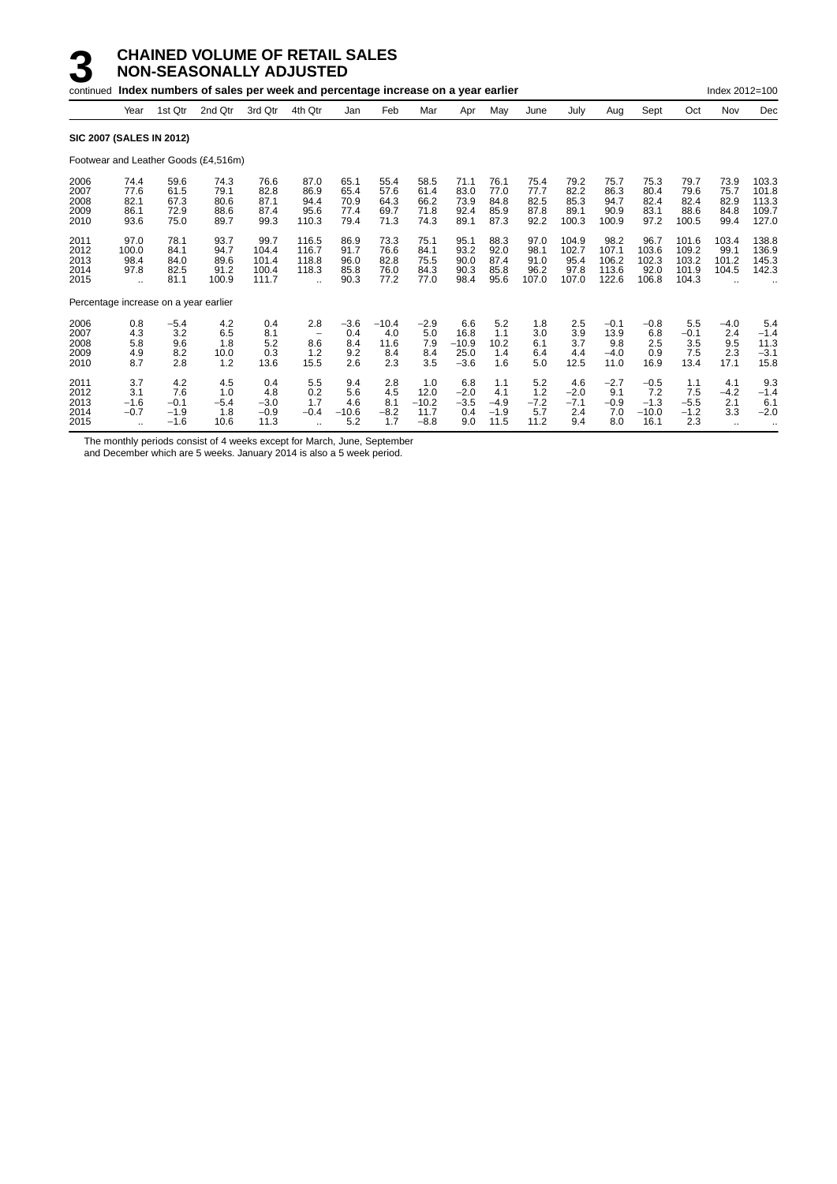# 3 CHAINED VOLUME OF RETAIL SALES NON-SEASONALLY ADJUSTED

continued **Index numbers of sales per week and percentage increase on a year earlier** Index 2012=100

| | Year | 1st Qtr | 2nd Qtr | 3rd Qtr | 4th Qtr | Jan | Feb | Mar | Apr | May | June | July | Aug | Sept | Oct | Nov | Dec |
|---|---|---|---|---|---|---|---|---|---|---|---|---|---|---|---|---|---|
| **SIC 2007 (SALES IN 2012)** | | | | | | | | | | | | | | | | | |
| Footwear and Leather Goods (£4,516m) | | | | | | | | | | | | | | | | | |
| 2006 | 74.4 | 59.6 | 74.3 | 76.6 | 87.0 | 65.1 | 55.4 | 58.5 | 71.1 | 76.1 | 75.4 | 79.2 | 75.7 | 75.3 | 79.7 | 73.9 | 103.3 |
| 2007 | 77.6 | 61.5 | 79.1 | 82.8 | 86.9 | 65.4 | 57.6 | 61.4 | 83.0 | 77.0 | 77.7 | 82.2 | 86.3 | 80.4 | 79.6 | 75.7 | 101.8 |
| 2008 | 82.1 | 67.3 | 80.6 | 87.1 | 94.4 | 70.9 | 64.3 | 66.2 | 73.9 | 84.8 | 82.5 | 85.3 | 94.7 | 82.4 | 82.4 | 82.9 | 113.3 |
| 2009 | 86.1 | 72.9 | 88.6 | 87.4 | 95.6 | 77.4 | 69.7 | 71.8 | 92.4 | 85.9 | 87.8 | 89.1 | 90.9 | 83.1 | 88.6 | 84.8 | 109.7 |
| 2010 | 93.6 | 75.0 | 89.7 | 99.3 | 110.3 | 79.4 | 71.3 | 74.3 | 89.1 | 87.3 | 92.2 | 100.3 | 100.9 | 97.2 | 100.5 | 99.4 | 127.0 |
| 2011 | 97.0 | 78.1 | 93.7 | 99.7 | 116.5 | 86.9 | 73.3 | 75.1 | 95.1 | 88.3 | 97.0 | 104.9 | 98.2 | 96.7 | 101.6 | 103.4 | 138.8 |
| 2012 | 100.0 | 84.1 | 94.7 | 104.4 | 116.7 | 91.7 | 76.6 | 84.1 | 93.2 | 92.0 | 98.1 | 102.7 | 107.1 | 103.6 | 109.2 | 99.1 | 136.9 |
| 2013 | 98.4 | 84.0 | 89.6 | 101.4 | 118.8 | 96.0 | 82.8 | 75.5 | 90.0 | 87.4 | 91.0 | 95.4 | 106.2 | 102.3 | 103.2 | 101.2 | 145.3 |
| 2014 | 97.8 | 82.5 | 91.2 | 100.4 | 118.3 | 85.8 | 76.0 | 84.3 | 90.3 | 85.8 | 96.2 | 97.8 | 113.6 | 92.0 | 101.9 | 104.5 | 142.3 |
| 2015 | .. | 81.1 | 100.9 | 111.7 | .. | 90.3 | 77.2 | 77.0 | 98.4 | 95.6 | 107.0 | 107.0 | 122.6 | 106.8 | 104.3 | .. | .. |
| Percentage increase on a year earlier | | | | | | | | | | | | | | | | | |
| 2006 | 0.8 | −5.4 | 4.2 | 0.4 | 2.8 | −3.6 | −10.4 | −2.9 | 6.6 | 5.2 | 1.8 | 2.5 | −0.1 | −0.8 | 5.5 | −4.0 | 5.4 |
| 2007 | 4.3 | 3.2 | 6.5 | 8.1 | – | 0.4 | 4.0 | 5.0 | 16.8 | 1.1 | 3.0 | 3.9 | 13.9 | 6.8 | −0.1 | 2.4 | −1.4 |
| 2008 | 5.8 | 9.6 | 1.8 | 5.2 | 8.6 | 8.4 | 11.6 | 7.9 | −10.9 | 10.2 | 6.1 | 3.7 | 9.8 | 2.5 | 3.5 | 9.5 | 11.3 |
| 2009 | 4.9 | 8.2 | 10.0 | 0.3 | 1.2 | 9.2 | 8.4 | 8.4 | 25.0 | 1.4 | 6.4 | 4.4 | −4.0 | 0.9 | 7.5 | 2.3 | −3.1 |
| 2010 | 8.7 | 2.8 | 1.2 | 13.6 | 15.5 | 2.6 | 2.3 | 3.5 | −3.6 | 1.6 | 5.0 | 12.5 | 11.0 | 16.9 | 13.4 | 17.1 | 15.8 |
| 2011 | 3.7 | 4.2 | 4.5 | 0.4 | 5.5 | 9.4 | 2.8 | 1.0 | 6.8 | 1.1 | 5.2 | 4.6 | −2.7 | −0.5 | 1.1 | 4.1 | 9.3 |
| 2012 | 3.1 | 7.6 | 1.0 | 4.8 | 0.2 | 5.6 | 4.5 | 12.0 | −2.0 | 4.1 | 1.2 | −2.0 | 9.1 | 7.2 | 7.5 | −4.2 | −1.4 |
| 2013 | −1.6 | −0.1 | −5.4 | −3.0 | 1.7 | 4.6 | 8.1 | −10.2 | −3.5 | −4.9 | −7.2 | −7.1 | −0.9 | −1.3 | −5.5 | 2.1 | 6.1 |
| 2014 | −0.7 | −1.9 | 1.8 | −0.9 | −0.4 | −10.6 | −8.2 | 11.7 | 0.4 | −1.9 | 5.7 | 2.4 | 7.0 | −10.0 | −1.2 | 3.3 | −2.0 |
| 2015 | .. | −1.6 | 10.6 | 11.3 | .. | 5.2 | 1.7 | −8.8 | 9.0 | 11.5 | 11.2 | 9.4 | 8.0 | 16.1 | 2.3 | .. | .. |

The monthly periods consist of 4 weeks except for March, June, September and December which are 5 weeks. January 2014 is also a 5 week period.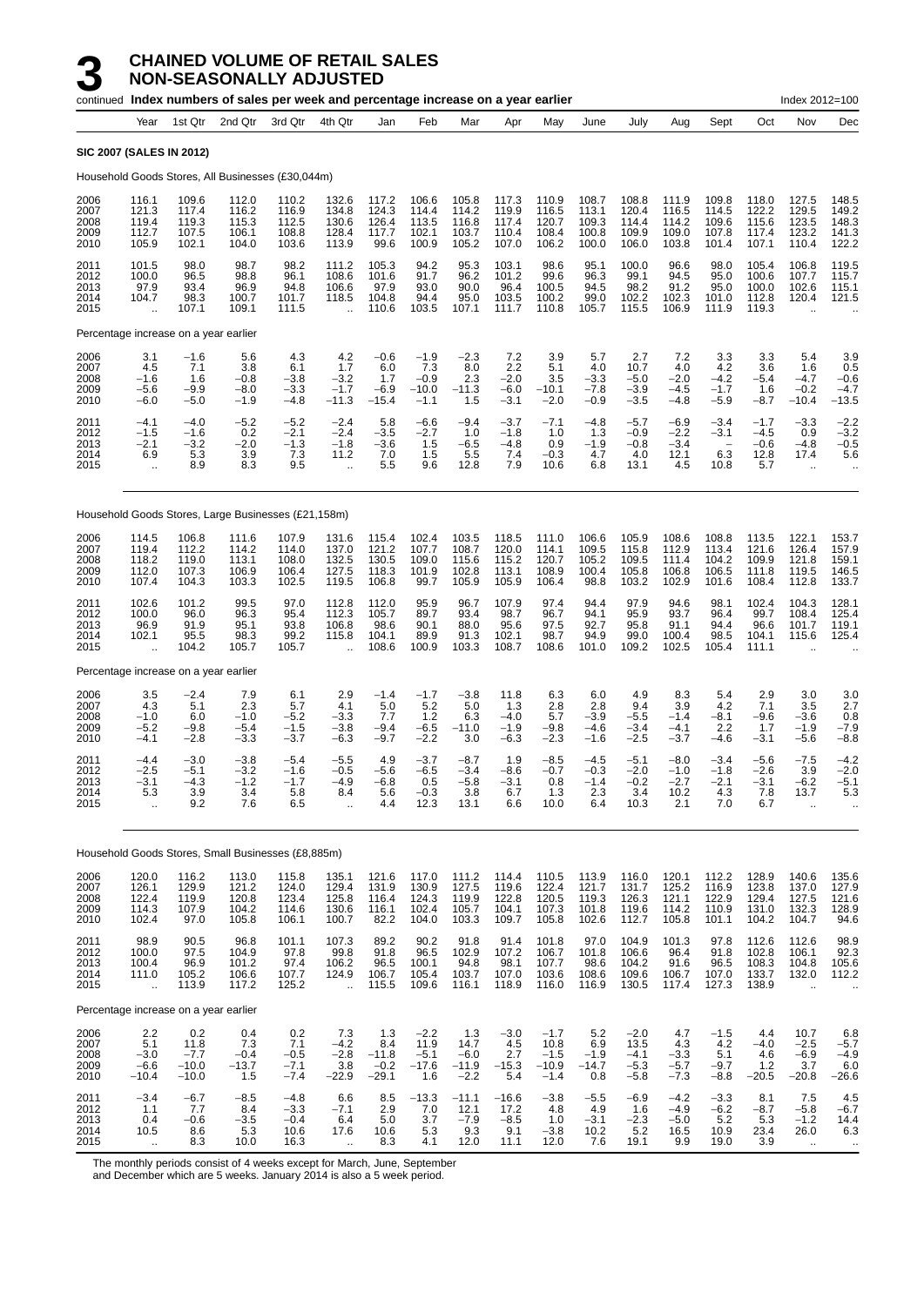# 3 CHAINED VOLUME OF RETAIL SALES NON-SEASONALLY ADJUSTED

continued **Index numbers of sales per week and percentage increase on a year earlier** Index 2012=100

**SIC 2007 (SALES IN 2012)**

Household Goods Stores, All Businesses (£30,044m)

| Year | Year | 1st Qtr | 2nd Qtr | 3rd Qtr | 4th Qtr | Jan | Feb | Mar | Apr | May | June | July | Aug | Sept | Oct | Nov | Dec |
|---|---|---|---|---|---|---|---|---|---|---|---|---|---|---|---|---|---|
| 2006 | 116.1 | 109.6 | 112.0 | 110.2 | 132.6 | 117.2 | 106.6 | 105.8 | 117.3 | 110.9 | 108.7 | 108.8 | 111.9 | 109.8 | 118.0 | 127.5 | 148.5 |
| 2007 | 121.3 | 117.4 | 116.2 | 116.9 | 134.8 | 124.3 | 114.4 | 114.2 | 119.9 | 116.5 | 113.1 | 120.4 | 116.5 | 114.5 | 122.2 | 129.5 | 149.2 |
| 2008 | 119.4 | 119.3 | 115.3 | 112.5 | 130.6 | 126.4 | 113.5 | 116.8 | 117.4 | 120.7 | 109.3 | 114.4 | 114.2 | 109.6 | 115.6 | 123.5 | 148.3 |
| 2009 | 112.7 | 107.5 | 106.1 | 108.8 | 128.4 | 117.7 | 102.1 | 103.7 | 110.4 | 108.4 | 100.8 | 109.9 | 109.0 | 107.8 | 117.4 | 123.2 | 141.3 |
| 2010 | 105.9 | 102.1 | 104.0 | 103.6 | 113.9 | 99.6 | 100.9 | 105.2 | 107.0 | 106.2 | 100.0 | 106.0 | 103.8 | 101.4 | 107.1 | 110.4 | 122.2 |
| 2011 | 101.5 | 98.0 | 98.7 | 98.2 | 111.2 | 105.3 | 94.2 | 95.3 | 103.1 | 98.6 | 95.1 | 100.0 | 96.6 | 98.0 | 105.4 | 106.8 | 119.5 |
| 2012 | 100.0 | 96.5 | 98.8 | 96.1 | 108.6 | 101.6 | 91.7 | 96.2 | 101.2 | 99.6 | 96.3 | 99.1 | 94.5 | 95.0 | 100.6 | 107.7 | 115.7 |
| 2013 | 97.9 | 93.4 | 96.9 | 94.8 | 106.6 | 97.9 | 93.0 | 90.0 | 96.4 | 100.5 | 94.5 | 98.2 | 91.2 | 95.0 | 100.0 | 102.6 | 115.1 |
| 2014 | 104.7 | 98.3 | 100.7 | 101.7 | 118.5 | 104.8 | 94.4 | 95.0 | 103.5 | 100.2 | 99.0 | 102.2 | 102.3 | 101.0 | 112.8 | 120.4 | 121.5 |
| 2015 | .. | 107.1 | 109.1 | 111.5 | .. | 110.6 | 103.5 | 107.1 | 111.7 | 110.8 | 105.7 | 115.5 | 106.9 | 111.9 | 119.3 | .. | .. |
| Percentage increase on a year earlier | | | | | | | | | | | | | | | | | |
| 2006 | 3.1 | −1.6 | 5.6 | 4.3 | 4.2 | −0.6 | −1.9 | −2.3 | 7.2 | 3.9 | 5.7 | 2.7 | 7.2 | 3.3 | 3.3 | 5.4 | 3.9 |
| 2007 | 4.5 | 7.1 | 3.8 | 6.1 | 1.7 | 6.0 | 7.3 | 8.0 | 2.2 | 5.1 | 4.0 | 10.7 | 4.0 | 4.2 | 3.6 | 1.6 | 0.5 |
| 2008 | −1.6 | 1.6 | −0.8 | −3.8 | −3.2 | 1.7 | −0.9 | 2.3 | −2.0 | 3.5 | −3.3 | −5.0 | −2.0 | −4.2 | −5.4 | −4.7 | −0.6 |
| 2009 | −5.6 | −9.9 | −8.0 | −3.3 | −1.7 | −6.9 | −10.0 | −11.3 | −6.0 | −10.1 | −7.8 | −3.9 | −4.5 | −1.7 | 1.6 | −0.2 | −4.7 |
| 2010 | −6.0 | −5.0 | −1.9 | −4.8 | −11.3 | −15.4 | −1.1 | 1.5 | −3.1 | −2.0 | −0.9 | −3.5 | −4.8 | −5.9 | −8.7 | −10.4 | −13.5 |
| 2011 | −4.1 | −4.0 | −5.2 | −5.2 | −2.4 | 5.8 | −6.6 | −9.4 | −3.7 | −7.1 | −4.8 | −5.7 | −6.9 | −3.4 | −1.7 | −3.3 | −2.2 |
| 2012 | −1.5 | −1.6 | 0.2 | −2.1 | −2.4 | −3.5 | −2.7 | 1.0 | −1.8 | 1.0 | 1.3 | −0.9 | −2.2 | −3.1 | −4.5 | 0.9 | −3.2 |
| 2013 | −2.1 | −3.2 | −2.0 | −1.3 | −1.8 | −3.6 | 1.5 | −6.5 | −4.8 | 0.9 | −1.9 | −0.8 | −3.4 | – | −0.6 | −4.8 | −0.5 |
| 2014 | 6.9 | 5.3 | 3.9 | 7.3 | 11.2 | 7.0 | 1.5 | 5.5 | 7.4 | −0.3 | 4.7 | 4.0 | 12.1 | 6.3 | 12.8 | 17.4 | 5.6 |
| 2015 | .. | 8.9 | 8.3 | 9.5 | .. | 5.5 | 9.6 | 12.8 | 7.9 | 10.6 | 6.8 | 13.1 | 4.5 | 10.8 | 5.7 | .. | .. |

Household Goods Stores, Large Businesses (£21,158m)

| Year | Year | 1st Qtr | 2nd Qtr | 3rd Qtr | 4th Qtr | Jan | Feb | Mar | Apr | May | June | July | Aug | Sept | Oct | Nov | Dec |
|---|---|---|---|---|---|---|---|---|---|---|---|---|---|---|---|---|---|
| 2006 | 114.5 | 106.8 | 111.6 | 107.9 | 131.6 | 115.4 | 102.4 | 103.5 | 118.5 | 111.0 | 106.6 | 105.9 | 108.6 | 108.8 | 113.5 | 122.1 | 153.7 |
| 2007 | 119.4 | 112.2 | 114.2 | 114.0 | 137.0 | 121.2 | 107.7 | 108.7 | 120.0 | 114.1 | 109.5 | 115.8 | 112.9 | 113.4 | 121.6 | 126.4 | 157.9 |
| 2008 | 118.2 | 119.0 | 113.1 | 108.0 | 132.5 | 130.5 | 109.0 | 115.6 | 115.2 | 120.7 | 105.2 | 109.5 | 111.4 | 104.2 | 109.9 | 121.8 | 159.1 |
| 2009 | 112.0 | 107.3 | 106.9 | 106.4 | 127.5 | 118.3 | 101.9 | 102.8 | 113.1 | 108.9 | 100.4 | 105.8 | 106.8 | 106.5 | 111.8 | 119.5 | 146.5 |
| 2010 | 107.4 | 104.3 | 103.3 | 102.5 | 119.5 | 106.8 | 99.7 | 105.9 | 105.9 | 106.4 | 98.8 | 103.2 | 102.9 | 101.6 | 108.4 | 112.8 | 133.7 |
| 2011 | 102.6 | 101.2 | 99.5 | 97.0 | 112.8 | 112.0 | 95.9 | 96.7 | 107.9 | 97.4 | 94.4 | 97.9 | 94.6 | 98.1 | 102.4 | 104.3 | 128.1 |
| 2012 | 100.0 | 96.0 | 96.3 | 95.4 | 112.3 | 105.7 | 89.7 | 93.4 | 98.7 | 96.7 | 94.1 | 95.9 | 93.7 | 96.4 | 99.7 | 108.4 | 125.4 |
| 2013 | 96.9 | 91.9 | 95.1 | 93.8 | 106.8 | 98.6 | 90.1 | 88.0 | 95.6 | 97.5 | 92.7 | 95.8 | 91.1 | 94.4 | 96.6 | 101.7 | 119.1 |
| 2014 | 102.1 | 95.5 | 98.3 | 99.2 | 115.8 | 104.1 | 89.9 | 91.3 | 102.1 | 98.7 | 94.9 | 99.0 | 100.4 | 98.5 | 104.1 | 115.6 | 125.4 |
| 2015 | .. | 104.2 | 105.7 | 105.7 | .. | 108.6 | 100.9 | 103.3 | 108.7 | 108.6 | 101.0 | 109.2 | 102.5 | 105.4 | 111.1 | .. | .. |
| Percentage increase on a year earlier | | | | | | | | | | | | | | | | | |
| 2006 | 3.5 | −2.4 | 7.9 | 6.1 | 2.9 | −1.4 | −1.7 | −3.8 | 11.8 | 6.3 | 6.0 | 4.9 | 8.3 | 5.4 | 2.9 | 3.0 | 3.0 |
| 2007 | 4.3 | 5.1 | 2.3 | 5.7 | 4.1 | 5.0 | 5.2 | 5.0 | 1.3 | 2.8 | 2.8 | 9.4 | 3.9 | 4.2 | 7.1 | 3.5 | 2.7 |
| 2008 | −1.0 | 6.0 | −1.0 | −5.2 | −3.3 | 7.7 | 1.2 | 6.3 | −4.0 | 5.7 | −3.9 | −5.5 | −1.4 | −8.1 | −9.6 | −3.6 | 0.8 |
| 2009 | −5.2 | −9.8 | −5.4 | −1.5 | −3.8 | −9.4 | −6.5 | −11.0 | −1.9 | −9.8 | −4.6 | −3.4 | −4.1 | 2.2 | 1.7 | −1.9 | −7.9 |
| 2010 | −4.1 | −2.8 | −3.3 | −3.7 | −6.3 | −9.7 | −2.2 | 3.0 | −6.3 | −2.3 | −1.6 | −2.5 | −3.7 | −4.6 | −3.1 | −5.6 | −8.8 |
| 2011 | −4.4 | −3.0 | −3.8 | −5.4 | −5.5 | 4.9 | −3.7 | −8.7 | 1.9 | −8.5 | −4.5 | −5.1 | −8.0 | −3.4 | −5.6 | −7.5 | −4.2 |
| 2012 | −2.5 | −5.1 | −3.2 | −1.6 | −0.5 | −5.6 | −6.5 | −3.4 | −8.6 | −0.7 | −0.3 | −2.0 | −1.0 | −1.8 | −2.6 | 3.9 | −2.0 |
| 2013 | −3.1 | −4.3 | −1.2 | −1.7 | −4.9 | −6.8 | 0.5 | −5.8 | −3.1 | 0.8 | −1.4 | −0.2 | −2.7 | −2.1 | −3.1 | −6.2 | −5.1 |
| 2014 | 5.3 | 3.9 | 3.4 | 5.8 | 8.4 | 5.6 | −0.3 | 3.8 | 6.7 | 1.3 | 2.3 | 3.4 | 10.2 | 4.3 | 7.8 | 13.7 | 5.3 |
| 2015 | .. | 9.2 | 7.6 | 6.5 | .. | 4.4 | 12.3 | 13.1 | 6.6 | 10.0 | 6.4 | 10.3 | 2.1 | 7.0 | 6.7 | .. | .. |

Household Goods Stores, Small Businesses (£8,885m)

| Year | Year | 1st Qtr | 2nd Qtr | 3rd Qtr | 4th Qtr | Jan | Feb | Mar | Apr | May | June | July | Aug | Sept | Oct | Nov | Dec |
|---|---|---|---|---|---|---|---|---|---|---|---|---|---|---|---|---|---|
| 2006 | 120.0 | 116.2 | 113.0 | 115.8 | 135.1 | 121.6 | 117.0 | 111.2 | 114.4 | 110.5 | 113.9 | 116.0 | 120.1 | 112.2 | 128.9 | 140.6 | 135.6 |
| 2007 | 126.1 | 129.9 | 121.2 | 124.0 | 129.4 | 131.9 | 130.9 | 127.5 | 119.6 | 122.4 | 121.7 | 131.7 | 125.2 | 116.9 | 123.8 | 137.0 | 127.9 |
| 2008 | 122.4 | 119.9 | 120.8 | 123.4 | 125.8 | 116.4 | 124.3 | 119.9 | 122.8 | 120.5 | 119.3 | 126.3 | 121.1 | 122.9 | 129.4 | 127.5 | 121.6 |
| 2009 | 114.3 | 107.9 | 104.2 | 114.6 | 130.6 | 116.1 | 102.4 | 105.7 | 104.1 | 107.3 | 101.8 | 119.6 | 114.2 | 110.9 | 131.0 | 132.3 | 128.9 |
| 2010 | 102.4 | 97.0 | 105.8 | 106.1 | 100.7 | 82.2 | 104.0 | 103.3 | 109.7 | 105.8 | 102.6 | 112.7 | 105.8 | 101.1 | 104.2 | 104.7 | 94.6 |
| 2011 | 98.9 | 90.5 | 96.8 | 101.1 | 107.3 | 89.2 | 90.2 | 91.8 | 91.4 | 101.8 | 97.0 | 104.9 | 101.3 | 97.8 | 112.6 | 112.6 | 98.9 |
| 2012 | 100.0 | 97.5 | 104.9 | 97.8 | 99.8 | 91.8 | 96.5 | 102.9 | 107.2 | 106.7 | 101.8 | 106.6 | 96.4 | 91.8 | 102.8 | 106.1 | 92.3 |
| 2013 | 100.4 | 96.9 | 101.2 | 97.4 | 106.2 | 96.5 | 100.1 | 94.8 | 98.1 | 107.7 | 98.6 | 104.2 | 91.6 | 96.5 | 108.3 | 104.8 | 105.6 |
| 2014 | 111.0 | 105.2 | 106.6 | 107.7 | 124.9 | 106.7 | 105.4 | 103.7 | 107.0 | 103.6 | 108.6 | 109.6 | 106.7 | 107.0 | 133.7 | 132.0 | 112.2 |
| 2015 | .. | 113.9 | 117.2 | 125.2 | .. | 115.5 | 109.6 | 116.1 | 118.9 | 116.0 | 116.9 | 130.5 | 117.4 | 127.3 | 138.9 | .. | .. |
| Percentage increase on a year earlier | | | | | | | | | | | | | | | | | |
| 2006 | 2.2 | 0.2 | 0.4 | 0.2 | 7.3 | 1.3 | −2.2 | 1.3 | −3.0 | −1.7 | 5.2 | −2.0 | 4.7 | −1.5 | 4.4 | 10.7 | 6.8 |
| 2007 | 5.1 | 11.8 | 7.3 | 7.1 | −4.2 | 8.4 | 11.9 | 14.7 | 4.5 | 10.8 | 6.9 | 13.5 | 4.3 | 4.2 | −4.0 | −2.5 | −5.7 |
| 2008 | −3.0 | −7.7 | −0.4 | −0.5 | −2.8 | −11.8 | −5.1 | −6.0 | 2.7 | −1.5 | −1.9 | −4.1 | −3.3 | 5.1 | 4.6 | −6.9 | −4.9 |
| 2009 | −6.6 | −10.0 | −13.7 | −7.1 | 3.8 | −0.2 | −17.6 | −11.9 | −15.3 | −10.9 | −14.7 | −5.3 | −5.7 | −9.7 | 1.2 | 3.7 | 6.0 |
| 2010 | −10.4 | −10.0 | 1.5 | −7.4 | −22.9 | −29.1 | 1.6 | −2.2 | 5.4 | −1.4 | 0.8 | −5.8 | −7.3 | −8.8 | −20.5 | −20.8 | −26.6 |
| 2011 | −3.4 | −6.7 | −8.5 | −4.8 | 6.6 | 8.5 | −13.3 | −11.1 | −16.6 | −3.8 | −5.5 | −6.9 | −4.2 | −3.3 | 8.1 | 7.5 | 4.5 |
| 2012 | 1.1 | 7.7 | 8.4 | −3.3 | −7.1 | 2.9 | 7.0 | 12.1 | 17.2 | 4.8 | 4.9 | 1.6 | −4.9 | −6.2 | −8.7 | −5.8 | −6.7 |
| 2013 | 0.4 | −0.6 | −3.5 | −0.4 | 6.4 | 5.0 | 3.7 | −7.9 | −8.5 | 1.0 | −3.1 | −2.3 | −5.0 | 5.2 | 5.3 | −1.2 | 14.4 |
| 2014 | 10.5 | 8.6 | 5.3 | 10.6 | 17.6 | 10.6 | 5.3 | 9.3 | 9.1 | −3.8 | 10.2 | 5.2 | 16.5 | 10.9 | 23.4 | 26.0 | 6.3 |
| 2015 | .. | 8.3 | 10.0 | 16.3 | .. | 8.3 | 4.1 | 12.0 | 11.1 | 12.0 | 7.6 | 19.1 | 9.9 | 19.0 | 3.9 | .. | .. |

The monthly periods consist of 4 weeks except for March, June, September and December which are 5 weeks. January 2014 is also a 5 week period.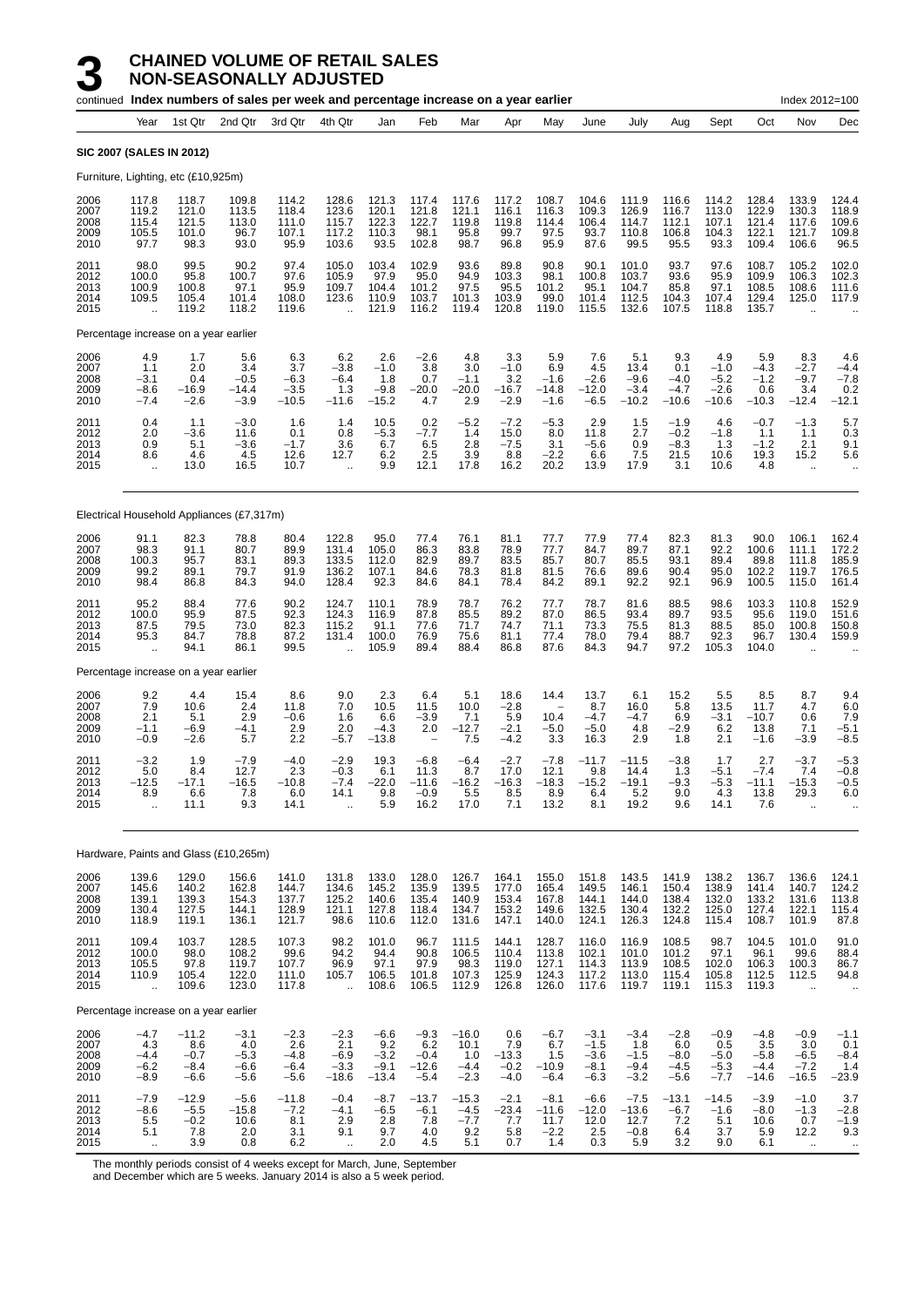# 3 CHAINED VOLUME OF RETAIL SALES NON-SEASONALLY ADJUSTED

continued **Index numbers of sales per week and percentage increase on a year earlier** Index 2012=100

| Year | | 1st Qtr | 2nd Qtr | 3rd Qtr | 4th Qtr | Jan | Feb | Mar | Apr | May | June | July | Aug | Sept | Oct | Nov | Dec |
|---|---|---|---|---|---|---|---|---|---|---|---|---|---|---|---|---|---|
| **SIC 2007 (SALES IN 2012)** | | | | | | | | | | | | | | | | | |
| Furniture, Lighting, etc (£10,925m) | | | | | | | | | | | | | | | | | |
| 2006 | 117.8 | 118.7 | 109.8 | 114.2 | 128.6 | 121.3 | 117.4 | 117.6 | 117.2 | 108.7 | 104.6 | 111.9 | 116.6 | 114.2 | 128.4 | 133.9 | 124.4 |
| 2007 | 119.2 | 121.0 | 113.5 | 118.4 | 123.6 | 120.1 | 121.8 | 121.1 | 116.1 | 116.3 | 109.3 | 126.9 | 116.7 | 113.0 | 122.9 | 130.3 | 118.9 |
| 2008 | 115.4 | 121.5 | 113.0 | 111.0 | 115.7 | 122.3 | 122.7 | 119.8 | 119.8 | 114.4 | 106.4 | 114.7 | 112.1 | 107.1 | 121.4 | 117.6 | 109.6 |
| 2009 | 105.5 | 101.0 | 96.7 | 107.1 | 117.2 | 110.3 | 98.1 | 95.8 | 99.7 | 97.5 | 93.7 | 110.8 | 106.8 | 104.3 | 122.1 | 121.7 | 109.8 |
| 2010 | 97.7 | 98.3 | 93.0 | 95.9 | 103.6 | 93.5 | 102.8 | 98.7 | 96.8 | 95.9 | 87.6 | 99.5 | 95.5 | 93.3 | 109.4 | 106.6 | 96.5 |
| 2011 | 98.0 | 99.5 | 90.2 | 97.4 | 105.0 | 103.4 | 102.9 | 93.6 | 89.8 | 90.8 | 90.1 | 101.0 | 93.7 | 97.6 | 108.7 | 105.2 | 102.0 |
| 2012 | 100.0 | 95.8 | 100.7 | 97.6 | 105.9 | 97.9 | 95.0 | 94.9 | 103.3 | 98.1 | 100.8 | 103.7 | 93.6 | 95.9 | 109.9 | 106.3 | 102.3 |
| 2013 | 100.9 | 100.8 | 97.1 | 95.9 | 109.7 | 104.4 | 101.2 | 97.5 | 95.5 | 101.2 | 95.1 | 104.7 | 85.8 | 97.1 | 108.5 | 108.6 | 111.6 |
| 2014 | 109.5 | 105.4 | 101.4 | 108.0 | 123.6 | 110.9 | 103.7 | 101.3 | 103.9 | 99.0 | 101.4 | 112.5 | 104.3 | 107.4 | 129.4 | 125.0 | 117.9 |
| 2015 | .. | 119.2 | 118.2 | 119.6 | .. | 121.9 | 116.2 | 119.4 | 120.8 | 119.0 | 115.5 | 132.6 | 107.5 | 118.8 | 135.7 | .. | .. |
| Percentage increase on a year earlier | | | | | | | | | | | | | | | | | |
| 2006 | 4.9 | 1.7 | 5.6 | 6.3 | 6.2 | 2.6 | −2.6 | 4.8 | 3.3 | 5.9 | 7.6 | 5.1 | 9.3 | 4.9 | 5.9 | 8.3 | 4.6 |
| 2007 | 1.1 | 2.0 | 3.4 | 3.7 | −3.8 | −1.0 | 3.8 | 3.0 | −1.0 | 6.9 | 4.5 | 13.4 | 0.1 | −1.0 | −4.3 | −2.7 | −4.4 |
| 2008 | −3.1 | 0.4 | −0.5 | −6.3 | −6.4 | 1.8 | 0.7 | −1.1 | 3.2 | −1.6 | −2.6 | −9.6 | −4.0 | −5.2 | −1.2 | −9.7 | −7.8 |
| 2009 | −8.6 | −16.9 | −14.4 | −3.5 | 1.3 | −9.8 | −20.0 | −20.0 | −16.7 | −14.8 | −12.0 | −3.4 | −4.7 | −2.6 | 0.6 | 3.4 | 0.2 |
| 2010 | −7.4 | −2.6 | −3.9 | −10.5 | −11.6 | −15.2 | 4.7 | 2.9 | −2.9 | −1.6 | −6.5 | −10.2 | −10.6 | −10.6 | −10.3 | −12.4 | −12.1 |
| 2011 | 0.4 | 1.1 | −3.0 | 1.6 | 1.4 | 10.5 | 0.2 | −5.2 | −7.2 | −5.3 | 2.9 | 1.5 | −1.9 | 4.6 | −0.7 | −1.3 | 5.7 |
| 2012 | 2.0 | −3.6 | 11.6 | 0.1 | 0.8 | −5.3 | −7.7 | 1.4 | 15.0 | 8.0 | 11.8 | 2.7 | −0.2 | −1.8 | 1.1 | 1.1 | 0.3 |
| 2013 | 0.9 | 5.1 | −3.6 | −1.7 | 3.6 | 6.7 | 6.5 | 2.8 | −7.5 | 3.1 | −5.6 | 0.9 | −8.3 | 1.3 | −1.2 | 2.1 | 9.1 |
| 2014 | 8.6 | 4.6 | 4.5 | 12.6 | 12.7 | 6.2 | 2.5 | 3.9 | 8.8 | −2.2 | 6.6 | 7.5 | 21.5 | 10.6 | 19.3 | 15.2 | 5.6 |
| 2015 | .. | 13.0 | 16.5 | 10.7 | .. | 9.9 | 12.1 | 17.8 | 16.2 | 20.2 | 13.9 | 17.9 | 3.1 | 10.6 | 4.8 | .. | .. |
| Electrical Household Appliances (£7,317m) | | | | | | | | | | | | | | | | | |
| 2006 | 91.1 | 82.3 | 78.8 | 80.4 | 122.8 | 95.0 | 77.4 | 76.1 | 81.1 | 77.7 | 77.9 | 77.4 | 82.3 | 81.3 | 90.0 | 106.1 | 162.4 |
| 2007 | 98.3 | 91.1 | 80.7 | 89.9 | 131.4 | 105.0 | 86.3 | 83.8 | 78.9 | 77.7 | 84.7 | 89.7 | 87.1 | 92.2 | 100.6 | 111.1 | 172.2 |
| 2008 | 100.3 | 95.7 | 83.1 | 89.3 | 133.5 | 112.0 | 82.9 | 89.7 | 83.5 | 85.7 | 80.7 | 85.5 | 93.1 | 89.4 | 89.8 | 111.8 | 185.9 |
| 2009 | 99.2 | 89.1 | 79.7 | 91.9 | 136.2 | 107.1 | 84.6 | 78.3 | 81.8 | 81.5 | 76.6 | 89.6 | 90.4 | 95.0 | 102.2 | 119.7 | 176.5 |
| 2010 | 98.4 | 86.8 | 84.3 | 94.0 | 128.4 | 92.3 | 84.6 | 84.1 | 78.4 | 84.2 | 89.1 | 92.2 | 92.1 | 96.9 | 100.5 | 115.0 | 161.4 |
| 2011 | 95.2 | 88.4 | 77.6 | 90.2 | 124.7 | 110.1 | 78.9 | 78.7 | 76.2 | 77.7 | 78.7 | 81.6 | 88.5 | 98.6 | 103.3 | 110.8 | 152.9 |
| 2012 | 100.0 | 95.9 | 87.5 | 92.3 | 124.3 | 116.9 | 87.8 | 85.5 | 89.2 | 87.0 | 86.5 | 93.4 | 89.7 | 93.5 | 95.6 | 119.0 | 151.6 |
| 2013 | 87.5 | 79.5 | 73.0 | 82.3 | 115.2 | 91.1 | 77.6 | 71.7 | 74.7 | 71.1 | 73.3 | 75.5 | 81.3 | 88.5 | 85.0 | 100.8 | 150.8 |
| 2014 | 95.3 | 84.7 | 78.8 | 87.2 | 131.4 | 100.0 | 76.9 | 75.6 | 81.1 | 77.4 | 78.0 | 79.4 | 88.7 | 92.3 | 96.7 | 130.4 | 159.9 |
| 2015 | .. | 94.1 | 86.1 | 99.5 | .. | 105.9 | 89.4 | 88.4 | 86.8 | 87.6 | 84.3 | 94.7 | 97.2 | 105.3 | 104.0 | .. | .. |
| Percentage increase on a year earlier | | | | | | | | | | | | | | | | | |
| 2006 | 9.2 | 4.4 | 15.4 | 8.6 | 9.0 | 2.3 | 6.4 | 5.1 | 18.6 | 14.4 | 13.7 | 6.1 | 15.2 | 5.5 | 8.5 | 8.7 | 9.4 |
| 2007 | 7.9 | 10.6 | 2.4 | 11.8 | 7.0 | 10.5 | 11.5 | 10.0 | −2.8 | − | 8.7 | 16.0 | 5.8 | 13.5 | 11.7 | 4.7 | 6.0 |
| 2008 | 2.1 | 5.1 | 2.9 | −0.6 | 1.6 | 6.6 | −3.9 | 7.1 | 5.9 | 10.4 | −4.7 | −4.7 | 6.9 | −3.1 | −10.7 | 0.6 | 7.9 |
| 2009 | −1.1 | −6.9 | −4.1 | 2.9 | 2.0 | −4.3 | 2.0 | −12.7 | −2.1 | −5.0 | −5.0 | 4.8 | −2.9 | 6.2 | 13.8 | 7.1 | −5.1 |
| 2010 | −0.9 | −2.6 | 5.7 | 2.2 | −5.7 | −13.8 | − | 7.5 | −4.2 | 3.3 | 16.3 | 2.9 | 1.8 | 2.1 | −1.6 | −3.9 | −8.5 |
| 2011 | −3.2 | 1.9 | −7.9 | −4.0 | −2.9 | 19.3 | −6.8 | −6.4 | −2.7 | −7.8 | −11.7 | −11.5 | −3.8 | 1.7 | 2.7 | −3.7 | −5.3 |
| 2012 | 5.0 | 8.4 | 12.7 | 2.3 | −0.3 | 6.1 | 11.3 | 8.7 | 17.0 | 12.1 | 9.8 | 14.4 | 1.3 | −5.1 | −7.4 | 7.4 | −0.8 |
| 2013 | −12.5 | −17.1 | −16.5 | −10.8 | −7.4 | −22.0 | −11.6 | −16.2 | −16.3 | −18.3 | −15.2 | −19.1 | −9.3 | −5.3 | −11.1 | −15.3 | −0.5 |
| 2014 | 8.9 | 6.6 | 7.8 | 6.0 | 14.1 | 9.8 | −0.9 | 5.5 | 8.5 | 8.9 | 6.4 | 5.2 | 9.0 | 4.3 | 13.8 | 29.3 | 6.0 |
| 2015 | .. | 11.1 | 9.3 | 14.1 | .. | 5.9 | 16.2 | 17.0 | 7.1 | 13.2 | 8.1 | 19.2 | 9.6 | 14.1 | 7.6 | .. | .. |
| Hardware, Paints and Glass (£10,265m) | | | | | | | | | | | | | | | | | |
| 2006 | 139.6 | 129.0 | 156.6 | 141.0 | 131.8 | 133.0 | 128.0 | 126.7 | 164.1 | 155.0 | 151.8 | 143.5 | 141.9 | 138.2 | 136.7 | 136.6 | 124.1 |
| 2007 | 145.6 | 140.2 | 162.8 | 144.7 | 134.6 | 145.2 | 135.9 | 139.5 | 177.0 | 165.4 | 149.5 | 146.1 | 150.4 | 138.9 | 141.4 | 140.7 | 124.2 |
| 2008 | 139.1 | 139.3 | 154.3 | 137.7 | 125.2 | 140.6 | 135.4 | 140.9 | 153.4 | 167.8 | 144.1 | 144.0 | 138.4 | 132.0 | 133.2 | 131.6 | 113.8 |
| 2009 | 130.4 | 127.5 | 144.1 | 128.9 | 121.1 | 127.8 | 118.4 | 134.7 | 153.2 | 149.6 | 132.5 | 130.4 | 132.2 | 125.0 | 127.4 | 122.1 | 115.4 |
| 2010 | 118.9 | 119.1 | 136.1 | 121.7 | 98.6 | 110.6 | 112.0 | 131.6 | 147.1 | 140.0 | 124.1 | 126.3 | 124.8 | 115.4 | 108.7 | 101.9 | 87.8 |
| 2011 | 109.4 | 103.7 | 128.5 | 107.3 | 98.2 | 101.0 | 96.7 | 111.5 | 144.1 | 128.7 | 116.0 | 116.9 | 108.5 | 98.7 | 104.5 | 101.0 | 91.0 |
| 2012 | 100.0 | 98.0 | 108.2 | 99.6 | 94.2 | 94.4 | 90.8 | 106.5 | 110.4 | 113.8 | 102.1 | 101.0 | 101.2 | 97.1 | 96.1 | 99.6 | 88.4 |
| 2013 | 105.5 | 97.8 | 119.7 | 107.7 | 96.9 | 97.1 | 97.9 | 98.3 | 119.0 | 127.1 | 114.3 | 113.9 | 108.5 | 102.0 | 106.3 | 100.3 | 86.7 |
| 2014 | 110.9 | 105.4 | 122.0 | 111.0 | 105.7 | 106.5 | 101.8 | 107.3 | 125.9 | 124.3 | 117.2 | 113.0 | 115.4 | 105.8 | 112.5 | 112.5 | 94.8 |
| 2015 | .. | 109.6 | 123.0 | 117.8 | .. | 108.6 | 106.5 | 112.9 | 126.8 | 126.0 | 117.6 | 119.7 | 119.1 | 115.3 | 119.3 | .. | .. |
| Percentage increase on a year earlier | | | | | | | | | | | | | | | | | |
| 2006 | −4.7 | −11.2 | −3.1 | −2.3 | −2.3 | −6.6 | −9.3 | −16.0 | 0.6 | −6.7 | −3.1 | −3.4 | −2.8 | −0.9 | −4.8 | −0.9 | −1.1 |
| 2007 | 4.3 | 8.6 | 4.0 | 2.6 | 2.1 | 9.2 | 6.2 | 10.1 | 7.9 | 6.7 | −1.5 | 1.8 | 6.0 | 0.5 | 3.5 | 3.0 | 0.1 |
| 2008 | −4.4 | −0.7 | −5.3 | −4.8 | −6.9 | −3.2 | −0.4 | 1.0 | −13.3 | 1.5 | −3.6 | −1.5 | −8.0 | −5.0 | −5.8 | −6.5 | −8.4 |
| 2009 | −6.2 | −8.4 | −6.6 | −6.4 | −3.3 | −9.1 | −12.6 | −4.4 | −0.2 | −10.9 | −8.1 | −9.4 | −4.5 | −5.3 | −4.4 | −7.2 | 1.4 |
| 2010 | −8.9 | −6.6 | −5.6 | −5.6 | −18.6 | −13.4 | −5.4 | −2.3 | −4.0 | −6.4 | −6.3 | −3.2 | −5.6 | −7.7 | −14.6 | −16.5 | −23.9 |
| 2011 | −7.9 | −12.9 | −5.6 | −11.8 | −0.4 | −8.7 | −13.7 | −15.3 | −2.1 | −8.1 | −6.6 | −7.5 | −13.1 | −14.5 | −3.9 | −1.0 | 3.7 |
| 2012 | −8.6 | −5.5 | −15.8 | −7.2 | −4.1 | −6.5 | −6.1 | −4.5 | −23.4 | −11.6 | −12.0 | −13.6 | −6.7 | −1.6 | −8.0 | −1.3 | −2.8 |
| 2013 | 5.5 | −0.2 | 10.6 | 8.1 | 2.9 | 2.8 | 7.8 | −7.7 | 7.7 | 11.7 | 12.0 | 12.7 | 7.2 | 5.1 | 10.6 | 0.7 | −1.9 |
| 2014 | 5.1 | 7.8 | 2.0 | 3.1 | 9.1 | 9.7 | 4.0 | 9.2 | 5.8 | −2.2 | 2.5 | −0.8 | 6.4 | 3.7 | 5.9 | 12.2 | 9.3 |
| 2015 | .. | 3.9 | 0.8 | 6.2 | .. | 2.0 | 4.5 | 5.1 | 0.7 | 1.4 | 0.3 | 5.9 | 3.2 | 9.0 | 6.1 | .. | .. |

The monthly periods consist of 4 weeks except for March, June, September and December which are 5 weeks. January 2014 is also a 5 week period.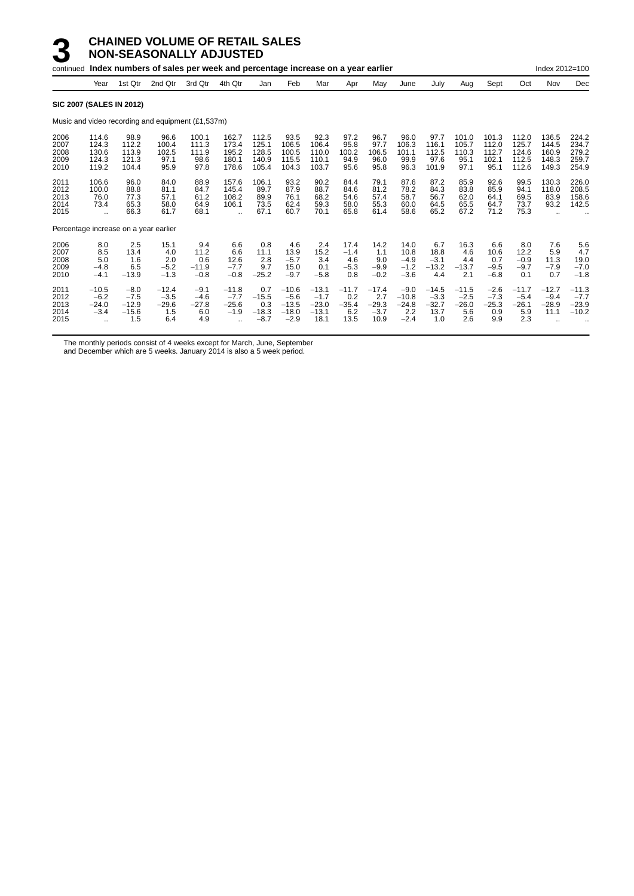# 3 CHAINED VOLUME OF RETAIL SALES NON-SEASONALLY ADJUSTED

continued **Index numbers of sales per week and percentage increase on a year earlier** Index 2012=100

| | Year | 1st Qtr | 2nd Qtr | 3rd Qtr | 4th Qtr | Jan | Feb | Mar | Apr | May | June | July | Aug | Sept | Oct | Nov | Dec |
|---|---|---|---|---|---|---|---|---|---|---|---|---|---|---|---|---|---|
| **SIC 2007 (SALES IN 2012)** | | | | | | | | | | | | | | | | | |
| Music and video recording and equipment (£1,537m) | | | | | | | | | | | | | | | | | |
| 2006 | 114.6 | 98.9 | 96.6 | 100.1 | 162.7 | 112.5 | 93.5 | 92.3 | 97.2 | 96.7 | 96.0 | 97.7 | 101.0 | 101.3 | 112.0 | 136.5 | 224.2 |
| 2007 | 124.3 | 112.2 | 100.4 | 111.3 | 173.4 | 125.1 | 106.5 | 106.4 | 95.8 | 97.7 | 106.3 | 116.1 | 105.7 | 112.0 | 125.7 | 144.5 | 234.7 |
| 2008 | 130.6 | 113.9 | 102.5 | 111.9 | 195.2 | 128.5 | 100.5 | 110.0 | 100.2 | 106.5 | 101.1 | 112.5 | 110.3 | 112.7 | 124.6 | 160.9 | 279.2 |
| 2009 | 124.3 | 121.3 | 97.1 | 98.6 | 180.1 | 140.9 | 115.5 | 110.1 | 94.9 | 96.0 | 99.9 | 97.6 | 95.1 | 102.1 | 112.5 | 148.3 | 259.7 |
| 2010 | 119.2 | 104.4 | 95.9 | 97.8 | 178.6 | 105.4 | 104.3 | 103.7 | 95.6 | 95.8 | 96.3 | 101.9 | 97.1 | 95.1 | 112.6 | 149.3 | 254.9 |
| 2011 | 106.6 | 96.0 | 84.0 | 88.9 | 157.6 | 106.1 | 93.2 | 90.2 | 84.4 | 79.1 | 87.6 | 87.2 | 85.9 | 92.6 | 99.5 | 130.3 | 226.0 |
| 2012 | 100.0 | 88.8 | 81.1 | 84.7 | 145.4 | 89.7 | 87.9 | 88.7 | 84.6 | 81.2 | 78.2 | 84.3 | 83.8 | 85.9 | 94.1 | 118.0 | 208.5 |
| 2013 | 76.0 | 77.3 | 57.1 | 61.2 | 108.2 | 89.9 | 76.1 | 68.2 | 54.6 | 57.4 | 58.7 | 56.7 | 62.0 | 64.1 | 69.5 | 83.9 | 158.6 |
| 2014 | 73.4 | 65.3 | 58.0 | 64.9 | 106.1 | 73.5 | 62.4 | 59.3 | 58.0 | 55.3 | 60.0 | 64.5 | 65.5 | 64.7 | 73.7 | 93.2 | 142.5 |
| 2015 | .. | 66.3 | 61.7 | 68.1 | .. | 67.1 | 60.7 | 70.1 | 65.8 | 61.4 | 58.6 | 65.2 | 67.2 | 71.2 | 75.3 | .. | .. |
| Percentage increase on a year earlier | | | | | | | | | | | | | | | | | |
| 2006 | 8.0 | 2.5 | 15.1 | 9.4 | 6.6 | 0.8 | 4.6 | 2.4 | 17.4 | 14.2 | 14.0 | 6.7 | 16.3 | 6.6 | 8.0 | 7.6 | 5.6 |
| 2007 | 8.5 | 13.4 | 4.0 | 11.2 | 6.6 | 11.1 | 13.9 | 15.2 | −1.4 | 1.1 | 10.8 | 18.8 | 4.6 | 10.6 | 12.2 | 5.9 | 4.7 |
| 2008 | 5.0 | 1.6 | 2.0 | 0.6 | 12.6 | 2.8 | −5.7 | 3.4 | 4.6 | 9.0 | −4.9 | −3.1 | 4.4 | 0.7 | −0.9 | 11.3 | 19.0 |
| 2009 | −4.8 | 6.5 | −5.2 | −11.9 | −7.7 | 9.7 | 15.0 | 0.1 | −5.3 | −9.9 | −1.2 | −13.2 | −13.7 | −9.5 | −9.7 | −7.9 | −7.0 |
| 2010 | −4.1 | −13.9 | −1.3 | −0.8 | −0.8 | −25.2 | −9.7 | −5.8 | 0.8 | −0.2 | −3.6 | 4.4 | 2.1 | −6.8 | 0.1 | 0.7 | −1.8 |
| 2011 | −10.5 | −8.0 | −12.4 | −9.1 | −11.8 | 0.7 | −10.6 | −13.1 | −11.7 | −17.4 | −9.0 | −14.5 | −11.5 | −2.6 | −11.7 | −12.7 | −11.3 |
| 2012 | −6.2 | −7.5 | −3.5 | −4.6 | −7.7 | −15.5 | −5.6 | −1.7 | 0.2 | 2.7 | −10.8 | −3.3 | −2.5 | −7.3 | −5.4 | −9.4 | −7.7 |
| 2013 | −24.0 | −12.9 | −29.6 | −27.8 | −25.6 | 0.3 | −13.5 | −23.0 | −35.4 | −29.3 | −24.8 | −32.7 | −26.0 | −25.3 | −26.1 | −28.9 | −23.9 |
| 2014 | −3.4 | −15.6 | 1.5 | 6.0 | −1.9 | −18.3 | −18.0 | −13.1 | 6.2 | −3.7 | 2.2 | 13.7 | 5.6 | 0.9 | 5.9 | 11.1 | −10.2 |
| 2015 | .. | 1.5 | 6.4 | 4.9 | .. | −8.7 | −2.9 | 18.1 | 13.5 | 10.9 | −2.4 | 1.0 | 2.6 | 9.9 | 2.3 | .. | .. |

The monthly periods consist of 4 weeks except for March, June, September and December which are 5 weeks. January 2014 is also a 5 week period.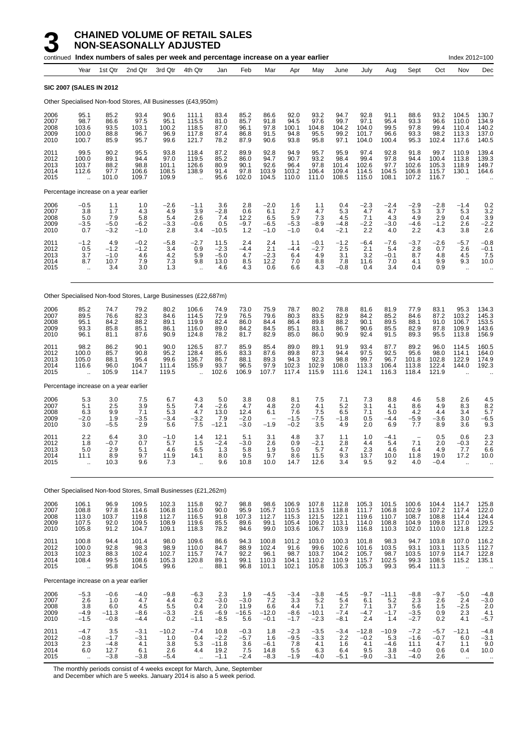# 3 CHAINED VOLUME OF RETAIL SALES NON-SEASONALLY ADJUSTED

continued **Index numbers of sales per week and percentage increase on a year earlier** Index 2012=100

| | Year | 1st Qtr | 2nd Qtr | 3rd Qtr | 4th Qtr | Jan | Feb | Mar | Apr | May | June | July | Aug | Sept | Oct | Nov | Dec |
|---|---|---|---|---|---|---|---|---|---|---|---|---|---|---|---|---|---|
| **SIC 2007 (SALES IN 2012** | | | | | | | | | | | | | | | | | |
| Other Specialised Non-food Stores, All Businesses (£43,950m) | | | | | | | | | | | | | | | | | |
| 2006 | 95.1 | 85.2 | 93.4 | 90.6 | 111.1 | 83.4 | 85.2 | 86.6 | 92.0 | 93.2 | 94.7 | 92.8 | 91.1 | 88.6 | 93.2 | 104.5 | 130.7 |
| 2007 | 98.7 | 86.6 | 97.5 | 95.1 | 115.5 | 81.0 | 85.7 | 91.8 | 94.5 | 97.6 | 99.7 | 97.1 | 95.4 | 93.3 | 96.6 | 110.0 | 134.9 |
| 2008 | 103.6 | 93.5 | 103.1 | 100.2 | 118.5 | 87.0 | 96.1 | 97.8 | 100.1 | 104.8 | 104.2 | 104.0 | 99.5 | 97.8 | 99.4 | 110.4 | 140.2 |
| 2009 | 100.0 | 88.8 | 96.7 | 96.9 | 117.8 | 87.4 | 86.8 | 91.5 | 94.8 | 95.5 | 99.2 | 101.7 | 96.6 | 93.3 | 98.2 | 113.3 | 137.0 |
| 2010 | 100.7 | 85.9 | 95.7 | 99.6 | 121.7 | 78.2 | 87.9 | 90.6 | 93.8 | 95.8 | 97.1 | 104.0 | 100.4 | 95.3 | 102.4 | 117.6 | 140.5 |
| 2011 | 99.5 | 90.2 | 95.5 | 93.8 | 118.4 | 87.2 | 89.9 | 92.8 | 94.9 | 95.7 | 95.9 | 97.4 | 92.8 | 91.8 | 99.7 | 110.9 | 139.4 |
| 2012 | 100.0 | 89.1 | 94.4 | 97.0 | 119.5 | 85.2 | 86.0 | 94.7 | 90.7 | 93.2 | 98.4 | 99.4 | 97.8 | 94.4 | 100.4 | 113.8 | 139.3 |
| 2013 | 103.7 | 88.2 | 98.8 | 101.1 | 126.6 | 80.9 | 90.1 | 92.6 | 96.4 | 97.8 | 101.4 | 102.6 | 97.7 | 102.6 | 105.3 | 118.9 | 149.7 |
| 2014 | 112.6 | 97.7 | 106.6 | 108.5 | 138.9 | 91.4 | 97.8 | 103.9 | 103.2 | 106.4 | 109.4 | 114.5 | 104.5 | 106.8 | 115.7 | 130.1 | 164.6 |
| 2015 | .. | 101.0 | 109.7 | 109.9 | .. | 95.6 | 102.0 | 104.5 | 110.0 | 111.0 | 108.5 | 115.0 | 108.1 | 107.2 | 116.7 | .. | .. |
| Percentage increase on a year earlier | | | | | | | | | | | | | | | | | |
| 2006 | −0.5 | 1.1 | 1.0 | −2.6 | −1.1 | 3.6 | 2.8 | −2.0 | 1.6 | 1.1 | 0.4 | −2.3 | −2.4 | −2.9 | −2.8 | −1.4 | 0.2 |
| 2007 | 3.8 | 1.7 | 4.3 | 4.9 | 3.9 | −2.8 | 0.6 | 6.1 | 2.7 | 4.7 | 5.3 | 4.7 | 4.7 | 5.3 | 3.7 | 5.3 | 3.2 |
| 2008 | 5.0 | 7.9 | 5.8 | 5.4 | 2.6 | 7.4 | 12.2 | 6.5 | 5.9 | 7.3 | 4.5 | 7.1 | 4.3 | 4.9 | 2.9 | 0.4 | 3.9 |
| 2009 | −3.5 | −5.0 | −6.2 | −3.3 | −0.6 | 0.5 | −9.7 | −6.5 | −5.3 | −8.9 | −4.8 | −2.2 | −3.0 | −4.6 | −1.2 | 2.6 | −2.2 |
| 2010 | 0.7 | −3.2 | −1.0 | 2.8 | 3.4 | −10.5 | 1.2 | −1.0 | −1.0 | 0.4 | −2.1 | 2.2 | 4.0 | 2.2 | 4.3 | 3.8 | 2.6 |
| 2011 | −1.2 | 4.9 | −0.2 | −5.8 | −2.7 | 11.5 | 2.4 | 2.4 | 1.1 | −0.1 | −1.2 | −6.4 | −7.6 | −3.7 | −2.6 | −5.7 | −0.8 |
| 2012 | 0.5 | −1.2 | −1.2 | 3.4 | 0.9 | −2.3 | −4.4 | 2.1 | −4.4 | −2.7 | 2.5 | 2.1 | 5.4 | 2.8 | 0.7 | 2.6 | −0.1 |
| 2013 | 3.7 | −1.0 | 4.6 | 4.2 | 5.9 | −5.0 | 4.7 | −2.3 | 6.4 | 4.9 | 3.1 | 3.2 | −0.1 | 8.7 | 4.8 | 4.5 | 7.5 |
| 2014 | 8.7 | 10.7 | 7.9 | 7.3 | 9.8 | 13.0 | 8.5 | 12.2 | 7.0 | 8.8 | 7.8 | 11.6 | 7.0 | 4.1 | 9.9 | 9.3 | 10.0 |
| 2015 | .. | 3.4 | 3.0 | 1.3 | .. | 4.6 | 4.3 | 0.6 | 6.6 | 4.3 | −0.8 | 0.4 | 3.4 | 0.4 | 0.9 | .. | .. |
| Other Specialised Non-food Stores, Large Businesses (£22,687m) | | | | | | | | | | | | | | | | | |
| 2006 | 85.2 | 74.7 | 79.2 | 80.2 | 106.6 | 74.9 | 73.0 | 75.9 | 78.7 | 80.2 | 78.8 | 81.6 | 81.9 | 77.9 | 83.1 | 95.3 | 134.3 |
| 2007 | 89.5 | 76.6 | 82.3 | 84.6 | 114.5 | 72.9 | 76.5 | 79.6 | 80.3 | 83.5 | 82.9 | 84.2 | 85.2 | 84.6 | 87.2 | 103.2 | 145.3 |
| 2008 | 95.1 | 84.2 | 88.2 | 89.1 | 119.9 | 82.4 | 86.0 | 84.4 | 86.4 | 89.8 | 88.2 | 90.1 | 89.5 | 88.1 | 91.0 | 106.7 | 153.5 |
| 2009 | 93.3 | 85.8 | 85.1 | 86.1 | 116.0 | 89.0 | 84.2 | 84.5 | 85.1 | 83.1 | 86.7 | 90.6 | 85.5 | 82.9 | 87.8 | 109.9 | 143.6 |
| 2010 | 96.1 | 81.1 | 87.6 | 90.9 | 124.8 | 78.2 | 81.7 | 82.9 | 85.0 | 86.0 | 90.9 | 92.4 | 91.5 | 89.3 | 95.5 | 113.8 | 156.9 |
| 2011 | 98.2 | 86.2 | 90.1 | 90.0 | 126.5 | 87.7 | 85.9 | 85.4 | 89.0 | 89.1 | 91.9 | 93.4 | 87.7 | 89.2 | 96.0 | 114.5 | 160.5 |
| 2012 | 100.0 | 85.7 | 90.8 | 95.2 | 128.4 | 85.6 | 83.3 | 87.6 | 89.8 | 87.3 | 94.4 | 97.5 | 92.5 | 95.6 | 98.0 | 114.1 | 164.0 |
| 2013 | 105.0 | 88.1 | 95.4 | 99.6 | 136.7 | 86.7 | 88.1 | 89.3 | 94.3 | 92.3 | 98.8 | 99.7 | 96.7 | 101.8 | 102.8 | 122.9 | 174.9 |
| 2014 | 116.6 | 96.0 | 104.7 | 111.4 | 155.9 | 93.7 | 96.5 | 97.9 | 102.3 | 102.9 | 108.0 | 113.3 | 106.4 | 113.8 | 122.4 | 144.0 | 192.3 |
| 2015 | .. | 105.9 | 114.7 | 119.5 | .. | 102.6 | 106.9 | 107.7 | 117.4 | 115.9 | 111.6 | 124.1 | 116.3 | 118.4 | 121.9 | .. | .. |
| Percentage increase on a year earlier | | | | | | | | | | | | | | | | | |
| 2006 | 5.3 | 3.0 | 7.5 | 6.7 | 4.3 | 5.0 | 3.8 | 0.8 | 8.1 | 7.5 | 7.1 | 7.3 | 8.8 | 4.6 | 5.8 | 2.6 | 4.5 |
| 2007 | 5.1 | 2.5 | 3.9 | 5.5 | 7.4 | −2.6 | 4.7 | 4.8 | 2.0 | 4.1 | 5.2 | 3.1 | 4.1 | 8.6 | 4.9 | 8.3 | 8.2 |
| 2008 | 6.3 | 9.9 | 7.1 | 5.3 | 4.7 | 13.0 | 12.4 | 6.1 | 7.6 | 7.5 | 6.5 | 7.1 | 5.0 | 4.2 | 4.4 | 3.4 | 5.7 |
| 2009 | −2.0 | 1.9 | −3.5 | −3.4 | −3.2 | 7.9 | −2.0 | – | −1.5 | −7.5 | −1.8 | 0.5 | −4.4 | −5.9 | −3.6 | 3.0 | −6.5 |
| 2010 | 3.0 | −5.5 | 2.9 | 5.6 | 7.5 | −12.1 | −3.0 | −1.9 | −0.2 | 3.5 | 4.9 | 2.0 | 6.9 | 7.7 | 8.9 | 3.6 | 9.3 |
| 2011 | 2.2 | 6.4 | 3.0 | −1.0 | 1.4 | 12.1 | 5.1 | 3.1 | 4.8 | 3.7 | 1.1 | 1.0 | −4.1 | – | 0.5 | 0.6 | 2.3 |
| 2012 | 1.8 | −0.7 | 0.7 | 5.7 | 1.5 | −2.4 | −3.0 | 2.6 | 0.9 | −2.1 | 2.8 | 4.4 | 5.4 | 7.1 | 2.0 | −0.3 | 2.2 |
| 2013 | 5.0 | 2.9 | 5.1 | 4.6 | 6.5 | 1.3 | 5.8 | 1.9 | 5.0 | 5.7 | 4.7 | 2.3 | 4.6 | 6.4 | 4.9 | 7.7 | 6.6 |
| 2014 | 11.1 | 8.9 | 9.7 | 11.9 | 14.1 | 8.0 | 9.5 | 9.7 | 8.6 | 11.5 | 9.3 | 13.7 | 10.0 | 11.8 | 19.0 | 17.2 | 10.0 |
| 2015 | .. | 10.3 | 9.6 | 7.3 | .. | 9.6 | 10.8 | 10.0 | 14.7 | 12.6 | 3.4 | 9.5 | 9.2 | 4.0 | −0.4 | .. | .. |
| Other Specialised Non-food Stores, Small Businesses (£21,262m) | | | | | | | | | | | | | | | | | |
| 2006 | 106.1 | 96.9 | 109.5 | 102.3 | 115.8 | 92.7 | 98.8 | 98.6 | 106.9 | 107.8 | 112.8 | 105.3 | 101.5 | 100.6 | 104.4 | 114.7 | 125.8 |
| 2007 | 108.8 | 97.8 | 114.6 | 106.8 | 116.0 | 90.0 | 95.9 | 105.7 | 110.5 | 113.5 | 118.8 | 111.7 | 106.8 | 102.9 | 107.2 | 117.4 | 122.0 |
| 2008 | 113.0 | 103.7 | 119.8 | 112.7 | 116.5 | 91.8 | 107.3 | 112.7 | 115.3 | 121.5 | 122.1 | 119.6 | 110.7 | 108.7 | 108.8 | 114.4 | 124.4 |
| 2009 | 107.5 | 92.0 | 109.5 | 108.9 | 119.6 | 85.5 | 89.6 | 99.1 | 105.4 | 109.2 | 113.1 | 114.0 | 108.8 | 104.9 | 109.8 | 117.0 | 129.5 |
| 2010 | 105.8 | 91.2 | 104.7 | 109.1 | 118.3 | 78.2 | 94.6 | 99.0 | 103.6 | 106.7 | 103.9 | 116.8 | 110.3 | 102.0 | 110.0 | 121.8 | 122.2 |
| 2011 | 100.8 | 94.4 | 101.4 | 98.0 | 109.6 | 86.6 | 94.3 | 100.8 | 101.2 | 103.0 | 100.3 | 101.8 | 98.3 | 94.7 | 103.8 | 107.0 | 116.2 |
| 2012 | 100.0 | 92.8 | 98.3 | 98.9 | 110.0 | 84.7 | 88.9 | 102.4 | 91.6 | 99.6 | 102.6 | 101.6 | 103.5 | 93.1 | 103.1 | 113.5 | 112.7 |
| 2013 | 102.3 | 88.3 | 102.4 | 102.7 | 115.7 | 74.7 | 92.2 | 96.1 | 98.7 | 103.7 | 104.2 | 105.7 | 98.7 | 103.5 | 107.9 | 114.7 | 122.8 |
| 2014 | 108.4 | 99.5 | 108.6 | 105.3 | 120.8 | 89.1 | 99.1 | 110.3 | 104.1 | 110.2 | 110.9 | 115.7 | 102.5 | 99.3 | 108.5 | 115.2 | 135.1 |
| 2015 | .. | 95.8 | 104.5 | 99.6 | .. | 88.1 | 96.8 | 101.1 | 102.1 | 105.8 | 105.3 | 105.3 | 99.3 | 95.4 | 111.3 | .. | .. |
| Percentage increase on a year earlier | | | | | | | | | | | | | | | | | |
| 2006 | −5.3 | −0.6 | −4.0 | −9.8 | −6.3 | 2.3 | 1.9 | −4.5 | −3.4 | −3.8 | −4.5 | −9.7 | −11.1 | −8.8 | −9.7 | −5.0 | −4.8 |
| 2007 | 2.6 | 1.0 | 4.7 | 4.4 | 0.2 | −3.0 | −3.0 | 7.2 | 3.3 | 5.2 | 5.4 | 6.1 | 5.2 | 2.3 | 2.6 | 2.4 | −3.0 |
| 2008 | 3.8 | 6.0 | 4.5 | 5.5 | 0.4 | 2.0 | 11.9 | 6.6 | 4.4 | 7.1 | 2.7 | 7.1 | 3.7 | 5.6 | 1.5 | −2.5 | 2.0 |
| 2009 | −4.9 | −11.3 | −8.6 | −3.3 | 2.6 | −6.9 | −16.5 | −12.0 | −8.6 | −10.1 | −7.4 | −4.7 | −1.7 | −3.5 | 0.9 | 2.3 | 4.1 |
| 2010 | −1.5 | −0.8 | −4.4 | 0.2 | −1.1 | −8.5 | 5.6 | −0.1 | −1.7 | −2.3 | −8.1 | 2.4 | 1.4 | −2.7 | 0.2 | 4.1 | −5.7 |
| 2011 | −4.7 | 3.5 | −3.1 | −10.2 | −7.4 | 10.8 | −0.3 | 1.8 | −2.3 | −3.5 | −3.4 | −12.8 | −10.9 | −7.2 | −5.7 | −12.1 | −4.8 |
| 2012 | −0.8 | −1.7 | −3.1 | 1.0 | 0.4 | −2.2 | −5.7 | 1.6 | −9.5 | −3.3 | 2.2 | −0.2 | 5.3 | −1.6 | −0.7 | 6.0 | −3.1 |
| 2013 | 2.3 | −4.8 | 4.1 | 3.8 | 5.3 | −11.8 | 3.6 | −6.1 | 7.8 | 4.1 | 1.6 | 4.1 | −4.6 | 11.1 | 4.7 | 1.1 | 9.0 |
| 2014 | 6.0 | 12.7 | 6.1 | 2.6 | 4.4 | 19.2 | 7.5 | 14.8 | 5.5 | 6.3 | 6.4 | 9.5 | 3.8 | −4.0 | 0.6 | 0.4 | 10.0 |
| 2015 | .. | −3.8 | −3.8 | −5.4 | .. | −1.1 | −2.4 | −8.3 | −1.9 | −4.0 | −5.1 | −9.0 | −3.1 | −4.0 | 2.6 | .. | .. |

The monthly periods consist of 4 weeks except for March, June, September and December which are 5 weeks. January 2014 is also a 5 week period.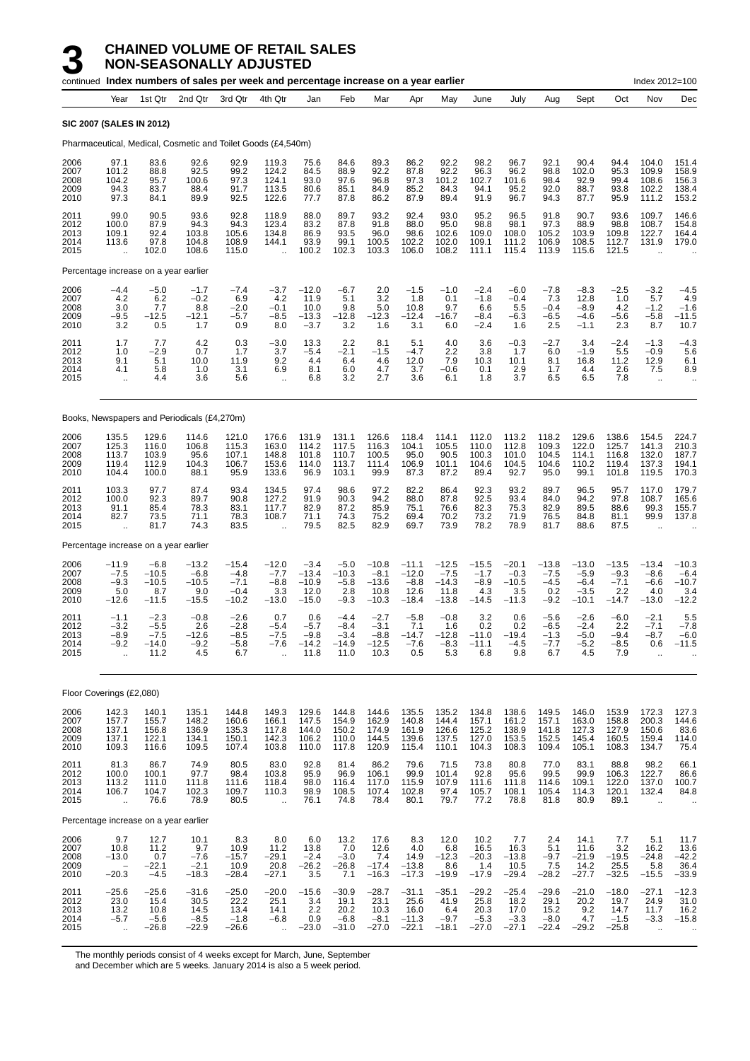# 3 CHAINED VOLUME OF RETAIL SALES NON-SEASONALLY ADJUSTED

continued **Index numbers of sales per week and percentage increase on a year earlier** Index 2012=100

| Year | 1st Qtr | 2nd Qtr | 3rd Qtr | 4th Qtr | Jan | Feb | Mar | Apr | May | June | July | Aug | Sept | Oct | Nov | Dec |
|---|---|---|---|---|---|---|---|---|---|---|---|---|---|---|---|---|
| **SIC 2007 (SALES IN 2012)** | | | | | | | | | | | | | | | | |
| Pharmaceutical, Medical, Cosmetic and Toilet Goods (£4,540m) | | | | | | | | | | | | | | | | |
| 2006 | 97.1 | 83.6 | 92.6 | 92.9 | 119.3 | 75.6 | 84.6 | 89.3 | 86.2 | 92.2 | 98.2 | 96.7 | 92.1 | 90.4 | 94.4 | 104.0 | 151.4 |
| 2007 | 101.2 | 88.8 | 92.5 | 99.2 | 124.2 | 84.5 | 88.9 | 92.2 | 87.8 | 92.2 | 96.3 | 96.2 | 98.8 | 102.0 | 95.3 | 109.9 | 158.9 |
| 2008 | 104.2 | 95.7 | 100.6 | 97.3 | 124.1 | 93.0 | 97.6 | 96.8 | 97.3 | 101.2 | 102.7 | 101.6 | 98.4 | 92.9 | 99.4 | 108.6 | 156.3 |
| 2009 | 94.3 | 83.7 | 88.4 | 91.7 | 113.5 | 80.6 | 85.1 | 84.9 | 85.2 | 84.3 | 94.1 | 95.2 | 92.0 | 88.7 | 93.8 | 102.2 | 138.4 |
| 2010 | 97.3 | 84.1 | 89.9 | 92.5 | 122.6 | 77.7 | 87.8 | 86.2 | 87.9 | 89.4 | 91.9 | 96.7 | 94.3 | 87.7 | 95.9 | 111.2 | 153.2 |
| 2011 | 99.0 | 90.5 | 93.6 | 92.8 | 118.9 | 88.0 | 89.7 | 93.2 | 92.4 | 93.0 | 95.2 | 96.5 | 91.8 | 90.7 | 93.6 | 109.7 | 146.6 |
| 2012 | 100.0 | 87.9 | 94.3 | 94.3 | 123.4 | 83.2 | 87.8 | 91.8 | 88.0 | 95.0 | 98.8 | 98.1 | 97.3 | 88.9 | 98.8 | 108.7 | 154.8 |
| 2013 | 109.1 | 92.4 | 103.8 | 105.6 | 134.8 | 86.9 | 93.5 | 96.0 | 98.6 | 102.6 | 109.0 | 108.0 | 105.2 | 103.9 | 109.8 | 122.7 | 164.4 |
| 2014 | 113.6 | 97.8 | 104.8 | 108.9 | 144.1 | 93.9 | 99.1 | 100.5 | 102.2 | 102.0 | 109.1 | 111.2 | 106.9 | 108.5 | 112.7 | 131.9 | 179.0 |
| 2015 | .. | 102.0 | 108.6 | 115.0 | .. | 100.2 | 102.3 | 103.3 | 106.0 | 108.2 | 111.1 | 115.4 | 113.9 | 115.6 | 121.5 | .. | .. |
| Percentage increase on a year earlier | | | | | | | | | | | | | | | | |
| 2006 | –4.4 | –5.0 | –1.7 | –7.4 | –3.7 | –12.0 | –6.7 | 2.0 | –1.5 | –1.0 | –2.4 | –6.0 | –7.8 | –8.3 | –2.5 | –3.2 | –4.5 |
| 2007 | 4.2 | 6.2 | –0.2 | 6.9 | 4.2 | 11.9 | 5.1 | 3.2 | 1.8 | 0.1 | –1.8 | –0.4 | 7.3 | 12.8 | 1.0 | 5.7 | 4.9 |
| 2008 | 3.0 | 7.7 | 8.8 | –2.0 | –0.1 | 10.0 | 9.8 | 5.0 | 10.8 | 9.7 | 6.6 | 5.5 | –0.4 | –8.9 | 4.2 | –1.2 | –1.6 |
| 2009 | –9.5 | –12.5 | –12.1 | –5.7 | –8.5 | –13.3 | –12.8 | –12.3 | –12.4 | –16.7 | –8.4 | –6.3 | –6.5 | –4.6 | –5.6 | –5.8 | –11.5 |
| 2010 | 3.2 | 0.5 | 1.7 | 0.9 | 8.0 | –3.7 | 3.2 | 1.6 | 3.1 | 6.0 | –2.4 | 1.6 | 2.5 | –1.1 | 2.3 | 8.7 | 10.7 |
| 2011 | 1.7 | 7.7 | 4.2 | 0.3 | –3.0 | 13.3 | 2.2 | 8.1 | 5.1 | 4.0 | 3.6 | –0.3 | –2.7 | 3.4 | –2.4 | –1.3 | –4.3 |
| 2012 | 1.0 | –2.9 | 0.7 | 1.7 | 3.7 | –5.4 | –2.1 | –1.5 | –4.7 | 2.2 | 3.8 | 1.7 | 6.0 | –1.9 | 5.5 | –0.9 | 5.6 |
| 2013 | 9.1 | 5.1 | 10.0 | 11.9 | 9.2 | 4.4 | 6.4 | 4.6 | 12.0 | 7.9 | 10.3 | 10.1 | 8.1 | 16.8 | 11.2 | 12.9 | 6.1 |
| 2014 | 4.1 | 5.8 | 1.0 | 3.1 | 6.9 | 8.1 | 6.0 | 4.7 | 3.7 | –0.6 | 0.1 | 2.9 | 1.7 | 4.4 | 2.6 | 7.5 | 8.9 |
| 2015 | .. | 4.4 | 3.6 | 5.6 | .. | 6.8 | 3.2 | 2.7 | 3.6 | 6.1 | 1.8 | 3.7 | 6.5 | 6.5 | 7.8 | .. | .. |
| Books, Newspapers and Periodicals (£4,270m) | | | | | | | | | | | | | | | | |
| 2006 | 135.5 | 129.6 | 114.6 | 121.0 | 176.6 | 131.9 | 131.1 | 126.6 | 118.4 | 114.1 | 112.0 | 113.2 | 118.2 | 129.6 | 138.6 | 154.5 | 224.7 |
| 2007 | 125.3 | 116.0 | 106.8 | 115.3 | 163.0 | 114.2 | 117.5 | 116.3 | 104.1 | 105.5 | 110.0 | 112.8 | 109.3 | 122.0 | 125.7 | 141.3 | 210.3 |
| 2008 | 113.7 | 103.9 | 95.6 | 107.1 | 148.8 | 101.8 | 110.7 | 100.5 | 95.0 | 90.5 | 100.3 | 101.0 | 104.5 | 114.1 | 116.8 | 132.0 | 187.7 |
| 2009 | 119.4 | 112.9 | 104.3 | 106.7 | 153.6 | 114.0 | 113.7 | 111.4 | 106.9 | 101.1 | 104.6 | 104.5 | 104.6 | 110.2 | 119.4 | 137.3 | 194.1 |
| 2010 | 104.4 | 100.0 | 88.1 | 95.9 | 133.6 | 96.9 | 103.1 | 99.9 | 87.3 | 87.2 | 89.4 | 92.7 | 95.0 | 99.1 | 101.8 | 119.5 | 170.3 |
| 2011 | 103.3 | 97.7 | 87.4 | 93.4 | 134.5 | 97.4 | 98.6 | 97.2 | 82.2 | 86.4 | 92.3 | 93.2 | 89.7 | 96.5 | 95.7 | 117.0 | 179.7 |
| 2012 | 100.0 | 92.3 | 89.7 | 90.8 | 127.2 | 91.9 | 90.3 | 94.2 | 88.0 | 87.8 | 92.5 | 93.4 | 84.0 | 94.2 | 97.8 | 108.7 | 165.6 |
| 2013 | 91.1 | 85.4 | 78.3 | 83.1 | 117.7 | 82.9 | 87.2 | 85.9 | 75.1 | 76.6 | 82.3 | 75.3 | 82.9 | 89.5 | 88.6 | 99.3 | 155.7 |
| 2014 | 82.7 | 73.5 | 71.1 | 78.3 | 108.7 | 71.1 | 74.3 | 75.2 | 69.4 | 70.2 | 73.2 | 71.9 | 76.5 | 84.8 | 81.1 | 99.9 | 137.8 |
| 2015 | .. | 81.7 | 74.3 | 83.5 | .. | 79.5 | 82.5 | 82.9 | 69.7 | 73.9 | 78.2 | 78.9 | 81.7 | 88.6 | 87.5 | .. | .. |
| Percentage increase on a year earlier | | | | | | | | | | | | | | | | |
| 2006 | –11.9 | –6.8 | –13.2 | –15.4 | –12.0 | –3.4 | –5.0 | –10.8 | –11.1 | –12.5 | –15.5 | –20.1 | –13.8 | –13.0 | –13.5 | –13.4 | –10.3 |
| 2007 | –7.5 | –10.5 | –6.8 | –4.8 | –7.7 | –13.4 | –10.3 | –8.1 | –12.0 | –7.5 | –1.7 | –0.3 | –7.5 | –5.9 | –9.3 | –8.6 | –6.4 |
| 2008 | –9.3 | –10.5 | –10.5 | –7.1 | –8.8 | –10.9 | –5.8 | –13.6 | –8.8 | –14.3 | –8.9 | –10.5 | –4.5 | –6.4 | –7.1 | –6.6 | –10.7 |
| 2009 | 5.0 | 8.7 | 9.0 | –0.4 | 3.3 | 12.0 | 2.8 | 10.8 | 12.6 | 11.8 | 4.3 | 3.5 | 0.2 | –3.5 | 2.2 | 4.0 | 3.4 |
| 2010 | –12.6 | –11.5 | –15.5 | –10.2 | –13.0 | –15.0 | –9.3 | –10.3 | –18.4 | –13.8 | –14.5 | –11.3 | –9.2 | –10.1 | –14.7 | –13.0 | –12.2 |
| 2011 | –1.1 | –2.3 | –0.8 | –2.6 | 0.7 | 0.6 | –4.4 | –2.7 | –5.8 | –0.8 | 3.2 | 0.6 | –5.6 | –2.6 | –6.0 | –2.1 | 5.5 |
| 2012 | –3.2 | –5.5 | 2.6 | –2.8 | –5.4 | –5.7 | –8.4 | –3.1 | 7.1 | 1.6 | 0.2 | 0.2 | –6.5 | –2.4 | 2.2 | –7.1 | –7.8 |
| 2013 | –8.9 | –7.5 | –12.6 | –8.5 | –7.5 | –9.8 | –3.4 | –8.8 | –14.7 | –12.8 | –11.0 | –19.4 | –1.3 | –5.0 | –9.4 | –8.7 | –6.0 |
| 2014 | –9.2 | –14.0 | –9.2 | –5.8 | –7.6 | –14.2 | –14.9 | –12.5 | –7.6 | –8.3 | –11.1 | –4.5 | –7.7 | –5.2 | –8.5 | 0.6 | –11.5 |
| 2015 | .. | 11.2 | 4.5 | 6.7 | .. | 11.8 | 11.0 | 10.3 | 0.5 | 5.3 | 6.8 | 9.8 | 6.7 | 4.5 | 7.9 | .. | .. |
| Floor Coverings (£2,080) | | | | | | | | | | | | | | | | |
| 2006 | 142.3 | 140.1 | 135.1 | 144.8 | 149.3 | 129.6 | 144.8 | 144.6 | 135.5 | 135.2 | 134.8 | 138.6 | 149.5 | 146.0 | 153.9 | 172.3 | 127.3 |
| 2007 | 157.7 | 155.7 | 148.2 | 160.6 | 166.1 | 147.5 | 154.9 | 162.9 | 140.8 | 144.4 | 157.1 | 161.2 | 157.1 | 163.0 | 158.8 | 200.3 | 144.6 |
| 2008 | 137.1 | 156.8 | 136.9 | 135.3 | 117.8 | 144.0 | 150.2 | 174.9 | 161.9 | 126.6 | 125.2 | 138.9 | 141.8 | 127.3 | 127.9 | 150.6 | 83.6 |
| 2009 | 137.1 | 122.1 | 134.1 | 150.1 | 142.3 | 106.2 | 110.0 | 144.5 | 139.6 | 137.5 | 127.0 | 153.5 | 152.5 | 145.4 | 160.5 | 159.4 | 114.0 |
| 2010 | 109.3 | 116.6 | 109.5 | 107.4 | 103.8 | 110.0 | 117.8 | 120.9 | 115.4 | 110.1 | 104.3 | 108.3 | 109.4 | 105.1 | 108.3 | 134.7 | 75.4 |
| 2011 | 81.3 | 86.7 | 74.9 | 80.5 | 83.0 | 92.8 | 81.4 | 86.2 | 79.6 | 71.5 | 73.8 | 80.8 | 77.0 | 83.1 | 88.8 | 98.2 | 66.1 |
| 2012 | 100.0 | 100.1 | 97.7 | 98.4 | 103.8 | 95.9 | 96.9 | 106.1 | 99.9 | 101.4 | 92.8 | 95.6 | 99.5 | 99.9 | 106.3 | 122.7 | 86.6 |
| 2013 | 113.2 | 111.0 | 111.8 | 111.6 | 118.4 | 98.0 | 116.4 | 117.0 | 115.9 | 107.9 | 111.6 | 111.8 | 114.6 | 109.1 | 122.0 | 137.0 | 100.7 |
| 2014 | 106.7 | 104.7 | 102.3 | 109.7 | 110.3 | 98.9 | 108.5 | 107.4 | 102.8 | 97.4 | 105.7 | 108.1 | 105.4 | 114.3 | 120.1 | 132.4 | 84.8 |
| 2015 | .. | 76.6 | 78.9 | 80.5 | .. | 76.1 | 74.8 | 78.4 | 80.1 | 79.7 | 77.2 | 78.8 | 81.8 | 80.9 | 89.1 | .. | .. |
| Percentage increase on a year earlier | | | | | | | | | | | | | | | | |
| 2006 | 9.7 | 12.7 | 10.1 | 8.3 | 8.0 | 6.0 | 13.2 | 17.6 | 8.3 | 12.0 | 10.2 | 7.7 | 2.4 | 14.1 | 7.7 | 5.1 | 11.7 |
| 2007 | 10.8 | 11.2 | 9.7 | 10.9 | 11.2 | 13.8 | 7.0 | 12.6 | 4.0 | 6.8 | 16.5 | 16.3 | 5.1 | 11.6 | 3.2 | 16.2 | 13.6 |
| 2008 | –13.0 | 0.7 | –7.6 | –15.7 | –29.1 | –2.4 | –3.0 | 7.4 | 14.9 | –12.3 | –20.3 | –13.8 | –9.7 | –21.9 | –19.5 | –24.8 | –42.2 |
| 2009 | – | –22.1 | –2.1 | 10.9 | 20.8 | –26.2 | –26.8 | –17.4 | –13.8 | 8.6 | 1.4 | 10.5 | 7.5 | 14.2 | 25.5 | 5.8 | 36.4 |
| 2010 | –20.3 | –4.5 | –18.3 | –28.4 | –27.1 | 3.5 | 7.1 | –16.3 | –17.3 | –19.9 | –17.9 | –29.4 | –28.2 | –27.7 | –32.5 | –15.5 | –33.9 |
| 2011 | –25.6 | –25.6 | –31.6 | –25.0 | –20.0 | –15.6 | –30.9 | –28.7 | –31.1 | –35.1 | –29.2 | –25.4 | –29.6 | –21.0 | –18.0 | –27.1 | –12.3 |
| 2012 | 23.0 | 15.4 | 30.5 | 22.2 | 25.1 | 3.4 | 19.1 | 23.1 | 25.6 | 41.9 | 25.8 | 18.2 | 29.1 | 20.2 | 19.7 | 24.9 | 31.0 |
| 2013 | 13.2 | 10.8 | 14.5 | 13.4 | 14.1 | 2.2 | 20.2 | 10.3 | 16.0 | 6.4 | 20.3 | 17.0 | 15.2 | 9.2 | 14.7 | 11.7 | 16.2 |
| 2014 | –5.7 | –5.6 | –8.5 | –1.8 | –6.8 | 0.9 | –6.8 | –8.1 | –11.3 | –9.7 | –5.3 | –3.3 | –8.0 | 4.7 | –1.5 | –3.3 | –15.8 |
| 2015 | .. | –26.8 | –22.9 | –26.6 | .. | –23.0 | –31.0 | –27.0 | –22.1 | –18.1 | –27.0 | –27.1 | –22.4 | –29.2 | –25.8 | .. | .. |

The monthly periods consist of 4 weeks except for March, June, September and December which are 5 weeks. January 2014 is also a 5 week period.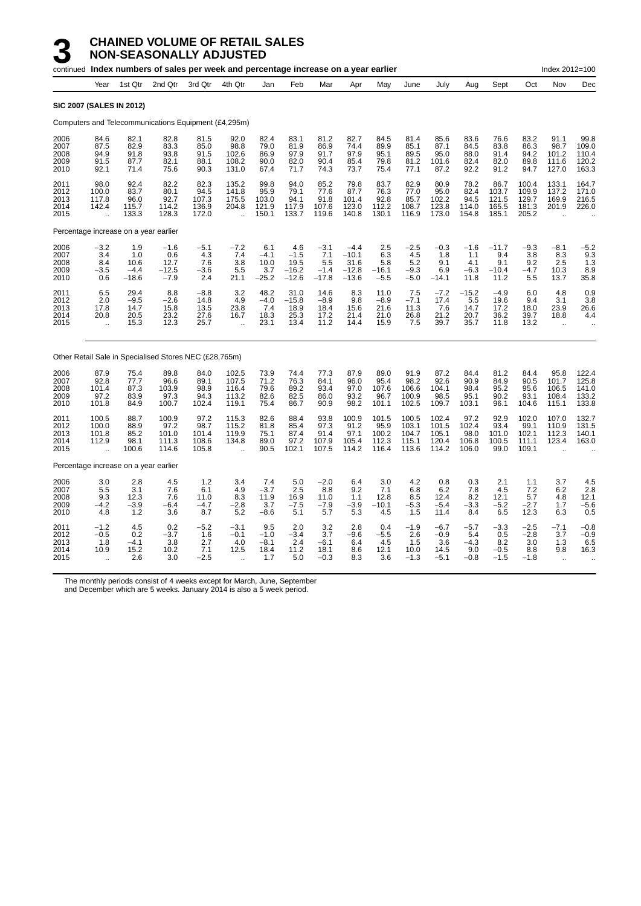# 3 CHAINED VOLUME OF RETAIL SALES NON-SEASONALLY ADJUSTED

continued **Index numbers of sales per week and percentage increase on a year earlier** Index 2012=100

| | Year | 1st Qtr | 2nd Qtr | 3rd Qtr | 4th Qtr | Jan | Feb | Mar | Apr | May | June | July | Aug | Sept | Oct | Nov | Dec |
|---|---|---|---|---|---|---|---|---|---|---|---|---|---|---|---|---|---|
| **SIC 2007 (SALES IN 2012)** | | | | | | | | | | | | | | | | | |
| Computers and Telecommunications Equipment (£4,295m) | | | | | | | | | | | | | | | | | |
| 2006 | 84.6 | 82.1 | 82.8 | 81.5 | 92.0 | 82.4 | 83.1 | 81.2 | 82.7 | 84.5 | 81.4 | 85.6 | 83.6 | 76.6 | 83.2 | 91.1 | 99.8 |
| 2007 | 87.5 | 82.9 | 83.3 | 85.0 | 98.8 | 79.0 | 81.9 | 86.9 | 74.4 | 89.9 | 85.1 | 87.1 | 84.5 | 83.8 | 86.3 | 98.7 | 109.0 |
| 2008 | 94.9 | 91.8 | 93.8 | 91.5 | 102.6 | 86.9 | 97.9 | 91.7 | 97.9 | 95.1 | 89.5 | 95.0 | 88.0 | 91.4 | 94.2 | 101.2 | 110.4 |
| 2009 | 91.5 | 87.7 | 82.1 | 88.1 | 108.2 | 90.0 | 82.0 | 90.4 | 85.4 | 79.8 | 81.2 | 101.6 | 82.4 | 82.0 | 89.8 | 111.6 | 120.2 |
| 2010 | 92.1 | 71.4 | 75.6 | 90.3 | 131.0 | 67.4 | 71.7 | 74.3 | 73.7 | 75.4 | 77.1 | 87.2 | 92.2 | 91.2 | 94.7 | 127.0 | 163.3 |
| 2011 | 98.0 | 92.4 | 82.2 | 82.3 | 135.2 | 99.8 | 94.0 | 85.2 | 79.8 | 83.7 | 82.9 | 80.9 | 78.2 | 86.7 | 100.4 | 133.1 | 164.7 |
| 2012 | 100.0 | 83.7 | 80.1 | 94.5 | 141.8 | 95.9 | 79.1 | 77.6 | 87.7 | 76.3 | 77.0 | 95.0 | 82.4 | 103.7 | 109.9 | 137.2 | 171.0 |
| 2013 | 117.8 | 96.0 | 92.7 | 107.3 | 175.5 | 103.0 | 94.1 | 91.8 | 101.4 | 92.8 | 85.7 | 102.2 | 94.5 | 121.5 | 129.7 | 169.9 | 216.5 |
| 2014 | 142.4 | 115.7 | 114.2 | 136.9 | 204.8 | 121.9 | 117.9 | 107.6 | 123.0 | 112.2 | 108.7 | 123.8 | 114.0 | 165.5 | 181.3 | 201.9 | 226.0 |
| 2015 | .. | 133.3 | 128.3 | 172.0 | .. | 150.1 | 133.7 | 119.6 | 140.8 | 130.1 | 116.9 | 173.0 | 154.8 | 185.1 | 205.2 | .. | .. |
| Percentage increase on a year earlier | | | | | | | | | | | | | | | | | |
| 2006 | −3.2 | 1.9 | −1.6 | −5.1 | −7.2 | 6.1 | 4.6 | −3.1 | −4.4 | 2.5 | −2.5 | −0.3 | −1.6 | −11.7 | −9.3 | −8.1 | −5.2 |
| 2007 | 3.4 | 1.0 | 0.6 | 4.3 | 7.4 | −4.1 | −1.5 | 7.1 | −10.1 | 6.3 | 4.5 | 1.8 | 1.1 | 9.4 | 3.8 | 8.3 | 9.3 |
| 2008 | 8.4 | 10.6 | 12.7 | 7.6 | 3.8 | 10.0 | 19.5 | 5.5 | 31.6 | 5.8 | 5.2 | 9.1 | 4.1 | 9.1 | 9.2 | 2.5 | 1.3 |
| 2009 | −3.5 | −4.4 | −12.5 | −3.6 | 5.5 | 3.7 | −16.2 | −1.4 | −12.8 | −16.1 | −9.3 | 6.9 | −6.3 | −10.4 | −4.7 | 10.3 | 8.9 |
| 2010 | 0.6 | −18.6 | −7.9 | 2.4 | 21.1 | −25.2 | −12.6 | −17.8 | −13.6 | −5.5 | −5.0 | −14.1 | 11.8 | 11.2 | 5.5 | 13.7 | 35.8 |
| 2011 | 6.5 | 29.4 | 8.8 | −8.8 | 3.2 | 48.2 | 31.0 | 14.6 | 8.3 | 11.0 | 7.5 | −7.2 | −15.2 | −4.9 | 6.0 | 4.8 | 0.9 |
| 2012 | 2.0 | −9.5 | −2.6 | 14.8 | 4.9 | −4.0 | −15.8 | −8.9 | 9.8 | −8.9 | −7.1 | 17.4 | 5.5 | 19.6 | 9.4 | 3.1 | 3.8 |
| 2013 | 17.8 | 14.7 | 15.8 | 13.5 | 23.8 | 7.4 | 18.9 | 18.4 | 15.6 | 21.6 | 11.3 | 7.6 | 14.7 | 17.2 | 18.0 | 23.9 | 26.6 |
| 2014 | 20.8 | 20.5 | 23.2 | 27.6 | 16.7 | 18.3 | 25.3 | 17.2 | 21.4 | 21.0 | 26.8 | 21.2 | 20.7 | 36.2 | 39.7 | 18.8 | 4.4 |
| 2015 | .. | 15.3 | 12.3 | 25.7 | .. | 23.1 | 13.4 | 11.2 | 14.4 | 15.9 | 7.5 | 39.7 | 35.7 | 11.8 | 13.2 | .. | .. |
| Other Retail Sale in Specialised Stores NEC (£28,765m) | | | | | | | | | | | | | | | | | |
| 2006 | 87.9 | 75.4 | 89.8 | 84.0 | 102.5 | 73.9 | 74.4 | 77.3 | 87.9 | 89.0 | 91.9 | 87.2 | 84.4 | 81.2 | 84.4 | 95.8 | 122.4 |
| 2007 | 92.8 | 77.7 | 96.6 | 89.1 | 107.5 | 71.2 | 76.3 | 84.1 | 96.0 | 95.4 | 98.2 | 92.6 | 90.9 | 84.9 | 90.5 | 101.7 | 125.8 |
| 2008 | 101.4 | 87.3 | 103.9 | 98.9 | 116.4 | 79.6 | 89.2 | 93.4 | 97.0 | 107.6 | 106.6 | 104.1 | 98.4 | 95.2 | 95.6 | 106.5 | 141.0 |
| 2009 | 97.2 | 83.9 | 97.3 | 94.3 | 113.2 | 82.6 | 82.5 | 86.0 | 93.2 | 96.7 | 100.9 | 98.5 | 95.1 | 90.2 | 93.1 | 108.4 | 133.2 |
| 2010 | 101.8 | 84.9 | 100.7 | 102.4 | 119.1 | 75.4 | 86.7 | 90.9 | 98.2 | 101.1 | 102.5 | 109.7 | 103.1 | 96.1 | 104.6 | 115.1 | 133.8 |
| 2011 | 100.5 | 88.7 | 100.9 | 97.2 | 115.3 | 82.6 | 88.4 | 93.8 | 100.9 | 101.5 | 100.5 | 102.4 | 97.2 | 92.9 | 102.0 | 107.0 | 132.7 |
| 2012 | 100.0 | 88.9 | 97.2 | 98.7 | 115.2 | 81.8 | 85.4 | 97.3 | 91.2 | 95.9 | 103.1 | 101.5 | 102.4 | 93.4 | 99.1 | 110.9 | 131.5 |
| 2013 | 101.8 | 85.2 | 101.0 | 101.4 | 119.9 | 75.1 | 87.4 | 91.4 | 97.1 | 100.2 | 104.7 | 105.1 | 98.0 | 101.0 | 102.1 | 112.3 | 140.1 |
| 2014 | 112.9 | 98.1 | 111.3 | 108.6 | 134.8 | 89.0 | 97.2 | 107.9 | 105.4 | 112.3 | 115.1 | 120.4 | 106.8 | 100.5 | 111.1 | 123.4 | 163.0 |
| 2015 | .. | 100.6 | 114.6 | 105.8 | .. | 90.5 | 102.1 | 107.5 | 114.2 | 116.4 | 113.6 | 114.2 | 106.0 | 99.0 | 109.1 | .. | .. |
| Percentage increase on a year earlier | | | | | | | | | | | | | | | | | |
| 2006 | 3.0 | 2.8 | 4.5 | 1.2 | 3.4 | 7.4 | 5.0 | −2.0 | 6.4 | 3.0 | 4.2 | 0.8 | 0.3 | 2.1 | 1.1 | 3.7 | 4.5 |
| 2007 | 5.5 | 3.1 | 7.6 | 6.1 | 4.9 | −3.7 | 2.5 | 8.8 | 9.2 | 7.1 | 6.8 | 6.2 | 7.8 | 4.5 | 7.2 | 6.2 | 2.8 |
| 2008 | 9.3 | 12.3 | 7.6 | 11.0 | 8.3 | 11.9 | 16.9 | 11.0 | 1.1 | 12.8 | 8.5 | 12.4 | 8.2 | 12.1 | 5.7 | 4.8 | 12.1 |
| 2009 | −4.2 | −3.9 | −6.4 | −4.7 | −2.8 | 3.7 | −7.5 | −7.9 | −3.9 | −10.1 | −5.3 | −5.4 | −3.3 | −5.2 | −2.7 | 1.7 | −5.6 |
| 2010 | 4.8 | 1.2 | 3.6 | 8.7 | 5.2 | −8.6 | 5.1 | 5.7 | 5.3 | 4.5 | 1.5 | 11.4 | 8.4 | 6.5 | 12.3 | 6.3 | 0.5 |
| 2011 | −1.2 | 4.5 | 0.2 | −5.2 | −3.1 | 9.5 | 2.0 | 3.2 | 2.8 | 0.4 | −1.9 | −6.7 | −5.7 | −3.3 | −2.5 | −7.1 | −0.8 |
| 2012 | −0.5 | 0.2 | −3.7 | 1.6 | −0.1 | −1.0 | −3.4 | 3.7 | −9.6 | −5.5 | 2.6 | −0.9 | 5.4 | 0.5 | −2.8 | 3.7 | −0.9 |
| 2013 | 1.8 | −4.1 | 3.8 | 2.7 | 4.0 | −8.1 | 2.4 | −6.1 | 6.4 | 4.5 | 1.5 | 3.6 | −4.3 | 8.2 | 3.0 | 1.3 | 6.5 |
| 2014 | 10.9 | 15.2 | 10.2 | 7.1 | 12.5 | 18.4 | 11.2 | 18.1 | 8.6 | 12.1 | 10.0 | 14.5 | 9.0 | −0.5 | 8.8 | 9.8 | 16.3 |
| 2015 | .. | 2.6 | 3.0 | −2.5 | .. | 1.7 | 5.0 | −0.3 | 8.3 | 3.6 | −1.3 | −5.1 | −0.8 | −1.5 | −1.8 | .. | .. |

The monthly periods consist of 4 weeks except for March, June, September and December which are 5 weeks. January 2014 is also a 5 week period.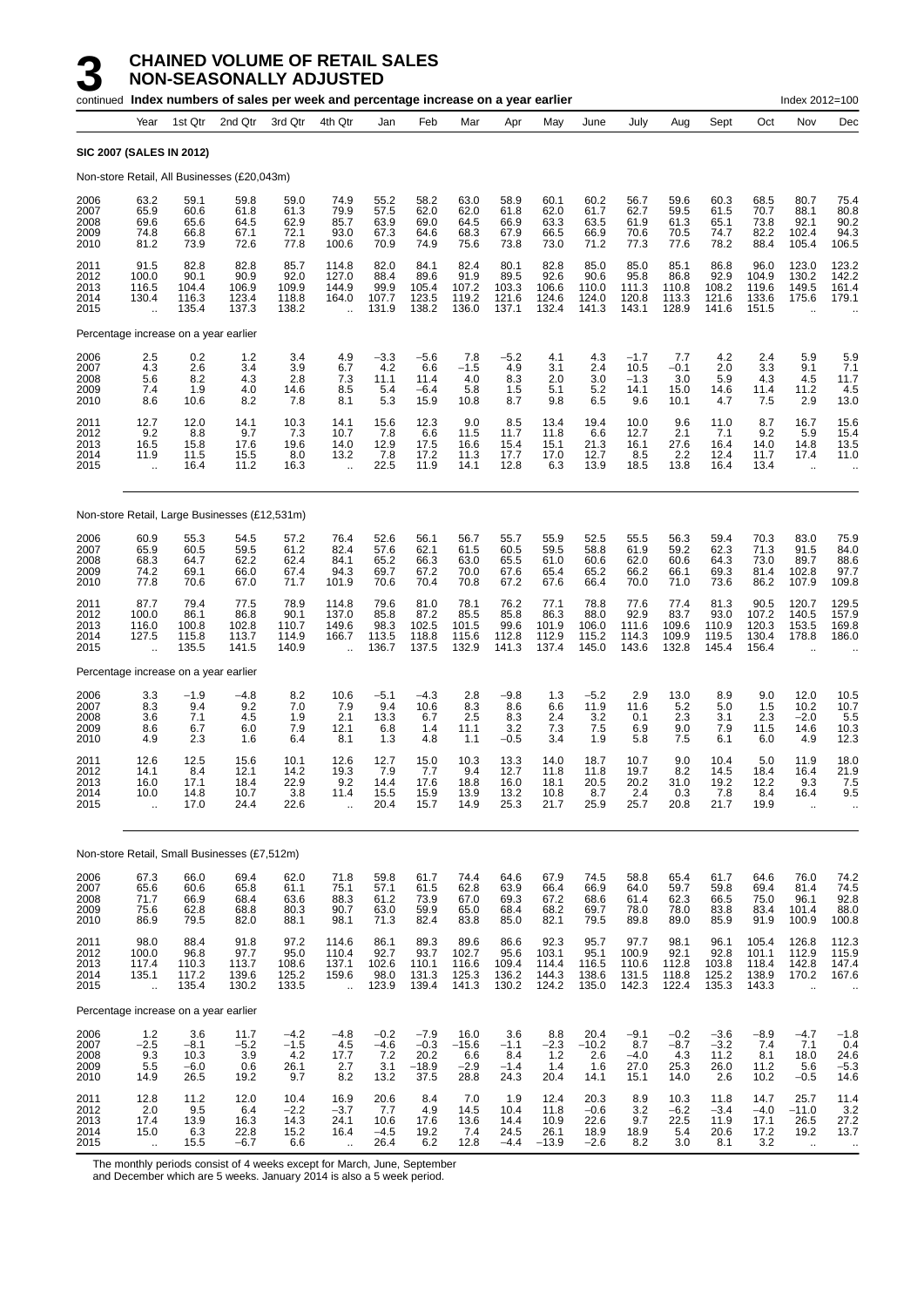# 3 CHAINED VOLUME OF RETAIL SALES NON-SEASONALLY ADJUSTED

continued **Index numbers of sales per week and percentage increase on a year earlier** Index 2012=100

| Year | 1st Qtr | 2nd Qtr | 3rd Qtr | 4th Qtr | Jan | Feb | Mar | Apr | May | June | July | Aug | Sept | Oct | Nov | Dec |
|---|---|---|---|---|---|---|---|---|---|---|---|---|---|---|---|---|
| **SIC 2007 (SALES IN 2012)** | | | | | | | | | | | | | | | | |
| Non-store Retail, All Businesses (£20,043m) | | | | | | | | | | | | | | | | |
| 2006 | 63.2 | 59.1 | 59.8 | 59.0 | 74.9 | 55.2 | 58.2 | 63.0 | 58.9 | 60.1 | 60.2 | 56.7 | 59.6 | 60.3 | 68.5 | 80.7 | 75.4 |
| 2007 | 65.9 | 60.6 | 61.8 | 61.3 | 79.9 | 57.5 | 62.0 | 62.0 | 61.8 | 62.0 | 61.7 | 62.7 | 59.5 | 61.5 | 70.7 | 88.1 | 80.8 |
| 2008 | 69.6 | 65.6 | 64.5 | 62.9 | 85.7 | 63.9 | 69.0 | 64.5 | 66.9 | 63.3 | 63.5 | 61.9 | 61.3 | 65.1 | 73.8 | 92.1 | 90.2 |
| 2009 | 74.8 | 66.8 | 67.1 | 72.1 | 93.0 | 67.3 | 64.6 | 68.3 | 67.9 | 66.5 | 66.9 | 70.6 | 70.5 | 74.7 | 82.2 | 102.4 | 94.3 |
| 2010 | 81.2 | 73.9 | 72.6 | 77.8 | 100.6 | 70.9 | 74.9 | 75.6 | 73.8 | 73.0 | 71.2 | 77.3 | 77.6 | 78.2 | 88.4 | 105.4 | 106.5 |
| 2011 | 91.5 | 82.8 | 82.8 | 85.7 | 114.8 | 82.0 | 84.1 | 82.4 | 80.1 | 82.8 | 85.0 | 85.0 | 85.1 | 86.8 | 96.0 | 123.0 | 123.2 |
| 2012 | 100.0 | 90.1 | 90.9 | 92.0 | 127.0 | 88.4 | 89.6 | 91.9 | 89.5 | 92.6 | 90.6 | 95.8 | 86.8 | 92.9 | 104.9 | 130.2 | 142.2 |
| 2013 | 116.5 | 104.4 | 106.9 | 109.9 | 144.9 | 99.9 | 105.4 | 107.2 | 103.3 | 106.6 | 110.0 | 111.3 | 110.8 | 108.2 | 119.6 | 149.5 | 161.4 |
| 2014 | 130.4 | 116.3 | 123.4 | 118.8 | 164.0 | 107.7 | 123.5 | 119.2 | 121.6 | 124.6 | 124.0 | 120.8 | 113.3 | 121.6 | 133.6 | 175.6 | 179.1 |
| 2015 | .. | 135.4 | 137.3 | 138.2 | .. | 131.9 | 138.2 | 136.0 | 137.1 | 132.4 | 141.3 | 143.1 | 128.9 | 141.6 | 151.5 | .. | .. |
| Percentage increase on a year earlier | | | | | | | | | | | | | | | | |
| 2006 | 2.5 | 0.2 | 1.2 | 3.4 | 4.9 | −3.3 | −5.6 | 7.8 | −5.2 | 4.1 | 4.3 | −1.7 | 7.7 | 4.2 | 2.4 | 5.9 | 5.9 |
| 2007 | 4.3 | 2.6 | 3.4 | 3.9 | 6.7 | 4.2 | 6.6 | −1.5 | 4.9 | 3.1 | 2.4 | 10.5 | −0.1 | 2.0 | 3.3 | 9.1 | 7.1 |
| 2008 | 5.6 | 8.2 | 4.3 | 2.8 | 7.3 | 11.1 | 11.4 | 4.0 | 8.3 | 2.0 | 3.0 | −1.3 | 3.0 | 5.9 | 4.3 | 4.5 | 11.7 |
| 2009 | 7.4 | 1.9 | 4.0 | 14.6 | 8.5 | 5.4 | −6.4 | 5.8 | 1.5 | 5.1 | 5.2 | 14.1 | 15.0 | 14.6 | 11.4 | 11.2 | 4.5 |
| 2010 | 8.6 | 10.6 | 8.2 | 7.8 | 8.1 | 5.3 | 15.9 | 10.8 | 8.7 | 9.8 | 6.5 | 9.6 | 10.1 | 4.7 | 7.5 | 2.9 | 13.0 |
| 2011 | 12.7 | 12.0 | 14.1 | 10.3 | 14.1 | 15.6 | 12.3 | 9.0 | 8.5 | 13.4 | 19.4 | 10.0 | 9.6 | 11.0 | 8.7 | 16.7 | 15.6 |
| 2012 | 9.2 | 8.8 | 9.7 | 7.3 | 10.7 | 7.8 | 6.6 | 11.5 | 11.7 | 11.8 | 6.6 | 12.7 | 2.1 | 7.1 | 9.2 | 5.9 | 15.4 |
| 2013 | 16.5 | 15.8 | 17.6 | 19.6 | 14.0 | 12.9 | 17.5 | 16.6 | 15.4 | 15.1 | 21.3 | 16.1 | 27.6 | 16.4 | 14.0 | 14.8 | 13.5 |
| 2014 | 11.9 | 11.5 | 15.5 | 8.0 | 13.2 | 7.8 | 17.2 | 11.3 | 17.7 | 17.0 | 12.7 | 8.5 | 2.2 | 12.4 | 11.7 | 17.4 | 11.0 |
| 2015 | .. | 16.4 | 11.2 | 16.3 | .. | 22.5 | 11.9 | 14.1 | 12.8 | 6.3 | 13.9 | 18.5 | 13.8 | 16.4 | 13.4 | .. | .. |
| Non-store Retail, Large Businesses (£12,531m) | | | | | | | | | | | | | | | | |
| 2006 | 60.9 | 55.3 | 54.5 | 57.2 | 76.4 | 52.6 | 56.1 | 56.7 | 55.7 | 55.9 | 52.5 | 55.5 | 56.3 | 59.4 | 70.3 | 83.0 | 75.9 |
| 2007 | 65.9 | 60.5 | 59.5 | 61.2 | 82.4 | 57.6 | 62.1 | 61.5 | 60.5 | 59.5 | 58.8 | 61.9 | 59.2 | 62.3 | 71.3 | 91.5 | 84.0 |
| 2008 | 68.3 | 64.7 | 62.2 | 62.4 | 84.1 | 65.2 | 66.3 | 63.0 | 65.5 | 61.0 | 60.6 | 62.0 | 60.6 | 64.3 | 73.0 | 89.7 | 88.6 |
| 2009 | 74.2 | 69.1 | 66.0 | 67.4 | 94.3 | 69.7 | 67.2 | 70.0 | 67.6 | 65.4 | 65.2 | 66.2 | 66.1 | 69.3 | 81.4 | 102.8 | 97.7 |
| 2010 | 77.8 | 70.6 | 67.0 | 71.7 | 101.9 | 70.6 | 70.4 | 70.8 | 67.2 | 67.6 | 66.4 | 70.0 | 71.0 | 73.6 | 86.2 | 107.9 | 109.8 |
| 2011 | 87.7 | 79.4 | 77.5 | 78.9 | 114.8 | 79.6 | 81.0 | 78.1 | 76.2 | 77.1 | 78.8 | 77.6 | 77.4 | 81.3 | 90.5 | 120.7 | 129.5 |
| 2012 | 100.0 | 86.1 | 86.8 | 90.1 | 137.0 | 85.8 | 87.2 | 85.5 | 85.8 | 86.3 | 88.0 | 92.9 | 83.7 | 93.0 | 107.2 | 140.5 | 157.9 |
| 2013 | 116.0 | 100.8 | 102.8 | 110.7 | 149.6 | 98.3 | 102.5 | 101.5 | 99.6 | 101.9 | 106.0 | 111.6 | 109.6 | 110.9 | 120.3 | 153.5 | 169.8 |
| 2014 | 127.5 | 115.8 | 113.7 | 114.9 | 166.7 | 113.5 | 118.8 | 115.6 | 112.8 | 112.9 | 115.2 | 114.3 | 109.9 | 119.5 | 130.4 | 178.8 | 186.0 |
| 2015 | .. | 135.5 | 141.5 | 140.9 | .. | 136.7 | 137.5 | 132.9 | 141.3 | 137.4 | 145.0 | 143.6 | 132.8 | 145.4 | 156.4 | .. | .. |
| Percentage increase on a year earlier | | | | | | | | | | | | | | | | |
| 2006 | 3.3 | −1.9 | −4.8 | 8.2 | 10.6 | −5.1 | −4.3 | 2.8 | −9.8 | 1.3 | −5.2 | 2.9 | 13.0 | 8.9 | 9.0 | 12.0 | 10.5 |
| 2007 | 8.3 | 9.4 | 9.2 | 7.0 | 7.9 | 9.4 | 10.6 | 8.3 | 8.6 | 6.6 | 11.9 | 11.6 | 5.2 | 5.0 | 1.5 | 10.2 | 10.7 |
| 2008 | 3.6 | 7.1 | 4.5 | 1.9 | 2.1 | 13.3 | 6.7 | 2.5 | 8.3 | 2.4 | 3.2 | 0.1 | 2.3 | 3.1 | 2.3 | −2.0 | 5.5 |
| 2009 | 8.6 | 6.7 | 6.0 | 7.9 | 12.1 | 6.8 | 1.4 | 11.1 | 3.2 | 7.3 | 7.5 | 6.9 | 9.0 | 7.9 | 11.5 | 14.6 | 10.3 |
| 2010 | 4.9 | 2.3 | 1.6 | 6.4 | 8.1 | 1.3 | 4.8 | 1.1 | −0.5 | 3.4 | 1.9 | 5.8 | 7.5 | 6.1 | 6.0 | 4.9 | 12.3 |
| 2011 | 12.6 | 12.5 | 15.6 | 10.1 | 12.6 | 12.7 | 15.0 | 10.3 | 13.3 | 14.0 | 18.7 | 10.7 | 9.0 | 10.4 | 5.0 | 11.9 | 18.0 |
| 2012 | 14.1 | 8.4 | 12.1 | 14.2 | 19.3 | 7.9 | 7.7 | 9.4 | 12.7 | 11.8 | 11.8 | 19.7 | 8.2 | 14.5 | 18.4 | 16.4 | 21.9 |
| 2013 | 16.0 | 17.1 | 18.4 | 22.9 | 9.2 | 14.4 | 17.6 | 18.8 | 16.0 | 18.1 | 20.5 | 20.2 | 31.0 | 19.2 | 12.2 | 9.3 | 7.5 |
| 2014 | 10.0 | 14.8 | 10.7 | 3.8 | 11.4 | 15.5 | 15.9 | 13.9 | 13.2 | 10.8 | 8.7 | 2.4 | 0.3 | 7.8 | 8.4 | 16.4 | 9.5 |
| 2015 | .. | 17.0 | 24.4 | 22.6 | .. | 20.4 | 15.7 | 14.9 | 25.3 | 21.7 | 25.9 | 25.7 | 20.8 | 21.7 | 19.9 | .. | .. |
| Non-store Retail, Small Businesses (£7,512m) | | | | | | | | | | | | | | | | |
| 2006 | 67.3 | 66.0 | 69.4 | 62.0 | 71.8 | 59.8 | 61.7 | 74.4 | 64.6 | 67.9 | 74.5 | 58.8 | 65.4 | 61.7 | 64.6 | 76.0 | 74.2 |
| 2007 | 65.6 | 60.6 | 65.8 | 61.1 | 75.1 | 57.1 | 61.5 | 62.8 | 63.9 | 66.4 | 66.9 | 64.0 | 59.7 | 59.8 | 69.4 | 81.4 | 74.5 |
| 2008 | 71.7 | 66.9 | 68.4 | 63.6 | 88.3 | 61.2 | 73.9 | 67.0 | 69.3 | 67.2 | 68.6 | 61.4 | 62.3 | 66.5 | 75.0 | 96.1 | 92.8 |
| 2009 | 75.6 | 62.8 | 68.8 | 80.3 | 90.7 | 63.0 | 59.9 | 65.0 | 68.4 | 68.2 | 69.7 | 78.0 | 78.0 | 83.8 | 83.4 | 101.4 | 88.0 |
| 2010 | 86.9 | 79.5 | 82.0 | 88.1 | 98.1 | 71.3 | 82.4 | 83.8 | 85.0 | 82.1 | 79.5 | 89.8 | 89.0 | 85.9 | 91.9 | 100.9 | 100.8 |
| 2011 | 98.0 | 88.4 | 91.8 | 97.2 | 114.6 | 86.1 | 89.3 | 89.6 | 86.6 | 92.3 | 95.7 | 97.7 | 98.1 | 96.1 | 105.4 | 126.8 | 112.3 |
| 2012 | 100.0 | 96.8 | 97.7 | 95.0 | 110.4 | 92.7 | 93.7 | 102.7 | 95.6 | 103.1 | 95.1 | 100.9 | 92.1 | 92.8 | 101.1 | 112.9 | 115.9 |
| 2013 | 117.4 | 110.3 | 113.7 | 108.6 | 137.1 | 102.6 | 110.1 | 116.6 | 109.4 | 114.4 | 116.5 | 110.6 | 112.8 | 103.8 | 118.4 | 142.8 | 147.4 |
| 2014 | 135.1 | 117.2 | 139.6 | 125.2 | 159.6 | 98.0 | 131.3 | 125.3 | 136.2 | 144.3 | 138.6 | 131.5 | 118.8 | 125.2 | 138.9 | 170.2 | 167.6 |
| 2015 | .. | 135.4 | 130.2 | 133.5 | .. | 123.9 | 139.4 | 141.3 | 130.2 | 124.2 | 135.0 | 142.3 | 122.4 | 135.3 | 143.3 | .. | .. |
| Percentage increase on a year earlier | | | | | | | | | | | | | | | | |
| 2006 | 1.2 | 3.6 | 11.7 | −4.2 | −4.8 | −0.2 | −7.9 | 16.0 | 3.6 | 8.8 | 20.4 | −9.1 | −0.2 | −3.6 | −8.9 | −4.7 | −1.8 |
| 2007 | −2.5 | −8.1 | −5.2 | −1.5 | 4.5 | −4.6 | −0.3 | −15.6 | −1.1 | −2.3 | −10.2 | 8.7 | −8.7 | −3.2 | 7.4 | 7.1 | 0.4 |
| 2008 | 9.3 | 10.3 | 3.9 | 4.2 | 17.7 | 7.2 | 20.2 | 6.6 | 8.4 | 1.2 | 2.6 | −4.0 | 4.3 | 11.2 | 8.1 | 18.0 | 24.6 |
| 2009 | 5.5 | −6.0 | 0.6 | 26.1 | 2.7 | 3.1 | −18.9 | −2.9 | −1.4 | 1.4 | 1.6 | 27.0 | 25.3 | 26.0 | 11.2 | 5.6 | −5.3 |
| 2010 | 14.9 | 26.5 | 19.2 | 9.7 | 8.2 | 13.2 | 37.5 | 28.8 | 24.3 | 20.4 | 14.1 | 15.1 | 14.0 | 2.6 | 10.2 | −0.5 | 14.6 |
| 2011 | 12.8 | 11.2 | 12.0 | 10.4 | 16.9 | 20.6 | 8.4 | 7.0 | 1.9 | 12.4 | 20.3 | 8.9 | 10.3 | 11.8 | 14.7 | 25.7 | 11.4 |
| 2012 | 2.0 | 9.5 | 6.4 | −2.2 | −3.7 | 7.7 | 4.9 | 14.5 | 10.4 | 11.8 | −0.6 | 3.2 | −6.2 | −3.4 | −4.0 | −11.0 | 3.2 |
| 2013 | 17.4 | 13.9 | 16.3 | 14.3 | 24.1 | 10.6 | 17.6 | 13.6 | 14.4 | 10.9 | 22.6 | 9.7 | 22.5 | 11.9 | 17.1 | 26.5 | 27.2 |
| 2014 | 15.0 | 6.3 | 22.8 | 15.2 | 16.4 | −4.5 | 19.2 | 7.4 | 24.5 | 26.1 | 18.9 | 18.9 | 5.4 | 20.6 | 17.2 | 19.2 | 13.7 |
| 2015 | .. | 15.5 | −6.7 | 6.6 | .. | 26.4 | 6.2 | 12.8 | −4.4 | −13.9 | −2.6 | 8.2 | 3.0 | 8.1 | 3.2 | .. | .. |

The monthly periods consist of 4 weeks except for March, June, September and December which are 5 weeks. January 2014 is also a 5 week period.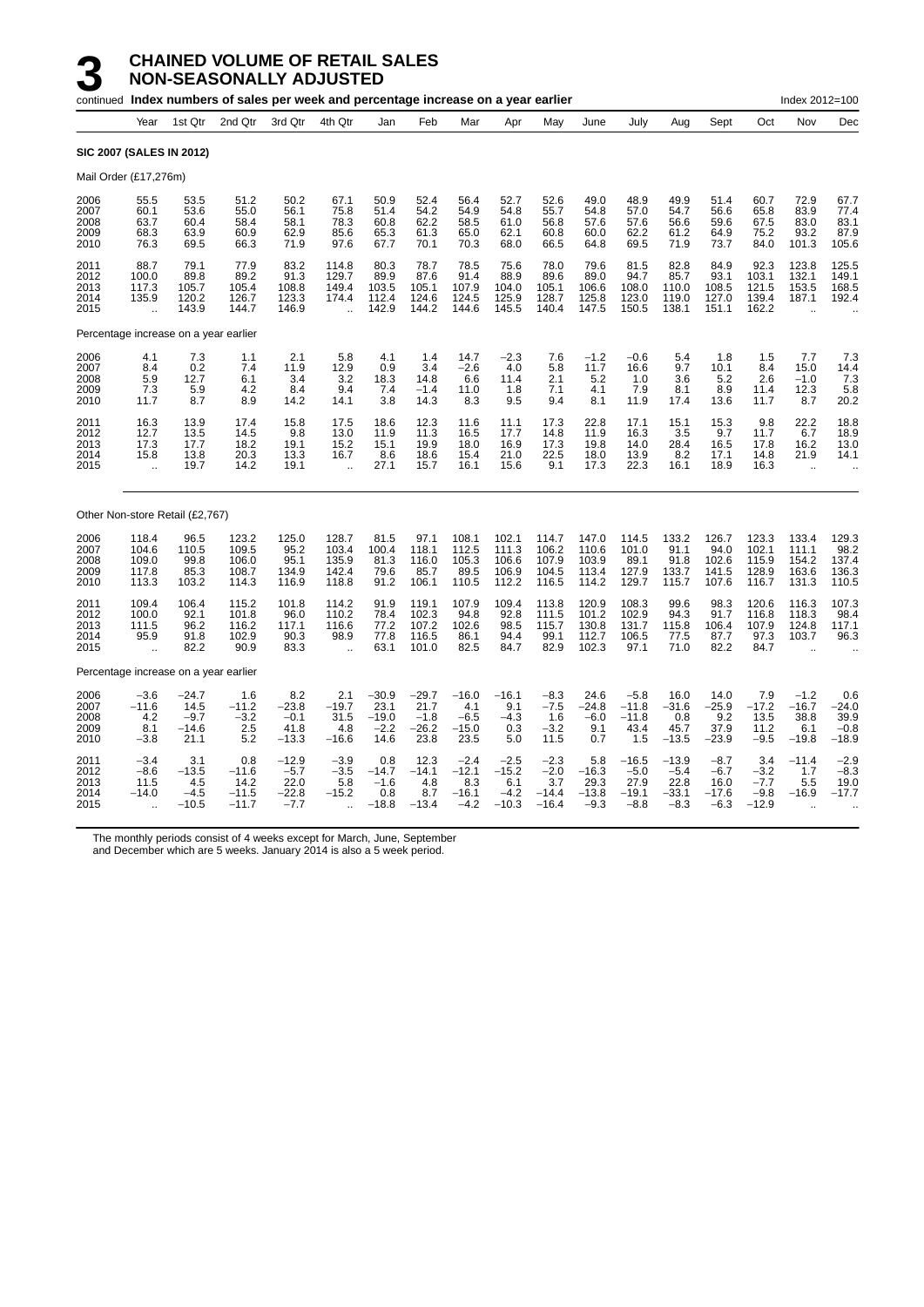# 3 CHAINED VOLUME OF RETAIL SALES NON-SEASONALLY ADJUSTED

continued **Index numbers of sales per week and percentage increase on a year earlier** Index 2012=100

| Year | Year | 1st Qtr | 2nd Qtr | 3rd Qtr | 4th Qtr | Jan | Feb | Mar | Apr | May | June | July | Aug | Sept | Oct | Nov | Dec |
|---|---|---|---|---|---|---|---|---|---|---|---|---|---|---|---|---|---|
| **SIC 2007 (SALES IN 2012)** | | | | | | | | | | | | | | | | | |
| Mail Order (£17,276m) | | | | | | | | | | | | | | | | | |
| 2006 | 55.5 | 53.5 | 51.2 | 50.2 | 67.1 | 50.9 | 52.4 | 56.4 | 52.7 | 52.6 | 49.0 | 48.9 | 49.9 | 51.4 | 60.7 | 72.9 | 67.7 |
| 2007 | 60.1 | 53.6 | 55.0 | 56.1 | 75.8 | 51.4 | 54.2 | 54.9 | 54.8 | 55.7 | 54.8 | 57.0 | 54.7 | 56.6 | 65.8 | 83.9 | 77.4 |
| 2008 | 63.7 | 60.4 | 58.4 | 58.1 | 78.3 | 60.8 | 62.2 | 58.5 | 61.0 | 56.8 | 57.6 | 57.6 | 56.6 | 59.6 | 67.5 | 83.0 | 83.1 |
| 2009 | 68.3 | 63.9 | 60.9 | 62.9 | 85.6 | 65.3 | 61.3 | 65.0 | 62.1 | 60.8 | 60.0 | 62.2 | 61.2 | 64.9 | 75.2 | 93.2 | 87.9 |
| 2010 | 76.3 | 69.5 | 66.3 | 71.9 | 97.6 | 67.7 | 70.1 | 70.3 | 68.0 | 66.5 | 64.8 | 69.5 | 71.9 | 73.7 | 84.0 | 101.3 | 105.6 |
| 2011 | 88.7 | 79.1 | 77.9 | 83.2 | 114.8 | 80.3 | 78.7 | 78.5 | 75.6 | 78.0 | 79.6 | 81.5 | 82.8 | 84.9 | 92.3 | 123.8 | 125.5 |
| 2012 | 100.0 | 89.8 | 89.2 | 91.3 | 129.7 | 89.9 | 87.6 | 91.4 | 88.9 | 89.6 | 89.0 | 94.7 | 85.7 | 93.1 | 103.1 | 132.1 | 149.1 |
| 2013 | 117.3 | 105.7 | 105.4 | 108.8 | 149.4 | 103.5 | 105.1 | 107.9 | 104.0 | 105.1 | 106.6 | 108.0 | 110.0 | 108.5 | 121.5 | 153.5 | 168.5 |
| 2014 | 135.9 | 120.2 | 126.7 | 123.3 | 174.4 | 112.4 | 124.6 | 124.5 | 125.9 | 128.7 | 125.8 | 123.0 | 119.0 | 127.0 | 139.4 | 187.1 | 192.4 |
| 2015 | .. | 143.9 | 144.7 | 146.9 | .. | 142.9 | 144.2 | 144.6 | 145.5 | 140.4 | 147.5 | 150.5 | 138.1 | 151.1 | 162.2 | .. | .. |
| Percentage increase on a year earlier | | | | | | | | | | | | | | | | | |
| 2006 | 4.1 | 7.3 | 1.1 | 2.1 | 5.8 | 4.1 | 1.4 | 14.7 | −2.3 | 7.6 | −1.2 | −0.6 | 5.4 | 1.8 | 1.5 | 7.7 | 7.3 |
| 2007 | 8.4 | 0.2 | 7.4 | 11.9 | 12.9 | 0.9 | 3.4 | −2.6 | 4.0 | 5.8 | 11.7 | 16.6 | 9.7 | 10.1 | 8.4 | 15.0 | 14.4 |
| 2008 | 5.9 | 12.7 | 6.1 | 3.4 | 3.2 | 18.3 | 14.8 | 6.6 | 11.4 | 2.1 | 5.2 | 1.0 | 3.6 | 5.2 | 2.6 | −1.0 | 7.3 |
| 2009 | 7.3 | 5.9 | 4.2 | 8.4 | 9.4 | 7.4 | −1.4 | 11.0 | 1.8 | 7.1 | 4.1 | 7.9 | 8.1 | 8.9 | 11.4 | 12.3 | 5.8 |
| 2010 | 11.7 | 8.7 | 8.9 | 14.2 | 14.1 | 3.8 | 14.3 | 8.3 | 9.5 | 9.4 | 8.1 | 11.9 | 17.4 | 13.6 | 11.7 | 8.7 | 20.2 |
| 2011 | 16.3 | 13.9 | 17.4 | 15.8 | 17.5 | 18.6 | 12.3 | 11.6 | 11.1 | 17.3 | 22.8 | 17.1 | 15.1 | 15.3 | 9.8 | 22.2 | 18.8 |
| 2012 | 12.7 | 13.5 | 14.5 | 9.8 | 13.0 | 11.9 | 11.3 | 16.5 | 17.7 | 14.8 | 11.9 | 16.3 | 3.5 | 9.7 | 11.7 | 6.7 | 18.9 |
| 2013 | 17.3 | 17.7 | 18.2 | 19.1 | 15.2 | 15.1 | 19.9 | 18.0 | 16.9 | 17.3 | 19.8 | 14.0 | 28.4 | 16.5 | 17.8 | 16.2 | 13.0 |
| 2014 | 15.8 | 13.8 | 20.3 | 13.3 | 16.7 | 8.6 | 18.6 | 15.4 | 21.0 | 22.5 | 18.0 | 13.9 | 8.2 | 17.1 | 14.8 | 21.9 | 14.1 |
| 2015 | .. | 19.7 | 14.2 | 19.1 | .. | 27.1 | 15.7 | 16.1 | 15.6 | 9.1 | 17.3 | 22.3 | 16.1 | 18.9 | 16.3 | .. | .. |
| Other Non-store Retail (£2,767) | | | | | | | | | | | | | | | | | |
| 2006 | 118.4 | 96.5 | 123.2 | 125.0 | 128.7 | 81.5 | 97.1 | 108.1 | 102.1 | 114.7 | 147.0 | 114.5 | 133.2 | 126.7 | 123.3 | 133.4 | 129.3 |
| 2007 | 104.6 | 110.5 | 109.5 | 95.2 | 103.4 | 100.4 | 118.1 | 112.5 | 111.3 | 106.2 | 110.6 | 101.0 | 91.1 | 94.0 | 102.1 | 111.1 | 98.2 |
| 2008 | 109.0 | 99.8 | 106.0 | 95.1 | 135.9 | 81.3 | 116.0 | 105.3 | 106.6 | 107.9 | 103.9 | 89.1 | 91.8 | 102.6 | 115.9 | 154.2 | 137.4 |
| 2009 | 117.8 | 85.3 | 108.7 | 134.9 | 142.4 | 79.6 | 85.7 | 89.5 | 106.9 | 104.5 | 113.4 | 127.9 | 133.7 | 141.5 | 128.9 | 163.6 | 136.3 |
| 2010 | 113.3 | 103.2 | 114.3 | 116.9 | 118.8 | 91.2 | 106.1 | 110.5 | 112.2 | 116.5 | 114.2 | 129.7 | 115.7 | 107.6 | 116.7 | 131.3 | 110.5 |
| 2011 | 109.4 | 106.4 | 115.2 | 101.8 | 114.2 | 91.9 | 119.1 | 107.9 | 109.4 | 113.8 | 120.9 | 108.3 | 99.6 | 98.3 | 120.6 | 116.3 | 107.3 |
| 2012 | 100.0 | 92.1 | 101.8 | 96.0 | 110.2 | 78.4 | 102.3 | 94.8 | 92.8 | 111.5 | 101.2 | 102.9 | 94.3 | 91.7 | 116.8 | 118.3 | 98.4 |
| 2013 | 111.5 | 96.2 | 116.2 | 117.1 | 116.6 | 77.2 | 107.2 | 102.6 | 98.5 | 115.7 | 130.8 | 131.7 | 115.8 | 106.4 | 107.9 | 124.8 | 117.1 |
| 2014 | 95.9 | 91.8 | 102.9 | 90.3 | 98.9 | 77.8 | 116.5 | 86.1 | 94.4 | 99.1 | 112.7 | 106.5 | 77.5 | 87.7 | 97.3 | 103.7 | 96.3 |
| 2015 | .. | 82.2 | 90.9 | 83.3 | .. | 63.1 | 101.0 | 82.5 | 84.7 | 82.9 | 102.3 | 97.1 | 71.0 | 82.2 | 84.7 | .. | .. |
| Percentage increase on a year earlier | | | | | | | | | | | | | | | | | |
| 2006 | −3.6 | −24.7 | 1.6 | 8.2 | 2.1 | −30.9 | −29.7 | −16.0 | −16.1 | −8.3 | 24.6 | −5.8 | 16.0 | 14.0 | 7.9 | −1.2 | 0.6 |
| 2007 | −11.6 | 14.5 | −11.2 | −23.8 | −19.7 | 23.1 | 21.7 | 4.1 | 9.1 | −7.5 | −24.8 | −11.8 | −31.6 | −25.9 | −17.2 | −16.7 | −24.0 |
| 2008 | 4.2 | −9.7 | −3.2 | −0.1 | 31.5 | −19.0 | −1.8 | −6.5 | −4.3 | 1.6 | −6.0 | −11.8 | 0.8 | 9.2 | 13.5 | 38.8 | 39.9 |
| 2009 | 8.1 | −14.6 | 2.5 | 41.8 | 4.8 | −2.2 | −26.2 | −15.0 | 0.3 | −3.2 | 9.1 | 43.4 | 45.7 | 37.9 | 11.2 | 6.1 | −0.8 |
| 2010 | −3.8 | 21.1 | 5.2 | −13.3 | −16.6 | 14.6 | 23.8 | 23.5 | 5.0 | 11.5 | 0.7 | 1.5 | −13.5 | −23.9 | −9.5 | −19.8 | −18.9 |
| 2011 | −3.4 | 3.1 | 0.8 | −12.9 | −3.9 | 0.8 | 12.3 | −2.4 | −2.5 | −2.3 | 5.8 | −16.5 | −13.9 | −8.7 | 3.4 | −11.4 | −2.9 |
| 2012 | −8.6 | −13.5 | −11.6 | −5.7 | −3.5 | −14.7 | −14.1 | −12.1 | −15.2 | −2.0 | −16.3 | −5.0 | −5.4 | −6.7 | −3.2 | 1.7 | −8.3 |
| 2013 | 11.5 | 4.5 | 14.2 | 22.0 | 5.8 | −1.6 | 4.8 | 8.3 | 6.1 | 3.7 | 29.3 | 27.9 | 22.8 | 16.0 | −7.7 | 5.5 | 19.0 |
| 2014 | −14.0 | −4.5 | −11.5 | −22.8 | −15.2 | 0.8 | 8.7 | −16.1 | −4.2 | −14.4 | −13.8 | −19.1 | −33.1 | −17.6 | −9.8 | −16.9 | −17.7 |
| 2015 | .. | −10.5 | −11.7 | −7.7 | .. | −18.8 | −13.4 | −4.2 | −10.3 | −16.4 | −9.3 | −8.8 | −8.3 | −6.3 | −12.9 | .. | .. |

The monthly periods consist of 4 weeks except for March, June, September and December which are 5 weeks. January 2014 is also a 5 week period.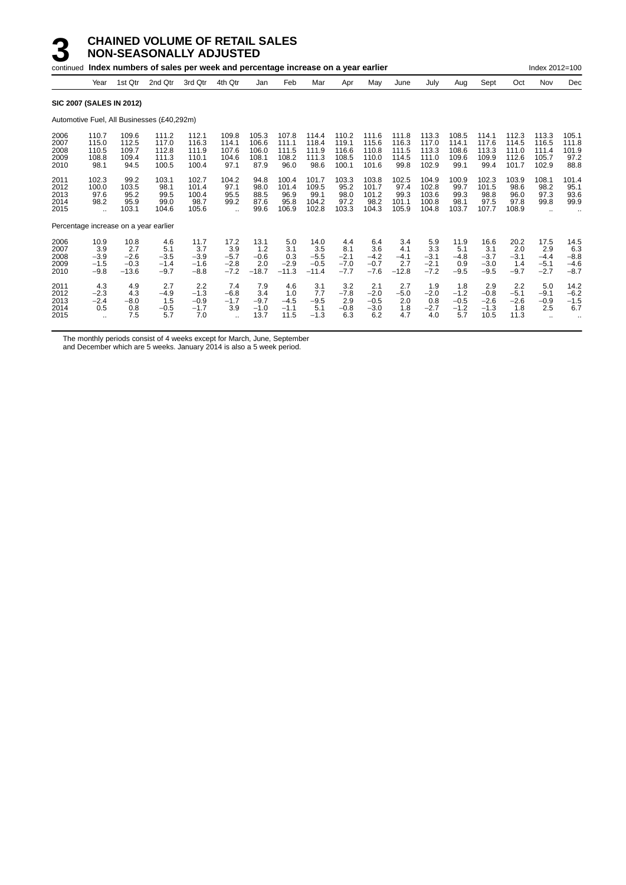# 3 CHAINED VOLUME OF RETAIL SALES NON-SEASONALLY ADJUSTED

continued **Index numbers of sales per week and percentage increase on a year earlier** Index 2012=100

| | Year | 1st Qtr | 2nd Qtr | 3rd Qtr | 4th Qtr | Jan | Feb | Mar | Apr | May | June | July | Aug | Sept | Oct | Nov | Dec |
|---|---|---|---|---|---|---|---|---|---|---|---|---|---|---|---|---|---|
| **SIC 2007 (SALES IN 2012)** | | | | | | | | | | | | | | | | | |
| Automotive Fuel, All Businesses (£40,292m) | | | | | | | | | | | | | | | | | |
| 2006 | 110.7 | 109.6 | 111.2 | 112.1 | 109.8 | 105.3 | 107.8 | 114.4 | 110.2 | 111.6 | 111.8 | 113.3 | 108.5 | 114.1 | 112.3 | 113.3 | 105.1 |
| 2007 | 115.0 | 112.5 | 117.0 | 116.3 | 114.1 | 106.6 | 111.1 | 118.4 | 119.1 | 115.6 | 116.3 | 117.0 | 114.1 | 117.6 | 114.5 | 116.5 | 111.8 |
| 2008 | 110.5 | 109.7 | 112.8 | 111.9 | 107.6 | 106.0 | 111.5 | 111.9 | 116.6 | 110.8 | 111.5 | 113.3 | 108.6 | 113.3 | 111.0 | 111.4 | 101.9 |
| 2009 | 108.8 | 109.4 | 111.3 | 110.1 | 104.6 | 108.1 | 108.2 | 111.3 | 108.5 | 110.0 | 114.5 | 111.0 | 109.6 | 109.9 | 112.6 | 105.7 | 97.2 |
| 2010 | 98.1 | 94.5 | 100.5 | 100.4 | 97.1 | 87.9 | 96.0 | 98.6 | 100.1 | 101.6 | 99.8 | 102.9 | 99.1 | 99.4 | 101.7 | 102.9 | 88.8 |
| 2011 | 102.3 | 99.2 | 103.1 | 102.7 | 104.2 | 94.8 | 100.4 | 101.7 | 103.3 | 103.8 | 102.5 | 104.9 | 100.9 | 102.3 | 103.9 | 108.1 | 101.4 |
| 2012 | 100.0 | 103.5 | 98.1 | 101.4 | 97.1 | 98.0 | 101.4 | 109.5 | 95.2 | 101.7 | 97.4 | 102.8 | 99.7 | 101.5 | 98.6 | 98.2 | 95.1 |
| 2013 | 97.6 | 95.2 | 99.5 | 100.4 | 95.5 | 88.5 | 96.9 | 99.1 | 98.0 | 101.2 | 99.3 | 103.6 | 99.3 | 98.8 | 96.0 | 97.3 | 93.6 |
| 2014 | 98.2 | 95.9 | 99.0 | 98.7 | 99.2 | 87.6 | 95.8 | 104.2 | 97.2 | 98.2 | 101.1 | 100.8 | 98.1 | 97.5 | 97.8 | 99.8 | 99.9 |
| 2015 | .. | 103.1 | 104.6 | 105.6 | .. | 99.6 | 106.9 | 102.8 | 103.3 | 104.3 | 105.9 | 104.8 | 103.7 | 107.7 | 108.9 | .. | .. |
| Percentage increase on a year earlier | | | | | | | | | | | | | | | | | |
| 2006 | 10.9 | 10.8 | 4.6 | 11.7 | 17.2 | 13.1 | 5.0 | 14.0 | 4.4 | 6.4 | 3.4 | 5.9 | 11.9 | 16.6 | 20.2 | 17.5 | 14.5 |
| 2007 | 3.9 | 2.7 | 5.1 | 3.7 | 3.9 | 1.2 | 3.1 | 3.5 | 8.1 | 3.6 | 4.1 | 3.3 | 5.1 | 3.1 | 2.0 | 2.9 | 6.3 |
| 2008 | −3.9 | −2.6 | −3.5 | −3.9 | −5.7 | −0.6 | 0.3 | −5.5 | −2.1 | −4.2 | −4.1 | −3.1 | −4.8 | −3.7 | −3.1 | −4.4 | −8.8 |
| 2009 | −1.5 | −0.3 | −1.4 | −1.6 | −2.8 | 2.0 | −2.9 | −0.5 | −7.0 | −0.7 | 2.7 | −2.1 | 0.9 | −3.0 | 1.4 | −5.1 | −4.6 |
| 2010 | −9.8 | −13.6 | −9.7 | −8.8 | −7.2 | −18.7 | −11.3 | −11.4 | −7.7 | −7.6 | −12.8 | −7.2 | −9.5 | −9.5 | −9.7 | −2.7 | −8.7 |
| 2011 | 4.3 | 4.9 | 2.7 | 2.2 | 7.4 | 7.9 | 4.6 | 3.1 | 3.2 | 2.1 | 2.7 | 1.9 | 1.8 | 2.9 | 2.2 | 5.0 | 14.2 |
| 2012 | −2.3 | 4.3 | −4.9 | −1.3 | −6.8 | 3.4 | 1.0 | 7.7 | −7.8 | −2.0 | −5.0 | −2.0 | −1.2 | −0.8 | −5.1 | −9.1 | −6.2 |
| 2013 | −2.4 | −8.0 | 1.5 | −0.9 | −1.7 | −9.7 | −4.5 | −9.5 | 2.9 | −0.5 | 2.0 | 0.8 | −0.5 | −2.6 | −2.6 | −0.9 | −1.5 |
| 2014 | 0.5 | 0.8 | −0.5 | −1.7 | 3.9 | −1.0 | −1.1 | 5.1 | −0.8 | −3.0 | 1.8 | −2.7 | −1.2 | −1.3 | 1.8 | 2.5 | 6.7 |
| 2015 | .. | 7.5 | 5.7 | 7.0 | .. | 13.7 | 11.5 | −1.3 | 6.3 | 6.2 | 4.7 | 4.0 | 5.7 | 10.5 | 11.3 | .. | .. |

The monthly periods consist of 4 weeks except for March, June, September and December which are 5 weeks. January 2014 is also a 5 week period.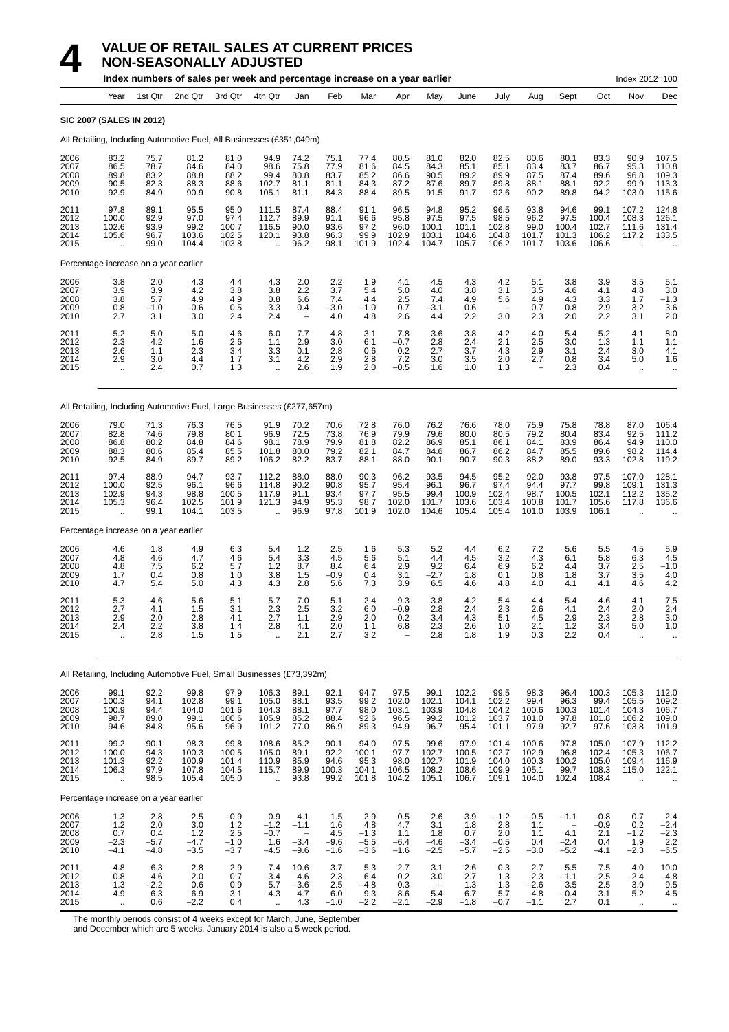# 4 VALUE OF RETAIL SALES AT CURRENT PRICES NON-SEASONALLY ADJUSTED

**Index numbers of sales per week and percentage increase on a year earlier** Index 2012=100

**SIC 2007 (SALES IN 2012)**

All Retailing, Including Automotive Fuel, All Businesses (£351,049m)

| | Year | 1st Qtr | 2nd Qtr | 3rd Qtr | 4th Qtr | Jan | Feb | Mar | Apr | May | June | July | Aug | Sept | Oct | Nov | Dec |
|---|---|---|---|---|---|---|---|---|---|---|---|---|---|---|---|---|---|
| 2006 | 83.2 | 75.7 | 81.2 | 81.0 | 94.9 | 74.2 | 75.1 | 77.4 | 80.5 | 81.0 | 82.0 | 82.5 | 80.6 | 80.1 | 83.3 | 90.9 | 107.5 |
| 2007 | 86.5 | 78.7 | 84.6 | 84.0 | 98.6 | 75.8 | 77.9 | 81.6 | 84.5 | 84.3 | 85.1 | 85.1 | 83.4 | 83.7 | 86.7 | 95.3 | 110.8 |
| 2008 | 89.8 | 83.2 | 88.8 | 88.2 | 99.4 | 80.8 | 83.7 | 85.2 | 86.6 | 90.5 | 89.2 | 89.9 | 87.5 | 87.4 | 89.6 | 96.8 | 109.3 |
| 2009 | 90.5 | 82.3 | 88.3 | 88.6 | 102.7 | 81.1 | 81.1 | 84.3 | 87.2 | 87.6 | 89.7 | 89.8 | 88.1 | 88.1 | 92.2 | 99.9 | 113.3 |
| 2010 | 92.9 | 84.9 | 90.9 | 90.8 | 105.1 | 81.1 | 84.3 | 88.4 | 89.5 | 91.5 | 91.7 | 92.6 | 90.2 | 89.8 | 94.2 | 103.0 | 115.6 |
| 2011 | 97.8 | 89.1 | 95.5 | 95.0 | 111.5 | 87.4 | 88.4 | 91.1 | 96.5 | 94.8 | 95.2 | 96.5 | 93.8 | 94.6 | 99.1 | 107.2 | 124.8 |
| 2012 | 100.0 | 92.9 | 97.0 | 97.4 | 112.7 | 89.9 | 91.1 | 96.6 | 95.8 | 97.5 | 97.5 | 98.5 | 96.2 | 97.5 | 100.4 | 108.3 | 126.1 |
| 2013 | 102.6 | 93.9 | 99.2 | 100.7 | 116.5 | 90.0 | 93.6 | 97.2 | 96.0 | 100.1 | 101.1 | 102.8 | 99.0 | 100.4 | 102.7 | 111.6 | 131.4 |
| 2014 | 105.6 | 96.7 | 103.6 | 102.5 | 120.1 | 93.8 | 96.3 | 99.9 | 102.9 | 103.1 | 104.6 | 104.8 | 101.7 | 101.3 | 106.2 | 117.2 | 133.5 |
| 2015 | .. | 99.0 | 104.4 | 103.8 | .. | 96.2 | 98.1 | 101.9 | 102.4 | 104.7 | 105.7 | 106.2 | 101.7 | 103.6 | 106.6 | .. | .. |
| **Percentage increase on a year earlier** | | | | | | | | | | | | | | | | | |
| 2006 | 3.8 | 2.0 | 4.3 | 4.4 | 4.3 | 2.0 | 2.2 | 1.9 | 4.1 | 4.5 | 4.3 | 4.2 | 5.1 | 3.8 | 3.9 | 3.5 | 5.1 |
| 2007 | 3.9 | 3.9 | 4.2 | 3.8 | 3.8 | 2.2 | 3.7 | 5.4 | 5.0 | 4.0 | 3.8 | 3.1 | 3.5 | 4.6 | 4.1 | 4.8 | 3.0 |
| 2008 | 3.8 | 5.7 | 4.9 | 4.9 | 0.8 | 6.6 | 7.4 | 4.4 | 2.5 | 7.4 | 4.9 | 5.6 | 4.9 | 4.3 | 3.3 | 1.7 | −1.3 |
| 2009 | 0.8 | −1.0 | −0.6 | 0.5 | 3.3 | 0.4 | −3.0 | −1.0 | 0.7 | −3.1 | 0.6 | – | 0.7 | 0.8 | 2.9 | 3.2 | 3.6 |
| 2010 | 2.7 | 3.1 | 3.0 | 2.4 | 2.4 | – | 4.0 | 4.8 | 2.6 | 4.4 | 2.2 | 3.0 | 2.3 | 2.0 | 2.2 | 3.1 | 2.0 |
| 2011 | 5.2 | 5.0 | 5.0 | 4.6 | 6.0 | 7.7 | 4.8 | 3.1 | 7.8 | 3.6 | 3.8 | 4.2 | 4.0 | 5.4 | 5.2 | 4.1 | 8.0 |
| 2012 | 2.3 | 4.2 | 1.6 | 2.6 | 1.1 | 2.9 | 3.0 | 6.1 | −0.7 | 2.8 | 2.4 | 2.1 | 2.5 | 3.0 | 1.3 | 1.1 | 1.1 |
| 2013 | 2.6 | 1.1 | 2.3 | 3.4 | 3.3 | 0.1 | 2.8 | 0.6 | 0.2 | 2.7 | 3.7 | 4.3 | 2.9 | 3.1 | 2.4 | 3.0 | 4.1 |
| 2014 | 2.9 | 3.0 | 4.4 | 1.7 | 3.1 | 4.2 | 2.9 | 2.8 | 7.2 | 3.0 | 3.5 | 2.0 | 2.7 | 0.8 | 3.4 | 5.0 | 1.6 |
| 2015 | .. | 2.4 | 0.7 | 1.3 | .. | 2.6 | 1.9 | 2.0 | −0.5 | 1.6 | 1.0 | 1.3 | – | 2.3 | 0.4 | .. | .. |

All Retailing, Including Automotive Fuel, Large Businesses (£277,657m)

| | Year | 1st Qtr | 2nd Qtr | 3rd Qtr | 4th Qtr | Jan | Feb | Mar | Apr | May | June | July | Aug | Sept | Oct | Nov | Dec |
|---|---|---|---|---|---|---|---|---|---|---|---|---|---|---|---|---|---|
| 2006 | 79.0 | 71.3 | 76.3 | 76.5 | 91.9 | 70.2 | 70.6 | 72.8 | 76.0 | 76.2 | 76.6 | 78.0 | 75.9 | 75.8 | 78.8 | 87.0 | 106.4 |
| 2007 | 82.8 | 74.6 | 79.8 | 80.1 | 96.9 | 72.5 | 73.8 | 76.9 | 79.9 | 79.6 | 80.0 | 80.5 | 79.2 | 80.4 | 83.4 | 92.5 | 111.2 |
| 2008 | 86.8 | 80.2 | 84.8 | 84.6 | 98.1 | 78.9 | 79.9 | 81.8 | 82.2 | 86.9 | 85.1 | 86.1 | 84.1 | 83.9 | 86.4 | 94.9 | 110.0 |
| 2009 | 88.3 | 80.6 | 85.4 | 85.5 | 101.8 | 80.0 | 79.2 | 82.1 | 84.7 | 84.6 | 86.7 | 86.2 | 84.7 | 85.5 | 89.6 | 98.2 | 114.4 |
| 2010 | 92.5 | 84.9 | 89.7 | 89.2 | 106.2 | 82.2 | 83.7 | 88.1 | 88.0 | 90.1 | 90.7 | 90.3 | 88.2 | 89.0 | 93.3 | 102.8 | 119.2 |
| 2011 | 97.4 | 88.9 | 94.7 | 93.7 | 112.2 | 88.0 | 88.0 | 90.3 | 96.2 | 93.5 | 94.5 | 95.2 | 92.0 | 93.8 | 97.5 | 107.0 | 128.1 |
| 2012 | 100.0 | 92.5 | 96.1 | 96.6 | 114.8 | 90.2 | 90.8 | 95.7 | 95.4 | 96.1 | 96.7 | 97.4 | 94.4 | 97.7 | 99.8 | 109.1 | 131.3 |
| 2013 | 102.9 | 94.3 | 98.8 | 100.5 | 117.9 | 91.1 | 93.4 | 97.7 | 95.5 | 99.4 | 100.9 | 102.4 | 98.7 | 100.5 | 102.1 | 112.2 | 135.2 |
| 2014 | 105.3 | 96.4 | 102.5 | 101.9 | 121.3 | 94.9 | 95.3 | 98.7 | 102.0 | 101.7 | 103.6 | 103.4 | 100.8 | 101.7 | 105.6 | 117.8 | 136.6 |
| 2015 | .. | 99.1 | 104.1 | 103.5 | .. | 96.9 | 97.8 | 101.9 | 102.0 | 104.6 | 105.4 | 105.4 | 101.0 | 103.9 | 106.1 | .. | .. |
| **Percentage increase on a year earlier** | | | | | | | | | | | | | | | | | |
| 2006 | 4.6 | 1.8 | 4.9 | 6.3 | 5.4 | 1.2 | 2.5 | 1.6 | 5.3 | 5.2 | 4.4 | 6.2 | 7.2 | 5.6 | 5.5 | 4.5 | 5.9 |
| 2007 | 4.8 | 4.6 | 4.7 | 4.6 | 5.4 | 3.3 | 4.5 | 5.6 | 5.1 | 4.4 | 4.5 | 3.2 | 4.3 | 6.1 | 5.8 | 6.3 | 4.5 |
| 2008 | 4.8 | 7.5 | 6.2 | 5.7 | 1.2 | 8.7 | 8.4 | 6.4 | 2.9 | 9.2 | 6.4 | 6.9 | 6.2 | 4.4 | 3.7 | 2.5 | −1.0 |
| 2009 | 1.7 | 0.4 | 0.8 | 1.0 | 3.8 | 1.5 | −0.9 | 0.4 | 3.1 | −2.7 | 1.8 | 0.1 | 0.8 | 1.8 | 3.7 | 3.5 | 4.0 |
| 2010 | 4.7 | 5.4 | 5.0 | 4.3 | 4.3 | 2.8 | 5.6 | 7.3 | 3.9 | 6.5 | 4.6 | 4.8 | 4.0 | 4.1 | 4.1 | 4.6 | 4.2 |
| 2011 | 5.3 | 4.6 | 5.6 | 5.1 | 5.7 | 7.0 | 5.1 | 2.4 | 9.3 | 3.8 | 4.2 | 5.4 | 4.4 | 5.4 | 4.6 | 4.1 | 7.5 |
| 2012 | 2.7 | 4.1 | 1.5 | 3.1 | 2.3 | 2.5 | 3.2 | 6.0 | −0.9 | 2.8 | 2.4 | 2.3 | 2.6 | 4.1 | 2.4 | 2.0 | 2.4 |
| 2013 | 2.9 | 2.0 | 2.8 | 4.1 | 2.7 | 1.1 | 2.9 | 2.0 | 0.2 | 3.4 | 4.3 | 5.1 | 4.5 | 2.9 | 2.3 | 2.8 | 3.0 |
| 2014 | 2.4 | 2.2 | 3.8 | 1.4 | 2.8 | 4.1 | 2.0 | 1.1 | 6.8 | 2.3 | 2.6 | 1.0 | 2.1 | 1.2 | 3.4 | 5.0 | 1.0 |
| 2015 | .. | 2.8 | 1.5 | 1.5 | .. | 2.1 | 2.7 | 3.2 | – | 2.8 | 1.8 | 1.9 | 0.3 | 2.2 | 0.4 | .. | .. |

All Retailing, Including Automotive Fuel, Small Businesses (£73,392m)

| | Year | 1st Qtr | 2nd Qtr | 3rd Qtr | 4th Qtr | Jan | Feb | Mar | Apr | May | June | July | Aug | Sept | Oct | Nov | Dec |
|---|---|---|---|---|---|---|---|---|---|---|---|---|---|---|---|---|---|
| 2006 | 99.1 | 92.2 | 99.8 | 97.9 | 106.3 | 89.1 | 92.1 | 94.7 | 97.5 | 99.1 | 102.2 | 99.5 | 98.3 | 96.4 | 100.3 | 105.3 | 112.0 |
| 2007 | 100.3 | 94.1 | 102.8 | 99.1 | 105.0 | 88.1 | 93.5 | 99.2 | 102.0 | 102.1 | 104.1 | 102.2 | 99.4 | 96.3 | 99.4 | 105.5 | 109.2 |
| 2008 | 100.9 | 94.4 | 104.0 | 101.6 | 104.3 | 88.1 | 97.7 | 98.0 | 103.1 | 103.9 | 104.8 | 104.2 | 100.6 | 100.3 | 101.4 | 104.3 | 106.7 |
| 2009 | 98.7 | 89.0 | 99.1 | 100.6 | 105.9 | 85.2 | 88.4 | 92.6 | 96.5 | 99.2 | 101.2 | 103.7 | 101.0 | 97.8 | 101.8 | 106.2 | 109.0 |
| 2010 | 94.6 | 84.8 | 95.6 | 96.9 | 101.2 | 77.0 | 86.9 | 89.3 | 94.9 | 96.7 | 95.4 | 101.1 | 97.9 | 92.7 | 97.6 | 103.8 | 101.9 |
| 2011 | 99.2 | 90.1 | 98.3 | 99.8 | 108.6 | 85.2 | 90.1 | 94.0 | 97.5 | 99.6 | 97.9 | 101.4 | 100.6 | 97.8 | 105.0 | 107.9 | 112.2 |
| 2012 | 100.0 | 94.3 | 100.3 | 100.5 | 105.0 | 89.1 | 92.2 | 100.1 | 97.7 | 102.7 | 100.5 | 102.7 | 102.9 | 96.8 | 102.4 | 105.3 | 106.7 |
| 2013 | 101.3 | 92.2 | 100.9 | 101.4 | 110.9 | 85.9 | 94.6 | 95.3 | 98.0 | 102.7 | 101.9 | 104.0 | 100.3 | 100.2 | 105.0 | 109.4 | 116.9 |
| 2014 | 106.3 | 97.9 | 107.8 | 104.5 | 115.7 | 89.9 | 100.3 | 104.1 | 106.5 | 108.2 | 108.6 | 109.9 | 105.1 | 99.7 | 108.3 | 115.0 | 122.1 |
| 2015 | .. | 98.5 | 105.4 | 105.0 | .. | 93.8 | 99.2 | 101.8 | 104.2 | 105.1 | 106.7 | 109.1 | 104.0 | 102.4 | 108.4 | .. | .. |
| **Percentage increase on a year earlier** | | | | | | | | | | | | | | | | | |
| 2006 | 1.3 | 2.8 | 2.5 | −0.9 | 0.9 | 4.1 | 1.5 | 2.9 | 0.5 | 2.6 | 3.9 | −1.2 | −0.5 | −1.1 | −0.8 | 0.7 | 2.4 |
| 2007 | 1.2 | 2.0 | 3.0 | 1.2 | −1.2 | −1.1 | 1.6 | 4.8 | 4.7 | 3.1 | 1.8 | 2.8 | 1.1 | – | −0.9 | 0.2 | −2.4 |
| 2008 | 0.7 | 0.4 | 1.2 | 2.5 | −0.7 | – | 4.5 | −1.3 | 1.1 | 1.8 | 0.7 | 2.0 | 1.1 | 4.1 | 2.1 | −1.2 | −2.3 |
| 2009 | −2.3 | −5.7 | −4.7 | −1.0 | 1.6 | −3.4 | −9.6 | −5.5 | −6.4 | −4.6 | −3.4 | −0.5 | 0.4 | −2.4 | 0.4 | 1.9 | 2.2 |
| 2010 | −4.1 | −4.8 | −3.5 | −3.7 | −4.5 | −9.6 | −1.6 | −3.6 | −1.6 | −2.5 | −5.7 | −2.5 | −3.0 | −5.2 | −4.1 | −2.3 | −6.5 |
| 2011 | 4.8 | 6.3 | 2.8 | 2.9 | 7.4 | 10.6 | 3.7 | 5.3 | 2.7 | 3.1 | 2.6 | 0.3 | 2.7 | 5.5 | 7.5 | 4.0 | 10.0 |
| 2012 | 0.8 | 4.6 | 2.0 | 0.7 | −3.4 | 4.6 | 2.3 | 6.4 | 0.2 | 3.0 | 2.7 | 1.3 | 2.3 | −1.1 | −2.5 | −2.4 | −4.8 |
| 2013 | 1.3 | −2.2 | 0.6 | 0.9 | 5.7 | −3.6 | 2.5 | −4.8 | 0.3 | – | 1.3 | 1.3 | −2.6 | 3.5 | 2.5 | 3.9 | 9.5 |
| 2014 | 4.9 | 6.3 | 6.9 | 3.1 | 4.3 | 4.7 | 6.0 | 9.3 | 8.6 | 5.4 | 6.7 | 5.7 | 4.8 | −0.4 | 3.1 | 5.2 | 4.5 |
| 2015 | .. | 0.6 | −2.2 | 0.4 | .. | 4.3 | −1.0 | −2.2 | −2.1 | −2.9 | −1.8 | −0.7 | −1.1 | 2.7 | 0.1 | .. | .. |

The monthly periods consist of 4 weeks except for March, June, September and December which are 5 weeks. January 2014 is also a 5 week period.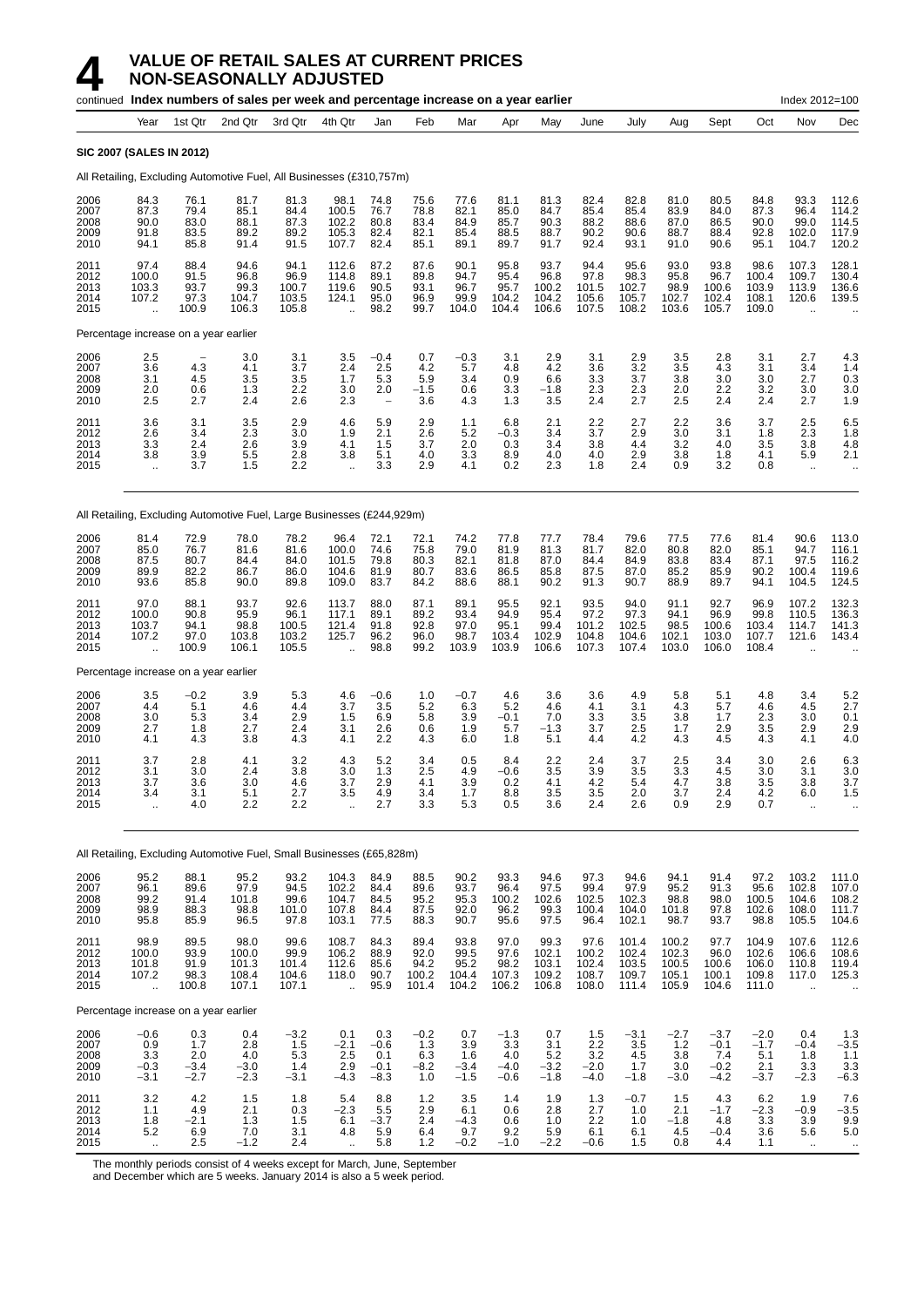# 4 VALUE OF RETAIL SALES AT CURRENT PRICES NON-SEASONALLY ADJUSTED

continued **Index numbers of sales per week and percentage increase on a year earlier** Index 2012=100

| | Year | 1st Qtr | 2nd Qtr | 3rd Qtr | 4th Qtr | Jan | Feb | Mar | Apr | May | June | July | Aug | Sept | Oct | Nov | Dec |
|---|---|---|---|---|---|---|---|---|---|---|---|---|---|---|---|---|---|
| **SIC 2007 (SALES IN 2012)** | | | | | | | | | | | | | | | | | |
| All Retailing, Excluding Automotive Fuel, All Businesses (£310,757m) | | | | | | | | | | | | | | | | | |
| 2006 | 84.3 | 76.1 | 81.7 | 81.3 | 98.1 | 74.8 | 75.6 | 77.6 | 81.1 | 81.3 | 82.4 | 82.8 | 81.0 | 80.5 | 84.8 | 93.3 | 112.6 |
| 2007 | 87.3 | 79.4 | 85.1 | 84.4 | 100.5 | 76.7 | 78.8 | 82.1 | 85.0 | 84.7 | 85.4 | 85.4 | 83.9 | 84.0 | 87.3 | 96.4 | 114.2 |
| 2008 | 90.0 | 83.0 | 88.1 | 87.3 | 102.2 | 80.8 | 83.4 | 84.9 | 85.7 | 90.3 | 88.2 | 88.6 | 87.0 | 86.5 | 90.0 | 99.0 | 114.5 |
| 2009 | 91.8 | 83.5 | 89.2 | 89.2 | 105.3 | 82.4 | 82.1 | 85.4 | 88.5 | 88.7 | 90.2 | 90.6 | 88.7 | 88.4 | 92.8 | 102.0 | 117.9 |
| 2010 | 94.1 | 85.8 | 91.4 | 91.5 | 107.7 | 82.4 | 85.1 | 89.1 | 89.7 | 91.7 | 92.4 | 93.1 | 91.0 | 90.6 | 95.1 | 104.7 | 120.2 |
| 2011 | 97.4 | 88.4 | 94.6 | 94.1 | 112.6 | 87.2 | 87.6 | 90.1 | 95.8 | 93.7 | 94.4 | 95.6 | 93.0 | 93.8 | 98.6 | 107.3 | 128.1 |
| 2012 | 100.0 | 91.5 | 96.8 | 96.9 | 114.8 | 89.1 | 89.8 | 94.7 | 95.4 | 96.8 | 97.8 | 98.3 | 95.8 | 96.7 | 100.4 | 109.7 | 130.4 |
| 2013 | 103.3 | 93.7 | 99.3 | 100.7 | 119.6 | 90.5 | 93.1 | 96.7 | 95.7 | 100.2 | 101.5 | 102.7 | 98.9 | 100.6 | 103.9 | 113.9 | 136.6 |
| 2014 | 107.2 | 97.3 | 104.7 | 103.5 | 124.1 | 95.0 | 96.9 | 99.9 | 104.2 | 104.2 | 105.6 | 105.7 | 102.7 | 102.4 | 108.1 | 120.6 | 139.5 |
| 2015 | .. | 100.9 | 106.3 | 105.8 | .. | 98.2 | 99.7 | 104.0 | 104.4 | 106.6 | 107.5 | 108.2 | 103.6 | 105.7 | 109.0 | .. | .. |
| Percentage increase on a year earlier | | | | | | | | | | | | | | | | | |
| 2006 | 2.5 | – | 3.0 | 3.1 | 3.5 | –0.4 | 0.7 | –0.3 | 3.1 | 2.9 | 3.1 | 2.9 | 3.5 | 2.8 | 3.1 | 2.7 | 4.3 |
| 2007 | 3.6 | 4.3 | 4.1 | 3.7 | 2.4 | 2.5 | 4.2 | 5.7 | 4.8 | 4.2 | 3.6 | 3.2 | 3.5 | 4.3 | 3.1 | 3.4 | 1.4 |
| 2008 | 3.1 | 4.5 | 3.5 | 3.5 | 1.7 | 5.3 | 5.9 | 3.4 | 0.9 | 6.6 | 3.3 | 3.7 | 3.8 | 3.0 | 3.0 | 2.7 | 0.3 |
| 2009 | 2.0 | 0.6 | 1.3 | 2.2 | 3.0 | 2.0 | –1.5 | 0.6 | 3.3 | –1.8 | 2.3 | 2.3 | 2.0 | 2.2 | 3.2 | 3.0 | 3.0 |
| 2010 | 2.5 | 2.7 | 2.4 | 2.6 | 2.3 | – | 3.6 | 4.3 | 1.3 | 3.5 | 2.4 | 2.7 | 2.5 | 2.4 | 2.4 | 2.7 | 1.9 |
| 2011 | 3.6 | 3.1 | 3.5 | 2.9 | 4.6 | 5.9 | 2.9 | 1.1 | 6.8 | 2.1 | 2.2 | 2.7 | 2.2 | 3.6 | 3.7 | 2.5 | 6.5 |
| 2012 | 2.6 | 3.4 | 2.3 | 3.0 | 1.9 | 2.1 | 2.6 | 5.2 | –0.3 | 3.4 | 3.7 | 2.9 | 3.0 | 3.1 | 1.8 | 2.3 | 1.8 |
| 2013 | 3.3 | 2.4 | 2.6 | 3.9 | 4.1 | 1.5 | 3.7 | 2.0 | 0.3 | 3.4 | 3.8 | 4.4 | 3.2 | 4.0 | 3.5 | 3.8 | 4.8 |
| 2014 | 3.8 | 3.9 | 5.5 | 2.8 | 3.8 | 5.1 | 4.0 | 3.3 | 8.9 | 4.0 | 4.0 | 2.9 | 3.8 | 1.8 | 4.1 | 5.9 | 2.1 |
| 2015 | .. | 3.7 | 1.5 | 2.2 | .. | 3.3 | 2.9 | 4.1 | 0.2 | 2.3 | 1.8 | 2.4 | 0.9 | 3.2 | 0.8 | .. | .. |
| All Retailing, Excluding Automotive Fuel, Large Businesses (£244,929m) | | | | | | | | | | | | | | | | | |
| 2006 | 81.4 | 72.9 | 78.0 | 78.2 | 96.4 | 72.1 | 72.1 | 74.2 | 77.8 | 77.7 | 78.4 | 79.6 | 77.5 | 77.6 | 81.4 | 90.6 | 113.0 |
| 2007 | 85.0 | 76.7 | 81.6 | 81.6 | 100.0 | 74.6 | 75.8 | 79.0 | 81.9 | 81.3 | 81.7 | 82.0 | 80.8 | 82.0 | 85.1 | 94.7 | 116.1 |
| 2008 | 87.5 | 80.7 | 84.4 | 84.0 | 101.5 | 79.8 | 80.3 | 82.1 | 81.8 | 87.0 | 84.4 | 84.9 | 83.8 | 83.4 | 87.1 | 97.5 | 116.2 |
| 2009 | 89.9 | 82.2 | 86.7 | 86.0 | 104.6 | 81.9 | 80.7 | 83.6 | 86.5 | 85.8 | 87.5 | 87.0 | 85.2 | 85.9 | 90.2 | 100.4 | 119.6 |
| 2010 | 93.6 | 85.8 | 90.0 | 89.8 | 109.0 | 83.7 | 84.2 | 88.6 | 88.1 | 90.2 | 91.3 | 90.7 | 88.9 | 89.7 | 94.1 | 104.5 | 124.5 |
| 2011 | 97.0 | 88.1 | 93.7 | 92.6 | 113.7 | 88.0 | 87.1 | 89.1 | 95.5 | 92.1 | 93.5 | 94.0 | 91.1 | 92.7 | 96.9 | 107.2 | 132.3 |
| 2012 | 100.0 | 90.8 | 95.9 | 96.1 | 117.1 | 89.1 | 89.2 | 93.4 | 94.9 | 95.4 | 97.2 | 97.3 | 94.1 | 96.9 | 99.8 | 110.5 | 136.3 |
| 2013 | 103.7 | 94.1 | 98.8 | 100.5 | 121.4 | 91.8 | 92.8 | 97.0 | 95.1 | 99.4 | 101.2 | 102.5 | 98.5 | 100.6 | 103.4 | 114.7 | 141.3 |
| 2014 | 107.2 | 97.0 | 103.8 | 103.2 | 125.7 | 96.2 | 96.0 | 98.7 | 103.4 | 102.9 | 104.8 | 104.6 | 102.1 | 103.0 | 107.7 | 121.6 | 143.4 |
| 2015 | .. | 100.9 | 106.1 | 105.5 | .. | 98.8 | 99.2 | 103.9 | 103.9 | 106.6 | 107.3 | 107.4 | 103.0 | 106.0 | 108.4 | .. | .. |
| Percentage increase on a year earlier | | | | | | | | | | | | | | | | | |
| 2006 | 3.5 | –0.2 | 3.9 | 5.3 | 4.6 | –0.6 | 1.0 | –0.7 | 4.6 | 3.6 | 3.6 | 4.9 | 5.8 | 5.1 | 4.8 | 3.4 | 5.2 |
| 2007 | 4.4 | 5.1 | 4.6 | 4.4 | 3.7 | 3.5 | 5.2 | 6.3 | 5.2 | 4.6 | 4.1 | 3.1 | 4.3 | 5.7 | 4.6 | 4.5 | 2.7 |
| 2008 | 3.0 | 5.3 | 3.4 | 2.9 | 1.5 | 6.9 | 5.8 | 3.9 | –0.1 | 7.0 | 3.3 | 3.5 | 3.8 | 1.7 | 2.3 | 3.0 | 0.1 |
| 2009 | 2.7 | 1.8 | 2.7 | 2.4 | 3.1 | 2.6 | 0.6 | 1.9 | 5.7 | –1.3 | 3.7 | 2.5 | 1.7 | 2.9 | 3.5 | 2.9 | 2.9 |
| 2010 | 4.1 | 4.3 | 3.8 | 4.3 | 4.1 | 2.2 | 4.3 | 6.0 | 1.8 | 5.1 | 4.4 | 4.2 | 4.3 | 4.5 | 4.3 | 4.1 | 4.0 |
| 2011 | 3.7 | 2.8 | 4.1 | 3.2 | 4.3 | 5.2 | 3.4 | 0.5 | 8.4 | 2.2 | 2.4 | 3.7 | 2.5 | 3.4 | 3.0 | 2.6 | 6.3 |
| 2012 | 3.1 | 3.0 | 2.4 | 3.8 | 3.0 | 1.3 | 2.5 | 4.9 | –0.6 | 3.5 | 3.9 | 3.5 | 3.3 | 4.5 | 3.0 | 3.1 | 3.0 |
| 2013 | 3.7 | 3.6 | 3.0 | 4.6 | 3.7 | 2.9 | 4.1 | 3.9 | 0.2 | 4.1 | 4.2 | 5.4 | 4.7 | 3.8 | 3.5 | 3.8 | 3.7 |
| 2014 | 3.4 | 3.1 | 5.1 | 2.7 | 3.5 | 4.9 | 3.4 | 1.7 | 8.8 | 3.5 | 3.5 | 2.0 | 3.7 | 2.4 | 4.2 | 6.0 | 1.5 |
| 2015 | .. | 4.0 | 2.2 | 2.2 | .. | 2.7 | 3.3 | 5.3 | 0.5 | 3.6 | 2.4 | 2.6 | 0.9 | 2.9 | 0.7 | .. | .. |
| All Retailing, Excluding Automotive Fuel, Small Businesses (£65,828m) | | | | | | | | | | | | | | | | | |
| 2006 | 95.2 | 88.1 | 95.2 | 93.2 | 104.3 | 84.9 | 88.5 | 90.2 | 93.3 | 94.6 | 97.3 | 94.6 | 94.1 | 91.4 | 97.2 | 103.2 | 111.0 |
| 2007 | 96.1 | 89.6 | 97.9 | 94.5 | 102.2 | 84.4 | 89.6 | 93.7 | 96.4 | 97.5 | 99.4 | 97.9 | 95.2 | 91.3 | 95.6 | 102.8 | 107.0 |
| 2008 | 99.2 | 91.4 | 101.8 | 99.6 | 104.7 | 84.5 | 95.2 | 95.3 | 100.2 | 102.6 | 102.5 | 102.3 | 98.8 | 98.0 | 100.5 | 104.6 | 108.2 |
| 2009 | 98.9 | 88.3 | 98.8 | 101.0 | 107.8 | 84.4 | 87.5 | 92.0 | 96.2 | 99.3 | 100.4 | 104.0 | 101.8 | 97.8 | 102.6 | 108.0 | 111.7 |
| 2010 | 95.8 | 85.9 | 96.5 | 97.8 | 103.1 | 77.5 | 88.3 | 90.7 | 95.6 | 97.5 | 96.4 | 102.1 | 98.7 | 93.7 | 98.8 | 105.5 | 104.6 |
| 2011 | 98.9 | 89.5 | 98.0 | 99.6 | 108.7 | 84.3 | 89.4 | 93.8 | 97.0 | 99.3 | 97.6 | 101.4 | 100.2 | 97.7 | 104.9 | 107.6 | 112.6 |
| 2012 | 100.0 | 93.9 | 100.0 | 99.9 | 106.2 | 88.9 | 92.0 | 99.5 | 97.6 | 102.1 | 100.2 | 102.4 | 102.3 | 96.0 | 102.6 | 106.6 | 108.6 |
| 2013 | 101.8 | 91.9 | 101.3 | 101.4 | 112.6 | 85.6 | 94.2 | 95.2 | 98.2 | 103.1 | 102.4 | 103.5 | 100.5 | 100.6 | 106.0 | 110.8 | 119.4 |
| 2014 | 107.2 | 98.3 | 108.4 | 104.6 | 118.0 | 90.7 | 100.2 | 104.4 | 107.3 | 109.2 | 108.7 | 109.7 | 105.1 | 100.1 | 109.8 | 117.0 | 125.3 |
| 2015 | .. | 100.8 | 107.1 | 107.1 | .. | 95.9 | 101.4 | 104.2 | 106.2 | 106.8 | 108.0 | 111.4 | 105.9 | 104.6 | 111.0 | .. | .. |
| Percentage increase on a year earlier | | | | | | | | | | | | | | | | | |
| 2006 | –0.6 | 0.3 | 0.4 | –3.2 | 0.1 | 0.3 | –0.2 | 0.7 | –1.3 | 0.7 | 1.5 | –3.1 | –2.7 | –3.7 | –2.0 | 0.4 | 1.3 |
| 2007 | 0.9 | 1.7 | 2.8 | 1.5 | –2.1 | –0.6 | 1.3 | 3.9 | 3.3 | 3.1 | 2.2 | 3.5 | 1.2 | –0.1 | –1.7 | –0.4 | –3.5 |
| 2008 | 3.3 | 2.0 | 4.0 | 5.3 | 2.5 | 0.1 | 6.3 | 1.6 | 4.0 | 5.2 | 3.2 | 4.5 | 3.8 | 7.4 | 5.1 | 1.8 | 1.1 |
| 2009 | –0.3 | –3.4 | –3.0 | 1.4 | 2.9 | –0.1 | –8.2 | –3.4 | –4.0 | –3.2 | –2.0 | 1.7 | 3.0 | –0.2 | 2.1 | 3.3 | 3.3 |
| 2010 | –3.1 | –2.7 | –2.3 | –3.1 | –4.3 | –8.3 | 1.0 | –1.5 | –0.6 | –1.8 | –4.0 | –1.8 | –3.0 | –4.2 | –3.7 | –2.3 | –6.3 |
| 2011 | 3.2 | 4.2 | 1.5 | 1.8 | 5.4 | 8.8 | 1.2 | 3.5 | 1.4 | 1.9 | 1.3 | –0.7 | 1.5 | 4.3 | 6.2 | 1.9 | 7.6 |
| 2012 | 1.1 | 4.9 | 2.1 | 0.3 | –2.3 | 5.5 | 2.9 | 6.1 | 0.6 | 2.8 | 2.7 | 1.0 | 2.1 | –1.7 | –2.3 | –0.9 | –3.5 |
| 2013 | 1.8 | –2.1 | 1.3 | 1.5 | 6.1 | –3.7 | 2.4 | –4.3 | 0.6 | 1.0 | 2.2 | 1.0 | –1.8 | 4.8 | 3.3 | 3.9 | 9.9 |
| 2014 | 5.2 | 6.9 | 7.0 | 3.1 | 4.8 | 5.9 | 6.4 | 9.7 | 9.2 | 5.9 | 6.1 | 6.1 | 4.5 | –0.4 | 3.6 | 5.6 | 5.0 |
| 2015 | .. | 2.5 | –1.2 | 2.4 | .. | 5.8 | 1.2 | –0.2 | –1.0 | –2.2 | –0.6 | 1.5 | 0.8 | 4.4 | 1.1 | .. | .. |

The monthly periods consist of 4 weeks except for March, June, September and December which are 5 weeks. January 2014 is also a 5 week period.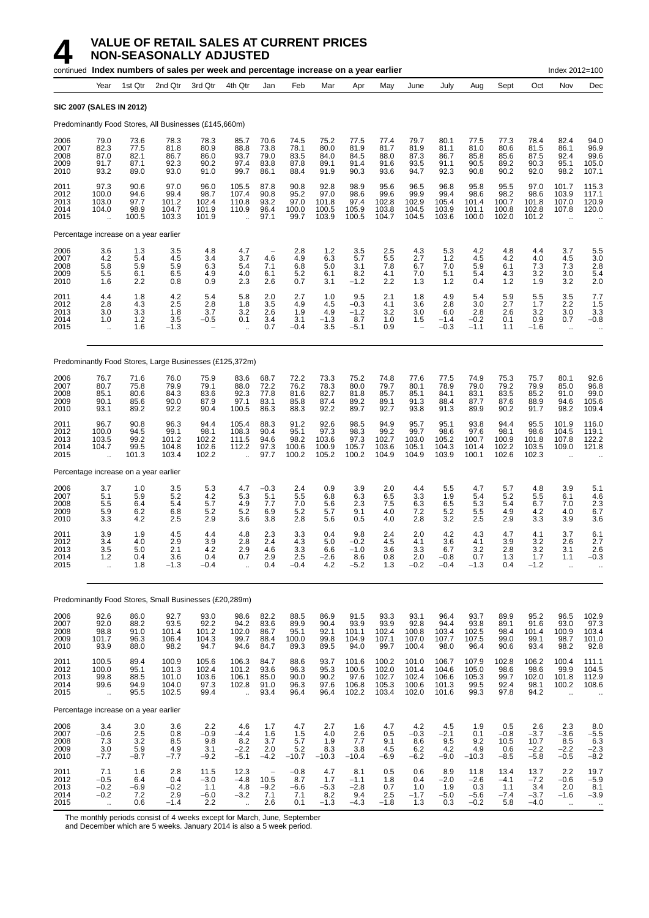# 4 VALUE OF RETAIL SALES AT CURRENT PRICES NON-SEASONALLY ADJUSTED

continued **Index numbers of sales per week and percentage increase on a year earlier** Index 2012=100

| Year | 1st Qtr | 2nd Qtr | 3rd Qtr | 4th Qtr | Jan | Feb | Mar | Apr | May | June | July | Aug | Sept | Oct | Nov | Dec |
|---|---|---|---|---|---|---|---|---|---|---|---|---|---|---|---|---|
| **SIC 2007 (SALES IN 2012)** | | | | | | | | | | | | | | | | |
| Predominantly Food Stores, All Businesses (£145,660m) | | | | | | | | | | | | | | | | |
| 2006 79.0 | 73.6 | 78.3 | 78.3 | 85.7 | 70.6 | 74.5 | 75.2 | 77.5 | 77.4 | 79.7 | 80.1 | 77.5 | 77.3 | 78.4 | 82.4 | 94.0 |
| 2007 82.3 | 77.5 | 81.8 | 80.9 | 88.8 | 73.8 | 78.1 | 80.0 | 81.9 | 81.7 | 81.9 | 81.1 | 81.0 | 80.6 | 81.5 | 86.1 | 96.9 |
| 2008 87.0 | 82.1 | 86.7 | 86.0 | 93.7 | 79.0 | 83.5 | 84.0 | 84.5 | 88.0 | 87.3 | 86.7 | 85.8 | 85.6 | 87.5 | 92.4 | 99.6 |
| 2009 91.7 | 87.1 | 92.3 | 90.2 | 97.4 | 83.8 | 87.8 | 89.1 | 91.4 | 91.6 | 93.5 | 91.1 | 90.5 | 89.2 | 90.3 | 95.1 | 105.0 |
| 2010 93.2 | 89.0 | 93.0 | 91.0 | 99.7 | 86.1 | 88.4 | 91.9 | 90.3 | 93.6 | 94.7 | 92.3 | 90.8 | 90.2 | 92.0 | 98.2 | 107.1 |
| 2011 97.3 | 90.6 | 97.0 | 96.0 | 105.5 | 87.8 | 90.8 | 92.8 | 98.9 | 95.6 | 96.5 | 96.8 | 95.8 | 95.5 | 97.0 | 101.7 | 115.3 |
| 2012 100.0 | 94.6 | 99.4 | 98.7 | 107.4 | 90.8 | 95.2 | 97.0 | 98.6 | 99.6 | 99.9 | 99.4 | 98.6 | 98.2 | 98.6 | 103.9 | 117.1 |
| 2013 103.0 | 97.7 | 101.2 | 102.4 | 110.8 | 93.2 | 97.0 | 101.8 | 97.4 | 102.8 | 102.9 | 105.4 | 101.4 | 100.7 | 101.8 | 107.0 | 120.9 |
| 2014 104.0 | 98.9 | 104.7 | 101.9 | 110.9 | 96.4 | 100.0 | 100.5 | 105.9 | 103.8 | 104.5 | 103.9 | 101.1 | 100.8 | 102.8 | 107.8 | 120.0 |
| 2015 .. | 100.5 | 103.3 | 101.9 | .. | 97.1 | 99.7 | 103.9 | 100.5 | 104.7 | 104.5 | 103.6 | 100.0 | 102.0 | 101.2 | .. | .. |
| Percentage increase on a year earlier | | | | | | | | | | | | | | | | |
| 2006 3.6 | 1.3 | 3.5 | 4.8 | 4.7 | – | 2.8 | 1.2 | 3.5 | 2.5 | 4.3 | 5.3 | 4.2 | 4.8 | 4.4 | 3.7 | 5.5 |
| 2007 4.2 | 5.4 | 4.5 | 3.4 | 3.7 | 4.6 | 4.9 | 6.3 | 5.7 | 5.5 | 2.7 | 1.2 | 4.5 | 4.2 | 4.0 | 4.5 | 3.0 |
| 2008 5.8 | 5.9 | 5.9 | 6.3 | 5.4 | 7.1 | 6.8 | 5.0 | 3.1 | 7.8 | 6.7 | 7.0 | 5.9 | 6.1 | 7.3 | 7.3 | 2.8 |
| 2009 5.5 | 6.1 | 6.5 | 4.9 | 4.0 | 6.1 | 5.2 | 6.1 | 8.2 | 4.1 | 7.0 | 5.1 | 5.4 | 4.3 | 3.2 | 3.0 | 5.4 |
| 2010 1.6 | 2.2 | 0.8 | 0.9 | 2.3 | 2.6 | 0.7 | 3.1 | –1.2 | 2.2 | 1.3 | 1.2 | 0.4 | 1.2 | 1.9 | 3.2 | 2.0 |
| 2011 4.4 | 1.8 | 4.2 | 5.4 | 5.8 | 2.0 | 2.7 | 1.0 | 9.5 | 2.1 | 1.8 | 4.9 | 5.4 | 5.9 | 5.5 | 3.5 | 7.7 |
| 2012 2.8 | 4.3 | 2.5 | 2.8 | 1.8 | 3.5 | 4.9 | 4.5 | –0.3 | 4.1 | 3.6 | 2.8 | 3.0 | 2.7 | 1.7 | 2.2 | 1.5 |
| 2013 3.0 | 3.3 | 1.8 | 3.7 | 3.2 | 2.6 | 1.9 | 4.9 | –1.2 | 3.2 | 3.0 | 6.0 | 2.8 | 2.6 | 3.2 | 3.0 | 3.3 |
| 2014 1.0 | 1.2 | 3.5 | –0.5 | 0.1 | 3.4 | 3.1 | –1.3 | 8.7 | 1.0 | 1.5 | –1.4 | –0.2 | 0.1 | 0.9 | 0.7 | –0.8 |
| 2015 .. | 1.6 | –1.3 | – | .. | 0.7 | –0.4 | 3.5 | –5.1 | 0.9 | – | –0.3 | –1.1 | 1.1 | –1.6 | .. | .. |
| Predominantly Food Stores, Large Businesses (£125,372m) | | | | | | | | | | | | | | | | |
| 2006 76.7 | 71.6 | 76.0 | 75.9 | 83.6 | 68.7 | 72.2 | 73.3 | 75.2 | 74.8 | 77.6 | 77.5 | 74.9 | 75.3 | 75.7 | 80.1 | 92.6 |
| 2007 80.7 | 75.8 | 79.9 | 79.1 | 88.0 | 72.2 | 76.2 | 78.3 | 80.0 | 79.7 | 80.1 | 78.9 | 79.0 | 79.2 | 79.9 | 85.0 | 96.8 |
| 2008 85.1 | 80.6 | 84.3 | 83.6 | 92.3 | 77.8 | 81.6 | 82.7 | 81.8 | 85.7 | 85.1 | 84.1 | 83.1 | 83.5 | 85.2 | 91.0 | 99.0 |
| 2009 90.1 | 85.6 | 90.0 | 87.9 | 97.1 | 83.1 | 85.8 | 87.4 | 89.2 | 89.1 | 91.3 | 88.4 | 87.7 | 87.6 | 88.9 | 94.6 | 105.6 |
| 2010 93.1 | 89.2 | 92.2 | 90.4 | 100.5 | 86.3 | 88.3 | 92.2 | 89.7 | 92.7 | 93.8 | 91.3 | 89.9 | 90.2 | 91.7 | 98.2 | 109.4 |
| 2011 96.7 | 90.8 | 96.3 | 94.4 | 105.4 | 88.3 | 91.2 | 92.6 | 98.5 | 94.9 | 95.7 | 95.1 | 93.8 | 94.4 | 95.5 | 101.9 | 116.0 |
| 2012 100.0 | 94.5 | 99.1 | 98.1 | 108.3 | 90.4 | 95.1 | 97.3 | 98.3 | 99.2 | 99.7 | 98.6 | 97.6 | 98.1 | 98.6 | 104.5 | 119.1 |
| 2013 103.5 | 99.2 | 101.2 | 102.2 | 111.5 | 94.6 | 98.2 | 103.6 | 97.3 | 102.7 | 103.0 | 105.2 | 100.7 | 100.9 | 101.8 | 107.8 | 122.2 |
| 2014 104.7 | 99.5 | 104.8 | 102.6 | 112.2 | 97.3 | 100.6 | 100.9 | 105.7 | 103.6 | 105.1 | 104.3 | 101.4 | 102.2 | 103.5 | 109.0 | 121.8 |
| 2015 .. | 101.3 | 103.4 | 102.2 | .. | 97.7 | 100.2 | 105.2 | 100.2 | 104.9 | 104.9 | 103.9 | 100.1 | 102.6 | 102.3 | .. | .. |
| Percentage increase on a year earlier | | | | | | | | | | | | | | | | |
| 2006 3.7 | 1.0 | 3.5 | 5.3 | 4.7 | –0.3 | 2.4 | 0.9 | 3.9 | 2.0 | 4.4 | 5.5 | 4.7 | 5.7 | 4.8 | 3.9 | 5.1 |
| 2007 5.1 | 5.9 | 5.2 | 4.2 | 5.3 | 5.1 | 5.5 | 6.8 | 6.3 | 6.5 | 3.3 | 1.9 | 5.4 | 5.2 | 5.5 | 6.1 | 4.6 |
| 2008 5.5 | 6.4 | 5.4 | 5.7 | 4.9 | 7.7 | 7.0 | 5.6 | 2.3 | 7.5 | 6.3 | 6.5 | 5.3 | 5.4 | 6.7 | 7.0 | 2.3 |
| 2009 5.9 | 6.2 | 6.8 | 5.2 | 5.2 | 6.9 | 5.2 | 5.7 | 9.1 | 4.0 | 7.2 | 5.2 | 5.5 | 4.9 | 4.2 | 4.0 | 6.7 |
| 2010 3.3 | 4.2 | 2.5 | 2.9 | 3.6 | 3.8 | 2.8 | 5.6 | 0.5 | 4.0 | 2.8 | 3.2 | 2.5 | 2.9 | 3.3 | 3.9 | 3.6 |
| 2011 3.9 | 1.9 | 4.5 | 4.4 | 4.8 | 2.3 | 3.3 | 0.4 | 9.8 | 2.4 | 2.0 | 4.2 | 4.3 | 4.7 | 4.1 | 3.7 | 6.1 |
| 2012 3.4 | 4.0 | 2.9 | 3.9 | 2.8 | 2.4 | 4.3 | 5.0 | –0.2 | 4.5 | 4.1 | 3.6 | 4.1 | 3.9 | 3.2 | 2.6 | 2.7 |
| 2013 3.5 | 5.0 | 2.1 | 4.2 | 2.9 | 4.6 | 3.3 | 6.6 | –1.0 | 3.6 | 3.3 | 6.7 | 3.2 | 2.8 | 3.2 | 3.1 | 2.6 |
| 2014 1.2 | 0.4 | 3.6 | 0.4 | 0.7 | 2.9 | 2.5 | –2.6 | 8.6 | 0.8 | 2.0 | –0.8 | 0.7 | 1.3 | 1.7 | 1.1 | –0.3 |
| 2015 .. | 1.8 | –1.3 | –0.4 | .. | 0.4 | –0.4 | 4.2 | –5.2 | 1.3 | –0.2 | –0.4 | –1.3 | 0.4 | –1.2 | .. | .. |
| Predominantly Food Stores, Small Businesses (£20,289m) | | | | | | | | | | | | | | | | |
| 2006 92.6 | 86.0 | 92.7 | 93.0 | 98.6 | 82.2 | 88.5 | 86.9 | 91.5 | 93.3 | 93.1 | 96.4 | 93.7 | 89.9 | 95.2 | 96.5 | 102.9 |
| 2007 92.0 | 88.2 | 93.5 | 92.2 | 94.2 | 83.6 | 89.9 | 90.4 | 93.9 | 93.9 | 92.8 | 94.4 | 93.8 | 89.1 | 91.6 | 93.0 | 97.3 |
| 2008 98.8 | 91.0 | 101.4 | 101.2 | 102.0 | 86.7 | 95.1 | 92.1 | 101.1 | 102.4 | 100.8 | 103.4 | 102.5 | 98.4 | 101.4 | 100.9 | 103.4 |
| 2009 101.7 | 96.3 | 106.4 | 104.3 | 99.7 | 88.4 | 100.0 | 99.8 | 104.9 | 107.1 | 107.0 | 107.7 | 107.5 | 99.0 | 99.1 | 98.7 | 101.0 |
| 2010 93.9 | 88.0 | 98.2 | 94.7 | 94.6 | 84.7 | 89.3 | 89.5 | 94.0 | 99.7 | 100.4 | 98.0 | 96.4 | 90.6 | 93.4 | 98.2 | 92.8 |
| 2011 100.5 | 89.4 | 100.9 | 105.6 | 106.3 | 84.7 | 88.6 | 93.7 | 101.6 | 100.2 | 101.0 | 106.7 | 107.9 | 102.8 | 106.2 | 100.4 | 111.1 |
| 2012 100.0 | 95.1 | 101.3 | 102.4 | 101.2 | 93.6 | 96.3 | 95.3 | 100.5 | 102.0 | 101.4 | 104.6 | 105.0 | 98.6 | 98.6 | 99.9 | 104.5 |
| 2013 99.8 | 88.5 | 101.0 | 103.6 | 106.1 | 85.0 | 90.0 | 90.2 | 97.6 | 102.7 | 102.4 | 106.6 | 105.3 | 99.7 | 102.0 | 101.8 | 112.9 |
| 2014 99.6 | 94.9 | 104.0 | 97.3 | 102.8 | 91.0 | 96.3 | 97.6 | 106.8 | 105.3 | 100.6 | 101.3 | 99.5 | 92.4 | 98.1 | 100.2 | 108.6 |
| 2015 .. | 95.5 | 102.5 | 99.4 | .. | 93.4 | 96.4 | 96.4 | 102.2 | 103.4 | 102.0 | 101.6 | 99.3 | 97.8 | 94.2 | .. | .. |
| Percentage increase on a year earlier | | | | | | | | | | | | | | | | |
| 2006 3.4 | 3.0 | 3.6 | 2.2 | 4.6 | 1.7 | 4.7 | 2.7 | 1.6 | 4.7 | 4.2 | 4.5 | 1.9 | 0.5 | 2.6 | 2.3 | 8.0 |
| 2007 –0.6 | 2.5 | 0.8 | –0.9 | –4.4 | 1.6 | 1.5 | 4.0 | 2.6 | 0.5 | –0.3 | –2.1 | 0.1 | –0.8 | –3.7 | –3.6 | –5.5 |
| 2008 7.3 | 3.2 | 8.5 | 9.8 | 8.2 | 3.7 | 5.7 | 1.9 | 7.7 | 9.1 | 8.6 | 9.5 | 9.2 | 10.5 | 10.7 | 8.5 | 6.3 |
| 2009 3.0 | 5.9 | 4.9 | 3.1 | –2.2 | 2.0 | 5.2 | 8.3 | 3.8 | 4.5 | 6.2 | 4.2 | 4.9 | 0.6 | –2.2 | –2.2 | –2.3 |
| 2010 –7.7 | –8.7 | –7.7 | –9.2 | –5.1 | –4.2 | –10.7 | –10.3 | –10.4 | –6.9 | –6.2 | –9.0 | –10.3 | –8.5 | –5.8 | –0.5 | –8.2 |
| 2011 7.1 | 1.6 | 2.8 | 11.5 | 12.3 | – | –0.8 | 4.7 | 8.1 | 0.5 | 0.6 | 8.9 | 11.8 | 13.4 | 13.7 | 2.2 | 19.7 |
| 2012 –0.5 | 6.4 | 0.4 | –3.0 | –4.8 | 10.5 | 8.7 | 1.7 | –1.1 | 1.8 | 0.4 | –2.0 | –2.6 | –4.1 | –7.2 | –0.6 | –5.9 |
| 2013 –0.2 | –6.9 | –0.2 | 1.1 | 4.8 | –9.2 | –6.6 | –5.3 | –2.8 | 0.7 | 1.0 | 1.9 | 0.3 | 1.1 | 3.4 | 2.0 | 8.1 |
| 2014 –0.2 | 7.2 | 2.9 | –6.0 | –3.2 | 7.1 | 7.1 | 8.2 | 9.4 | 2.5 | –1.7 | –5.0 | –5.6 | –7.4 | –3.7 | –1.6 | –3.9 |
| 2015 .. | 0.6 | –1.4 | 2.2 | .. | 2.6 | 0.1 | –1.3 | –4.3 | –1.8 | 1.3 | 0.3 | –0.2 | 5.8 | –4.0 | .. | .. |

The monthly periods consist of 4 weeks except for March, June, September and December which are 5 weeks. January 2014 is also a 5 week period.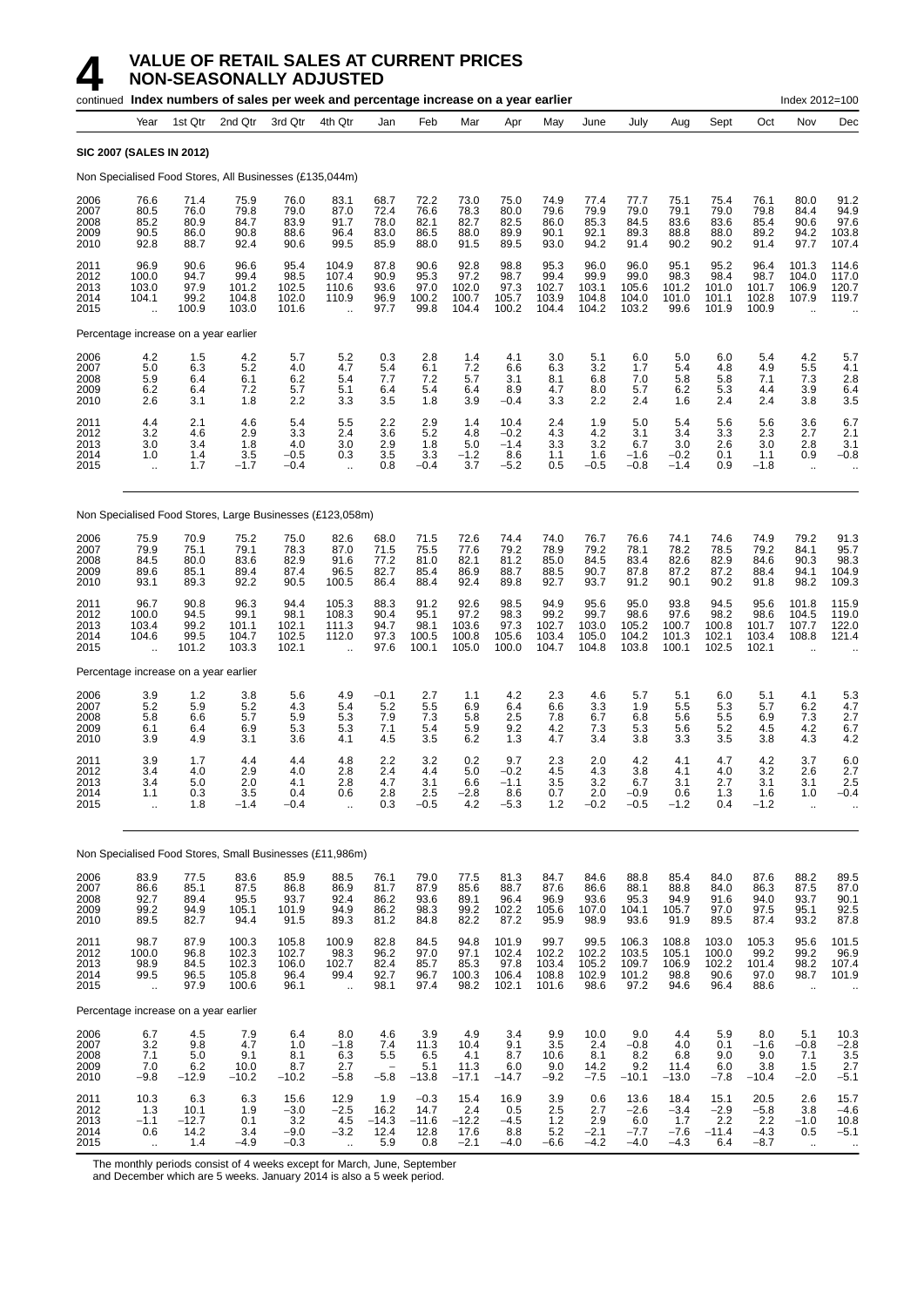# 4 VALUE OF RETAIL SALES AT CURRENT PRICES NON-SEASONALLY ADJUSTED

continued **Index numbers of sales per week and percentage increase on a year earlier** Index 2012=100

| Year | Year | 1st Qtr | 2nd Qtr | 3rd Qtr | 4th Qtr | Jan | Feb | Mar | Apr | May | June | July | Aug | Sept | Oct | Nov | Dec |
|---|---|---|---|---|---|---|---|---|---|---|---|---|---|---|---|---|---|
| **SIC 2007 (SALES IN 2012)** | | | | | | | | | | | | | | | | | |
| Non Specialised Food Stores, All Businesses (£135,044m) | | | | | | | | | | | | | | | | | |
| 2006 | 76.6 | 71.4 | 75.9 | 76.0 | 83.1 | 68.7 | 72.2 | 73.0 | 75.0 | 74.9 | 77.4 | 77.7 | 75.1 | 75.4 | 76.1 | 80.0 | 91.2 |
| 2007 | 80.5 | 76.0 | 79.8 | 79.0 | 87.0 | 72.4 | 76.6 | 78.3 | 80.0 | 79.6 | 79.9 | 79.0 | 79.1 | 79.0 | 79.8 | 84.4 | 94.9 |
| 2008 | 85.2 | 80.9 | 84.7 | 83.9 | 91.7 | 78.0 | 82.1 | 82.7 | 82.5 | 86.0 | 85.3 | 84.5 | 83.6 | 83.6 | 85.4 | 90.6 | 97.6 |
| 2009 | 90.5 | 86.0 | 90.8 | 88.6 | 96.4 | 83.0 | 86.5 | 88.0 | 89.9 | 90.1 | 92.1 | 89.3 | 88.8 | 88.0 | 89.2 | 94.2 | 103.8 |
| 2010 | 92.8 | 88.7 | 92.4 | 90.6 | 99.5 | 85.9 | 88.0 | 91.5 | 89.5 | 93.0 | 94.2 | 91.4 | 90.2 | 90.2 | 91.4 | 97.7 | 107.4 |
| 2011 | 96.9 | 90.6 | 96.6 | 95.4 | 104.9 | 87.8 | 90.6 | 92.8 | 98.8 | 95.3 | 96.0 | 96.0 | 95.1 | 95.2 | 96.4 | 101.3 | 114.6 |
| 2012 | 100.0 | 94.7 | 99.4 | 98.5 | 107.4 | 90.9 | 95.3 | 97.2 | 98.7 | 99.4 | 99.9 | 99.0 | 98.3 | 98.4 | 98.7 | 104.0 | 117.0 |
| 2013 | 103.0 | 97.9 | 101.2 | 102.5 | 110.6 | 93.6 | 97.0 | 102.0 | 97.3 | 102.7 | 103.1 | 105.6 | 101.2 | 101.0 | 101.7 | 106.9 | 120.7 |
| 2014 | 104.1 | 99.2 | 104.8 | 102.0 | 110.9 | 96.9 | 100.2 | 100.7 | 105.7 | 103.9 | 104.8 | 104.0 | 101.0 | 101.1 | 102.8 | 107.9 | 119.7 |
| 2015 | .. | 100.9 | 103.0 | 101.6 | .. | 97.7 | 99.8 | 104.4 | 100.2 | 104.4 | 104.2 | 103.2 | 99.6 | 101.9 | 100.9 | .. | .. |
| Percentage increase on a year earlier | | | | | | | | | | | | | | | | | |
| 2006 | 4.2 | 1.5 | 4.2 | 5.7 | 5.2 | 0.3 | 2.8 | 1.4 | 4.1 | 3.0 | 5.1 | 6.0 | 5.0 | 6.0 | 5.4 | 4.2 | 5.7 |
| 2007 | 5.0 | 6.3 | 5.2 | 4.0 | 4.7 | 5.4 | 6.1 | 7.2 | 6.6 | 6.3 | 3.2 | 1.7 | 5.4 | 4.8 | 4.9 | 5.5 | 4.1 |
| 2008 | 5.9 | 6.4 | 6.1 | 6.2 | 5.4 | 7.7 | 7.2 | 5.7 | 3.1 | 8.1 | 6.8 | 7.0 | 5.8 | 5.8 | 7.1 | 7.3 | 2.8 |
| 2009 | 6.2 | 6.4 | 7.2 | 5.7 | 5.1 | 6.4 | 5.4 | 6.4 | 8.9 | 4.7 | 8.0 | 5.7 | 6.2 | 5.3 | 4.4 | 3.9 | 6.4 |
| 2010 | 2.6 | 3.1 | 1.8 | 2.2 | 3.3 | 3.5 | 1.8 | 3.9 | –0.4 | 3.3 | 2.2 | 2.4 | 1.6 | 2.4 | 2.4 | 3.8 | 3.5 |
| 2011 | 4.4 | 2.1 | 4.6 | 5.4 | 5.5 | 2.2 | 2.9 | 1.4 | 10.4 | 2.4 | 1.9 | 5.0 | 5.4 | 5.6 | 5.6 | 3.6 | 6.7 |
| 2012 | 3.2 | 4.6 | 2.9 | 3.3 | 2.4 | 3.6 | 5.2 | 4.8 | –0.2 | 4.3 | 4.2 | 3.1 | 3.4 | 3.3 | 2.3 | 2.7 | 2.1 |
| 2013 | 3.0 | 3.4 | 1.8 | 4.0 | 3.0 | 2.9 | 1.8 | 5.0 | –1.4 | 3.3 | 3.2 | 6.7 | 3.0 | 2.6 | 3.0 | 2.8 | 3.1 |
| 2014 | 1.0 | 1.4 | 3.5 | –0.5 | 0.3 | 3.5 | 3.3 | –1.2 | 8.6 | 1.1 | 1.6 | –1.6 | –0.2 | 0.1 | 1.1 | 0.9 | –0.8 |
| 2015 | .. | 1.7 | –1.7 | –0.4 | .. | 0.8 | –0.4 | 3.7 | –5.2 | 0.5 | –0.5 | –0.8 | –1.4 | 0.9 | –1.8 | .. | .. |
| Non Specialised Food Stores, Large Businesses (£123,058m) | | | | | | | | | | | | | | | | | |
| 2006 | 75.9 | 70.9 | 75.2 | 75.0 | 82.6 | 68.0 | 71.5 | 72.6 | 74.4 | 74.0 | 76.7 | 76.6 | 74.1 | 74.6 | 74.9 | 79.2 | 91.3 |
| 2007 | 79.9 | 75.1 | 79.1 | 78.3 | 87.0 | 71.5 | 75.5 | 77.6 | 79.2 | 78.9 | 79.2 | 78.1 | 78.2 | 78.5 | 79.2 | 84.1 | 95.7 |
| 2008 | 84.5 | 80.0 | 83.6 | 82.9 | 91.6 | 77.2 | 81.0 | 82.1 | 81.2 | 85.0 | 84.5 | 83.4 | 82.6 | 82.9 | 84.6 | 90.3 | 98.3 |
| 2009 | 89.6 | 85.1 | 89.4 | 87.4 | 96.5 | 82.7 | 85.4 | 86.9 | 88.7 | 88.5 | 90.7 | 87.8 | 87.2 | 87.2 | 88.4 | 94.1 | 104.9 |
| 2010 | 93.1 | 89.3 | 92.2 | 90.5 | 100.5 | 86.4 | 88.4 | 92.4 | 89.8 | 92.7 | 93.7 | 91.2 | 90.1 | 90.2 | 91.8 | 98.2 | 109.3 |
| 2011 | 96.7 | 90.8 | 96.3 | 94.4 | 105.3 | 88.3 | 91.2 | 92.6 | 98.5 | 94.9 | 95.6 | 95.0 | 93.8 | 94.5 | 95.6 | 101.8 | 115.9 |
| 2012 | 100.0 | 94.5 | 99.1 | 98.1 | 108.3 | 90.4 | 95.1 | 97.2 | 98.3 | 99.2 | 99.7 | 98.6 | 97.6 | 98.2 | 98.6 | 104.5 | 119.0 |
| 2013 | 103.4 | 99.2 | 101.1 | 102.1 | 111.3 | 94.7 | 98.1 | 103.6 | 97.3 | 102.7 | 103.0 | 105.2 | 100.7 | 100.8 | 101.7 | 107.7 | 122.0 |
| 2014 | 104.6 | 99.5 | 104.7 | 102.5 | 112.0 | 97.3 | 100.5 | 100.8 | 105.6 | 103.4 | 105.0 | 104.2 | 101.3 | 102.1 | 103.4 | 108.8 | 121.4 |
| 2015 | .. | 101.2 | 103.3 | 102.1 | .. | 97.6 | 100.1 | 105.0 | 100.0 | 104.7 | 104.8 | 103.8 | 100.1 | 102.5 | 102.1 | .. | .. |
| Percentage increase on a year earlier | | | | | | | | | | | | | | | | | |
| 2006 | 3.9 | 1.2 | 3.8 | 5.6 | 4.9 | –0.1 | 2.7 | 1.1 | 4.2 | 2.3 | 4.6 | 5.7 | 5.1 | 6.0 | 5.1 | 4.1 | 5.3 |
| 2007 | 5.2 | 5.9 | 5.2 | 4.3 | 5.4 | 5.2 | 5.5 | 6.9 | 6.4 | 6.6 | 3.3 | 1.9 | 5.5 | 5.3 | 5.7 | 6.2 | 4.7 |
| 2008 | 5.8 | 6.6 | 5.7 | 5.9 | 5.3 | 7.9 | 7.3 | 5.8 | 2.5 | 7.8 | 6.7 | 6.8 | 5.6 | 5.5 | 6.9 | 7.3 | 2.7 |
| 2009 | 6.1 | 6.4 | 6.9 | 5.3 | 5.3 | 7.1 | 5.4 | 5.9 | 9.2 | 4.2 | 7.3 | 5.3 | 5.6 | 5.2 | 4.5 | 4.2 | 6.7 |
| 2010 | 3.9 | 4.9 | 3.1 | 3.6 | 4.1 | 4.5 | 3.5 | 6.2 | 1.3 | 4.7 | 3.4 | 3.8 | 3.3 | 3.5 | 3.8 | 4.3 | 4.2 |
| 2011 | 3.9 | 1.7 | 4.4 | 4.4 | 4.8 | 2.2 | 3.2 | 0.2 | 9.7 | 2.3 | 2.0 | 4.2 | 4.1 | 4.7 | 4.2 | 3.7 | 6.0 |
| 2012 | 3.4 | 4.0 | 2.9 | 4.0 | 2.8 | 2.4 | 4.4 | 5.0 | –0.2 | 4.5 | 4.3 | 3.8 | 4.1 | 4.0 | 3.2 | 2.6 | 2.7 |
| 2013 | 3.4 | 5.0 | 2.0 | 4.1 | 2.8 | 4.7 | 3.1 | 6.6 | –1.1 | 3.5 | 3.2 | 6.7 | 3.1 | 2.7 | 3.1 | 3.1 | 2.5 |
| 2014 | 1.1 | 0.3 | 3.5 | 0.4 | 0.6 | 2.8 | 2.5 | –2.8 | 8.6 | 0.7 | 2.0 | –0.9 | 0.6 | 1.3 | 1.6 | 1.0 | –0.4 |
| 2015 | .. | 1.8 | –1.4 | –0.4 | .. | 0.3 | –0.5 | 4.2 | –5.3 | 1.2 | –0.2 | –0.5 | –1.2 | 0.4 | –1.2 | .. | .. |
| Non Specialised Food Stores, Small Businesses (£11,986m) | | | | | | | | | | | | | | | | | |
| 2006 | 83.9 | 77.5 | 83.6 | 85.9 | 88.5 | 76.1 | 79.0 | 77.5 | 81.3 | 84.7 | 84.6 | 88.8 | 85.4 | 84.0 | 87.6 | 88.2 | 89.5 |
| 2007 | 86.6 | 85.1 | 87.5 | 86.8 | 86.9 | 81.7 | 87.9 | 85.6 | 88.7 | 87.6 | 86.6 | 88.1 | 88.8 | 84.0 | 86.3 | 87.5 | 87.0 |
| 2008 | 92.7 | 89.4 | 95.5 | 93.7 | 92.4 | 86.2 | 93.6 | 89.1 | 96.4 | 96.9 | 93.6 | 95.3 | 94.9 | 91.6 | 94.0 | 93.7 | 90.1 |
| 2009 | 99.2 | 94.9 | 105.1 | 101.9 | 94.9 | 86.2 | 98.3 | 99.2 | 102.2 | 105.6 | 107.0 | 104.1 | 105.7 | 97.0 | 97.5 | 95.1 | 92.5 |
| 2010 | 89.5 | 82.7 | 94.4 | 91.5 | 89.3 | 81.2 | 84.8 | 82.2 | 87.2 | 95.9 | 98.9 | 93.6 | 91.9 | 89.5 | 87.4 | 93.2 | 87.8 |
| 2011 | 98.7 | 87.9 | 100.3 | 105.8 | 100.9 | 82.8 | 84.5 | 94.8 | 101.9 | 99.7 | 99.5 | 106.3 | 108.8 | 103.0 | 105.3 | 95.6 | 101.5 |
| 2012 | 100.0 | 96.8 | 102.3 | 102.7 | 98.3 | 96.2 | 97.0 | 97.1 | 102.4 | 102.2 | 102.2 | 103.5 | 105.1 | 100.0 | 99.2 | 99.2 | 96.9 |
| 2013 | 98.9 | 84.5 | 102.3 | 106.0 | 102.7 | 82.4 | 85.7 | 85.3 | 97.8 | 103.4 | 105.2 | 109.7 | 106.9 | 102.2 | 101.4 | 98.2 | 107.4 |
| 2014 | 99.5 | 96.5 | 105.8 | 96.4 | 99.4 | 92.7 | 96.7 | 100.3 | 106.4 | 108.8 | 102.9 | 101.2 | 98.8 | 90.6 | 97.0 | 98.7 | 101.9 |
| 2015 | .. | 97.9 | 100.6 | 96.1 | .. | 98.1 | 97.4 | 98.2 | 102.1 | 101.6 | 98.6 | 97.2 | 94.6 | 96.4 | 88.6 | .. | .. |
| Percentage increase on a year earlier | | | | | | | | | | | | | | | | | |
| 2006 | 6.7 | 4.5 | 7.9 | 6.4 | 8.0 | 4.6 | 3.9 | 4.9 | 3.4 | 9.9 | 10.0 | 9.0 | 4.4 | 5.9 | 8.0 | 5.1 | 10.3 |
| 2007 | 3.2 | 9.8 | 4.7 | 1.0 | –1.8 | 7.4 | 11.3 | 10.4 | 9.1 | 3.5 | 2.4 | –0.8 | 4.0 | 0.1 | –1.6 | –0.8 | –2.8 |
| 2008 | 7.1 | 5.0 | 9.1 | 8.1 | 6.3 | 5.5 | 6.5 | 4.1 | 8.7 | 10.6 | 8.1 | 8.2 | 6.8 | 9.0 | 9.0 | 7.1 | 3.5 |
| 2009 | 7.0 | 6.2 | 10.0 | 8.7 | 2.7 | – | 5.1 | 11.3 | 6.0 | 9.0 | 14.2 | 9.2 | 11.4 | 6.0 | 3.8 | 1.5 | 2.7 |
| 2010 | –9.8 | –12.9 | –10.2 | –10.2 | –5.8 | –5.8 | –13.8 | –17.1 | –14.7 | –9.2 | –7.5 | –10.1 | –13.0 | –7.8 | –10.4 | –2.0 | –5.1 |
| 2011 | 10.3 | 6.3 | 6.3 | 15.6 | 12.9 | 1.9 | –0.3 | 15.4 | 16.9 | 3.9 | 0.6 | 13.6 | 18.4 | 15.1 | 20.5 | 2.6 | 15.7 |
| 2012 | 1.3 | 10.1 | 1.9 | –3.0 | –2.5 | 16.2 | 14.7 | 2.4 | 0.5 | 2.5 | 2.7 | –2.6 | –3.4 | –2.9 | –5.8 | 3.8 | –4.6 |
| 2013 | –1.1 | –12.7 | 0.1 | 3.2 | 4.5 | –14.3 | –11.6 | –12.2 | –4.5 | 1.2 | 2.9 | 6.0 | 1.7 | 2.2 | 2.2 | –1.0 | 10.8 |
| 2014 | 0.6 | 14.2 | 3.4 | –9.0 | –3.2 | 12.4 | 12.8 | 17.6 | 8.8 | 5.2 | –2.1 | –7.7 | –7.6 | –11.4 | –4.3 | 0.5 | –5.1 |
| 2015 | .. | 1.4 | –4.9 | –0.3 | .. | 5.9 | 0.8 | –2.1 | –4.0 | –6.6 | –4.2 | –4.0 | –4.3 | 6.4 | –8.7 | .. | .. |

The monthly periods consist of 4 weeks except for March, June, September and December which are 5 weeks. January 2014 is also a 5 week period.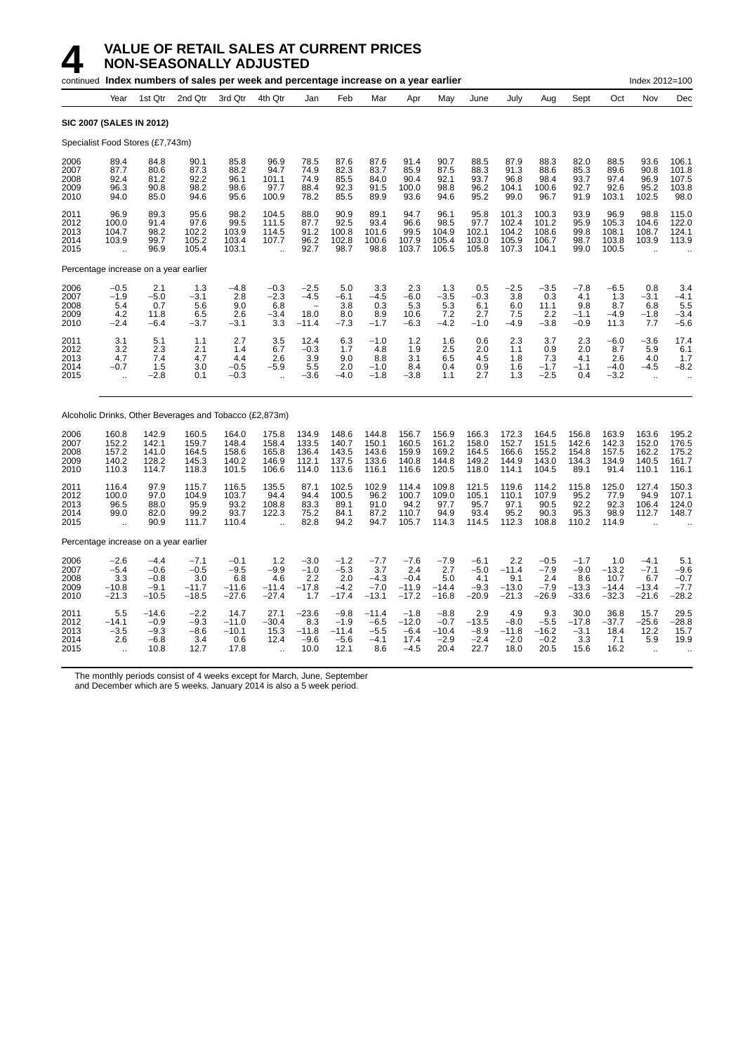# 4 VALUE OF RETAIL SALES AT CURRENT PRICES
## NON-SEASONALLY ADJUSTED

continued **Index numbers of sales per week and percentage increase on a year earlier** Index 2012=100

| | Year | 1st Qtr | 2nd Qtr | 3rd Qtr | 4th Qtr | Jan | Feb | Mar | Apr | May | June | July | Aug | Sept | Oct | Nov | Dec |
|---|---|---|---|---|---|---|---|---|---|---|---|---|---|---|---|---|---|
| **SIC 2007 (SALES IN 2012)** | | | | | | | | | | | | | | | | | |
| Specialist Food Stores (£7,743m) | | | | | | | | | | | | | | | | | |
| 2006 | 89.4 | 84.8 | 90.1 | 85.8 | 96.9 | 78.5 | 87.6 | 87.6 | 91.4 | 90.7 | 88.5 | 87.9 | 88.3 | 82.0 | 88.5 | 93.6 | 106.1 |
| 2007 | 87.7 | 80.6 | 87.3 | 88.2 | 94.7 | 74.9 | 82.3 | 83.7 | 85.9 | 87.5 | 88.3 | 91.3 | 88.6 | 85.3 | 89.6 | 90.8 | 101.8 |
| 2008 | 92.4 | 81.2 | 92.2 | 96.1 | 101.1 | 74.9 | 85.5 | 84.0 | 90.4 | 92.1 | 93.7 | 96.8 | 98.4 | 93.7 | 97.4 | 96.9 | 107.5 |
| 2009 | 96.3 | 90.8 | 98.2 | 98.6 | 97.7 | 88.4 | 92.3 | 91.5 | 100.0 | 98.8 | 96.2 | 104.1 | 100.6 | 92.7 | 92.6 | 95.2 | 103.8 |
| 2010 | 94.0 | 85.0 | 94.6 | 95.6 | 100.9 | 78.2 | 85.5 | 89.9 | 93.6 | 94.6 | 95.2 | 99.0 | 96.7 | 91.9 | 103.1 | 102.5 | 98.0 |
| 2011 | 96.9 | 89.3 | 95.6 | 98.2 | 104.5 | 88.0 | 90.9 | 89.1 | 94.7 | 96.1 | 95.8 | 101.3 | 100.3 | 93.9 | 96.9 | 98.8 | 115.0 |
| 2012 | 100.0 | 91.4 | 97.6 | 99.5 | 111.5 | 87.7 | 92.5 | 93.4 | 96.6 | 98.5 | 97.7 | 102.4 | 101.2 | 95.9 | 105.3 | 104.6 | 122.0 |
| 2013 | 104.7 | 98.2 | 102.2 | 103.9 | 114.5 | 91.2 | 100.8 | 101.6 | 99.5 | 104.9 | 102.1 | 104.2 | 108.6 | 99.8 | 108.1 | 108.7 | 124.1 |
| 2014 | 103.9 | 99.7 | 105.2 | 103.4 | 107.7 | 96.2 | 102.8 | 100.6 | 107.9 | 105.4 | 103.0 | 105.9 | 106.7 | 98.7 | 103.8 | 103.9 | 113.9 |
| 2015 | .. | 96.9 | 105.4 | 103.1 | .. | 92.7 | 98.7 | 98.8 | 103.7 | 106.5 | 105.8 | 107.3 | 104.1 | 99.0 | 100.5 | .. | .. |
| Percentage increase on a year earlier | | | | | | | | | | | | | | | | | |
| 2006 | −0.5 | 2.1 | 1.3 | −4.8 | −0.3 | −2.5 | 5.0 | 3.3 | 2.3 | 1.3 | 0.5 | −2.5 | −3.5 | −7.8 | −6.5 | 0.8 | 3.4 |
| 2007 | −1.9 | −5.0 | −3.1 | 2.8 | −2.3 | −4.5 | −6.1 | −4.5 | −6.0 | −3.5 | −0.3 | 3.8 | 0.3 | 4.1 | 1.3 | −3.1 | −4.1 |
| 2008 | 5.4 | 0.7 | 5.6 | 9.0 | 6.8 | – | 3.8 | 0.3 | 5.3 | 5.3 | 6.1 | 6.0 | 11.1 | 9.8 | 8.7 | 6.8 | 5.5 |
| 2009 | 4.2 | 11.8 | 6.5 | 2.6 | −3.4 | 18.0 | 8.0 | 8.9 | 10.6 | 7.2 | 2.7 | 7.5 | 2.2 | −1.1 | −4.9 | −1.8 | −3.4 |
| 2010 | −2.4 | −6.4 | −3.7 | −3.1 | 3.3 | −11.4 | −7.3 | −1.7 | −6.3 | −4.2 | −1.0 | −4.9 | −3.8 | −0.9 | 11.3 | 7.7 | −5.6 |
| 2011 | 3.1 | 5.1 | 1.1 | 2.7 | 3.5 | 12.4 | 6.3 | −1.0 | 1.2 | 1.6 | 0.6 | 2.3 | 3.7 | 2.3 | −6.0 | −3.6 | 17.4 |
| 2012 | 3.2 | 2.3 | 2.1 | 1.4 | 6.7 | −0.3 | 1.7 | 4.8 | 1.9 | 2.5 | 2.0 | 1.1 | 0.9 | 2.0 | 8.7 | 5.9 | 6.1 |
| 2013 | 4.7 | 7.4 | 4.7 | 4.4 | 2.6 | 3.9 | 9.0 | 8.8 | 3.1 | 6.5 | 4.5 | 1.8 | 7.3 | 4.1 | 2.6 | 4.0 | 1.7 |
| 2014 | −0.7 | 1.5 | 3.0 | −0.5 | −5.9 | 5.5 | 2.0 | −1.0 | 8.4 | 0.4 | 0.9 | 1.6 | −1.7 | −1.1 | −4.0 | −4.5 | −8.2 |
| 2015 | .. | −2.8 | 0.1 | −0.3 | .. | −3.6 | −4.0 | −1.8 | −3.8 | 1.1 | 2.7 | 1.3 | −2.5 | 0.4 | −3.2 | .. | .. |
| Alcoholic Drinks, Other Beverages and Tobacco (£2,873m) | | | | | | | | | | | | | | | | | |
| 2006 | 160.8 | 142.9 | 160.5 | 164.0 | 175.8 | 134.9 | 148.6 | 144.8 | 156.7 | 156.9 | 166.3 | 172.3 | 164.5 | 156.8 | 163.9 | 163.6 | 195.2 |
| 2007 | 152.2 | 142.1 | 159.7 | 148.4 | 158.4 | 133.5 | 140.7 | 150.1 | 160.5 | 161.2 | 158.0 | 152.7 | 151.5 | 142.6 | 142.3 | 152.0 | 176.5 |
| 2008 | 157.2 | 141.0 | 164.5 | 158.6 | 165.8 | 136.4 | 143.5 | 143.6 | 159.9 | 169.2 | 164.5 | 166.6 | 155.2 | 154.8 | 157.5 | 162.2 | 175.2 |
| 2009 | 140.2 | 128.2 | 145.3 | 140.2 | 146.9 | 112.1 | 137.5 | 133.6 | 140.8 | 144.8 | 149.2 | 144.9 | 143.0 | 134.3 | 134.9 | 140.5 | 161.7 |
| 2010 | 110.3 | 114.7 | 118.3 | 101.5 | 106.6 | 114.0 | 113.6 | 116.1 | 116.6 | 120.5 | 118.0 | 114.1 | 104.5 | 89.1 | 91.4 | 110.1 | 116.1 |
| 2011 | 116.4 | 97.9 | 115.7 | 116.5 | 135.5 | 87.1 | 102.5 | 102.9 | 114.4 | 109.8 | 121.5 | 119.6 | 114.2 | 115.8 | 125.0 | 127.4 | 150.3 |
| 2012 | 100.0 | 97.0 | 104.9 | 103.7 | 94.4 | 94.4 | 100.5 | 96.2 | 100.7 | 109.0 | 105.1 | 110.1 | 107.9 | 95.2 | 77.9 | 94.9 | 107.1 |
| 2013 | 96.5 | 88.0 | 95.9 | 93.2 | 108.8 | 83.3 | 89.1 | 91.0 | 94.2 | 97.7 | 95.7 | 97.1 | 90.5 | 92.2 | 92.3 | 106.4 | 124.0 |
| 2014 | 99.0 | 82.0 | 99.2 | 93.7 | 122.3 | 75.2 | 84.1 | 87.2 | 110.7 | 94.9 | 93.4 | 95.2 | 90.3 | 95.3 | 98.9 | 112.7 | 148.7 |
| 2015 | .. | 90.9 | 111.7 | 110.4 | .. | 82.8 | 94.2 | 94.7 | 105.7 | 114.3 | 114.5 | 112.3 | 108.8 | 110.2 | 114.9 | .. | .. |
| Percentage increase on a year earlier | | | | | | | | | | | | | | | | | |
| 2006 | −2.6 | −4.4 | −7.1 | −0.1 | 1.2 | −3.0 | −1.2 | −7.7 | −7.6 | −7.9 | −6.1 | 2.2 | −0.5 | −1.7 | 1.0 | −4.1 | 5.1 |
| 2007 | −5.4 | −0.6 | −0.5 | −9.5 | −9.9 | −1.0 | −5.3 | 3.7 | 2.4 | 2.7 | −5.0 | −11.4 | −7.9 | −9.0 | −13.2 | −7.1 | −9.6 |
| 2008 | 3.3 | −0.8 | 3.0 | 6.8 | 4.6 | 2.2 | 2.0 | −4.3 | −0.4 | 5.0 | 4.1 | 9.1 | 2.4 | 8.6 | 10.7 | 6.7 | −0.7 |
| 2009 | −10.8 | −9.1 | −11.7 | −11.6 | −11.4 | −17.8 | −4.2 | −7.0 | −11.9 | −14.4 | −9.3 | −13.0 | −7.9 | −13.3 | −14.4 | −13.4 | −7.7 |
| 2010 | −21.3 | −10.5 | −18.5 | −27.6 | −27.4 | 1.7 | −17.4 | −13.1 | −17.2 | −16.8 | −20.9 | −21.3 | −26.9 | −33.6 | −32.3 | −21.6 | −28.2 |
| 2011 | 5.5 | −14.6 | −2.2 | 14.7 | 27.1 | −23.6 | −9.8 | −11.4 | −1.8 | −8.8 | 2.9 | 4.9 | 9.3 | 30.0 | 36.8 | 15.7 | 29.5 |
| 2012 | −14.1 | −0.9 | −9.3 | −11.0 | −30.4 | 8.3 | −1.9 | −6.5 | −12.0 | −0.7 | −13.5 | −8.0 | −5.5 | −17.8 | −37.7 | −25.6 | −28.8 |
| 2013 | −3.5 | −9.3 | −8.6 | −10.1 | 15.3 | −11.8 | −11.4 | −5.5 | −6.4 | −10.4 | −8.9 | −11.8 | −16.2 | −3.1 | 18.4 | 12.2 | 15.7 |
| 2014 | 2.6 | −6.8 | 3.4 | 0.6 | 12.4 | −9.6 | −5.6 | −4.1 | 17.4 | −2.9 | −2.4 | −2.0 | −0.2 | 3.3 | 7.1 | 5.9 | 19.9 |
| 2015 | .. | 10.8 | 12.7 | 17.8 | .. | 10.0 | 12.1 | 8.6 | −4.5 | 20.4 | 22.7 | 18.0 | 20.5 | 15.6 | 16.2 | .. | .. |

The monthly periods consist of 4 weeks except for March, June, September and December which are 5 weeks. January 2014 is also a 5 week period.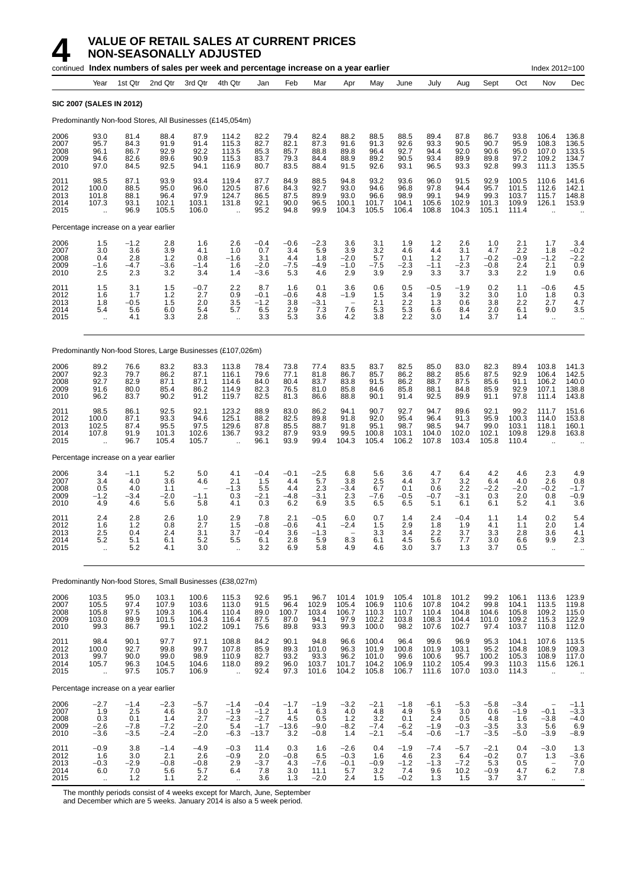# 4 VALUE OF RETAIL SALES AT CURRENT PRICES NON-SEASONALLY ADJUSTED

continued **Index numbers of sales per week and percentage increase on a year earlier** Index 2012=100

| Year | | 1st Qtr | 2nd Qtr | 3rd Qtr | 4th Qtr | Jan | Feb | Mar | Apr | May | June | July | Aug | Sept | Oct | Nov | Dec |
|---|---|---|---|---|---|---|---|---|---|---|---|---|---|---|---|---|---|
| **SIC 2007 (SALES IN 2012)** | | | | | | | | | | | | | | | | | |
| Predominantly Non-food Stores, All Businesses (£145,054m) | | | | | | | | | | | | | | | | | |
| 2006 | 93.0 | 81.4 | 88.4 | 87.9 | 114.2 | 82.2 | 79.4 | 82.4 | 88.2 | 88.5 | 88.5 | 89.4 | 87.8 | 86.7 | 93.8 | 106.4 | 136.8 |
| 2007 | 95.7 | 84.3 | 91.9 | 91.4 | 115.3 | 82.7 | 82.1 | 87.3 | 91.6 | 91.3 | 92.6 | 93.3 | 90.5 | 90.7 | 95.9 | 108.3 | 136.5 |
| 2008 | 96.1 | 86.7 | 92.9 | 92.2 | 113.5 | 85.3 | 85.7 | 88.8 | 89.8 | 96.4 | 92.7 | 94.4 | 92.0 | 90.6 | 95.0 | 107.0 | 133.5 |
| 2009 | 94.6 | 82.6 | 89.6 | 90.9 | 115.3 | 83.7 | 79.3 | 84.4 | 88.9 | 89.2 | 90.5 | 93.4 | 89.9 | 89.8 | 97.2 | 109.2 | 134.7 |
| 2010 | 97.0 | 84.5 | 92.5 | 94.1 | 116.9 | 80.7 | 83.5 | 88.4 | 91.5 | 92.6 | 93.1 | 96.5 | 93.3 | 92.8 | 99.3 | 111.3 | 135.5 |
| 2011 | 98.5 | 87.1 | 93.9 | 93.4 | 119.4 | 87.7 | 84.9 | 88.5 | 94.8 | 93.2 | 93.6 | 96.0 | 91.5 | 92.9 | 100.5 | 110.6 | 141.6 |
| 2012 | 100.0 | 88.5 | 95.0 | 96.0 | 120.5 | 87.6 | 84.3 | 92.7 | 93.0 | 94.6 | 96.8 | 97.8 | 94.4 | 95.7 | 101.5 | 112.6 | 142.1 |
| 2013 | 101.8 | 88.1 | 96.4 | 97.9 | 124.7 | 86.5 | 87.5 | 89.9 | 93.0 | 96.6 | 98.9 | 99.1 | 94.9 | 99.3 | 103.7 | 115.7 | 148.8 |
| 2014 | 107.3 | 93.1 | 102.1 | 103.1 | 131.8 | 92.1 | 90.0 | 96.5 | 100.1 | 101.7 | 104.1 | 105.6 | 102.9 | 101.3 | 109.9 | 126.1 | 153.9 |
| 2015 | .. | 96.9 | 105.5 | 106.0 | .. | 95.2 | 94.8 | 99.9 | 104.3 | 105.5 | 106.4 | 108.8 | 104.3 | 105.1 | 111.4 | .. | .. |
| Percentage increase on a year earlier | | | | | | | | | | | | | | | | | |
| 2006 | 1.5 | −1.2 | 2.8 | 1.6 | 2.6 | −0.4 | −0.6 | −2.3 | 3.6 | 3.1 | 1.9 | 1.2 | 2.6 | 1.0 | 2.1 | 1.7 | 3.4 |
| 2007 | 3.0 | 3.6 | 3.9 | 4.1 | 1.0 | 0.7 | 3.4 | 5.9 | 3.9 | 3.2 | 4.6 | 4.4 | 3.1 | 4.7 | 2.2 | 1.8 | −0.2 |
| 2008 | 0.4 | 2.8 | 1.2 | 0.8 | −1.6 | 3.1 | 4.4 | 1.8 | −2.0 | 5.7 | 0.1 | 1.2 | 1.7 | −0.2 | −0.9 | −1.2 | −2.2 |
| 2009 | −1.6 | −4.7 | −3.6 | −1.4 | 1.6 | −2.0 | −7.5 | −4.9 | −1.0 | −7.5 | −2.3 | −1.1 | −2.3 | −0.8 | 2.4 | 2.1 | 0.9 |
| 2010 | 2.5 | 2.3 | 3.2 | 3.4 | 1.4 | −3.6 | 5.3 | 4.6 | 2.9 | 3.9 | 2.9 | 3.3 | 3.7 | 3.3 | 2.2 | 1.9 | 0.6 |
| 2011 | 1.5 | 3.1 | 1.5 | −0.7 | 2.2 | 8.7 | 1.6 | 0.1 | 3.6 | 0.6 | 0.5 | −0.5 | −1.9 | 0.2 | 1.1 | −0.6 | 4.5 |
| 2012 | 1.6 | 1.7 | 1.2 | 2.7 | 0.9 | −0.1 | −0.6 | 4.8 | −1.9 | 1.5 | 3.4 | 1.9 | 3.2 | 3.0 | 1.0 | 1.8 | 0.3 |
| 2013 | 1.8 | −0.5 | 1.5 | 2.0 | 3.5 | −1.2 | 3.8 | −3.1 | − | 2.1 | 2.2 | 1.3 | 0.6 | 3.8 | 2.2 | 2.7 | 4.7 |
| 2014 | 5.4 | 5.6 | 6.0 | 5.4 | 5.7 | 6.5 | 2.9 | 7.3 | 7.6 | 5.3 | 5.3 | 6.6 | 8.4 | 2.0 | 6.1 | 9.0 | 3.5 |
| 2015 | .. | 4.1 | 3.3 | 2.8 | .. | 3.3 | 5.3 | 3.6 | 4.2 | 3.8 | 2.2 | 3.0 | 1.4 | 3.7 | 1.4 | .. | .. |
| Predominantly Non-food Stores, Large Businesses (£107,026m) | | | | | | | | | | | | | | | | | |
| 2006 | 89.2 | 76.6 | 83.2 | 83.3 | 113.8 | 78.4 | 73.8 | 77.4 | 83.5 | 83.7 | 82.5 | 85.0 | 83.0 | 82.3 | 89.4 | 103.8 | 141.3 |
| 2007 | 92.3 | 79.7 | 86.2 | 87.1 | 116.1 | 79.6 | 77.1 | 81.8 | 86.7 | 85.7 | 86.2 | 88.2 | 85.6 | 87.5 | 92.9 | 106.4 | 142.5 |
| 2008 | 92.7 | 82.9 | 87.1 | 87.1 | 114.6 | 84.0 | 80.4 | 83.7 | 83.8 | 91.5 | 86.2 | 88.7 | 87.5 | 85.6 | 91.1 | 106.2 | 140.0 |
| 2009 | 91.6 | 80.0 | 85.4 | 86.2 | 114.9 | 82.3 | 76.5 | 81.0 | 85.8 | 84.6 | 85.8 | 88.1 | 84.8 | 85.9 | 92.9 | 107.1 | 138.8 |
| 2010 | 96.2 | 83.7 | 90.2 | 91.2 | 119.7 | 82.5 | 81.3 | 86.6 | 88.8 | 90.1 | 91.4 | 92.5 | 89.9 | 91.1 | 97.8 | 111.4 | 143.8 |
| 2011 | 98.5 | 86.1 | 92.5 | 92.1 | 123.2 | 88.9 | 83.0 | 86.2 | 94.1 | 90.7 | 92.7 | 94.7 | 89.6 | 92.1 | 99.2 | 111.7 | 151.6 |
| 2012 | 100.0 | 87.1 | 93.3 | 94.6 | 125.1 | 88.2 | 82.5 | 89.8 | 91.8 | 92.0 | 95.4 | 96.4 | 91.3 | 95.9 | 100.3 | 114.0 | 153.8 |
| 2013 | 102.5 | 87.4 | 95.5 | 97.5 | 129.6 | 87.8 | 85.5 | 88.7 | 91.8 | 95.1 | 98.7 | 98.5 | 94.7 | 99.0 | 103.1 | 118.1 | 160.1 |
| 2014 | 107.8 | 91.9 | 101.3 | 102.6 | 136.7 | 93.2 | 87.9 | 93.9 | 99.5 | 100.8 | 103.1 | 104.0 | 102.0 | 102.1 | 109.8 | 129.8 | 163.8 |
| 2015 | .. | 96.7 | 105.4 | 105.7 | .. | 96.1 | 93.9 | 99.4 | 104.3 | 105.4 | 106.2 | 107.8 | 103.4 | 105.8 | 110.4 | .. | .. |
| Percentage increase on a year earlier | | | | | | | | | | | | | | | | | |
| 2006 | 3.4 | −1.1 | 5.2 | 5.0 | 4.1 | −0.4 | −0.1 | −2.5 | 6.8 | 5.6 | 3.6 | 4.7 | 6.4 | 4.2 | 4.6 | 2.3 | 4.9 |
| 2007 | 3.4 | 4.0 | 3.6 | 4.6 | 2.1 | 1.5 | 4.4 | 5.7 | 3.8 | 2.5 | 4.4 | 3.7 | 3.2 | 6.4 | 4.0 | 2.6 | 0.8 |
| 2008 | 0.5 | 4.0 | 1.1 | − | −1.3 | 5.5 | 4.4 | 2.3 | −3.4 | 6.7 | 0.1 | 0.6 | 2.2 | −2.2 | −2.0 | −0.2 | −1.7 |
| 2009 | −1.2 | −3.4 | −2.0 | −1.1 | 0.3 | −2.1 | −4.8 | −3.1 | 2.3 | −7.6 | −0.5 | −0.7 | −3.1 | 0.3 | 2.0 | 0.8 | −0.9 |
| 2010 | 4.9 | 4.6 | 5.6 | 5.8 | 4.1 | 0.3 | 6.2 | 6.9 | 3.5 | 6.5 | 6.5 | 5.1 | 6.1 | 6.1 | 5.2 | 4.1 | 3.6 |
| 2011 | 2.4 | 2.8 | 2.6 | 1.0 | 2.9 | 7.8 | 2.1 | −0.5 | 6.0 | 0.7 | 1.4 | 2.4 | −0.4 | 1.1 | 1.4 | 0.2 | 5.4 |
| 2012 | 1.6 | 1.2 | 0.8 | 2.7 | 1.5 | −0.8 | −0.6 | 4.1 | −2.4 | 1.5 | 2.9 | 1.8 | 1.9 | 4.1 | 1.1 | 2.0 | 1.4 |
| 2013 | 2.5 | 0.4 | 2.4 | 3.1 | 3.7 | −0.4 | 3.6 | −1.3 | − | 3.3 | 3.4 | 2.2 | 3.7 | 3.3 | 2.8 | 3.6 | 4.1 |
| 2014 | 5.2 | 5.1 | 6.1 | 5.2 | 5.5 | 6.1 | 2.8 | 5.9 | 8.3 | 6.1 | 4.5 | 5.6 | 7.7 | 3.0 | 6.6 | 9.9 | 2.3 |
| 2015 | .. | 5.2 | 4.1 | 3.0 | .. | 3.2 | 6.9 | 5.8 | 4.9 | 4.6 | 3.0 | 3.7 | 1.3 | 3.7 | 0.5 | .. | .. |
| Predominantly Non-food Stores, Small Businesses (£38,027m) | | | | | | | | | | | | | | | | | |
| 2006 | 103.5 | 95.0 | 103.1 | 100.6 | 115.3 | 92.6 | 95.1 | 96.7 | 101.4 | 101.9 | 105.4 | 101.8 | 101.2 | 99.2 | 106.1 | 113.6 | 123.9 |
| 2007 | 105.5 | 97.4 | 107.9 | 103.6 | 113.0 | 91.5 | 96.4 | 102.9 | 105.4 | 106.9 | 110.6 | 107.8 | 104.2 | 99.8 | 104.1 | 113.5 | 119.8 |
| 2008 | 105.8 | 97.5 | 109.3 | 106.4 | 110.4 | 89.0 | 100.7 | 103.4 | 106.7 | 110.3 | 110.7 | 110.4 | 104.8 | 104.6 | 105.8 | 109.2 | 115.0 |
| 2009 | 103.0 | 89.9 | 101.5 | 104.3 | 116.4 | 87.5 | 87.0 | 94.1 | 97.9 | 102.2 | 103.8 | 108.3 | 104.4 | 101.0 | 109.2 | 115.3 | 122.9 |
| 2010 | 99.3 | 86.7 | 99.1 | 102.2 | 109.1 | 75.6 | 89.8 | 93.3 | 99.3 | 100.0 | 98.2 | 107.6 | 102.7 | 97.4 | 103.7 | 110.8 | 112.0 |
| 2011 | 98.4 | 90.1 | 97.7 | 97.1 | 108.8 | 84.2 | 90.1 | 94.8 | 96.6 | 100.4 | 96.4 | 99.6 | 96.9 | 95.3 | 104.1 | 107.6 | 113.5 |
| 2012 | 100.0 | 92.7 | 99.8 | 99.7 | 107.8 | 85.9 | 89.3 | 101.0 | 96.3 | 101.9 | 100.8 | 101.9 | 103.1 | 95.2 | 104.8 | 108.9 | 109.3 |
| 2013 | 99.7 | 90.0 | 99.0 | 98.9 | 110.9 | 82.7 | 93.2 | 93.3 | 96.2 | 101.0 | 99.6 | 100.6 | 95.7 | 100.2 | 105.3 | 108.9 | 117.0 |
| 2014 | 105.7 | 96.3 | 104.5 | 104.6 | 118.0 | 89.2 | 96.0 | 103.7 | 101.7 | 104.2 | 106.9 | 110.2 | 105.4 | 99.3 | 110.3 | 115.6 | 126.1 |
| 2015 | .. | 97.5 | 105.7 | 106.9 | .. | 92.4 | 97.3 | 101.6 | 104.2 | 105.8 | 106.7 | 111.6 | 107.0 | 103.0 | 114.3 | .. | .. |
| Percentage increase on a year earlier | | | | | | | | | | | | | | | | | |
| 2006 | −2.7 | −1.4 | −2.3 | −5.7 | −1.4 | −0.4 | −1.7 | −1.9 | −3.2 | −2.1 | −1.8 | −6.1 | −5.3 | −5.8 | −3.4 | − | −1.1 |
| 2007 | 1.9 | 2.5 | 4.6 | 3.0 | −1.9 | −1.2 | 1.4 | 6.3 | 4.0 | 4.8 | 4.9 | 5.9 | 3.0 | 0.6 | −1.9 | −0.1 | −3.3 |
| 2008 | 0.3 | 0.1 | 1.4 | 2.7 | −2.3 | −2.7 | 4.5 | 0.5 | 1.2 | 3.2 | 0.1 | 2.4 | 0.5 | 4.8 | 1.6 | −3.8 | −4.0 |
| 2009 | −2.6 | −7.8 | −7.2 | −2.0 | 5.4 | −1.7 | −13.6 | −9.0 | −8.2 | −7.4 | −6.2 | −1.9 | −0.3 | −3.5 | 3.3 | 5.6 | 6.9 |
| 2010 | −3.6 | −3.5 | −2.4 | −2.0 | −6.3 | −13.7 | 3.2 | −0.8 | 1.4 | −2.1 | −5.4 | −0.6 | −1.7 | −3.5 | −5.0 | −3.9 | −8.9 |
| 2011 | −0.9 | 3.8 | −1.4 | −4.9 | −0.3 | 11.4 | 0.3 | 1.6 | −2.6 | 0.4 | −1.9 | −7.4 | −5.7 | −2.1 | 0.4 | −3.0 | 1.3 |
| 2012 | 1.6 | 3.0 | 2.1 | 2.6 | −0.9 | 2.0 | −0.8 | 6.5 | −0.3 | 1.6 | 4.6 | 2.3 | 6.4 | −0.2 | 0.7 | 1.3 | −3.6 |
| 2013 | −0.3 | −2.9 | −0.8 | −0.8 | 2.9 | −3.7 | 4.3 | −7.6 | −0.1 | −0.9 | −1.2 | −1.3 | −7.2 | 5.3 | 0.5 | − | 7.0 |
| 2014 | 6.0 | 7.0 | 5.6 | 5.7 | 6.4 | 7.8 | 3.0 | 11.1 | 5.7 | 3.2 | 7.4 | 9.6 | 10.2 | −0.9 | 4.7 | 6.2 | 7.8 |
| 2015 | .. | 1.2 | 1.1 | 2.2 | .. | 3.6 | 1.3 | −2.0 | 2.4 | 1.5 | −0.2 | 1.3 | 1.5 | 3.7 | 3.7 | .. | .. |

The monthly periods consist of 4 weeks except for March, June, September and December which are 5 weeks. January 2014 is also a 5 week period.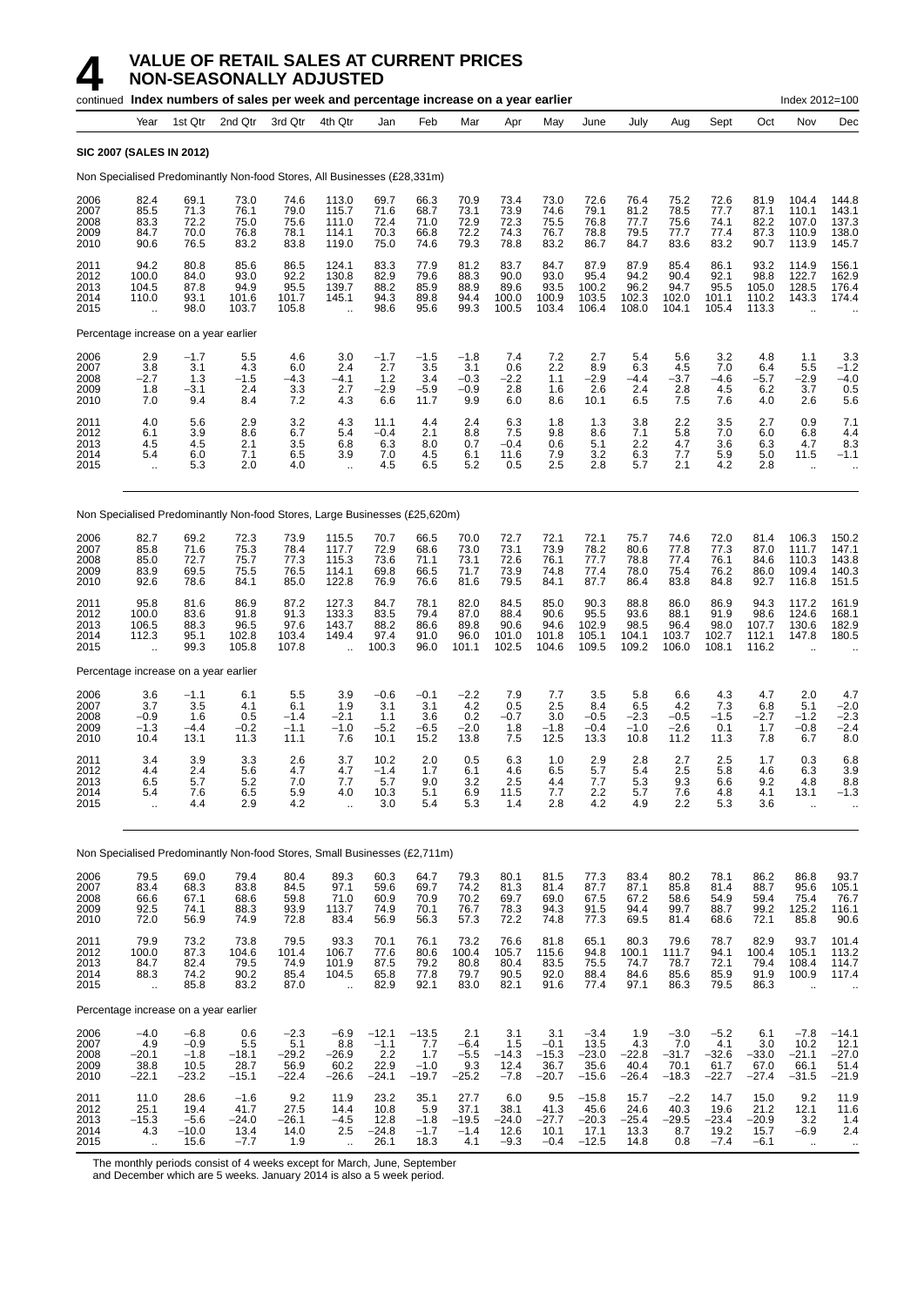# 4 VALUE OF RETAIL SALES AT CURRENT PRICES NON-SEASONALLY ADJUSTED

continued **Index numbers of sales per week and percentage increase on a year earlier** Index 2012=100

| Year | 1st Qtr | 2nd Qtr | 3rd Qtr | 4th Qtr | Jan | Feb | Mar | Apr | May | June | July | Aug | Sept | Oct | Nov | Dec |
|---|---|---|---|---|---|---|---|---|---|---|---|---|---|---|---|---|
| **SIC 2007 (SALES IN 2012)** | | | | | | | | | | | | | | | | |
| Non Specialised Predominantly Non-food Stores, All Businesses (£28,331m) | | | | | | | | | | | | | | | | |
| 2006 | 82.4 | 69.1 | 73.0 | 74.6 | 113.0 | 69.7 | 66.3 | 70.9 | 73.4 | 73.0 | 72.6 | 76.4 | 75.2 | 72.6 | 81.9 | 104.4 | 144.8 |
| 2007 | 85.5 | 71.3 | 76.1 | 79.0 | 115.7 | 71.6 | 68.7 | 73.1 | 73.9 | 74.6 | 79.1 | 81.2 | 78.5 | 77.7 | 87.1 | 110.1 | 143.1 |
| 2008 | 83.3 | 72.2 | 75.0 | 75.6 | 111.0 | 72.4 | 71.0 | 72.9 | 72.3 | 75.5 | 76.8 | 77.7 | 75.6 | 74.1 | 82.2 | 107.0 | 137.3 |
| 2009 | 84.7 | 70.0 | 76.8 | 78.1 | 114.1 | 70.3 | 66.8 | 72.2 | 74.3 | 76.7 | 78.8 | 79.5 | 77.7 | 77.4 | 87.3 | 110.9 | 138.0 |
| 2010 | 90.6 | 76.5 | 83.2 | 83.8 | 119.0 | 75.0 | 74.6 | 79.3 | 78.8 | 83.2 | 86.7 | 84.7 | 83.6 | 83.2 | 90.7 | 113.9 | 145.7 |
| 2011 | 94.2 | 80.8 | 85.6 | 86.5 | 124.1 | 83.3 | 77.9 | 81.2 | 83.7 | 84.7 | 87.9 | 87.9 | 85.4 | 86.1 | 93.2 | 114.9 | 156.1 |
| 2012 | 100.0 | 84.0 | 93.0 | 92.2 | 130.8 | 82.9 | 79.6 | 88.3 | 90.0 | 93.0 | 95.4 | 94.2 | 90.4 | 92.1 | 98.8 | 122.7 | 162.9 |
| 2013 | 104.5 | 87.8 | 94.9 | 95.5 | 139.7 | 88.2 | 85.9 | 88.9 | 89.6 | 93.5 | 100.2 | 96.2 | 94.7 | 95.5 | 105.0 | 128.5 | 176.4 |
| 2014 | 110.0 | 93.1 | 101.6 | 101.7 | 145.1 | 94.3 | 89.8 | 94.4 | 100.0 | 100.9 | 103.5 | 102.3 | 102.0 | 101.1 | 110.2 | 143.3 | 174.4 |
| 2015 | .. | 98.0 | 103.7 | 105.8 | .. | 98.6 | 95.6 | 99.3 | 100.5 | 103.4 | 106.4 | 108.0 | 104.1 | 105.4 | 113.3 | .. | .. |
| Percentage increase on a year earlier | | | | | | | | | | | | | | | | |
| 2006 | 2.9 | −1.7 | 5.5 | 4.6 | 3.0 | −1.7 | −1.5 | −1.8 | 7.4 | 7.2 | 2.7 | 5.4 | 5.6 | 3.2 | 4.8 | 1.1 | 3.3 |
| 2007 | 3.8 | 3.1 | 4.3 | 6.0 | 2.4 | 2.7 | 3.5 | 3.1 | 0.6 | 2.2 | 8.9 | 6.3 | 4.5 | 7.0 | 6.4 | 5.5 | −1.2 |
| 2008 | −2.7 | 1.3 | −1.5 | −4.3 | −4.1 | 1.2 | 3.4 | −0.3 | −2.2 | 1.1 | −2.9 | −4.4 | −3.7 | −4.6 | −5.7 | −2.9 | −4.0 |
| 2009 | 1.8 | −3.1 | 2.4 | 3.3 | 2.7 | −2.9 | −5.9 | −0.9 | 2.8 | 1.6 | 2.6 | 2.4 | 2.8 | 4.5 | 6.2 | 3.7 | 0.5 |
| 2010 | 7.0 | 9.4 | 8.4 | 7.2 | 4.3 | 6.6 | 11.7 | 9.9 | 6.0 | 8.6 | 10.1 | 6.5 | 7.5 | 7.6 | 4.0 | 2.6 | 5.6 |
| 2011 | 4.0 | 5.6 | 2.9 | 3.2 | 4.3 | 11.1 | 4.4 | 2.4 | 6.3 | 1.8 | 1.3 | 3.8 | 2.2 | 3.5 | 2.7 | 0.9 | 7.1 |
| 2012 | 6.1 | 3.9 | 8.6 | 6.7 | 5.4 | −0.4 | 2.1 | 8.8 | 7.5 | 9.8 | 8.6 | 7.1 | 5.8 | 7.0 | 6.0 | 6.8 | 4.4 |
| 2013 | 4.5 | 4.5 | 2.1 | 3.5 | 6.8 | 6.3 | 8.0 | 0.7 | −0.4 | 0.6 | 5.1 | 2.2 | 4.7 | 3.6 | 6.3 | 4.7 | 8.3 |
| 2014 | 5.4 | 6.0 | 7.1 | 6.5 | 3.9 | 7.0 | 4.5 | 6.1 | 11.6 | 7.9 | 3.2 | 6.3 | 7.7 | 5.9 | 5.0 | 11.5 | −1.1 |
| 2015 | .. | 5.3 | 2.0 | 4.0 | .. | 4.5 | 6.5 | 5.2 | 0.5 | 2.5 | 2.8 | 5.7 | 2.1 | 4.2 | 2.8 | .. | .. |
| Non Specialised Predominantly Non-food Stores, Large Businesses (£25,620m) | | | | | | | | | | | | | | | | |
| 2006 | 82.7 | 69.2 | 72.3 | 73.9 | 115.5 | 70.7 | 66.5 | 70.0 | 72.7 | 72.1 | 72.1 | 75.7 | 74.6 | 72.0 | 81.4 | 106.3 | 150.2 |
| 2007 | 85.8 | 71.6 | 75.3 | 78.4 | 117.7 | 72.9 | 68.6 | 73.0 | 73.1 | 73.9 | 78.2 | 80.6 | 77.8 | 77.3 | 87.0 | 111.7 | 147.1 |
| 2008 | 85.0 | 72.7 | 75.7 | 77.3 | 115.3 | 73.6 | 71.1 | 73.1 | 72.6 | 76.1 | 77.7 | 78.8 | 77.4 | 76.1 | 84.6 | 110.3 | 143.8 |
| 2009 | 83.9 | 69.5 | 75.5 | 76.5 | 114.1 | 69.8 | 66.5 | 71.7 | 73.9 | 74.8 | 77.4 | 78.0 | 75.4 | 76.2 | 86.0 | 109.4 | 140.3 |
| 2010 | 92.6 | 78.6 | 84.1 | 85.0 | 122.8 | 76.9 | 76.6 | 81.6 | 79.5 | 84.1 | 87.7 | 86.4 | 83.8 | 84.8 | 92.7 | 116.8 | 151.5 |
| 2011 | 95.8 | 81.6 | 86.9 | 87.2 | 127.3 | 84.7 | 78.1 | 82.0 | 84.5 | 85.0 | 90.3 | 88.8 | 86.0 | 86.9 | 94.3 | 117.2 | 161.9 |
| 2012 | 100.0 | 83.6 | 91.8 | 91.3 | 133.3 | 83.5 | 79.4 | 87.0 | 88.4 | 90.6 | 95.5 | 93.6 | 88.1 | 91.9 | 98.6 | 124.6 | 168.1 |
| 2013 | 106.5 | 88.3 | 96.5 | 97.6 | 143.7 | 88.2 | 86.6 | 89.8 | 90.6 | 94.6 | 102.9 | 98.5 | 96.4 | 98.0 | 107.7 | 130.6 | 182.9 |
| 2014 | 112.3 | 95.1 | 102.8 | 103.4 | 149.4 | 97.4 | 91.0 | 96.0 | 101.0 | 101.8 | 105.1 | 104.1 | 103.7 | 102.7 | 112.1 | 147.8 | 180.5 |
| 2015 | .. | 99.3 | 105.8 | 107.8 | .. | 100.3 | 96.0 | 101.1 | 102.5 | 104.6 | 109.5 | 109.2 | 106.0 | 108.1 | 116.2 | .. | .. |
| Percentage increase on a year earlier | | | | | | | | | | | | | | | | |
| 2006 | 3.6 | −1.1 | 6.1 | 5.5 | 3.9 | −0.6 | −0.1 | −2.2 | 7.9 | 7.7 | 3.5 | 5.8 | 6.6 | 4.3 | 4.7 | 2.0 | 4.7 |
| 2007 | 3.7 | 3.5 | 4.1 | 6.1 | 1.9 | 3.1 | 3.1 | 4.2 | 0.5 | 2.5 | 8.4 | 6.5 | 4.2 | 7.3 | 6.8 | 5.1 | −2.0 |
| 2008 | −0.9 | 1.6 | 0.5 | −1.4 | −2.1 | 1.1 | 3.6 | 0.2 | −0.7 | 3.0 | −0.5 | −2.3 | −0.5 | −1.5 | −2.7 | −1.2 | −2.3 |
| 2009 | −1.3 | −4.4 | −0.2 | −1.1 | −1.0 | −5.2 | −6.5 | −2.0 | 1.8 | −1.8 | −0.4 | −1.0 | −2.6 | 0.1 | 1.7 | −0.8 | −2.4 |
| 2010 | 10.4 | 13.1 | 11.3 | 11.1 | 7.6 | 10.1 | 15.2 | 13.8 | 7.5 | 12.5 | 13.3 | 10.8 | 11.2 | 11.3 | 7.8 | 6.7 | 8.0 |
| 2011 | 3.4 | 3.9 | 3.3 | 2.6 | 3.7 | 10.2 | 2.0 | 0.5 | 6.3 | 1.0 | 2.9 | 2.8 | 2.7 | 2.5 | 1.7 | 0.3 | 6.8 |
| 2012 | 4.4 | 2.4 | 5.6 | 4.7 | 4.7 | −1.4 | 1.7 | 6.1 | 4.6 | 6.5 | 5.7 | 5.4 | 2.5 | 5.8 | 4.6 | 6.3 | 3.9 |
| 2013 | 6.5 | 5.7 | 5.2 | 7.0 | 7.7 | 5.7 | 9.0 | 3.2 | 2.5 | 4.4 | 7.7 | 5.3 | 9.3 | 6.6 | 9.2 | 4.8 | 8.8 |
| 2014 | 5.4 | 7.6 | 6.5 | 5.9 | 4.0 | 10.3 | 5.1 | 6.9 | 11.5 | 7.7 | 2.2 | 5.7 | 7.6 | 4.8 | 4.1 | 13.1 | −1.3 |
| 2015 | .. | 4.4 | 2.9 | 4.2 | .. | 3.0 | 5.4 | 5.3 | 1.4 | 2.8 | 4.2 | 4.9 | 2.2 | 5.3 | 3.6 | .. | .. |
| Non Specialised Predominantly Non-food Stores, Small Businesses (£2,711m) | | | | | | | | | | | | | | | | |
| 2006 | 79.5 | 69.0 | 79.4 | 80.4 | 89.3 | 60.3 | 64.7 | 79.3 | 80.1 | 81.5 | 77.3 | 83.4 | 80.2 | 78.1 | 86.2 | 86.8 | 93.7 |
| 2007 | 83.4 | 68.3 | 83.8 | 84.5 | 97.1 | 59.6 | 69.7 | 74.2 | 81.3 | 81.4 | 87.7 | 87.1 | 85.8 | 81.4 | 88.7 | 95.6 | 105.1 |
| 2008 | 66.6 | 67.1 | 68.6 | 59.8 | 71.0 | 60.9 | 70.9 | 70.2 | 69.7 | 69.0 | 67.5 | 67.2 | 58.6 | 54.9 | 59.4 | 75.4 | 76.7 |
| 2009 | 92.5 | 74.1 | 88.3 | 93.9 | 113.7 | 74.9 | 70.1 | 76.7 | 78.3 | 94.3 | 91.5 | 94.4 | 99.7 | 88.7 | 99.2 | 125.2 | 116.1 |
| 2010 | 72.0 | 56.9 | 74.9 | 72.8 | 83.4 | 56.9 | 56.3 | 57.3 | 72.2 | 74.8 | 77.3 | 69.5 | 81.4 | 68.6 | 72.1 | 85.8 | 90.6 |
| 2011 | 79.9 | 73.2 | 73.8 | 79.5 | 93.3 | 70.1 | 76.1 | 73.2 | 76.6 | 81.8 | 65.1 | 80.3 | 79.6 | 78.7 | 82.9 | 93.7 | 101.4 |
| 2012 | 100.0 | 87.3 | 104.6 | 101.4 | 106.7 | 77.6 | 80.6 | 100.4 | 105.7 | 115.6 | 94.8 | 100.1 | 111.7 | 94.1 | 100.4 | 105.1 | 113.2 |
| 2013 | 84.7 | 82.4 | 79.5 | 74.9 | 101.9 | 87.5 | 79.2 | 80.8 | 80.4 | 83.5 | 75.5 | 74.7 | 78.7 | 72.1 | 79.4 | 108.4 | 114.7 |
| 2014 | 88.3 | 74.2 | 90.2 | 85.4 | 104.5 | 65.8 | 77.8 | 79.7 | 90.5 | 92.0 | 88.4 | 84.6 | 85.6 | 85.9 | 91.9 | 100.9 | 117.4 |
| 2015 | .. | 85.8 | 83.2 | 87.0 | .. | 82.9 | 92.1 | 83.0 | 82.1 | 91.6 | 77.4 | 97.1 | 86.3 | 79.5 | 86.3 | .. | .. |
| Percentage increase on a year earlier | | | | | | | | | | | | | | | | |
| 2006 | −4.0 | −6.8 | 0.6 | −2.3 | −6.9 | −12.1 | −13.5 | 2.1 | 3.1 | 3.1 | −3.4 | 1.9 | −3.0 | −5.2 | 6.1 | −7.8 | −14.1 |
| 2007 | 4.9 | −0.9 | 5.5 | 5.1 | 8.8 | −1.1 | 7.7 | −6.4 | 1.5 | −0.1 | 13.5 | 4.3 | 7.0 | 4.1 | 3.0 | 10.2 | 12.1 |
| 2008 | −20.1 | −1.8 | −18.1 | −29.2 | −26.9 | 2.2 | 1.7 | −5.5 | −14.3 | −15.3 | −23.0 | −22.8 | −31.7 | −32.6 | −33.0 | −21.1 | −27.0 |
| 2009 | 38.8 | 10.5 | 28.7 | 56.9 | 60.2 | 22.9 | −1.0 | 9.3 | 12.4 | 36.7 | 35.6 | 40.4 | 70.1 | 61.7 | 67.0 | 66.1 | 51.4 |
| 2010 | −22.1 | −23.2 | −15.1 | −22.4 | −26.6 | −24.1 | −19.7 | −25.2 | −7.8 | −20.7 | −15.6 | −26.4 | −18.3 | −22.7 | −27.4 | −31.5 | −21.9 |
| 2011 | 11.0 | 28.6 | −1.6 | 9.2 | 11.9 | 23.2 | 35.1 | 27.7 | 6.0 | 9.5 | −15.8 | 15.7 | −2.2 | 14.7 | 15.0 | 9.2 | 11.9 |
| 2012 | 25.1 | 19.4 | 41.7 | 27.5 | 14.4 | 10.8 | 5.9 | 37.1 | 38.1 | 41.3 | 45.6 | 24.6 | 40.3 | 19.6 | 21.2 | 12.1 | 11.6 |
| 2013 | −15.3 | −5.6 | −24.0 | −26.1 | −4.5 | 12.8 | −1.8 | −19.5 | −24.0 | −27.7 | −20.3 | −25.4 | −29.5 | −23.4 | −20.9 | 3.2 | 1.4 |
| 2014 | 4.3 | −10.0 | 13.4 | 14.0 | 2.5 | −24.8 | −1.7 | −1.4 | 12.6 | 10.1 | 17.1 | 13.3 | 8.7 | 19.2 | 15.7 | −6.9 | 2.4 |
| 2015 | .. | 15.6 | −7.7 | 1.9 | .. | 26.1 | 18.3 | 4.1 | −9.3 | −0.4 | −12.5 | 14.8 | 0.8 | −7.4 | −6.1 | .. | .. |

The monthly periods consist of 4 weeks except for March, June, September and December which are 5 weeks. January 2014 is also a 5 week period.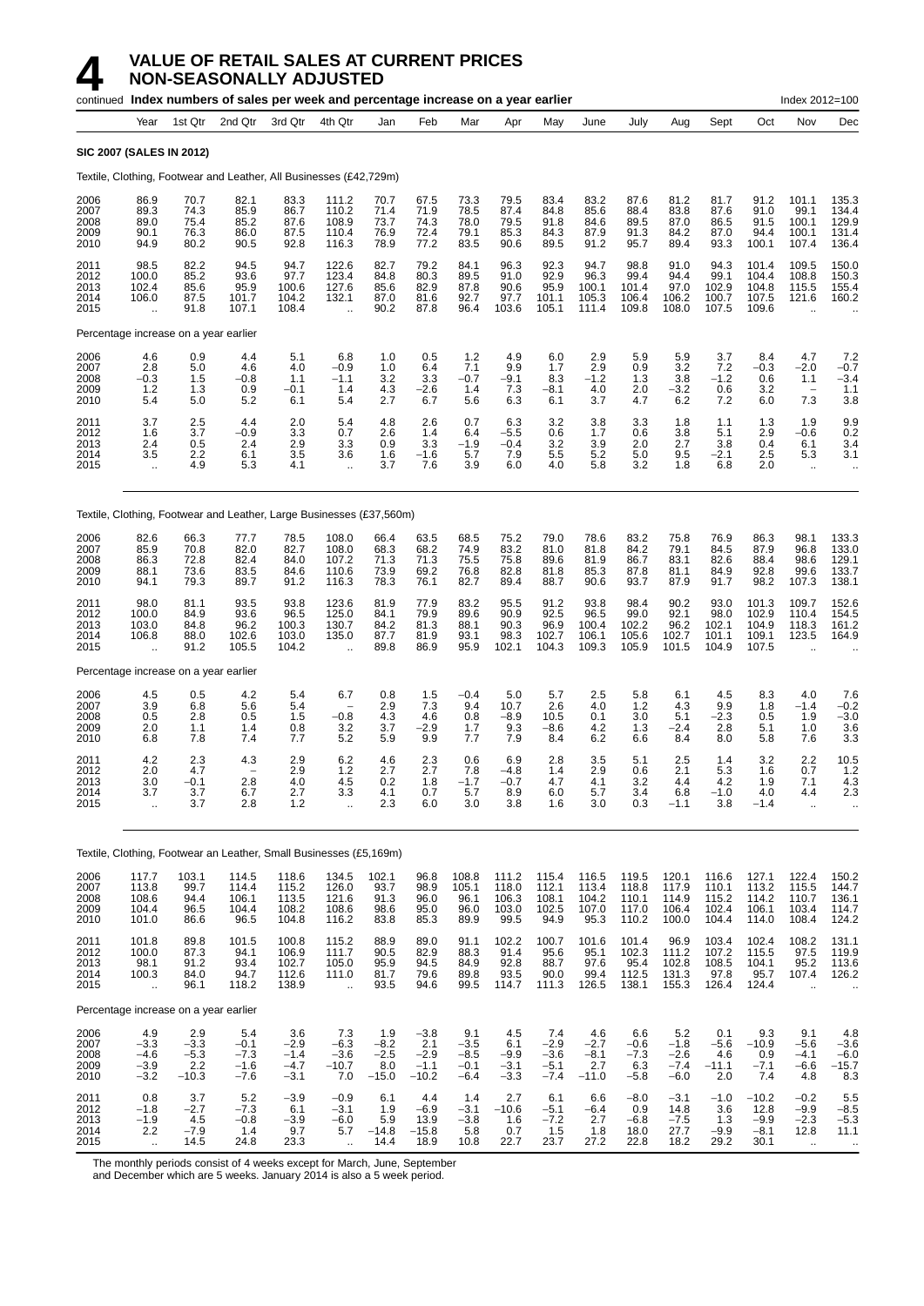# 4 VALUE OF RETAIL SALES AT CURRENT PRICES NON-SEASONALLY ADJUSTED

continued **Index numbers of sales per week and percentage increase on a year earlier** Index 2012=100

| Year | | 1st Qtr | 2nd Qtr | 3rd Qtr | 4th Qtr | Jan | Feb | Mar | Apr | May | June | July | Aug | Sept | Oct | Nov | Dec |
|---|---|---|---|---|---|---|---|---|---|---|---|---|---|---|---|---|---|
| **SIC 2007 (SALES IN 2012)** | | | | | | | | | | | | | | | | | |
| Textile, Clothing, Footwear and Leather, All Businesses (£42,729m) | | | | | | | | | | | | | | | | | |
| 2006 | 86.9 | 70.7 | 82.1 | 83.3 | 111.2 | 70.7 | 67.5 | 73.3 | 79.5 | 83.4 | 83.2 | 87.6 | 81.2 | 81.7 | 91.2 | 101.1 | 135.3 |
| 2007 | 89.3 | 74.3 | 85.9 | 86.7 | 110.2 | 71.4 | 71.9 | 78.5 | 87.4 | 84.8 | 85.6 | 88.4 | 83.8 | 87.6 | 91.0 | 99.1 | 134.4 |
| 2008 | 89.0 | 75.4 | 85.2 | 87.6 | 108.9 | 73.7 | 74.3 | 78.0 | 79.5 | 91.8 | 84.6 | 89.5 | 87.0 | 86.5 | 91.5 | 100.1 | 129.9 |
| 2009 | 90.1 | 76.3 | 86.0 | 87.5 | 110.4 | 76.9 | 72.4 | 79.1 | 85.3 | 84.3 | 87.9 | 91.3 | 84.2 | 87.0 | 94.4 | 100.1 | 131.4 |
| 2010 | 94.9 | 80.2 | 90.5 | 92.8 | 116.3 | 78.9 | 77.2 | 83.5 | 90.6 | 89.5 | 91.2 | 95.7 | 89.4 | 93.3 | 100.1 | 107.4 | 136.4 |
| 2011 | 98.5 | 82.2 | 94.5 | 94.7 | 122.6 | 82.7 | 79.2 | 84.1 | 96.3 | 92.3 | 94.7 | 98.8 | 91.0 | 94.3 | 101.4 | 109.5 | 150.0 |
| 2012 | 100.0 | 85.2 | 93.6 | 97.7 | 123.4 | 84.8 | 80.3 | 89.5 | 91.0 | 92.9 | 96.3 | 99.4 | 94.4 | 99.1 | 104.4 | 108.8 | 150.3 |
| 2013 | 102.4 | 85.6 | 95.9 | 100.6 | 127.6 | 85.6 | 82.9 | 87.8 | 90.6 | 95.9 | 100.1 | 101.4 | 97.0 | 102.9 | 104.8 | 115.5 | 155.4 |
| 2014 | 106.0 | 87.5 | 101.7 | 104.2 | 132.1 | 87.0 | 81.6 | 92.7 | 97.7 | 101.1 | 105.3 | 106.4 | 106.2 | 100.7 | 107.5 | 121.6 | 160.2 |
| 2015 | .. | 91.8 | 107.1 | 108.4 | .. | 90.2 | 87.8 | 96.4 | 103.6 | 105.1 | 111.4 | 109.8 | 108.0 | 107.5 | 109.6 | .. | .. |
| Percentage increase on a year earlier | | | | | | | | | | | | | | | | | |
| 2006 | 4.6 | 0.9 | 4.4 | 5.1 | 6.8 | 1.0 | 0.5 | 1.2 | 4.9 | 6.0 | 2.9 | 5.9 | 5.9 | 3.7 | 8.4 | 4.7 | 7.2 |
| 2007 | 2.8 | 5.0 | 4.6 | 4.0 | −0.9 | 1.0 | 6.4 | 7.1 | 9.9 | 1.7 | 2.9 | 0.9 | 3.2 | 7.2 | −0.3 | −2.0 | −0.7 |
| 2008 | −0.3 | 1.5 | −0.8 | 1.1 | −1.1 | 3.2 | 3.3 | −0.7 | −9.1 | 8.3 | −1.2 | 1.3 | 3.8 | −1.2 | 0.6 | 1.1 | −3.4 |
| 2009 | 1.2 | 1.3 | 0.9 | −0.1 | 1.4 | 4.3 | −2.6 | 1.4 | 7.3 | −8.1 | 4.0 | 2.0 | −3.2 | 0.6 | 3.2 | − | 1.1 |
| 2010 | 5.4 | 5.0 | 5.2 | 6.1 | 5.4 | 2.7 | 6.7 | 5.6 | 6.3 | 6.1 | 3.7 | 4.7 | 6.2 | 7.2 | 6.0 | 7.3 | 3.8 |
| 2011 | 3.7 | 2.5 | 4.4 | 2.0 | 5.4 | 4.8 | 2.6 | 0.7 | 6.3 | 3.2 | 3.8 | 3.3 | 1.8 | 1.1 | 1.3 | 1.9 | 9.9 |
| 2012 | 1.6 | 3.7 | −0.9 | 3.3 | 0.7 | 2.6 | 1.4 | 6.4 | −5.5 | 0.6 | 1.7 | 0.6 | 3.8 | 5.1 | 2.9 | −0.6 | 0.2 |
| 2013 | 2.4 | 0.5 | 2.4 | 2.9 | 3.3 | 0.9 | 3.3 | −1.9 | −0.4 | 3.2 | 3.9 | 2.0 | 2.7 | 3.8 | 0.4 | 6.1 | 3.4 |
| 2014 | 3.5 | 2.2 | 6.1 | 3.5 | 3.6 | 1.6 | −1.6 | 5.7 | 7.9 | 5.5 | 5.2 | 5.0 | 9.5 | −2.1 | 2.5 | 5.3 | 3.1 |
| 2015 | .. | 4.9 | 5.3 | 4.1 | .. | 3.7 | 7.6 | 3.9 | 6.0 | 4.0 | 5.8 | 3.2 | 1.8 | 6.8 | 2.0 | .. | .. |
| Textile, Clothing, Footwear and Leather, Large Businesses (£37,560m) | | | | | | | | | | | | | | | | | |
| 2006 | 82.6 | 66.3 | 77.7 | 78.5 | 108.0 | 66.4 | 63.5 | 68.5 | 75.2 | 79.0 | 78.6 | 83.2 | 75.8 | 76.9 | 86.3 | 98.1 | 133.3 |
| 2007 | 85.9 | 70.8 | 82.0 | 82.7 | 108.0 | 68.3 | 68.2 | 74.9 | 83.2 | 81.0 | 81.8 | 84.2 | 79.1 | 84.5 | 87.9 | 96.8 | 133.0 |
| 2008 | 86.3 | 72.8 | 82.4 | 84.0 | 107.2 | 71.3 | 71.3 | 75.5 | 75.8 | 89.6 | 81.9 | 86.7 | 83.1 | 82.6 | 88.4 | 98.6 | 129.1 |
| 2009 | 88.1 | 73.6 | 83.5 | 84.6 | 110.6 | 73.9 | 69.2 | 76.8 | 82.8 | 81.8 | 85.3 | 87.8 | 81.1 | 84.9 | 92.8 | 99.6 | 133.7 |
| 2010 | 94.1 | 79.3 | 89.7 | 91.2 | 116.3 | 78.3 | 76.1 | 82.7 | 89.4 | 88.7 | 90.6 | 93.7 | 87.9 | 91.7 | 98.2 | 107.3 | 138.1 |
| 2011 | 98.0 | 81.1 | 93.5 | 93.8 | 123.6 | 81.9 | 77.9 | 83.2 | 95.5 | 91.2 | 93.8 | 98.4 | 90.2 | 93.0 | 101.3 | 109.7 | 152.6 |
| 2012 | 100.0 | 84.9 | 93.6 | 96.5 | 125.0 | 84.1 | 79.9 | 89.6 | 90.9 | 92.5 | 96.5 | 99.0 | 92.1 | 98.0 | 102.9 | 110.4 | 154.5 |
| 2013 | 103.0 | 84.8 | 96.2 | 100.3 | 130.7 | 84.2 | 81.3 | 88.1 | 90.3 | 96.9 | 100.4 | 102.2 | 96.2 | 102.1 | 104.9 | 118.3 | 161.2 |
| 2014 | 106.8 | 88.0 | 102.6 | 103.0 | 135.0 | 87.7 | 81.9 | 93.1 | 98.3 | 102.7 | 106.1 | 105.6 | 102.7 | 101.1 | 109.1 | 123.5 | 164.9 |
| 2015 | .. | 91.2 | 105.5 | 104.2 | .. | 89.8 | 86.9 | 95.9 | 102.1 | 104.3 | 109.3 | 105.9 | 101.5 | 104.9 | 107.5 | .. | .. |
| Percentage increase on a year earlier | | | | | | | | | | | | | | | | | |
| 2006 | 4.5 | 0.5 | 4.2 | 5.4 | 6.7 | 0.8 | 1.5 | −0.4 | 5.0 | 5.7 | 2.5 | 5.8 | 6.1 | 4.5 | 8.3 | 4.0 | 7.6 |
| 2007 | 3.9 | 6.8 | 5.6 | 5.4 | − | 2.9 | 7.3 | 9.4 | 10.7 | 2.6 | 4.0 | 1.2 | 4.3 | 9.9 | 1.8 | −1.4 | −0.2 |
| 2008 | 0.5 | 2.8 | 0.5 | 1.5 | −0.8 | 4.3 | 4.6 | 0.8 | −8.9 | 10.5 | 0.1 | 3.0 | 5.1 | −2.3 | 0.5 | 1.9 | −3.0 |
| 2009 | 2.0 | 1.1 | 1.4 | 0.8 | 3.2 | 3.7 | −2.9 | 1.7 | 9.3 | −8.6 | 4.2 | 1.3 | −2.4 | 2.8 | 5.1 | 1.0 | 3.6 |
| 2010 | 6.8 | 7.8 | 7.4 | 7.7 | 5.2 | 5.9 | 9.9 | 7.7 | 7.9 | 8.4 | 6.2 | 6.6 | 8.4 | 8.0 | 5.8 | 7.6 | 3.3 |
| 2011 | 4.2 | 2.3 | 4.3 | 2.9 | 6.2 | 4.6 | 2.3 | 0.6 | 6.9 | 2.8 | 3.5 | 5.1 | 2.5 | 1.4 | 3.2 | 2.2 | 10.5 |
| 2012 | 2.0 | 4.7 | − | 2.9 | 1.2 | 2.7 | 2.7 | 7.8 | −4.8 | 1.4 | 2.9 | 0.6 | 2.1 | 5.3 | 1.6 | 0.7 | 1.2 |
| 2013 | 3.0 | −0.1 | 2.8 | 4.0 | 4.5 | 0.2 | 1.8 | −1.7 | −0.7 | 4.7 | 4.1 | 3.2 | 4.4 | 4.2 | 1.9 | 7.1 | 4.3 |
| 2014 | 3.7 | 3.7 | 6.7 | 2.7 | 3.3 | 4.1 | 0.7 | 5.7 | 8.9 | 6.0 | 5.7 | 3.4 | 6.8 | −1.0 | 4.0 | 4.4 | 2.3 |
| 2015 | .. | 3.7 | 2.8 | 1.2 | .. | 2.3 | 6.0 | 3.0 | 3.8 | 1.6 | 3.0 | 0.3 | −1.1 | 3.8 | −1.4 | .. | .. |
| Textile, Clothing, Footwear an Leather, Small Businesses (£5,169m) | | | | | | | | | | | | | | | | | |
| 2006 | 117.7 | 103.1 | 114.5 | 118.6 | 134.5 | 102.1 | 96.8 | 108.8 | 111.2 | 115.4 | 116.5 | 119.5 | 120.1 | 116.6 | 127.1 | 122.4 | 150.2 |
| 2007 | 113.8 | 99.7 | 114.4 | 115.2 | 126.0 | 93.7 | 98.9 | 105.1 | 118.0 | 112.1 | 113.4 | 118.8 | 117.9 | 110.1 | 113.2 | 115.5 | 144.7 |
| 2008 | 108.6 | 94.4 | 106.1 | 113.5 | 121.6 | 91.3 | 96.0 | 96.1 | 106.3 | 108.1 | 104.2 | 110.1 | 114.9 | 115.2 | 114.2 | 110.7 | 136.1 |
| 2009 | 104.4 | 96.5 | 104.4 | 108.2 | 108.6 | 98.6 | 95.0 | 96.0 | 103.0 | 102.5 | 107.0 | 117.0 | 106.4 | 102.4 | 106.1 | 103.4 | 114.7 |
| 2010 | 101.0 | 86.6 | 96.5 | 104.8 | 116.2 | 83.8 | 85.3 | 89.9 | 99.5 | 94.9 | 95.3 | 110.2 | 100.0 | 104.4 | 114.0 | 108.4 | 124.2 |
| 2011 | 101.8 | 89.8 | 101.5 | 100.8 | 115.2 | 88.9 | 89.0 | 91.1 | 102.2 | 100.7 | 101.6 | 101.4 | 96.9 | 103.4 | 102.4 | 108.2 | 131.1 |
| 2012 | 100.0 | 87.3 | 94.1 | 106.9 | 111.7 | 90.5 | 82.9 | 88.3 | 91.4 | 95.6 | 95.1 | 102.3 | 111.2 | 107.2 | 115.5 | 97.5 | 119.9 |
| 2013 | 98.1 | 91.2 | 93.4 | 102.7 | 105.0 | 95.9 | 94.5 | 84.9 | 92.8 | 88.7 | 97.6 | 95.4 | 102.8 | 108.5 | 104.1 | 95.2 | 113.6 |
| 2014 | 100.3 | 84.0 | 94.7 | 112.6 | 111.0 | 81.7 | 79.6 | 89.8 | 93.5 | 90.0 | 99.4 | 112.5 | 131.3 | 97.8 | 95.7 | 107.4 | 126.2 |
| 2015 | .. | 96.1 | 118.2 | 138.9 | .. | 93.5 | 94.6 | 99.5 | 114.7 | 111.3 | 126.5 | 138.1 | 155.3 | 126.4 | 124.4 | .. | .. |
| Percentage increase on a year earlier | | | | | | | | | | | | | | | | | |
| 2006 | 4.9 | 2.9 | 5.4 | 3.6 | 7.3 | 1.9 | −3.8 | 9.1 | 4.5 | 7.4 | 4.6 | 6.6 | 5.2 | 0.1 | 9.3 | 9.1 | 4.8 |
| 2007 | −3.3 | −3.3 | −0.1 | −2.9 | −6.3 | −8.2 | 2.1 | −3.5 | 6.1 | −2.9 | −2.7 | −0.6 | −1.8 | −5.6 | −10.9 | −5.6 | −3.6 |
| 2008 | −4.6 | −5.3 | −7.3 | −1.4 | −3.6 | −2.5 | −2.9 | −8.5 | −9.9 | −3.6 | −8.1 | −7.3 | −2.6 | 4.6 | 0.9 | −4.1 | −6.0 |
| 2009 | −3.9 | 2.2 | −1.6 | −4.7 | −10.7 | 8.0 | −1.1 | −0.1 | −3.1 | −5.1 | 2.7 | 6.3 | −7.4 | −11.1 | −7.1 | −6.6 | −15.7 |
| 2010 | −3.2 | −10.3 | −7.6 | −3.1 | 7.0 | −15.0 | −10.2 | −6.4 | −3.3 | −7.4 | −11.0 | −5.8 | −6.0 | 2.0 | 7.4 | 4.8 | 8.3 |
| 2011 | 0.8 | 3.7 | 5.2 | −3.9 | −0.9 | 6.1 | 4.4 | 1.4 | 2.7 | 6.1 | 6.6 | −8.0 | −3.1 | −1.0 | −10.2 | −0.2 | 5.5 |
| 2012 | −1.8 | −2.7 | −7.3 | 6.1 | −3.1 | 1.9 | −6.9 | −3.1 | −10.6 | −5.1 | −6.4 | 0.9 | 14.8 | 3.6 | 12.8 | −9.9 | −8.5 |
| 2013 | −1.9 | 4.5 | −0.8 | −3.9 | −6.0 | 5.9 | 13.9 | −3.8 | 1.6 | −7.2 | 2.7 | −6.8 | −7.5 | 1.3 | −9.9 | −2.3 | −5.3 |
| 2014 | 2.2 | −7.9 | 1.4 | 9.7 | 5.7 | −14.8 | −15.8 | 5.8 | 0.7 | 1.5 | 1.8 | 18.0 | 27.7 | −9.9 | −8.1 | 12.8 | 11.1 |
| 2015 | .. | 14.5 | 24.8 | 23.3 | .. | 14.4 | 18.9 | 10.8 | 22.7 | 23.7 | 27.2 | 22.8 | 18.2 | 29.2 | 30.1 | .. | .. |

The monthly periods consist of 4 weeks except for March, June, September and December which are 5 weeks. January 2014 is also a 5 week period.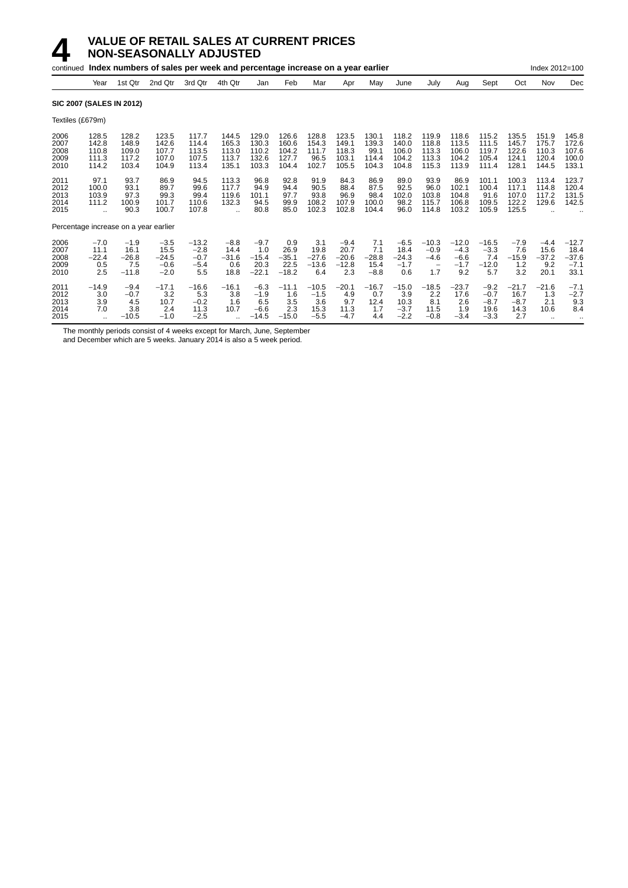# 4 VALUE OF RETAIL SALES AT CURRENT PRICES NON-SEASONALLY ADJUSTED

continued **Index numbers of sales per week and percentage increase on a year earlier** Index 2012=100

| | Year | 1st Qtr | 2nd Qtr | 3rd Qtr | 4th Qtr | Jan | Feb | Mar | Apr | May | June | July | Aug | Sept | Oct | Nov | Dec |
|---|---|---|---|---|---|---|---|---|---|---|---|---|---|---|---|---|---|
| **SIC 2007 (SALES IN 2012)** | | | | | | | | | | | | | | | | | |
| Textiles (£679m) | | | | | | | | | | | | | | | | | |
| 2006 | 128.5 | 128.2 | 123.5 | 117.7 | 144.5 | 129.0 | 126.6 | 128.8 | 123.5 | 130.1 | 118.2 | 119.9 | 118.6 | 115.2 | 135.5 | 151.9 | 145.8 |
| 2007 | 142.8 | 148.9 | 142.6 | 114.4 | 165.3 | 130.3 | 160.6 | 154.3 | 149.1 | 139.3 | 140.0 | 118.8 | 113.5 | 111.5 | 145.7 | 175.7 | 172.6 |
| 2008 | 110.8 | 109.0 | 107.7 | 113.5 | 113.0 | 110.2 | 104.2 | 111.7 | 118.3 | 99.1 | 106.0 | 113.3 | 106.0 | 119.7 | 122.6 | 110.3 | 107.6 |
| 2009 | 111.3 | 117.2 | 107.0 | 107.5 | 113.7 | 132.6 | 127.7 | 96.5 | 103.1 | 114.4 | 104.2 | 113.3 | 104.2 | 105.4 | 124.1 | 120.4 | 100.0 |
| 2010 | 114.2 | 103.4 | 104.9 | 113.4 | 135.1 | 103.3 | 104.4 | 102.7 | 105.5 | 104.3 | 104.8 | 115.3 | 113.9 | 111.4 | 128.1 | 144.5 | 133.1 |
| 2011 | 97.1 | 93.7 | 86.9 | 94.5 | 113.3 | 96.8 | 92.8 | 91.9 | 84.3 | 86.9 | 89.0 | 93.9 | 86.9 | 101.1 | 100.3 | 113.4 | 123.7 |
| 2012 | 100.0 | 93.1 | 89.7 | 99.6 | 117.7 | 94.9 | 94.4 | 90.5 | 88.4 | 87.5 | 92.5 | 96.0 | 102.1 | 100.4 | 117.1 | 114.8 | 120.4 |
| 2013 | 103.9 | 97.3 | 99.3 | 99.4 | 119.6 | 101.1 | 97.7 | 93.8 | 96.9 | 98.4 | 102.0 | 103.8 | 104.8 | 91.6 | 107.0 | 117.2 | 131.5 |
| 2014 | 111.2 | 100.9 | 101.7 | 110.6 | 132.3 | 94.5 | 99.9 | 108.2 | 107.9 | 100.0 | 98.2 | 115.7 | 106.8 | 109.5 | 122.2 | 129.6 | 142.5 |
| 2015 | .. | 90.3 | 100.7 | 107.8 | .. | 80.8 | 85.0 | 102.3 | 102.8 | 104.4 | 96.0 | 114.8 | 103.2 | 105.9 | 125.5 | .. | .. |
| Percentage increase on a year earlier | | | | | | | | | | | | | | | | | |
| 2006 | −7.0 | −1.9 | −3.5 | −13.2 | −8.8 | −9.7 | 0.9 | 3.1 | −9.4 | 7.1 | −6.5 | −10.3 | −12.0 | −16.5 | −7.9 | −4.4 | −12.7 |
| 2007 | 11.1 | 16.1 | 15.5 | −2.8 | 14.4 | 1.0 | 26.9 | 19.8 | 20.7 | 7.1 | 18.4 | −0.9 | −4.3 | −3.3 | 7.6 | 15.6 | 18.4 |
| 2008 | −22.4 | −26.8 | −24.5 | −0.7 | −31.6 | −15.4 | −35.1 | −27.6 | −20.6 | −28.8 | −24.3 | −4.6 | −6.6 | 7.4 | −15.9 | −37.2 | −37.6 |
| 2009 | 0.5 | 7.5 | −0.6 | −5.4 | 0.6 | 20.3 | 22.5 | −13.6 | −12.8 | 15.4 | −1.7 | – | −1.7 | −12.0 | 1.2 | 9.2 | −7.1 |
| 2010 | 2.5 | −11.8 | −2.0 | 5.5 | 18.8 | −22.1 | −18.2 | 6.4 | 2.3 | −8.8 | 0.6 | 1.7 | 9.2 | 5.7 | 3.2 | 20.1 | 33.1 |
| 2011 | −14.9 | −9.4 | −17.1 | −16.6 | −16.1 | −6.3 | −11.1 | −10.5 | −20.1 | −16.7 | −15.0 | −18.5 | −23.7 | −9.2 | −21.7 | −21.6 | −7.1 |
| 2012 | 3.0 | −0.7 | 3.2 | 5.3 | 3.8 | −1.9 | 1.6 | −1.5 | 4.9 | 0.7 | 3.9 | 2.2 | 17.6 | −0.7 | 16.7 | 1.3 | −2.7 |
| 2013 | 3.9 | 4.5 | 10.7 | −0.2 | 1.6 | 6.5 | 3.5 | 3.6 | 9.7 | 12.4 | 10.3 | 8.1 | 2.6 | −8.7 | −8.7 | 2.1 | 9.3 |
| 2014 | 7.0 | 3.8 | 2.4 | 11.3 | 10.7 | −6.6 | 2.3 | 15.3 | 11.3 | 1.7 | −3.7 | 11.5 | 1.9 | 19.6 | 14.3 | 10.6 | 8.4 |
| 2015 | .. | −10.5 | −1.0 | −2.5 | .. | −14.5 | −15.0 | −5.5 | −4.7 | 4.4 | −2.2 | −0.8 | −3.4 | −3.3 | 2.7 | .. | .. |

The monthly periods consist of 4 weeks except for March, June, September and December which are 5 weeks. January 2014 is also a 5 week period.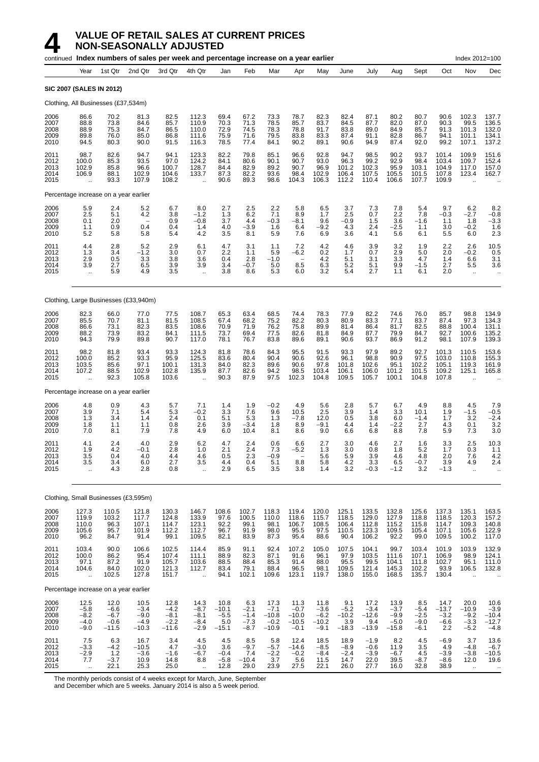# 4 VALUE OF RETAIL SALES AT CURRENT PRICES
## NON-SEASONALLY ADJUSTED

continued **Index numbers of sales per week and percentage increase on a year earlier** Index 2012=100

| | Year | 1st Qtr | 2nd Qtr | 3rd Qtr | 4th Qtr | Jan | Feb | Mar | Apr | May | June | July | Aug | Sept | Oct | Nov | Dec |
|---|---|---|---|---|---|---|---|---|---|---|---|---|---|---|---|---|---|
| **SIC 2007 (SALES IN 2012)** | | | | | | | | | | | | | | | | | |
| Clothing, All Businesses (£37,534m) | | | | | | | | | | | | | | | | | |
| 2006 | 86.6 | 70.2 | 81.3 | 82.5 | 112.3 | 69.4 | 67.2 | 73.3 | 78.7 | 82.3 | 82.4 | 87.1 | 80.2 | 80.7 | 90.6 | 102.3 | 137.7 |
| 2007 | 88.8 | 73.8 | 84.6 | 85.7 | 110.9 | 70.3 | 71.3 | 78.5 | 85.7 | 83.7 | 84.5 | 87.7 | 82.0 | 87.0 | 90.3 | 99.5 | 136.5 |
| 2008 | 88.9 | 75.3 | 84.7 | 86.5 | 110.0 | 72.9 | 74.5 | 78.3 | 78.8 | 91.7 | 83.8 | 89.0 | 84.9 | 85.7 | 91.3 | 101.3 | 132.0 |
| 2009 | 89.8 | 76.0 | 85.0 | 86.8 | 111.6 | 75.9 | 71.6 | 79.5 | 83.8 | 83.3 | 87.4 | 91.1 | 82.8 | 86.7 | 94.1 | 101.1 | 134.1 |
| 2010 | 94.5 | 80.3 | 90.0 | 91.5 | 116.3 | 78.5 | 77.4 | 84.1 | 90.2 | 89.1 | 90.6 | 94.9 | 87.4 | 92.0 | 99.2 | 107.1 | 137.2 |
| 2011 | 98.7 | 82.6 | 94.7 | 94.1 | 123.3 | 82.2 | 79.8 | 85.1 | 96.6 | 92.8 | 94.7 | 98.5 | 90.2 | 93.7 | 101.4 | 109.9 | 151.6 |
| 2012 | 100.0 | 85.3 | 93.5 | 97.0 | 124.2 | 84.1 | 80.6 | 90.1 | 90.7 | 93.0 | 96.3 | 99.2 | 92.9 | 98.4 | 103.4 | 109.7 | 152.4 |
| 2013 | 102.9 | 85.8 | 96.6 | 100.7 | 128.7 | 84.4 | 82.9 | 89.2 | 90.7 | 96.9 | 101.2 | 102.3 | 95.9 | 103.1 | 104.9 | 117.0 | 157.0 |
| 2014 | 106.9 | 88.1 | 102.9 | 104.6 | 133.7 | 87.3 | 82.2 | 93.6 | 98.4 | 102.9 | 106.4 | 107.5 | 105.5 | 101.5 | 107.8 | 123.4 | 162.7 |
| 2015 | .. | 93.3 | 107.9 | 108.2 | .. | 90.6 | 89.3 | 98.6 | 104.3 | 106.3 | 112.2 | 110.4 | 106.6 | 107.7 | 109.9 | .. | .. |
| Percentage increase on a year earlier | | | | | | | | | | | | | | | | | |
| 2006 | 5.9 | 2.4 | 5.2 | 6.7 | 8.0 | 2.7 | 2.5 | 2.2 | 5.8 | 6.5 | 3.7 | 7.3 | 7.8 | 5.4 | 9.7 | 6.2 | 8.2 |
| 2007 | 2.5 | 5.1 | 4.2 | 3.8 | −1.2 | 1.3 | 6.2 | 7.1 | 8.9 | 1.7 | 2.5 | 0.7 | 2.2 | 7.8 | −0.3 | −2.7 | −0.8 |
| 2008 | 0.1 | 2.0 | – | 0.9 | −0.8 | 3.7 | 4.4 | −0.3 | −8.1 | 9.6 | −0.9 | 1.5 | 3.6 | −1.6 | 1.1 | 1.8 | −3.3 |
| 2009 | 1.1 | 0.9 | 0.4 | 0.4 | 1.4 | 4.0 | −3.9 | 1.6 | 6.4 | −9.2 | 4.3 | 2.4 | −2.5 | 1.1 | 3.0 | −0.2 | 1.6 |
| 2010 | 5.2 | 5.8 | 5.8 | 5.4 | 4.2 | 3.5 | 8.1 | 5.9 | 7.6 | 6.9 | 3.6 | 4.1 | 5.6 | 6.1 | 5.5 | 6.0 | 2.3 |
| 2011 | 4.4 | 2.8 | 5.2 | 2.9 | 6.1 | 4.7 | 3.1 | 1.1 | 7.2 | 4.2 | 4.6 | 3.9 | 3.2 | 1.9 | 2.2 | 2.6 | 10.5 |
| 2012 | 1.3 | 3.4 | −1.2 | 3.0 | 0.7 | 2.2 | 1.1 | 5.9 | −6.2 | 0.2 | 1.7 | 0.7 | 2.9 | 5.0 | 2.0 | −0.2 | 0.5 |
| 2013 | 2.9 | 0.5 | 3.3 | 3.8 | 3.6 | 0.4 | 2.8 | −1.0 | – | 4.2 | 5.1 | 3.1 | 3.3 | 4.7 | 1.4 | 6.6 | 3.1 |
| 2014 | 3.9 | 2.7 | 6.5 | 3.9 | 3.9 | 3.4 | −0.7 | 5.0 | 8.5 | 6.3 | 5.2 | 5.1 | 9.9 | −1.5 | 2.7 | 5.5 | 3.6 |
| 2015 | .. | 5.9 | 4.9 | 3.5 | .. | 3.8 | 8.6 | 5.3 | 6.0 | 3.2 | 5.4 | 2.7 | 1.1 | 6.1 | 2.0 | .. | .. |
| Clothing, Large Businesses (£33,940m) | | | | | | | | | | | | | | | | | |
| 2006 | 82.3 | 66.0 | 77.0 | 77.5 | 108.7 | 65.3 | 63.4 | 68.5 | 74.4 | 78.3 | 77.9 | 82.2 | 74.6 | 76.0 | 85.7 | 98.8 | 134.9 |
| 2007 | 85.5 | 70.7 | 81.1 | 81.5 | 108.5 | 67.4 | 68.2 | 75.2 | 82.2 | 80.3 | 80.9 | 83.3 | 77.1 | 83.7 | 87.4 | 97.3 | 134.3 |
| 2008 | 86.6 | 73.1 | 82.3 | 83.5 | 108.6 | 70.9 | 71.9 | 76.2 | 75.8 | 89.9 | 81.4 | 86.4 | 81.7 | 82.5 | 88.8 | 100.4 | 131.1 |
| 2009 | 88.2 | 73.9 | 83.2 | 84.1 | 111.5 | 73.7 | 69.4 | 77.5 | 82.6 | 81.8 | 84.9 | 87.7 | 79.9 | 84.7 | 92.7 | 100.6 | 135.2 |
| 2010 | 94.3 | 79.9 | 89.8 | 90.7 | 117.0 | 78.1 | 76.7 | 83.8 | 89.6 | 89.1 | 90.6 | 93.7 | 86.9 | 91.2 | 98.1 | 107.9 | 139.3 |
| 2011 | 98.2 | 81.8 | 93.4 | 93.3 | 124.3 | 81.8 | 78.6 | 84.3 | 95.5 | 91.5 | 93.3 | 97.9 | 89.2 | 92.7 | 101.3 | 110.5 | 153.6 |
| 2012 | 100.0 | 85.2 | 93.3 | 95.9 | 125.5 | 83.6 | 80.4 | 90.4 | 90.6 | 92.6 | 96.1 | 98.8 | 90.9 | 97.5 | 103.0 | 110.8 | 155.3 |
| 2013 | 103.5 | 85.6 | 97.1 | 100.1 | 131.3 | 84.0 | 82.3 | 89.6 | 90.6 | 97.8 | 101.8 | 102.6 | 95.1 | 102.2 | 105.1 | 119.3 | 161.9 |
| 2014 | 107.2 | 88.5 | 102.9 | 102.8 | 135.9 | 87.7 | 82.6 | 94.2 | 98.5 | 103.4 | 106.1 | 106.0 | 101.2 | 101.5 | 109.2 | 125.1 | 165.8 |
| 2015 | .. | 92.3 | 105.8 | 103.6 | .. | 90.3 | 87.9 | 97.5 | 102.3 | 104.8 | 109.5 | 105.7 | 100.1 | 104.8 | 107.8 | .. | .. |
| Percentage increase on a year earlier | | | | | | | | | | | | | | | | | |
| 2006 | 4.8 | 0.9 | 4.3 | 5.7 | 7.1 | 1.4 | 1.9 | −0.2 | 4.9 | 5.6 | 2.8 | 5.7 | 6.7 | 4.9 | 8.8 | 4.5 | 7.9 |
| 2007 | 3.9 | 7.1 | 5.4 | 5.3 | −0.2 | 3.3 | 7.6 | 9.6 | 10.5 | 2.5 | 3.9 | 1.4 | 3.3 | 10.1 | 1.9 | −1.5 | −0.5 |
| 2008 | 1.3 | 3.4 | 1.4 | 2.4 | 0.1 | 5.1 | 5.3 | 1.3 | −7.8 | 12.0 | 0.5 | 3.8 | 6.0 | −1.4 | 1.7 | 3.2 | −2.4 |
| 2009 | 1.8 | 1.1 | 1.1 | 0.8 | 2.6 | 3.9 | −3.4 | 1.8 | 8.9 | −9.1 | 4.4 | 1.4 | −2.2 | 2.7 | 4.3 | 0.1 | 3.2 |
| 2010 | 7.0 | 8.1 | 7.9 | 7.8 | 4.9 | 6.0 | 10.4 | 8.1 | 8.6 | 9.0 | 6.6 | 6.8 | 8.8 | 7.8 | 5.9 | 7.3 | 3.0 |
| 2011 | 4.1 | 2.4 | 4.0 | 2.9 | 6.2 | 4.7 | 2.4 | 0.6 | 6.6 | 2.7 | 3.0 | 4.6 | 2.7 | 1.6 | 3.3 | 2.5 | 10.3 |
| 2012 | 1.9 | 4.2 | −0.1 | 2.8 | 1.0 | 2.1 | 2.4 | 7.3 | −5.2 | 1.3 | 3.0 | 0.8 | 1.8 | 5.2 | 1.7 | 0.3 | 1.1 |
| 2013 | 3.5 | 0.4 | 4.0 | 4.4 | 4.6 | 0.5 | 2.3 | −0.9 | – | 5.6 | 5.9 | 3.9 | 4.6 | 4.8 | 2.0 | 7.6 | 4.2 |
| 2014 | 3.5 | 3.4 | 6.0 | 2.7 | 3.5 | 4.4 | 0.4 | 5.1 | 8.8 | 5.8 | 4.2 | 3.3 | 6.5 | −0.7 | 3.9 | 4.9 | 2.4 |
| 2015 | .. | 4.3 | 2.8 | 0.8 | .. | 2.9 | 6.5 | 3.5 | 3.8 | 1.4 | 3.2 | −0.3 | −1.2 | 3.2 | −1.3 | .. | .. |
| Clothing, Small Businesses (£3,595m) | | | | | | | | | | | | | | | | | |
| 2006 | 127.3 | 110.5 | 121.8 | 130.3 | 146.7 | 108.6 | 102.7 | 118.3 | 119.4 | 120.0 | 125.1 | 133.5 | 132.8 | 125.6 | 137.3 | 135.1 | 163.5 |
| 2007 | 119.9 | 103.2 | 117.7 | 124.8 | 133.9 | 97.6 | 100.5 | 110.0 | 118.6 | 115.7 | 118.5 | 129.0 | 127.9 | 118.8 | 118.5 | 120.3 | 157.2 |
| 2008 | 110.0 | 96.3 | 107.1 | 114.7 | 123.1 | 92.2 | 99.1 | 98.1 | 106.7 | 108.5 | 106.4 | 112.8 | 115.2 | 115.8 | 114.7 | 109.3 | 140.8 |
| 2009 | 105.6 | 95.7 | 101.9 | 112.2 | 112.7 | 96.7 | 91.9 | 98.0 | 95.5 | 97.5 | 110.5 | 123.3 | 109.5 | 105.4 | 107.1 | 105.6 | 122.9 |
| 2010 | 96.2 | 84.7 | 91.4 | 99.1 | 109.5 | 82.1 | 83.9 | 87.3 | 95.4 | 88.6 | 90.4 | 106.2 | 92.2 | 99.0 | 109.5 | 100.2 | 117.0 |
| 2011 | 103.4 | 90.0 | 106.6 | 102.5 | 114.4 | 85.9 | 91.1 | 92.4 | 107.2 | 105.0 | 107.5 | 104.1 | 99.7 | 103.4 | 101.9 | 103.9 | 132.9 |
| 2012 | 100.0 | 86.2 | 95.4 | 107.4 | 111.1 | 88.9 | 82.3 | 87.1 | 91.6 | 96.1 | 97.9 | 103.5 | 111.6 | 107.1 | 106.9 | 98.9 | 124.1 |
| 2013 | 97.1 | 87.2 | 91.9 | 105.7 | 103.6 | 88.5 | 88.4 | 85.3 | 91.4 | 88.0 | 95.5 | 99.5 | 104.1 | 111.8 | 102.7 | 95.1 | 111.0 |
| 2014 | 104.6 | 84.0 | 102.0 | 121.3 | 112.7 | 83.4 | 79.1 | 88.4 | 96.5 | 98.1 | 109.5 | 121.4 | 145.3 | 102.2 | 93.9 | 106.5 | 132.8 |
| 2015 | .. | 102.5 | 127.8 | 151.7 | .. | 94.1 | 102.1 | 109.6 | 123.1 | 119.7 | 138.0 | 155.0 | 168.5 | 135.7 | 130.4 | .. | .. |
| Percentage increase on a year earlier | | | | | | | | | | | | | | | | | |
| 2006 | 12.5 | 12.0 | 10.5 | 12.8 | 14.3 | 10.8 | 6.3 | 17.3 | 11.3 | 11.8 | 9.1 | 17.2 | 13.9 | 8.5 | 14.7 | 20.0 | 10.6 |
| 2007 | −5.8 | −6.6 | −3.4 | −4.2 | −8.7 | −10.1 | −2.1 | −7.1 | −0.7 | −3.6 | −5.2 | −3.4 | −3.7 | −5.4 | −13.7 | −10.9 | −3.9 |
| 2008 | −8.2 | −6.7 | −9.0 | −8.1 | −8.1 | −5.5 | −1.4 | −10.8 | −10.0 | −6.2 | −10.2 | −12.6 | −9.9 | −2.5 | −3.2 | −9.2 | −10.4 |
| 2009 | −4.0 | −0.6 | −4.9 | −2.2 | −8.4 | 5.0 | −7.3 | −0.2 | −10.5 | −10.2 | 3.9 | 9.4 | −5.0 | −9.0 | −6.6 | −3.3 | −12.7 |
| 2010 | −9.0 | −11.5 | −10.3 | −11.6 | −2.9 | −15.1 | −8.7 | −10.9 | −0.1 | −9.1 | −18.3 | −13.9 | −15.8 | −6.1 | 2.2 | −5.2 | −4.8 |
| 2011 | 7.5 | 6.3 | 16.7 | 3.4 | 4.5 | 4.5 | 8.5 | 5.8 | 12.4 | 18.5 | 18.9 | −1.9 | 8.2 | 4.5 | −6.9 | 3.7 | 13.6 |
| 2012 | −3.3 | −4.2 | −10.5 | 4.7 | −3.0 | 3.6 | −9.7 | −5.7 | −14.6 | −8.5 | −8.9 | −0.6 | 11.9 | 3.5 | 4.9 | −4.8 | −6.7 |
| 2013 | −2.9 | 1.2 | −3.6 | −1.6 | −6.7 | −0.4 | 7.4 | −2.2 | −0.2 | −8.4 | −2.4 | −3.9 | −6.7 | 4.5 | −3.9 | −3.8 | −10.5 |
| 2014 | 7.7 | −3.7 | 10.9 | 14.8 | 8.8 | −5.8 | −10.4 | 3.7 | 5.6 | 11.5 | 14.7 | 22.0 | 39.5 | −8.7 | −8.6 | 12.0 | 19.6 |
| 2015 | .. | 22.1 | 25.3 | 25.0 | .. | 12.8 | 29.0 | 23.9 | 27.5 | 22.1 | 26.0 | 27.7 | 16.0 | 32.8 | 38.9 | .. | .. |

The monthly periods consist of 4 weeks except for March, June, September and December which are 5 weeks. January 2014 is also a 5 week period.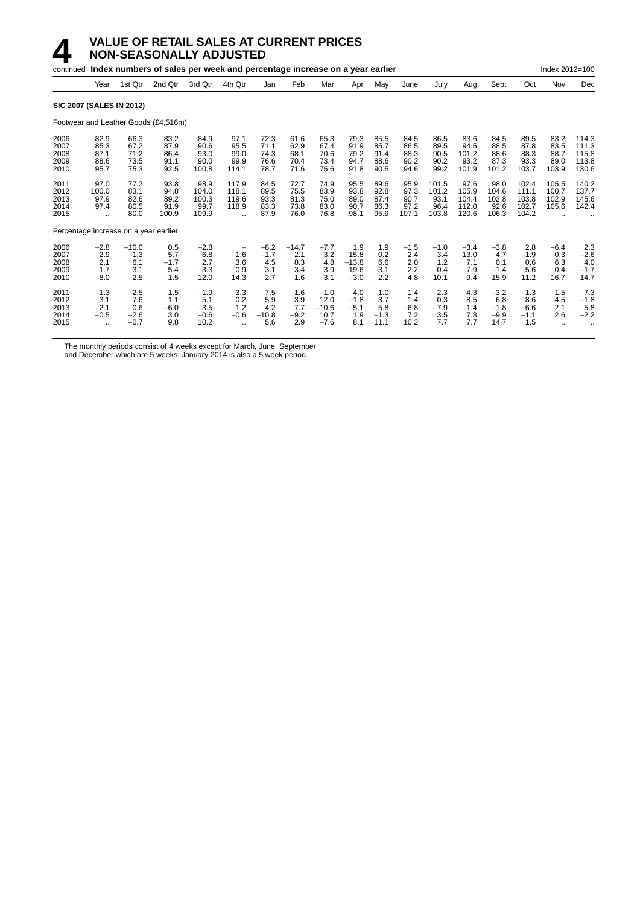# 4 VALUE OF RETAIL SALES AT CURRENT PRICES NON-SEASONALLY ADJUSTED

continued **Index numbers of sales per week and percentage increase on a year earlier** Index 2012=100

| | Year | 1st Qtr | 2nd Qtr | 3rd Qtr | 4th Qtr | Jan | Feb | Mar | Apr | May | June | July | Aug | Sept | Oct | Nov | Dec |
|---|---|---|---|---|---|---|---|---|---|---|---|---|---|---|---|---|---|
| **SIC 2007 (SALES IN 2012)** | | | | | | | | | | | | | | | | | |
| Footwear and Leather Goods (£4,516m) | | | | | | | | | | | | | | | | | |
| 2006 | 82.9 | 66.3 | 83.2 | 84.9 | 97.1 | 72.3 | 61.6 | 65.3 | 79.3 | 85.5 | 84.5 | 86.5 | 83.6 | 84.5 | 89.5 | 83.2 | 114.3 |
| 2007 | 85.3 | 67.2 | 87.9 | 90.6 | 95.5 | 71.1 | 62.9 | 67.4 | 91.9 | 85.7 | 86.5 | 89.5 | 94.5 | 88.5 | 87.8 | 83.5 | 111.3 |
| 2008 | 87.1 | 71.2 | 86.4 | 93.0 | 99.0 | 74.3 | 68.1 | 70.6 | 79.2 | 91.4 | 88.3 | 90.5 | 101.2 | 88.6 | 88.3 | 88.7 | 115.8 |
| 2009 | 88.6 | 73.5 | 91.1 | 90.0 | 99.9 | 76.6 | 70.4 | 73.4 | 94.7 | 88.6 | 90.2 | 90.2 | 93.2 | 87.3 | 93.3 | 89.0 | 113.8 |
| 2010 | 95.7 | 75.3 | 92.5 | 100.8 | 114.1 | 78.7 | 71.6 | 75.6 | 91.8 | 90.5 | 94.6 | 99.2 | 101.9 | 101.2 | 103.7 | 103.9 | 130.6 |
| 2011 | 97.0 | 77.2 | 93.8 | 98.9 | 117.9 | 84.5 | 72.7 | 74.9 | 95.5 | 89.6 | 95.9 | 101.5 | 97.6 | 98.0 | 102.4 | 105.5 | 140.2 |
| 2012 | 100.0 | 83.1 | 94.8 | 104.0 | 118.1 | 89.5 | 75.5 | 83.9 | 93.8 | 92.8 | 97.3 | 101.2 | 105.9 | 104.6 | 111.1 | 100.7 | 137.7 |
| 2013 | 97.9 | 82.6 | 89.2 | 100.3 | 119.6 | 93.3 | 81.3 | 75.0 | 89.0 | 87.4 | 90.7 | 93.1 | 104.4 | 102.8 | 103.8 | 102.9 | 145.6 |
| 2014 | 97.4 | 80.5 | 91.9 | 99.7 | 118.9 | 83.3 | 73.8 | 83.0 | 90.7 | 86.3 | 97.2 | 96.4 | 112.0 | 92.6 | 102.7 | 105.6 | 142.4 |
| 2015 | .. | 80.0 | 100.9 | 109.9 | .. | 87.9 | 76.0 | 76.8 | 98.1 | 95.9 | 107.1 | 103.8 | 120.6 | 106.3 | 104.2 | .. | .. |
| Percentage increase on a year earlier | | | | | | | | | | | | | | | | | |
| 2006 | −2.8 | −10.0 | 0.5 | −2.8 | − | −8.2 | −14.7 | −7.7 | 1.9 | 1.9 | −1.5 | −1.0 | −3.4 | −3.8 | 2.8 | −6.4 | 2.3 |
| 2007 | 2.9 | 1.3 | 5.7 | 6.8 | −1.6 | −1.7 | 2.1 | 3.2 | 15.8 | 0.2 | 2.4 | 3.4 | 13.0 | 4.7 | −1.9 | 0.3 | −2.6 |
| 2008 | 2.1 | 6.1 | −1.7 | 2.7 | 3.6 | 4.5 | 8.3 | 4.8 | −13.8 | 6.6 | 2.0 | 1.2 | 7.1 | 0.1 | 0.6 | 6.3 | 4.0 |
| 2009 | 1.7 | 3.1 | 5.4 | −3.3 | 0.9 | 3.1 | 3.4 | 3.9 | 19.6 | −3.1 | 2.2 | −0.4 | −7.9 | −1.4 | 5.6 | 0.4 | −1.7 |
| 2010 | 8.0 | 2.5 | 1.5 | 12.0 | 14.3 | 2.7 | 1.6 | 3.1 | −3.0 | 2.2 | 4.8 | 10.1 | 9.4 | 15.9 | 11.2 | 16.7 | 14.7 |
| 2011 | 1.3 | 2.5 | 1.5 | −1.9 | 3.3 | 7.5 | 1.6 | −1.0 | 4.0 | −1.0 | 1.4 | 2.3 | −4.3 | −3.2 | −1.3 | 1.5 | 7.3 |
| 2012 | 3.1 | 7.6 | 1.1 | 5.1 | 0.2 | 5.9 | 3.9 | 12.0 | −1.8 | 3.7 | 1.4 | −0.3 | 8.5 | 6.8 | 8.6 | −4.5 | −1.8 |
| 2013 | −2.1 | −0.6 | −6.0 | −3.5 | 1.2 | 4.2 | 7.7 | −10.6 | −5.1 | −5.8 | −6.8 | −7.9 | −1.4 | −1.8 | −6.6 | 2.1 | 5.8 |
| 2014 | −0.5 | −2.6 | 3.0 | −0.6 | −0.6 | −10.8 | −9.2 | 10.7 | 1.9 | −1.3 | 7.2 | 3.5 | 7.3 | −9.9 | −1.1 | 2.6 | −2.2 |
| 2015 | .. | −0.7 | 9.8 | 10.2 | .. | 5.6 | 2.9 | −7.6 | 8.1 | 11.1 | 10.2 | 7.7 | 7.7 | 14.7 | 1.5 | .. | .. |

The monthly periods consist of 4 weeks except for March, June, September and December which are 5 weeks. January 2014 is also a 5 week period.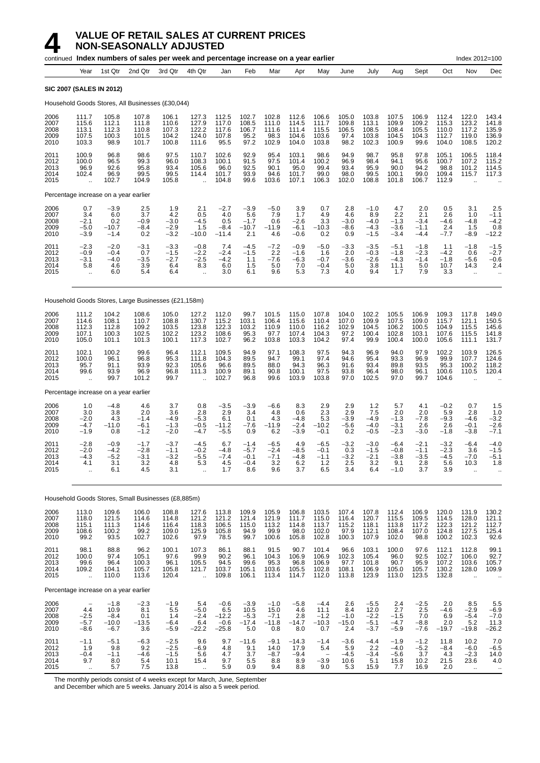# 4 VALUE OF RETAIL SALES AT CURRENT PRICES NON-SEASONALLY ADJUSTED

continued **Index numbers of sales per week and percentage increase on a year earlier** Index 2012=100

| Year | Year | 1st Qtr | 2nd Qtr | 3rd Qtr | 4th Qtr | Jan | Feb | Mar | Apr | May | June | July | Aug | Sept | Oct | Nov | Dec |
|---|---|---|---|---|---|---|---|---|---|---|---|---|---|---|---|---|---|
| **SIC 2007 (SALES IN 2012)** | | | | | | | | | | | | | | | | | |
| Household Goods Stores, All Businesses (£30,044) | | | | | | | | | | | | | | | | | |
| 2006 | 111.7 | 105.8 | 107.8 | 106.1 | 127.3 | 112.5 | 102.7 | 102.8 | 112.6 | 106.6 | 105.0 | 103.8 | 107.5 | 106.9 | 112.4 | 122.0 | 143.4 |
| 2007 | 115.6 | 112.1 | 111.8 | 110.6 | 127.9 | 117.0 | 108.5 | 111.0 | 114.5 | 111.7 | 109.8 | 113.1 | 109.9 | 109.2 | 115.3 | 123.2 | 141.8 |
| 2008 | 113.1 | 112.3 | 110.8 | 107.3 | 122.2 | 117.6 | 106.7 | 111.6 | 111.4 | 115.5 | 106.5 | 108.5 | 108.4 | 105.5 | 110.0 | 117.2 | 135.9 |
| 2009 | 107.5 | 100.3 | 101.5 | 104.2 | 124.0 | 107.8 | 95.2 | 98.3 | 104.6 | 103.6 | 97.4 | 103.8 | 104.5 | 104.3 | 112.7 | 119.0 | 136.9 |
| 2010 | 103.3 | 98.9 | 101.7 | 100.8 | 111.6 | 95.5 | 97.2 | 102.9 | 104.0 | 103.8 | 98.2 | 102.3 | 100.9 | 99.6 | 104.0 | 108.5 | 120.2 |
| 2011 | 100.9 | 96.8 | 98.6 | 97.5 | 110.7 | 102.6 | 92.9 | 95.4 | 103.1 | 98.6 | 94.9 | 98.7 | 95.8 | 97.8 | 105.1 | 106.5 | 118.4 |
| 2012 | 100.0 | 96.5 | 99.3 | 96.0 | 108.3 | 100.1 | 91.5 | 97.5 | 101.4 | 100.2 | 96.9 | 98.4 | 94.1 | 95.6 | 100.7 | 107.2 | 115.2 |
| 2013 | 96.9 | 92.6 | 95.8 | 93.4 | 105.6 | 96.0 | 92.5 | 90.1 | 95.0 | 99.4 | 93.4 | 95.9 | 90.0 | 94.2 | 98.8 | 101.2 | 114.5 |
| 2014 | 102.4 | 96.9 | 99.5 | 99.5 | 114.4 | 101.7 | 93.9 | 94.6 | 101.7 | 99.0 | 98.0 | 99.5 | 100.1 | 99.0 | 109.4 | 115.7 | 117.3 |
| 2015 | .. | 102.7 | 104.9 | 105.8 | .. | 104.8 | 99.6 | 103.6 | 107.1 | 106.3 | 102.0 | 108.8 | 101.8 | 106.7 | 112.9 | .. | .. |
| Percentage increase on a year earlier | | | | | | | | | | | | | | | | | |
| 2006 | 0.7 | −3.9 | 2.5 | 1.9 | 2.1 | −2.7 | −3.9 | −5.0 | 3.9 | 0.7 | 2.8 | −1.0 | 4.7 | 2.0 | 0.5 | 3.1 | 2.5 |
| 2007 | 3.4 | 6.0 | 3.7 | 4.2 | 0.5 | 4.0 | 5.6 | 7.9 | 1.7 | 4.9 | 4.6 | 8.9 | 2.2 | 2.1 | 2.6 | 1.0 | −1.1 |
| 2008 | −2.1 | 0.2 | −0.9 | −3.0 | −4.5 | 0.5 | −1.7 | 0.6 | −2.6 | 3.3 | −3.0 | −4.0 | −1.3 | −3.4 | −4.6 | −4.8 | −4.2 |
| 2009 | −5.0 | −10.7 | −8.4 | −2.9 | 1.5 | −8.4 | −10.7 | −11.9 | −6.1 | −10.3 | −8.6 | −4.3 | −3.6 | −1.1 | 2.4 | 1.5 | 0.8 |
| 2010 | −3.9 | −1.4 | 0.2 | −3.2 | −10.0 | −11.4 | 2.1 | 4.6 | −0.6 | 0.2 | 0.9 | −1.5 | −3.4 | −4.4 | −7.7 | −8.9 | −12.2 |
| 2011 | −2.3 | −2.0 | −3.1 | −3.3 | −0.8 | 7.4 | −4.5 | −7.2 | −0.9 | −5.0 | −3.3 | −3.5 | −5.1 | −1.8 | 1.1 | −1.8 | −1.5 |
| 2012 | −0.9 | −0.4 | 0.7 | −1.5 | −2.2 | −2.4 | −1.5 | 2.2 | −1.6 | 1.6 | 2.0 | −0.3 | −1.8 | −2.3 | −4.2 | 0.6 | −2.7 |
| 2013 | −3.1 | −4.0 | −3.5 | −2.7 | −2.5 | −4.2 | 1.1 | −7.6 | −6.3 | −0.7 | −3.6 | −2.6 | −4.3 | −1.4 | −1.8 | −5.6 | −0.6 |
| 2014 | 5.8 | 4.6 | 3.9 | 6.4 | 8.3 | 6.0 | 1.5 | 5.0 | 7.0 | −0.4 | 5.0 | 3.8 | 11.1 | 5.0 | 10.7 | 14.3 | 2.4 |
| 2015 | .. | 6.0 | 5.4 | 6.4 | .. | 3.0 | 6.1 | 9.6 | 5.3 | 7.3 | 4.0 | 9.4 | 1.7 | 7.9 | 3.3 | .. | .. |
| Household Goods Stores, Large Businesses (£21,158m) | | | | | | | | | | | | | | | | | |
| 2006 | 111.2 | 104.2 | 108.6 | 105.0 | 127.2 | 112.0 | 99.7 | 101.5 | 115.0 | 107.8 | 104.0 | 102.2 | 105.5 | 106.9 | 109.3 | 117.8 | 149.0 |
| 2007 | 114.6 | 108.1 | 110.7 | 108.8 | 130.7 | 115.2 | 103.1 | 106.4 | 115.6 | 110.4 | 107.0 | 109.9 | 107.5 | 109.0 | 115.7 | 121.1 | 150.5 |
| 2008 | 112.3 | 112.8 | 109.2 | 103.5 | 123.8 | 122.3 | 103.2 | 110.9 | 110.0 | 116.2 | 102.9 | 104.5 | 106.2 | 100.5 | 104.9 | 115.5 | 145.6 |
| 2009 | 107.1 | 100.3 | 102.5 | 102.2 | 123.2 | 108.6 | 95.3 | 97.7 | 107.4 | 104.3 | 97.2 | 100.4 | 102.8 | 103.1 | 107.6 | 115.5 | 141.8 |
| 2010 | 105.0 | 101.1 | 101.3 | 100.1 | 117.3 | 102.7 | 96.2 | 103.8 | 103.3 | 104.2 | 97.4 | 99.9 | 100.4 | 100.0 | 105.6 | 111.1 | 131.7 |
| 2011 | 102.1 | 100.2 | 99.6 | 96.4 | 112.1 | 109.5 | 94.9 | 97.1 | 108.3 | 97.5 | 94.3 | 96.9 | 94.0 | 97.9 | 102.2 | 103.9 | 126.5 |
| 2012 | 100.0 | 96.1 | 96.8 | 95.3 | 111.8 | 104.3 | 89.5 | 94.7 | 99.1 | 97.4 | 94.6 | 95.4 | 93.3 | 96.9 | 99.9 | 107.7 | 124.6 |
| 2013 | 95.7 | 91.1 | 93.9 | 92.3 | 105.6 | 96.6 | 89.5 | 88.0 | 94.3 | 96.3 | 91.6 | 93.4 | 89.8 | 93.5 | 95.3 | 100.2 | 118.2 |
| 2014 | 99.6 | 93.9 | 96.9 | 96.8 | 111.3 | 100.9 | 89.1 | 90.8 | 100.1 | 97.5 | 93.8 | 96.4 | 98.0 | 96.1 | 100.6 | 110.5 | 120.4 |
| 2015 | .. | 99.7 | 101.2 | 99.7 | .. | 102.7 | 96.8 | 99.6 | 103.9 | 103.8 | 97.0 | 102.5 | 97.0 | 99.7 | 104.6 | .. | .. |
| Percentage increase on a year earlier | | | | | | | | | | | | | | | | | |
| 2006 | 1.0 | −4.8 | 4.6 | 3.7 | 0.8 | −3.5 | −3.9 | −6.6 | 8.3 | 2.9 | 2.9 | 1.2 | 5.7 | 4.1 | −0.2 | 0.7 | 1.5 |
| 2007 | 3.0 | 3.8 | 2.0 | 3.6 | 2.8 | 2.9 | 3.4 | 4.8 | 0.6 | 2.3 | 2.9 | 7.5 | 2.0 | 2.0 | 5.9 | 2.8 | 1.0 |
| 2008 | −2.0 | 4.3 | −1.4 | −4.9 | −5.3 | 6.1 | 0.1 | 4.3 | −4.8 | 5.3 | −3.9 | −4.9 | −1.3 | −7.8 | −9.3 | −4.6 | −3.2 |
| 2009 | −4.7 | −11.0 | −6.1 | −1.3 | −0.5 | −11.2 | −7.6 | −11.9 | −2.4 | −10.2 | −5.6 | −4.0 | −3.1 | 2.6 | 2.6 | −0.1 | −2.6 |
| 2010 | −1.9 | 0.8 | −1.2 | −2.0 | −4.7 | −5.5 | 0.9 | 6.2 | −3.9 | −0.1 | 0.2 | −0.5 | −2.3 | −3.0 | −1.8 | −3.8 | −7.1 |
| 2011 | −2.8 | −0.9 | −1.7 | −3.7 | −4.5 | 6.7 | −1.4 | −6.5 | 4.9 | −6.5 | −3.2 | −3.0 | −6.4 | −2.1 | −3.2 | −6.4 | −4.0 |
| 2012 | −2.0 | −4.2 | −2.8 | −1.1 | −0.2 | −4.8 | −5.7 | −2.4 | −8.5 | −0.1 | 0.3 | −1.5 | −0.8 | −1.1 | −2.3 | 3.6 | −1.5 |
| 2013 | −4.3 | −5.2 | −3.1 | −3.2 | −5.5 | −7.4 | −0.1 | −7.1 | −4.8 | −1.1 | −3.2 | −2.1 | −3.8 | −3.5 | −4.5 | −7.0 | −5.1 |
| 2014 | 4.1 | 3.1 | 3.2 | 4.8 | 5.3 | 4.5 | −0.4 | 3.2 | 6.2 | 1.2 | 2.5 | 3.2 | 9.1 | 2.8 | 5.6 | 10.3 | 1.8 |
| 2015 | .. | 6.1 | 4.5 | 3.1 | .. | 1.7 | 8.6 | 9.6 | 3.7 | 6.5 | 3.4 | 6.4 | −1.0 | 3.7 | 3.9 | .. | .. |
| Household Goods Stores, Small Businesses (£8,885m) | | | | | | | | | | | | | | | | | |
| 2006 | 113.0 | 109.6 | 106.0 | 108.8 | 127.6 | 113.8 | 109.9 | 105.9 | 106.8 | 103.5 | 107.4 | 107.8 | 112.4 | 106.9 | 120.0 | 131.9 | 130.2 |
| 2007 | 118.0 | 121.5 | 114.6 | 114.8 | 121.2 | 121.2 | 121.4 | 121.9 | 111.7 | 115.0 | 116.4 | 120.7 | 115.5 | 109.5 | 114.5 | 128.0 | 121.1 |
| 2008 | 115.1 | 111.3 | 114.6 | 116.4 | 118.3 | 106.5 | 115.0 | 113.2 | 114.8 | 113.7 | 115.2 | 118.1 | 113.8 | 117.2 | 122.3 | 121.2 | 112.7 |
| 2009 | 108.6 | 100.2 | 99.2 | 109.0 | 125.9 | 105.8 | 94.9 | 99.9 | 98.0 | 102.0 | 97.9 | 112.1 | 108.4 | 107.0 | 124.8 | 127.5 | 125.4 |
| 2010 | 99.2 | 93.5 | 102.7 | 102.6 | 97.9 | 78.5 | 99.7 | 100.6 | 105.8 | 102.8 | 100.3 | 107.9 | 102.0 | 98.8 | 100.2 | 102.3 | 92.6 |
| 2011 | 98.1 | 88.8 | 96.2 | 100.1 | 107.3 | 86.1 | 88.1 | 91.5 | 90.7 | 101.4 | 96.6 | 103.1 | 100.0 | 97.6 | 112.1 | 112.8 | 99.1 |
| 2012 | 100.0 | 97.4 | 105.1 | 97.6 | 99.9 | 90.2 | 96.1 | 104.3 | 106.9 | 106.9 | 102.3 | 105.4 | 96.0 | 92.5 | 102.7 | 106.0 | 92.7 |
| 2013 | 99.6 | 96.4 | 100.3 | 96.1 | 105.5 | 94.5 | 99.6 | 95.3 | 96.8 | 106.9 | 97.7 | 101.8 | 90.7 | 95.9 | 107.2 | 103.6 | 105.7 |
| 2014 | 109.2 | 104.1 | 105.7 | 105.8 | 121.7 | 103.7 | 105.1 | 103.6 | 105.5 | 102.8 | 108.1 | 106.9 | 105.0 | 105.7 | 130.2 | 128.0 | 109.9 |
| 2015 | .. | 110.0 | 113.6 | 120.4 | .. | 109.8 | 106.1 | 113.4 | 114.7 | 112.0 | 113.8 | 123.9 | 113.0 | 123.5 | 132.8 | .. | .. |
| Percentage increase on a year earlier | | | | | | | | | | | | | | | | | |
| 2006 | – | −1.8 | −2.3 | −1.9 | 5.4 | −0.6 | −3.9 | −1.0 | −5.8 | −4.4 | 2.6 | −5.5 | 2.4 | −2.5 | 2.0 | 8.5 | 5.5 |
| 2007 | 4.4 | 10.9 | 8.1 | 5.5 | −5.0 | 6.5 | 10.5 | 15.0 | 4.6 | 11.1 | 8.4 | 12.0 | 2.7 | 2.5 | −4.6 | −2.9 | −6.9 |
| 2008 | −2.5 | −8.4 | 0.1 | 1.4 | −2.4 | −12.2 | −5.3 | −7.1 | 2.8 | −1.2 | −1.0 | −2.2 | −1.5 | 7.0 | 6.9 | −5.4 | −7.0 |
| 2009 | −5.7 | −10.0 | −13.5 | −6.4 | 6.4 | −0.6 | −17.4 | −11.8 | −14.7 | −10.3 | −15.0 | −5.1 | −4.7 | −8.8 | 2.0 | 5.2 | 11.3 |
| 2010 | −8.6 | −6.7 | 3.6 | −5.9 | −22.2 | −25.8 | 5.0 | 0.8 | 8.0 | 0.7 | 2.4 | −3.7 | −5.9 | −7.6 | −19.7 | −19.8 | −26.2 |
| 2011 | −1.1 | −5.1 | −6.3 | −2.5 | 9.6 | 9.7 | −11.6 | −9.1 | −14.3 | −1.4 | −3.6 | −4.4 | −1.9 | −1.2 | 11.8 | 10.2 | 7.0 |
| 2012 | 1.9 | 9.8 | 9.2 | −2.5 | −6.9 | 4.8 | 9.1 | 14.0 | 17.9 | 5.4 | 5.9 | 2.2 | −4.0 | −5.2 | −8.4 | −6.0 | −6.5 |
| 2013 | −0.4 | −1.1 | −4.6 | −1.5 | 5.6 | 4.7 | 3.7 | −8.7 | −9.4 | – | −4.5 | −3.4 | −5.6 | 3.7 | 4.3 | −2.3 | 14.0 |
| 2014 | 9.7 | 8.0 | 5.4 | 10.1 | 15.4 | 9.7 | 5.5 | 8.8 | 8.9 | −3.9 | 10.6 | 5.1 | 15.8 | 10.2 | 21.5 | 23.6 | 4.0 |
| 2015 | .. | 5.7 | 7.5 | 13.8 | .. | 5.9 | 0.9 | 9.4 | 8.8 | 9.0 | 5.3 | 15.9 | 7.7 | 16.9 | 2.0 | .. | .. |

The monthly periods consist of 4 weeks except for March, June, September and December which are 5 weeks. January 2014 is also a 5 week period.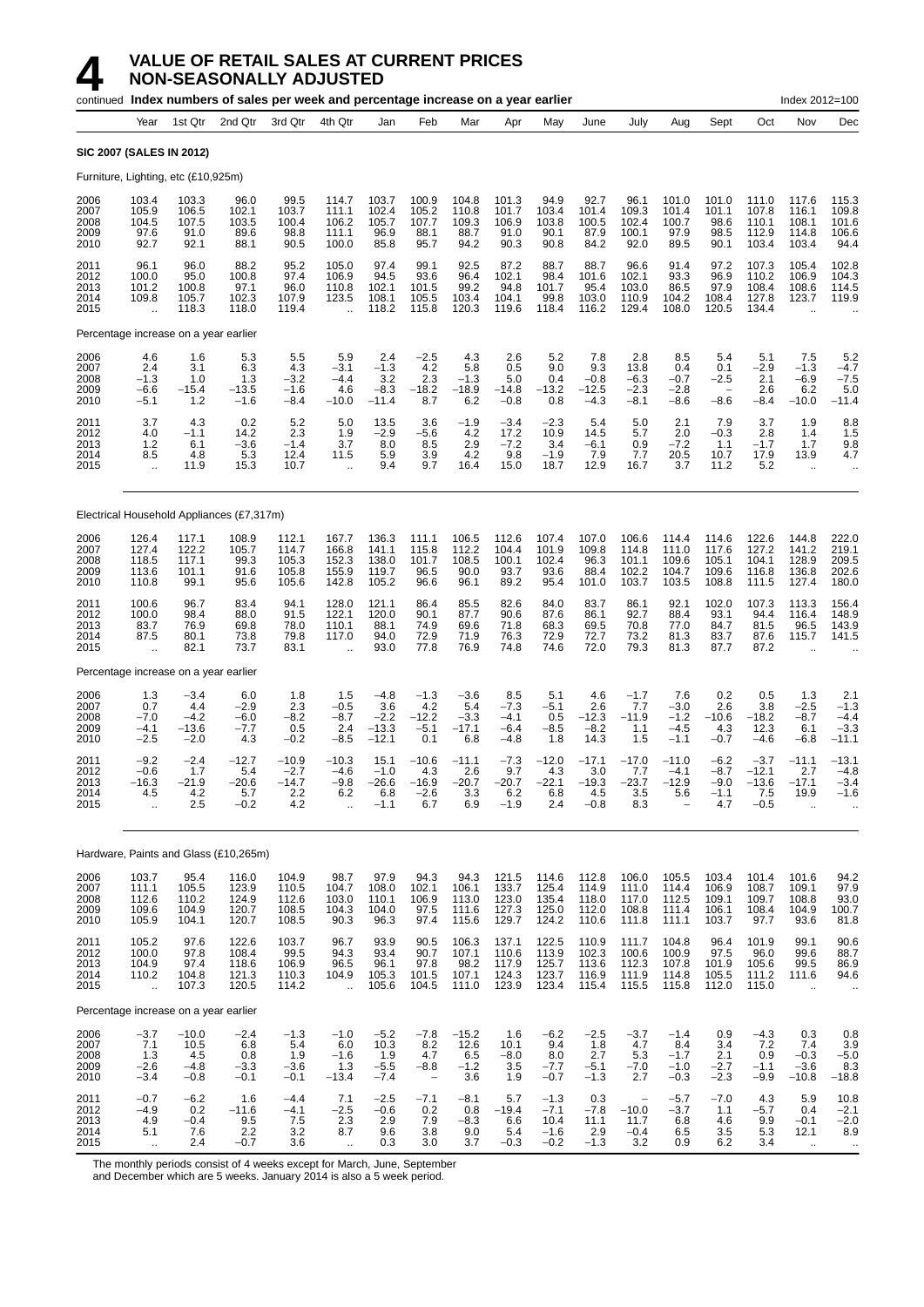# 4 VALUE OF RETAIL SALES AT CURRENT PRICES NON-SEASONALLY ADJUSTED

continued **Index numbers of sales per week and percentage increase on a year earlier** Index 2012=100

| Year | Year | 1st Qtr | 2nd Qtr | 3rd Qtr | 4th Qtr | Jan | Feb | Mar | Apr | May | June | July | Aug | Sept | Oct | Nov | Dec |
|---|---|---|---|---|---|---|---|---|---|---|---|---|---|---|---|---|---|
| **SIC 2007 (SALES IN 2012)** | | | | | | | | | | | | | | | | | |
| Furniture, Lighting, etc (£10,925m) | | | | | | | | | | | | | | | | | |
| 2006 | 103.4 | 103.3 | 96.0 | 99.5 | 114.7 | 103.7 | 100.9 | 104.8 | 101.3 | 94.9 | 92.7 | 96.1 | 101.0 | 101.0 | 111.0 | 117.6 | 115.3 |
| 2007 | 105.9 | 106.5 | 102.1 | 103.7 | 111.1 | 102.4 | 105.2 | 110.8 | 101.7 | 103.4 | 101.4 | 109.3 | 101.4 | 101.1 | 107.8 | 116.1 | 109.8 |
| 2008 | 104.5 | 107.5 | 103.5 | 100.4 | 106.2 | 105.7 | 107.7 | 109.3 | 106.9 | 103.8 | 100.5 | 102.4 | 100.7 | 98.6 | 110.1 | 108.1 | 101.6 |
| 2009 | 97.6 | 91.0 | 89.6 | 98.8 | 111.1 | 96.9 | 88.1 | 88.7 | 91.0 | 90.1 | 87.9 | 100.1 | 97.9 | 98.5 | 112.9 | 114.8 | 106.6 |
| 2010 | 92.7 | 92.1 | 88.1 | 90.5 | 100.0 | 85.8 | 95.7 | 94.2 | 90.3 | 90.8 | 84.2 | 92.0 | 89.5 | 90.1 | 103.4 | 103.4 | 94.4 |
| 2011 | 96.1 | 96.0 | 88.2 | 95.2 | 105.0 | 97.4 | 99.1 | 92.5 | 87.2 | 88.7 | 88.7 | 96.6 | 91.4 | 97.2 | 107.3 | 105.4 | 102.8 |
| 2012 | 100.0 | 95.0 | 100.8 | 97.4 | 106.9 | 94.5 | 93.6 | 96.4 | 102.1 | 98.4 | 101.6 | 102.1 | 93.3 | 96.9 | 110.2 | 106.9 | 104.3 |
| 2013 | 101.2 | 100.8 | 97.1 | 96.0 | 110.8 | 102.1 | 101.5 | 99.2 | 94.8 | 101.7 | 95.4 | 103.0 | 86.5 | 97.9 | 108.4 | 108.6 | 114.5 |
| 2014 | 109.8 | 105.7 | 102.3 | 107.9 | 123.5 | 108.1 | 105.5 | 103.4 | 104.1 | 99.8 | 103.0 | 110.9 | 104.2 | 108.4 | 127.8 | 123.7 | 119.9 |
| 2015 | .. | 118.3 | 118.0 | 119.4 | .. | 118.2 | 115.8 | 120.3 | 119.6 | 118.4 | 116.2 | 129.4 | 108.0 | 120.5 | 134.4 | .. | .. |
| Percentage increase on a year earlier | | | | | | | | | | | | | | | | | |
| 2006 | 4.6 | 1.6 | 5.3 | 5.5 | 5.9 | 2.4 | −2.5 | 4.3 | 2.6 | 5.2 | 7.8 | 2.8 | 8.5 | 5.4 | 5.1 | 7.5 | 5.2 |
| 2007 | 2.4 | 3.1 | 6.3 | 4.3 | −3.1 | −1.3 | 4.2 | 5.8 | 0.5 | 9.0 | 9.3 | 13.8 | 0.4 | 0.1 | −2.9 | −1.3 | −4.7 |
| 2008 | −1.3 | 1.0 | 1.3 | −3.2 | −4.4 | 3.2 | 2.3 | −1.3 | 5.0 | 0.4 | −0.8 | −6.3 | −0.7 | −2.5 | 2.1 | −6.9 | −7.5 |
| 2009 | −6.6 | −15.4 | −13.5 | −1.6 | 4.6 | −8.3 | −18.2 | −18.9 | −14.8 | −13.2 | −12.5 | −2.3 | −2.8 | – | 2.6 | 6.2 | 5.0 |
| 2010 | −5.1 | 1.2 | −1.6 | −8.4 | −10.0 | −11.4 | 8.7 | 6.2 | −0.8 | 0.8 | −4.3 | −8.1 | −8.6 | −8.6 | −8.4 | −10.0 | −11.4 |
| 2011 | 3.7 | 4.3 | 0.2 | 5.2 | 5.0 | 13.5 | 3.6 | −1.9 | −3.4 | −2.3 | 5.4 | 5.0 | 2.1 | 7.9 | 3.7 | 1.9 | 8.8 |
| 2012 | 4.0 | −1.1 | 14.2 | 2.3 | 1.9 | −2.9 | −5.6 | 4.2 | 17.2 | 10.9 | 14.5 | 5.7 | 2.0 | −0.3 | 2.8 | 1.4 | 1.5 |
| 2013 | 1.2 | 6.1 | −3.6 | −1.4 | 3.7 | 8.0 | 8.5 | 2.9 | −7.2 | 3.4 | −6.1 | 0.9 | −7.2 | 1.1 | −1.7 | 1.7 | 9.8 |
| 2014 | 8.5 | 4.8 | 5.3 | 12.4 | 11.5 | 5.9 | 3.9 | 4.2 | 9.8 | −1.9 | 7.9 | 7.7 | 20.5 | 10.7 | 17.9 | 13.9 | 4.7 |
| 2015 | .. | 11.9 | 15.3 | 10.7 | .. | 9.4 | 9.7 | 16.4 | 15.0 | 18.7 | 12.9 | 16.7 | 3.7 | 11.2 | 5.2 | .. | .. |
| Electrical Household Appliances (£7,317m) | | | | | | | | | | | | | | | | | |
| 2006 | 126.4 | 117.1 | 108.9 | 112.1 | 167.7 | 136.3 | 111.1 | 106.5 | 112.6 | 107.4 | 107.0 | 106.6 | 114.4 | 114.6 | 122.6 | 144.8 | 222.0 |
| 2007 | 127.4 | 122.2 | 105.7 | 114.7 | 166.8 | 141.1 | 115.8 | 112.2 | 104.4 | 101.9 | 109.8 | 114.8 | 111.0 | 117.6 | 127.2 | 141.2 | 219.1 |
| 2008 | 118.5 | 117.1 | 99.3 | 105.3 | 152.3 | 138.0 | 101.7 | 108.5 | 100.1 | 102.4 | 96.3 | 101.1 | 109.6 | 105.1 | 104.1 | 128.9 | 209.5 |
| 2009 | 113.6 | 101.1 | 91.6 | 105.8 | 155.9 | 119.7 | 96.5 | 90.0 | 93.7 | 93.6 | 88.4 | 102.2 | 104.7 | 109.6 | 116.8 | 136.8 | 202.6 |
| 2010 | 110.8 | 99.1 | 95.6 | 105.6 | 142.8 | 105.2 | 96.6 | 96.1 | 89.2 | 95.4 | 101.0 | 103.7 | 103.5 | 108.8 | 111.5 | 127.4 | 180.0 |
| 2011 | 100.6 | 96.7 | 83.4 | 94.1 | 128.0 | 121.1 | 86.4 | 85.5 | 82.6 | 84.0 | 83.7 | 86.1 | 92.1 | 102.0 | 107.3 | 113.3 | 156.4 |
| 2012 | 100.0 | 98.4 | 88.0 | 91.5 | 122.1 | 120.0 | 90.1 | 87.7 | 90.6 | 87.6 | 86.1 | 92.7 | 88.4 | 93.1 | 94.4 | 116.4 | 148.9 |
| 2013 | 83.7 | 76.9 | 69.8 | 78.0 | 110.1 | 88.1 | 74.9 | 69.6 | 71.8 | 68.3 | 69.5 | 70.8 | 77.0 | 84.7 | 81.5 | 96.5 | 143.9 |
| 2014 | 87.5 | 80.1 | 73.8 | 79.8 | 117.0 | 94.0 | 72.9 | 71.9 | 76.3 | 72.9 | 72.7 | 73.2 | 81.3 | 83.7 | 87.6 | 115.7 | 141.5 |
| 2015 | .. | 82.1 | 73.7 | 83.1 | .. | 93.0 | 77.8 | 76.9 | 74.8 | 74.6 | 72.0 | 79.3 | 81.3 | 87.7 | 87.2 | .. | .. |
| Percentage increase on a year earlier | | | | | | | | | | | | | | | | | |
| 2006 | 1.3 | −3.4 | 6.0 | 1.8 | 1.5 | −4.8 | −1.3 | −3.6 | 8.5 | 5.1 | 4.6 | −1.7 | 7.6 | 0.2 | 0.5 | 1.3 | 2.1 |
| 2007 | 0.7 | 4.4 | −2.9 | 2.3 | −0.5 | 3.6 | 4.2 | 5.4 | −7.3 | −5.1 | 2.6 | 7.7 | −3.0 | 2.6 | 3.8 | −2.5 | −1.3 |
| 2008 | −7.0 | −4.2 | −6.0 | −8.2 | −8.7 | −2.2 | −12.2 | −3.3 | −4.1 | 0.5 | −12.3 | −11.9 | −1.2 | −10.6 | −18.2 | −8.7 | −4.4 |
| 2009 | −4.1 | −13.6 | −7.7 | 0.5 | 2.4 | −13.3 | −5.1 | −17.1 | −6.4 | −8.5 | −8.2 | 1.1 | −4.5 | 4.3 | 12.3 | 6.1 | −3.3 |
| 2010 | −2.5 | −2.0 | 4.3 | −0.2 | −8.5 | −12.1 | 0.1 | 6.8 | −4.8 | 1.8 | 14.3 | 1.5 | −1.1 | −0.7 | −4.6 | −6.8 | −11.1 |
| 2011 | −9.2 | −2.4 | −12.7 | −10.9 | −10.3 | 15.1 | −10.6 | −11.1 | −7.3 | −12.0 | −17.1 | −17.0 | −11.0 | −6.2 | −3.7 | −11.1 | −13.1 |
| 2012 | −0.6 | 1.7 | 5.4 | −2.7 | −4.6 | −1.0 | 4.3 | 2.6 | 9.7 | 4.3 | 3.0 | 7.7 | −4.1 | −8.7 | −12.1 | 2.7 | −4.8 |
| 2013 | −16.3 | −21.9 | −20.6 | −14.7 | −9.8 | −26.6 | −16.9 | −20.7 | −20.7 | −22.1 | −19.3 | −23.7 | −12.9 | −9.0 | −13.6 | −17.1 | −3.4 |
| 2014 | 4.5 | 4.2 | 5.7 | 2.2 | 6.2 | 6.8 | −2.6 | 3.3 | 6.2 | 6.8 | 4.5 | 3.5 | 5.6 | −1.1 | 7.5 | 19.9 | −1.6 |
| 2015 | .. | 2.5 | −0.2 | 4.2 | .. | −1.1 | 6.7 | 6.9 | −1.9 | 2.4 | −0.8 | 8.3 | – | 4.7 | −0.5 | .. | .. |
| Hardware, Paints and Glass (£10,265m) | | | | | | | | | | | | | | | | | |
| 2006 | 103.7 | 95.4 | 116.0 | 104.9 | 98.7 | 97.9 | 94.3 | 94.3 | 121.5 | 114.6 | 112.8 | 106.0 | 105.5 | 103.4 | 101.4 | 101.6 | 94.2 |
| 2007 | 111.1 | 105.5 | 123.9 | 110.5 | 104.7 | 108.0 | 102.1 | 106.1 | 133.7 | 125.4 | 114.9 | 111.0 | 114.4 | 106.9 | 108.7 | 109.1 | 97.9 |
| 2008 | 112.6 | 110.2 | 124.9 | 112.6 | 103.0 | 110.1 | 106.9 | 113.0 | 123.0 | 135.4 | 118.0 | 117.0 | 112.5 | 109.1 | 109.7 | 108.8 | 93.0 |
| 2009 | 109.6 | 104.9 | 120.7 | 108.5 | 104.3 | 104.0 | 97.5 | 111.6 | 127.3 | 125.0 | 112.0 | 108.8 | 111.4 | 106.1 | 108.4 | 104.9 | 100.7 |
| 2010 | 105.9 | 104.1 | 120.7 | 108.5 | 90.3 | 96.3 | 97.4 | 115.6 | 129.7 | 124.2 | 110.6 | 111.8 | 111.1 | 103.7 | 97.7 | 93.6 | 81.8 |
| 2011 | 105.2 | 97.6 | 122.6 | 103.7 | 96.7 | 93.9 | 90.5 | 106.3 | 137.1 | 122.5 | 110.9 | 111.7 | 104.8 | 96.4 | 101.9 | 99.1 | 90.6 |
| 2012 | 100.0 | 97.8 | 108.4 | 99.5 | 94.3 | 93.4 | 90.7 | 107.1 | 110.6 | 113.9 | 102.3 | 100.6 | 100.9 | 97.5 | 96.0 | 99.6 | 88.7 |
| 2013 | 104.9 | 97.4 | 118.6 | 106.9 | 96.5 | 96.1 | 97.8 | 98.2 | 117.9 | 125.7 | 113.6 | 112.3 | 107.8 | 101.9 | 105.6 | 99.5 | 86.9 |
| 2014 | 110.2 | 104.8 | 121.3 | 110.3 | 104.9 | 105.3 | 101.5 | 107.1 | 124.3 | 123.7 | 116.9 | 111.9 | 114.8 | 105.5 | 111.2 | 111.6 | 94.6 |
| 2015 | .. | 107.3 | 120.5 | 114.2 | .. | 105.6 | 104.5 | 111.0 | 123.9 | 123.4 | 115.4 | 115.5 | 115.8 | 112.0 | 115.0 | .. | .. |
| Percentage increase on a year earlier | | | | | | | | | | | | | | | | | |
| 2006 | −3.7 | −10.0 | −2.4 | −1.3 | −1.0 | −5.2 | −7.8 | −15.2 | 1.6 | −6.2 | −2.5 | −3.7 | −1.4 | 0.9 | −4.3 | 0.3 | 0.8 |
| 2007 | 7.1 | 10.5 | 6.8 | 5.4 | 6.0 | 10.3 | 8.2 | 12.6 | 10.1 | 9.4 | 1.8 | 4.7 | 8.4 | 3.4 | 7.2 | 7.4 | 3.9 |
| 2008 | 1.3 | 4.5 | 0.8 | 1.9 | −1.6 | 1.9 | 4.7 | 6.5 | −8.0 | 8.0 | 2.7 | 5.3 | −1.7 | 2.1 | 0.9 | −0.3 | −5.0 |
| 2009 | −2.6 | −4.8 | −3.3 | −3.6 | 1.3 | −5.5 | −8.8 | −1.2 | 3.5 | −7.7 | −5.1 | −7.0 | −1.0 | −2.7 | −1.1 | −3.6 | 8.3 |
| 2010 | −3.4 | −0.8 | −0.1 | −0.1 | −13.4 | −7.4 | – | 3.6 | 1.9 | −0.7 | −1.3 | 2.7 | −0.3 | −2.3 | −9.9 | −10.8 | −18.8 |
| 2011 | −0.7 | −6.2 | 1.6 | −4.4 | 7.1 | −2.5 | −7.1 | −8.1 | 5.7 | −1.3 | 0.3 | – | −5.7 | −7.0 | 4.3 | 5.9 | 10.8 |
| 2012 | −4.9 | 0.2 | −11.6 | −4.1 | −2.5 | −0.6 | 0.2 | 0.8 | −19.4 | −7.1 | −7.8 | −10.0 | −3.7 | 1.1 | −5.7 | 0.4 | −2.1 |
| 2013 | 4.9 | −0.4 | 9.5 | 7.5 | 2.3 | 2.9 | 7.9 | −8.3 | 6.6 | 10.4 | 11.1 | 11.7 | 6.8 | 4.6 | 9.9 | −0.1 | −2.0 |
| 2014 | 5.1 | 7.6 | 2.2 | 3.2 | 8.7 | 9.6 | 3.8 | 9.0 | 5.4 | −1.6 | 2.9 | −0.4 | 6.5 | 3.5 | 5.3 | 12.1 | 8.9 |
| 2015 | .. | 2.4 | −0.7 | 3.6 | .. | 0.3 | 3.0 | 3.7 | −0.3 | −0.2 | −1.3 | 3.2 | 0.9 | 6.2 | 3.4 | .. | .. |

The monthly periods consist of 4 weeks except for March, June, September and December which are 5 weeks. January 2014 is also a 5 week period.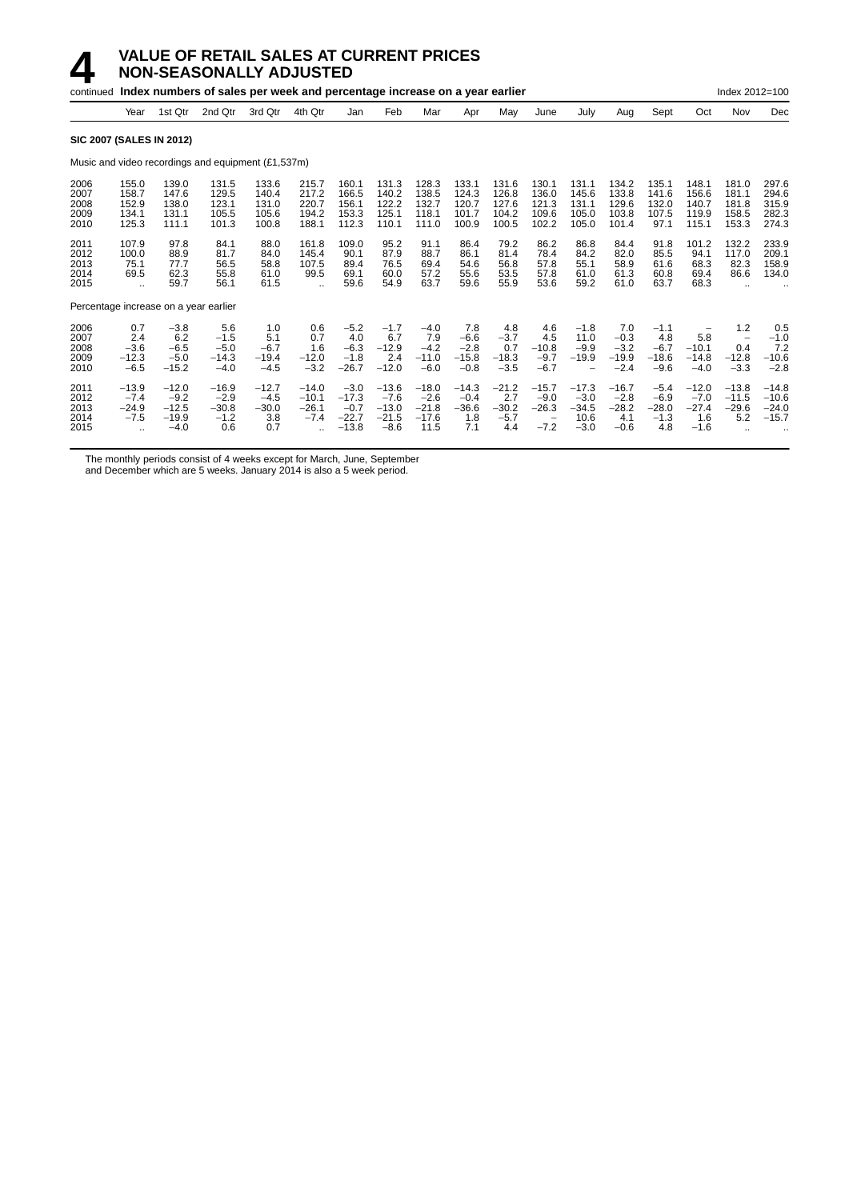# 4 VALUE OF RETAIL SALES AT CURRENT PRICES NON-SEASONALLY ADJUSTED

continued **Index numbers of sales per week and percentage increase on a year earlier** Index 2012=100

| | Year | 1st Qtr | 2nd Qtr | 3rd Qtr | 4th Qtr | Jan | Feb | Mar | Apr | May | June | July | Aug | Sept | Oct | Nov | Dec |
|---|---|---|---|---|---|---|---|---|---|---|---|---|---|---|---|---|---|
| **SIC 2007 (SALES IN 2012)** | | | | | | | | | | | | | | | | | |
| Music and video recordings and equipment (£1,537m) | | | | | | | | | | | | | | | | | |
| 2006 | 155.0 | 139.0 | 131.5 | 133.6 | 215.7 | 160.1 | 131.3 | 128.3 | 133.1 | 131.6 | 130.1 | 131.1 | 134.2 | 135.1 | 148.1 | 181.0 | 297.6 |
| 2007 | 158.7 | 147.6 | 129.5 | 140.4 | 217.2 | 166.5 | 140.2 | 138.5 | 124.3 | 126.8 | 136.0 | 145.6 | 133.8 | 141.6 | 156.6 | 181.1 | 294.6 |
| 2008 | 152.9 | 138.0 | 123.1 | 131.0 | 220.7 | 156.1 | 122.2 | 132.7 | 120.7 | 127.6 | 121.3 | 131.1 | 129.6 | 132.0 | 140.7 | 181.8 | 315.9 |
| 2009 | 134.1 | 131.1 | 105.5 | 105.6 | 194.2 | 153.3 | 125.1 | 118.1 | 101.7 | 104.2 | 109.6 | 105.0 | 103.8 | 107.5 | 119.9 | 158.5 | 282.3 |
| 2010 | 125.3 | 111.1 | 101.3 | 100.8 | 188.1 | 112.3 | 110.1 | 111.0 | 100.9 | 100.5 | 102.2 | 105.0 | 101.4 | 97.1 | 115.1 | 153.3 | 274.3 |
| 2011 | 107.9 | 97.8 | 84.1 | 88.0 | 161.8 | 109.0 | 95.2 | 91.1 | 86.4 | 79.2 | 86.2 | 86.8 | 84.4 | 91.8 | 101.2 | 132.2 | 233.9 |
| 2012 | 100.0 | 88.9 | 81.7 | 84.0 | 145.4 | 90.1 | 87.9 | 88.7 | 86.1 | 81.4 | 78.4 | 84.2 | 82.0 | 85.5 | 94.1 | 117.0 | 209.1 |
| 2013 | 75.1 | 77.7 | 56.5 | 58.8 | 107.5 | 89.4 | 76.5 | 69.4 | 54.6 | 56.8 | 57.8 | 55.1 | 58.9 | 61.6 | 68.3 | 82.3 | 158.9 |
| 2014 | 69.5 | 62.3 | 55.8 | 61.0 | 99.5 | 69.1 | 60.0 | 57.2 | 55.6 | 53.5 | 57.8 | 61.0 | 61.3 | 60.8 | 69.4 | 86.6 | 134.0 |
| 2015 | .. | 59.7 | 56.1 | 61.5 | .. | 59.6 | 54.9 | 63.7 | 59.6 | 55.9 | 53.6 | 59.2 | 61.0 | 63.7 | 68.3 | .. | .. |
| Percentage increase on a year earlier | | | | | | | | | | | | | | | | | |
| 2006 | 0.7 | −3.8 | 5.6 | 1.0 | 0.6 | −5.2 | −1.7 | −4.0 | 7.8 | 4.8 | 4.6 | −1.8 | 7.0 | −1.1 | − | 1.2 | 0.5 |
| 2007 | 2.4 | 6.2 | −1.5 | 5.1 | 0.7 | 4.0 | 6.7 | 7.9 | −6.6 | −3.7 | 4.5 | 11.0 | −0.3 | 4.8 | 5.8 | − | −1.0 |
| 2008 | −3.6 | −6.5 | −5.0 | −6.7 | 1.6 | −6.3 | −12.9 | −4.2 | −2.8 | 0.7 | −10.8 | −9.9 | −3.2 | −6.7 | −10.1 | 0.4 | 7.2 |
| 2009 | −12.3 | −5.0 | −14.3 | −19.4 | −12.0 | −1.8 | 2.4 | −11.0 | −15.8 | −18.3 | −9.7 | −19.9 | −19.9 | −18.6 | −14.8 | −12.8 | −10.6 |
| 2010 | −6.5 | −15.2 | −4.0 | −4.5 | −3.2 | −26.7 | −12.0 | −6.0 | −0.8 | −3.5 | −6.7 | − | −2.4 | −9.6 | −4.0 | −3.3 | −2.8 |
| 2011 | −13.9 | −12.0 | −16.9 | −12.7 | −14.0 | −3.0 | −13.6 | −18.0 | −14.3 | −21.2 | −15.7 | −17.3 | −16.7 | −5.4 | −12.0 | −13.8 | −14.8 |
| 2012 | −7.4 | −9.2 | −2.9 | −4.5 | −10.1 | −17.3 | −7.6 | −2.6 | −0.4 | 2.7 | −9.0 | −3.0 | −2.8 | −6.9 | −7.0 | −11.5 | −10.6 |
| 2013 | −24.9 | −12.5 | −30.8 | −30.0 | −26.1 | −0.7 | −13.0 | −21.8 | −36.6 | −30.2 | −26.3 | −34.5 | −28.2 | −28.0 | −27.4 | −29.6 | −24.0 |
| 2014 | −7.5 | −19.9 | −1.2 | 3.8 | −7.4 | −22.7 | −21.5 | −17.6 | 1.8 | −5.7 | − | 10.6 | 4.1 | −1.3 | 1.6 | 5.2 | −15.7 |
| 2015 | .. | −4.0 | 0.6 | 0.7 | .. | −13.8 | −8.6 | 11.5 | 7.1 | 4.4 | −7.2 | −3.0 | −0.6 | 4.8 | −1.6 | .. | .. |

The monthly periods consist of 4 weeks except for March, June, September and December which are 5 weeks. January 2014 is also a 5 week period.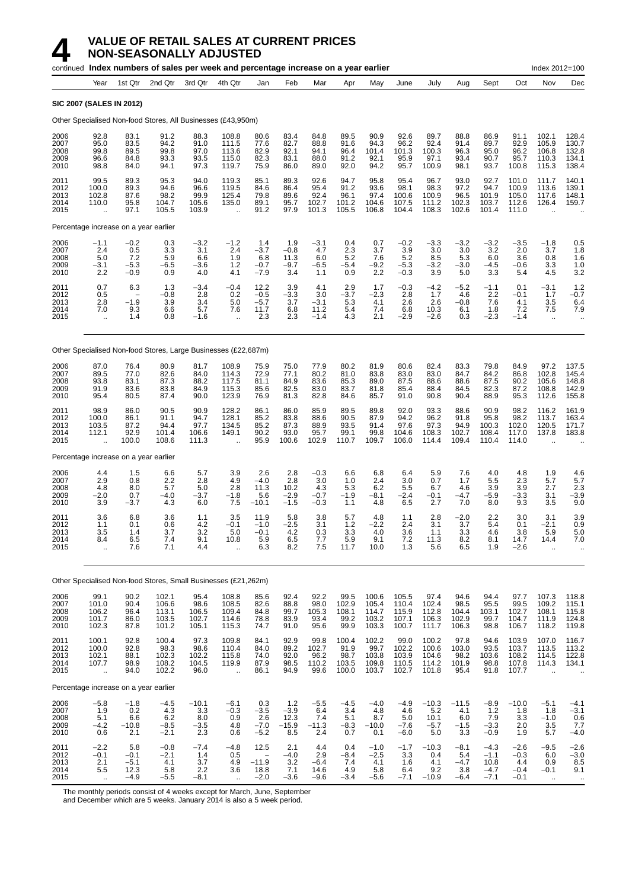# 4 VALUE OF RETAIL SALES AT CURRENT PRICES NON-SEASONALLY ADJUSTED

continued **Index numbers of sales per week and percentage increase on a year earlier** Index 2012=100

| Year | Year | 1st Qtr | 2nd Qtr | 3rd Qtr | 4th Qtr | Jan | Feb | Mar | Apr | May | June | July | Aug | Sept | Oct | Nov | Dec |
|---|---|---|---|---|---|---|---|---|---|---|---|---|---|---|---|---|---|
| **SIC 2007 (SALES IN 2012)** | | | | | | | | | | | | | | | | | |
| Other Specialised Non-food Stores, All Businesses (£43,950m) | | | | | | | | | | | | | | | | | |
| 2006 | 92.8 | 83.1 | 91.2 | 88.3 | 108.8 | 80.6 | 83.4 | 84.8 | 89.5 | 90.9 | 92.6 | 89.7 | 88.8 | 86.9 | 91.1 | 102.1 | 128.4 |
| 2007 | 95.0 | 83.5 | 94.2 | 91.0 | 111.5 | 77.6 | 82.7 | 88.8 | 91.6 | 94.3 | 96.2 | 92.4 | 91.4 | 89.7 | 92.9 | 105.9 | 130.7 |
| 2008 | 99.8 | 89.5 | 99.8 | 97.0 | 113.6 | 82.9 | 92.1 | 94.1 | 96.4 | 101.4 | 101.3 | 100.3 | 96.3 | 95.0 | 96.2 | 106.8 | 132.8 |
| 2009 | 96.6 | 84.8 | 93.3 | 93.5 | 115.0 | 82.3 | 83.1 | 88.0 | 91.2 | 92.1 | 95.9 | 97.1 | 93.4 | 90.7 | 95.7 | 110.3 | 134.1 |
| 2010 | 98.8 | 84.0 | 94.1 | 97.3 | 119.7 | 75.9 | 86.0 | 89.0 | 92.0 | 94.2 | 95.7 | 100.9 | 98.1 | 93.7 | 100.8 | 115.3 | 138.4 |
| 2011 | 99.5 | 89.3 | 95.3 | 94.0 | 119.3 | 85.1 | 89.3 | 92.6 | 94.7 | 95.8 | 95.4 | 96.7 | 93.0 | 92.7 | 101.0 | 111.7 | 140.1 |
| 2012 | 100.0 | 89.3 | 94.6 | 96.6 | 119.5 | 84.6 | 86.4 | 95.4 | 91.2 | 93.6 | 98.1 | 98.3 | 97.2 | 94.7 | 100.9 | 113.6 | 139.1 |
| 2013 | 102.8 | 87.6 | 98.2 | 99.9 | 125.4 | 79.8 | 89.6 | 92.4 | 96.1 | 97.4 | 100.6 | 100.9 | 96.5 | 101.9 | 105.0 | 117.6 | 148.1 |
| 2014 | 110.0 | 95.8 | 104.7 | 105.6 | 135.0 | 89.1 | 95.7 | 102.7 | 101.2 | 104.6 | 107.5 | 111.2 | 102.3 | 103.7 | 112.6 | 126.4 | 159.7 |
| 2015 | .. | 97.1 | 105.5 | 103.9 | .. | 91.2 | 97.9 | 101.3 | 105.5 | 106.8 | 104.4 | 108.3 | 102.6 | 101.4 | 111.0 | .. | .. |
| Percentage increase on a year earlier | | | | | | | | | | | | | | | | | |
| 2006 | −1.1 | −0.2 | 0.3 | −3.2 | −1.2 | 1.4 | 1.9 | −3.1 | 0.4 | 0.7 | −0.2 | −3.3 | −3.2 | −3.2 | −3.5 | −1.8 | 0.5 |
| 2007 | 2.4 | 0.5 | 3.3 | 3.1 | 2.4 | −3.7 | −0.8 | 4.7 | 2.3 | 3.7 | 3.9 | 3.0 | 3.0 | 3.2 | 2.0 | 3.7 | 1.8 |
| 2008 | 5.0 | 7.2 | 5.9 | 6.6 | 1.9 | 6.8 | 11.3 | 6.0 | 5.2 | 7.6 | 5.2 | 8.5 | 5.3 | 6.0 | 3.6 | 0.8 | 1.6 |
| 2009 | −3.1 | −5.3 | −6.5 | −3.6 | 1.2 | −0.7 | −9.7 | −6.5 | −5.4 | −9.2 | −5.3 | −3.2 | −3.0 | −4.5 | −0.6 | 3.3 | 1.0 |
| 2010 | 2.2 | −0.9 | 0.9 | 4.0 | 4.1 | −7.9 | 3.4 | 1.1 | 0.9 | 2.2 | −0.3 | 3.9 | 5.0 | 3.3 | 5.4 | 4.5 | 3.2 |
| 2011 | 0.7 | 6.3 | 1.3 | −3.4 | −0.4 | 12.2 | 3.9 | 4.1 | 2.9 | 1.7 | −0.3 | −4.2 | −5.2 | −1.1 | 0.1 | −3.1 | 1.2 |
| 2012 | 0.5 | – | −0.8 | 2.8 | 0.2 | −0.5 | −3.3 | 3.0 | −3.7 | −2.3 | 2.8 | 1.7 | 4.6 | 2.2 | −0.1 | 1.7 | −0.7 |
| 2013 | 2.8 | −1.9 | 3.9 | 3.4 | 5.0 | −5.7 | 3.7 | −3.1 | 5.3 | 4.1 | 2.6 | 2.6 | −0.8 | 7.6 | 4.1 | 3.5 | 6.4 |
| 2014 | 7.0 | 9.3 | 6.6 | 5.7 | 7.6 | 11.7 | 6.8 | 11.2 | 5.4 | 7.4 | 6.8 | 10.3 | 6.1 | 1.8 | 7.2 | 7.5 | 7.9 |
| 2015 | .. | 1.4 | 0.8 | −1.6 | .. | 2.3 | 2.3 | −1.4 | 4.3 | 2.1 | −2.9 | −2.6 | 0.3 | −2.3 | −1.4 | .. | .. |
| Other Specialised Non-food Stores, Large Businesses (£22,687m) | | | | | | | | | | | | | | | | | |
| 2006 | 87.0 | 76.4 | 80.9 | 81.7 | 108.9 | 75.9 | 75.0 | 77.9 | 80.2 | 81.9 | 80.6 | 82.4 | 83.3 | 79.8 | 84.9 | 97.2 | 137.5 |
| 2007 | 89.5 | 77.0 | 82.6 | 84.0 | 114.3 | 72.9 | 77.1 | 80.2 | 81.0 | 83.8 | 83.0 | 83.0 | 84.7 | 84.2 | 86.8 | 102.8 | 145.4 |
| 2008 | 93.8 | 83.1 | 87.3 | 88.2 | 117.5 | 81.1 | 84.9 | 83.6 | 85.3 | 89.0 | 87.5 | 88.6 | 88.6 | 87.5 | 90.2 | 105.6 | 148.8 |
| 2009 | 91.9 | 83.6 | 83.8 | 84.9 | 115.3 | 85.6 | 82.5 | 83.0 | 83.7 | 81.8 | 85.4 | 88.4 | 84.5 | 82.3 | 87.2 | 108.8 | 142.9 |
| 2010 | 95.4 | 80.5 | 87.4 | 90.0 | 123.9 | 76.9 | 81.3 | 82.8 | 84.6 | 85.7 | 91.0 | 90.8 | 90.4 | 88.9 | 95.3 | 112.6 | 155.8 |
| 2011 | 98.9 | 86.0 | 90.5 | 90.9 | 128.2 | 86.1 | 86.0 | 85.9 | 89.5 | 89.8 | 92.0 | 93.3 | 88.6 | 90.9 | 98.2 | 116.2 | 161.9 |
| 2012 | 100.0 | 86.1 | 91.1 | 94.7 | 128.1 | 85.2 | 83.8 | 88.6 | 90.5 | 87.9 | 94.2 | 96.2 | 91.8 | 95.8 | 98.2 | 113.7 | 163.4 |
| 2013 | 103.5 | 87.2 | 94.4 | 97.7 | 134.5 | 85.2 | 87.3 | 88.9 | 93.5 | 91.4 | 97.6 | 97.3 | 94.9 | 100.3 | 102.0 | 120.5 | 171.7 |
| 2014 | 112.1 | 92.9 | 101.4 | 106.6 | 149.1 | 90.2 | 93.0 | 95.7 | 99.1 | 99.8 | 104.6 | 108.3 | 102.7 | 108.4 | 117.0 | 137.8 | 183.8 |
| 2015 | .. | 100.0 | 108.6 | 111.3 | .. | 95.9 | 100.6 | 102.9 | 110.7 | 109.7 | 106.0 | 114.4 | 109.4 | 110.4 | 114.0 | .. | .. |
| Percentage increase on a year earlier | | | | | | | | | | | | | | | | | |
| 2006 | 4.4 | 1.5 | 6.6 | 5.7 | 3.9 | 2.6 | 2.8 | −0.3 | 6.6 | 6.8 | 6.4 | 5.9 | 7.6 | 4.0 | 4.8 | 1.9 | 4.6 |
| 2007 | 2.9 | 0.8 | 2.2 | 2.8 | 4.9 | −4.0 | 2.8 | 3.0 | 1.0 | 2.4 | 3.0 | 0.7 | 1.7 | 5.5 | 2.3 | 5.7 | 5.7 |
| 2008 | 4.8 | 8.0 | 5.7 | 5.0 | 2.8 | 11.3 | 10.2 | 4.3 | 5.3 | 6.2 | 5.5 | 6.7 | 4.6 | 3.9 | 3.9 | 2.7 | 2.3 |
| 2009 | −2.0 | 0.7 | −4.0 | −3.7 | −1.8 | 5.6 | −2.9 | −0.7 | −1.9 | −8.1 | −2.4 | −0.1 | −4.7 | −5.9 | −3.3 | 3.1 | −3.9 |
| 2010 | 3.9 | −3.7 | 4.3 | 6.0 | 7.5 | −10.1 | −1.5 | −0.3 | 1.1 | 4.8 | 6.5 | 2.7 | 7.0 | 8.0 | 9.3 | 3.5 | 9.0 |
| 2011 | 3.6 | 6.8 | 3.6 | 1.1 | 3.5 | 11.9 | 5.8 | 3.8 | 5.7 | 4.8 | 1.1 | 2.8 | −2.0 | 2.2 | 3.0 | 3.1 | 3.9 |
| 2012 | 1.1 | 0.1 | 0.6 | 4.2 | −0.1 | −1.0 | −2.5 | 3.1 | 1.2 | −2.2 | 2.4 | 3.1 | 3.7 | 5.4 | 0.1 | −2.1 | 0.9 |
| 2013 | 3.5 | 1.4 | 3.7 | 3.2 | 5.0 | −0.1 | 4.2 | 0.3 | 3.3 | 4.0 | 3.6 | 1.1 | 3.3 | 4.6 | 3.8 | 5.9 | 5.0 |
| 2014 | 8.4 | 6.5 | 7.4 | 9.1 | 10.8 | 5.9 | 6.5 | 7.7 | 5.9 | 9.1 | 7.2 | 11.3 | 8.2 | 8.1 | 14.7 | 14.4 | 7.0 |
| 2015 | .. | 7.6 | 7.1 | 4.4 | .. | 6.3 | 8.2 | 7.5 | 11.7 | 10.0 | 1.3 | 5.6 | 6.5 | 1.9 | −2.6 | .. | .. |
| Other Specialised Non-food Stores, Small Businesses (£21,262m) | | | | | | | | | | | | | | | | | |
| 2006 | 99.1 | 90.2 | 102.1 | 95.4 | 108.8 | 85.6 | 92.4 | 92.2 | 99.5 | 100.6 | 105.5 | 97.4 | 94.6 | 94.4 | 97.7 | 107.3 | 118.8 |
| 2007 | 101.0 | 90.4 | 106.6 | 98.6 | 108.5 | 82.6 | 88.8 | 98.0 | 102.9 | 105.4 | 110.4 | 102.4 | 98.5 | 95.5 | 99.5 | 109.2 | 115.1 |
| 2008 | 106.2 | 96.4 | 113.1 | 106.5 | 109.4 | 84.8 | 99.7 | 105.3 | 108.1 | 114.7 | 115.9 | 112.8 | 104.4 | 103.1 | 102.7 | 108.1 | 115.8 |
| 2009 | 101.7 | 86.0 | 103.5 | 102.7 | 114.6 | 78.8 | 83.9 | 93.4 | 99.2 | 103.2 | 107.1 | 106.3 | 102.9 | 99.7 | 104.7 | 111.9 | 124.8 |
| 2010 | 102.3 | 87.8 | 101.2 | 105.1 | 115.3 | 74.7 | 91.0 | 95.6 | 99.9 | 103.3 | 100.7 | 111.7 | 106.3 | 98.8 | 106.7 | 118.2 | 119.8 |
| 2011 | 100.1 | 92.8 | 100.4 | 97.3 | 109.8 | 84.1 | 92.9 | 99.8 | 100.4 | 102.2 | 99.0 | 100.2 | 97.8 | 94.6 | 103.9 | 107.0 | 116.7 |
| 2012 | 100.0 | 92.8 | 98.3 | 98.6 | 110.4 | 84.0 | 89.2 | 102.7 | 91.9 | 99.7 | 102.2 | 100.6 | 103.0 | 93.5 | 103.7 | 113.5 | 113.2 |
| 2013 | 102.1 | 88.1 | 102.3 | 102.2 | 115.8 | 74.0 | 92.0 | 96.2 | 98.7 | 103.8 | 103.9 | 104.6 | 98.2 | 103.6 | 108.2 | 114.5 | 122.8 |
| 2014 | 107.7 | 98.9 | 108.2 | 104.5 | 119.9 | 87.9 | 98.5 | 110.2 | 103.5 | 109.8 | 110.5 | 114.2 | 101.9 | 98.8 | 107.8 | 114.3 | 134.1 |
| 2015 | .. | 94.0 | 102.2 | 96.0 | .. | 86.1 | 94.9 | 99.6 | 100.0 | 103.7 | 102.7 | 101.8 | 95.4 | 91.8 | 107.7 | .. | .. |
| Percentage increase on a year earlier | | | | | | | | | | | | | | | | | |
| 2006 | −5.8 | −1.8 | −4.5 | −10.1 | −6.1 | 0.3 | 1.2 | −5.5 | −4.5 | −4.0 | −4.9 | −10.3 | −11.5 | −8.9 | −10.0 | −5.1 | −4.1 |
| 2007 | 1.9 | 0.2 | 4.3 | 3.3 | −0.3 | −3.5 | −3.9 | 6.4 | 3.4 | 4.8 | 4.6 | 5.2 | 4.1 | 1.2 | 1.8 | 1.8 | −3.1 |
| 2008 | 5.1 | 6.6 | 6.2 | 8.0 | 0.9 | 2.6 | 12.3 | 7.4 | 5.1 | 8.7 | 5.0 | 10.1 | 6.0 | 7.9 | 3.3 | −1.0 | 0.6 |
| 2009 | −4.2 | −10.8 | −8.5 | −3.5 | 4.8 | −7.0 | −15.9 | −11.3 | −8.3 | −10.0 | −7.6 | −5.7 | −1.5 | −3.3 | 2.0 | 3.5 | 7.7 |
| 2010 | 0.6 | 2.1 | −2.1 | 2.3 | 0.6 | −5.2 | 8.5 | 2.4 | 0.7 | 0.1 | −6.0 | 5.0 | 3.3 | −0.9 | 1.9 | 5.7 | −4.0 |
| 2011 | −2.2 | 5.8 | −0.8 | −7.4 | −4.8 | 12.5 | 2.1 | 4.4 | 0.4 | −1.0 | −1.7 | −10.3 | −8.1 | −4.3 | −2.6 | −9.5 | −2.6 |
| 2012 | −0.1 | −0.1 | −2.1 | 1.4 | 0.5 | – | −4.0 | 2.9 | −8.4 | −2.5 | 3.3 | 0.4 | 5.4 | −1.1 | −0.3 | 6.0 | −3.0 |
| 2013 | 2.1 | −5.1 | 4.1 | 3.7 | 4.9 | −11.9 | 3.2 | −6.4 | 7.4 | 4.1 | 1.6 | 4.1 | −4.7 | 10.8 | 4.4 | 0.9 | 8.5 |
| 2014 | 5.5 | 12.3 | 5.8 | 2.2 | 3.6 | 18.8 | 7.1 | 14.6 | 4.9 | 5.8 | 6.4 | 9.2 | 3.8 | −4.7 | −0.4 | −0.1 | 9.1 |
| 2015 | .. | −4.9 | −5.5 | −8.1 | .. | −2.0 | −3.6 | −9.6 | −3.4 | −5.6 | −7.1 | −10.9 | −6.4 | −7.1 | −0.1 | .. | .. |

The monthly periods consist of 4 weeks except for March, June, September and December which are 5 weeks. January 2014 is also a 5 week period.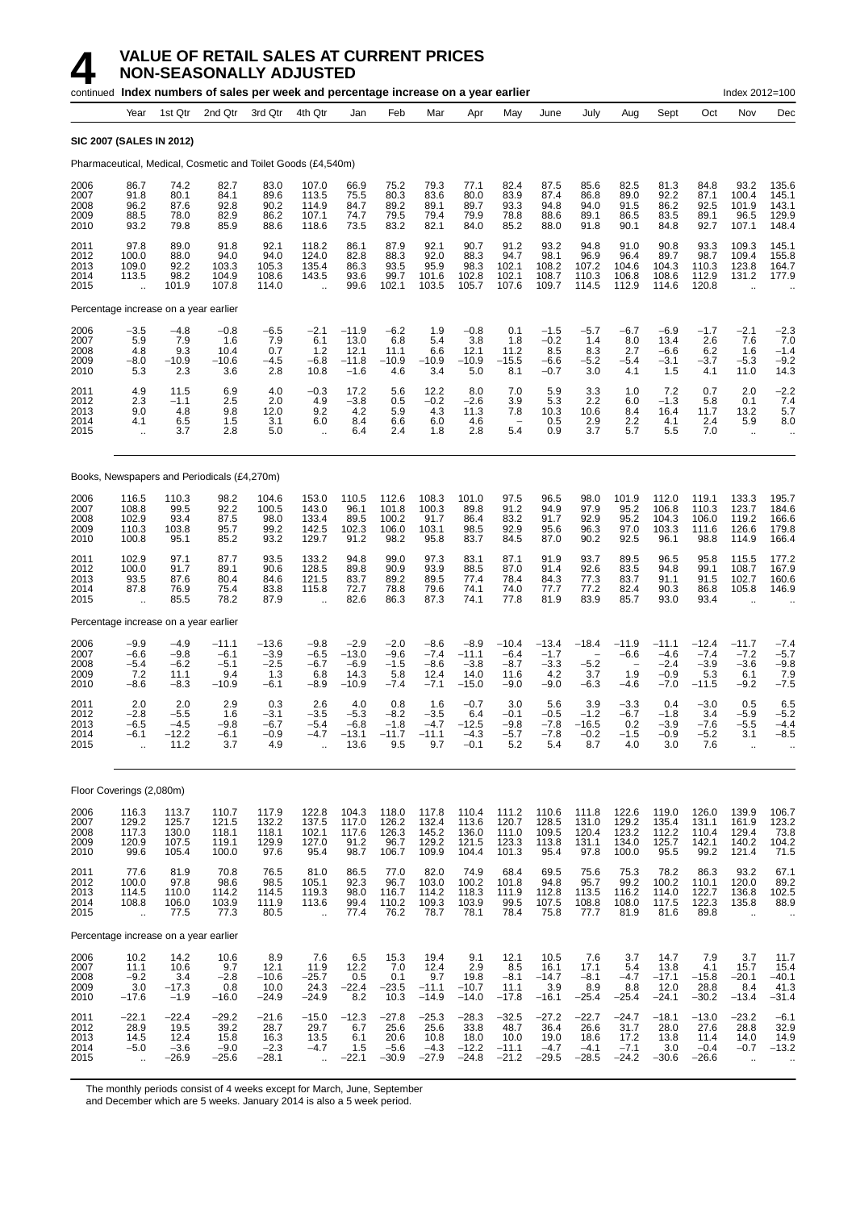# 4 VALUE OF RETAIL SALES AT CURRENT PRICES NON-SEASONALLY ADJUSTED

continued **Index numbers of sales per week and percentage increase on a year earlier** Index 2012=100

| | Year | 1st Qtr | 2nd Qtr | 3rd Qtr | 4th Qtr | Jan | Feb | Mar | Apr | May | June | July | Aug | Sept | Oct | Nov | Dec |
|---|---|---|---|---|---|---|---|---|---|---|---|---|---|---|---|---|---|
| **SIC 2007 (SALES IN 2012)** | | | | | | | | | | | | | | | | | |
| Pharmaceutical, Medical, Cosmetic and Toilet Goods (£4,540m) | | | | | | | | | | | | | | | | | |
| 2006 | 86.7 | 74.2 | 82.7 | 83.0 | 107.0 | 66.9 | 75.2 | 79.3 | 77.1 | 82.4 | 87.5 | 85.6 | 82.5 | 81.3 | 84.8 | 93.2 | 135.6 |
| 2007 | 91.8 | 80.1 | 84.1 | 89.6 | 113.5 | 75.5 | 80.3 | 83.6 | 80.0 | 83.9 | 87.4 | 86.8 | 89.0 | 92.2 | 87.1 | 100.4 | 145.1 |
| 2008 | 96.2 | 87.6 | 92.8 | 90.2 | 114.9 | 84.7 | 89.2 | 89.1 | 89.7 | 93.3 | 94.8 | 94.0 | 91.5 | 86.2 | 92.5 | 101.9 | 143.1 |
| 2009 | 88.5 | 78.0 | 82.9 | 86.2 | 107.1 | 74.7 | 79.5 | 79.4 | 79.9 | 78.8 | 88.6 | 89.1 | 86.5 | 83.5 | 89.1 | 96.5 | 129.9 |
| 2010 | 93.2 | 79.8 | 85.9 | 88.6 | 118.6 | 73.5 | 83.2 | 82.1 | 84.0 | 85.2 | 88.0 | 91.8 | 90.1 | 84.8 | 92.7 | 107.1 | 148.4 |
| 2011 | 97.8 | 89.0 | 91.8 | 92.1 | 118.2 | 86.1 | 87.9 | 92.1 | 90.7 | 91.2 | 93.2 | 94.8 | 91.0 | 90.8 | 93.3 | 109.3 | 145.1 |
| 2012 | 100.0 | 88.0 | 94.0 | 94.0 | 124.0 | 82.8 | 88.3 | 92.0 | 88.3 | 94.7 | 98.1 | 96.9 | 96.4 | 89.7 | 98.7 | 109.4 | 155.8 |
| 2013 | 109.0 | 92.2 | 103.3 | 105.3 | 135.4 | 86.3 | 93.5 | 95.9 | 98.3 | 102.1 | 108.2 | 107.2 | 104.6 | 104.3 | 110.3 | 123.8 | 164.7 |
| 2014 | 113.5 | 98.2 | 104.9 | 108.6 | 143.5 | 93.6 | 99.7 | 101.6 | 102.8 | 102.1 | 108.7 | 110.3 | 106.8 | 108.6 | 112.9 | 131.2 | 177.9 |
| 2015 | .. | 101.9 | 107.8 | 114.0 | .. | 99.6 | 102.1 | 103.5 | 105.7 | 107.6 | 109.7 | 114.5 | 112.9 | 114.6 | 120.8 | .. | .. |
| Percentage increase on a year earlier | | | | | | | | | | | | | | | | | |
| 2006 | −3.5 | −4.8 | −0.8 | −6.5 | −2.1 | −11.9 | −6.2 | 1.9 | −0.8 | 0.1 | −1.5 | −5.7 | −6.7 | −6.9 | −1.7 | −2.1 | −2.3 |
| 2007 | 5.9 | 7.9 | 1.6 | 7.9 | 6.1 | 13.0 | 6.8 | 5.4 | 3.8 | 1.8 | −0.2 | 1.4 | 8.0 | 13.4 | 2.6 | 7.6 | 7.0 |
| 2008 | 4.8 | 9.3 | 10.4 | 0.7 | 1.2 | 12.1 | 11.1 | 6.6 | 12.1 | 11.2 | 8.5 | 8.3 | 2.7 | −6.6 | 6.2 | 1.6 | −1.4 |
| 2009 | −8.0 | −10.9 | −10.6 | −4.5 | −6.8 | −11.8 | −10.9 | −10.9 | −10.9 | −15.5 | −6.6 | −5.2 | −5.4 | −3.1 | −3.7 | −5.3 | −9.2 |
| 2010 | 5.3 | 2.3 | 3.6 | 2.8 | 10.8 | −1.6 | 4.6 | 3.4 | 5.0 | 8.1 | −0.7 | 3.0 | 4.1 | 1.5 | 4.1 | 11.0 | 14.3 |
| 2011 | 4.9 | 11.5 | 6.9 | 4.0 | −0.3 | 17.2 | 5.6 | 12.2 | 8.0 | 7.0 | 5.9 | 3.3 | 1.0 | 7.2 | 0.7 | 2.0 | −2.2 |
| 2012 | 2.3 | −1.1 | 2.5 | 2.0 | 4.9 | −3.8 | 0.5 | −0.2 | −2.6 | 3.9 | 5.3 | 2.2 | 6.0 | −1.3 | 5.8 | 0.1 | 7.4 |
| 2013 | 9.0 | 4.8 | 9.8 | 12.0 | 9.2 | 4.2 | 5.9 | 4.3 | 11.3 | 7.8 | 10.3 | 10.6 | 8.4 | 16.4 | 11.7 | 13.2 | 5.7 |
| 2014 | 4.1 | 6.5 | 1.5 | 3.1 | 6.0 | 8.4 | 6.6 | 6.0 | 4.6 | – | 0.5 | 2.9 | 2.2 | 4.1 | 2.4 | 5.9 | 8.0 |
| 2015 | .. | 3.7 | 2.8 | 5.0 | .. | 6.4 | 2.4 | 1.8 | 2.8 | 5.4 | 0.9 | 3.7 | 5.7 | 5.5 | 7.0 | .. | .. |
| Books, Newspapers and Periodicals (£4,270m) | | | | | | | | | | | | | | | | | |
| 2006 | 116.5 | 110.3 | 98.2 | 104.6 | 153.0 | 110.5 | 112.6 | 108.3 | 101.0 | 97.5 | 96.5 | 98.0 | 101.9 | 112.0 | 119.1 | 133.3 | 195.7 |
| 2007 | 108.8 | 99.5 | 92.2 | 100.5 | 143.0 | 96.1 | 101.8 | 100.3 | 89.8 | 91.2 | 94.9 | 97.9 | 95.2 | 106.8 | 110.3 | 123.7 | 184.6 |
| 2008 | 102.9 | 93.4 | 87.5 | 98.0 | 133.4 | 89.5 | 100.2 | 91.7 | 86.4 | 83.2 | 91.7 | 92.9 | 95.2 | 104.3 | 106.0 | 119.2 | 166.6 |
| 2009 | 110.3 | 103.8 | 95.7 | 99.2 | 142.5 | 102.3 | 106.0 | 103.1 | 98.5 | 92.9 | 95.6 | 96.3 | 97.0 | 103.3 | 111.6 | 126.6 | 179.8 |
| 2010 | 100.8 | 95.1 | 85.2 | 93.2 | 129.7 | 91.2 | 98.2 | 95.8 | 83.7 | 84.5 | 87.0 | 90.2 | 92.5 | 96.1 | 98.8 | 114.9 | 166.4 |
| 2011 | 102.9 | 97.1 | 87.7 | 93.5 | 133.2 | 94.8 | 99.0 | 97.3 | 83.1 | 87.1 | 91.9 | 93.7 | 89.5 | 96.5 | 95.8 | 115.5 | 177.2 |
| 2012 | 100.0 | 91.7 | 89.1 | 90.6 | 128.5 | 89.8 | 90.9 | 93.9 | 88.5 | 87.0 | 91.4 | 92.6 | 83.5 | 94.8 | 99.1 | 108.7 | 167.9 |
| 2013 | 93.5 | 87.6 | 80.4 | 84.6 | 121.5 | 83.7 | 89.2 | 89.5 | 77.4 | 78.4 | 84.3 | 77.3 | 83.7 | 91.1 | 91.5 | 102.7 | 160.6 |
| 2014 | 87.8 | 76.9 | 75.4 | 83.8 | 115.8 | 72.7 | 78.8 | 79.6 | 74.1 | 74.0 | 77.7 | 77.2 | 82.4 | 90.3 | 86.8 | 105.8 | 146.9 |
| 2015 | .. | 85.5 | 78.2 | 87.9 | .. | 82.6 | 86.3 | 87.3 | 74.1 | 77.8 | 81.9 | 83.9 | 85.7 | 93.0 | 93.4 | .. | .. |
| Percentage increase on a year earlier | | | | | | | | | | | | | | | | | |
| 2006 | −9.9 | −4.9 | −11.1 | −13.6 | −9.8 | −2.9 | −2.0 | −8.6 | −8.9 | −10.4 | −13.4 | −18.4 | −11.9 | −11.1 | −12.4 | −11.7 | −7.4 |
| 2007 | −6.6 | −9.8 | −6.1 | −3.9 | −6.5 | −13.0 | −9.6 | −7.4 | −11.1 | −6.4 | −1.7 | – | −6.6 | −4.6 | −7.4 | −7.2 | −5.7 |
| 2008 | −5.4 | −6.2 | −5.1 | −2.5 | −6.7 | −6.9 | −1.5 | −8.6 | −3.8 | −8.7 | −3.3 | −5.2 | – | −2.4 | −3.9 | −3.6 | −9.8 |
| 2009 | 7.2 | 11.1 | 9.4 | 1.3 | 6.8 | 14.3 | 5.8 | 12.4 | 14.0 | 11.6 | 4.2 | 3.7 | 1.9 | −0.9 | 5.3 | 6.1 | 7.9 |
| 2010 | −8.6 | −8.3 | −10.9 | −6.1 | −8.9 | −10.9 | −7.4 | −7.1 | −15.0 | −9.0 | −9.0 | −6.3 | −4.6 | −7.0 | −11.5 | −9.2 | −7.5 |
| 2011 | 2.0 | 2.0 | 2.9 | 0.3 | 2.6 | 4.0 | 0.8 | 1.6 | −0.7 | 3.0 | 5.6 | 3.9 | −3.3 | 0.4 | −3.0 | 0.5 | 6.5 |
| 2012 | −2.8 | −5.5 | 1.6 | −3.1 | −3.5 | −5.3 | −8.2 | −3.5 | 6.4 | −0.1 | −0.5 | −1.2 | −6.7 | −1.8 | 3.4 | −5.9 | −5.2 |
| 2013 | −6.5 | −4.5 | −9.8 | −6.7 | −5.4 | −6.8 | −1.8 | −4.7 | −12.5 | −9.8 | −7.8 | −16.5 | 0.2 | −3.9 | −7.6 | −5.5 | −4.4 |
| 2014 | −6.1 | −12.2 | −6.1 | −0.9 | −4.7 | −13.1 | −11.7 | −11.1 | −4.3 | −5.7 | −7.8 | −0.2 | −1.5 | −0.9 | −5.2 | 3.1 | −8.5 |
| 2015 | .. | 11.2 | 3.7 | 4.9 | .. | 13.6 | 9.5 | 9.7 | −0.1 | 5.2 | 5.4 | 8.7 | 4.0 | 3.0 | 7.6 | .. | .. |
| Floor Coverings (2,080m) | | | | | | | | | | | | | | | | | |
| 2006 | 116.3 | 113.7 | 110.7 | 117.9 | 122.8 | 104.3 | 118.0 | 117.8 | 110.4 | 111.2 | 110.6 | 111.8 | 122.6 | 119.0 | 126.0 | 139.9 | 106.7 |
| 2007 | 129.2 | 125.7 | 121.5 | 132.2 | 137.5 | 117.0 | 126.2 | 132.4 | 113.6 | 120.7 | 128.5 | 131.0 | 129.2 | 135.4 | 131.1 | 161.9 | 123.2 |
| 2008 | 117.3 | 130.0 | 118.1 | 118.1 | 102.1 | 117.6 | 126.3 | 145.2 | 136.0 | 111.0 | 109.5 | 120.4 | 123.2 | 112.2 | 110.4 | 129.4 | 73.8 |
| 2009 | 120.9 | 107.5 | 119.1 | 129.9 | 127.0 | 91.2 | 96.7 | 129.2 | 121.5 | 123.3 | 113.8 | 131.1 | 134.0 | 125.7 | 142.1 | 140.2 | 104.2 |
| 2010 | 99.6 | 105.4 | 100.0 | 97.6 | 95.4 | 98.7 | 106.7 | 109.9 | 104.4 | 101.3 | 95.4 | 97.8 | 100.0 | 95.5 | 99.2 | 121.4 | 71.5 |
| 2011 | 77.6 | 81.9 | 70.8 | 76.5 | 81.0 | 86.5 | 77.0 | 82.0 | 74.9 | 68.4 | 69.5 | 75.6 | 75.3 | 78.2 | 86.3 | 93.2 | 67.1 |
| 2012 | 100.0 | 97.8 | 98.6 | 98.5 | 105.1 | 92.3 | 96.7 | 103.0 | 100.2 | 101.8 | 94.8 | 95.7 | 99.2 | 100.2 | 110.1 | 120.0 | 89.2 |
| 2013 | 114.5 | 110.0 | 114.2 | 114.5 | 119.3 | 98.0 | 116.7 | 114.2 | 118.3 | 111.9 | 112.8 | 113.5 | 116.2 | 114.0 | 122.7 | 136.8 | 102.5 |
| 2014 | 108.8 | 106.0 | 103.9 | 111.9 | 113.6 | 99.4 | 110.2 | 109.3 | 103.9 | 99.5 | 107.5 | 108.8 | 108.0 | 117.5 | 122.3 | 135.8 | 88.9 |
| 2015 | .. | 77.5 | 77.3 | 80.5 | .. | 77.4 | 76.2 | 78.7 | 78.1 | 78.4 | 75.8 | 77.7 | 81.9 | 81.6 | 89.8 | .. | .. |
| Percentage increase on a year earlier | | | | | | | | | | | | | | | | | |
| 2006 | 10.2 | 14.2 | 10.6 | 8.9 | 7.6 | 6.5 | 15.3 | 19.4 | 9.1 | 12.1 | 10.5 | 7.6 | 3.7 | 14.7 | 7.9 | 3.7 | 11.7 |
| 2007 | 11.1 | 10.6 | 9.7 | 12.1 | 11.9 | 12.2 | 7.0 | 12.4 | 2.9 | 8.5 | 16.1 | 17.1 | 5.4 | 13.8 | 4.1 | 15.7 | 15.4 |
| 2008 | −9.2 | 3.4 | −2.8 | −10.6 | −25.7 | 0.5 | 0.1 | 9.7 | 19.8 | −8.1 | −14.7 | −8.1 | −4.7 | −17.1 | −15.8 | −20.1 | −40.1 |
| 2009 | 3.0 | −17.3 | 0.8 | 10.0 | 24.3 | −22.4 | −23.5 | −11.1 | −10.7 | 11.1 | 3.9 | 8.9 | 8.8 | 12.0 | 28.8 | 8.4 | 41.3 |
| 2010 | −17.6 | −1.9 | −16.0 | −24.9 | −24.9 | 8.2 | 10.3 | −14.9 | −14.0 | −17.8 | −16.1 | −25.4 | −25.4 | −24.1 | −30.2 | −13.4 | −31.4 |
| 2011 | −22.1 | −22.4 | −29.2 | −21.6 | −15.0 | −12.3 | −27.8 | −25.3 | −28.3 | −32.5 | −27.2 | −22.7 | −24.7 | −18.1 | −13.0 | −23.2 | −6.1 |
| 2012 | 28.9 | 19.5 | 39.2 | 28.7 | 29.7 | 6.7 | 25.6 | 25.6 | 33.8 | 48.7 | 36.4 | 26.6 | 31.7 | 28.0 | 27.6 | 28.8 | 32.9 |
| 2013 | 14.5 | 12.4 | 15.8 | 16.3 | 13.5 | 6.1 | 20.6 | 10.8 | 18.0 | 10.0 | 19.0 | 18.6 | 17.2 | 13.8 | 11.4 | 14.0 | 14.9 |
| 2014 | −5.0 | −3.6 | −9.0 | −2.3 | −4.7 | 1.5 | −5.6 | −4.3 | −12.2 | −11.1 | −4.7 | −4.1 | −7.1 | 3.0 | −0.4 | −0.7 | −13.2 |
| 2015 | .. | −26.9 | −25.6 | −28.1 | .. | −22.1 | −30.9 | −27.9 | −24.8 | −21.2 | −29.5 | −28.5 | −24.2 | −30.6 | −26.6 | .. | .. |

The monthly periods consist of 4 weeks except for March, June, September and December which are 5 weeks. January 2014 is also a 5 week period.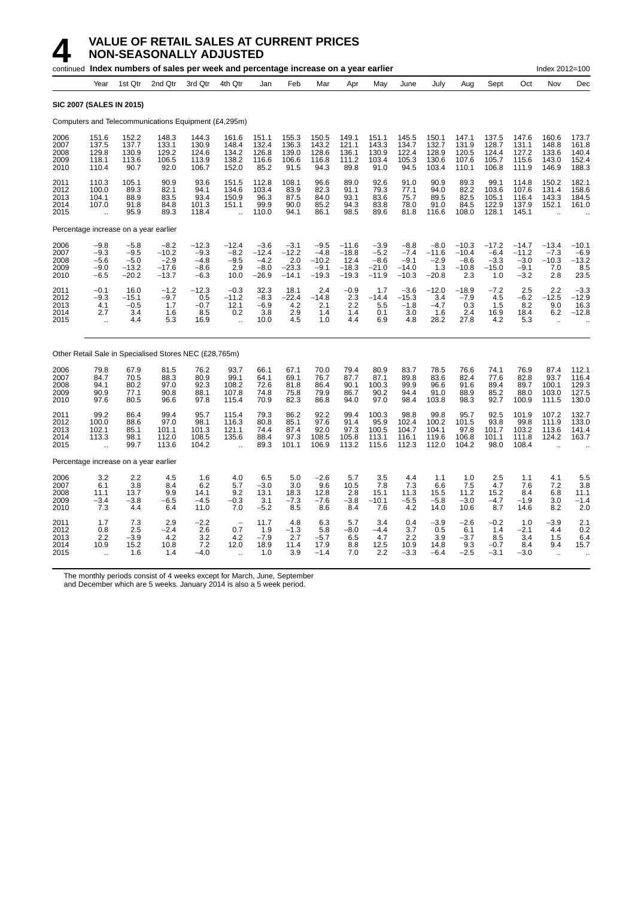# 4 VALUE OF RETAIL SALES AT CURRENT PRICES NON-SEASONALLY ADJUSTED

continued **Index numbers of sales per week and percentage increase on a year earlier** Index 2012=100

| Year | Year | 1st Qtr | 2nd Qtr | 3rd Qtr | 4th Qtr | Jan | Feb | Mar | Apr | May | June | July | Aug | Sept | Oct | Nov | Dec |
|---|---|---|---|---|---|---|---|---|---|---|---|---|---|---|---|---|---|
| **SIC 2007 (SALES IN 2015)** | | | | | | | | | | | | | | | | | |
| Computers and Telecommunications Equipment (£4,295m) | | | | | | | | | | | | | | | | | |
| 2006 | 151.6 | 152.2 | 148.3 | 144.3 | 161.6 | 151.1 | 155.3 | 150.5 | 149.1 | 151.1 | 145.5 | 150.1 | 147.1 | 137.5 | 147.6 | 160.6 | 173.7 |
| 2007 | 137.5 | 137.7 | 133.1 | 130.9 | 148.4 | 132.4 | 136.3 | 143.2 | 121.1 | 143.3 | 134.7 | 132.7 | 131.9 | 128.7 | 131.1 | 148.8 | 161.8 |
| 2008 | 129.8 | 130.9 | 129.2 | 124.6 | 134.2 | 126.8 | 139.0 | 128.6 | 136.1 | 130.9 | 122.4 | 128.9 | 120.5 | 124.4 | 127.2 | 133.6 | 140.4 |
| 2009 | 118.1 | 113.6 | 106.5 | 113.9 | 138.2 | 116.6 | 106.6 | 116.8 | 111.2 | 103.4 | 105.3 | 130.6 | 107.6 | 105.7 | 115.6 | 143.0 | 152.4 |
| 2010 | 110.4 | 90.7 | 92.0 | 106.7 | 152.0 | 85.2 | 91.5 | 94.3 | 89.8 | 91.0 | 94.5 | 103.4 | 110.1 | 106.8 | 111.9 | 146.9 | 188.3 |
| 2011 | 110.3 | 105.1 | 90.9 | 93.6 | 151.5 | 112.8 | 108.1 | 96.6 | 89.0 | 92.6 | 91.0 | 90.9 | 89.3 | 99.1 | 114.8 | 150.2 | 182.1 |
| 2012 | 100.0 | 89.3 | 82.1 | 94.1 | 134.6 | 103.4 | 83.9 | 82.3 | 91.1 | 79.3 | 77.1 | 94.0 | 82.2 | 103.6 | 107.6 | 131.4 | 158.6 |
| 2013 | 104.1 | 88.9 | 83.5 | 93.4 | 150.9 | 96.3 | 87.5 | 84.0 | 93.1 | 83.6 | 75.7 | 89.5 | 82.5 | 105.1 | 116.4 | 143.3 | 184.5 |
| 2014 | 107.0 | 91.8 | 84.8 | 101.3 | 151.1 | 99.9 | 90.0 | 85.2 | 94.3 | 83.8 | 78.0 | 91.0 | 84.5 | 122.9 | 137.9 | 152.1 | 161.0 |
| 2015 | .. | 95.9 | 89.3 | 118.4 | .. | 110.0 | 94.1 | 86.1 | 98.5 | 89.6 | 81.8 | 116.6 | 108.0 | 128.1 | 145.1 | .. | .. |
| Percentage increase on a year earlier | | | | | | | | | | | | | | | | | |
| 2006 | −9.8 | −5.8 | −8.2 | −12.3 | −12.4 | −3.6 | −3.1 | −9.5 | −11.6 | −3.9 | −8.8 | −8.0 | −10.3 | −17.2 | −14.7 | −13.4 | −10.1 |
| 2007 | −9.3 | −9.5 | −10.2 | −9.3 | −8.2 | −12.4 | −12.2 | −4.8 | −18.8 | −5.2 | −7.4 | −11.6 | −10.4 | −6.4 | −11.2 | −7.3 | −6.9 |
| 2008 | −5.6 | −5.0 | −2.9 | −4.8 | −9.5 | −4.2 | 2.0 | −10.2 | 12.4 | −8.6 | −9.1 | −2.9 | −8.6 | −3.3 | −3.0 | −10.3 | −13.2 |
| 2009 | −9.0 | −13.2 | −17.6 | −8.6 | 2.9 | −8.0 | −23.3 | −9.1 | −18.3 | −21.0 | −14.0 | 1.3 | −10.8 | −15.0 | −9.1 | 7.0 | 8.5 |
| 2010 | −6.5 | −20.2 | −13.7 | −6.3 | 10.0 | −26.9 | −14.1 | −19.3 | −19.3 | −11.9 | −10.3 | −20.8 | 2.3 | 1.0 | −3.2 | 2.8 | 23.5 |
| 2011 | −0.1 | 16.0 | −1.2 | −12.3 | −0.3 | 32.3 | 18.1 | 2.4 | −0.9 | 1.7 | −3.6 | −12.0 | −18.9 | −7.2 | 2.5 | 2.2 | −3.3 |
| 2012 | −9.3 | −15.1 | −9.7 | 0.5 | −11.2 | −8.3 | −22.4 | −14.8 | 2.3 | −14.4 | −15.3 | 3.4 | −7.9 | 4.5 | −6.2 | −12.5 | −12.9 |
| 2013 | 4.1 | −0.5 | 1.7 | −0.7 | 12.1 | −6.9 | 4.2 | 2.1 | 2.2 | 5.5 | −1.8 | −4.7 | 0.3 | 1.5 | 8.2 | 9.0 | 16.3 |
| 2014 | 2.7 | 3.4 | 1.6 | 8.5 | 0.2 | 3.8 | 2.9 | 1.4 | 1.4 | 0.1 | 3.0 | 1.6 | 2.4 | 16.9 | 18.4 | 6.2 | −12.8 |
| 2015 | .. | 4.4 | 5.3 | 16.9 | .. | 10.0 | 4.5 | 1.0 | 4.4 | 6.9 | 4.8 | 28.2 | 27.8 | 4.2 | 5.3 | .. | .. |
| Other Retail Sale in Specialised Stores NEC (£28,765m) | | | | | | | | | | | | | | | | | |
| 2006 | 79.8 | 67.9 | 81.5 | 76.2 | 93.7 | 66.1 | 67.1 | 70.0 | 79.4 | 80.9 | 83.7 | 78.5 | 76.6 | 74.1 | 76.9 | 87.4 | 112.1 |
| 2007 | 84.7 | 70.5 | 88.3 | 80.9 | 99.1 | 64.1 | 69.1 | 76.7 | 87.7 | 87.1 | 89.8 | 83.6 | 82.4 | 77.6 | 82.8 | 93.7 | 116.4 |
| 2008 | 94.1 | 80.2 | 97.0 | 92.3 | 108.2 | 72.6 | 81.8 | 86.4 | 90.1 | 100.3 | 99.9 | 96.6 | 91.6 | 89.4 | 89.7 | 100.1 | 129.3 |
| 2009 | 90.9 | 77.1 | 90.8 | 88.1 | 107.8 | 74.8 | 75.8 | 79.9 | 86.7 | 90.2 | 94.4 | 91.0 | 88.9 | 85.2 | 88.0 | 103.0 | 127.5 |
| 2010 | 97.6 | 80.5 | 96.6 | 97.8 | 115.4 | 70.9 | 82.3 | 86.8 | 94.0 | 97.0 | 98.4 | 103.8 | 98.3 | 92.7 | 100.9 | 111.5 | 130.0 |
| 2011 | 99.2 | 86.4 | 99.4 | 95.7 | 115.4 | 79.3 | 86.2 | 92.2 | 99.4 | 100.3 | 98.8 | 99.8 | 95.7 | 92.5 | 101.9 | 107.2 | 132.7 |
| 2012 | 100.0 | 88.6 | 97.0 | 98.1 | 116.3 | 80.8 | 85.1 | 97.6 | 91.4 | 95.9 | 102.4 | 100.2 | 101.5 | 93.8 | 99.8 | 111.9 | 133.0 |
| 2013 | 102.1 | 85.1 | 101.1 | 101.3 | 121.1 | 74.4 | 87.4 | 92.0 | 97.3 | 100.5 | 104.7 | 104.1 | 97.8 | 101.7 | 103.2 | 113.6 | 141.4 |
| 2014 | 113.3 | 98.1 | 112.0 | 108.5 | 135.6 | 88.4 | 97.3 | 108.5 | 105.8 | 113.1 | 116.1 | 119.6 | 106.8 | 101.1 | 111.8 | 124.2 | 163.7 |
| 2015 | .. | 99.7 | 113.6 | 104.2 | .. | 89.3 | 101.1 | 106.9 | 113.2 | 115.6 | 112.3 | 112.0 | 104.2 | 98.0 | 108.4 | .. | .. |
| Percentage increase on a year earlier | | | | | | | | | | | | | | | | | |
| 2006 | 3.2 | 2.2 | 4.5 | 1.6 | 4.0 | 6.5 | 5.0 | −2.6 | 5.7 | 3.5 | 4.4 | 1.1 | 1.0 | 2.5 | 1.1 | 4.1 | 5.5 |
| 2007 | 6.1 | 3.8 | 8.4 | 6.2 | 5.7 | −3.0 | 3.0 | 9.6 | 10.5 | 7.8 | 7.3 | 6.6 | 7.5 | 4.7 | 7.6 | 7.2 | 3.8 |
| 2008 | 11.1 | 13.7 | 9.9 | 14.1 | 9.2 | 13.1 | 18.3 | 12.8 | 2.8 | 15.1 | 11.3 | 15.5 | 11.2 | 15.2 | 8.4 | 6.8 | 11.1 |
| 2009 | −3.4 | −3.8 | −6.5 | −4.5 | −0.3 | 3.1 | −7.3 | −7.6 | −3.8 | −10.1 | −5.5 | −5.8 | −3.0 | −4.7 | −1.9 | 3.0 | −1.4 |
| 2010 | 7.3 | 4.4 | 6.4 | 11.0 | 7.0 | −5.2 | 8.5 | 8.6 | 8.4 | 7.6 | 4.2 | 14.0 | 10.6 | 8.7 | 14.6 | 8.2 | 2.0 |
| 2011 | 1.7 | 7.3 | 2.9 | −2.2 | − | 11.7 | 4.8 | 6.3 | 5.7 | 3.4 | 0.4 | −3.9 | −2.6 | −0.2 | 1.0 | −3.9 | 2.1 |
| 2012 | 0.8 | 2.5 | −2.4 | 2.6 | 0.7 | 1.9 | −1.3 | 5.8 | −8.0 | −4.4 | 3.7 | 0.5 | 6.1 | 1.4 | −2.1 | 4.4 | 0.2 |
| 2013 | 2.2 | −3.9 | 4.2 | 3.2 | 4.2 | −7.9 | 2.7 | −5.7 | 6.5 | 4.7 | 2.2 | 3.9 | −3.7 | 8.5 | 3.4 | 1.5 | 6.4 |
| 2014 | 10.9 | 15.2 | 10.8 | 7.2 | 12.0 | 18.9 | 11.4 | 17.9 | 8.8 | 12.5 | 10.9 | 14.8 | 9.3 | −0.7 | 8.4 | 9.4 | 15.7 |
| 2015 | .. | 1.6 | 1.4 | −4.0 | .. | 1.0 | 3.9 | −1.4 | 7.0 | 2.2 | −3.3 | −6.4 | −2.5 | −3.1 | −3.0 | .. | .. |

The monthly periods consist of 4 weeks except for March, June, September and December which are 5 weeks. January 2014 is also a 5 week period.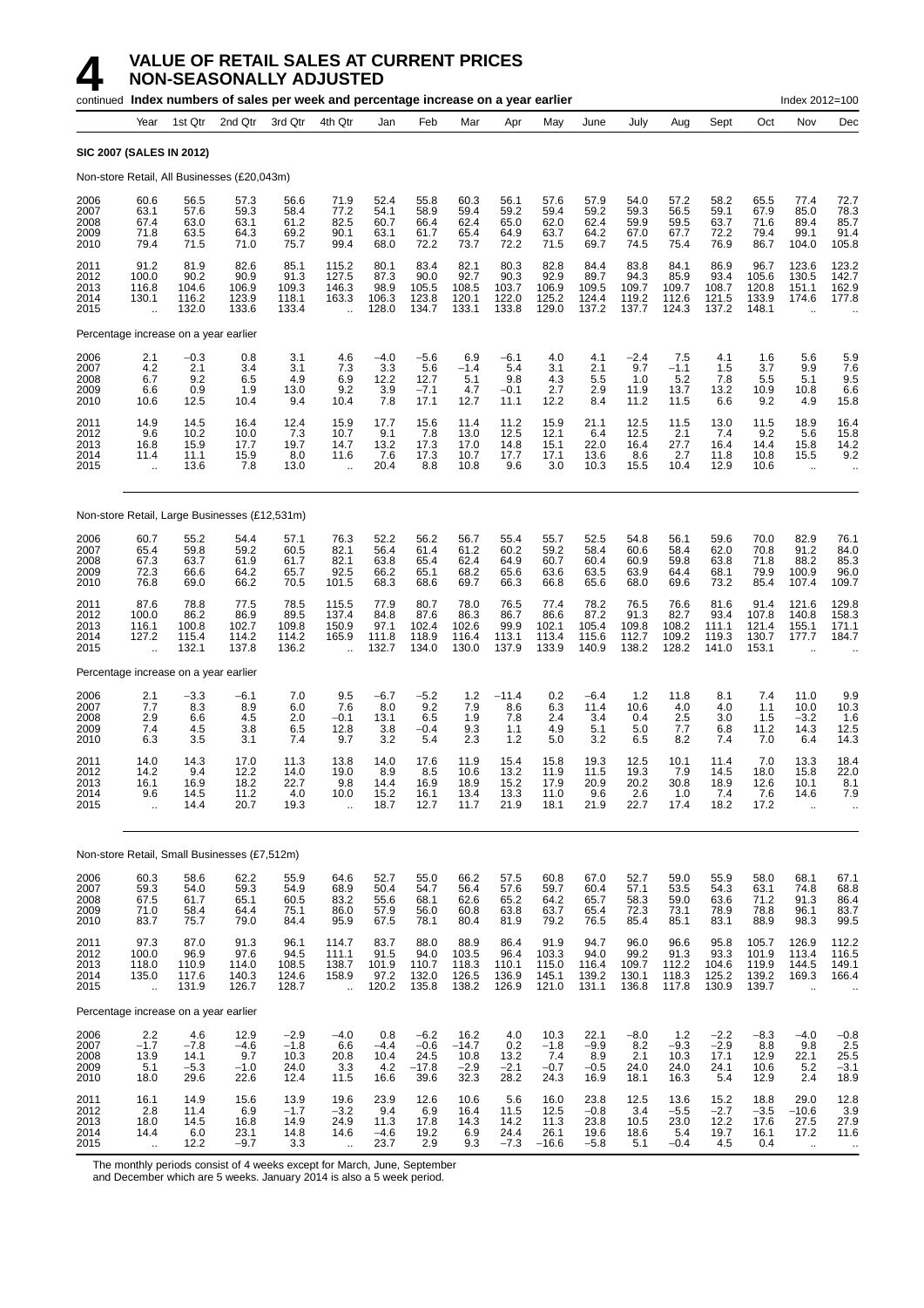# 4 VALUE OF RETAIL SALES AT CURRENT PRICES NON-SEASONALLY ADJUSTED

continued **Index numbers of sales per week and percentage increase on a year earlier** Index 2012=100

| Year | 1st Qtr | 2nd Qtr | 3rd Qtr | 4th Qtr | Jan | Feb | Mar | Apr | May | June | July | Aug | Sept | Oct | Nov | Dec |
|---|---|---|---|---|---|---|---|---|---|---|---|---|---|---|---|---|
| **SIC 2007 (SALES IN 2012)** | | | | | | | | | | | | | | | | |
| Non-store Retail, All Businesses (£20,043m) | | | | | | | | | | | | | | | | |
| 2006 | 60.6 | 56.5 | 57.3 | 56.6 | 71.9 | 52.4 | 55.8 | 60.3 | 56.1 | 57.6 | 57.9 | 54.0 | 57.2 | 58.2 | 65.5 | 77.4 | 72.7 |
| 2007 | 63.1 | 57.6 | 59.3 | 58.4 | 77.2 | 54.1 | 58.9 | 59.4 | 59.2 | 59.4 | 59.2 | 59.3 | 56.5 | 59.1 | 67.9 | 85.0 | 78.3 |
| 2008 | 67.4 | 63.0 | 63.1 | 61.2 | 82.5 | 60.7 | 66.4 | 62.4 | 65.0 | 62.0 | 62.4 | 59.9 | 59.5 | 63.7 | 71.6 | 89.4 | 85.7 |
| 2009 | 71.8 | 63.5 | 64.3 | 69.2 | 90.1 | 63.1 | 61.7 | 65.4 | 64.9 | 63.7 | 64.2 | 67.0 | 67.7 | 72.2 | 79.4 | 99.1 | 91.4 |
| 2010 | 79.4 | 71.5 | 71.0 | 75.7 | 99.4 | 68.0 | 72.2 | 73.7 | 72.2 | 71.5 | 69.7 | 74.5 | 75.4 | 76.9 | 86.7 | 104.0 | 105.8 |
| 2011 | 91.2 | 81.9 | 82.6 | 85.1 | 115.2 | 80.1 | 83.4 | 82.1 | 80.3 | 82.8 | 84.4 | 83.8 | 84.1 | 86.9 | 96.7 | 123.6 | 123.2 |
| 2012 | 100.0 | 90.2 | 90.9 | 91.3 | 127.5 | 87.3 | 90.0 | 92.7 | 90.3 | 92.9 | 89.7 | 94.3 | 85.9 | 93.4 | 105.6 | 130.5 | 142.7 |
| 2013 | 116.8 | 104.6 | 106.9 | 109.3 | 146.3 | 98.9 | 105.5 | 108.5 | 103.7 | 106.9 | 109.5 | 109.7 | 109.7 | 108.7 | 120.8 | 151.1 | 162.9 |
| 2014 | 130.1 | 116.2 | 123.9 | 118.1 | 163.3 | 106.3 | 123.8 | 120.1 | 122.0 | 125.2 | 124.4 | 119.2 | 112.6 | 121.5 | 133.9 | 174.6 | 177.8 |
| 2015 | .. | 132.0 | 133.6 | 133.4 | .. | 128.0 | 134.7 | 133.1 | 133.8 | 129.0 | 137.2 | 137.7 | 124.3 | 137.2 | 148.1 | .. | .. |
| Percentage increase on a year earlier | | | | | | | | | | | | | | | | |
| 2006 | 2.1 | −0.3 | 0.8 | 3.1 | 4.6 | −4.0 | −5.6 | 6.9 | −6.1 | 4.0 | 4.1 | −2.4 | 7.5 | 4.1 | 1.6 | 5.6 | 5.9 |
| 2007 | 4.2 | 2.1 | 3.4 | 3.1 | 7.3 | 3.3 | 5.6 | −1.4 | 5.4 | 3.1 | 2.1 | 9.7 | −1.1 | 1.5 | 3.7 | 9.9 | 7.6 |
| 2008 | 6.7 | 9.2 | 6.5 | 4.9 | 6.9 | 12.2 | 12.7 | 5.1 | 9.8 | 4.3 | 5.5 | 1.0 | 5.2 | 7.8 | 5.5 | 5.1 | 9.5 |
| 2009 | 6.6 | 0.9 | 1.9 | 13.0 | 9.2 | 3.9 | −7.1 | 4.7 | −0.1 | 2.7 | 2.9 | 11.9 | 13.7 | 13.2 | 10.9 | 10.8 | 6.6 |
| 2010 | 10.6 | 12.5 | 10.4 | 9.4 | 10.4 | 7.8 | 17.1 | 12.7 | 11.1 | 12.2 | 8.4 | 11.2 | 11.5 | 6.6 | 9.2 | 4.9 | 15.8 |
| 2011 | 14.9 | 14.5 | 16.4 | 12.4 | 15.9 | 17.7 | 15.6 | 11.4 | 11.2 | 15.9 | 21.1 | 12.5 | 11.5 | 13.0 | 11.5 | 18.9 | 16.4 |
| 2012 | 9.6 | 10.2 | 10.0 | 7.3 | 10.7 | 9.1 | 7.8 | 13.0 | 12.5 | 12.1 | 6.4 | 12.5 | 2.1 | 7.4 | 9.2 | 5.6 | 15.8 |
| 2013 | 16.8 | 15.9 | 17.7 | 19.7 | 14.7 | 13.2 | 17.3 | 17.0 | 14.8 | 15.1 | 22.0 | 16.4 | 27.7 | 16.4 | 14.4 | 15.8 | 14.2 |
| 2014 | 11.4 | 11.1 | 15.9 | 8.0 | 11.6 | 7.6 | 17.3 | 10.7 | 17.7 | 17.1 | 13.6 | 8.6 | 2.7 | 11.8 | 10.8 | 15.5 | 9.2 |
| 2015 | .. | 13.6 | 7.8 | 13.0 | .. | 20.4 | 8.8 | 10.8 | 9.6 | 3.0 | 10.3 | 15.5 | 10.4 | 12.9 | 10.6 | .. | .. |
| Non-store Retail, Large Businesses (£12,531m) | | | | | | | | | | | | | | | | |
| 2006 | 60.7 | 55.2 | 54.4 | 57.1 | 76.3 | 52.2 | 56.2 | 56.7 | 55.4 | 55.7 | 52.5 | 54.8 | 56.1 | 59.6 | 70.0 | 82.9 | 76.1 |
| 2007 | 65.4 | 59.8 | 59.2 | 60.5 | 82.1 | 56.4 | 61.4 | 61.2 | 60.2 | 59.2 | 58.4 | 60.6 | 58.4 | 62.0 | 70.8 | 91.2 | 84.0 |
| 2008 | 67.3 | 63.7 | 61.9 | 61.7 | 82.1 | 63.8 | 65.4 | 62.4 | 64.9 | 60.7 | 60.4 | 60.9 | 59.8 | 63.8 | 71.8 | 88.2 | 85.3 |
| 2009 | 72.3 | 66.6 | 64.2 | 65.7 | 92.5 | 66.2 | 65.1 | 68.2 | 65.6 | 63.6 | 63.5 | 63.9 | 64.4 | 68.1 | 79.9 | 100.9 | 96.0 |
| 2010 | 76.8 | 69.0 | 66.2 | 70.5 | 101.5 | 68.3 | 68.6 | 69.7 | 66.3 | 66.8 | 65.6 | 68.0 | 69.6 | 73.2 | 85.4 | 107.4 | 109.7 |
| 2011 | 87.6 | 78.8 | 77.5 | 78.5 | 115.5 | 77.9 | 80.7 | 78.0 | 76.5 | 77.4 | 78.2 | 76.5 | 76.6 | 81.6 | 91.4 | 121.6 | 129.8 |
| 2012 | 100.0 | 86.2 | 86.9 | 89.5 | 137.4 | 84.8 | 87.6 | 86.3 | 86.7 | 86.6 | 87.2 | 91.3 | 82.7 | 93.4 | 107.8 | 140.8 | 158.3 |
| 2013 | 116.1 | 100.8 | 102.7 | 109.8 | 150.9 | 97.1 | 102.4 | 102.6 | 99.9 | 102.1 | 105.4 | 109.8 | 108.2 | 111.1 | 121.4 | 155.1 | 171.1 |
| 2014 | 127.2 | 115.4 | 114.2 | 114.2 | 165.9 | 111.8 | 118.9 | 116.4 | 113.1 | 113.4 | 115.6 | 112.7 | 109.2 | 119.3 | 130.7 | 177.7 | 184.7 |
| 2015 | .. | 132.1 | 137.8 | 136.2 | .. | 132.7 | 134.0 | 130.0 | 137.9 | 133.9 | 140.9 | 138.2 | 128.2 | 141.0 | 153.1 | .. | .. |
| Percentage increase on a year earlier | | | | | | | | | | | | | | | | |
| 2006 | 2.1 | −3.3 | −6.1 | 7.0 | 9.5 | −6.7 | −5.2 | 1.2 | −11.4 | 0.2 | −6.4 | 1.2 | 11.8 | 8.1 | 7.4 | 11.0 | 9.9 |
| 2007 | 7.7 | 8.3 | 8.9 | 6.0 | 7.6 | 8.0 | 9.2 | 7.9 | 8.6 | 6.3 | 11.4 | 10.6 | 4.0 | 4.0 | 1.1 | 10.0 | 10.3 |
| 2008 | 2.9 | 6.6 | 4.5 | 2.0 | −0.1 | 13.1 | 6.5 | 1.9 | 7.8 | 2.4 | 3.4 | 0.4 | 2.5 | 3.0 | 1.5 | −3.2 | 1.6 |
| 2009 | 7.4 | 4.5 | 3.8 | 6.5 | 12.8 | 3.8 | −0.4 | 9.3 | 1.1 | 4.9 | 5.1 | 5.0 | 7.7 | 6.8 | 11.2 | 14.3 | 12.5 |
| 2010 | 6.3 | 3.5 | 3.1 | 7.4 | 9.7 | 3.2 | 5.4 | 2.3 | 1.2 | 5.0 | 3.2 | 6.5 | 8.2 | 7.4 | 7.0 | 6.4 | 14.3 |
| 2011 | 14.0 | 14.3 | 17.0 | 11.3 | 13.8 | 14.0 | 17.6 | 11.9 | 15.4 | 15.8 | 19.3 | 12.5 | 10.1 | 11.4 | 7.0 | 13.3 | 18.4 |
| 2012 | 14.2 | 9.4 | 12.2 | 14.0 | 19.0 | 8.9 | 8.5 | 10.6 | 13.2 | 11.9 | 11.5 | 19.3 | 7.9 | 14.5 | 18.0 | 15.8 | 22.0 |
| 2013 | 16.1 | 16.9 | 18.2 | 22.7 | 9.8 | 14.4 | 16.9 | 18.9 | 15.2 | 17.9 | 20.9 | 20.2 | 30.8 | 18.9 | 12.6 | 10.1 | 8.1 |
| 2014 | 9.6 | 14.5 | 11.2 | 4.0 | 10.0 | 15.2 | 16.1 | 13.4 | 13.3 | 11.0 | 9.6 | 2.6 | 1.0 | 7.4 | 7.6 | 14.6 | 7.9 |
| 2015 | .. | 14.4 | 20.7 | 19.3 | .. | 18.7 | 12.7 | 11.7 | 21.9 | 18.1 | 21.9 | 22.7 | 17.4 | 18.2 | 17.2 | .. | .. |
| Non-store Retail, Small Businesses (£7,512m) | | | | | | | | | | | | | | | | |
| 2006 | 60.3 | 58.6 | 62.2 | 55.9 | 64.6 | 52.7 | 55.0 | 66.2 | 57.5 | 60.8 | 67.0 | 52.7 | 59.0 | 55.9 | 58.0 | 68.1 | 67.1 |
| 2007 | 59.3 | 54.0 | 59.3 | 54.9 | 68.9 | 50.4 | 54.7 | 56.4 | 57.6 | 59.7 | 60.4 | 57.1 | 53.5 | 54.3 | 63.1 | 74.8 | 68.8 |
| 2008 | 67.5 | 61.7 | 65.1 | 60.5 | 83.2 | 55.6 | 68.1 | 62.6 | 65.2 | 64.2 | 65.7 | 58.3 | 59.0 | 63.6 | 71.2 | 91.3 | 86.4 |
| 2009 | 71.0 | 58.4 | 64.4 | 75.1 | 86.0 | 57.9 | 56.0 | 60.8 | 63.8 | 63.7 | 65.4 | 72.3 | 73.1 | 78.9 | 78.8 | 96.1 | 83.7 |
| 2010 | 83.7 | 75.7 | 79.0 | 84.4 | 95.9 | 67.5 | 78.1 | 80.4 | 81.9 | 79.2 | 76.5 | 85.4 | 85.1 | 83.1 | 88.9 | 98.3 | 99.5 |
| 2011 | 97.3 | 87.0 | 91.3 | 96.1 | 114.7 | 83.7 | 88.0 | 88.9 | 86.4 | 91.9 | 94.7 | 96.0 | 96.6 | 95.8 | 105.7 | 126.9 | 112.2 |
| 2012 | 100.0 | 96.9 | 97.6 | 94.5 | 111.1 | 91.5 | 94.0 | 103.5 | 96.4 | 103.3 | 94.0 | 99.2 | 91.3 | 93.3 | 101.9 | 113.4 | 116.5 |
| 2013 | 118.0 | 110.9 | 114.0 | 108.5 | 138.7 | 101.9 | 110.7 | 118.3 | 110.1 | 115.0 | 116.4 | 109.7 | 112.2 | 104.6 | 119.9 | 144.5 | 149.1 |
| 2014 | 135.0 | 117.6 | 140.3 | 124.6 | 158.9 | 97.2 | 132.0 | 126.5 | 136.9 | 145.1 | 139.2 | 130.1 | 118.3 | 125.2 | 139.2 | 169.3 | 166.4 |
| 2015 | .. | 131.9 | 126.7 | 128.7 | .. | 120.2 | 135.8 | 138.2 | 126.9 | 121.0 | 131.1 | 136.8 | 117.8 | 130.9 | 139.7 | .. | .. |
| Percentage increase on a year earlier | | | | | | | | | | | | | | | | |
| 2006 | 2.2 | 4.6 | 12.9 | −2.9 | −4.0 | 0.8 | −6.2 | 16.2 | 4.0 | 10.3 | 22.1 | −8.0 | 1.2 | −2.2 | −8.3 | −4.0 | −0.8 |
| 2007 | −1.7 | −7.8 | −4.6 | −1.8 | 6.6 | −4.4 | −0.6 | −14.7 | 0.2 | −1.8 | −9.9 | 8.2 | −9.3 | −2.9 | 8.8 | 9.8 | 2.5 |
| 2008 | 13.9 | 14.1 | 9.7 | 10.3 | 20.8 | 10.4 | 24.5 | 10.8 | 13.2 | 7.4 | 8.9 | 2.1 | 10.3 | 17.1 | 12.9 | 22.1 | 25.5 |
| 2009 | 5.1 | −5.3 | −1.0 | 24.0 | 3.3 | 4.2 | −17.8 | −2.9 | −2.1 | −0.7 | −0.5 | 24.0 | 24.0 | 24.1 | 10.6 | 5.2 | −3.1 |
| 2010 | 18.0 | 29.6 | 22.6 | 12.4 | 11.5 | 16.6 | 39.6 | 32.3 | 28.2 | 24.3 | 16.9 | 18.1 | 16.3 | 5.4 | 12.9 | 2.4 | 18.9 |
| 2011 | 16.1 | 14.9 | 15.6 | 13.9 | 19.6 | 23.9 | 12.6 | 10.6 | 5.6 | 16.0 | 23.8 | 12.5 | 13.6 | 15.2 | 18.8 | 29.0 | 12.8 |
| 2012 | 2.8 | 11.4 | 6.9 | −1.7 | −3.2 | 9.4 | 6.9 | 16.4 | 11.5 | 12.5 | −0.8 | 3.4 | −5.5 | −2.7 | −3.5 | −10.6 | 3.9 |
| 2013 | 18.0 | 14.5 | 16.8 | 14.9 | 24.9 | 11.3 | 17.8 | 14.3 | 14.2 | 11.3 | 23.8 | 10.5 | 23.0 | 12.2 | 17.6 | 27.5 | 27.9 |
| 2014 | 14.4 | 6.0 | 23.1 | 14.8 | 14.6 | −4.6 | 19.2 | 6.9 | 24.4 | 26.1 | 19.6 | 18.6 | 5.4 | 19.7 | 16.1 | 17.2 | 11.6 |
| 2015 | .. | 12.2 | −9.7 | 3.3 | .. | 23.7 | 2.9 | 9.3 | −7.3 | −16.6 | −5.8 | 5.1 | −0.4 | 4.5 | 0.4 | .. | .. |

The monthly periods consist of 4 weeks except for March, June, September and December which are 5 weeks. January 2014 is also a 5 week period.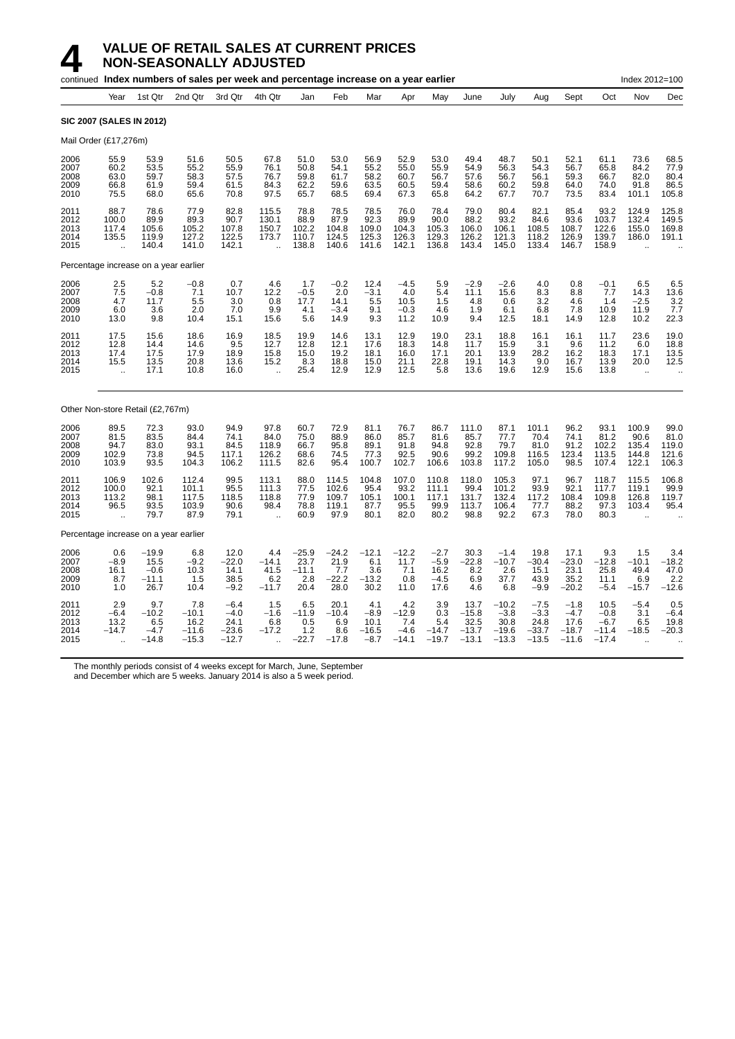# 4 VALUE OF RETAIL SALES AT CURRENT PRICES NON-SEASONALLY ADJUSTED

continued **Index numbers of sales per week and percentage increase on a year earlier** Index 2012=100

| Year | Year | 1st Qtr | 2nd Qtr | 3rd Qtr | 4th Qtr | Jan | Feb | Mar | Apr | May | June | July | Aug | Sept | Oct | Nov | Dec |
|---|---|---|---|---|---|---|---|---|---|---|---|---|---|---|---|---|---|
| **SIC 2007 (SALES IN 2012)** | | | | | | | | | | | | | | | | | |
| Mail Order (£17,276m) | | | | | | | | | | | | | | | | | |
| 2006 | 55.9 | 53.9 | 51.6 | 50.5 | 67.8 | 51.0 | 53.0 | 56.9 | 52.9 | 53.0 | 49.4 | 48.7 | 50.1 | 52.1 | 61.1 | 73.6 | 68.5 |
| 2007 | 60.2 | 53.5 | 55.2 | 55.9 | 76.1 | 50.8 | 54.1 | 55.2 | 55.0 | 55.9 | 54.9 | 56.3 | 54.3 | 56.7 | 65.8 | 84.2 | 77.9 |
| 2008 | 63.0 | 59.7 | 58.3 | 57.5 | 76.7 | 59.8 | 61.7 | 58.2 | 60.7 | 56.7 | 57.6 | 56.7 | 56.1 | 59.3 | 66.7 | 82.0 | 80.4 |
| 2009 | 66.8 | 61.9 | 59.4 | 61.5 | 84.3 | 62.2 | 59.6 | 63.5 | 60.5 | 59.4 | 58.6 | 60.2 | 59.8 | 64.0 | 74.0 | 91.8 | 86.5 |
| 2010 | 75.5 | 68.0 | 65.6 | 70.8 | 97.5 | 65.7 | 68.5 | 69.4 | 67.3 | 65.8 | 64.2 | 67.7 | 70.7 | 73.5 | 83.4 | 101.1 | 105.8 |
| 2011 | 88.7 | 78.6 | 77.9 | 82.8 | 115.5 | 78.8 | 78.5 | 78.5 | 76.0 | 78.4 | 79.0 | 80.4 | 82.1 | 85.4 | 93.2 | 124.9 | 125.8 |
| 2012 | 100.0 | 89.9 | 89.3 | 90.7 | 130.1 | 88.9 | 87.9 | 92.3 | 89.9 | 90.0 | 88.2 | 93.2 | 84.6 | 93.6 | 103.7 | 132.4 | 149.5 |
| 2013 | 117.4 | 105.6 | 105.2 | 107.8 | 150.7 | 102.2 | 104.8 | 109.0 | 104.3 | 105.3 | 106.0 | 106.1 | 108.5 | 108.7 | 122.6 | 155.0 | 169.8 |
| 2014 | 135.5 | 119.9 | 127.2 | 122.5 | 173.7 | 110.7 | 124.5 | 125.3 | 126.3 | 129.3 | 126.2 | 121.3 | 118.2 | 126.9 | 139.7 | 186.0 | 191.1 |
| 2015 | .. | 140.4 | 141.0 | 142.1 | .. | 138.8 | 140.6 | 141.6 | 142.1 | 136.8 | 143.4 | 145.0 | 133.4 | 146.7 | 158.9 | .. | .. |
| Percentage increase on a year earlier | | | | | | | | | | | | | | | | | |
| 2006 | 2.5 | 5.2 | −0.8 | 0.7 | 4.6 | 1.7 | −0.2 | 12.4 | −4.5 | 5.9 | −2.9 | −2.6 | 4.0 | 0.8 | −0.1 | 6.5 | 6.5 |
| 2007 | 7.5 | −0.8 | 7.1 | 10.7 | 12.2 | −0.5 | 2.0 | −3.1 | 4.0 | 5.4 | 11.1 | 15.6 | 8.3 | 8.8 | 7.7 | 14.3 | 13.6 |
| 2008 | 4.7 | 11.7 | 5.5 | 3.0 | 0.8 | 17.7 | 14.1 | 5.5 | 10.5 | 1.5 | 4.8 | 0.6 | 3.2 | 4.6 | 1.4 | −2.5 | 3.2 |
| 2009 | 6.0 | 3.6 | 2.0 | 7.0 | 9.9 | 4.1 | −3.4 | 9.1 | −0.3 | 4.6 | 1.9 | 6.1 | 6.8 | 7.8 | 10.9 | 11.9 | 7.7 |
| 2010 | 13.0 | 9.8 | 10.4 | 15.1 | 15.6 | 5.6 | 14.9 | 9.3 | 11.2 | 10.9 | 9.4 | 12.5 | 18.1 | 14.9 | 12.8 | 10.2 | 22.3 |
| 2011 | 17.5 | 15.6 | 18.6 | 16.9 | 18.5 | 19.9 | 14.6 | 13.1 | 12.9 | 19.0 | 23.1 | 18.8 | 16.1 | 16.1 | 11.7 | 23.6 | 19.0 |
| 2012 | 12.8 | 14.4 | 14.6 | 9.5 | 12.7 | 12.8 | 12.1 | 17.6 | 18.3 | 14.8 | 11.7 | 15.9 | 3.1 | 9.6 | 11.2 | 6.0 | 18.8 |
| 2013 | 17.4 | 17.5 | 17.9 | 18.9 | 15.8 | 15.0 | 19.2 | 18.1 | 16.0 | 17.1 | 20.1 | 13.9 | 28.2 | 16.2 | 18.3 | 17.1 | 13.5 |
| 2014 | 15.5 | 13.5 | 20.8 | 13.6 | 15.2 | 8.3 | 18.8 | 15.0 | 21.1 | 22.8 | 19.1 | 14.3 | 9.0 | 16.7 | 13.9 | 20.0 | 12.5 |
| 2015 | .. | 17.1 | 10.8 | 16.0 | .. | 25.4 | 12.9 | 12.9 | 12.5 | 5.8 | 13.6 | 19.6 | 12.9 | 15.6 | 13.8 | .. | .. |
| Other Non-store Retail (£2,767m) | | | | | | | | | | | | | | | | | |
| 2006 | 89.5 | 72.3 | 93.0 | 94.9 | 97.8 | 60.7 | 72.9 | 81.1 | 76.7 | 86.7 | 111.0 | 87.1 | 101.1 | 96.2 | 93.1 | 100.9 | 99.0 |
| 2007 | 81.5 | 83.5 | 84.4 | 74.1 | 84.0 | 75.0 | 88.9 | 86.0 | 85.7 | 81.6 | 85.7 | 77.7 | 70.4 | 74.1 | 81.2 | 90.6 | 81.0 |
| 2008 | 94.7 | 83.0 | 93.1 | 84.5 | 118.9 | 66.7 | 95.8 | 89.1 | 91.8 | 94.8 | 92.8 | 79.7 | 81.0 | 91.2 | 102.2 | 135.4 | 119.0 |
| 2009 | 102.9 | 73.8 | 94.5 | 117.1 | 126.2 | 68.6 | 74.5 | 77.3 | 92.5 | 90.6 | 99.2 | 109.8 | 116.5 | 123.4 | 113.5 | 144.8 | 121.6 |
| 2010 | 103.9 | 93.5 | 104.3 | 106.2 | 111.5 | 82.6 | 95.4 | 100.7 | 102.7 | 106.6 | 103.8 | 117.2 | 105.0 | 98.5 | 107.4 | 122.1 | 106.3 |
| 2011 | 106.9 | 102.6 | 112.4 | 99.5 | 113.1 | 88.0 | 114.5 | 104.8 | 107.0 | 110.8 | 118.0 | 105.3 | 97.1 | 96.7 | 118.7 | 115.5 | 106.8 |
| 2012 | 100.0 | 92.1 | 101.1 | 95.5 | 111.3 | 77.5 | 102.6 | 95.4 | 93.2 | 111.1 | 99.4 | 101.2 | 93.9 | 92.1 | 117.7 | 119.1 | 99.9 |
| 2013 | 113.2 | 98.1 | 117.5 | 118.5 | 118.8 | 77.9 | 109.7 | 105.1 | 100.1 | 117.1 | 131.7 | 132.4 | 117.2 | 108.4 | 109.8 | 126.8 | 119.7 |
| 2014 | 96.5 | 93.5 | 103.9 | 90.6 | 98.4 | 78.8 | 119.1 | 87.7 | 95.5 | 99.9 | 113.7 | 106.4 | 77.7 | 88.2 | 97.3 | 103.4 | 95.4 |
| 2015 | .. | 79.7 | 87.9 | 79.1 | .. | 60.9 | 97.9 | 80.1 | 82.0 | 80.2 | 98.8 | 92.2 | 67.3 | 78.0 | 80.3 | .. | .. |
| Percentage increase on a year earlier | | | | | | | | | | | | | | | | | |
| 2006 | 0.6 | −19.9 | 6.8 | 12.0 | 4.4 | −25.9 | −24.2 | −12.1 | −12.2 | −2.7 | 30.3 | −1.4 | 19.8 | 17.1 | 9.3 | 1.5 | 3.4 |
| 2007 | −8.9 | 15.5 | −9.2 | −22.0 | −14.1 | 23.7 | 21.9 | 6.1 | 11.7 | −5.9 | −22.8 | −10.7 | −30.4 | −23.0 | −12.8 | −10.1 | −18.2 |
| 2008 | 16.1 | −0.6 | 10.3 | 14.1 | 41.5 | −11.1 | 7.7 | 3.6 | 7.1 | 16.2 | 8.2 | 2.6 | 15.1 | 23.1 | 25.8 | 49.4 | 47.0 |
| 2009 | 8.7 | −11.1 | 1.5 | 38.5 | 6.2 | 2.8 | −22.2 | −13.2 | 0.8 | −4.5 | 6.9 | 37.7 | 43.9 | 35.2 | 11.1 | 6.9 | 2.2 |
| 2010 | 1.0 | 26.7 | 10.4 | −9.2 | −11.7 | 20.4 | 28.0 | 30.2 | 11.0 | 17.6 | 4.6 | 6.8 | −9.9 | −20.2 | −5.4 | −15.7 | −12.6 |
| 2011 | 2.9 | 9.7 | 7.8 | −6.4 | 1.5 | 6.5 | 20.1 | 4.1 | 4.2 | 3.9 | 13.7 | −10.2 | −7.5 | −1.8 | 10.5 | −5.4 | 0.5 |
| 2012 | −6.4 | −10.2 | −10.1 | −4.0 | −1.6 | −11.9 | −10.4 | −8.9 | −12.9 | 0.3 | −15.8 | −3.8 | −3.3 | −4.7 | −0.8 | 3.1 | −6.4 |
| 2013 | 13.2 | 6.5 | 16.2 | 24.1 | 6.8 | 0.5 | 6.9 | 10.1 | 7.4 | 5.4 | 32.5 | 30.8 | 24.8 | 17.6 | −6.7 | 6.5 | 19.8 |
| 2014 | −14.7 | −4.7 | −11.6 | −23.6 | −17.2 | 1.2 | 8.6 | −16.5 | −4.6 | −14.7 | −13.7 | −19.6 | −33.7 | −18.7 | −11.4 | −18.5 | −20.3 |
| 2015 | .. | −14.8 | −15.3 | −12.7 | .. | −22.7 | −17.8 | −8.7 | −14.1 | −19.7 | −13.1 | −13.3 | −13.5 | −11.6 | −17.4 | .. | .. |

The monthly periods consist of 4 weeks except for March, June, September and December which are 5 weeks. January 2014 is also a 5 week period.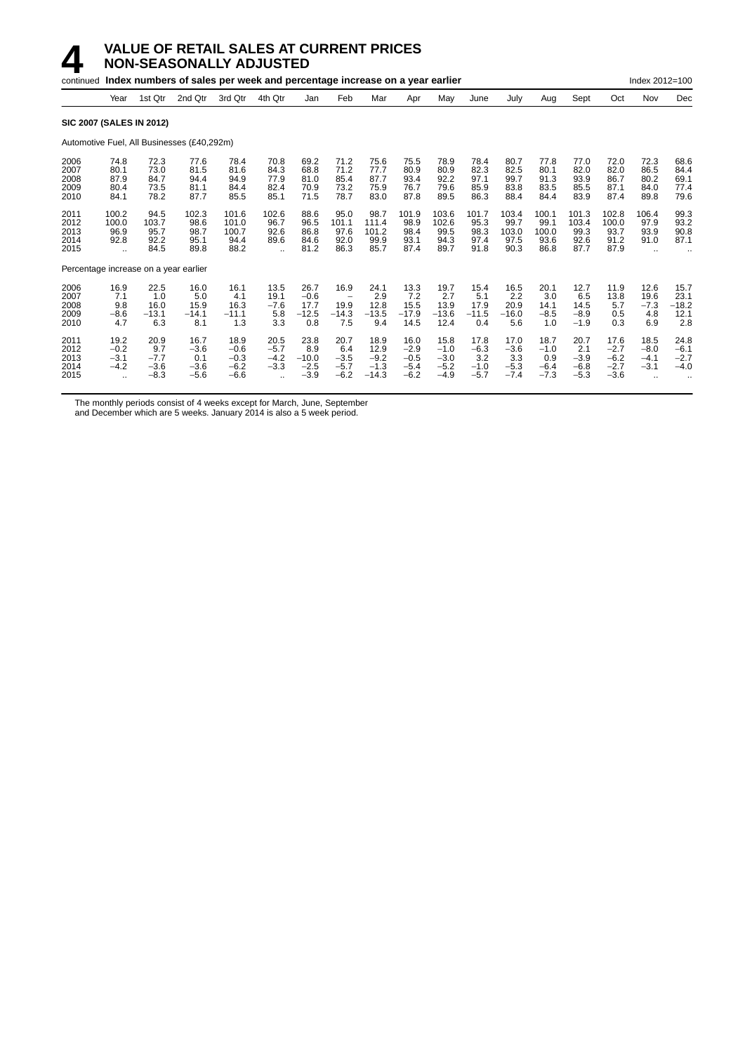# 4 VALUE OF RETAIL SALES AT CURRENT PRICES NON-SEASONALLY ADJUSTED

continued **Index numbers of sales per week and percentage increase on a year earlier** Index 2012=100

| | Year | 1st Qtr | 2nd Qtr | 3rd Qtr | 4th Qtr | Jan | Feb | Mar | Apr | May | June | July | Aug | Sept | Oct | Nov | Dec |
|---|---|---|---|---|---|---|---|---|---|---|---|---|---|---|---|---|---|
| **SIC 2007 (SALES IN 2012)** | | | | | | | | | | | | | | | | | |
| Automotive Fuel, All Businesses (£40,292m) | | | | | | | | | | | | | | | | | |
| 2006 | 74.8 | 72.3 | 77.6 | 78.4 | 70.8 | 69.2 | 71.2 | 75.6 | 75.5 | 78.9 | 78.4 | 80.7 | 77.8 | 77.0 | 72.0 | 72.3 | 68.6 |
| 2007 | 80.1 | 73.0 | 81.5 | 81.6 | 84.3 | 68.8 | 71.2 | 77.7 | 80.9 | 80.9 | 82.3 | 82.5 | 80.1 | 82.0 | 82.0 | 86.5 | 84.4 |
| 2008 | 87.9 | 84.7 | 94.4 | 94.9 | 77.9 | 81.0 | 85.4 | 87.7 | 93.4 | 92.2 | 97.1 | 99.7 | 91.3 | 93.9 | 86.7 | 80.2 | 69.1 |
| 2009 | 80.4 | 73.5 | 81.1 | 84.4 | 82.4 | 70.9 | 73.2 | 75.9 | 76.7 | 79.6 | 85.9 | 83.8 | 83.5 | 85.5 | 87.1 | 84.0 | 77.4 |
| 2010 | 84.1 | 78.2 | 87.7 | 85.5 | 85.1 | 71.5 | 78.7 | 83.0 | 87.8 | 89.5 | 86.3 | 88.4 | 84.4 | 83.9 | 87.4 | 89.8 | 79.6 |
| 2011 | 100.2 | 94.5 | 102.3 | 101.6 | 102.6 | 88.6 | 95.0 | 98.7 | 101.9 | 103.6 | 101.7 | 103.4 | 100.1 | 101.3 | 102.8 | 106.4 | 99.3 |
| 2012 | 100.0 | 103.7 | 98.6 | 101.0 | 96.7 | 96.5 | 101.1 | 111.4 | 98.9 | 102.6 | 95.3 | 99.7 | 99.1 | 103.4 | 100.0 | 97.9 | 93.2 |
| 2013 | 96.9 | 95.7 | 98.7 | 100.7 | 92.6 | 86.8 | 97.6 | 101.2 | 98.4 | 99.5 | 98.3 | 103.0 | 100.0 | 99.3 | 93.7 | 93.9 | 90.8 |
| 2014 | 92.8 | 92.2 | 95.1 | 94.4 | 89.6 | 84.6 | 92.0 | 99.9 | 93.1 | 94.3 | 97.4 | 97.5 | 93.6 | 92.6 | 91.2 | 91.0 | 87.1 |
| 2015 | .. | 84.5 | 89.8 | 88.2 | .. | 81.2 | 86.3 | 85.7 | 87.4 | 89.7 | 91.8 | 90.3 | 86.8 | 87.7 | 87.9 | .. | .. |
| Percentage increase on a year earlier | | | | | | | | | | | | | | | | | |
| 2006 | 16.9 | 22.5 | 16.0 | 16.1 | 13.5 | 26.7 | 16.9 | 24.1 | 13.3 | 19.7 | 15.4 | 16.5 | 20.1 | 12.7 | 11.9 | 12.6 | 15.7 |
| 2007 | 7.1 | 1.0 | 5.0 | 4.1 | 19.1 | −0.6 | – | 2.9 | 7.2 | 2.7 | 5.1 | 2.2 | 3.0 | 6.5 | 13.8 | 19.6 | 23.1 |
| 2008 | 9.8 | 16.0 | 15.9 | 16.3 | −7.6 | 17.7 | 19.9 | 12.8 | 15.5 | 13.9 | 17.9 | 20.9 | 14.1 | 14.5 | 5.7 | −7.3 | −18.2 |
| 2009 | −8.6 | −13.1 | −14.1 | −11.1 | 5.8 | −12.5 | −14.3 | −13.5 | −17.9 | −13.6 | −11.5 | −16.0 | −8.5 | −8.9 | 0.5 | 4.8 | 12.1 |
| 2010 | 4.7 | 6.3 | 8.1 | 1.3 | 3.3 | 0.8 | 7.5 | 9.4 | 14.5 | 12.4 | 0.4 | 5.6 | 1.0 | −1.9 | 0.3 | 6.9 | 2.8 |
| 2011 | 19.2 | 20.9 | 16.7 | 18.9 | 20.5 | 23.8 | 20.7 | 18.9 | 16.0 | 15.8 | 17.8 | 17.0 | 18.7 | 20.7 | 17.6 | 18.5 | 24.8 |
| 2012 | −0.2 | 9.7 | −3.6 | −0.6 | −5.7 | 8.9 | 6.4 | 12.9 | −2.9 | −1.0 | −6.3 | −3.6 | −1.0 | 2.1 | −2.7 | −8.0 | −6.1 |
| 2013 | −3.1 | −7.7 | 0.1 | −0.3 | −4.2 | −10.0 | −3.5 | −9.2 | −0.5 | −3.0 | 3.2 | 3.3 | 0.9 | −3.9 | −6.2 | −4.1 | −2.7 |
| 2014 | −4.2 | −3.6 | −3.6 | −6.2 | −3.3 | −2.5 | −5.7 | −1.3 | −5.4 | −5.2 | −1.0 | −5.3 | −6.4 | −6.8 | −2.7 | −3.1 | −4.0 |
| 2015 | .. | −8.3 | −5.6 | −6.6 | .. | −3.9 | −6.2 | −14.3 | −6.2 | −4.9 | −5.7 | −7.4 | −7.3 | −5.3 | −3.6 | .. | .. |

The monthly periods consist of 4 weeks except for March, June, September and December which are 5 weeks. January 2014 is also a 5 week period.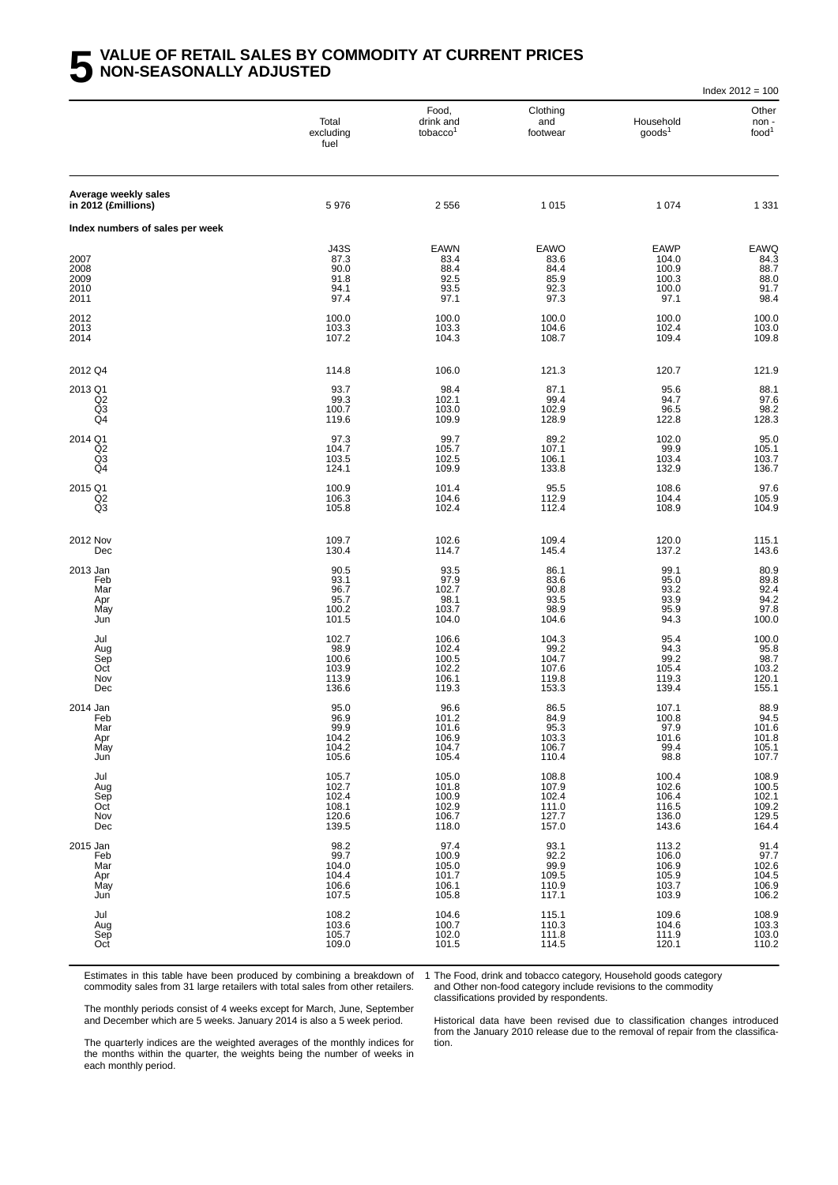# 5 VALUE OF RETAIL SALES BY COMMODITY AT CURRENT PRICES NON-SEASONALLY ADJUSTED

Index 2012 = 100

| | Total excluding fuel | Food, drink and tobacco[1] | Clothing and footwear | Household goods[1] | Other non - food[1] |
|---|---|---|---|---|---|
| **Average weekly sales in 2012 (£millions)** | 5 976 | 2 556 | 1 015 | 1 074 | 1 331 |
| **Index numbers of sales per week** | | | | | |
| | J43S | EAWN | EAWO | EAWP | EAWQ |
| 2007 | 87.3 | 83.4 | 83.6 | 104.0 | 84.3 |
| 2008 | 90.0 | 88.4 | 84.4 | 100.9 | 88.7 |
| 2009 | 91.8 | 92.5 | 85.9 | 100.3 | 88.0 |
| 2010 | 94.1 | 93.5 | 92.3 | 100.0 | 91.7 |
| 2011 | 97.4 | 97.1 | 97.3 | 97.1 | 98.4 |
| 2012 | 100.0 | 100.0 | 100.0 | 100.0 | 100.0 |
| 2013 | 103.3 | 103.3 | 104.6 | 102.4 | 103.0 |
| 2014 | 107.2 | 104.3 | 108.7 | 109.4 | 109.8 |
| 2012 Q4 | 114.8 | 106.0 | 121.3 | 120.7 | 121.9 |
| 2013 Q1 | 93.7 | 98.4 | 87.1 | 95.6 | 88.1 |
| Q2 | 99.3 | 102.1 | 99.4 | 94.7 | 97.6 |
| Q3 | 100.7 | 103.0 | 102.9 | 96.5 | 98.2 |
| Q4 | 119.6 | 109.9 | 128.9 | 122.8 | 128.3 |
| 2014 Q1 | 97.3 | 99.7 | 89.2 | 102.0 | 95.0 |
| Q2 | 104.7 | 105.7 | 107.1 | 99.9 | 105.1 |
| Q3 | 103.5 | 102.5 | 106.1 | 103.4 | 103.7 |
| Q4 | 124.1 | 109.9 | 133.8 | 132.9 | 136.7 |
| 2015 Q1 | 100.9 | 101.4 | 95.5 | 108.6 | 97.6 |
| Q2 | 106.3 | 104.6 | 112.9 | 104.4 | 105.9 |
| Q3 | 105.8 | 102.4 | 112.4 | 108.9 | 104.9 |
| 2012 Nov | 109.7 | 102.6 | 109.4 | 120.0 | 115.1 |
| Dec | 130.4 | 114.7 | 145.4 | 137.2 | 143.6 |
| 2013 Jan | 90.5 | 93.5 | 86.1 | 99.1 | 80.9 |
| Feb | 93.1 | 97.9 | 83.6 | 95.0 | 89.8 |
| Mar | 96.7 | 102.7 | 90.8 | 93.2 | 92.4 |
| Apr | 95.7 | 98.1 | 93.5 | 93.9 | 94.2 |
| May | 100.2 | 103.7 | 98.9 | 95.9 | 97.8 |
| Jun | 101.5 | 104.0 | 104.6 | 94.3 | 100.0 |
| Jul | 102.7 | 106.6 | 104.3 | 95.4 | 100.0 |
| Aug | 98.9 | 102.4 | 99.2 | 94.3 | 95.8 |
| Sep | 100.6 | 100.5 | 104.7 | 99.2 | 98.7 |
| Oct | 103.9 | 102.2 | 107.6 | 105.4 | 103.2 |
| Nov | 113.9 | 106.1 | 119.8 | 119.3 | 120.1 |
| Dec | 136.6 | 119.3 | 153.3 | 139.4 | 155.1 |
| 2014 Jan | 95.0 | 96.6 | 86.5 | 107.1 | 88.9 |
| Feb | 96.9 | 101.2 | 84.9 | 100.8 | 94.5 |
| Mar | 99.9 | 101.6 | 95.3 | 97.9 | 101.6 |
| Apr | 104.2 | 106.9 | 103.3 | 101.6 | 101.8 |
| May | 104.2 | 104.7 | 106.7 | 99.4 | 105.1 |
| Jun | 105.6 | 105.4 | 110.4 | 98.8 | 107.7 |
| Jul | 105.7 | 105.0 | 108.8 | 100.4 | 108.9 |
| Aug | 102.7 | 101.8 | 107.9 | 102.6 | 100.5 |
| Sep | 102.4 | 100.9 | 102.4 | 106.4 | 102.1 |
| Oct | 108.1 | 102.9 | 111.0 | 116.5 | 109.2 |
| Nov | 120.6 | 106.7 | 127.7 | 136.0 | 129.5 |
| Dec | 139.5 | 118.0 | 157.0 | 143.6 | 164.4 |
| 2015 Jan | 98.2 | 97.4 | 93.1 | 113.2 | 91.4 |
| Feb | 99.7 | 100.9 | 92.2 | 106.0 | 97.7 |
| Mar | 104.0 | 105.0 | 99.9 | 106.9 | 102.6 |
| Apr | 104.4 | 101.7 | 109.5 | 105.9 | 104.5 |
| May | 106.6 | 106.1 | 110.9 | 103.7 | 106.9 |
| Jun | 107.5 | 105.8 | 117.1 | 103.9 | 106.2 |
| Jul | 108.2 | 104.6 | 115.1 | 109.6 | 108.9 |
| Aug | 103.6 | 100.7 | 110.3 | 104.6 | 103.3 |
| Sep | 105.7 | 102.0 | 111.8 | 111.9 | 103.0 |
| Oct | 109.0 | 101.5 | 114.5 | 120.1 | 110.2 |

Estimates in this table have been produced by combining a breakdown of commodity sales from 31 large retailers with total sales from other retailers.

The monthly periods consist of 4 weeks except for March, June, September and December which are 5 weeks. January 2014 is also a 5 week period.

The quarterly indices are the weighted averages of the monthly indices for the months within the quarter, the weights being the number of weeks in each monthly period.

1 The Food, drink and tobacco category, Household goods category and Other non-food category include revisions to the commodity classifications provided by respondents.

Historical data have been revised due to classification changes introduced from the January 2010 release due to the removal of repair from the classification.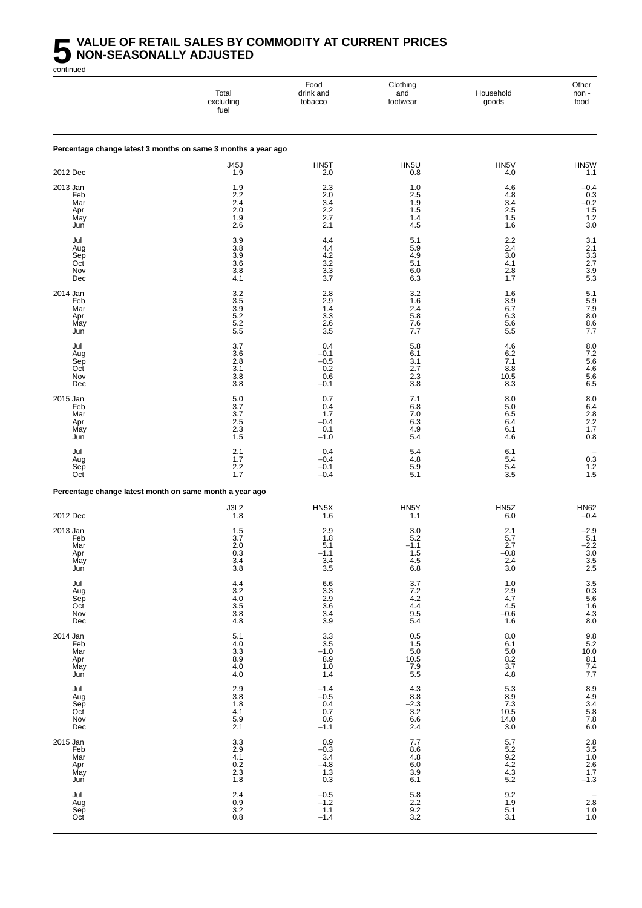# 5 VALUE OF RETAIL SALES BY COMMODITY AT CURRENT PRICES NON-SEASONALLY ADJUSTED

continued

| | Total excluding fuel | Food drink and tobacco | Clothing and footwear | Household goods | Other non - food |
|---|---|---|---|---|---|
| **Percentage change latest 3 months on same 3 months a year ago** | | | | | |
| | J45J | HN5T | HN5U | HN5V | HN5W |
| 2012 Dec | 1.9 | 2.0 | 0.8 | 4.0 | 1.1 |
| 2013 Jan | 1.9 | 2.3 | 1.0 | 4.6 | −0.4 |
| Feb | 2.2 | 2.0 | 2.5 | 4.8 | 0.3 |
| Mar | 2.4 | 3.4 | 1.9 | 3.4 | −0.2 |
| Apr | 2.0 | 2.2 | 1.5 | 2.5 | 1.5 |
| May | 1.9 | 2.7 | 1.4 | 1.5 | 1.2 |
| Jun | 2.6 | 2.1 | 4.5 | 1.6 | 3.0 |
| Jul | 3.9 | 4.4 | 5.1 | 2.2 | 3.1 |
| Aug | 3.8 | 4.4 | 5.9 | 2.4 | 2.1 |
| Sep | 3.9 | 4.2 | 4.9 | 3.0 | 3.3 |
| Oct | 3.6 | 3.2 | 5.1 | 4.1 | 2.7 |
| Nov | 3.8 | 3.3 | 6.0 | 2.8 | 3.9 |
| Dec | 4.1 | 3.7 | 6.3 | 1.7 | 5.3 |
| 2014 Jan | 3.2 | 2.8 | 3.2 | 1.6 | 5.1 |
| Feb | 3.5 | 2.9 | 1.6 | 3.9 | 5.9 |
| Mar | 3.9 | 1.4 | 2.4 | 6.7 | 7.9 |
| Apr | 5.2 | 3.3 | 5.8 | 6.3 | 8.0 |
| May | 5.2 | 2.6 | 7.6 | 5.6 | 8.6 |
| Jun | 5.5 | 3.5 | 7.7 | 5.5 | 7.7 |
| Jul | 3.7 | 0.4 | 5.8 | 4.6 | 8.0 |
| Aug | 3.6 | −0.1 | 6.1 | 6.2 | 7.2 |
| Sep | 2.8 | −0.5 | 3.1 | 7.1 | 5.6 |
| Oct | 3.1 | 0.2 | 2.7 | 8.8 | 4.6 |
| Nov | 3.8 | 0.6 | 2.3 | 10.5 | 5.6 |
| Dec | 3.8 | −0.1 | 3.8 | 8.3 | 6.5 |
| 2015 Jan | 5.0 | 0.7 | 7.1 | 8.0 | 8.0 |
| Feb | 3.7 | 0.4 | 6.8 | 5.0 | 6.4 |
| Mar | 3.7 | 1.7 | 7.0 | 6.5 | 2.8 |
| Apr | 2.5 | −0.4 | 6.3 | 6.4 | 2.2 |
| May | 2.3 | 0.1 | 4.9 | 6.1 | 1.7 |
| Jun | 1.5 | −1.0 | 5.4 | 4.6 | 0.8 |
| Jul | 2.1 | 0.4 | 5.4 | 6.1 | – |
| Aug | 1.7 | −0.4 | 4.8 | 5.4 | 0.3 |
| Sep | 2.2 | −0.1 | 5.9 | 5.4 | 1.2 |
| Oct | 1.7 | −0.4 | 5.1 | 3.5 | 1.5 |
| **Percentage change latest month on same month a year ago** | | | | | |
| | J3L2 | HN5X | HN5Y | HN5Z | HN62 |
| 2012 Dec | 1.8 | 1.6 | 1.1 | 6.0 | −0.4 |
| 2013 Jan | 1.5 | 2.9 | 3.0 | 2.1 | −2.9 |
| Feb | 3.7 | 1.8 | 5.2 | 5.7 | 5.1 |
| Mar | 2.0 | 5.1 | −1.1 | 2.7 | −2.2 |
| Apr | 0.3 | −1.1 | 1.5 | −0.8 | 3.0 |
| May | 3.4 | 3.4 | 4.5 | 2.4 | 3.5 |
| Jun | 3.8 | 3.5 | 6.8 | 3.0 | 2.5 |
| Jul | 4.4 | 6.6 | 3.7 | 1.0 | 3.5 |
| Aug | 3.2 | 3.3 | 7.2 | 2.9 | 0.3 |
| Sep | 4.0 | 2.9 | 4.2 | 4.7 | 5.6 |
| Oct | 3.5 | 3.6 | 4.4 | 4.5 | 1.6 |
| Nov | 3.8 | 3.4 | 9.5 | −0.6 | 4.3 |
| Dec | 4.8 | 3.9 | 5.4 | 1.6 | 8.0 |
| 2014 Jan | 5.1 | 3.3 | 0.5 | 8.0 | 9.8 |
| Feb | 4.0 | 3.5 | 1.5 | 6.1 | 5.2 |
| Mar | 3.3 | −1.0 | 5.0 | 5.0 | 10.0 |
| Apr | 8.9 | 8.9 | 10.5 | 8.2 | 8.1 |
| May | 4.0 | 1.0 | 7.9 | 3.7 | 7.4 |
| Jun | 4.0 | 1.4 | 5.5 | 4.8 | 7.7 |
| Jul | 2.9 | −1.4 | 4.3 | 5.3 | 8.9 |
| Aug | 3.8 | −0.5 | 8.8 | 8.9 | 4.9 |
| Sep | 1.8 | 0.4 | −2.3 | 7.3 | 3.4 |
| Oct | 4.1 | 0.7 | 3.2 | 10.5 | 5.8 |
| Nov | 5.9 | 0.6 | 6.6 | 14.0 | 7.8 |
| Dec | 2.1 | −1.1 | 2.4 | 3.0 | 6.0 |
| 2015 Jan | 3.3 | 0.9 | 7.7 | 5.7 | 2.8 |
| Feb | 2.9 | −0.3 | 8.6 | 5.2 | 3.5 |
| Mar | 4.1 | 3.4 | 4.8 | 9.2 | 1.0 |
| Apr | 0.2 | −4.8 | 6.0 | 4.2 | 2.6 |
| May | 2.3 | 1.3 | 3.9 | 4.3 | 1.7 |
| Jun | 1.8 | 0.3 | 6.1 | 5.2 | −1.3 |
| Jul | 2.4 | −0.5 | 5.8 | 9.2 | – |
| Aug | 0.9 | −1.2 | 2.2 | 1.9 | 2.8 |
| Sep | 3.2 | 1.1 | 9.2 | 5.1 | 1.0 |
| Oct | 0.8 | −1.4 | 3.2 | 3.1 | 1.0 |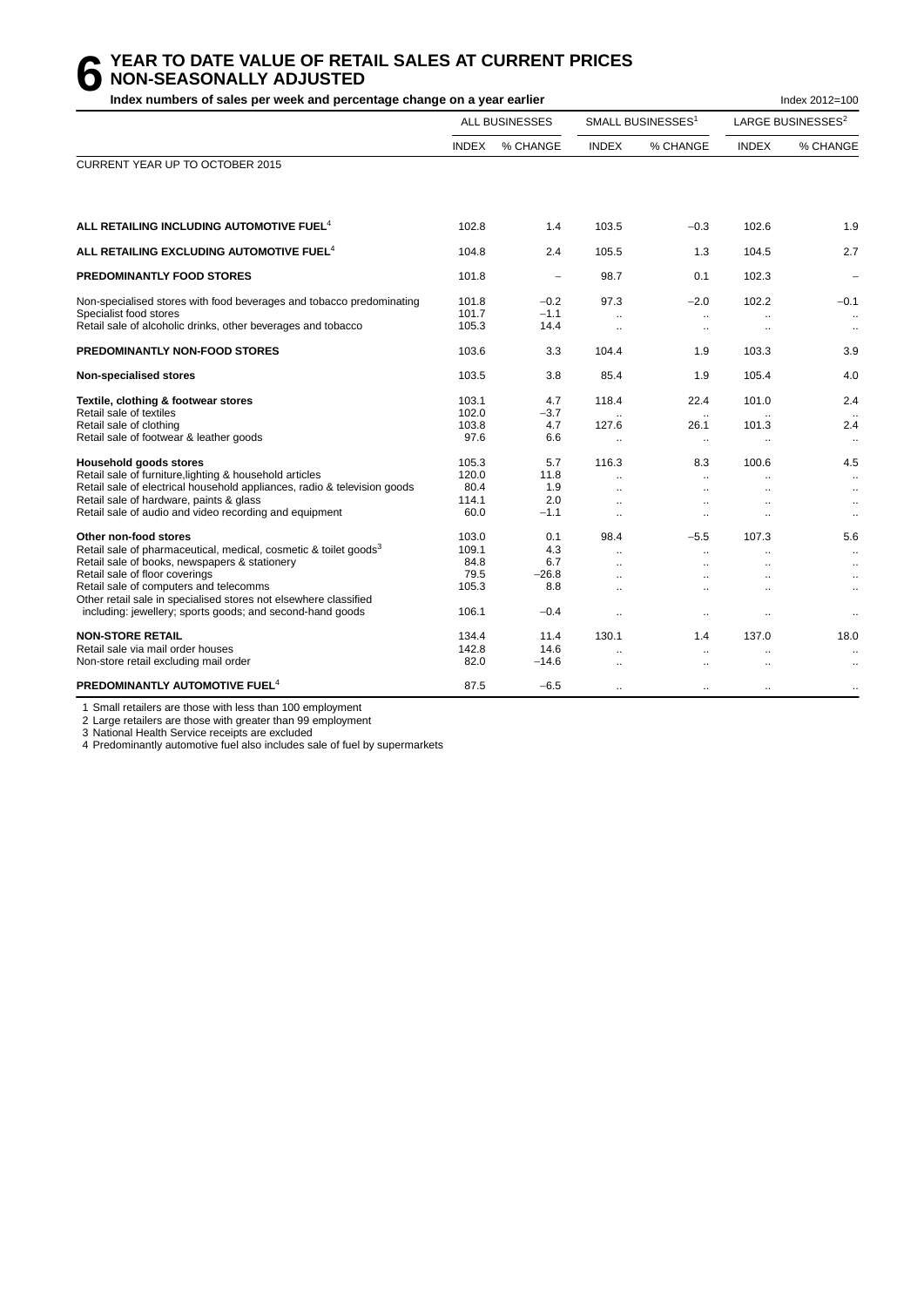# 6 YEAR TO DATE VALUE OF RETAIL SALES AT CURRENT PRICES NON-SEASONALLY ADJUSTED

**Index numbers of sales per week and percentage change on a year earlier**

Index 2012=100

| | ALL BUSINESSES | | SMALL BUSINESSES[1] | | LARGE BUSINESSES[2] | |
|---|---|---|---|---|---|---|
| | INDEX | % CHANGE | INDEX | % CHANGE | INDEX | % CHANGE |
| CURRENT YEAR UP TO OCTOBER 2015 | | | | | | |
| **ALL RETAILING INCLUDING AUTOMOTIVE FUEL[4]** | 102.8 | 1.4 | 103.5 | −0.3 | 102.6 | 1.9 |
| **ALL RETAILING EXCLUDING AUTOMOTIVE FUEL[4]** | 104.8 | 2.4 | 105.5 | 1.3 | 104.5 | 2.7 |
| **PREDOMINANTLY FOOD STORES** | 101.8 | – | 98.7 | 0.1 | 102.3 | – |
| Non-specialised stores with food beverages and tobacco predominating | 101.8 | −0.2 | 97.3 | −2.0 | 102.2 | −0.1 |
| Specialist food stores | 101.7 | −1.1 | .. | .. | .. | .. |
| Retail sale of alcoholic drinks, other beverages and tobacco | 105.3 | 14.4 | .. | .. | .. | .. |
| **PREDOMINANTLY NON-FOOD STORES** | 103.6 | 3.3 | 104.4 | 1.9 | 103.3 | 3.9 |
| **Non-specialised stores** | 103.5 | 3.8 | 85.4 | 1.9 | 105.4 | 4.0 |
| **Textile, clothing & footwear stores** | 103.1 | 4.7 | 118.4 | 22.4 | 101.0 | 2.4 |
| Retail sale of textiles | 102.0 | −3.7 | .. | .. | .. | .. |
| Retail sale of clothing | 103.8 | 4.7 | 127.6 | 26.1 | 101.3 | 2.4 |
| Retail sale of footwear & leather goods | 97.6 | 6.6 | .. | .. | .. | .. |
| **Household goods stores** | 105.3 | 5.7 | 116.3 | 8.3 | 100.6 | 4.5 |
| Retail sale of furniture,lighting & household articles | 120.0 | 11.8 | .. | .. | .. | .. |
| Retail sale of electrical household appliances, radio & television goods | 80.4 | 1.9 | .. | .. | .. | .. |
| Retail sale of hardware, paints & glass | 114.1 | 2.0 | .. | .. | .. | .. |
| Retail sale of audio and video recording and equipment | 60.0 | −1.1 | .. | .. | .. | .. |
| **Other non-food stores** | 103.0 | 0.1 | 98.4 | −5.5 | 107.3 | 5.6 |
| Retail sale of pharmaceutical, medical, cosmetic & toilet goods[3] | 109.1 | 4.3 | .. | .. | .. | .. |
| Retail sale of books, newspapers & stationery | 84.8 | 6.7 | .. | .. | .. | .. |
| Retail sale of floor coverings | 79.5 | −26.8 | .. | .. | .. | .. |
| Retail sale of computers and telecomms | 105.3 | 8.8 | .. | .. | .. | .. |
| Other retail sale in specialised stores not elsewhere classified including: jewellery; sports goods; and second-hand goods | 106.1 | −0.4 | .. | .. | .. | .. |
| **NON-STORE RETAIL** | 134.4 | 11.4 | 130.1 | 1.4 | 137.0 | 18.0 |
| Retail sale via mail order houses | 142.8 | 14.6 | .. | .. | .. | .. |
| Non-store retail excluding mail order | 82.0 | −14.6 | .. | .. | .. | .. |
| **PREDOMINANTLY AUTOMOTIVE FUEL[4]** | 87.5 | −6.5 | .. | .. | .. | .. |

1 Small retailers are those with less than 100 employment
2 Large retailers are those with greater than 99 employment
3 National Health Service receipts are excluded
4 Predominantly automotive fuel also includes sale of fuel by supermarkets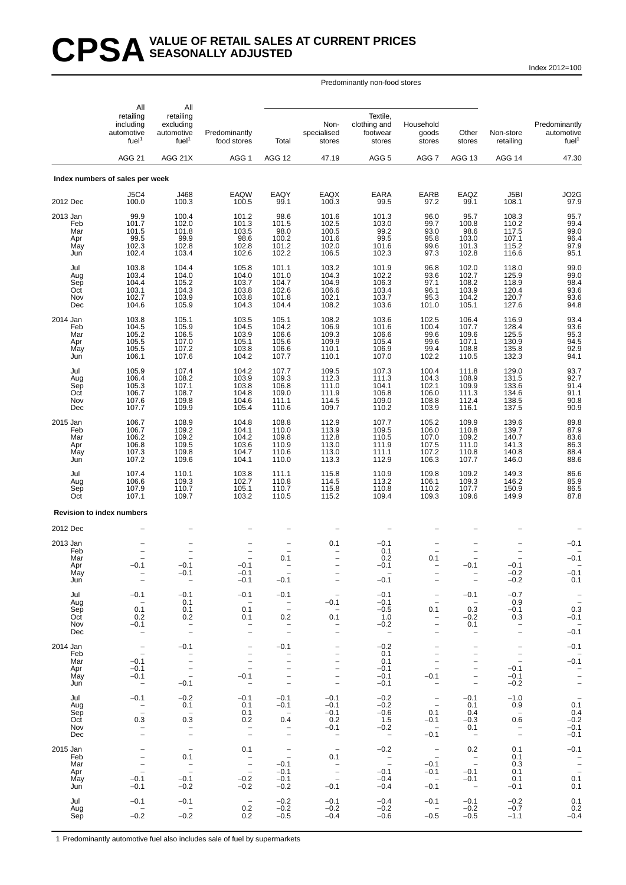# CPSA VALUE OF RETAIL SALES AT CURRENT PRICES SEASONALLY ADJUSTED

Index 2012=100

| | All retailing including automotive fuel[1] | All retailing excluding automotive fuel[1] | Predominantly food stores | Predominantly non-food stores: Total | Predominantly non-food stores: Non-specialised stores | Predominantly non-food stores: Textile, clothing and footwear stores | Predominantly non-food stores: Household goods stores | Predominantly non-food stores: Other stores | Non-store retailing | Predominantly automotive fuel[1] |
|---|---|---|---|---|---|---|---|---|---|---|
| | AGG 21 | AGG 21X | AGG 1 | AGG 12 | 47.19 | AGG 5 | AGG 7 | AGG 13 | AGG 14 | 47.30 |
| **Index numbers of sales per week** | | | | | | | | | | |
| | J5C4 | J468 | EAQW | EAQY | EAQX | EARA | EARB | EAQZ | J5BI | JO2G |
| 2012 Dec | 100.0 | 100.3 | 100.5 | 99.1 | 100.3 | 99.5 | 97.2 | 99.1 | 108.1 | 97.9 |
| 2013 Jan | 99.9 | 100.4 | 101.2 | 98.6 | 101.6 | 101.3 | 96.0 | 95.7 | 108.3 | 95.7 |
| Feb | 101.7 | 102.0 | 101.3 | 101.5 | 102.5 | 103.0 | 99.7 | 100.8 | 110.2 | 99.4 |
| Mar | 101.5 | 101.8 | 103.5 | 98.0 | 100.5 | 99.2 | 93.0 | 98.6 | 117.5 | 99.0 |
| Apr | 99.5 | 99.9 | 98.6 | 100.2 | 101.6 | 99.5 | 95.8 | 103.0 | 107.1 | 96.4 |
| May | 102.3 | 102.8 | 102.8 | 101.2 | 102.0 | 101.6 | 99.6 | 101.3 | 115.2 | 97.9 |
| Jun | 102.4 | 103.4 | 102.6 | 102.2 | 106.5 | 102.3 | 97.3 | 102.8 | 116.6 | 95.1 |
| Jul | 103.8 | 104.4 | 105.8 | 101.1 | 103.2 | 101.9 | 96.8 | 102.0 | 118.0 | 99.0 |
| Aug | 103.4 | 104.0 | 104.0 | 101.0 | 104.3 | 102.2 | 93.6 | 102.7 | 125.9 | 99.0 |
| Sep | 104.4 | 105.2 | 103.7 | 104.7 | 104.9 | 106.3 | 97.1 | 108.2 | 118.9 | 98.4 |
| Oct | 103.1 | 104.3 | 103.8 | 102.6 | 106.6 | 103.4 | 96.1 | 103.9 | 120.4 | 93.6 |
| Nov | 102.7 | 103.9 | 103.8 | 101.8 | 102.1 | 103.7 | 95.3 | 104.2 | 120.7 | 93.6 |
| Dec | 104.6 | 105.9 | 104.3 | 104.4 | 108.2 | 103.6 | 101.0 | 105.1 | 127.6 | 94.8 |
| 2014 Jan | 103.8 | 105.1 | 103.5 | 105.1 | 108.2 | 103.6 | 102.5 | 106.4 | 116.9 | 93.4 |
| Feb | 104.5 | 105.9 | 104.5 | 104.2 | 106.9 | 101.6 | 100.4 | 107.7 | 128.4 | 93.6 |
| Mar | 105.2 | 106.5 | 103.9 | 106.6 | 109.3 | 106.6 | 99.6 | 109.6 | 125.5 | 95.3 |
| Apr | 105.5 | 107.0 | 105.1 | 105.6 | 109.9 | 105.4 | 99.6 | 107.1 | 130.9 | 94.5 |
| May | 105.5 | 107.2 | 103.8 | 106.6 | 110.1 | 106.9 | 99.4 | 108.8 | 135.8 | 92.9 |
| Jun | 106.1 | 107.6 | 104.2 | 107.7 | 110.1 | 107.0 | 102.2 | 110.5 | 132.3 | 94.1 |
| Jul | 105.9 | 107.4 | 104.2 | 107.7 | 109.5 | 107.3 | 100.4 | 111.8 | 129.0 | 93.7 |
| Aug | 106.4 | 108.2 | 103.9 | 109.3 | 112.3 | 111.3 | 104.3 | 108.9 | 131.5 | 92.7 |
| Sep | 105.3 | 107.1 | 103.8 | 106.8 | 111.0 | 104.1 | 102.1 | 109.9 | 133.6 | 91.4 |
| Oct | 106.7 | 108.7 | 104.8 | 109.0 | 111.9 | 106.8 | 106.0 | 111.3 | 134.6 | 91.1 |
| Nov | 107.6 | 109.8 | 104.6 | 111.1 | 114.5 | 109.0 | 108.8 | 112.4 | 138.5 | 90.8 |
| Dec | 107.7 | 109.9 | 105.4 | 110.6 | 109.7 | 110.2 | 103.9 | 116.1 | 137.5 | 90.9 |
| 2015 Jan | 106.7 | 108.9 | 104.8 | 108.8 | 112.9 | 107.7 | 105.2 | 109.9 | 139.6 | 89.8 |
| Feb | 106.7 | 109.2 | 104.1 | 110.0 | 113.9 | 109.5 | 106.0 | 110.8 | 139.7 | 87.9 |
| Mar | 106.2 | 109.2 | 104.2 | 109.8 | 112.8 | 110.5 | 107.0 | 109.2 | 140.7 | 83.6 |
| Apr | 106.8 | 109.5 | 103.6 | 110.9 | 113.0 | 111.9 | 107.5 | 111.0 | 141.3 | 86.3 |
| May | 107.3 | 109.8 | 104.7 | 110.6 | 113.0 | 111.1 | 107.2 | 110.8 | 140.8 | 88.4 |
| Jun | 107.2 | 109.6 | 104.1 | 110.0 | 113.3 | 112.9 | 106.3 | 107.7 | 146.0 | 88.6 |
| Jul | 107.4 | 110.1 | 103.8 | 111.1 | 115.8 | 110.9 | 109.8 | 109.2 | 149.3 | 86.6 |
| Aug | 106.6 | 109.3 | 102.7 | 110.8 | 114.5 | 113.2 | 106.1 | 109.3 | 146.2 | 85.9 |
| Sep | 107.9 | 110.7 | 105.1 | 110.7 | 115.8 | 110.8 | 110.2 | 107.7 | 150.9 | 86.5 |
| Oct | 107.1 | 109.7 | 103.2 | 110.5 | 115.2 | 109.4 | 109.3 | 109.6 | 149.9 | 87.8 |
| **Revision to index numbers** | | | | | | | | | | |
| 2012 Dec | – | – | – | – | – | – | – | – | – | – |
| 2013 Jan | – | – | – | – | 0.1 | –0.1 | – | – | – | –0.1 |
| Feb | – | – | – | – | – | 0.1 | – | – | – | – |
| Mar | – | – | – | 0.1 | – | 0.2 | 0.1 | – | – | –0.1 |
| Apr | –0.1 | –0.1 | –0.1 | – | – | –0.1 | – | –0.1 | –0.1 | – |
| May | – | –0.1 | –0.1 | – | – | – | – | – | –0.2 | –0.1 |
| Jun | – | – | –0.1 | –0.1 | – | –0.1 | – | – | –0.2 | 0.1 |
| Jul | –0.1 | –0.1 | –0.1 | –0.1 | – | –0.1 | – | –0.1 | –0.7 | – |
| Aug | – | 0.1 | – | – | –0.1 | –0.1 | – | – | 0.9 | – |
| Sep | 0.1 | 0.1 | 0.1 | – | – | –0.5 | 0.1 | 0.3 | –0.1 | 0.3 |
| Oct | 0.2 | 0.2 | 0.1 | 0.2 | 0.1 | 1.0 | – | –0.2 | 0.3 | –0.1 |
| Nov | –0.1 | – | – | – | – | –0.2 | – | 0.1 | – | – |
| Dec | – | – | – | – | – | – | – | – | – | –0.1 |
| 2014 Jan | – | –0.1 | – | –0.1 | – | –0.2 | – | – | – | –0.1 |
| Feb | – | – | – | – | – | 0.1 | – | – | – | – |
| Mar | –0.1 | – | – | – | – | 0.1 | – | – | – | –0.1 |
| Apr | –0.1 | – | – | – | – | –0.1 | – | – | –0.1 | – |
| May | –0.1 | – | –0.1 | – | – | –0.1 | –0.1 | – | –0.1 | – |
| Jun | – | –0.1 | – | – | – | –0.1 | – | – | –0.2 | – |
| Jul | –0.1 | –0.2 | –0.1 | –0.1 | –0.1 | –0.2 | – | –0.1 | –1.0 | – |
| Aug | – | 0.1 | 0.1 | –0.1 | –0.1 | –0.2 | – | 0.1 | 0.9 | 0.1 |
| Sep | – | – | 0.1 | – | –0.1 | –0.6 | 0.1 | 0.4 | – | 0.4 |
| Oct | 0.3 | 0.3 | 0.2 | 0.4 | 0.2 | 1.5 | –0.1 | –0.3 | 0.6 | –0.2 |
| Nov | – | – | – | – | –0.1 | –0.2 | – | 0.1 | – | –0.1 |
| Dec | – | – | – | – | – | – | –0.1 | – | – | –0.1 |
| 2015 Jan | – | – | 0.1 | – | – | –0.2 | – | 0.2 | 0.1 | –0.1 |
| Feb | – | 0.1 | – | – | 0.1 | – | – | – | 0.1 | – |
| Mar | – | – | – | –0.1 | – | – | –0.1 | – | 0.3 | – |
| Apr | – | – | – | –0.1 | – | –0.1 | –0.1 | –0.1 | 0.1 | – |
| May | –0.1 | –0.1 | –0.2 | –0.1 | – | –0.4 | – | –0.1 | 0.1 | 0.1 |
| Jun | –0.1 | –0.2 | –0.2 | –0.2 | –0.1 | –0.4 | –0.1 | – | –0.1 | 0.1 |
| Jul | –0.1 | –0.1 | – | –0.2 | –0.1 | –0.4 | –0.1 | –0.1 | –0.2 | 0.1 |
| Aug | – | – | 0.2 | –0.2 | –0.2 | –0.2 | – | –0.2 | –0.7 | 0.2 |
| Sep | –0.2 | –0.2 | 0.2 | –0.5 | –0.4 | –0.6 | –0.5 | –0.5 | –1.1 | –0.4 |

1 Predominantly automotive fuel also includes sale of fuel by supermarkets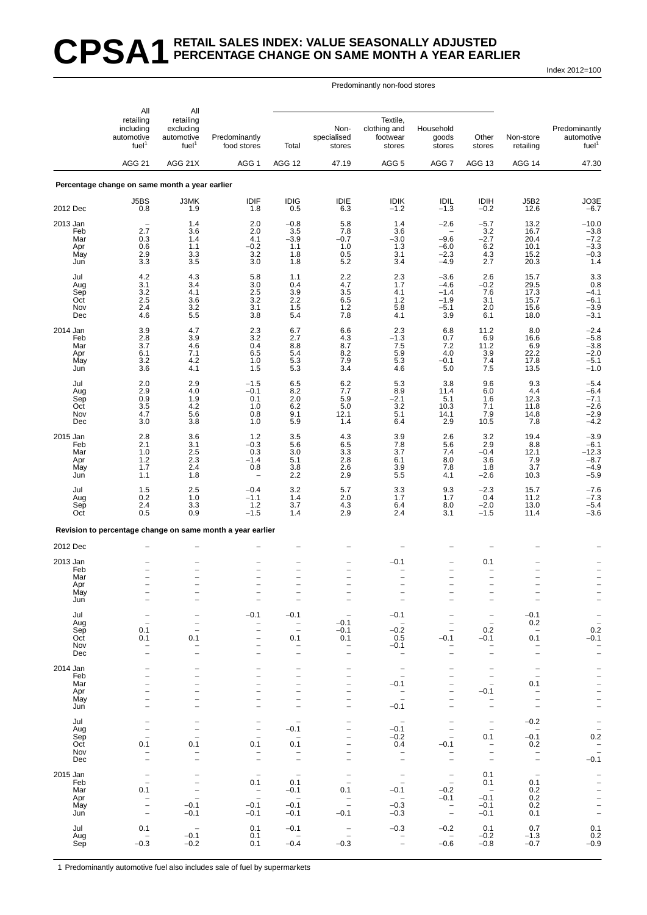# CPSA1 RETAIL SALES INDEX: VALUE SEASONALLY ADJUSTED PERCENTAGE CHANGE ON SAME MONTH A YEAR EARLIER

Index 2012=100

| | All retailing including automotive fuel[1] | All retailing excluding automotive fuel[1] | Predominantly food stores | Predominantly non-food stores: Total | Predominantly non-food stores: Non-specialised stores | Predominantly non-food stores: Textile, clothing and footwear stores | Predominantly non-food stores: Household goods stores | Predominantly non-food stores: Other stores | Non-store retailing | Predominantly automotive fuel[1] |
|---|---|---|---|---|---|---|---|---|---|---|
| | AGG 21 | AGG 21X | AGG 1 | AGG 12 | 47.19 | AGG 5 | AGG 7 | AGG 13 | AGG 14 | 47.30 |
| **Percentage change on same month a year earlier** | | | | | | | | | | |
| | J5BS | J3MK | IDIF | IDIG | IDIE | IDIK | IDIL | IDIH | J5B2 | JO3E |
| 2012 Dec | 0.8 | 1.9 | 1.8 | 0.5 | 6.3 | -1.2 | -1.3 | -0.2 | 12.6 | -6.7 |
| 2013 Jan | – | 1.4 | 2.0 | -0.8 | 5.8 | 1.4 | -2.6 | -5.7 | 13.2 | -10.0 |
| Feb | 2.7 | 3.6 | 2.0 | 3.5 | 7.8 | 3.6 | – | 3.2 | 16.7 | -3.8 |
| Mar | 0.3 | 1.4 | 4.1 | -3.9 | -0.7 | -3.0 | -9.6 | -2.7 | 20.4 | -7.2 |
| Apr | 0.6 | 1.1 | -0.2 | 1.1 | 1.0 | 1.3 | -6.0 | 6.2 | 10.1 | -3.3 |
| May | 2.9 | 3.3 | 3.2 | 1.8 | 0.5 | 3.1 | -2.3 | 4.3 | 15.2 | -0.3 |
| Jun | 3.3 | 3.5 | 3.0 | 1.8 | 5.2 | 3.4 | -4.9 | 2.7 | 20.3 | 1.4 |
| Jul | 4.2 | 4.3 | 5.8 | 1.1 | 2.2 | 2.3 | -3.6 | 2.6 | 15.7 | 3.3 |
| Aug | 3.1 | 3.4 | 3.0 | 0.4 | 4.7 | 1.7 | -4.6 | -0.2 | 29.5 | 0.8 |
| Sep | 3.2 | 4.1 | 2.5 | 3.9 | 3.5 | 4.1 | -1.4 | 7.6 | 17.3 | -4.1 |
| Oct | 2.5 | 3.6 | 3.2 | 2.2 | 6.5 | 1.2 | -1.9 | 3.1 | 15.7 | -6.1 |
| Nov | 2.4 | 3.2 | 3.1 | 1.5 | 1.2 | 5.8 | -5.1 | 2.0 | 15.6 | -3.9 |
| Dec | 4.6 | 5.5 | 3.8 | 5.4 | 7.8 | 4.1 | 3.9 | 6.1 | 18.0 | -3.1 |
| 2014 Jan | 3.9 | 4.7 | 2.3 | 6.7 | 6.6 | 2.3 | 6.8 | 11.2 | 8.0 | -2.4 |
| Feb | 2.8 | 3.9 | 3.2 | 2.7 | 4.3 | -1.3 | 0.7 | 6.9 | 16.6 | -5.8 |
| Mar | 3.7 | 4.6 | 0.4 | 8.8 | 8.7 | 7.5 | 7.2 | 11.2 | 6.9 | -3.8 |
| Apr | 6.1 | 7.1 | 6.5 | 5.4 | 8.2 | 5.9 | 4.0 | 3.9 | 22.2 | -2.0 |
| May | 3.2 | 4.2 | 1.0 | 5.3 | 7.9 | 5.3 | -0.1 | 7.4 | 17.8 | -5.1 |
| Jun | 3.6 | 4.1 | 1.5 | 5.3 | 3.4 | 4.6 | 5.0 | 7.5 | 13.5 | -1.0 |
| Jul | 2.0 | 2.9 | -1.5 | 6.5 | 6.2 | 5.3 | 3.8 | 9.6 | 9.3 | -5.4 |
| Aug | 2.9 | 4.0 | -0.1 | 8.2 | 7.7 | 8.9 | 11.4 | 6.0 | 4.4 | -6.4 |
| Sep | 0.9 | 1.9 | 0.1 | 2.0 | 5.9 | -2.1 | 5.1 | 1.6 | 12.3 | -7.1 |
| Oct | 3.5 | 4.2 | 1.0 | 6.2 | 5.0 | 3.2 | 10.3 | 7.1 | 11.8 | -2.6 |
| Nov | 4.7 | 5.6 | 0.8 | 9.1 | 12.1 | 5.1 | 14.1 | 7.9 | 14.8 | -2.9 |
| Dec | 3.0 | 3.8 | 1.0 | 5.9 | 1.4 | 6.4 | 2.9 | 10.5 | 7.8 | -4.2 |
| 2015 Jan | 2.8 | 3.6 | 1.2 | 3.5 | 4.3 | 3.9 | 2.6 | 3.2 | 19.4 | -3.9 |
| Feb | 2.1 | 3.1 | -0.3 | 5.6 | 6.5 | 7.8 | 5.6 | 2.9 | 8.8 | -6.1 |
| Mar | 1.0 | 2.5 | 0.3 | 3.0 | 3.3 | 3.7 | 7.4 | -0.4 | 12.1 | -12.3 |
| Apr | 1.2 | 2.3 | -1.4 | 5.1 | 2.8 | 6.1 | 8.0 | 3.6 | 7.9 | -8.7 |
| May | 1.7 | 2.4 | 0.8 | 3.8 | 2.6 | 3.9 | 7.8 | 1.8 | 3.7 | -4.9 |
| Jun | 1.1 | 1.8 | – | 2.2 | 2.9 | 5.5 | 4.1 | -2.6 | 10.3 | -5.9 |
| Jul | 1.5 | 2.5 | -0.4 | 3.2 | 5.7 | 3.3 | 9.3 | -2.3 | 15.7 | -7.6 |
| Aug | 0.2 | 1.0 | -1.1 | 1.4 | 2.0 | 1.7 | 1.7 | 0.4 | 11.2 | -7.3 |
| Sep | 2.4 | 3.3 | 1.2 | 3.7 | 4.3 | 6.4 | 8.0 | -2.0 | 13.0 | -5.4 |
| Oct | 0.5 | 0.9 | -1.5 | 1.4 | 2.9 | 2.4 | 3.1 | -1.5 | 11.4 | -3.6 |
| **Revision to percentage change on same month a year earlier** | | | | | | | | | | |
| 2012 Dec | – | – | – | – | – | – | – | – | – | – |
| 2013 Jan | – | – | – | – | – | -0.1 | – | 0.1 | – | – |
| Feb | – | – | – | – | – | – | – | – | – | – |
| Mar | – | – | – | – | – | – | – | – | – | – |
| Apr | – | – | – | – | – | – | – | – | – | – |
| May | – | – | – | – | – | – | – | – | – | – |
| Jun | – | – | – | – | – | – | – | – | – | – |
| Jul | – | – | -0.1 | -0.1 | – | -0.1 | – | – | -0.1 | – |
| Aug | – | – | – | – | -0.1 | – | – | – | 0.2 | – |
| Sep | 0.1 | – | – | – | -0.1 | -0.2 | – | 0.2 | – | 0.2 |
| Oct | 0.1 | 0.1 | – | 0.1 | 0.1 | 0.5 | -0.1 | -0.1 | 0.1 | -0.1 |
| Nov | – | – | – | – | – | -0.1 | – | – | – | – |
| Dec | – | – | – | – | – | – | – | – | – | – |
| 2014 Jan | – | – | – | – | – | – | – | – | – | – |
| Feb | – | – | – | – | – | – | – | – | – | – |
| Mar | – | – | – | – | – | -0.1 | – | – | 0.1 | – |
| Apr | – | – | – | – | – | – | – | -0.1 | – | – |
| May | – | – | – | – | – | – | – | – | – | – |
| Jun | – | – | – | – | – | -0.1 | – | – | – | – |
| Jul | – | – | – | – | – | – | – | – | -0.2 | – |
| Aug | – | – | – | -0.1 | – | -0.1 | – | – | – | – |
| Sep | – | – | – | – | – | -0.2 | – | 0.1 | -0.1 | 0.2 |
| Oct | 0.1 | 0.1 | 0.1 | 0.1 | – | 0.4 | -0.1 | – | 0.2 | – |
| Nov | – | – | – | – | – | – | – | – | – | – |
| Dec | – | – | – | – | – | – | – | – | – | -0.1 |
| 2015 Jan | – | – | – | – | – | – | – | 0.1 | – | – |
| Feb | – | – | 0.1 | 0.1 | – | – | – | 0.1 | 0.1 | – |
| Mar | 0.1 | – | – | -0.1 | 0.1 | -0.1 | -0.2 | – | 0.2 | – |
| Apr | – | – | – | – | – | – | -0.1 | -0.1 | 0.2 | – |
| May | – | -0.1 | -0.1 | -0.1 | – | -0.3 | – | -0.1 | 0.2 | – |
| Jun | – | -0.1 | -0.1 | -0.1 | -0.1 | -0.3 | – | -0.1 | 0.1 | – |
| Jul | 0.1 | – | 0.1 | -0.1 | – | -0.3 | -0.2 | 0.1 | 0.7 | 0.1 |
| Aug | – | -0.1 | 0.1 | – | – | – | – | -0.2 | -1.3 | 0.2 |
| Sep | -0.3 | -0.2 | 0.1 | -0.4 | -0.3 | – | -0.6 | -0.8 | -0.7 | -0.9 |

1 Predominantly automotive fuel also includes sale of fuel by supermarkets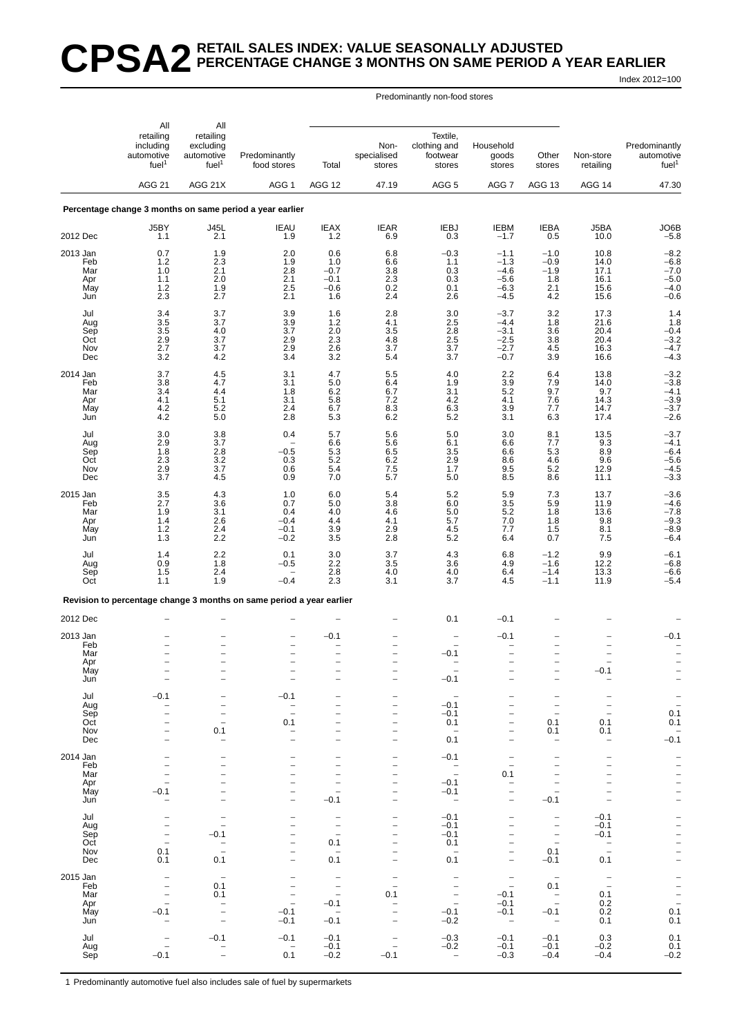# CPSA2 RETAIL SALES INDEX: VALUE SEASONALLY ADJUSTED PERCENTAGE CHANGE 3 MONTHS ON SAME PERIOD A YEAR EARLIER

Index 2012=100

| | All retailing including automotive fuel[1] | All retailing excluding automotive fuel[1] | Predominantly food stores | Predominantly non-food stores: Total | Non-specialised stores | Textile, clothing and footwear stores | Household goods stores | Other stores | Non-store retailing | Predominantly automotive fuel[1] |
|---|---|---|---|---|---|---|---|---|---|---|
| | AGG 21 | AGG 21X | AGG 1 | AGG 12 | 47.19 | AGG 5 | AGG 7 | AGG 13 | AGG 14 | 47.30 |
| **Percentage change 3 months on same period a year earlier** | | | | | | | | | | |
| | J5BY | J45L | IEAU | IEAX | IEAR | IEBJ | IEBM | IEBA | J5BA | JO6B |
| 2012 Dec | 1.1 | 2.1 | 1.9 | 1.2 | 6.9 | 0.3 | −1.7 | 0.5 | 10.0 | −5.8 |
| 2013 Jan | 0.7 | 1.9 | 2.0 | 0.6 | 6.8 | −0.3 | −1.1 | −1.0 | 10.8 | −8.2 |
| Feb | 1.2 | 2.3 | 1.9 | 1.0 | 6.6 | 1.1 | −1.3 | −0.9 | 14.0 | −6.8 |
| Mar | 1.0 | 2.1 | 2.8 | −0.7 | 3.8 | 0.3 | −4.6 | −1.9 | 17.1 | −7.0 |
| Apr | 1.1 | 2.0 | 2.1 | −0.1 | 2.3 | 0.3 | −5.6 | 1.8 | 16.1 | −5.0 |
| May | 1.2 | 1.9 | 2.5 | −0.6 | 0.2 | 0.1 | −6.3 | 2.1 | 15.6 | −4.0 |
| Jun | 2.3 | 2.7 | 2.1 | 1.6 | 2.4 | 2.6 | −4.5 | 4.2 | 15.6 | −0.6 |
| Jul | 3.4 | 3.7 | 3.9 | 1.6 | 2.8 | 3.0 | −3.7 | 3.2 | 17.3 | 1.4 |
| Aug | 3.5 | 3.7 | 3.9 | 1.2 | 4.1 | 2.5 | −4.4 | 1.8 | 21.6 | 1.8 |
| Sep | 3.5 | 4.0 | 3.7 | 2.0 | 3.5 | 2.8 | −3.1 | 3.6 | 20.4 | −0.4 |
| Oct | 2.9 | 3.7 | 2.9 | 2.3 | 4.8 | 2.5 | −2.5 | 3.8 | 20.4 | −3.2 |
| Nov | 2.7 | 3.7 | 2.9 | 2.6 | 3.7 | 3.7 | −2.7 | 4.5 | 16.3 | −4.7 |
| Dec | 3.2 | 4.2 | 3.4 | 3.2 | 5.4 | 3.7 | −0.7 | 3.9 | 16.6 | −4.3 |
| 2014 Jan | 3.7 | 4.5 | 3.1 | 4.7 | 5.5 | 4.0 | 2.2 | 6.4 | 13.8 | −3.2 |
| Feb | 3.8 | 4.7 | 3.1 | 5.0 | 6.4 | 1.9 | 3.9 | 7.9 | 14.0 | −3.8 |
| Mar | 3.4 | 4.4 | 1.8 | 6.2 | 6.7 | 3.1 | 5.2 | 9.7 | 9.7 | −4.1 |
| Apr | 4.1 | 5.1 | 3.1 | 5.8 | 7.2 | 4.2 | 4.1 | 7.6 | 14.3 | −3.9 |
| May | 4.2 | 5.2 | 2.4 | 6.7 | 8.3 | 6.3 | 3.9 | 7.7 | 14.7 | −3.7 |
| Jun | 4.2 | 5.0 | 2.8 | 5.3 | 6.2 | 5.2 | 3.1 | 6.3 | 17.4 | −2.6 |
| Jul | 3.0 | 3.8 | 0.4 | 5.7 | 5.6 | 5.0 | 3.0 | 8.1 | 13.5 | −3.7 |
| Aug | 2.9 | 3.7 | – | 6.6 | 5.6 | 6.1 | 6.6 | 7.7 | 9.3 | −4.1 |
| Sep | 1.8 | 2.8 | −0.5 | 5.3 | 6.5 | 3.5 | 6.6 | 5.3 | 8.9 | −6.4 |
| Oct | 2.3 | 3.2 | 0.3 | 5.2 | 6.2 | 2.9 | 8.6 | 4.6 | 9.6 | −5.6 |
| Nov | 2.9 | 3.7 | 0.6 | 5.4 | 7.5 | 1.7 | 9.5 | 5.2 | 12.9 | −4.5 |
| Dec | 3.7 | 4.5 | 0.9 | 7.0 | 5.7 | 5.0 | 8.5 | 8.6 | 11.1 | −3.3 |
| 2015 Jan | 3.5 | 4.3 | 1.0 | 6.0 | 5.4 | 5.2 | 5.9 | 7.3 | 13.7 | −3.6 |
| Feb | 2.7 | 3.6 | 0.7 | 5.0 | 3.8 | 6.0 | 3.5 | 5.9 | 11.9 | −4.6 |
| Mar | 1.9 | 3.1 | 0.4 | 4.0 | 4.6 | 5.0 | 5.2 | 1.8 | 13.6 | −7.8 |
| Apr | 1.4 | 2.6 | −0.4 | 4.4 | 4.1 | 5.7 | 7.0 | 1.8 | 9.8 | −9.3 |
| May | 1.2 | 2.4 | −0.1 | 3.9 | 2.9 | 4.5 | 7.7 | 1.5 | 8.1 | −8.9 |
| Jun | 1.3 | 2.2 | −0.2 | 3.5 | 2.8 | 5.2 | 6.4 | 0.7 | 7.5 | −6.4 |
| Jul | 1.4 | 2.2 | 0.1 | 3.0 | 3.7 | 4.3 | 6.8 | −1.2 | 9.9 | −6.1 |
| Aug | 0.9 | 1.8 | −0.5 | 2.2 | 3.5 | 3.6 | 4.9 | −1.6 | 12.2 | −6.8 |
| Sep | 1.5 | 2.4 | – | 2.8 | 4.0 | 4.0 | 6.4 | −1.4 | 13.3 | −6.6 |
| Oct | 1.1 | 1.9 | −0.4 | 2.3 | 3.1 | 3.7 | 4.5 | −1.1 | 11.9 | −5.4 |
| **Revision to percentage change 3 months on same period a year earlier** | | | | | | | | | | |
| 2012 Dec | – | – | – | – | – | 0.1 | −0.1 | – | – | – |
| 2013 Jan | – | – | – | −0.1 | – | – | −0.1 | – | – | −0.1 |
| Feb | – | – | – | – | – | – | – | – | – | – |
| Mar | – | – | – | – | – | −0.1 | – | – | – | – |
| Apr | – | – | – | – | – | – | – | – | – | – |
| May | – | – | – | – | – | – | – | – | −0.1 | – |
| Jun | – | – | – | – | – | −0.1 | – | – | – | – |
| Jul | −0.1 | – | −0.1 | – | – | – | – | – | – | – |
| Aug | – | – | – | – | – | −0.1 | – | – | – | – |
| Sep | – | – | – | – | – | −0.1 | – | – | – | 0.1 |
| Oct | – | – | 0.1 | – | – | 0.1 | – | 0.1 | 0.1 | 0.1 |
| Nov | – | 0.1 | – | – | – | – | – | 0.1 | 0.1 | – |
| Dec | – | – | – | – | – | 0.1 | – | – | – | −0.1 |
| 2014 Jan | – | – | – | – | – | −0.1 | – | – | – | – |
| Feb | – | – | – | – | – | – | – | – | – | – |
| Mar | – | – | – | – | – | – | 0.1 | – | – | – |
| Apr | – | – | – | – | – | −0.1 | – | – | – | – |
| May | −0.1 | – | – | – | – | −0.1 | – | – | – | – |
| Jun | – | – | – | −0.1 | – | – | – | −0.1 | – | – |
| Jul | – | – | – | – | – | −0.1 | – | – | −0.1 | – |
| Aug | – | – | – | – | – | −0.1 | – | – | −0.1 | – |
| Sep | – | −0.1 | – | – | – | −0.1 | – | – | −0.1 | – |
| Oct | – | – | – | 0.1 | – | 0.1 | – | – | – | – |
| Nov | 0.1 | – | – | – | – | – | – | 0.1 | – | – |
| Dec | 0.1 | 0.1 | – | 0.1 | – | 0.1 | – | −0.1 | 0.1 | – |
| 2015 Jan | – | – | – | – | – | – | – | – | – | – |
| Feb | – | 0.1 | – | – | – | – | – | 0.1 | – | – |
| Mar | – | 0.1 | – | – | 0.1 | – | −0.1 | – | 0.1 | – |
| Apr | – | – | – | −0.1 | – | – | −0.1 | – | 0.2 | – |
| May | −0.1 | – | −0.1 | – | – | −0.1 | −0.1 | −0.1 | 0.2 | 0.1 |
| Jun | – | – | −0.1 | −0.1 | – | −0.2 | – | – | 0.1 | 0.1 |
| Jul | – | −0.1 | −0.1 | −0.1 | – | −0.3 | −0.1 | −0.1 | 0.3 | 0.1 |
| Aug | – | – | – | −0.1 | – | −0.2 | −0.1 | −0.1 | −0.2 | 0.1 |
| Sep | −0.1 | – | 0.1 | −0.2 | −0.1 | – | −0.3 | −0.4 | −0.4 | −0.2 |

1 Predominantly automotive fuel also includes sale of fuel by supermarkets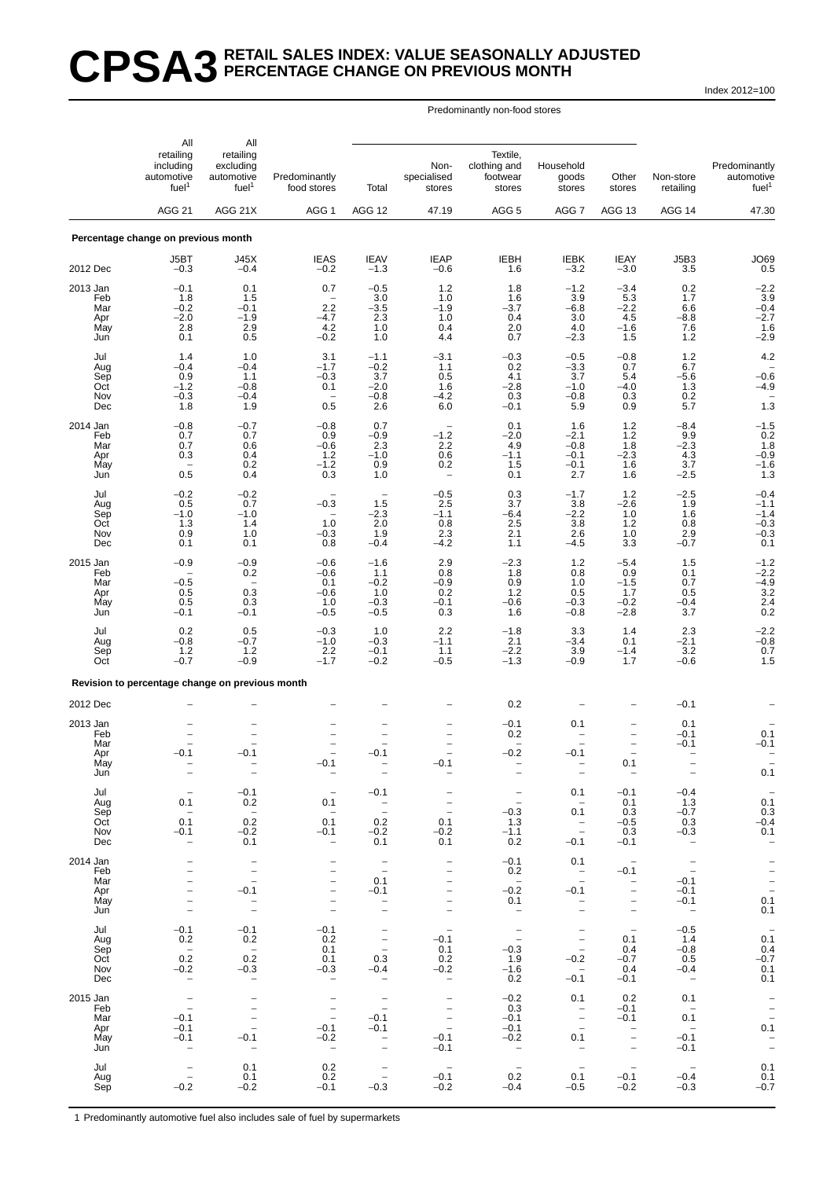# CPSA3 RETAIL SALES INDEX: VALUE SEASONALLY ADJUSTED PERCENTAGE CHANGE ON PREVIOUS MONTH

Index 2012=100

| | All retailing including automotive fuel[1] | All retailing excluding automotive fuel[1] | Predominantly food stores | Predominantly non-food stores: Total | Predominantly non-food stores: Non-specialised stores | Predominantly non-food stores: Textile, clothing and footwear stores | Predominantly non-food stores: Household goods stores | Predominantly non-food stores: Other stores | Non-store retailing | Predominantly automotive fuel[1] |
|---|---|---|---|---|---|---|---|---|---|---|
| | AGG 21 | AGG 21X | AGG 1 | AGG 12 | 47.19 | AGG 5 | AGG 7 | AGG 13 | AGG 14 | 47.30 |
| **Percentage change on previous month** | | | | | | | | | | |
| | J5BT | J45X | IEAS | IEAV | IEAP | IEBH | IEBK | IEAY | J5B3 | JO69 |
| 2012 Dec | −0.3 | −0.4 | −0.2 | −1.3 | −0.6 | 1.6 | −3.2 | −3.0 | 3.5 | 0.5 |
| 2013 Jan | −0.1 | 0.1 | 0.7 | −0.5 | 1.2 | 1.8 | −1.2 | −3.4 | 0.2 | −2.2 |
| Feb | 1.8 | 1.5 | – | 3.0 | 1.0 | 1.6 | 3.9 | 5.3 | 1.7 | 3.9 |
| Mar | −0.2 | −0.1 | 2.2 | −3.5 | −1.9 | −3.7 | −6.8 | −2.2 | 6.6 | −0.4 |
| Apr | −2.0 | −1.9 | −4.7 | 2.3 | 1.0 | 0.4 | 3.0 | 4.5 | −8.8 | −2.7 |
| May | 2.8 | 2.9 | 4.2 | 1.0 | 0.4 | 2.0 | 4.0 | −1.6 | 7.6 | 1.6 |
| Jun | 0.1 | 0.5 | −0.2 | 1.0 | 4.4 | 0.7 | −2.3 | 1.5 | 1.2 | −2.9 |
| Jul | 1.4 | 1.0 | 3.1 | −1.1 | −3.1 | −0.3 | −0.5 | −0.8 | 1.2 | 4.2 |
| Aug | −0.4 | −0.4 | −1.7 | −0.2 | 1.1 | 0.2 | −3.3 | 0.7 | 6.7 | – |
| Sep | 0.9 | 1.1 | −0.3 | 3.7 | 0.5 | 4.1 | 3.7 | 5.4 | −5.6 | −0.6 |
| Oct | −1.2 | −0.8 | 0.1 | −2.0 | 1.6 | −2.8 | −1.0 | −4.0 | 1.3 | −4.9 |
| Nov | −0.3 | −0.4 | – | −0.8 | −4.2 | 0.3 | −0.8 | 0.3 | 0.2 | – |
| Dec | 1.8 | 1.9 | 0.5 | 2.6 | 6.0 | −0.1 | 5.9 | 0.9 | 5.7 | 1.3 |
| 2014 Jan | −0.8 | −0.7 | −0.8 | 0.7 | – | 0.1 | 1.6 | 1.2 | −8.4 | −1.5 |
| Feb | 0.7 | 0.7 | 0.9 | −0.9 | −1.2 | −2.0 | −2.1 | 1.2 | 9.9 | 0.2 |
| Mar | 0.7 | 0.6 | −0.6 | 2.3 | 2.2 | 4.9 | −0.8 | 1.8 | −2.3 | 1.8 |
| Apr | 0.3 | 0.4 | 1.2 | −1.0 | 0.6 | −1.1 | −0.1 | −2.3 | 4.3 | −0.9 |
| May | – | 0.2 | −1.2 | 0.9 | 0.2 | 1.5 | −0.1 | 1.6 | 3.7 | −1.6 |
| Jun | 0.5 | 0.4 | 0.3 | 1.0 | – | 0.1 | 2.7 | 1.6 | −2.5 | 1.3 |
| Jul | −0.2 | −0.2 | – | – | −0.5 | 0.3 | −1.7 | 1.2 | −2.5 | −0.4 |
| Aug | 0.5 | 0.7 | −0.3 | 1.5 | 2.5 | 3.7 | 3.8 | −2.6 | 1.9 | −1.1 |
| Sep | −1.0 | −1.0 | – | −2.3 | −1.1 | −6.4 | −2.2 | 1.0 | 1.6 | −1.4 |
| Oct | 1.3 | 1.4 | 1.0 | 2.0 | 0.8 | 2.5 | 3.8 | 1.2 | 0.8 | −0.3 |
| Nov | 0.9 | 1.0 | −0.3 | 1.9 | 2.3 | 2.1 | 2.6 | 1.0 | 2.9 | −0.3 |
| Dec | 0.1 | 0.1 | 0.8 | −0.4 | −4.2 | 1.1 | −4.5 | 3.3 | −0.7 | 0.1 |
| 2015 Jan | −0.9 | −0.9 | −0.6 | −1.6 | 2.9 | −2.3 | 1.2 | −5.4 | 1.5 | −1.2 |
| Feb | – | 0.2 | −0.6 | 1.1 | 0.8 | 1.8 | 0.8 | 0.9 | 0.1 | −2.2 |
| Mar | −0.5 | – | 0.1 | −0.2 | −0.9 | 0.9 | 1.0 | −1.5 | 0.7 | −4.9 |
| Apr | 0.5 | 0.3 | −0.6 | 1.0 | 0.2 | 1.2 | 0.5 | 1.7 | 0.5 | 3.2 |
| May | 0.5 | 0.3 | 1.0 | −0.3 | −0.1 | −0.6 | −0.3 | −0.2 | −0.4 | 2.4 |
| Jun | −0.1 | −0.1 | −0.5 | −0.5 | 0.3 | 1.6 | −0.8 | −2.8 | 3.7 | 0.2 |
| Jul | 0.2 | 0.5 | −0.3 | 1.0 | 2.2 | −1.8 | 3.3 | 1.4 | 2.3 | −2.2 |
| Aug | −0.8 | −0.7 | −1.0 | −0.3 | −1.1 | 2.1 | −3.4 | 0.1 | −2.1 | −0.8 |
| Sep | 1.2 | 1.2 | 2.2 | −0.1 | 1.1 | −2.2 | 3.9 | −1.4 | 3.2 | 0.7 |
| Oct | −0.7 | −0.9 | −1.7 | −0.2 | −0.5 | −1.3 | −0.9 | 1.7 | −0.6 | 1.5 |
| **Revision to percentage change on previous month** | | | | | | | | | | |
| 2012 Dec | – | – | – | – | – | 0.2 | – | – | −0.1 | – |
| 2013 Jan | – | – | – | – | – | −0.1 | 0.1 | – | 0.1 | – |
| Feb | – | – | – | – | – | 0.2 | – | – | −0.1 | 0.1 |
| Mar | – | – | – | – | – | – | – | – | −0.1 | −0.1 |
| Apr | −0.1 | −0.1 | – | −0.1 | – | −0.2 | −0.1 | – | – | – |
| May | – | – | −0.1 | – | −0.1 | – | – | 0.1 | – | – |
| Jun | – | – | – | – | – | – | – | – | – | 0.1 |
| Jul | – | −0.1 | – | −0.1 | – | – | 0.1 | −0.1 | −0.4 | – |
| Aug | 0.1 | 0.2 | 0.1 | – | – | – | – | 0.1 | 1.3 | 0.1 |
| Sep | – | – | – | – | – | −0.3 | 0.1 | 0.3 | −0.7 | 0.3 |
| Oct | 0.1 | 0.2 | 0.1 | 0.2 | 0.1 | 1.3 | – | −0.5 | 0.3 | −0.4 |
| Nov | −0.1 | −0.2 | −0.1 | −0.2 | −0.2 | −1.1 | – | 0.3 | −0.3 | 0.1 |
| Dec | – | 0.1 | – | 0.1 | 0.1 | 0.2 | −0.1 | −0.1 | – | – |
| 2014 Jan | – | – | – | – | – | −0.1 | 0.1 | – | – | – |
| Feb | – | – | – | – | – | 0.2 | – | −0.1 | – | – |
| Mar | – | – | – | 0.1 | – | – | – | – | −0.1 | – |
| Apr | – | −0.1 | – | −0.1 | – | −0.2 | −0.1 | – | −0.1 | – |
| May | – | – | – | – | – | 0.1 | – | – | −0.1 | 0.1 |
| Jun | – | – | – | – | – | – | – | – | – | 0.1 |
| Jul | −0.1 | −0.1 | −0.1 | – | – | – | – | – | −0.5 | – |
| Aug | 0.2 | 0.2 | 0.2 | – | −0.1 | – | – | 0.1 | 1.4 | 0.1 |
| Sep | – | – | 0.1 | – | 0.1 | −0.3 | – | 0.4 | −0.8 | 0.4 |
| Oct | 0.2 | 0.2 | 0.1 | 0.3 | 0.2 | 1.9 | −0.2 | −0.7 | 0.5 | −0.7 |
| Nov | −0.2 | −0.3 | −0.3 | −0.4 | −0.2 | −1.6 | – | 0.4 | −0.4 | 0.1 |
| Dec | – | – | – | – | – | 0.2 | −0.1 | −0.1 | – | 0.1 |
| 2015 Jan | – | – | – | – | – | −0.2 | 0.1 | 0.2 | 0.1 | – |
| Feb | – | – | – | – | – | 0.3 | – | −0.1 | – | – |
| Mar | −0.1 | – | – | −0.1 | – | −0.1 | – | −0.1 | 0.1 | – |
| Apr | −0.1 | – | −0.1 | −0.1 | – | −0.1 | – | – | – | 0.1 |
| May | −0.1 | −0.1 | −0.2 | – | −0.1 | −0.2 | 0.1 | – | −0.1 | – |
| Jun | – | – | – | – | −0.1 | – | – | – | −0.1 | – |
| Jul | – | 0.1 | 0.2 | – | – | – | – | – | – | 0.1 |
| Aug | – | 0.1 | 0.2 | – | −0.1 | 0.2 | 0.1 | −0.1 | −0.4 | 0.1 |
| Sep | −0.2 | −0.2 | −0.1 | −0.3 | −0.2 | −0.4 | −0.5 | −0.2 | −0.3 | −0.7 |

1 Predominantly automotive fuel also includes sale of fuel by supermarkets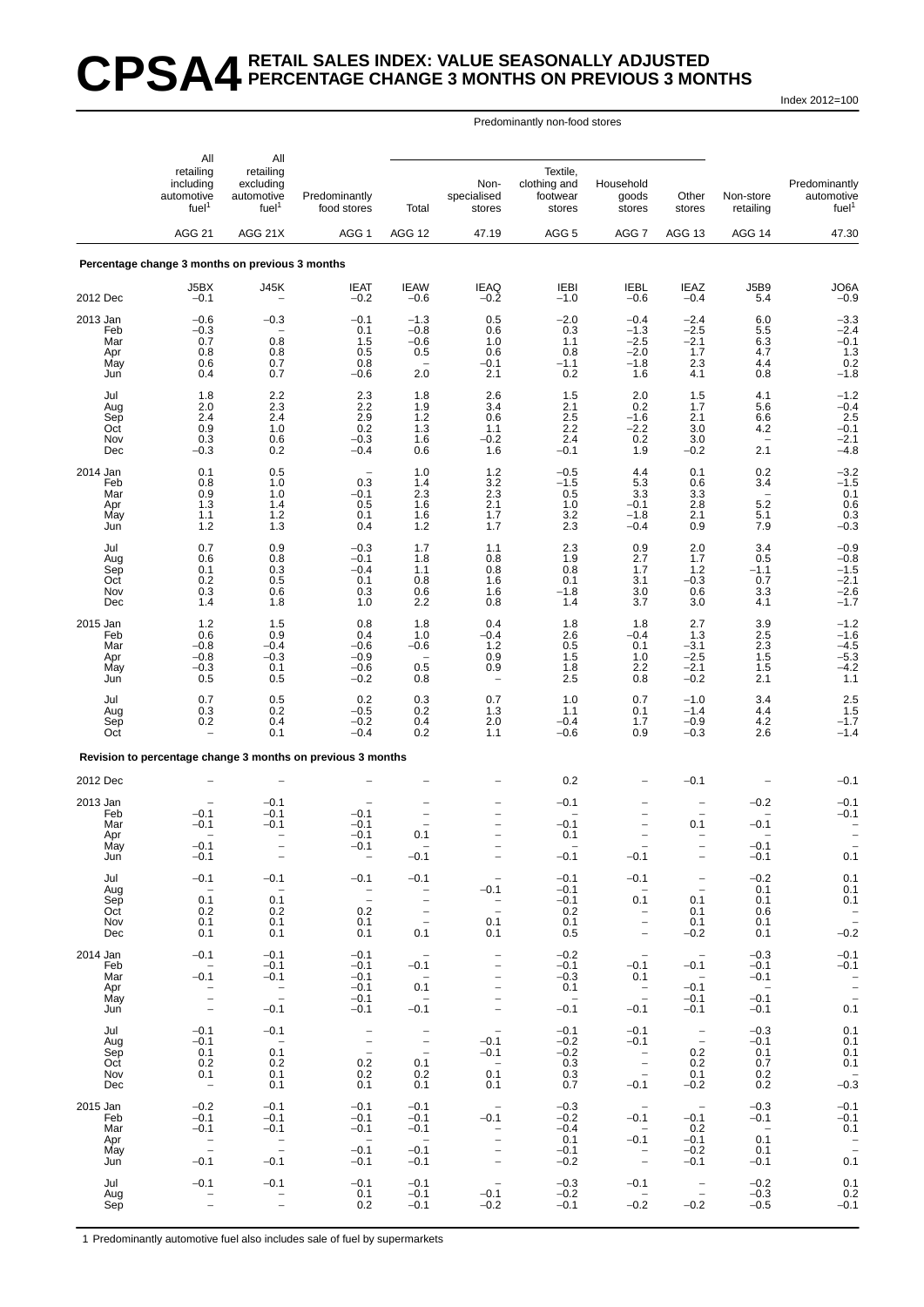# CPSA4 RETAIL SALES INDEX: VALUE SEASONALLY ADJUSTED PERCENTAGE CHANGE 3 MONTHS ON PREVIOUS 3 MONTHS

Index 2012=100

| | All retailing including automotive fuel[1] | All retailing excluding automotive fuel[1] | Predominantly food stores | Predominantly non-food stores: Total | Non-specialised stores | Textile, clothing and footwear stores | Household goods stores | Other stores | Non-store retailing | Predominantly automotive fuel[1] |
|---|---|---|---|---|---|---|---|---|---|---|
| | AGG 21 | AGG 21X | AGG 1 | AGG 12 | 47.19 | AGG 5 | AGG 7 | AGG 13 | AGG 14 | 47.30 |
| **Percentage change 3 months on previous 3 months** | | | | | | | | | | |
| | J5BX | J45K | IEAT | IEAW | IEAQ | IEBI | IEBL | IEAZ | J5B9 | JO6A |
| 2012 Dec | –0.1 | – | –0.2 | –0.6 | –0.2 | –1.0 | –0.6 | –0.4 | 5.4 | –0.9 |
| 2013 Jan | –0.6 | –0.3 | –0.1 | –1.3 | 0.5 | –2.0 | –0.4 | –2.4 | 6.0 | –3.3 |
| Feb | –0.3 | – | 0.1 | –0.8 | 0.6 | 0.3 | –1.3 | –2.5 | 5.5 | –2.4 |
| Mar | 0.7 | 0.8 | 1.5 | –0.6 | 1.0 | 1.1 | –2.5 | –2.1 | 6.3 | –0.1 |
| Apr | 0.8 | 0.8 | 0.5 | 0.5 | 0.6 | 0.8 | –2.0 | 1.7 | 4.7 | 1.3 |
| May | 0.6 | 0.7 | 0.8 | – | –0.1 | –1.1 | –1.8 | 2.3 | 4.4 | 0.2 |
| Jun | 0.4 | 0.7 | –0.6 | 2.0 | 2.1 | 0.2 | 1.6 | 4.1 | 0.8 | –1.8 |
| Jul | 1.8 | 2.2 | 2.3 | 1.8 | 2.6 | 1.5 | 2.0 | 1.5 | 4.1 | –1.2 |
| Aug | 2.0 | 2.3 | 2.2 | 1.9 | 3.4 | 2.1 | 0.2 | 1.7 | 5.6 | –0.4 |
| Sep | 2.4 | 2.4 | 2.9 | 1.2 | 0.6 | 2.5 | –1.6 | 2.1 | 6.6 | 2.5 |
| Oct | 0.9 | 1.0 | 0.2 | 1.3 | 1.1 | 2.2 | –2.2 | 3.0 | 4.2 | –0.1 |
| Nov | 0.3 | 0.6 | –0.3 | 1.6 | –0.2 | 2.4 | 0.2 | 3.0 | – | –2.1 |
| Dec | –0.3 | 0.2 | –0.4 | 0.6 | 1.6 | –0.1 | 1.9 | –0.2 | 2.1 | –4.8 |
| 2014 Jan | 0.1 | 0.5 | – | 1.0 | 1.2 | –0.5 | 4.4 | 0.1 | 0.2 | –3.2 |
| Feb | 0.8 | 1.0 | 0.3 | 1.4 | 3.2 | –1.5 | 5.3 | 0.6 | 3.4 | –1.5 |
| Mar | 0.9 | 1.0 | –0.1 | 2.3 | 2.3 | 0.5 | 3.3 | 3.3 | – | 0.1 |
| Apr | 1.3 | 1.4 | 0.5 | 1.6 | 2.1 | 1.0 | –0.1 | 2.8 | 5.2 | 0.6 |
| May | 1.1 | 1.2 | 0.1 | 1.6 | 1.7 | 3.2 | –1.8 | 2.1 | 5.1 | 0.3 |
| Jun | 1.2 | 1.3 | 0.4 | 1.2 | 1.7 | 2.3 | –0.4 | 0.9 | 7.9 | –0.3 |
| Jul | 0.7 | 0.9 | –0.3 | 1.7 | 1.1 | 2.3 | 0.9 | 2.0 | 3.4 | –0.9 |
| Aug | 0.6 | 0.8 | –0.1 | 1.8 | 0.8 | 1.9 | 2.7 | 1.7 | 0.5 | –0.8 |
| Sep | 0.1 | 0.3 | –0.4 | 1.1 | 0.8 | 0.8 | 1.7 | 1.2 | –1.1 | –1.5 |
| Oct | 0.2 | 0.5 | 0.1 | 0.8 | 1.6 | 0.1 | 3.1 | –0.3 | 0.7 | –2.1 |
| Nov | 0.3 | 0.6 | 0.3 | 0.6 | 1.6 | –1.8 | 3.0 | 0.6 | 3.3 | –2.6 |
| Dec | 1.4 | 1.8 | 1.0 | 2.2 | 0.8 | 1.4 | 3.7 | 3.0 | 4.1 | –1.7 |
| 2015 Jan | 1.2 | 1.5 | 0.8 | 1.8 | 0.4 | 1.8 | 1.8 | 2.7 | 3.9 | –1.2 |
| Feb | 0.6 | 0.9 | 0.4 | 1.0 | –0.4 | 2.6 | –0.4 | 1.3 | 2.5 | –1.6 |
| Mar | –0.8 | –0.4 | –0.6 | –0.6 | 1.2 | 0.5 | 0.1 | –3.1 | 2.3 | –4.5 |
| Apr | –0.8 | –0.3 | –0.9 | – | 0.9 | 1.5 | 1.0 | –2.5 | 1.5 | –5.3 |
| May | –0.3 | 0.1 | –0.6 | 0.5 | 0.9 | 1.8 | 2.2 | –2.1 | 1.5 | –4.2 |
| Jun | 0.5 | 0.5 | –0.2 | 0.8 | – | 2.5 | 0.8 | –0.2 | 2.1 | 1.1 |
| Jul | 0.7 | 0.5 | 0.2 | 0.3 | 0.7 | 1.0 | 0.7 | –1.0 | 3.4 | 2.5 |
| Aug | 0.3 | 0.2 | –0.5 | 0.2 | 1.3 | 1.1 | 0.1 | –1.4 | 4.4 | 1.5 |
| Sep | 0.2 | 0.4 | –0.2 | 0.4 | 2.0 | –0.4 | 1.7 | –0.9 | 4.2 | –1.7 |
| Oct | – | 0.1 | –0.4 | 0.2 | 1.1 | –0.6 | 0.9 | –0.3 | 2.6 | –1.4 |
| **Revision to percentage change 3 months on previous 3 months** | | | | | | | | | | |
| 2012 Dec | – | – | – | – | – | 0.2 | – | –0.1 | – | –0.1 |
| 2013 Jan | – | –0.1 | – | – | – | –0.1 | – | – | –0.2 | –0.1 |
| Feb | –0.1 | –0.1 | –0.1 | – | – | – | – | – | – | –0.1 |
| Mar | –0.1 | –0.1 | –0.1 | – | – | –0.1 | – | 0.1 | –0.1 | – |
| Apr | – | – | –0.1 | 0.1 | – | 0.1 | – | – | – | – |
| May | –0.1 | – | –0.1 | – | – | – | – | – | –0.1 | – |
| Jun | –0.1 | – | – | –0.1 | – | –0.1 | –0.1 | – | –0.1 | 0.1 |
| Jul | –0.1 | –0.1 | –0.1 | –0.1 | – | –0.1 | –0.1 | – | –0.2 | 0.1 |
| Aug | – | – | – | – | –0.1 | –0.1 | – | – | 0.1 | 0.1 |
| Sep | 0.1 | 0.1 | – | – | – | –0.1 | 0.1 | 0.1 | 0.1 | 0.1 |
| Oct | 0.2 | 0.2 | 0.2 | – | – | 0.2 | – | 0.1 | 0.6 | – |
| Nov | 0.1 | 0.1 | 0.1 | – | 0.1 | 0.1 | – | 0.1 | 0.1 | – |
| Dec | 0.1 | 0.1 | 0.1 | 0.1 | 0.1 | 0.5 | – | –0.2 | 0.1 | –0.2 |
| 2014 Jan | –0.1 | –0.1 | –0.1 | – | – | –0.2 | – | – | –0.3 | –0.1 |
| Feb | – | –0.1 | –0.1 | –0.1 | – | –0.1 | –0.1 | –0.1 | –0.1 | –0.1 |
| Mar | –0.1 | –0.1 | –0.1 | – | – | –0.3 | 0.1 | – | –0.1 | – |
| Apr | – | – | –0.1 | 0.1 | – | 0.1 | – | –0.1 | – | – |
| May | – | – | –0.1 | – | – | – | – | –0.1 | –0.1 | – |
| Jun | – | –0.1 | –0.1 | –0.1 | – | –0.1 | –0.1 | –0.1 | –0.1 | 0.1 |
| Jul | –0.1 | –0.1 | – | – | – | –0.1 | –0.1 | – | –0.3 | 0.1 |
| Aug | –0.1 | – | – | – | –0.1 | –0.2 | –0.1 | – | –0.1 | 0.1 |
| Sep | 0.1 | 0.1 | – | – | –0.1 | –0.2 | – | 0.2 | 0.1 | 0.1 |
| Oct | 0.2 | 0.2 | 0.2 | 0.1 | – | 0.3 | – | 0.2 | 0.7 | 0.1 |
| Nov | 0.1 | 0.1 | 0.2 | 0.2 | 0.1 | 0.3 | – | 0.1 | 0.2 | – |
| Dec | – | 0.1 | 0.1 | 0.1 | 0.1 | 0.7 | –0.1 | –0.2 | 0.2 | –0.3 |
| 2015 Jan | –0.2 | –0.1 | –0.1 | –0.1 | – | –0.3 | – | – | –0.3 | –0.1 |
| Feb | –0.1 | –0.1 | –0.1 | –0.1 | –0.1 | –0.2 | –0.1 | –0.1 | –0.1 | –0.1 |
| Mar | –0.1 | –0.1 | –0.1 | –0.1 | – | –0.4 | – | 0.2 | – | 0.1 |
| Apr | – | – | – | – | – | 0.1 | –0.1 | –0.1 | 0.1 | – |
| May | – | – | –0.1 | –0.1 | – | –0.1 | – | –0.2 | 0.1 | – |
| Jun | –0.1 | –0.1 | –0.1 | –0.1 | – | –0.2 | – | –0.1 | –0.1 | 0.1 |
| Jul | –0.1 | –0.1 | –0.1 | –0.1 | – | –0.3 | –0.1 | – | –0.2 | 0.1 |
| Aug | – | – | 0.1 | –0.1 | –0.1 | –0.2 | – | – | –0.3 | 0.2 |
| Sep | – | – | 0.2 | –0.1 | –0.2 | –0.1 | –0.2 | –0.2 | –0.5 | –0.1 |

1 Predominantly automotive fuel also includes sale of fuel by supermarkets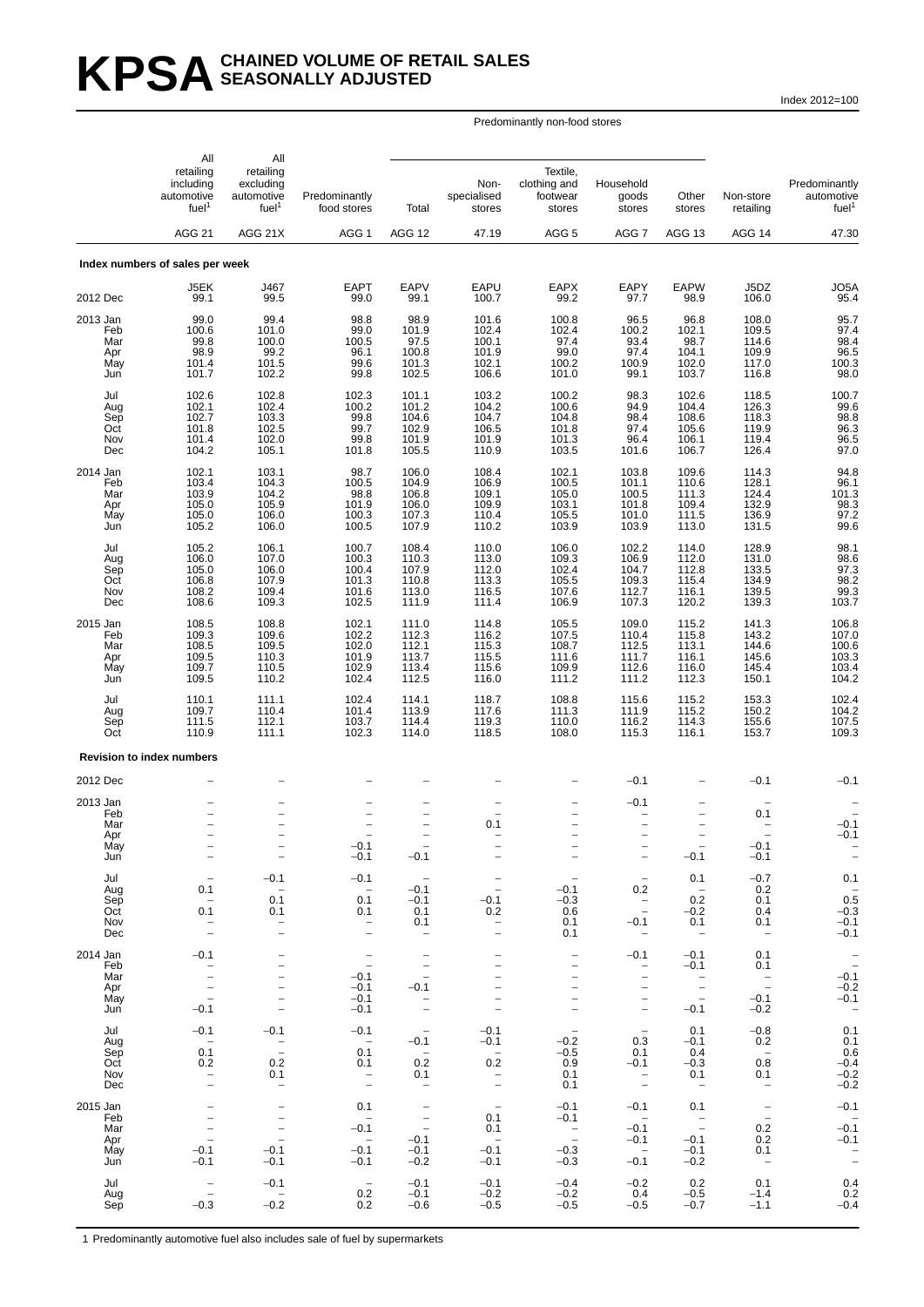# KPSA CHAINED VOLUME OF RETAIL SALES SEASONALLY ADJUSTED

Index 2012=100

| | All retailing including automotive fuel[1] | All retailing excluding automotive fuel[1] | Predominantly food stores | Predominantly non-food stores: Total | Predominantly non-food stores: Non-specialised stores | Predominantly non-food stores: Textile, clothing and footwear stores | Predominantly non-food stores: Household goods stores | Predominantly non-food stores: Other stores | Non-store retailing | Predominantly automotive fuel[1] |
|---|---|---|---|---|---|---|---|---|---|---|
| | AGG 21 | AGG 21X | AGG 1 | AGG 12 | 47.19 | AGG 5 | AGG 7 | AGG 13 | AGG 14 | 47.30 |
| **Index numbers of sales per week** | | | | | | | | | | |
| | J5EK | J467 | EAPT | EAPV | EAPU | EAPX | EAPY | EAPW | J5DZ | JO5A |
| 2012 Dec | 99.1 | 99.5 | 99.0 | 99.1 | 100.7 | 99.2 | 97.7 | 98.9 | 106.0 | 95.4 |
| 2013 Jan | 99.0 | 99.4 | 98.8 | 98.9 | 101.6 | 100.8 | 96.5 | 96.8 | 108.0 | 95.7 |
| Feb | 100.6 | 101.0 | 99.0 | 101.9 | 102.4 | 102.4 | 100.2 | 102.1 | 109.5 | 97.4 |
| Mar | 99.8 | 100.0 | 100.5 | 97.5 | 100.1 | 97.4 | 93.4 | 98.7 | 114.6 | 98.4 |
| Apr | 98.9 | 99.2 | 96.1 | 100.8 | 101.9 | 99.0 | 97.4 | 104.1 | 109.9 | 96.5 |
| May | 101.4 | 101.5 | 99.6 | 101.3 | 102.1 | 100.2 | 100.9 | 102.0 | 117.0 | 100.3 |
| Jun | 101.7 | 102.2 | 99.8 | 102.5 | 106.6 | 101.0 | 99.1 | 103.7 | 116.8 | 98.0 |
| Jul | 102.6 | 102.8 | 102.3 | 101.1 | 103.2 | 100.2 | 98.3 | 102.6 | 118.5 | 100.7 |
| Aug | 102.1 | 102.4 | 100.2 | 101.2 | 104.2 | 100.6 | 94.9 | 104.4 | 126.3 | 99.6 |
| Sep | 102.7 | 103.3 | 99.8 | 104.6 | 104.7 | 104.8 | 98.4 | 108.6 | 118.3 | 98.8 |
| Oct | 101.8 | 102.5 | 99.7 | 102.9 | 106.5 | 101.8 | 97.4 | 105.6 | 119.9 | 96.3 |
| Nov | 101.4 | 102.0 | 99.8 | 101.9 | 101.9 | 101.3 | 96.4 | 106.1 | 119.4 | 96.5 |
| Dec | 104.2 | 105.1 | 101.8 | 105.5 | 110.9 | 103.5 | 101.6 | 106.7 | 126.4 | 97.0 |
| 2014 Jan | 102.1 | 103.1 | 98.7 | 106.0 | 108.4 | 102.1 | 103.8 | 109.6 | 114.3 | 94.8 |
| Feb | 103.4 | 104.3 | 100.5 | 104.9 | 106.9 | 100.5 | 101.1 | 110.6 | 128.1 | 96.1 |
| Mar | 103.9 | 104.2 | 98.8 | 106.8 | 109.1 | 105.0 | 100.5 | 111.3 | 124.4 | 101.3 |
| Apr | 105.0 | 105.9 | 101.9 | 106.0 | 109.9 | 103.1 | 101.8 | 109.4 | 132.9 | 98.3 |
| May | 105.0 | 106.0 | 100.3 | 107.3 | 110.4 | 105.5 | 101.0 | 111.5 | 136.9 | 97.2 |
| Jun | 105.2 | 106.0 | 100.5 | 107.9 | 110.2 | 103.9 | 103.9 | 113.0 | 131.5 | 99.6 |
| Jul | 105.2 | 106.1 | 100.7 | 108.4 | 110.0 | 106.0 | 102.2 | 114.0 | 128.9 | 98.1 |
| Aug | 106.0 | 107.0 | 100.3 | 110.3 | 113.0 | 109.3 | 106.9 | 112.0 | 131.0 | 98.6 |
| Sep | 105.0 | 106.0 | 100.4 | 107.9 | 112.0 | 102.4 | 104.7 | 112.8 | 133.5 | 97.3 |
| Oct | 106.8 | 107.9 | 101.3 | 110.8 | 113.3 | 105.5 | 109.3 | 115.4 | 134.9 | 98.2 |
| Nov | 108.2 | 109.4 | 101.6 | 113.0 | 116.5 | 107.6 | 112.7 | 116.1 | 139.5 | 99.3 |
| Dec | 108.6 | 109.3 | 102.5 | 111.9 | 111.4 | 106.9 | 107.3 | 120.2 | 139.3 | 103.7 |
| 2015 Jan | 108.5 | 108.8 | 102.1 | 111.0 | 114.8 | 105.5 | 109.0 | 115.2 | 141.3 | 106.8 |
| Feb | 109.3 | 109.6 | 102.2 | 112.3 | 116.2 | 107.5 | 110.4 | 115.8 | 143.2 | 107.0 |
| Mar | 108.5 | 109.5 | 102.0 | 112.1 | 115.3 | 108.7 | 112.5 | 113.1 | 144.6 | 100.6 |
| Apr | 109.5 | 110.3 | 101.9 | 113.7 | 115.5 | 111.6 | 111.7 | 116.1 | 145.6 | 103.3 |
| May | 109.7 | 110.5 | 102.9 | 113.4 | 115.6 | 109.9 | 112.6 | 116.0 | 145.4 | 103.4 |
| Jun | 109.5 | 110.2 | 102.4 | 112.5 | 116.0 | 111.2 | 111.2 | 112.3 | 150.1 | 104.2 |
| Jul | 110.1 | 111.1 | 102.4 | 114.1 | 118.7 | 108.8 | 115.6 | 115.2 | 153.3 | 102.4 |
| Aug | 109.7 | 110.4 | 101.4 | 113.9 | 117.6 | 111.3 | 111.9 | 115.2 | 150.2 | 104.2 |
| Sep | 111.5 | 112.1 | 103.7 | 114.4 | 119.3 | 110.0 | 116.2 | 114.3 | 155.6 | 107.5 |
| Oct | 110.9 | 111.1 | 102.3 | 114.0 | 118.5 | 108.0 | 115.3 | 116.1 | 153.7 | 109.3 |
| **Revision to index numbers** | | | | | | | | | | |
| 2012 Dec | – | – | – | – | – | – | −0.1 | – | −0.1 | −0.1 |
| 2013 Jan | – | – | – | – | – | – | −0.1 | – | – | – |
| Feb | – | – | – | – | – | – | – | – | 0.1 | – |
| Mar | – | – | – | – | 0.1 | – | – | – | – | −0.1 |
| Apr | – | – | – | – | – | – | – | – | – | −0.1 |
| May | – | – | −0.1 | – | – | – | – | – | −0.1 | – |
| Jun | – | – | −0.1 | −0.1 | – | – | – | −0.1 | −0.1 | – |
| Jul | – | −0.1 | −0.1 | – | – | – | – | 0.1 | −0.7 | 0.1 |
| Aug | 0.1 | – | – | −0.1 | – | −0.1 | 0.2 | – | 0.2 | – |
| Sep | – | 0.1 | 0.1 | −0.1 | −0.1 | −0.3 | – | 0.2 | 0.1 | 0.5 |
| Oct | 0.1 | 0.1 | 0.1 | 0.1 | 0.2 | 0.6 | – | −0.2 | 0.4 | −0.3 |
| Nov | – | – | – | 0.1 | – | 0.1 | −0.1 | 0.1 | 0.1 | −0.1 |
| Dec | – | – | – | – | – | 0.1 | – | – | – | −0.1 |
| 2014 Jan | −0.1 | – | – | – | – | – | −0.1 | −0.1 | 0.1 | – |
| Feb | – | – | – | – | – | – | – | −0.1 | 0.1 | – |
| Mar | – | – | −0.1 | – | – | – | – | – | – | −0.1 |
| Apr | – | – | −0.1 | −0.1 | – | – | – | – | – | −0.2 |
| May | – | – | −0.1 | – | – | – | – | – | −0.1 | −0.1 |
| Jun | −0.1 | – | −0.1 | – | – | – | – | −0.1 | −0.2 | – |
| Jul | −0.1 | −0.1 | −0.1 | – | −0.1 | – | – | 0.1 | −0.8 | 0.1 |
| Aug | – | – | – | −0.1 | −0.1 | −0.2 | 0.3 | −0.1 | 0.2 | 0.1 |
| Sep | 0.1 | – | 0.1 | – | – | −0.5 | 0.1 | 0.4 | – | 0.6 |
| Oct | 0.2 | 0.2 | 0.1 | 0.2 | 0.2 | 0.9 | −0.1 | −0.3 | 0.8 | −0.4 |
| Nov | – | 0.1 | – | 0.1 | – | 0.1 | – | 0.1 | 0.1 | −0.2 |
| Dec | – | – | – | – | – | 0.1 | – | – | – | −0.2 |
| 2015 Jan | – | – | 0.1 | – | – | −0.1 | −0.1 | 0.1 | – | −0.1 |
| Feb | – | – | – | – | 0.1 | −0.1 | – | – | – | – |
| Mar | – | – | −0.1 | – | 0.1 | – | −0.1 | – | 0.2 | −0.1 |
| Apr | – | – | – | −0.1 | – | – | −0.1 | −0.1 | 0.2 | −0.1 |
| May | −0.1 | −0.1 | −0.1 | −0.1 | −0.1 | −0.3 | – | −0.1 | 0.1 | – |
| Jun | −0.1 | −0.1 | −0.1 | −0.2 | −0.1 | −0.3 | −0.1 | −0.2 | – | – |
| Jul | – | −0.1 | – | −0.1 | −0.1 | −0.4 | −0.2 | 0.2 | 0.1 | 0.4 |
| Aug | – | – | 0.2 | −0.1 | −0.2 | −0.2 | 0.4 | −0.5 | −1.4 | 0.2 |
| Sep | −0.3 | −0.2 | 0.2 | −0.6 | −0.5 | −0.5 | −0.5 | −0.7 | −1.1 | −0.4 |

1 Predominantly automotive fuel also includes sale of fuel by supermarkets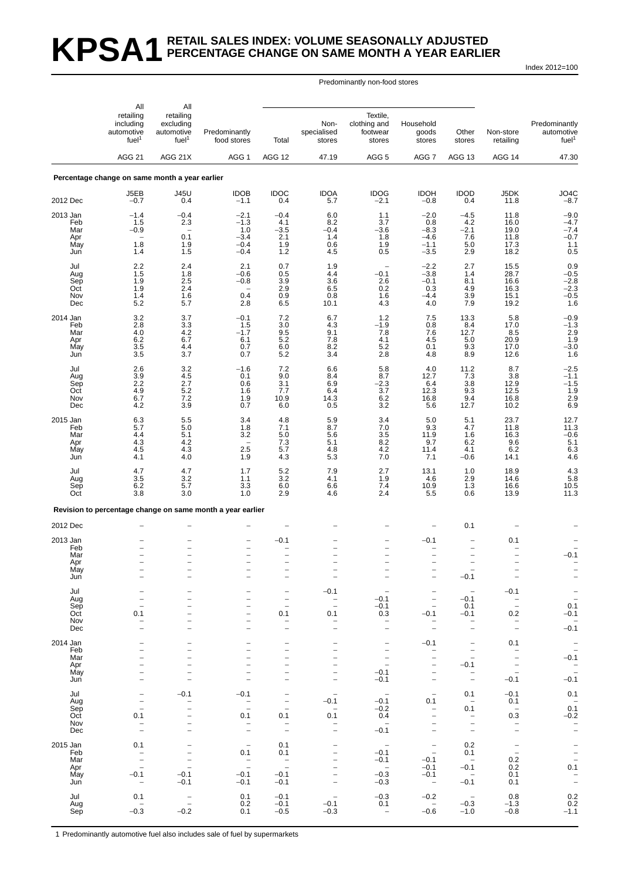# KPSA1 RETAIL SALES INDEX: VOLUME SEASONALLY ADJUSTED PERCENTAGE CHANGE ON SAME MONTH A YEAR EARLIER

Index 2012=100

| | All retailing including automotive fuel[1] | All retailing excluding automotive fuel[1] | Predominantly food stores | Predominantly non-food stores: Total | Predominantly non-food stores: Non-specialised stores | Predominantly non-food stores: Textile, clothing and footwear stores | Predominantly non-food stores: Household goods stores | Predominantly non-food stores: Other stores | Non-store retailing | Predominantly automotive fuel[1] |
|---|---|---|---|---|---|---|---|---|---|---|
| | AGG 21 | AGG 21X | AGG 1 | AGG 12 | 47.19 | AGG 5 | AGG 7 | AGG 13 | AGG 14 | 47.30 |
| **Percentage change on same month a year earlier** | | | | | | | | | | |
| | J5EB | J45U | IDOB | IDOC | IDOA | IDOG | IDOH | IDOD | J5DK | JO4C |
| 2012 Dec | –0.7 | 0.4 | –1.1 | 0.4 | 5.7 | –2.1 | –0.8 | 0.4 | 11.8 | –8.7 |
| 2013 Jan | –1.4 | –0.4 | –2.1 | –0.4 | 6.0 | 1.1 | –2.0 | –4.5 | 11.8 | –9.0 |
| Feb | 1.5 | 2.3 | –1.3 | 4.1 | 8.2 | 3.7 | 0.8 | 4.2 | 16.0 | –4.7 |
| Mar | –0.9 | – | 1.0 | –3.5 | –0.4 | –3.6 | –8.3 | –2.1 | 19.0 | –7.4 |
| Apr | – | 0.1 | –3.4 | 2.1 | 1.4 | 1.8 | –4.6 | 7.6 | 11.8 | –0.7 |
| May | 1.8 | 1.9 | –0.4 | 1.9 | 0.6 | 1.9 | –1.1 | 5.0 | 17.3 | 1.1 |
| Jun | 1.4 | 1.5 | –0.4 | 1.2 | 4.5 | 0.5 | –3.5 | 2.9 | 18.2 | 0.5 |
| Jul | 2.2 | 2.4 | 2.1 | 0.7 | 1.9 | – | –2.2 | 2.7 | 15.5 | 0.9 |
| Aug | 1.5 | 1.8 | –0.6 | 0.5 | 4.4 | –0.1 | –3.8 | 1.4 | 28.7 | –0.5 |
| Sep | 1.9 | 2.5 | –0.8 | 3.9 | 3.6 | 2.6 | –0.1 | 8.1 | 16.6 | –2.8 |
| Oct | 1.9 | 2.4 | – | 2.9 | 6.5 | 0.2 | 0.3 | 4.9 | 16.3 | –2.3 |
| Nov | 1.4 | 1.6 | 0.4 | 0.9 | 0.8 | 1.6 | –4.4 | 3.9 | 15.1 | –0.5 |
| Dec | 5.2 | 5.7 | 2.8 | 6.5 | 10.1 | 4.3 | 4.0 | 7.9 | 19.2 | 1.6 |
| 2014 Jan | 3.2 | 3.7 | –0.1 | 7.2 | 6.7 | 1.2 | 7.5 | 13.3 | 5.8 | –0.9 |
| Feb | 2.8 | 3.3 | 1.5 | 3.0 | 4.3 | –1.9 | 0.8 | 8.4 | 17.0 | –1.3 |
| Mar | 4.0 | 4.2 | –1.7 | 9.5 | 9.1 | 7.8 | 7.6 | 12.7 | 8.5 | 2.9 |
| Apr | 6.2 | 6.7 | 6.1 | 5.2 | 7.8 | 4.1 | 4.5 | 5.0 | 20.9 | 1.9 |
| May | 3.5 | 4.4 | 0.7 | 6.0 | 8.2 | 5.2 | 0.1 | 9.3 | 17.0 | –3.0 |
| Jun | 3.5 | 3.7 | 0.7 | 5.2 | 3.4 | 2.8 | 4.8 | 8.9 | 12.6 | 1.6 |
| Jul | 2.6 | 3.2 | –1.6 | 7.2 | 6.6 | 5.8 | 4.0 | 11.2 | 8.7 | –2.5 |
| Aug | 3.9 | 4.5 | 0.1 | 9.0 | 8.4 | 8.7 | 12.7 | 7.3 | 3.8 | –1.1 |
| Sep | 2.2 | 2.7 | 0.6 | 3.1 | 6.9 | –2.3 | 6.4 | 3.8 | 12.9 | –1.5 |
| Oct | 4.9 | 5.2 | 1.6 | 7.7 | 6.4 | 3.7 | 12.3 | 9.3 | 12.5 | 1.9 |
| Nov | 6.7 | 7.2 | 1.9 | 10.9 | 14.3 | 6.2 | 16.8 | 9.4 | 16.8 | 2.9 |
| Dec | 4.2 | 3.9 | 0.7 | 6.0 | 0.5 | 3.2 | 5.6 | 12.7 | 10.2 | 6.9 |
| 2015 Jan | 6.3 | 5.5 | 3.4 | 4.8 | 5.9 | 3.4 | 5.0 | 5.1 | 23.7 | 12.7 |
| Feb | 5.7 | 5.0 | 1.8 | 7.1 | 8.7 | 7.0 | 9.3 | 4.7 | 11.8 | 11.3 |
| Mar | 4.4 | 5.1 | 3.2 | 5.0 | 5.6 | 3.5 | 11.9 | 1.6 | 16.3 | –0.6 |
| Apr | 4.3 | 4.2 | – | 7.3 | 5.1 | 8.2 | 9.7 | 6.2 | 9.6 | 5.1 |
| May | 4.5 | 4.3 | 2.5 | 5.7 | 4.8 | 4.2 | 11.4 | 4.1 | 6.2 | 6.3 |
| Jun | 4.1 | 4.0 | 1.9 | 4.3 | 5.3 | 7.0 | 7.1 | –0.6 | 14.1 | 4.6 |
| Jul | 4.7 | 4.7 | 1.7 | 5.2 | 7.9 | 2.7 | 13.1 | 1.0 | 18.9 | 4.3 |
| Aug | 3.5 | 3.2 | 1.1 | 3.2 | 4.1 | 1.9 | 4.6 | 2.9 | 14.6 | 5.8 |
| Sep | 6.2 | 5.7 | 3.3 | 6.0 | 6.6 | 7.4 | 10.9 | 1.3 | 16.6 | 10.5 |
| Oct | 3.8 | 3.0 | 1.0 | 2.9 | 4.6 | 2.4 | 5.5 | 0.6 | 13.9 | 11.3 |
| **Revision to percentage change on same month a year earlier** | | | | | | | | | | |
| 2012 Dec | – | – | – | – | – | – | – | 0.1 | – | – |
| 2013 Jan | – | – | – | –0.1 | – | – | –0.1 | – | 0.1 | – |
| Feb | – | – | – | – | – | – | – | – | – | – |
| Mar | – | – | – | – | – | – | – | – | – | –0.1 |
| Apr | – | – | – | – | – | – | – | – | – | – |
| May | – | – | – | – | – | – | – | – | – | – |
| Jun | – | – | – | – | – | – | – | –0.1 | – | – |
| Jul | – | – | – | – | –0.1 | – | – | – | –0.1 | – |
| Aug | – | – | – | – | – | –0.1 | – | –0.1 | – | – |
| Sep | – | – | – | – | – | –0.1 | – | 0.1 | – | 0.1 |
| Oct | 0.1 | – | – | 0.1 | 0.1 | 0.3 | –0.1 | –0.1 | 0.2 | –0.1 |
| Nov | – | – | – | – | – | – | – | – | – | – |
| Dec | – | – | – | – | – | – | – | – | – | –0.1 |
| 2014 Jan | – | – | – | – | – | – | –0.1 | – | 0.1 | – |
| Feb | – | – | – | – | – | – | – | – | – | – |
| Mar | – | – | – | – | – | – | – | – | – | –0.1 |
| Apr | – | – | – | – | – | – | – | –0.1 | – | – |
| May | – | – | – | – | – | –0.1 | – | – | – | – |
| Jun | – | – | – | – | – | –0.1 | – | – | –0.1 | –0.1 |
| Jul | – | –0.1 | –0.1 | – | – | – | – | 0.1 | –0.1 | 0.1 |
| Aug | – | – | – | – | –0.1 | –0.1 | 0.1 | – | 0.1 | – |
| Sep | – | – | – | – | – | –0.2 | – | 0.1 | – | 0.1 |
| Oct | 0.1 | – | 0.1 | 0.1 | 0.1 | 0.4 | – | – | 0.3 | –0.2 |
| Nov | – | – | – | – | – | – | – | – | – | – |
| Dec | – | – | – | – | – | –0.1 | – | – | – | – |
| 2015 Jan | 0.1 | – | – | 0.1 | – | – | – | 0.2 | – | – |
| Feb | – | – | 0.1 | 0.1 | – | –0.1 | – | 0.1 | – | – |
| Mar | – | – | – | – | – | –0.1 | –0.1 | – | 0.2 | – |
| Apr | – | – | – | – | – | – | –0.1 | –0.1 | 0.2 | 0.1 |
| May | –0.1 | –0.1 | –0.1 | –0.1 | – | –0.3 | –0.1 | – | 0.1 | – |
| Jun | – | –0.1 | –0.1 | –0.1 | – | –0.3 | – | –0.1 | 0.1 | – |
| Jul | 0.1 | – | 0.1 | –0.1 | – | –0.3 | –0.2 | – | 0.8 | 0.2 |
| Aug | – | – | 0.2 | –0.1 | –0.1 | 0.1 | – | –0.3 | –1.3 | 0.2 |
| Sep | –0.3 | –0.2 | 0.1 | –0.5 | –0.3 | – | –0.6 | –1.0 | –0.8 | –1.1 |

1 Predominantly automotive fuel also includes sale of fuel by supermarkets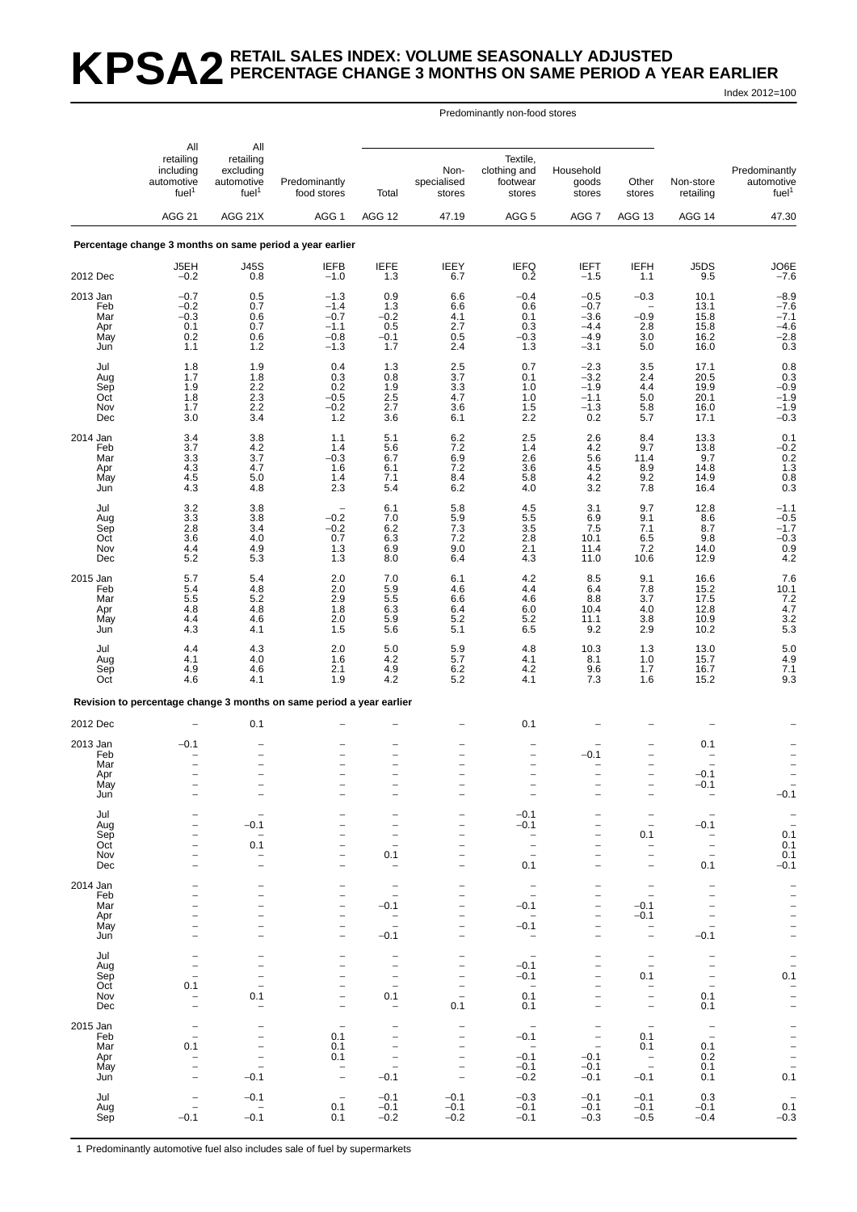# KPSA2 RETAIL SALES INDEX: VOLUME SEASONALLY ADJUSTED PERCENTAGE CHANGE 3 MONTHS ON SAME PERIOD A YEAR EARLIER

Index 2012=100

| | All retailing including automotive fuel[1] | All retailing excluding automotive fuel[1] | Predominantly food stores | Predominantly non-food stores: Total | Predominantly non-food stores: Non-specialised stores | Predominantly non-food stores: Textile, clothing and footwear stores | Predominantly non-food stores: Household goods stores | Predominantly non-food stores: Other stores | Non-store retailing | Predominantly automotive fuel[1] |
|---|---|---|---|---|---|---|---|---|---|---|
| | AGG 21 | AGG 21X | AGG 1 | AGG 12 | 47.19 | AGG 5 | AGG 7 | AGG 13 | AGG 14 | 47.30 |
| **Percentage change 3 months on same period a year earlier** | | | | | | | | | | |
| | J5EH | J45S | IEFB | IEFE | IEEY | IEFQ | IEFT | IEFH | J5DS | JO6E |
| 2012 Dec | –0.2 | 0.8 | –1.0 | 1.3 | 6.7 | 0.2 | –1.5 | 1.1 | 9.5 | –7.6 |
| 2013 Jan | –0.7 | 0.5 | –1.3 | 0.9 | 6.6 | –0.4 | –0.5 | –0.3 | 10.1 | –8.9 |
| Feb | –0.2 | 0.7 | –1.4 | 1.3 | 6.6 | 0.6 | –0.7 | – | 13.1 | –7.6 |
| Mar | –0.3 | 0.6 | –0.7 | –0.2 | 4.1 | 0.1 | –3.6 | –0.9 | 15.8 | –7.1 |
| Apr | 0.1 | 0.7 | –1.1 | 0.5 | 2.7 | 0.3 | –4.4 | 2.8 | 15.8 | –4.6 |
| May | 0.2 | 0.6 | –0.8 | –0.1 | 0.5 | –0.3 | –4.9 | 3.0 | 16.2 | –2.8 |
| Jun | 1.1 | 1.2 | –1.3 | 1.7 | 2.4 | 1.3 | –3.1 | 5.0 | 16.0 | 0.3 |
| Jul | 1.8 | 1.9 | 0.4 | 1.3 | 2.5 | 0.7 | –2.3 | 3.5 | 17.1 | 0.8 |
| Aug | 1.7 | 1.8 | 0.3 | 0.8 | 3.7 | 0.1 | –3.2 | 2.4 | 20.5 | 0.3 |
| Sep | 1.9 | 2.2 | 0.2 | 1.9 | 3.3 | 1.0 | –1.9 | 4.4 | 19.9 | –0.9 |
| Oct | 1.8 | 2.3 | –0.5 | 2.5 | 4.7 | 1.0 | –1.1 | 5.0 | 20.1 | –1.9 |
| Nov | 1.7 | 2.2 | –0.2 | 2.7 | 3.6 | 1.5 | –1.3 | 5.8 | 16.0 | –1.9 |
| Dec | 3.0 | 3.4 | 1.2 | 3.6 | 6.1 | 2.2 | 0.2 | 5.7 | 17.1 | –0.3 |
| 2014 Jan | 3.4 | 3.8 | 1.1 | 5.1 | 6.2 | 2.5 | 2.6 | 8.4 | 13.3 | 0.1 |
| Feb | 3.7 | 4.2 | 1.4 | 5.6 | 7.2 | 1.4 | 4.2 | 9.7 | 13.8 | –0.2 |
| Mar | 3.3 | 3.7 | –0.3 | 6.7 | 6.9 | 2.6 | 5.6 | 11.4 | 9.7 | 0.2 |
| Apr | 4.3 | 4.7 | 1.6 | 6.1 | 7.2 | 3.6 | 4.5 | 8.9 | 14.8 | 1.3 |
| May | 4.5 | 5.0 | 1.4 | 7.1 | 8.4 | 5.8 | 4.2 | 9.2 | 14.9 | 0.8 |
| Jun | 4.3 | 4.8 | 2.3 | 5.4 | 6.2 | 4.0 | 3.2 | 7.8 | 16.4 | 0.3 |
| Jul | 3.2 | 3.8 | – | 6.1 | 5.8 | 4.5 | 3.1 | 9.7 | 12.8 | –1.1 |
| Aug | 3.3 | 3.8 | –0.2 | 7.0 | 5.9 | 5.5 | 6.9 | 9.1 | 8.6 | –0.5 |
| Sep | 2.8 | 3.4 | –0.2 | 6.2 | 7.3 | 3.5 | 7.5 | 7.1 | 8.7 | –1.7 |
| Oct | 3.6 | 4.0 | 0.7 | 6.3 | 7.2 | 2.8 | 10.1 | 6.5 | 9.8 | –0.3 |
| Nov | 4.4 | 4.9 | 1.3 | 6.9 | 9.0 | 2.1 | 11.4 | 7.2 | 14.0 | 0.9 |
| Dec | 5.2 | 5.3 | 1.3 | 8.0 | 6.4 | 4.3 | 11.0 | 10.6 | 12.9 | 4.2 |
| 2015 Jan | 5.7 | 5.4 | 2.0 | 7.0 | 6.1 | 4.2 | 8.5 | 9.1 | 16.6 | 7.6 |
| Feb | 5.4 | 4.8 | 2.0 | 5.9 | 4.6 | 4.4 | 6.4 | 7.8 | 15.2 | 10.1 |
| Mar | 5.5 | 5.2 | 2.9 | 5.5 | 6.6 | 4.6 | 8.8 | 3.7 | 17.5 | 7.2 |
| Apr | 4.8 | 4.8 | 1.8 | 6.3 | 6.4 | 6.0 | 10.4 | 4.0 | 12.8 | 4.7 |
| May | 4.4 | 4.6 | 2.0 | 5.9 | 5.2 | 5.2 | 11.1 | 3.8 | 10.9 | 3.2 |
| Jun | 4.3 | 4.1 | 1.5 | 5.6 | 5.1 | 6.5 | 9.2 | 2.9 | 10.2 | 5.3 |
| Jul | 4.4 | 4.3 | 2.0 | 5.0 | 5.9 | 4.8 | 10.3 | 1.3 | 13.0 | 5.0 |
| Aug | 4.1 | 4.0 | 1.6 | 4.2 | 5.7 | 4.1 | 8.1 | 1.0 | 15.7 | 4.9 |
| Sep | 4.9 | 4.6 | 2.1 | 4.9 | 6.2 | 4.2 | 9.6 | 1.7 | 16.7 | 7.1 |
| Oct | 4.6 | 4.1 | 1.9 | 4.2 | 5.2 | 4.1 | 7.3 | 1.6 | 15.2 | 9.3 |
| **Revision to percentage change 3 months on same period a year earlier** | | | | | | | | | | |
| 2012 Dec | – | 0.1 | – | – | – | 0.1 | – | – | – | – |
| 2013 Jan | –0.1 | – | – | – | – | – | – | – | 0.1 | – |
| Feb | – | – | – | – | – | – | –0.1 | – | – | – |
| Mar | – | – | – | – | – | – | – | – | – | – |
| Apr | – | – | – | – | – | – | – | – | –0.1 | – |
| May | – | – | – | – | – | – | – | – | –0.1 | – |
| Jun | – | – | – | – | – | – | – | – | – | –0.1 |
| Jul | – | – | – | – | – | –0.1 | – | – | – | – |
| Aug | – | –0.1 | – | – | – | –0.1 | – | – | –0.1 | – |
| Sep | – | – | – | – | – | – | – | 0.1 | – | 0.1 |
| Oct | – | 0.1 | – | – | – | – | – | – | – | 0.1 |
| Nov | – | – | – | 0.1 | – | – | – | – | – | 0.1 |
| Dec | – | – | – | – | – | 0.1 | – | – | 0.1 | –0.1 |
| 2014 Jan | – | – | – | – | – | – | – | – | – | – |
| Feb | – | – | – | – | – | – | – | – | – | – |
| Mar | – | – | – | –0.1 | – | –0.1 | – | –0.1 | – | – |
| Apr | – | – | – | – | – | – | – | –0.1 | – | – |
| May | – | – | – | – | – | –0.1 | – | – | – | – |
| Jun | – | – | – | –0.1 | – | – | – | – | –0.1 | – |
| Jul | – | – | – | – | – | – | – | – | – | – |
| Aug | – | – | – | – | – | –0.1 | – | – | – | – |
| Sep | – | – | – | – | – | –0.1 | – | 0.1 | – | 0.1 |
| Oct | 0.1 | – | – | – | – | – | – | – | – | – |
| Nov | – | 0.1 | – | 0.1 | – | 0.1 | – | – | 0.1 | – |
| Dec | – | – | – | – | 0.1 | 0.1 | – | – | 0.1 | – |
| 2015 Jan | – | – | – | – | – | – | – | – | – | – |
| Feb | – | – | 0.1 | – | – | –0.1 | – | 0.1 | – | – |
| Mar | 0.1 | – | 0.1 | – | – | – | – | 0.1 | 0.1 | – |
| Apr | – | – | 0.1 | – | – | –0.1 | –0.1 | – | 0.2 | – |
| May | – | – | – | – | – | –0.1 | –0.1 | – | 0.1 | – |
| Jun | – | –0.1 | – | –0.1 | – | –0.2 | –0.1 | –0.1 | 0.1 | 0.1 |
| Jul | – | –0.1 | – | –0.1 | –0.1 | –0.3 | –0.1 | –0.1 | 0.3 | – |
| Aug | – | – | 0.1 | –0.1 | –0.1 | –0.1 | –0.1 | –0.1 | –0.1 | 0.1 |
| Sep | –0.1 | –0.1 | 0.1 | –0.2 | –0.2 | –0.1 | –0.3 | –0.5 | –0.4 | –0.3 |

1 Predominantly automotive fuel also includes sale of fuel by supermarkets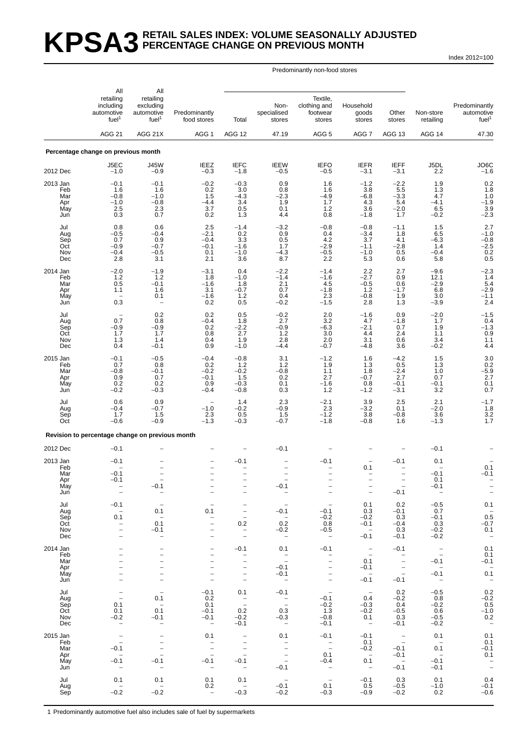# KPSA3 RETAIL SALES INDEX: VOLUME SEASONALLY ADJUSTED PERCENTAGE CHANGE ON PREVIOUS MONTH

Index 2012=100

| | All retailing including automotive fuel[1] | All retailing excluding automotive fuel[1] | Predominantly food stores | Predominantly non-food stores: Total | Predominantly non-food stores: Non-specialised stores | Predominantly non-food stores: Textile, clothing and footwear stores | Predominantly non-food stores: Household goods stores | Predominantly non-food stores: Other stores | Non-store retailing | Predominantly automotive fuel[1] |
|---|---|---|---|---|---|---|---|---|---|---|
| | AGG 21 | AGG 21X | AGG 1 | AGG 12 | 47.19 | AGG 5 | AGG 7 | AGG 13 | AGG 14 | 47.30 |
| **Percentage change on previous month** | | | | | | | | | | |
| | J5EC | J45W | IEEZ | IEFC | IEEW | IEFO | IEFR | IEFF | J5DL | JO6C |
| 2012 Dec | −1.0 | −0.9 | −0.3 | −1.8 | −0.5 | −0.5 | −3.1 | −3.1 | 2.2 | −1.6 |
| 2013 Jan | −0.1 | −0.1 | −0.2 | −0.3 | 0.9 | 1.6 | −1.2 | −2.2 | 1.9 | 0.2 |
| Feb | 1.6 | 1.6 | 0.2 | 3.0 | 0.8 | 1.6 | 3.8 | 5.5 | 1.3 | 1.8 |
| Mar | −0.8 | −1.0 | 1.5 | −4.3 | −2.3 | −4.9 | −6.8 | −3.3 | 4.7 | 1.0 |
| Apr | −1.0 | −0.8 | −4.4 | 3.4 | 1.9 | 1.7 | 4.3 | 5.4 | −4.1 | −1.9 |
| May | 2.5 | 2.3 | 3.7 | 0.5 | 0.1 | 1.2 | 3.6 | −2.0 | 6.5 | 3.9 |
| Jun | 0.3 | 0.7 | 0.2 | 1.3 | 4.4 | 0.8 | −1.8 | 1.7 | −0.2 | −2.3 |
| Jul | 0.8 | 0.6 | 2.5 | −1.4 | −3.2 | −0.8 | −0.8 | −1.1 | 1.5 | 2.7 |
| Aug | −0.5 | −0.4 | −2.1 | 0.2 | 0.9 | 0.4 | −3.4 | 1.8 | 6.5 | −1.0 |
| Sep | 0.7 | 0.9 | −0.4 | 3.3 | 0.5 | 4.2 | 3.7 | 4.1 | −6.3 | −0.8 |
| Oct | −0.9 | −0.7 | −0.1 | −1.6 | 1.7 | −2.9 | −1.1 | −2.8 | 1.4 | −2.5 |
| Nov | −0.4 | −0.5 | 0.1 | −1.0 | −4.3 | −0.5 | −1.0 | 0.5 | −0.4 | 0.2 |
| Dec | 2.8 | 3.1 | 2.1 | 3.6 | 8.7 | 2.2 | 5.3 | 0.6 | 5.8 | 0.5 |
| 2014 Jan | −2.0 | −1.9 | −3.1 | 0.4 | −2.2 | −1.4 | 2.2 | 2.7 | −9.6 | −2.3 |
| Feb | 1.2 | 1.2 | 1.8 | −1.0 | −1.4 | −1.6 | −2.7 | 0.9 | 12.1 | 1.4 |
| Mar | 0.5 | −0.1 | −1.6 | 1.8 | 2.1 | 4.5 | −0.5 | 0.6 | −2.9 | 5.4 |
| Apr | 1.1 | 1.6 | 3.1 | −0.7 | 0.7 | −1.8 | 1.2 | −1.7 | 6.8 | −2.9 |
| May | – | 0.1 | −1.6 | 1.2 | 0.4 | 2.3 | −0.8 | 1.9 | 3.0 | −1.1 |
| Jun | 0.3 | – | 0.2 | 0.5 | −0.2 | −1.5 | 2.8 | 1.3 | −3.9 | 2.4 |
| Jul | – | 0.2 | 0.2 | 0.5 | −0.2 | 2.0 | −1.6 | 0.9 | −2.0 | −1.5 |
| Aug | 0.7 | 0.8 | −0.4 | 1.8 | 2.7 | 3.2 | 4.7 | −1.8 | 1.7 | 0.4 |
| Sep | −0.9 | −0.9 | 0.2 | −2.2 | −0.9 | −6.3 | −2.1 | 0.7 | 1.9 | −1.3 |
| Oct | 1.7 | 1.7 | 0.8 | 2.7 | 1.2 | 3.0 | 4.4 | 2.4 | 1.1 | 0.9 |
| Nov | 1.3 | 1.4 | 0.4 | 1.9 | 2.8 | 2.0 | 3.1 | 0.6 | 3.4 | 1.1 |
| Dec | 0.4 | −0.1 | 0.9 | −1.0 | −4.4 | −0.7 | −4.8 | 3.6 | −0.2 | 4.4 |
| 2015 Jan | −0.1 | −0.5 | −0.4 | −0.8 | 3.1 | −1.2 | 1.6 | −4.2 | 1.5 | 3.0 |
| Feb | 0.7 | 0.8 | 0.2 | 1.2 | 1.2 | 1.9 | 1.3 | 0.5 | 1.3 | 0.2 |
| Mar | −0.8 | −0.1 | −0.2 | −0.2 | −0.8 | 1.1 | 1.8 | −2.4 | 1.0 | −5.9 |
| Apr | 0.9 | 0.7 | −0.1 | 1.5 | 0.2 | 2.7 | −0.7 | 2.7 | 0.7 | 2.7 |
| May | 0.2 | 0.2 | 0.9 | −0.3 | 0.1 | −1.6 | 0.8 | −0.1 | −0.1 | 0.1 |
| Jun | −0.2 | −0.3 | −0.4 | −0.8 | 0.3 | 1.2 | −1.2 | −3.1 | 3.2 | 0.7 |
| Jul | 0.6 | 0.9 | – | 1.4 | 2.3 | −2.1 | 3.9 | 2.5 | 2.1 | −1.7 |
| Aug | −0.4 | −0.7 | −1.0 | −0.2 | −0.9 | 2.3 | −3.2 | 0.1 | −2.0 | 1.8 |
| Sep | 1.7 | 1.5 | 2.3 | 0.5 | 1.5 | −1.2 | 3.8 | −0.8 | 3.6 | 3.2 |
| Oct | −0.6 | −0.9 | −1.3 | −0.3 | −0.7 | −1.8 | −0.8 | 1.6 | −1.3 | 1.7 |
| **Revision to percentage change on previous month** | | | | | | | | | | |
| 2012 Dec | −0.1 | – | – | – | −0.1 | – | – | – | −0.1 | – |
| 2013 Jan | −0.1 | – | – | −0.1 | – | −0.1 | – | −0.1 | 0.1 | – |
| Feb | – | – | – | – | – | – | 0.1 | – | – | 0.1 |
| Mar | −0.1 | – | – | – | – | – | – | – | −0.1 | −0.1 |
| Apr | −0.1 | – | – | – | – | – | – | – | 0.1 | – |
| May | – | −0.1 | – | – | −0.1 | – | – | – | −0.1 | – |
| Jun | – | – | – | – | – | – | – | −0.1 | – | – |
| Jul | −0.1 | – | – | – | – | – | 0.1 | 0.2 | −0.5 | 0.1 |
| Aug | – | 0.1 | 0.1 | – | −0.1 | −0.1 | 0.3 | −0.1 | 0.7 | – |
| Sep | 0.1 | – | – | – | – | −0.2 | −0.2 | 0.3 | −0.1 | 0.5 |
| Oct | – | 0.1 | – | 0.2 | 0.2 | 0.8 | −0.1 | −0.4 | 0.3 | −0.7 |
| Nov | – | −0.1 | – | – | −0.2 | −0.5 | – | 0.3 | −0.2 | 0.1 |
| Dec | – | – | – | – | – | – | −0.1 | −0.1 | −0.2 | – |
| 2014 Jan | – | – | – | −0.1 | 0.1 | −0.1 | – | −0.1 | – | 0.1 |
| Feb | – | – | – | – | – | – | – | – | – | 0.1 |
| Mar | – | – | – | – | – | – | 0.1 | – | −0.1 | −0.1 |
| Apr | – | – | – | – | −0.1 | – | −0.1 | – | – | – |
| May | – | – | – | – | −0.1 | – | – | – | −0.1 | 0.1 |
| Jun | – | – | – | – | – | – | −0.1 | −0.1 | – | – |
| Jul | – | – | −0.1 | 0.1 | −0.1 | – | – | 0.2 | −0.5 | 0.2 |
| Aug | – | 0.1 | 0.2 | – | – | −0.1 | 0.4 | −0.2 | 0.8 | −0.2 |
| Sep | 0.1 | – | 0.1 | – | – | −0.2 | −0.3 | 0.4 | −0.2 | 0.5 |
| Oct | 0.1 | 0.1 | −0.1 | 0.2 | 0.3 | 1.3 | −0.2 | −0.5 | 0.6 | −1.0 |
| Nov | −0.2 | −0.1 | −0.1 | −0.2 | −0.3 | −0.8 | 0.1 | 0.3 | −0.5 | 0.2 |
| Dec | – | – | – | −0.1 | – | −0.1 | – | −0.1 | −0.2 | – |
| 2015 Jan | – | – | 0.1 | – | 0.1 | −0.1 | −0.1 | – | 0.1 | 0.1 |
| Feb | – | – | – | – | – | – | 0.1 | – | – | 0.1 |
| Mar | −0.1 | – | – | – | – | – | −0.2 | −0.1 | 0.1 | −0.1 |
| Apr | – | – | – | – | – | 0.1 | – | −0.1 | – | 0.1 |
| May | −0.1 | −0.1 | −0.1 | −0.1 | – | −0.4 | 0.1 | – | −0.1 | – |
| Jun | – | – | – | – | −0.1 | – | – | −0.1 | −0.1 | – |
| Jul | 0.1 | 0.1 | 0.1 | 0.1 | – | – | −0.1 | 0.3 | 0.1 | 0.4 |
| Aug | – | – | 0.2 | – | −0.1 | 0.1 | 0.5 | −0.5 | −1.0 | −0.1 |
| Sep | −0.2 | −0.2 | – | −0.3 | −0.2 | −0.3 | −0.9 | −0.2 | 0.2 | −0.6 |

1 Predominantly automotive fuel also includes sale of fuel by supermarkets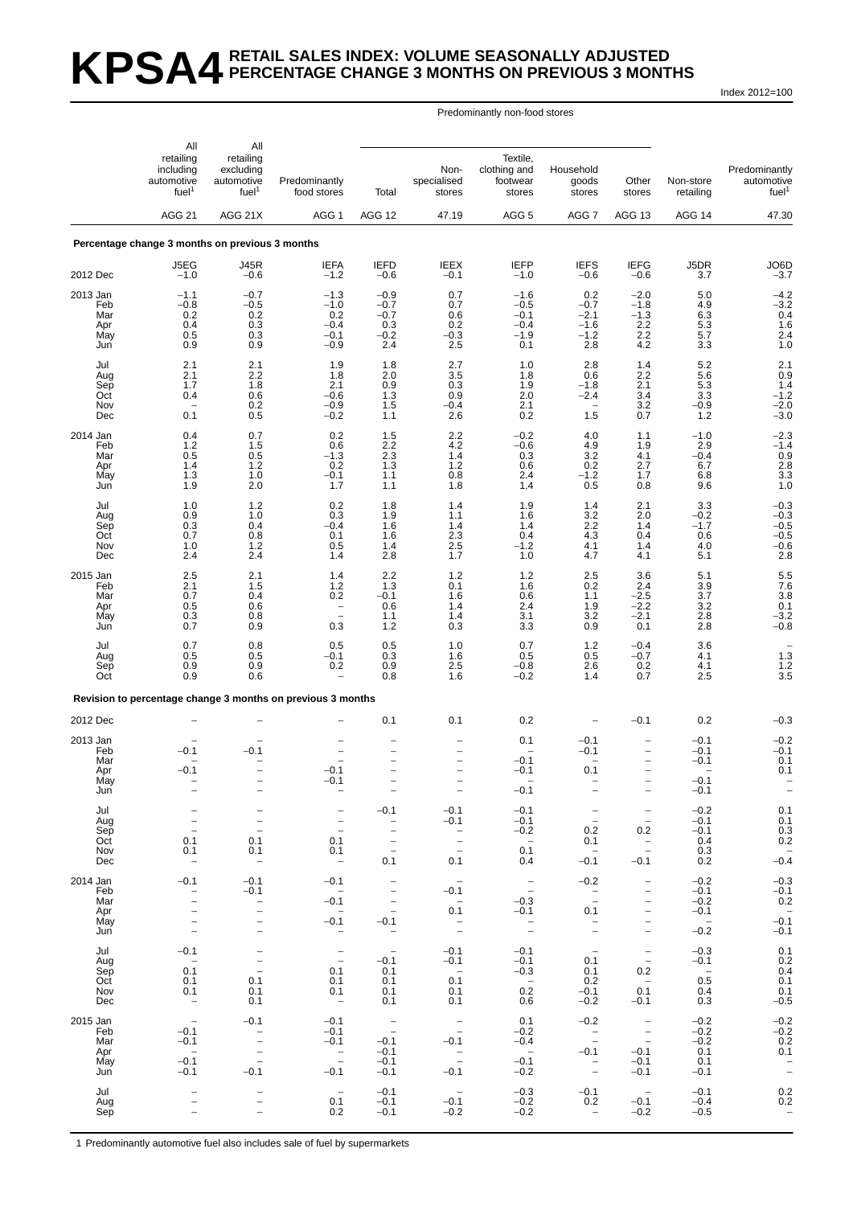# KPSA4 RETAIL SALES INDEX: VOLUME SEASONALLY ADJUSTED PERCENTAGE CHANGE 3 MONTHS ON PREVIOUS 3 MONTHS

Index 2012=100

| | All retailing including automotive fuel[1] | All retailing excluding automotive fuel[1] | Predominantly food stores | Predominantly non-food stores: Total | Non-specialised stores | Textile, clothing and footwear stores | Household goods stores | Other stores | Non-store retailing | Predominantly automotive fuel[1] |
|---|---|---|---|---|---|---|---|---|---|---|
| | AGG 21 | AGG 21X | AGG 1 | AGG 12 | 47.19 | AGG 5 | AGG 7 | AGG 13 | AGG 14 | 47.30 |
| **Percentage change 3 months on previous 3 months** | | | | | | | | | | |
| | J5EG | J45R | IEFA | IEFD | IEEX | IEFP | IEFS | IEFG | J5DR | JO6D |
| 2012 Dec | −1.0 | −0.6 | −1.2 | −0.6 | −0.1 | −1.0 | −0.6 | −0.6 | 3.7 | −3.7 |
| 2013 Jan | −1.1 | −0.7 | −1.3 | −0.9 | 0.7 | −1.6 | 0.2 | −2.0 | 5.0 | −4.2 |
| Feb | −0.8 | −0.5 | −1.0 | −0.7 | 0.7 | −0.5 | −0.7 | −1.8 | 4.9 | −3.2 |
| Mar | 0.2 | 0.2 | 0.2 | −0.7 | 0.6 | −0.1 | −2.1 | −1.3 | 6.3 | 0.4 |
| Apr | 0.4 | 0.3 | −0.4 | 0.3 | 0.2 | −0.4 | −1.6 | 2.2 | 5.3 | 1.6 |
| May | 0.5 | 0.3 | −0.1 | −0.2 | −0.3 | −1.9 | −1.2 | 2.2 | 5.7 | 2.4 |
| Jun | 0.9 | 0.9 | −0.9 | 2.4 | 2.5 | 0.1 | 2.8 | 4.2 | 3.3 | 1.0 |
| Jul | 2.1 | 2.1 | 1.9 | 1.8 | 2.7 | 1.0 | 2.8 | 1.4 | 5.2 | 2.1 |
| Aug | 2.1 | 2.2 | 1.8 | 2.0 | 3.5 | 1.8 | 0.6 | 2.2 | 5.6 | 0.9 |
| Sep | 1.7 | 1.8 | 2.1 | 0.9 | 0.3 | 1.9 | −1.8 | 2.1 | 5.3 | 1.4 |
| Oct | 0.4 | 0.6 | −0.6 | 1.3 | 0.9 | 2.0 | −2.4 | 3.4 | 3.3 | −1.2 |
| Nov | – | 0.2 | −0.9 | 1.5 | −0.4 | 2.1 | – | 3.2 | −0.9 | −2.0 |
| Dec | 0.1 | 0.5 | −0.2 | 1.1 | 2.6 | 0.2 | 1.5 | 0.7 | 1.2 | −3.0 |
| 2014 Jan | 0.4 | 0.7 | 0.2 | 1.5 | 2.2 | −0.2 | 4.0 | 1.1 | −1.0 | −2.3 |
| Feb | 1.2 | 1.5 | 0.6 | 2.2 | 4.2 | −0.6 | 4.9 | 1.9 | 2.9 | −1.4 |
| Mar | 0.5 | 0.5 | −1.3 | 2.3 | 1.4 | 0.3 | 3.2 | 4.1 | −0.4 | 0.9 |
| Apr | 1.4 | 1.2 | 0.2 | 1.3 | 1.2 | 0.6 | 0.2 | 2.7 | 6.7 | 2.8 |
| May | 1.3 | 1.0 | −0.1 | 1.1 | 0.8 | 2.4 | −1.2 | 1.7 | 6.8 | 3.3 |
| Jun | 1.9 | 2.0 | 1.7 | 1.1 | 1.8 | 1.4 | 0.5 | 0.8 | 9.6 | 1.0 |
| Jul | 1.0 | 1.2 | 0.2 | 1.8 | 1.4 | 1.9 | 1.4 | 2.1 | 3.3 | −0.3 |
| Aug | 0.9 | 1.0 | 0.3 | 1.9 | 1.1 | 1.6 | 3.2 | 2.0 | −0.2 | −0.3 |
| Sep | 0.3 | 0.4 | −0.4 | 1.6 | 1.4 | 1.4 | 2.2 | 1.4 | −1.7 | −0.5 |
| Oct | 0.7 | 0.8 | 0.1 | 1.6 | 2.3 | 0.4 | 4.3 | 0.4 | 0.6 | −0.5 |
| Nov | 1.0 | 1.2 | 0.5 | 1.4 | 2.5 | −1.2 | 4.1 | 1.4 | 4.0 | −0.6 |
| Dec | 2.4 | 2.4 | 1.4 | 2.8 | 1.7 | 1.0 | 4.7 | 4.1 | 5.1 | 2.8 |
| 2015 Jan | 2.5 | 2.1 | 1.4 | 2.2 | 1.2 | 1.2 | 2.5 | 3.6 | 5.1 | 5.5 |
| Feb | 2.1 | 1.5 | 1.2 | 1.3 | 0.1 | 1.6 | 0.2 | 2.4 | 3.9 | 7.6 |
| Mar | 0.7 | 0.4 | 0.2 | −0.1 | 1.6 | 0.6 | 1.1 | −2.5 | 3.7 | 3.8 |
| Apr | 0.5 | 0.6 | – | 0.6 | 1.4 | 2.4 | 1.9 | −2.2 | 3.2 | 0.1 |
| May | 0.3 | 0.8 | – | 1.1 | 1.4 | 3.1 | 3.2 | −2.1 | 2.8 | −3.2 |
| Jun | 0.7 | 0.9 | 0.3 | 1.2 | 0.3 | 3.3 | 0.9 | 0.1 | 2.8 | −0.8 |
| Jul | 0.7 | 0.8 | 0.5 | 0.5 | 1.0 | 0.7 | 1.2 | −0.4 | 3.6 | – |
| Aug | 0.5 | 0.5 | −0.1 | 0.3 | 1.6 | 0.5 | 0.5 | −0.7 | 4.1 | 1.3 |
| Sep | 0.9 | 0.9 | 0.2 | 0.9 | 2.5 | −0.8 | 2.6 | 0.2 | 4.1 | 1.2 |
| Oct | 0.9 | 0.6 | – | 0.8 | 1.6 | −0.2 | 1.4 | 0.7 | 2.5 | 3.5 |
| **Revision to percentage change 3 months on previous 3 months** | | | | | | | | | | |
| 2012 Dec | – | – | – | 0.1 | 0.1 | 0.2 | – | −0.1 | 0.2 | −0.3 |
| 2013 Jan | – | – | – | – | – | 0.1 | −0.1 | – | −0.1 | −0.2 |
| Feb | −0.1 | −0.1 | – | – | – | – | −0.1 | – | −0.1 | −0.1 |
| Mar | – | – | – | – | – | −0.1 | – | – | −0.1 | 0.1 |
| Apr | −0.1 | – | −0.1 | – | – | −0.1 | 0.1 | – | – | 0.1 |
| May | – | – | −0.1 | – | – | – | – | – | −0.1 | – |
| Jun | – | – | – | – | – | −0.1 | – | – | −0.1 | – |
| Jul | – | – | – | −0.1 | −0.1 | −0.1 | – | – | −0.2 | 0.1 |
| Aug | – | – | – | – | −0.1 | −0.1 | – | – | −0.1 | 0.1 |
| Sep | – | – | – | – | – | −0.2 | 0.2 | 0.2 | −0.1 | 0.3 |
| Oct | 0.1 | 0.1 | 0.1 | – | – | – | 0.1 | – | 0.4 | 0.2 |
| Nov | 0.1 | 0.1 | 0.1 | – | – | 0.1 | – | – | 0.3 | – |
| Dec | – | – | – | 0.1 | 0.1 | 0.4 | −0.1 | −0.1 | 0.2 | −0.4 |
| 2014 Jan | −0.1 | −0.1 | −0.1 | – | – | – | −0.2 | – | −0.2 | −0.3 |
| Feb | – | −0.1 | – | – | −0.1 | – | – | – | −0.1 | −0.1 |
| Mar | – | – | −0.1 | – | – | −0.3 | – | – | −0.2 | 0.2 |
| Apr | – | – | – | – | 0.1 | −0.1 | 0.1 | – | −0.1 | – |
| May | – | – | −0.1 | −0.1 | – | – | – | – | – | −0.1 |
| Jun | – | – | – | – | – | – | – | – | −0.2 | −0.1 |
| Jul | −0.1 | – | – | – | −0.1 | −0.1 | – | – | −0.3 | 0.1 |
| Aug | – | – | – | −0.1 | −0.1 | −0.1 | 0.1 | – | −0.1 | 0.2 |
| Sep | 0.1 | – | 0.1 | 0.1 | – | −0.3 | 0.1 | 0.2 | – | 0.4 |
| Oct | 0.1 | 0.1 | 0.1 | 0.1 | 0.1 | – | 0.2 | – | 0.5 | 0.1 |
| Nov | 0.1 | 0.1 | 0.1 | 0.1 | 0.1 | 0.2 | −0.1 | 0.1 | 0.4 | 0.1 |
| Dec | – | 0.1 | – | 0.1 | 0.1 | 0.6 | −0.2 | −0.1 | 0.3 | −0.5 |
| 2015 Jan | – | −0.1 | −0.1 | – | – | 0.1 | −0.2 | – | −0.2 | −0.2 |
| Feb | −0.1 | – | −0.1 | – | – | −0.2 | – | – | −0.2 | −0.2 |
| Mar | −0.1 | – | −0.1 | −0.1 | −0.1 | −0.4 | – | – | −0.2 | 0.2 |
| Apr | – | – | – | −0.1 | – | – | −0.1 | −0.1 | 0.1 | 0.1 |
| May | −0.1 | – | – | −0.1 | – | −0.1 | – | −0.1 | 0.1 | – |
| Jun | −0.1 | −0.1 | −0.1 | −0.1 | −0.1 | −0.2 | – | −0.1 | −0.1 | – |
| Jul | – | – | – | −0.1 | – | −0.3 | −0.1 | – | −0.1 | 0.2 |
| Aug | – | – | 0.1 | −0.1 | −0.1 | −0.2 | 0.2 | −0.1 | −0.4 | 0.2 |
| Sep | – | – | 0.2 | −0.1 | −0.2 | −0.2 | – | −0.2 | −0.5 | – |

1 Predominantly automotive fuel also includes sale of fuel by supermarkets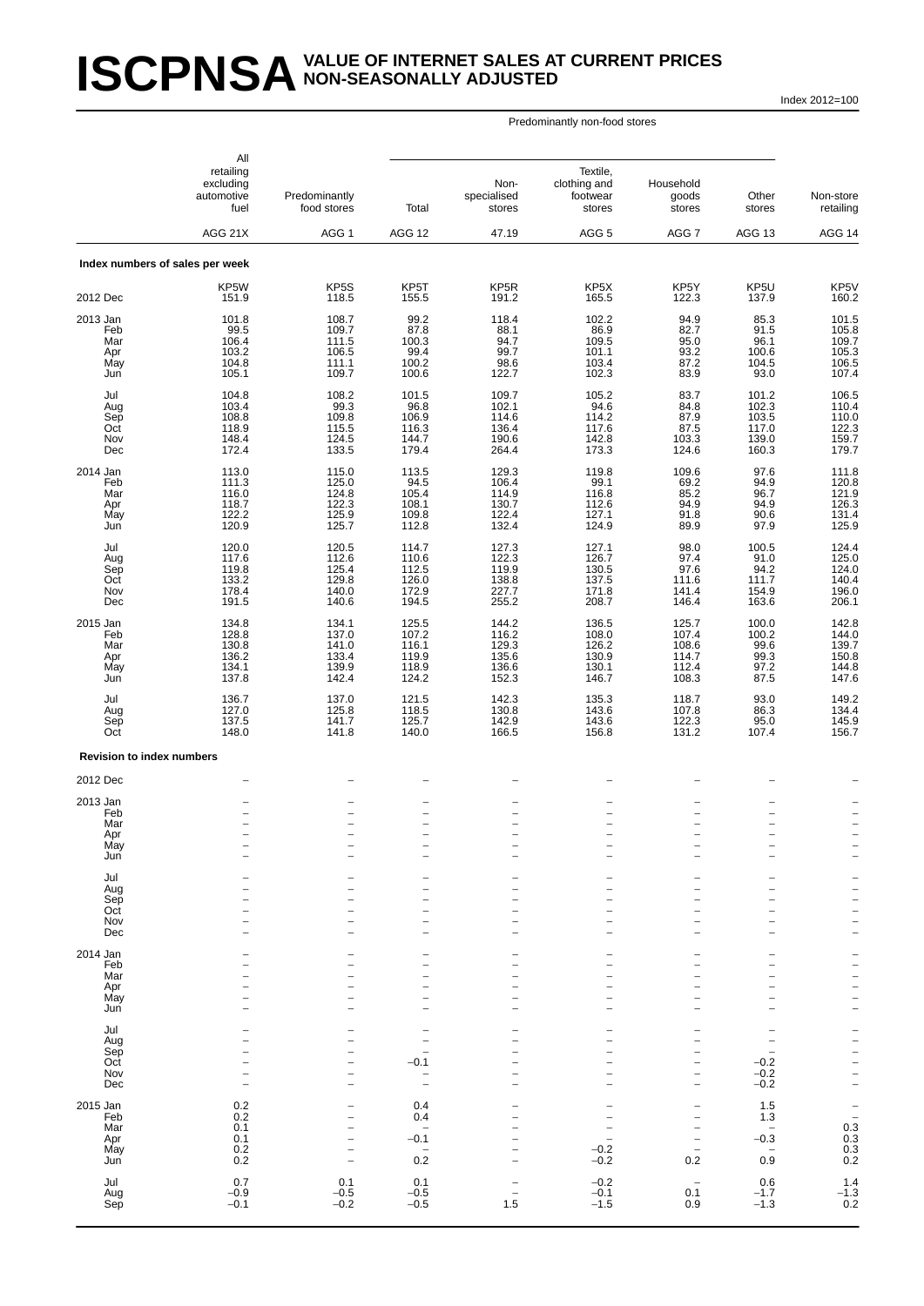# ISCPNSA VALUE OF INTERNET SALES AT CURRENT PRICES NON-SEASONALLY ADJUSTED

Index 2012=100

| | All retailing excluding automotive fuel | Predominantly food stores | Predominantly non-food stores | | | | | Non-store retailing |
|---|---|---|---|---|---|---|---|---|
| | | | Total | Non-specialised stores | Textile, clothing and footwear stores | Household goods stores | Other stores | |
| | AGG 21X | AGG 1 | AGG 12 | 47.19 | AGG 5 | AGG 7 | AGG 13 | AGG 14 |
| **Index numbers of sales per week** | | | | | | | | |
| | KP5W | KP5S | KP5T | KP5R | KP5X | KP5Y | KP5U | KP5V |
| 2012 Dec | 151.9 | 118.5 | 155.5 | 191.2 | 165.5 | 122.3 | 137.9 | 160.2 |
| 2013 Jan | 101.8 | 108.7 | 99.2 | 118.4 | 102.2 | 94.9 | 85.3 | 101.5 |
| Feb | 99.5 | 109.7 | 87.8 | 88.1 | 86.9 | 82.7 | 91.5 | 105.8 |
| Mar | 106.4 | 111.5 | 100.3 | 94.7 | 109.5 | 95.0 | 96.1 | 109.7 |
| Apr | 103.2 | 106.5 | 99.4 | 99.7 | 101.1 | 93.2 | 100.6 | 105.3 |
| May | 104.8 | 111.1 | 100.2 | 98.6 | 103.4 | 87.2 | 104.5 | 106.5 |
| Jun | 105.1 | 109.7 | 100.6 | 122.7 | 102.3 | 83.9 | 93.0 | 107.4 |
| Jul | 104.8 | 108.2 | 101.5 | 109.7 | 105.2 | 83.7 | 101.2 | 106.5 |
| Aug | 103.4 | 99.3 | 96.8 | 102.1 | 94.6 | 84.8 | 102.3 | 110.4 |
| Sep | 108.8 | 109.8 | 106.9 | 114.6 | 114.2 | 87.9 | 103.5 | 110.0 |
| Oct | 118.9 | 115.5 | 116.3 | 136.4 | 117.6 | 87.5 | 117.0 | 122.3 |
| Nov | 148.4 | 124.5 | 144.7 | 190.6 | 142.8 | 103.3 | 139.0 | 159.7 |
| Dec | 172.4 | 133.5 | 179.4 | 264.4 | 173.3 | 124.6 | 160.3 | 179.7 |
| 2014 Jan | 113.0 | 115.0 | 113.5 | 129.3 | 119.8 | 109.6 | 97.6 | 111.8 |
| Feb | 111.3 | 125.0 | 94.5 | 106.4 | 99.1 | 69.2 | 94.9 | 120.8 |
| Mar | 116.0 | 124.8 | 105.4 | 114.9 | 116.8 | 85.2 | 96.7 | 121.9 |
| Apr | 118.7 | 122.3 | 108.1 | 130.7 | 112.6 | 94.9 | 94.9 | 126.3 |
| May | 122.2 | 125.9 | 109.8 | 122.4 | 127.1 | 91.8 | 90.6 | 131.4 |
| Jun | 120.9 | 125.7 | 112.8 | 132.4 | 124.9 | 89.9 | 97.9 | 125.9 |
| Jul | 120.0 | 120.5 | 114.7 | 127.3 | 127.1 | 98.0 | 100.5 | 124.4 |
| Aug | 117.6 | 112.6 | 110.6 | 122.3 | 126.7 | 97.4 | 91.0 | 125.0 |
| Sep | 119.8 | 125.4 | 112.5 | 119.9 | 130.5 | 97.6 | 94.2 | 124.0 |
| Oct | 133.2 | 129.8 | 126.0 | 138.8 | 137.5 | 111.6 | 111.7 | 140.4 |
| Nov | 178.4 | 140.0 | 172.9 | 227.7 | 171.8 | 141.4 | 154.9 | 196.0 |
| Dec | 191.5 | 140.6 | 194.5 | 255.2 | 208.7 | 146.4 | 163.6 | 206.1 |
| 2015 Jan | 134.8 | 134.1 | 125.5 | 144.2 | 136.5 | 125.7 | 100.0 | 142.8 |
| Feb | 128.8 | 137.0 | 107.2 | 116.2 | 108.0 | 107.4 | 100.2 | 144.0 |
| Mar | 130.8 | 141.0 | 116.1 | 129.3 | 126.2 | 108.6 | 99.6 | 139.7 |
| Apr | 136.2 | 133.4 | 119.9 | 135.6 | 130.9 | 114.7 | 99.3 | 150.8 |
| May | 134.1 | 139.9 | 118.9 | 136.6 | 130.1 | 112.4 | 97.2 | 144.8 |
| Jun | 137.8 | 142.4 | 124.2 | 152.3 | 146.7 | 108.3 | 87.5 | 147.6 |
| Jul | 136.7 | 137.0 | 121.5 | 142.3 | 135.3 | 118.7 | 93.0 | 149.2 |
| Aug | 127.0 | 125.8 | 118.5 | 130.8 | 143.6 | 107.8 | 86.3 | 134.4 |
| Sep | 137.5 | 141.7 | 125.7 | 142.9 | 143.6 | 122.3 | 95.0 | 145.9 |
| Oct | 148.0 | 141.8 | 140.0 | 166.5 | 156.8 | 131.2 | 107.4 | 156.7 |
| **Revision to index numbers** | | | | | | | | |
| 2012 Dec | – | – | – | – | – | – | – | – |
| 2013 Jan | – | – | – | – | – | – | – | – |
| Feb | – | – | – | – | – | – | – | – |
| Mar | – | – | – | – | – | – | – | – |
| Apr | – | – | – | – | – | – | – | – |
| May | – | – | – | – | – | – | – | – |
| Jun | – | – | – | – | – | – | – | – |
| Jul | – | – | – | – | – | – | – | – |
| Aug | – | – | – | – | – | – | – | – |
| Sep | – | – | – | – | – | – | – | – |
| Oct | – | – | – | – | – | – | – | – |
| Nov | – | – | – | – | – | – | – | – |
| Dec | – | – | – | – | – | – | – | – |
| 2014 Jan | – | – | – | – | – | – | – | – |
| Feb | – | – | – | – | – | – | – | – |
| Mar | – | – | – | – | – | – | – | – |
| Apr | – | – | – | – | – | – | – | – |
| May | – | – | – | – | – | – | – | – |
| Jun | – | – | – | – | – | – | – | – |
| Jul | – | – | – | – | – | – | – | – |
| Aug | – | – | – | – | – | – | – | – |
| Sep | – | – | – | – | – | – | – | – |
| Oct | – | – | −0.1 | – | – | – | −0.2 | – |
| Nov | – | – | – | – | – | – | −0.2 | – |
| Dec | – | – | – | – | – | – | −0.2 | – |
| 2015 Jan | 0.2 | – | 0.4 | – | – | – | 1.5 | – |
| Feb | 0.2 | – | 0.4 | – | – | – | 1.3 | – |
| Mar | 0.1 | – | – | – | – | – | – | 0.3 |
| Apr | 0.1 | – | −0.1 | – | – | – | −0.3 | 0.3 |
| May | 0.2 | – | – | – | −0.2 | – | – | 0.3 |
| Jun | 0.2 | – | 0.2 | – | −0.2 | 0.2 | 0.9 | 0.2 |
| Jul | 0.7 | 0.1 | 0.1 | – | −0.2 | – | 0.6 | 1.4 |
| Aug | −0.9 | −0.5 | −0.5 | – | −0.1 | 0.1 | −1.7 | −1.3 |
| Sep | −0.1 | −0.2 | −0.5 | 1.5 | −1.5 | 0.9 | −1.3 | 0.2 |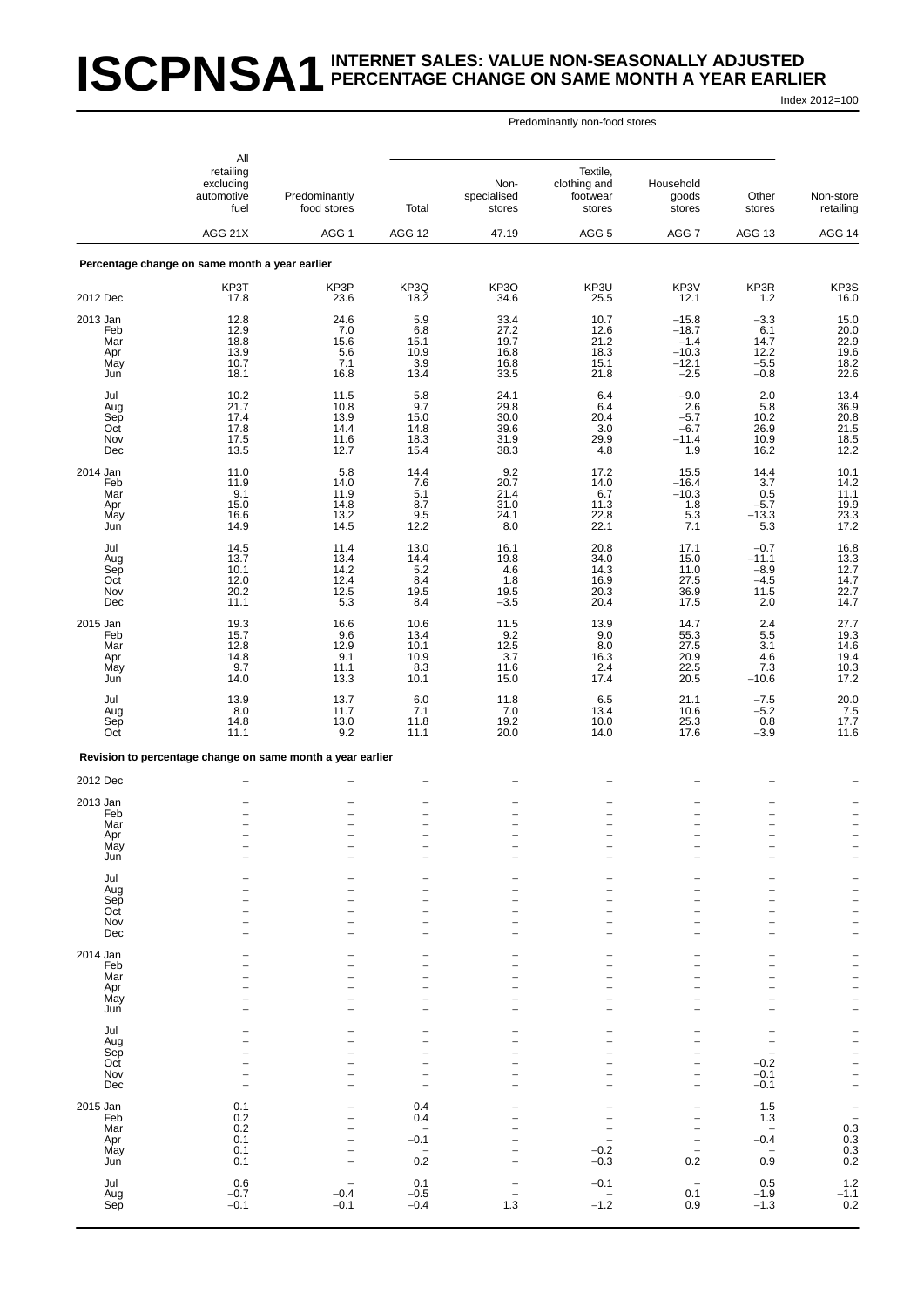# ISCPNSA1 INTERNET SALES: VALUE NON-SEASONALLY ADJUSTED PERCENTAGE CHANGE ON SAME MONTH A YEAR EARLIER

Index 2012=100

| | All retailing excluding automotive fuel | Predominantly food stores | Predominantly non-food stores: Total | Non-specialised stores | Textile, clothing and footwear stores | Household goods stores | Other stores | Non-store retailing |
|---|---|---|---|---|---|---|---|---|
| | AGG 21X | AGG 1 | AGG 12 | 47.19 | AGG 5 | AGG 7 | AGG 13 | AGG 14 |
| **Percentage change on same month a year earlier** | | | | | | | | |
| | KP3T | KP3P | KP3Q | KP3O | KP3U | KP3V | KP3R | KP3S |
| 2012 Dec | 17.8 | 23.6 | 18.2 | 34.6 | 25.5 | 12.1 | 1.2 | 16.0 |
| 2013 Jan | 12.8 | 24.6 | 5.9 | 33.4 | 10.7 | −15.8 | −3.3 | 15.0 |
| Feb | 12.9 | 7.0 | 6.8 | 27.2 | 12.6 | −18.7 | 6.1 | 20.0 |
| Mar | 18.8 | 15.6 | 15.1 | 19.7 | 21.2 | −1.4 | 14.7 | 22.9 |
| Apr | 13.9 | 5.6 | 10.9 | 16.8 | 18.3 | −10.3 | 12.2 | 19.6 |
| May | 10.7 | 7.1 | 3.9 | 16.8 | 15.1 | −12.1 | −5.5 | 18.2 |
| Jun | 18.1 | 16.8 | 13.4 | 33.5 | 21.8 | −2.5 | −0.8 | 22.6 |
| Jul | 10.2 | 11.5 | 5.8 | 24.1 | 6.4 | −9.0 | 2.0 | 13.4 |
| Aug | 21.7 | 10.8 | 9.7 | 29.8 | 6.4 | 2.6 | 5.8 | 36.9 |
| Sep | 17.4 | 13.9 | 15.0 | 30.0 | 20.4 | −5.7 | 10.2 | 20.8 |
| Oct | 17.8 | 14.4 | 14.8 | 39.6 | 3.0 | −6.7 | 26.9 | 21.5 |
| Nov | 17.5 | 11.6 | 18.3 | 31.9 | 29.9 | −11.4 | 10.9 | 18.5 |
| Dec | 13.5 | 12.7 | 15.4 | 38.3 | 4.8 | 1.9 | 16.2 | 12.2 |
| 2014 Jan | 11.0 | 5.8 | 14.4 | 9.2 | 17.2 | 15.5 | 14.4 | 10.1 |
| Feb | 11.9 | 14.0 | 7.6 | 20.7 | 14.0 | −16.4 | 3.7 | 14.2 |
| Mar | 9.1 | 11.9 | 5.1 | 21.4 | 6.7 | −10.3 | 0.5 | 11.1 |
| Apr | 15.0 | 14.8 | 8.7 | 31.0 | 11.3 | 1.8 | −5.7 | 19.9 |
| May | 16.6 | 13.2 | 9.5 | 24.1 | 22.8 | 5.3 | −13.3 | 23.3 |
| Jun | 14.9 | 14.5 | 12.2 | 8.0 | 22.1 | 7.1 | 5.3 | 17.2 |
| Jul | 14.5 | 11.4 | 13.0 | 16.1 | 20.8 | 17.1 | −0.7 | 16.8 |
| Aug | 13.7 | 13.4 | 14.4 | 19.8 | 34.0 | 15.0 | −11.1 | 13.3 |
| Sep | 10.1 | 14.2 | 5.2 | 4.6 | 14.3 | 11.0 | −8.9 | 12.7 |
| Oct | 12.0 | 12.4 | 8.4 | 1.8 | 16.9 | 27.5 | −4.5 | 14.7 |
| Nov | 20.2 | 12.5 | 19.5 | 19.5 | 20.3 | 36.9 | 11.5 | 22.7 |
| Dec | 11.1 | 5.3 | 8.4 | −3.5 | 20.4 | 17.5 | 2.0 | 14.7 |
| 2015 Jan | 19.3 | 16.6 | 10.6 | 11.5 | 13.9 | 14.7 | 2.4 | 27.7 |
| Feb | 15.7 | 9.6 | 13.4 | 9.2 | 9.0 | 55.3 | 5.5 | 19.3 |
| Mar | 12.8 | 12.9 | 10.1 | 12.5 | 8.0 | 27.5 | 3.1 | 14.6 |
| Apr | 14.8 | 9.1 | 10.9 | 3.7 | 16.3 | 20.9 | 4.6 | 19.4 |
| May | 9.7 | 11.1 | 8.3 | 11.6 | 2.4 | 22.5 | 7.3 | 10.3 |
| Jun | 14.0 | 13.3 | 10.1 | 15.0 | 17.4 | 20.5 | −10.6 | 17.2 |
| Jul | 13.9 | 13.7 | 6.0 | 11.8 | 6.5 | 21.1 | −7.5 | 20.0 |
| Aug | 8.0 | 11.7 | 7.1 | 7.0 | 13.4 | 10.6 | −5.2 | 7.5 |
| Sep | 14.8 | 13.0 | 11.8 | 19.2 | 10.0 | 25.3 | 0.8 | 17.7 |
| Oct | 11.1 | 9.2 | 11.1 | 20.0 | 14.0 | 17.6 | −3.9 | 11.6 |
| **Revision to percentage change on same month a year earlier** | | | | | | | | |
| 2012 Dec | – | – | – | – | – | – | – | – |
| 2013 Jan | – | – | – | – | – | – | – | – |
| Feb | – | – | – | – | – | – | – | – |
| Mar | – | – | – | – | – | – | – | – |
| Apr | – | – | – | – | – | – | – | – |
| May | – | – | – | – | – | – | – | – |
| Jun | – | – | – | – | – | – | – | – |
| Jul | – | – | – | – | – | – | – | – |
| Aug | – | – | – | – | – | – | – | – |
| Sep | – | – | – | – | – | – | – | – |
| Oct | – | – | – | – | – | – | – | – |
| Nov | – | – | – | – | – | – | – | – |
| Dec | – | – | – | – | – | – | – | – |
| 2014 Jan | – | – | – | – | – | – | – | – |
| Feb | – | – | – | – | – | – | – | – |
| Mar | – | – | – | – | – | – | – | – |
| Apr | – | – | – | – | – | – | – | – |
| May | – | – | – | – | – | – | – | – |
| Jun | – | – | – | – | – | – | – | – |
| Jul | – | – | – | – | – | – | – | – |
| Aug | – | – | – | – | – | – | – | – |
| Sep | – | – | – | – | – | – | – | – |
| Oct | – | – | – | – | – | – | −0.2 | – |
| Nov | – | – | – | – | – | – | −0.1 | – |
| Dec | – | – | – | – | – | – | −0.1 | – |
| 2015 Jan | 0.1 | – | 0.4 | – | – | – | 1.5 | – |
| Feb | 0.2 | – | 0.4 | – | – | – | 1.3 | – |
| Mar | 0.2 | – | – | – | – | – | – | 0.3 |
| Apr | 0.1 | – | −0.1 | – | – | – | −0.4 | 0.3 |
| May | 0.1 | – | – | – | −0.2 | – | – | 0.3 |
| Jun | 0.1 | – | 0.2 | – | −0.3 | 0.2 | 0.9 | 0.2 |
| Jul | 0.6 | – | 0.1 | – | −0.1 | – | 0.5 | 1.2 |
| Aug | −0.7 | −0.4 | −0.5 | – | – | 0.1 | −1.9 | −1.1 |
| Sep | −0.1 | −0.1 | −0.4 | 1.3 | −1.2 | 0.9 | −1.3 | 0.2 |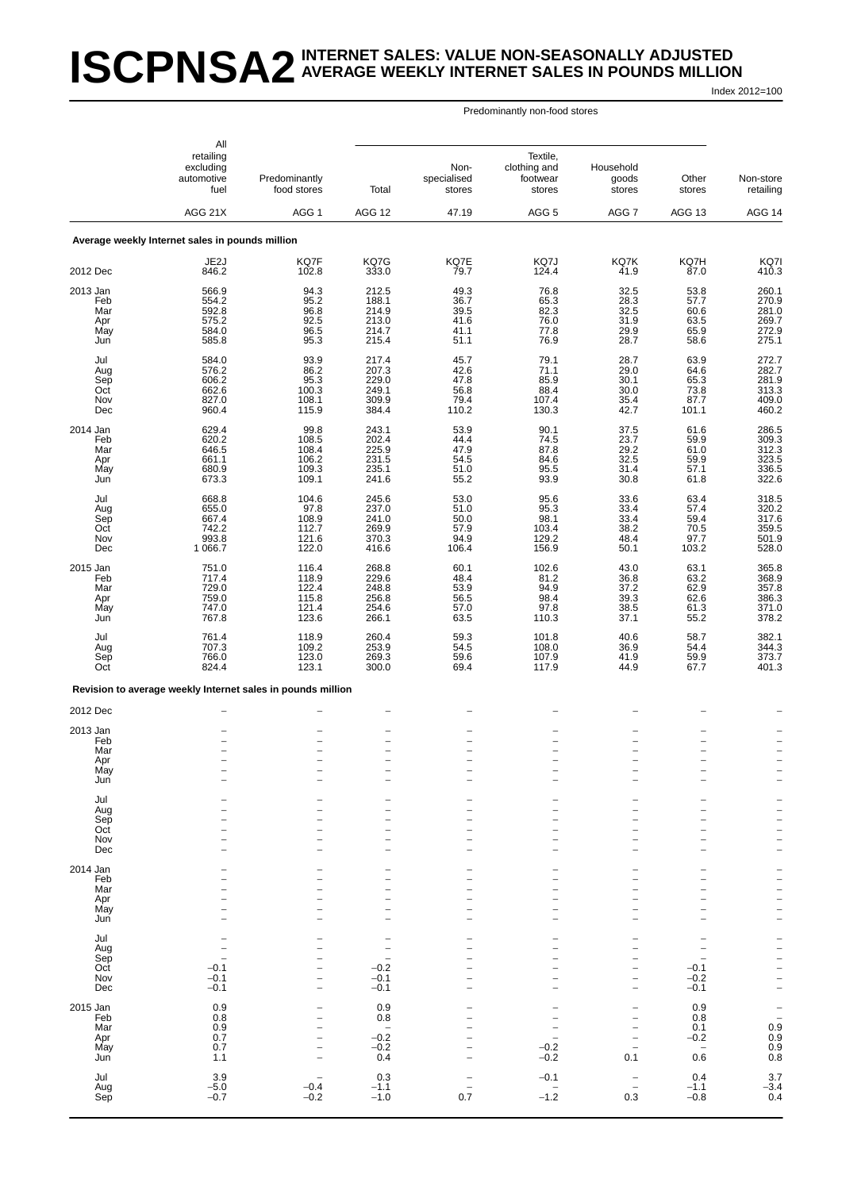# ISCPNSA2 INTERNET SALES: VALUE NON-SEASONALLY ADJUSTED AVERAGE WEEKLY INTERNET SALES IN POUNDS MILLION

Index 2012=100

| | All retailing excluding automotive fuel | Predominantly food stores | Predominantly non-food stores | | | | | Non-store retailing |
|---|---|---|---|---|---|---|---|---|
| | | | Total | Non-specialised stores | Textile, clothing and footwear stores | Household goods stores | Other stores | |
| | AGG 21X | AGG 1 | AGG 12 | 47.19 | AGG 5 | AGG 7 | AGG 13 | AGG 14 |
| **Average weekly Internet sales in pounds million** | | | | | | | | |
| | JE2J | KQ7F | KQ7G | KQ7E | KQ7J | KQ7K | KQ7H | KQ7I |
| 2012 Dec | 846.2 | 102.8 | 333.0 | 79.7 | 124.4 | 41.9 | 87.0 | 410.3 |
| 2013 Jan | 566.9 | 94.3 | 212.5 | 49.3 | 76.8 | 32.5 | 53.8 | 260.1 |
| Feb | 554.2 | 95.2 | 188.1 | 36.7 | 65.3 | 28.3 | 57.7 | 270.9 |
| Mar | 592.8 | 96.8 | 214.9 | 39.5 | 82.3 | 32.5 | 60.6 | 281.0 |
| Apr | 575.2 | 92.5 | 213.0 | 41.6 | 76.0 | 31.9 | 63.5 | 269.7 |
| May | 584.0 | 96.5 | 214.7 | 41.1 | 77.8 | 29.9 | 65.9 | 272.9 |
| Jun | 585.8 | 95.3 | 215.4 | 51.1 | 76.9 | 28.7 | 58.6 | 275.1 |
| Jul | 584.0 | 93.9 | 217.4 | 45.7 | 79.1 | 28.7 | 63.9 | 272.7 |
| Aug | 576.2 | 86.2 | 207.3 | 42.6 | 71.1 | 29.0 | 64.6 | 282.7 |
| Sep | 606.2 | 95.3 | 229.0 | 47.8 | 85.9 | 30.1 | 65.3 | 281.9 |
| Oct | 662.6 | 100.3 | 249.1 | 56.8 | 88.4 | 30.0 | 73.8 | 313.3 |
| Nov | 827.0 | 108.1 | 309.9 | 79.4 | 107.4 | 35.4 | 87.7 | 409.0 |
| Dec | 960.4 | 115.9 | 384.4 | 110.2 | 130.3 | 42.7 | 101.1 | 460.2 |
| 2014 Jan | 629.4 | 99.8 | 243.1 | 53.9 | 90.1 | 37.5 | 61.6 | 286.5 |
| Feb | 620.2 | 108.5 | 202.4 | 44.4 | 74.5 | 23.7 | 59.9 | 309.3 |
| Mar | 646.5 | 108.4 | 225.9 | 47.9 | 87.8 | 29.2 | 61.0 | 312.3 |
| Apr | 661.1 | 106.2 | 231.5 | 54.5 | 84.6 | 32.5 | 59.9 | 323.5 |
| May | 680.9 | 109.3 | 235.1 | 51.0 | 95.5 | 31.4 | 57.1 | 336.5 |
| Jun | 673.3 | 109.1 | 241.6 | 55.2 | 93.9 | 30.8 | 61.8 | 322.6 |
| Jul | 668.8 | 104.6 | 245.6 | 53.0 | 95.6 | 33.6 | 63.4 | 318.5 |
| Aug | 655.0 | 97.8 | 237.0 | 51.0 | 95.3 | 33.4 | 57.4 | 320.2 |
| Sep | 667.4 | 108.9 | 241.0 | 50.0 | 98.1 | 33.4 | 59.4 | 317.6 |
| Oct | 742.2 | 112.7 | 269.9 | 57.9 | 103.4 | 38.2 | 70.5 | 359.5 |
| Nov | 993.8 | 121.6 | 370.3 | 94.9 | 129.2 | 48.4 | 97.7 | 501.9 |
| Dec | 1 066.7 | 122.0 | 416.6 | 106.4 | 156.9 | 50.1 | 103.2 | 528.0 |
| 2015 Jan | 751.0 | 116.4 | 268.8 | 60.1 | 102.6 | 43.0 | 63.1 | 365.8 |
| Feb | 717.4 | 118.9 | 229.6 | 48.4 | 81.2 | 36.8 | 63.2 | 368.9 |
| Mar | 729.0 | 122.4 | 248.8 | 53.9 | 94.9 | 37.2 | 62.9 | 357.8 |
| Apr | 759.0 | 115.8 | 256.8 | 56.5 | 98.4 | 39.3 | 62.6 | 386.3 |
| May | 747.0 | 121.4 | 254.6 | 57.0 | 97.8 | 38.5 | 61.3 | 371.0 |
| Jun | 767.8 | 123.6 | 266.1 | 63.5 | 110.3 | 37.1 | 55.2 | 378.2 |
| Jul | 761.4 | 118.9 | 260.4 | 59.3 | 101.8 | 40.6 | 58.7 | 382.1 |
| Aug | 707.3 | 109.2 | 253.9 | 54.5 | 108.0 | 36.9 | 54.4 | 344.3 |
| Sep | 766.0 | 123.0 | 269.3 | 59.6 | 107.9 | 41.9 | 59.9 | 373.7 |
| Oct | 824.4 | 123.1 | 300.0 | 69.4 | 117.9 | 44.9 | 67.7 | 401.3 |
| **Revision to average weekly Internet sales in pounds million** | | | | | | | | |
| 2012 Dec | – | – | – | – | – | – | – | – |
| 2013 Jan | – | – | – | – | – | – | – | – |
| Feb | – | – | – | – | – | – | – | – |
| Mar | – | – | – | – | – | – | – | – |
| Apr | – | – | – | – | – | – | – | – |
| May | – | – | – | – | – | – | – | – |
| Jun | – | – | – | – | – | – | – | – |
| Jul | – | – | – | – | – | – | – | – |
| Aug | – | – | – | – | – | – | – | – |
| Sep | – | – | – | – | – | – | – | – |
| Oct | – | – | – | – | – | – | – | – |
| Nov | – | – | – | – | – | – | – | – |
| Dec | – | – | – | – | – | – | – | – |
| 2014 Jan | – | – | – | – | – | – | – | – |
| Feb | – | – | – | – | – | – | – | – |
| Mar | – | – | – | – | – | – | – | – |
| Apr | – | – | – | – | – | – | – | – |
| May | – | – | – | – | – | – | – | – |
| Jun | – | – | – | – | – | – | – | – |
| Jul | – | – | – | – | – | – | – | – |
| Aug | – | – | – | – | – | – | – | – |
| Sep | – | – | – | – | – | – | – | – |
| Oct | −0.1 | – | −0.2 | – | – | – | −0.1 | – |
| Nov | −0.1 | – | −0.1 | – | – | – | −0.2 | – |
| Dec | −0.1 | – | −0.1 | – | – | – | −0.1 | – |
| 2015 Jan | 0.9 | – | 0.9 | – | – | – | 0.9 | – |
| Feb | 0.8 | – | 0.8 | – | – | – | 0.8 | – |
| Mar | 0.9 | – | – | – | – | – | 0.1 | 0.9 |
| Apr | 0.7 | – | −0.2 | – | – | – | −0.2 | 0.9 |
| May | 0.7 | – | −0.2 | – | −0.2 | – | – | 0.9 |
| Jun | 1.1 | – | 0.4 | – | −0.2 | 0.1 | 0.6 | 0.8 |
| Jul | 3.9 | – | 0.3 | – | −0.1 | – | 0.4 | 3.7 |
| Aug | −5.0 | −0.4 | −1.1 | – | – | – | −1.1 | −3.4 |
| Sep | −0.7 | −0.2 | −1.0 | 0.7 | −1.2 | 0.3 | −0.8 | 0.4 |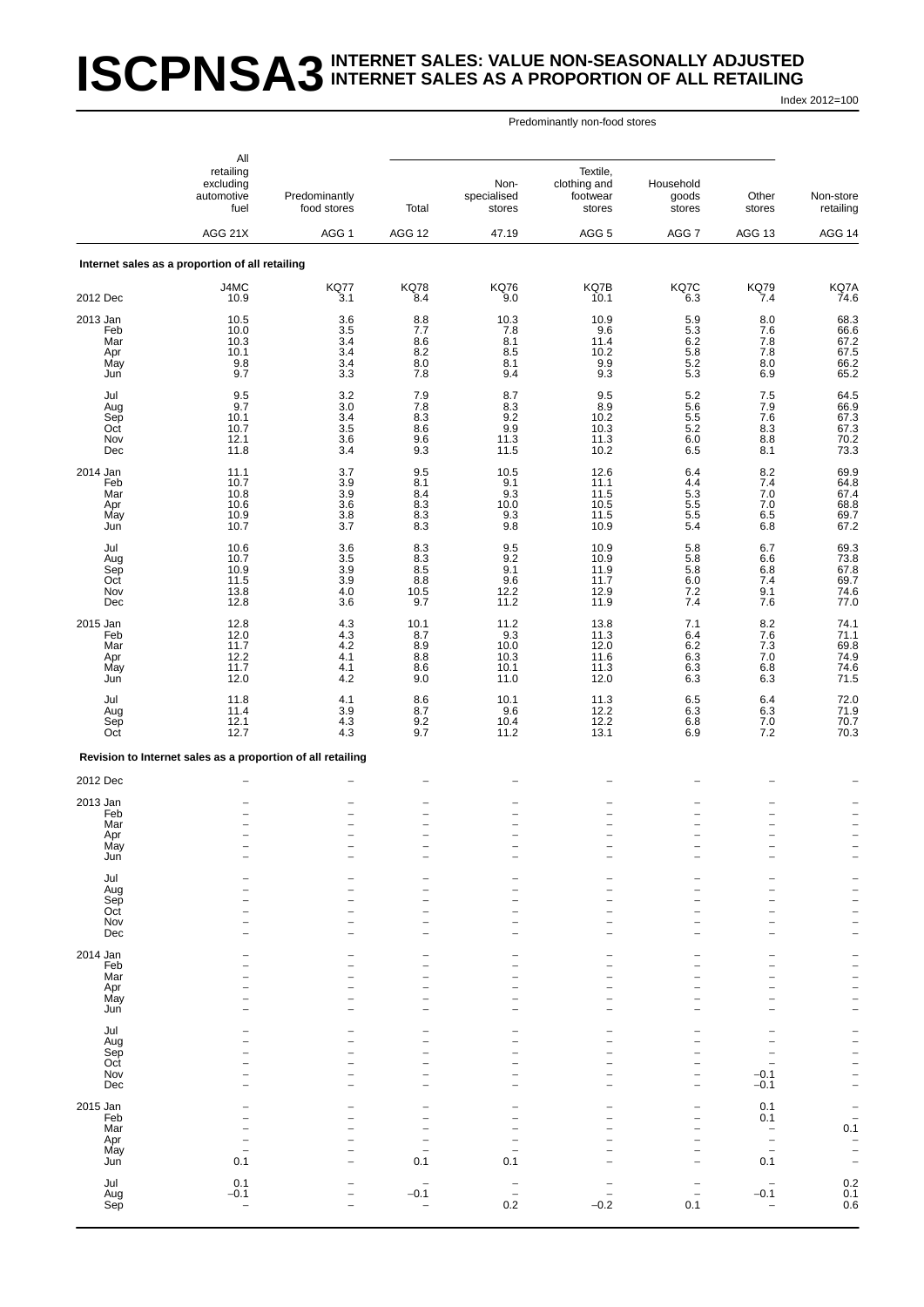# ISCPNSA3 INTERNET SALES: VALUE NON-SEASONALLY ADJUSTED INTERNET SALES AS A PROPORTION OF ALL RETAILING

Index 2012=100

| | All retailing excluding automotive fuel | Predominantly food stores | Predominantly non-food stores: Total | Non-specialised stores | Textile, clothing and footwear stores | Household goods stores | Other stores | Non-store retailing |
|---|---|---|---|---|---|---|---|---|
| | AGG 21X | AGG 1 | AGG 12 | 47.19 | AGG 5 | AGG 7 | AGG 13 | AGG 14 |
| **Internet sales as a proportion of all retailing** | | | | | | | | |
| | J4MC | KQ77 | KQ78 | KQ76 | KQ7B | KQ7C | KQ79 | KQ7A |
| 2012 Dec | 10.9 | 3.1 | 8.4 | 9.0 | 10.1 | 6.3 | 7.4 | 74.6 |
| 2013 Jan | 10.5 | 3.6 | 8.8 | 10.3 | 10.9 | 5.9 | 8.0 | 68.3 |
| Feb | 10.0 | 3.5 | 7.7 | 7.8 | 9.6 | 5.3 | 7.6 | 66.6 |
| Mar | 10.3 | 3.4 | 8.6 | 8.1 | 11.4 | 6.2 | 7.8 | 67.2 |
| Apr | 10.1 | 3.4 | 8.2 | 8.5 | 10.2 | 5.8 | 7.8 | 67.5 |
| May | 9.8 | 3.4 | 8.0 | 8.1 | 9.9 | 5.2 | 8.0 | 66.2 |
| Jun | 9.7 | 3.3 | 7.8 | 9.4 | 9.3 | 5.3 | 6.9 | 65.2 |
| Jul | 9.5 | 3.2 | 7.9 | 8.7 | 9.5 | 5.2 | 7.5 | 64.5 |
| Aug | 9.7 | 3.0 | 7.8 | 8.3 | 8.9 | 5.6 | 7.9 | 66.9 |
| Sep | 10.1 | 3.4 | 8.3 | 9.2 | 10.2 | 5.5 | 7.6 | 67.3 |
| Oct | 10.7 | 3.5 | 8.6 | 9.9 | 10.3 | 5.2 | 8.3 | 67.3 |
| Nov | 12.1 | 3.6 | 9.6 | 11.3 | 11.3 | 6.0 | 8.8 | 70.2 |
| Dec | 11.8 | 3.4 | 9.3 | 11.5 | 10.2 | 6.5 | 8.1 | 73.3 |
| 2014 Jan | 11.1 | 3.7 | 9.5 | 10.5 | 12.6 | 6.4 | 8.2 | 69.9 |
| Feb | 10.7 | 3.9 | 8.1 | 9.1 | 11.1 | 4.4 | 7.4 | 64.8 |
| Mar | 10.8 | 3.9 | 8.4 | 9.3 | 11.5 | 5.3 | 7.0 | 67.4 |
| Apr | 10.6 | 3.6 | 8.3 | 10.0 | 10.5 | 5.5 | 7.0 | 68.8 |
| May | 10.9 | 3.8 | 8.3 | 9.3 | 11.5 | 5.5 | 6.5 | 69.7 |
| Jun | 10.7 | 3.7 | 8.3 | 9.8 | 10.9 | 5.4 | 6.8 | 67.2 |
| Jul | 10.6 | 3.6 | 8.3 | 9.5 | 10.9 | 5.8 | 6.7 | 69.3 |
| Aug | 10.7 | 3.5 | 8.3 | 9.2 | 10.9 | 5.8 | 6.6 | 73.8 |
| Sep | 10.9 | 3.9 | 8.5 | 9.1 | 11.9 | 5.8 | 6.8 | 67.8 |
| Oct | 11.5 | 3.9 | 8.8 | 9.6 | 11.7 | 6.0 | 7.4 | 69.7 |
| Nov | 13.8 | 4.0 | 10.5 | 12.2 | 12.9 | 7.2 | 9.1 | 74.6 |
| Dec | 12.8 | 3.6 | 9.7 | 11.2 | 11.9 | 7.4 | 7.6 | 77.0 |
| 2015 Jan | 12.8 | 4.3 | 10.1 | 11.2 | 13.8 | 7.1 | 8.2 | 74.1 |
| Feb | 12.0 | 4.3 | 8.7 | 9.3 | 11.3 | 6.4 | 7.6 | 71.1 |
| Mar | 11.7 | 4.2 | 8.9 | 10.0 | 12.0 | 6.2 | 7.3 | 69.8 |
| Apr | 12.2 | 4.1 | 8.8 | 10.3 | 11.6 | 6.3 | 7.0 | 74.9 |
| May | 11.7 | 4.1 | 8.6 | 10.1 | 11.3 | 6.3 | 6.8 | 74.6 |
| Jun | 12.0 | 4.2 | 9.0 | 11.0 | 12.0 | 6.3 | 6.3 | 71.5 |
| Jul | 11.8 | 4.1 | 8.6 | 10.1 | 11.3 | 6.5 | 6.4 | 72.0 |
| Aug | 11.4 | 3.9 | 8.7 | 9.6 | 12.2 | 6.3 | 6.3 | 71.9 |
| Sep | 12.1 | 4.3 | 9.2 | 10.4 | 12.2 | 6.8 | 7.0 | 70.7 |
| Oct | 12.7 | 4.3 | 9.7 | 11.2 | 13.1 | 6.9 | 7.2 | 70.3 |
| **Revision to Internet sales as a proportion of all retailing** | | | | | | | | |
| 2012 Dec | – | – | – | – | – | – | – | – |
| 2013 Jan | – | – | – | – | – | – | – | – |
| Feb | – | – | – | – | – | – | – | – |
| Mar | – | – | – | – | – | – | – | – |
| Apr | – | – | – | – | – | – | – | – |
| May | – | – | – | – | – | – | – | – |
| Jun | – | – | – | – | – | – | – | – |
| Jul | – | – | – | – | – | – | – | – |
| Aug | – | – | – | – | – | – | – | – |
| Sep | – | – | – | – | – | – | – | – |
| Oct | – | – | – | – | – | – | – | – |
| Nov | – | – | – | – | – | – | – | – |
| Dec | – | – | – | – | – | – | – | – |
| 2014 Jan | – | – | – | – | – | – | – | – |
| Feb | – | – | – | – | – | – | – | – |
| Mar | – | – | – | – | – | – | – | – |
| Apr | – | – | – | – | – | – | – | – |
| May | – | – | – | – | – | – | – | – |
| Jun | – | – | – | – | – | – | – | – |
| Jul | – | – | – | – | – | – | – | – |
| Aug | – | – | – | – | – | – | – | – |
| Sep | – | – | – | – | – | – | – | – |
| Oct | – | – | – | – | – | – | – | – |
| Nov | – | – | – | – | – | – | −0.1 | – |
| Dec | – | – | – | – | – | – | −0.1 | – |
| 2015 Jan | – | – | – | – | – | – | 0.1 | – |
| Feb | – | – | – | – | – | – | 0.1 | – |
| Mar | – | – | – | – | – | – | – | 0.1 |
| Apr | – | – | – | – | – | – | – | – |
| May | – | – | – | – | – | – | – | – |
| Jun | 0.1 | – | 0.1 | 0.1 | – | – | 0.1 | – |
| Jul | 0.1 | – | – | – | – | – | – | 0.2 |
| Aug | −0.1 | – | −0.1 | – | – | – | −0.1 | 0.1 |
| Sep | – | – | – | 0.2 | −0.2 | 0.1 | – | 0.6 |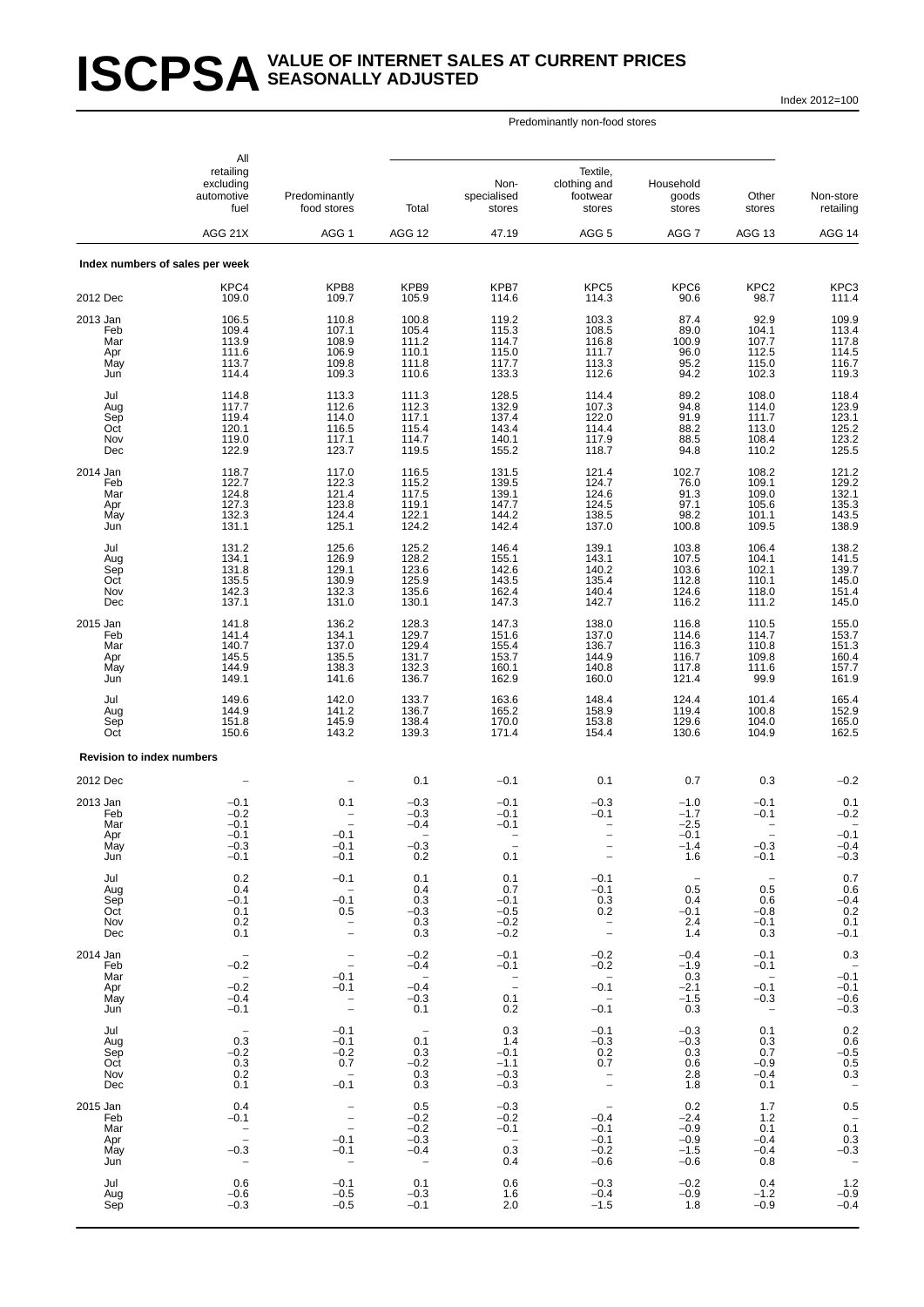# ISCPSA VALUE OF INTERNET SALES AT CURRENT PRICES SEASONALLY ADJUSTED

Index 2012=100

| | All retailing excluding automotive fuel | Predominantly food stores | Predominantly non-food stores: Total | Predominantly non-food stores: Non-specialised stores | Predominantly non-food stores: Textile, clothing and footwear stores | Predominantly non-food stores: Household goods stores | Predominantly non-food stores: Other stores | Non-store retailing |
|---|---|---|---|---|---|---|---|---|
| | AGG 21X | AGG 1 | AGG 12 | 47.19 | AGG 5 | AGG 7 | AGG 13 | AGG 14 |
| **Index numbers of sales per week** | | | | | | | | |
| | KPC4 | KPB8 | KPB9 | KPB7 | KPC5 | KPC6 | KPC2 | KPC3 |
| 2012 Dec | 109.0 | 109.7 | 105.9 | 114.6 | 114.3 | 90.6 | 98.7 | 111.4 |
| 2013 Jan | 106.5 | 110.8 | 100.8 | 119.2 | 103.3 | 87.4 | 92.9 | 109.9 |
| Feb | 109.4 | 107.1 | 105.4 | 115.3 | 108.5 | 89.0 | 104.1 | 113.4 |
| Mar | 113.9 | 108.9 | 111.2 | 114.7 | 116.8 | 100.9 | 107.7 | 117.8 |
| Apr | 111.6 | 106.9 | 110.1 | 115.0 | 111.7 | 96.0 | 112.5 | 114.5 |
| May | 113.7 | 109.8 | 111.8 | 117.7 | 113.3 | 95.2 | 115.0 | 116.7 |
| Jun | 114.4 | 109.3 | 110.6 | 133.3 | 112.6 | 94.2 | 102.3 | 119.3 |
| Jul | 114.8 | 113.3 | 111.3 | 128.5 | 114.4 | 89.2 | 108.0 | 118.4 |
| Aug | 117.7 | 112.6 | 112.3 | 132.9 | 107.3 | 94.8 | 114.0 | 123.9 |
| Sep | 119.4 | 114.0 | 117.1 | 137.4 | 122.0 | 91.9 | 111.7 | 123.1 |
| Oct | 120.1 | 116.5 | 115.4 | 143.4 | 114.4 | 88.2 | 113.0 | 125.2 |
| Nov | 119.0 | 117.1 | 114.7 | 140.1 | 117.9 | 88.5 | 108.4 | 123.2 |
| Dec | 122.9 | 123.7 | 119.5 | 155.2 | 118.7 | 94.8 | 110.2 | 125.5 |
| 2014 Jan | 118.7 | 117.0 | 116.5 | 131.5 | 121.4 | 102.7 | 108.2 | 121.2 |
| Feb | 122.7 | 122.3 | 115.2 | 139.5 | 124.7 | 76.0 | 109.1 | 129.2 |
| Mar | 124.8 | 121.4 | 117.5 | 139.1 | 124.6 | 91.3 | 109.0 | 132.1 |
| Apr | 127.3 | 123.8 | 119.1 | 147.7 | 124.5 | 97.1 | 105.6 | 135.3 |
| May | 132.3 | 124.4 | 122.1 | 144.2 | 138.5 | 98.2 | 101.1 | 143.5 |
| Jun | 131.1 | 125.1 | 124.2 | 142.4 | 137.0 | 100.8 | 109.5 | 138.9 |
| Jul | 131.2 | 125.6 | 125.2 | 146.4 | 139.1 | 103.8 | 106.4 | 138.2 |
| Aug | 134.1 | 126.9 | 128.2 | 155.1 | 143.1 | 107.5 | 104.1 | 141.5 |
| Sep | 131.8 | 129.1 | 123.6 | 142.6 | 140.2 | 103.6 | 102.1 | 139.7 |
| Oct | 135.5 | 130.9 | 125.9 | 143.5 | 135.4 | 112.8 | 110.1 | 145.0 |
| Nov | 142.3 | 132.3 | 135.6 | 162.4 | 140.4 | 124.6 | 118.0 | 151.4 |
| Dec | 137.1 | 131.0 | 130.1 | 147.3 | 142.7 | 116.2 | 111.2 | 145.0 |
| 2015 Jan | 141.8 | 136.2 | 128.3 | 147.3 | 138.0 | 116.8 | 110.5 | 155.0 |
| Feb | 141.4 | 134.1 | 129.7 | 151.6 | 137.0 | 114.6 | 114.7 | 153.7 |
| Mar | 140.7 | 137.0 | 129.4 | 155.4 | 136.7 | 116.3 | 110.8 | 151.3 |
| Apr | 145.5 | 135.5 | 131.7 | 153.7 | 144.9 | 116.7 | 109.8 | 160.4 |
| May | 144.9 | 138.3 | 132.3 | 160.1 | 140.8 | 117.8 | 111.6 | 157.7 |
| Jun | 149.1 | 141.6 | 136.7 | 162.9 | 160.0 | 121.4 | 99.9 | 161.9 |
| Jul | 149.6 | 142.0 | 133.7 | 163.6 | 148.4 | 124.4 | 101.4 | 165.4 |
| Aug | 144.9 | 141.2 | 136.7 | 165.2 | 158.9 | 119.4 | 100.8 | 152.9 |
| Sep | 151.8 | 145.9 | 138.4 | 170.0 | 153.8 | 129.6 | 104.0 | 165.0 |
| Oct | 150.6 | 143.2 | 139.3 | 171.4 | 154.4 | 130.6 | 104.9 | 162.5 |
| **Revision to index numbers** | | | | | | | | |
| 2012 Dec | – | – | 0.1 | −0.1 | 0.1 | 0.7 | 0.3 | −0.2 |
| 2013 Jan | −0.1 | 0.1 | −0.3 | −0.1 | −0.3 | −1.0 | −0.1 | 0.1 |
| Feb | −0.2 | – | −0.3 | −0.1 | −0.1 | −1.7 | −0.1 | −0.2 |
| Mar | −0.1 | – | −0.4 | −0.1 | – | −2.5 | – | – |
| Apr | −0.1 | −0.1 | – | – | – | −0.1 | – | −0.1 |
| May | −0.3 | −0.1 | −0.3 | – | – | −1.4 | −0.3 | −0.4 |
| Jun | −0.1 | −0.1 | 0.2 | 0.1 | – | 1.6 | −0.1 | −0.3 |
| Jul | 0.2 | −0.1 | 0.1 | 0.1 | −0.1 | – | – | 0.7 |
| Aug | 0.4 | – | 0.4 | 0.7 | −0.1 | 0.5 | 0.5 | 0.6 |
| Sep | −0.1 | −0.1 | 0.3 | −0.1 | 0.3 | 0.4 | 0.6 | −0.4 |
| Oct | 0.1 | 0.5 | −0.3 | −0.5 | 0.2 | −0.1 | −0.8 | 0.2 |
| Nov | 0.2 | – | 0.3 | −0.2 | – | 2.4 | −0.1 | 0.1 |
| Dec | 0.1 | – | 0.3 | −0.2 | – | 1.4 | 0.3 | −0.1 |
| 2014 Jan | – | – | −0.2 | −0.1 | −0.2 | −0.4 | −0.1 | 0.3 |
| Feb | −0.2 | – | −0.4 | −0.1 | −0.2 | −1.9 | −0.1 | – |
| Mar | – | −0.1 | – | – | – | 0.3 | – | −0.1 |
| Apr | −0.2 | −0.1 | −0.4 | – | −0.1 | −2.1 | −0.1 | −0.1 |
| May | −0.4 | – | −0.3 | 0.1 | – | −1.5 | −0.3 | −0.6 |
| Jun | −0.1 | – | 0.1 | 0.2 | −0.1 | 0.3 | – | −0.3 |
| Jul | – | −0.1 | – | 0.3 | −0.1 | −0.3 | 0.1 | 0.2 |
| Aug | 0.3 | −0.1 | 0.1 | 1.4 | −0.3 | −0.3 | 0.3 | 0.6 |
| Sep | −0.2 | −0.2 | 0.3 | −0.1 | 0.2 | 0.3 | 0.7 | −0.5 |
| Oct | 0.3 | 0.7 | −0.2 | −1.1 | 0.7 | 0.6 | −0.9 | 0.5 |
| Nov | 0.2 | – | 0.3 | −0.3 | – | 2.8 | −0.4 | 0.3 |
| Dec | 0.1 | −0.1 | 0.3 | −0.3 | – | 1.8 | 0.1 | – |
| 2015 Jan | 0.4 | – | 0.5 | −0.3 | – | 0.2 | 1.7 | 0.5 |
| Feb | −0.1 | – | −0.2 | −0.2 | −0.4 | −2.4 | 1.2 | – |
| Mar | – | – | −0.2 | −0.1 | −0.1 | −0.9 | 0.1 | 0.1 |
| Apr | – | −0.1 | −0.3 | – | −0.1 | −0.9 | −0.4 | 0.3 |
| May | −0.3 | −0.1 | −0.4 | 0.3 | −0.2 | −1.5 | −0.4 | −0.3 |
| Jun | – | – | – | 0.4 | −0.6 | −0.6 | 0.8 | – |
| Jul | 0.6 | −0.1 | 0.1 | 0.6 | −0.3 | −0.2 | 0.4 | 1.2 |
| Aug | −0.6 | −0.5 | −0.3 | 1.6 | −0.4 | −0.9 | −1.2 | −0.9 |
| Sep | −0.3 | −0.5 | −0.1 | 2.0 | −1.5 | 1.8 | −0.9 | −0.4 |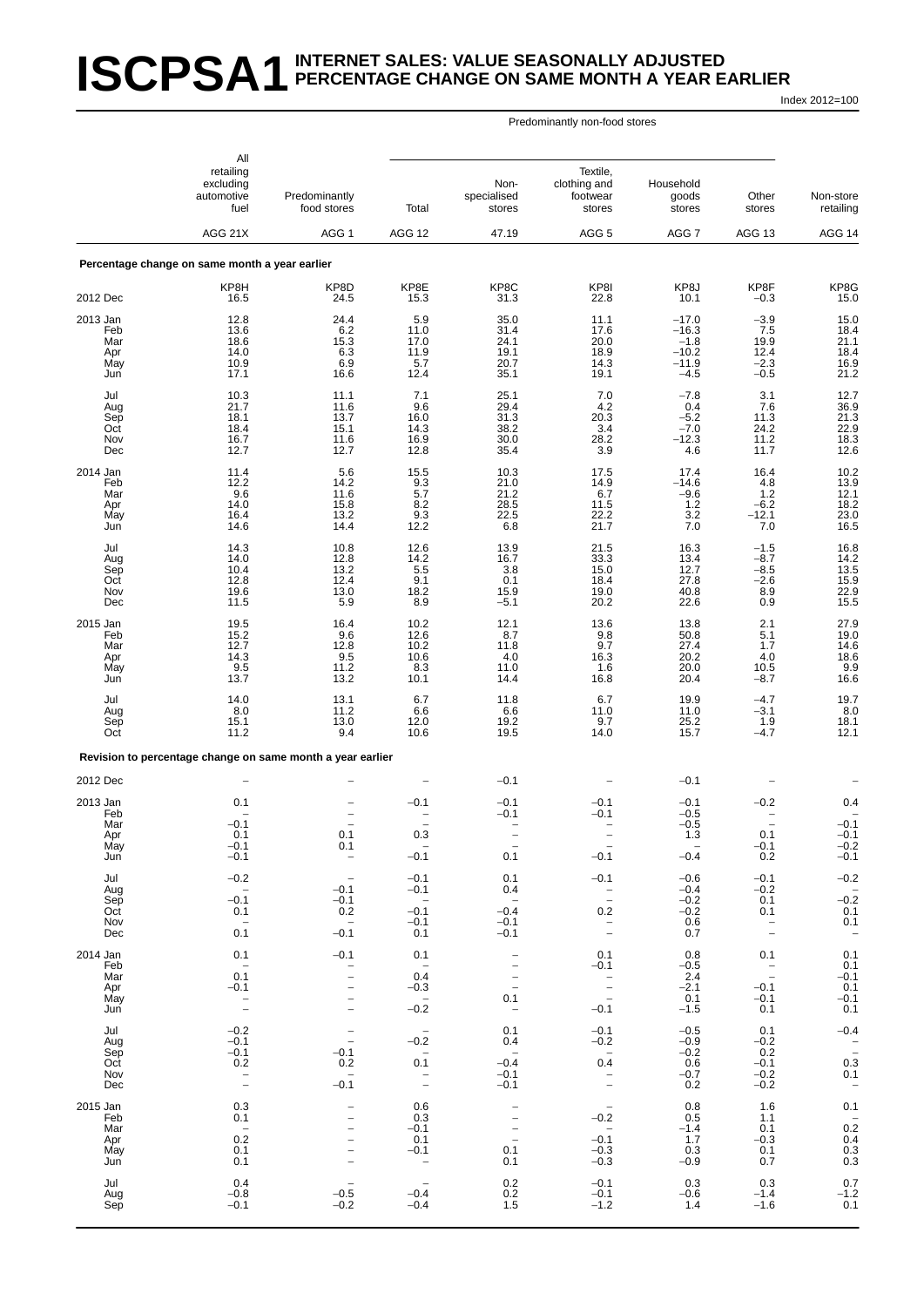# ISCPSA1 INTERNET SALES: VALUE SEASONALLY ADJUSTED PERCENTAGE CHANGE ON SAME MONTH A YEAR EARLIER

Index 2012=100

| | All retailing excluding automotive fuel | Predominantly food stores | Predominantly non-food stores: Total | Non-specialised stores | Textile, clothing and footwear stores | Household goods stores | Other stores | Non-store retailing |
|---|---|---|---|---|---|---|---|---|
| | AGG 21X | AGG 1 | AGG 12 | 47.19 | AGG 5 | AGG 7 | AGG 13 | AGG 14 |
| **Percentage change on same month a year earlier** | | | | | | | | |
| | KP8H | KP8D | KP8E | KP8C | KP8I | KP8J | KP8F | KP8G |
| 2012 Dec | 16.5 | 24.5 | 15.3 | 31.3 | 22.8 | 10.1 | −0.3 | 15.0 |
| 2013 Jan | 12.8 | 24.4 | 5.9 | 35.0 | 11.1 | −17.0 | −3.9 | 15.0 |
| Feb | 13.6 | 6.2 | 11.0 | 31.4 | 17.6 | −16.3 | 7.5 | 18.4 |
| Mar | 18.6 | 15.3 | 17.0 | 24.1 | 20.0 | −1.8 | 19.9 | 21.1 |
| Apr | 14.0 | 6.3 | 11.9 | 19.1 | 18.9 | −10.2 | 12.4 | 18.4 |
| May | 10.9 | 6.9 | 5.7 | 20.7 | 14.3 | −11.9 | −2.3 | 16.9 |
| Jun | 17.1 | 16.6 | 12.4 | 35.1 | 19.1 | −4.5 | −0.5 | 21.2 |
| Jul | 10.3 | 11.1 | 7.1 | 25.1 | 7.0 | −7.8 | 3.1 | 12.7 |
| Aug | 21.7 | 11.6 | 9.6 | 29.4 | 4.2 | 0.4 | 7.6 | 36.9 |
| Sep | 18.1 | 13.7 | 16.0 | 31.3 | 20.3 | −5.2 | 11.3 | 21.3 |
| Oct | 18.4 | 15.1 | 14.3 | 38.2 | 3.4 | −7.0 | 24.2 | 22.9 |
| Nov | 16.7 | 11.6 | 16.9 | 30.0 | 28.2 | −12.3 | 11.2 | 18.3 |
| Dec | 12.7 | 12.7 | 12.8 | 35.4 | 3.9 | 4.6 | 11.7 | 12.6 |
| 2014 Jan | 11.4 | 5.6 | 15.5 | 10.3 | 17.5 | 17.4 | 16.4 | 10.2 |
| Feb | 12.2 | 14.2 | 9.3 | 21.0 | 14.9 | −14.6 | 4.8 | 13.9 |
| Mar | 9.6 | 11.6 | 5.7 | 21.2 | 6.7 | −9.6 | 1.2 | 12.1 |
| Apr | 14.0 | 15.8 | 8.2 | 28.5 | 11.5 | 1.2 | −6.2 | 18.2 |
| May | 16.4 | 13.2 | 9.3 | 22.5 | 22.2 | 3.2 | −12.1 | 23.0 |
| Jun | 14.6 | 14.4 | 12.2 | 6.8 | 21.7 | 7.0 | 7.0 | 16.5 |
| Jul | 14.3 | 10.8 | 12.6 | 13.9 | 21.5 | 16.3 | −1.5 | 16.8 |
| Aug | 14.0 | 12.8 | 14.2 | 16.7 | 33.3 | 13.4 | −8.7 | 14.2 |
| Sep | 10.4 | 13.2 | 5.5 | 3.8 | 15.0 | 12.7 | −8.5 | 13.5 |
| Oct | 12.8 | 12.4 | 9.1 | 0.1 | 18.4 | 27.8 | −2.6 | 15.9 |
| Nov | 19.6 | 13.0 | 18.2 | 15.9 | 19.0 | 40.8 | 8.9 | 22.9 |
| Dec | 11.5 | 5.9 | 8.9 | −5.1 | 20.2 | 22.6 | 0.9 | 15.5 |
| 2015 Jan | 19.5 | 16.4 | 10.2 | 12.1 | 13.6 | 13.8 | 2.1 | 27.9 |
| Feb | 15.2 | 9.6 | 12.6 | 8.7 | 9.8 | 50.8 | 5.1 | 19.0 |
| Mar | 12.7 | 12.8 | 10.2 | 11.8 | 9.7 | 27.4 | 1.7 | 14.6 |
| Apr | 14.3 | 9.5 | 10.6 | 4.0 | 16.3 | 20.2 | 4.0 | 18.6 |
| May | 9.5 | 11.2 | 8.3 | 11.0 | 1.6 | 20.0 | 10.5 | 9.9 |
| Jun | 13.7 | 13.2 | 10.1 | 14.4 | 16.8 | 20.4 | −8.7 | 16.6 |
| Jul | 14.0 | 13.1 | 6.7 | 11.8 | 6.7 | 19.9 | −4.7 | 19.7 |
| Aug | 8.0 | 11.2 | 6.6 | 6.6 | 11.0 | 11.0 | −3.1 | 8.0 |
| Sep | 15.1 | 13.0 | 12.0 | 19.2 | 9.7 | 25.2 | 1.9 | 18.1 |
| Oct | 11.2 | 9.4 | 10.6 | 19.5 | 14.0 | 15.7 | −4.7 | 12.1 |
| **Revision to percentage change on same month a year earlier** | | | | | | | | |
| 2012 Dec | – | – | – | −0.1 | – | −0.1 | – | – |
| 2013 Jan | 0.1 | – | −0.1 | −0.1 | −0.1 | −0.1 | −0.2 | 0.4 |
| Feb | – | – | – | −0.1 | −0.1 | −0.5 | – | – |
| Mar | −0.1 | – | – | – | – | −0.5 | – | −0.1 |
| Apr | 0.1 | 0.1 | 0.3 | – | – | 1.3 | 0.1 | −0.1 |
| May | −0.1 | 0.1 | – | – | – | – | −0.1 | −0.2 |
| Jun | −0.1 | – | −0.1 | 0.1 | −0.1 | −0.4 | 0.2 | −0.1 |
| Jul | −0.2 | – | −0.1 | 0.1 | −0.1 | −0.6 | −0.1 | −0.2 |
| Aug | – | −0.1 | −0.1 | 0.4 | – | −0.4 | −0.2 | – |
| Sep | −0.1 | −0.1 | – | – | – | −0.2 | 0.1 | −0.2 |
| Oct | 0.1 | 0.2 | −0.1 | −0.4 | 0.2 | −0.2 | 0.1 | 0.1 |
| Nov | – | – | −0.1 | −0.1 | – | 0.6 | – | 0.1 |
| Dec | 0.1 | −0.1 | 0.1 | −0.1 | – | 0.7 | – | – |
| 2014 Jan | 0.1 | −0.1 | 0.1 | – | 0.1 | 0.8 | 0.1 | 0.1 |
| Feb | – | – | – | – | −0.1 | −0.5 | – | 0.1 |
| Mar | 0.1 | – | 0.4 | – | – | 2.4 | – | −0.1 |
| Apr | −0.1 | – | −0.3 | – | – | −2.1 | −0.1 | 0.1 |
| May | – | – | – | 0.1 | – | 0.1 | −0.1 | −0.1 |
| Jun | – | – | −0.2 | – | −0.1 | −1.5 | 0.1 | 0.1 |
| Jul | −0.2 | – | – | 0.1 | −0.1 | −0.5 | 0.1 | −0.4 |
| Aug | −0.1 | – | −0.2 | 0.4 | −0.2 | −0.9 | −0.2 | – |
| Sep | −0.1 | −0.1 | – | – | – | −0.2 | 0.2 | – |
| Oct | 0.2 | 0.2 | 0.1 | −0.4 | 0.4 | 0.6 | −0.1 | 0.3 |
| Nov | – | – | – | −0.1 | – | −0.7 | −0.2 | 0.1 |
| Dec | – | −0.1 | – | −0.1 | – | 0.2 | −0.2 | – |
| 2015 Jan | 0.3 | – | 0.6 | – | – | 0.8 | 1.6 | 0.1 |
| Feb | 0.1 | – | 0.3 | – | −0.2 | 0.5 | 1.1 | – |
| Mar | – | – | −0.1 | – | – | −1.4 | 0.1 | 0.2 |
| Apr | 0.2 | – | 0.1 | – | −0.1 | 1.7 | −0.3 | 0.4 |
| May | 0.1 | – | −0.1 | 0.1 | −0.3 | 0.3 | 0.1 | 0.3 |
| Jun | 0.1 | – | – | 0.1 | −0.3 | −0.9 | 0.7 | 0.3 |
| Jul | 0.4 | – | – | 0.2 | −0.1 | 0.3 | 0.3 | 0.7 |
| Aug | −0.8 | −0.5 | −0.4 | 0.2 | −0.1 | −0.6 | −1.4 | −1.2 |
| Sep | −0.1 | −0.2 | −0.4 | 1.5 | −1.2 | 1.4 | −1.6 | 0.1 |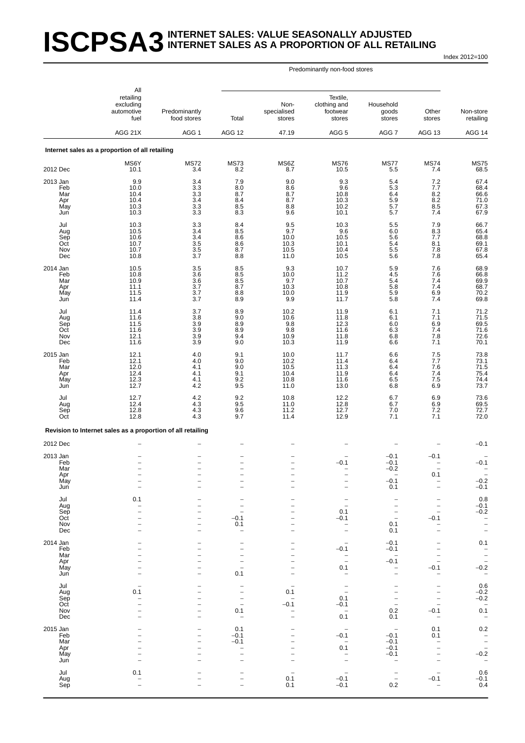# ISCPSA3 INTERNET SALES: VALUE SEASONALLY ADJUSTED
## INTERNET SALES AS A PROPORTION OF ALL RETAILING

Index 2012=100

| | All retailing excluding automotive fuel | Predominantly food stores | Predominantly non-food stores: Total | Non-specialised stores | Textile, clothing and footwear stores | Household goods stores | Other stores | Non-store retailing |
|---|---|---|---|---|---|---|---|---|
| | AGG 21X | AGG 1 | AGG 12 | 47.19 | AGG 5 | AGG 7 | AGG 13 | AGG 14 |
| **Internet sales as a proportion of all retailing** | | | | | | | | |
| | MS6Y | MS72 | MS73 | MS6Z | MS76 | MS77 | MS74 | MS75 |
| 2012 Dec | 10.1 | 3.4 | 8.2 | 8.7 | 10.5 | 5.5 | 7.4 | 68.5 |
| 2013 Jan | 9.9 | 3.4 | 7.9 | 9.0 | 9.3 | 5.4 | 7.2 | 67.4 |
| Feb | 10.0 | 3.3 | 8.0 | 8.6 | 9.6 | 5.3 | 7.7 | 68.4 |
| Mar | 10.4 | 3.3 | 8.7 | 8.7 | 10.8 | 6.4 | 8.2 | 66.6 |
| Apr | 10.4 | 3.4 | 8.4 | 8.7 | 10.3 | 5.9 | 8.2 | 71.0 |
| May | 10.3 | 3.3 | 8.5 | 8.8 | 10.2 | 5.7 | 8.5 | 67.3 |
| Jun | 10.3 | 3.3 | 8.3 | 9.6 | 10.1 | 5.7 | 7.4 | 67.9 |
| Jul | 10.3 | 3.3 | 8.4 | 9.5 | 10.3 | 5.5 | 7.9 | 66.7 |
| Aug | 10.5 | 3.4 | 8.5 | 9.7 | 9.6 | 6.0 | 8.3 | 65.4 |
| Sep | 10.6 | 3.4 | 8.6 | 10.0 | 10.5 | 5.6 | 7.7 | 68.8 |
| Oct | 10.7 | 3.5 | 8.6 | 10.3 | 10.1 | 5.4 | 8.1 | 69.1 |
| Nov | 10.7 | 3.5 | 8.7 | 10.5 | 10.4 | 5.5 | 7.8 | 67.8 |
| Dec | 10.8 | 3.7 | 8.8 | 11.0 | 10.5 | 5.6 | 7.8 | 65.4 |
| 2014 Jan | 10.5 | 3.5 | 8.5 | 9.3 | 10.7 | 5.9 | 7.6 | 68.9 |
| Feb | 10.8 | 3.6 | 8.5 | 10.0 | 11.2 | 4.5 | 7.6 | 66.8 |
| Mar | 10.9 | 3.6 | 8.5 | 9.7 | 10.7 | 5.4 | 7.4 | 69.9 |
| Apr | 11.1 | 3.7 | 8.7 | 10.3 | 10.8 | 5.8 | 7.4 | 68.7 |
| May | 11.5 | 3.7 | 8.8 | 10.0 | 11.9 | 5.9 | 6.9 | 70.2 |
| Jun | 11.4 | 3.7 | 8.9 | 9.9 | 11.7 | 5.8 | 7.4 | 69.8 |
| Jul | 11.4 | 3.7 | 8.9 | 10.2 | 11.9 | 6.1 | 7.1 | 71.2 |
| Aug | 11.6 | 3.8 | 9.0 | 10.6 | 11.8 | 6.1 | 7.1 | 71.5 |
| Sep | 11.5 | 3.9 | 8.9 | 9.8 | 12.3 | 6.0 | 6.9 | 69.5 |
| Oct | 11.6 | 3.9 | 8.9 | 9.8 | 11.6 | 6.3 | 7.4 | 71.6 |
| Nov | 12.1 | 3.9 | 9.4 | 10.9 | 11.8 | 6.8 | 7.8 | 72.6 |
| Dec | 11.6 | 3.9 | 9.0 | 10.3 | 11.9 | 6.6 | 7.1 | 70.1 |
| 2015 Jan | 12.1 | 4.0 | 9.1 | 10.0 | 11.7 | 6.6 | 7.5 | 73.8 |
| Feb | 12.1 | 4.0 | 9.0 | 10.2 | 11.4 | 6.4 | 7.7 | 73.1 |
| Mar | 12.0 | 4.1 | 9.0 | 10.5 | 11.3 | 6.4 | 7.6 | 71.5 |
| Apr | 12.4 | 4.1 | 9.1 | 10.4 | 11.9 | 6.4 | 7.4 | 75.4 |
| May | 12.3 | 4.1 | 9.2 | 10.8 | 11.6 | 6.5 | 7.5 | 74.4 |
| Jun | 12.7 | 4.2 | 9.5 | 11.0 | 13.0 | 6.8 | 6.9 | 73.7 |
| Jul | 12.7 | 4.2 | 9.2 | 10.8 | 12.2 | 6.7 | 6.9 | 73.6 |
| Aug | 12.4 | 4.3 | 9.5 | 11.0 | 12.8 | 6.7 | 6.9 | 69.5 |
| Sep | 12.8 | 4.3 | 9.6 | 11.2 | 12.7 | 7.0 | 7.2 | 72.7 |
| Oct | 12.8 | 4.3 | 9.7 | 11.4 | 12.9 | 7.1 | 7.1 | 72.0 |
| **Revision to Internet sales as a proportion of all retailing** | | | | | | | | |
| 2012 Dec | – | – | – | – | – | – | – | −0.1 |
| 2013 Jan | – | – | – | – | – | −0.1 | −0.1 | – |
| Feb | – | – | – | – | −0.1 | −0.1 | – | −0.1 |
| Mar | – | – | – | – | – | −0.2 | – | – |
| Apr | – | – | – | – | – | – | 0.1 | – |
| May | – | – | – | – | – | −0.1 | – | −0.2 |
| Jun | – | – | – | – | – | 0.1 | – | −0.1 |
| Jul | 0.1 | – | – | – | – | – | – | 0.8 |
| Aug | – | – | – | – | – | – | – | −0.1 |
| Sep | – | – | – | – | 0.1 | – | – | −0.2 |
| Oct | – | – | −0.1 | – | −0.1 | – | −0.1 | – |
| Nov | – | – | 0.1 | – | – | 0.1 | – | – |
| Dec | – | – | – | – | – | 0.1 | – | – |
| 2014 Jan | – | – | – | – | – | −0.1 | – | 0.1 |
| Feb | – | – | – | – | −0.1 | −0.1 | – | – |
| Mar | – | – | – | – | – | – | – | – |
| Apr | – | – | – | – | – | −0.1 | – | – |
| May | – | – | – | – | 0.1 | – | −0.1 | −0.2 |
| Jun | – | – | 0.1 | – | – | – | – | – |
| Jul | – | – | – | – | – | – | – | 0.6 |
| Aug | 0.1 | – | – | 0.1 | – | – | – | −0.2 |
| Sep | – | – | – | – | 0.1 | – | – | −0.2 |
| Oct | – | – | – | −0.1 | −0.1 | – | – | – |
| Nov | – | – | 0.1 | – | – | 0.2 | −0.1 | 0.1 |
| Dec | – | – | – | – | 0.1 | 0.1 | – | – |
| 2015 Jan | – | – | 0.1 | – | – | – | 0.1 | 0.2 |
| Feb | – | – | −0.1 | – | −0.1 | −0.1 | 0.1 | – |
| Mar | – | – | −0.1 | – | – | −0.1 | – | – |
| Apr | – | – | – | – | 0.1 | −0.1 | – | – |
| May | – | – | – | – | – | −0.1 | – | −0.2 |
| Jun | – | – | – | – | – | – | – | – |
| Jul | 0.1 | – | – | – | – | – | – | 0.6 |
| Aug | – | – | – | 0.1 | −0.1 | – | −0.1 | −0.1 |
| Sep | – | – | – | 0.1 | −0.1 | 0.2 | – | 0.4 |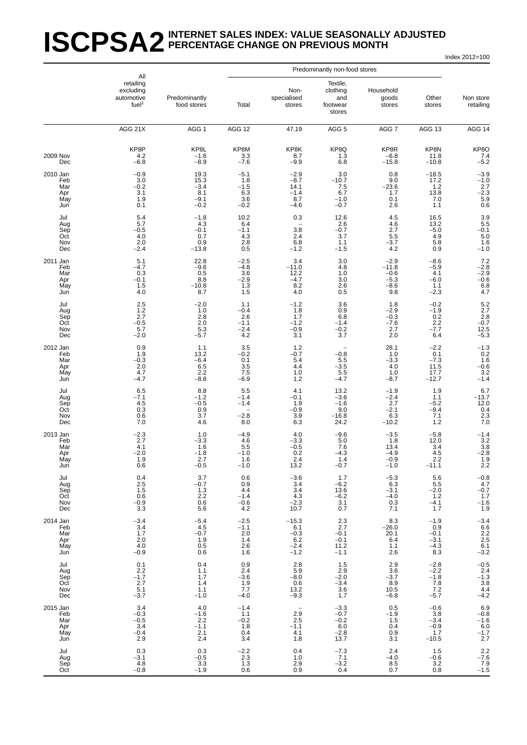# ISCPSA2 INTERNET SALES INDEX: VALUE SEASONALLY ADJUSTED PERCENTAGE CHANGE ON PREVIOUS MONTH

Index 2012=100

| | All retailing excluding automotive fuel[1] | Predominantly food stores | Predominantly non-food stores: Total | Predominantly non-food stores: Non-specialised stores | Predominantly non-food stores: Textile, clothing and footwear stores | Predominantly non-food stores: Household goods stores | Predominantly non-food stores: Other stores | Non store retailing |
|---|---|---|---|---|---|---|---|---|
| | AGG 21X | AGG 1 | AGG 12 | 47.19 | AGG 5 | AGG 7 | AGG 13 | AGG 14 |
| | KP8P | KP8L | KP8M | KP8K | KP8Q | KP8R | KP8N | KP8O |
| 2009 Nov | 4.2 | −1.6 | 3.3 | 8.7 | 1.3 | −6.8 | 11.8 | 7.4 |
| Dec | −6.8 | −8.9 | −7.6 | −9.9 | 6.8 | −15.8 | −10.8 | −5.2 |
| 2010 Jan | −0.9 | 19.3 | −5.1 | −2.9 | 3.0 | 0.8 | −18.5 | −3.9 |
| Feb | 3.0 | 15.3 | 1.8 | −8.7 | −10.7 | 9.0 | 17.2 | −1.0 |
| Mar | −0.2 | −3.4 | −1.5 | 14.1 | 7.5 | −23.6 | 1.2 | 2.7 |
| Apr | 3.1 | 8.1 | 6.3 | −1.4 | 6.7 | 1.7 | 13.8 | −2.3 |
| May | 1.9 | −9.1 | 3.6 | 8.7 | −1.0 | 0.1 | 7.0 | 5.9 |
| Jun | 0.1 | −0.2 | −0.2 | −4.6 | −0.7 | 2.6 | 1.1 | 0.6 |
| Jul | 5.4 | −1.8 | 10.2 | 0.3 | 12.6 | 4.5 | 16.5 | 3.9 |
| Aug | 5.7 | 4.3 | 6.4 | – | 2.6 | 4.6 | 13.2 | 5.5 |
| Sep | −0.5 | −0.1 | −1.1 | 3.8 | −0.7 | 2.7 | −5.0 | −0.1 |
| Oct | 4.0 | 0.7 | 4.3 | 2.4 | 3.7 | 5.5 | 4.9 | 5.0 |
| Nov | 2.0 | 0.9 | 2.8 | 6.8 | 1.1 | −3.7 | 5.8 | 1.6 |
| Dec | −2.4 | −13.8 | 0.5 | −1.2 | −1.5 | 4.2 | 0.9 | −1.0 |
| 2011 Jan | 5.1 | 22.8 | −2.5 | 3.4 | 3.0 | −2.9 | −8.6 | 7.2 |
| Feb | −4.7 | −9.6 | −4.8 | −11.0 | 4.8 | −11.8 | −5.9 | −2.8 |
| Mar | 0.3 | 0.5 | 3.6 | 12.2 | 1.0 | −0.6 | 4.1 | −2.9 |
| Apr | −0.1 | 8.8 | −2.9 | −4.7 | 3.0 | −5.3 | −6.0 | −0.6 |
| May | 1.5 | −10.8 | 1.3 | 8.2 | 2.6 | −8.6 | 1.1 | 6.8 |
| Jun | 4.0 | 8.7 | 1.5 | 4.0 | 0.5 | 9.8 | −2.3 | 4.7 |
| Jul | 2.5 | −2.0 | 1.1 | −1.2 | 3.6 | 1.8 | −0.2 | 5.2 |
| Aug | 1.2 | 1.0 | −0.4 | 1.8 | 0.9 | −2.9 | −1.9 | 2.7 |
| Sep | 2.7 | 2.8 | 2.6 | 1.7 | 6.8 | −0.3 | 0.2 | 2.8 |
| Oct | −0.5 | 2.0 | −1.1 | −1.2 | −1.4 | −7.6 | 2.2 | −0.7 |
| Nov | 5.7 | 5.3 | −2.4 | −0.9 | −0.2 | 2.7 | −7.7 | 12.5 |
| Dec | −2.0 | −5.7 | 4.2 | 3.1 | 3.7 | 2.0 | 6.4 | −5.3 |
| 2012 Jan | 0.9 | 1.1 | 3.5 | 1.2 | – | 28.1 | −2.2 | −1.3 |
| Feb | 1.9 | 13.2 | −0.2 | −0.7 | −0.8 | 1.0 | 0.1 | 0.2 |
| Mar | −0.3 | −6.4 | 0.1 | 5.4 | 5.5 | −3.3 | −7.3 | 1.6 |
| Apr | 2.0 | 6.5 | 3.5 | 4.4 | −3.5 | 4.0 | 11.5 | −0.6 |
| May | 4.7 | 2.2 | 7.5 | 1.0 | 5.5 | 1.0 | 17.7 | 3.2 |
| Jun | −4.7 | −8.8 | −6.9 | 1.2 | −4.7 | −8.7 | −12.7 | −1.4 |
| Jul | 6.5 | 8.8 | 5.5 | 4.1 | 13.2 | −1.9 | 1.9 | 6.7 |
| Aug | −7.1 | −1.2 | −1.4 | −0.1 | −3.6 | −2.4 | 1.1 | −13.7 |
| Sep | 4.5 | −0.5 | −1.4 | 1.9 | −1.6 | 2.7 | −5.2 | 12.0 |
| Oct | 0.3 | 0.9 | – | −0.9 | 9.0 | −2.1 | −9.4 | 0.4 |
| Nov | 0.6 | 3.7 | −2.8 | 3.9 | −16.8 | 6.3 | 7.1 | 2.3 |
| Dec | 7.0 | 4.6 | 8.0 | 6.3 | 24.2 | −10.2 | 1.2 | 7.0 |
| 2013 Jan | −2.3 | 1.0 | −4.9 | 4.0 | −9.6 | −3.5 | −5.8 | −1.4 |
| Feb | 2.7 | −3.3 | 4.6 | −3.3 | 5.0 | 1.8 | 12.0 | 3.2 |
| Mar | 4.1 | 1.6 | 5.5 | −0.5 | 7.6 | 13.4 | 3.4 | 3.8 |
| Apr | −2.0 | −1.8 | −1.0 | 0.2 | −4.3 | −4.9 | 4.5 | −2.8 |
| May | 1.9 | 2.7 | 1.6 | 2.4 | 1.4 | −0.9 | 2.2 | 1.9 |
| Jun | 0.6 | −0.5 | −1.0 | 13.2 | −0.7 | −1.0 | −11.1 | 2.2 |
| Jul | 0.4 | 3.7 | 0.6 | −3.6 | 1.7 | −5.3 | 5.6 | −0.8 |
| Aug | 2.5 | −0.7 | 0.9 | 3.4 | −6.2 | 6.3 | 5.5 | 4.7 |
| Sep | 1.5 | 1.3 | 4.4 | 3.4 | 13.6 | −3.1 | −2.0 | −0.7 |
| Oct | 0.6 | 2.2 | −1.4 | 4.3 | −6.2 | −4.0 | 1.2 | 1.7 |
| Nov | −0.9 | 0.6 | −0.6 | −2.3 | 3.1 | 0.3 | −4.1 | −1.6 |
| Dec | 3.3 | 5.6 | 4.2 | 10.7 | 0.7 | 7.1 | 1.7 | 1.9 |
| 2014 Jan | −3.4 | −5.4 | −2.5 | −15.3 | 2.3 | 8.3 | −1.9 | −3.4 |
| Feb | 3.4 | 4.5 | −1.1 | 6.1 | 2.7 | −26.0 | 0.9 | 6.6 |
| Mar | 1.7 | −0.7 | 2.0 | −0.3 | −0.1 | 20.1 | −0.1 | 2.2 |
| Apr | 2.0 | 1.9 | 1.4 | 6.2 | −0.1 | 6.4 | −3.1 | 2.5 |
| May | 4.0 | 0.5 | 2.6 | −2.4 | 11.2 | 1.1 | −4.3 | 6.1 |
| Jun | −0.9 | 0.6 | 1.6 | −1.2 | −1.1 | 2.6 | 8.3 | −3.2 |
| Jul | 0.1 | 0.4 | 0.9 | 2.8 | 1.5 | 2.9 | −2.8 | −0.5 |
| Aug | 2.2 | 1.1 | 2.4 | 5.9 | 2.9 | 3.6 | −2.2 | 2.4 |
| Sep | −1.7 | 1.7 | −3.6 | −8.0 | −2.0 | −3.7 | −1.8 | −1.3 |
| Oct | 2.7 | 1.4 | 1.9 | 0.6 | −3.4 | 8.9 | 7.8 | 3.8 |
| Nov | 5.1 | 1.1 | 7.7 | 13.2 | 3.6 | 10.5 | 7.2 | 4.4 |
| Dec | −3.7 | −1.0 | −4.0 | −9.3 | 1.7 | −6.8 | −5.7 | −4.2 |
| 2015 Jan | 3.4 | 4.0 | −1.4 | – | −3.3 | 0.5 | −0.6 | 6.9 |
| Feb | −0.3 | −1.6 | 1.1 | 2.9 | −0.7 | −1.9 | 3.8 | −0.8 |
| Mar | −0.5 | 2.2 | −0.2 | 2.5 | −0.2 | 1.5 | −3.4 | −1.6 |
| Apr | 3.4 | −1.1 | 1.8 | −1.1 | 6.0 | 0.4 | −0.9 | 6.0 |
| May | −0.4 | 2.1 | 0.4 | 4.1 | −2.8 | 0.9 | 1.7 | −1.7 |
| Jun | 2.9 | 2.4 | 3.4 | 1.8 | 13.7 | 3.1 | −10.5 | 2.7 |
| Jul | 0.3 | 0.3 | −2.2 | 0.4 | −7.3 | 2.4 | 1.5 | 2.2 |
| Aug | −3.1 | −0.5 | 2.3 | 1.0 | 7.1 | −4.0 | −0.6 | −7.6 |
| Sep | 4.8 | 3.3 | 1.3 | 2.9 | −3.2 | 8.5 | 3.2 | 7.9 |
| Oct | −0.8 | −1.9 | 0.6 | 0.9 | 0.4 | 0.7 | 0.8 | −1.5 |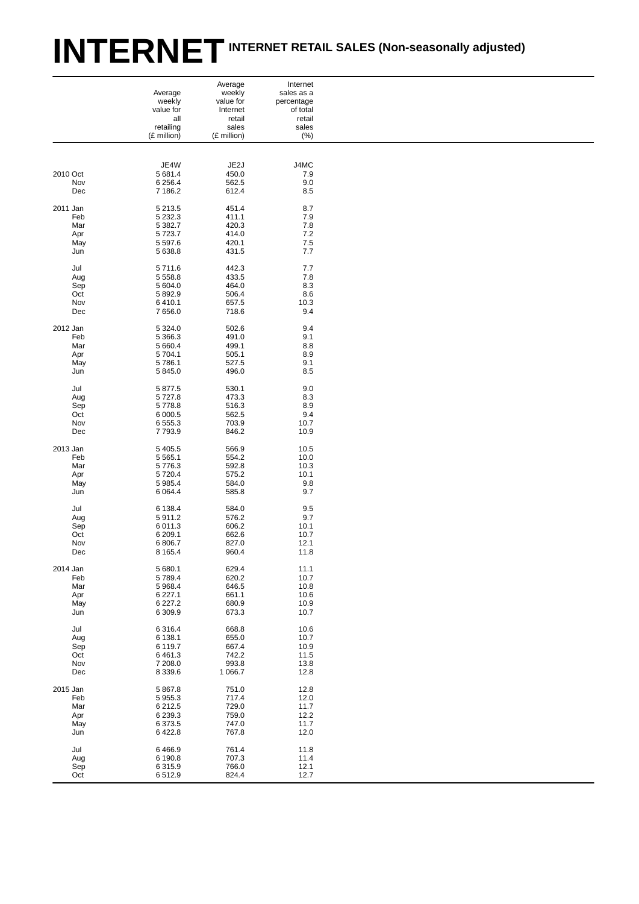# INTERNET INTERNET RETAIL SALES (Non-seasonally adjusted)

| | Average weekly value for all retailing (£ million) | Average weekly value for Internet retail sales (£ million) | Internet sales as a percentage of total retail sales (%) |
|---|---|---|---|
| | JE4W | JE2J | J4MC |
| 2010 Oct | 5 681.4 | 450.0 | 7.9 |
| Nov | 6 256.4 | 562.5 | 9.0 |
| Dec | 7 186.2 | 612.4 | 8.5 |
| 2011 Jan | 5 213.5 | 451.4 | 8.7 |
| Feb | 5 232.3 | 411.1 | 7.9 |
| Mar | 5 382.7 | 420.3 | 7.8 |
| Apr | 5 723.7 | 414.0 | 7.2 |
| May | 5 597.6 | 420.1 | 7.5 |
| Jun | 5 638.8 | 431.5 | 7.7 |
| Jul | 5 711.6 | 442.3 | 7.7 |
| Aug | 5 558.8 | 433.5 | 7.8 |
| Sep | 5 604.0 | 464.0 | 8.3 |
| Oct | 5 892.9 | 506.4 | 8.6 |
| Nov | 6 410.1 | 657.5 | 10.3 |
| Dec | 7 656.0 | 718.6 | 9.4 |
| 2012 Jan | 5 324.0 | 502.6 | 9.4 |
| Feb | 5 366.3 | 491.0 | 9.1 |
| Mar | 5 660.4 | 499.1 | 8.8 |
| Apr | 5 704.1 | 505.1 | 8.9 |
| May | 5 786.1 | 527.5 | 9.1 |
| Jun | 5 845.0 | 496.0 | 8.5 |
| Jul | 5 877.5 | 530.1 | 9.0 |
| Aug | 5 727.8 | 473.3 | 8.3 |
| Sep | 5 778.8 | 516.3 | 8.9 |
| Oct | 6 000.5 | 562.5 | 9.4 |
| Nov | 6 555.3 | 703.9 | 10.7 |
| Dec | 7 793.9 | 846.2 | 10.9 |
| 2013 Jan | 5 405.5 | 566.9 | 10.5 |
| Feb | 5 565.1 | 554.2 | 10.0 |
| Mar | 5 776.3 | 592.8 | 10.3 |
| Apr | 5 720.4 | 575.2 | 10.1 |
| May | 5 985.4 | 584.0 | 9.8 |
| Jun | 6 064.4 | 585.8 | 9.7 |
| Jul | 6 138.4 | 584.0 | 9.5 |
| Aug | 5 911.2 | 576.2 | 9.7 |
| Sep | 6 011.3 | 606.2 | 10.1 |
| Oct | 6 209.1 | 662.6 | 10.7 |
| Nov | 6 806.7 | 827.0 | 12.1 |
| Dec | 8 165.4 | 960.4 | 11.8 |
| 2014 Jan | 5 680.1 | 629.4 | 11.1 |
| Feb | 5 789.4 | 620.2 | 10.7 |
| Mar | 5 968.4 | 646.5 | 10.8 |
| Apr | 6 227.1 | 661.1 | 10.6 |
| May | 6 227.2 | 680.9 | 10.9 |
| Jun | 6 309.9 | 673.3 | 10.7 |
| Jul | 6 316.4 | 668.8 | 10.6 |
| Aug | 6 138.1 | 655.0 | 10.7 |
| Sep | 6 119.7 | 667.4 | 10.9 |
| Oct | 6 461.3 | 742.2 | 11.5 |
| Nov | 7 208.0 | 993.8 | 13.8 |
| Dec | 8 339.6 | 1 066.7 | 12.8 |
| 2015 Jan | 5 867.8 | 751.0 | 12.8 |
| Feb | 5 955.3 | 717.4 | 12.0 |
| Mar | 6 212.5 | 729.0 | 11.7 |
| Apr | 6 239.3 | 759.0 | 12.2 |
| May | 6 373.5 | 747.0 | 11.7 |
| Jun | 6 422.8 | 767.8 | 12.0 |
| Jul | 6 466.9 | 761.4 | 11.8 |
| Aug | 6 190.8 | 707.3 | 11.4 |
| Sep | 6 315.9 | 766.0 | 12.1 |
| Oct | 6 512.9 | 824.4 | 12.7 |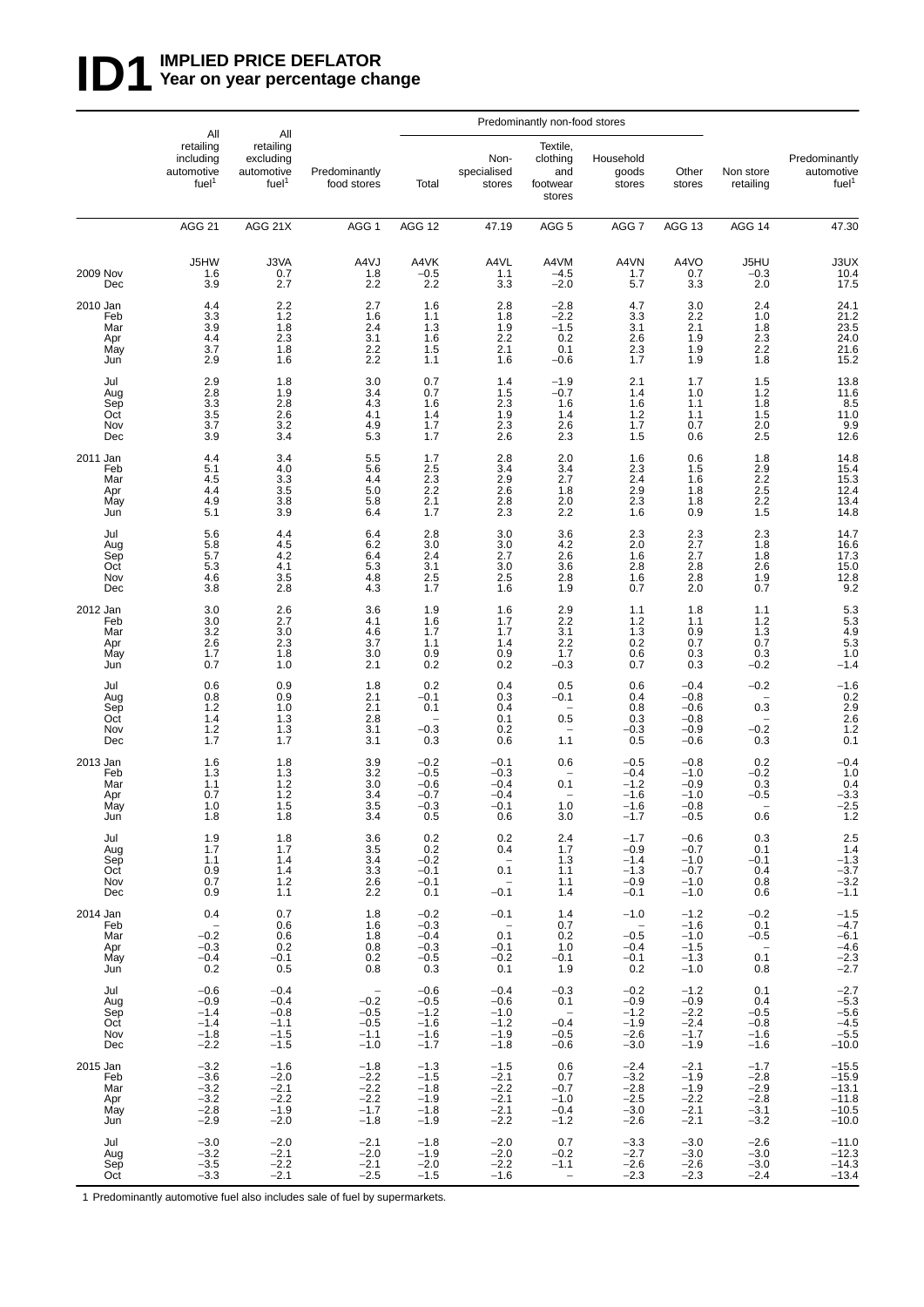# ID1 IMPLIED PRICE DEFLATOR
## Year on year percentage change

| | All retailing including automotive fuel[1] | All retailing excluding automotive fuel[1] | Predominantly food stores | Predominantly non-food stores: Total | Non-specialised stores | Textile, clothing and footwear stores | Household goods stores | Other stores | Non store retailing | Predominantly automotive fuel[1] |
|---|---|---|---|---|---|---|---|---|---|---|
| | AGG 21 | AGG 21X | AGG 1 | AGG 12 | 47.19 | AGG 5 | AGG 7 | AGG 13 | AGG 14 | 47.30 |
| | J5HW | J3VA | A4VJ | A4VK | A4VL | A4VM | A4VN | A4VO | J5HU | J3UX |
| 2009 Nov | 1.6 | 0.7 | 1.8 | −0.5 | 1.1 | −4.5 | 1.7 | 0.7 | −0.3 | 10.4 |
| Dec | 3.9 | 2.7 | 2.2 | 2.2 | 3.3 | −2.0 | 5.7 | 3.3 | 2.0 | 17.5 |
| 2010 Jan | 4.4 | 2.2 | 2.7 | 1.6 | 2.8 | −2.8 | 4.7 | 3.0 | 2.4 | 24.1 |
| Feb | 3.3 | 1.2 | 1.6 | 1.1 | 1.8 | −2.2 | 3.3 | 2.2 | 1.0 | 21.2 |
| Mar | 3.9 | 1.8 | 2.4 | 1.3 | 1.9 | −1.5 | 3.1 | 2.1 | 1.8 | 23.5 |
| Apr | 4.4 | 2.3 | 3.1 | 1.6 | 2.2 | 0.2 | 2.6 | 1.9 | 2.3 | 24.0 |
| May | 3.7 | 1.8 | 2.2 | 1.5 | 2.1 | 0.1 | 2.3 | 1.9 | 2.2 | 21.6 |
| Jun | 2.9 | 1.6 | 2.2 | 1.1 | 1.6 | −0.6 | 1.7 | 1.9 | 1.8 | 15.2 |
| Jul | 2.9 | 1.8 | 3.0 | 0.7 | 1.4 | −1.9 | 2.1 | 1.7 | 1.5 | 13.8 |
| Aug | 2.8 | 1.9 | 3.4 | 0.7 | 1.5 | −0.7 | 1.4 | 1.0 | 1.2 | 11.6 |
| Sep | 3.3 | 2.8 | 4.3 | 1.6 | 2.3 | 1.6 | 1.6 | 1.1 | 1.8 | 8.5 |
| Oct | 3.5 | 2.6 | 4.1 | 1.4 | 1.9 | 1.4 | 1.2 | 1.1 | 1.5 | 11.0 |
| Nov | 3.7 | 3.2 | 4.9 | 1.7 | 2.3 | 2.6 | 1.7 | 0.7 | 2.0 | 9.9 |
| Dec | 3.9 | 3.4 | 5.3 | 1.7 | 2.6 | 2.3 | 1.5 | 0.6 | 2.5 | 12.6 |
| 2011 Jan | 4.4 | 3.4 | 5.5 | 1.7 | 2.8 | 2.0 | 1.6 | 0.6 | 1.8 | 14.8 |
| Feb | 5.1 | 4.0 | 5.6 | 2.5 | 3.4 | 3.4 | 2.3 | 1.5 | 2.9 | 15.4 |
| Mar | 4.5 | 3.3 | 4.4 | 2.3 | 2.9 | 2.7 | 2.4 | 1.6 | 2.2 | 15.3 |
| Apr | 4.4 | 3.5 | 5.0 | 2.2 | 2.6 | 1.8 | 2.9 | 1.8 | 2.5 | 12.4 |
| May | 4.9 | 3.8 | 5.8 | 2.1 | 2.8 | 2.0 | 2.3 | 1.8 | 2.2 | 13.4 |
| Jun | 5.1 | 3.9 | 6.4 | 1.7 | 2.3 | 2.2 | 1.6 | 0.9 | 1.5 | 14.8 |
| Jul | 5.6 | 4.4 | 6.4 | 2.8 | 3.0 | 3.6 | 2.3 | 2.3 | 2.3 | 14.7 |
| Aug | 5.8 | 4.5 | 6.2 | 3.0 | 3.0 | 4.2 | 2.0 | 2.7 | 1.8 | 16.6 |
| Sep | 5.7 | 4.2 | 6.4 | 2.4 | 2.7 | 2.6 | 1.6 | 2.7 | 1.8 | 17.3 |
| Oct | 5.3 | 4.1 | 5.3 | 3.1 | 3.0 | 3.6 | 2.8 | 2.8 | 2.6 | 15.0 |
| Nov | 4.6 | 3.5 | 4.8 | 2.5 | 2.5 | 2.8 | 1.6 | 2.8 | 1.9 | 12.8 |
| Dec | 3.8 | 2.8 | 4.3 | 1.7 | 1.6 | 1.9 | 0.7 | 2.0 | 0.7 | 9.2 |
| 2012 Jan | 3.0 | 2.6 | 3.6 | 1.9 | 1.6 | 2.9 | 1.1 | 1.8 | 1.1 | 5.3 |
| Feb | 3.0 | 2.7 | 4.1 | 1.6 | 1.7 | 2.2 | 1.2 | 1.1 | 1.2 | 5.3 |
| Mar | 3.2 | 3.0 | 4.6 | 1.7 | 1.7 | 3.1 | 1.3 | 0.9 | 1.3 | 4.9 |
| Apr | 2.6 | 2.3 | 3.7 | 1.1 | 1.4 | 2.2 | 0.2 | 0.7 | 0.7 | 5.3 |
| May | 1.7 | 1.8 | 3.0 | 0.9 | 0.9 | 1.7 | 0.6 | 0.3 | 0.3 | 1.0 |
| Jun | 0.7 | 1.0 | 2.1 | 0.2 | 0.2 | −0.3 | 0.7 | 0.3 | −0.2 | −1.4 |
| Jul | 0.6 | 0.9 | 1.8 | 0.2 | 0.4 | 0.5 | 0.6 | −0.4 | −0.2 | −1.6 |
| Aug | 0.8 | 0.9 | 2.1 | −0.1 | 0.3 | −0.1 | 0.4 | −0.8 | – | 0.2 |
| Sep | 1.2 | 1.0 | 2.1 | 0.1 | 0.4 | – | 0.8 | −0.6 | 0.3 | 2.9 |
| Oct | 1.4 | 1.3 | 2.8 | – | 0.1 | 0.5 | 0.3 | −0.8 | – | 2.6 |
| Nov | 1.2 | 1.3 | 3.1 | −0.3 | 0.2 | – | −0.3 | −0.9 | −0.2 | 1.2 |
| Dec | 1.7 | 1.7 | 3.1 | 0.3 | 0.6 | 1.1 | 0.5 | −0.6 | 0.3 | 0.1 |
| 2013 Jan | 1.6 | 1.8 | 3.9 | −0.2 | −0.1 | 0.6 | −0.5 | −0.8 | 0.2 | −0.4 |
| Feb | 1.3 | 1.3 | 3.2 | −0.5 | −0.3 | – | −0.4 | −1.0 | −0.2 | 1.0 |
| Mar | 1.1 | 1.2 | 3.0 | −0.6 | −0.4 | 0.1 | −1.2 | −0.9 | 0.3 | 0.4 |
| Apr | 0.7 | 1.2 | 3.4 | −0.7 | −0.4 | – | −1.6 | −1.0 | −0.5 | −3.3 |
| May | 1.0 | 1.5 | 3.5 | −0.3 | −0.1 | 1.0 | −1.6 | −0.8 | – | −2.5 |
| Jun | 1.8 | 1.8 | 3.4 | 0.5 | 0.6 | 3.0 | −1.7 | −0.5 | 0.6 | 1.2 |
| Jul | 1.9 | 1.8 | 3.6 | 0.2 | 0.2 | 2.4 | −1.7 | −0.6 | 0.3 | 2.5 |
| Aug | 1.7 | 1.7 | 3.5 | 0.2 | 0.4 | 1.7 | −0.9 | −0.7 | 0.1 | 1.4 |
| Sep | 1.1 | 1.4 | 3.4 | −0.2 | – | 1.3 | −1.4 | −1.0 | −0.1 | −1.3 |
| Oct | 0.9 | 1.4 | 3.3 | −0.1 | 0.1 | 1.1 | −1.3 | −0.7 | 0.4 | −3.7 |
| Nov | 0.7 | 1.2 | 2.6 | −0.1 | – | 1.1 | −0.9 | −1.0 | 0.8 | −3.2 |
| Dec | 0.9 | 1.1 | 2.2 | 0.1 | −0.1 | 1.4 | −0.1 | −1.0 | 0.6 | −1.1 |
| 2014 Jan | 0.4 | 0.7 | 1.8 | −0.2 | −0.1 | 1.4 | −1.0 | −1.2 | −0.2 | −1.5 |
| Feb | – | 0.6 | 1.6 | −0.3 | – | 0.7 | – | −1.6 | 0.1 | −4.7 |
| Mar | −0.2 | 0.6 | 1.8 | −0.4 | 0.1 | 0.2 | −0.5 | −1.0 | −0.5 | −6.1 |
| Apr | −0.3 | 0.2 | 0.8 | −0.3 | −0.1 | 1.0 | −0.4 | −1.5 | – | −4.6 |
| May | −0.4 | −0.1 | 0.2 | −0.5 | −0.2 | −0.1 | −0.1 | −1.3 | 0.1 | −2.3 |
| Jun | 0.2 | 0.5 | 0.8 | 0.3 | 0.1 | 1.9 | 0.2 | −1.0 | 0.8 | −2.7 |
| Jul | −0.6 | −0.4 | – | −0.6 | −0.4 | −0.3 | −0.2 | −1.2 | 0.1 | −2.7 |
| Aug | −0.9 | −0.4 | −0.2 | −0.5 | −0.6 | 0.1 | −0.9 | −0.9 | 0.4 | −5.3 |
| Sep | −1.4 | −0.8 | −0.5 | −1.2 | −1.0 | – | −1.2 | −2.2 | −0.5 | −5.6 |
| Oct | −1.4 | −1.1 | −0.5 | −1.6 | −1.2 | −0.4 | −1.9 | −2.4 | −0.8 | −4.5 |
| Nov | −1.8 | −1.5 | −1.1 | −1.6 | −1.9 | −0.5 | −2.6 | −1.7 | −1.6 | −5.5 |
| Dec | −2.2 | −1.5 | −1.0 | −1.7 | −1.8 | −0.6 | −3.0 | −1.9 | −1.6 | −10.0 |
| 2015 Jan | −3.2 | −1.6 | −1.8 | −1.3 | −1.5 | 0.6 | −2.4 | −2.1 | −1.7 | −15.5 |
| Feb | −3.6 | −2.0 | −2.2 | −1.5 | −2.1 | 0.7 | −3.2 | −1.9 | −2.8 | −15.9 |
| Mar | −3.2 | −2.1 | −2.2 | −1.8 | −2.2 | −0.7 | −2.8 | −1.9 | −2.9 | −13.1 |
| Apr | −3.2 | −2.2 | −2.2 | −1.9 | −2.1 | −1.0 | −2.5 | −2.2 | −2.8 | −11.8 |
| May | −2.8 | −1.9 | −1.7 | −1.8 | −2.1 | −0.4 | −3.0 | −2.1 | −3.1 | −10.5 |
| Jun | −2.9 | −2.0 | −1.8 | −1.9 | −2.2 | −1.2 | −2.6 | −2.1 | −3.2 | −10.0 |
| Jul | −3.0 | −2.0 | −2.1 | −1.8 | −2.0 | 0.7 | −3.3 | −3.0 | −2.6 | −11.0 |
| Aug | −3.2 | −2.1 | −2.0 | −1.9 | −2.0 | −0.2 | −2.7 | −3.0 | −3.0 | −12.3 |
| Sep | −3.5 | −2.2 | −2.1 | −2.0 | −2.2 | −1.1 | −2.6 | −2.6 | −3.0 | −14.3 |
| Oct | −3.3 | −2.1 | −2.5 | −1.5 | −1.6 | – | −2.3 | −2.3 | −2.4 | −13.4 |

1 Predominantly automotive fuel also includes sale of fuel by supermarkets.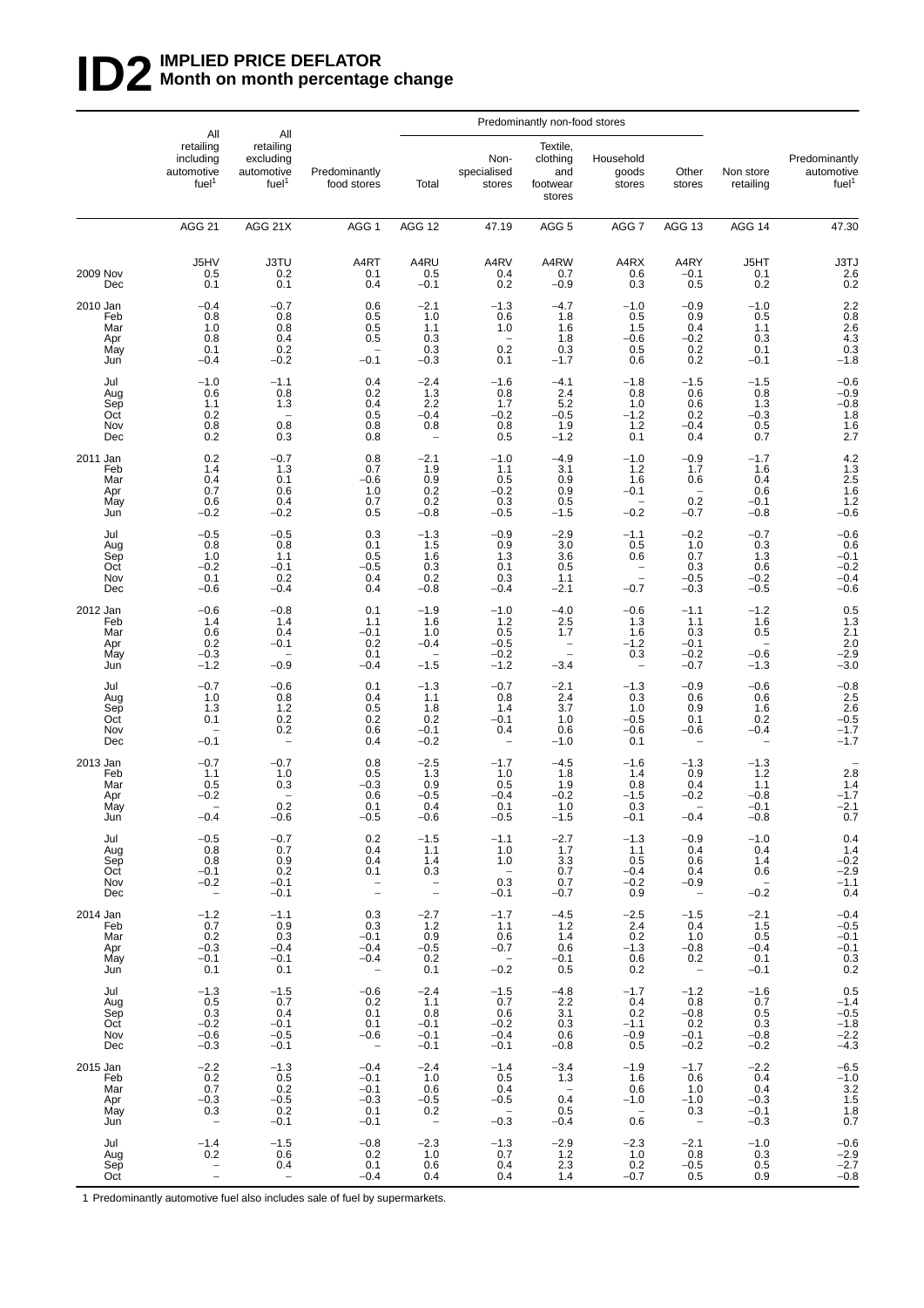# ID2 IMPLIED PRICE DEFLATOR
## Month on month percentage change

| | All retailing including automotive fuel[1] | All retailing excluding automotive fuel[1] | Predominantly food stores | Predominantly non-food stores | | | | | Non store retailing | Predominantly automotive fuel[1] |
|---|---|---|---|---|---|---|---|---|---|---|
| | | | | Total | Non-specialised stores | Textile, clothing and footwear stores | Household goods stores | Other stores | | |
| | AGG 21 | AGG 21X | AGG 1 | AGG 12 | 47.19 | AGG 5 | AGG 7 | AGG 13 | AGG 14 | 47.30 |
| | J5HV | J3TU | A4RT | A4RU | A4RV | A4RW | A4RX | A4RY | J5HT | J3TJ |
| 2009 Nov | 0.5 | 0.2 | 0.1 | 0.5 | 0.4 | 0.7 | 0.6 | −0.1 | 0.1 | 2.6 |
| Dec | 0.1 | 0.1 | 0.4 | −0.1 | 0.2 | −0.9 | 0.3 | 0.5 | 0.2 | 0.2 |
| 2010 Jan | −0.4 | −0.7 | 0.6 | −2.1 | −1.3 | −4.7 | −1.0 | −0.9 | −1.0 | 2.2 |
| Feb | 0.8 | 0.8 | 0.5 | 1.0 | 0.6 | 1.8 | 0.5 | 0.9 | 0.5 | 0.8 |
| Mar | 1.0 | 0.8 | 0.5 | 1.1 | 1.0 | 1.6 | 1.5 | 0.4 | 1.1 | 2.6 |
| Apr | 0.8 | 0.4 | 0.5 | 0.3 | – | 1.8 | −0.6 | −0.2 | 0.3 | 4.3 |
| May | 0.1 | 0.2 | – | 0.3 | 0.2 | 0.3 | 0.5 | 0.2 | 0.1 | 0.3 |
| Jun | −0.4 | −0.2 | −0.1 | −0.3 | 0.1 | −1.7 | 0.6 | 0.2 | −0.1 | −1.8 |
| Jul | −1.0 | −1.1 | 0.4 | −2.4 | −1.6 | −4.1 | −1.8 | −1.5 | −1.5 | −0.6 |
| Aug | 0.6 | 0.8 | 0.2 | 1.3 | 0.8 | 2.4 | 0.8 | 0.6 | 0.8 | −0.9 |
| Sep | 1.1 | 1.3 | 0.4 | 2.2 | 1.7 | 5.2 | 1.0 | 0.6 | 1.3 | −0.8 |
| Oct | 0.2 | – | 0.5 | −0.4 | −0.2 | −0.5 | −1.2 | 0.2 | −0.3 | 1.8 |
| Nov | 0.8 | 0.8 | 0.8 | 0.8 | 0.8 | 1.9 | 1.2 | −0.4 | 0.5 | 1.6 |
| Dec | 0.2 | 0.3 | 0.8 | – | 0.5 | −1.2 | 0.1 | 0.4 | 0.7 | 2.7 |
| 2011 Jan | 0.2 | −0.7 | 0.8 | −2.1 | −1.0 | −4.9 | −1.0 | −0.9 | −1.7 | 4.2 |
| Feb | 1.4 | 1.3 | 0.7 | 1.9 | 1.1 | 3.1 | 1.2 | 1.7 | 1.6 | 1.3 |
| Mar | 0.4 | 0.1 | −0.6 | 0.9 | 0.5 | 0.9 | 1.6 | 0.6 | 0.4 | 2.5 |
| Apr | 0.7 | 0.6 | 1.0 | 0.2 | −0.2 | 0.9 | −0.1 | – | 0.6 | 1.6 |
| May | 0.6 | 0.4 | 0.7 | 0.2 | 0.3 | 0.5 | – | 0.2 | −0.1 | 1.2 |
| Jun | −0.2 | −0.2 | 0.5 | −0.8 | −0.5 | −1.5 | −0.2 | −0.7 | −0.8 | −0.6 |
| Jul | −0.5 | −0.5 | 0.3 | −1.3 | −0.9 | −2.9 | −1.1 | −0.2 | −0.7 | −0.6 |
| Aug | 0.8 | 0.8 | 0.1 | 1.5 | 0.9 | 3.0 | 0.5 | 1.0 | 0.3 | 0.6 |
| Sep | 1.0 | 1.1 | 0.5 | 1.6 | 1.3 | 3.6 | 0.6 | 0.7 | 1.3 | −0.1 |
| Oct | −0.2 | −0.1 | −0.5 | 0.3 | 0.1 | 0.5 | – | 0.3 | 0.6 | −0.2 |
| Nov | 0.1 | 0.2 | 0.4 | 0.2 | 0.3 | 1.1 | – | −0.5 | −0.2 | −0.4 |
| Dec | −0.6 | −0.4 | 0.4 | −0.8 | −0.4 | −2.1 | −0.7 | −0.3 | −0.5 | −0.6 |
| 2012 Jan | −0.6 | −0.8 | 0.1 | −1.9 | −1.0 | −4.0 | −0.6 | −1.1 | −1.2 | 0.5 |
| Feb | 1.4 | 1.4 | 1.1 | 1.6 | 1.2 | 2.5 | 1.3 | 1.1 | 1.6 | 1.3 |
| Mar | 0.6 | 0.4 | −0.1 | 1.0 | 0.5 | 1.7 | 1.6 | 0.3 | 0.5 | 2.1 |
| Apr | 0.2 | −0.1 | 0.2 | −0.4 | −0.5 | – | −1.2 | −0.1 | – | 2.0 |
| May | −0.3 | – | 0.1 | – | −0.2 | – | 0.3 | −0.2 | −0.6 | −2.9 |
| Jun | −1.2 | −0.9 | −0.4 | −1.5 | −1.2 | −3.4 | – | −0.7 | −1.3 | −3.0 |
| Jul | −0.7 | −0.6 | 0.1 | −1.3 | −0.7 | −2.1 | −1.3 | −0.9 | −0.6 | −0.8 |
| Aug | 1.0 | 0.8 | 0.4 | 1.1 | 0.8 | 2.4 | 0.3 | 0.6 | 0.6 | 2.5 |
| Sep | 1.3 | 1.2 | 0.5 | 1.8 | 1.4 | 3.7 | 1.0 | 0.9 | 1.6 | 2.6 |
| Oct | 0.1 | 0.2 | 0.2 | 0.2 | −0.1 | 1.0 | −0.5 | 0.1 | 0.2 | −0.5 |
| Nov | – | 0.2 | 0.6 | −0.1 | 0.4 | 0.6 | −0.6 | −0.6 | −0.4 | −1.7 |
| Dec | −0.1 | – | 0.4 | −0.2 | – | −1.0 | 0.1 | – | – | −1.7 |
| 2013 Jan | −0.7 | −0.7 | 0.8 | −2.5 | −1.7 | −4.5 | −1.6 | −1.3 | −1.3 | – |
| Feb | 1.1 | 1.0 | 0.5 | 1.3 | 1.0 | 1.8 | 1.4 | 0.9 | 1.2 | 2.8 |
| Mar | 0.5 | 0.3 | −0.3 | 0.9 | 0.5 | 1.9 | 0.8 | 0.4 | 1.1 | 1.4 |
| Apr | −0.2 | – | 0.6 | −0.5 | −0.4 | −0.2 | −1.5 | −0.2 | −0.8 | −1.7 |
| May | – | 0.2 | 0.1 | 0.4 | 0.1 | 1.0 | 0.3 | – | −0.1 | −2.1 |
| Jun | −0.4 | −0.6 | −0.5 | −0.6 | −0.5 | −1.5 | −0.1 | −0.4 | −0.8 | 0.7 |
| Jul | −0.5 | −0.7 | 0.2 | −1.5 | −1.1 | −2.7 | −1.3 | −0.9 | −1.0 | 0.4 |
| Aug | 0.8 | 0.7 | 0.4 | 1.1 | 1.0 | 1.7 | 1.1 | 0.4 | 0.4 | 1.4 |
| Sep | 0.8 | 0.9 | 0.4 | 1.4 | 1.0 | 3.3 | 0.5 | 0.6 | 1.4 | −0.2 |
| Oct | −0.1 | 0.2 | 0.1 | 0.3 | – | 0.7 | −0.4 | 0.4 | 0.6 | −2.9 |
| Nov | −0.2 | −0.1 | – | – | 0.3 | 0.7 | −0.2 | −0.9 | – | −1.1 |
| Dec | – | −0.1 | – | – | −0.1 | −0.7 | 0.9 | – | −0.2 | 0.4 |
| 2014 Jan | −1.2 | −1.1 | 0.3 | −2.7 | −1.7 | −4.5 | −2.5 | −1.5 | −2.1 | −0.4 |
| Feb | 0.7 | 0.9 | 0.3 | 1.2 | 1.1 | 1.2 | 2.4 | 0.4 | 1.5 | −0.5 |
| Mar | 0.2 | 0.3 | −0.1 | 0.9 | 0.6 | 1.4 | 0.2 | 1.0 | 0.5 | −0.1 |
| Apr | −0.3 | −0.4 | −0.4 | −0.5 | −0.7 | 0.6 | −1.3 | −0.8 | −0.4 | −0.1 |
| May | −0.1 | −0.1 | −0.4 | 0.2 | – | −0.1 | 0.6 | 0.2 | 0.1 | 0.3 |
| Jun | 0.1 | 0.1 | – | 0.1 | −0.2 | 0.5 | 0.2 | – | −0.1 | 0.2 |
| Jul | −1.3 | −1.5 | −0.6 | −2.4 | −1.5 | −4.8 | −1.7 | −1.2 | −1.6 | 0.5 |
| Aug | 0.5 | 0.7 | 0.2 | 1.1 | 0.7 | 2.2 | 0.4 | 0.8 | 0.7 | −1.4 |
| Sep | 0.3 | 0.4 | 0.1 | 0.8 | 0.6 | 3.1 | 0.2 | −0.8 | 0.5 | −0.5 |
| Oct | −0.2 | −0.1 | 0.1 | −0.1 | −0.2 | 0.3 | −1.1 | 0.2 | 0.3 | −1.8 |
| Nov | −0.6 | −0.5 | −0.6 | −0.1 | −0.4 | 0.6 | −0.9 | −0.1 | −0.8 | −2.2 |
| Dec | −0.3 | −0.1 | – | −0.1 | −0.1 | −0.8 | 0.5 | −0.2 | −0.2 | −4.3 |
| 2015 Jan | −2.2 | −1.3 | −0.4 | −2.4 | −1.4 | −3.4 | −1.9 | −1.7 | −2.2 | −6.5 |
| Feb | 0.2 | 0.5 | −0.1 | 1.0 | 0.5 | 1.3 | 1.6 | 0.6 | 0.4 | −1.0 |
| Mar | 0.7 | 0.2 | −0.1 | 0.6 | 0.4 | – | 0.6 | 1.0 | 0.4 | 3.2 |
| Apr | −0.3 | −0.5 | −0.3 | −0.5 | −0.5 | 0.4 | −1.0 | −1.0 | −0.3 | 1.5 |
| May | 0.3 | 0.2 | 0.1 | 0.2 | – | 0.5 | – | 0.3 | −0.1 | 1.8 |
| Jun | – | −0.1 | −0.1 | – | −0.3 | −0.4 | 0.6 | – | −0.3 | 0.7 |
| Jul | −1.4 | −1.5 | −0.8 | −2.3 | −1.3 | −2.9 | −2.3 | −2.1 | −1.0 | −0.6 |
| Aug | 0.2 | 0.6 | 0.2 | 1.0 | 0.7 | 1.2 | 1.0 | 0.8 | 0.3 | −2.9 |
| Sep | – | 0.4 | 0.1 | 0.6 | 0.4 | 2.3 | 0.2 | −0.5 | 0.5 | −2.7 |
| Oct | – | – | −0.4 | 0.4 | 0.4 | 1.4 | −0.7 | 0.5 | 0.9 | −0.8 |

1 Predominantly automotive fuel also includes sale of fuel by supermarkets.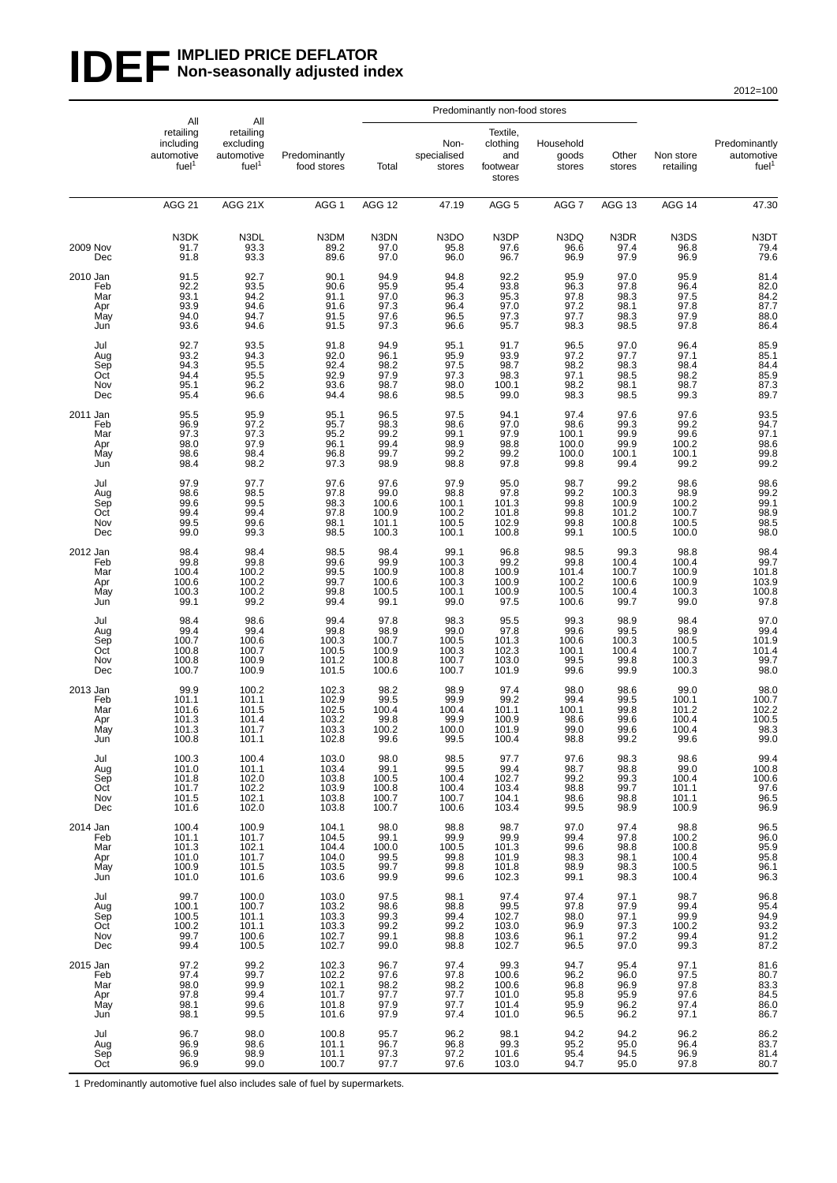# IDEF IMPLIED PRICE DEFLATOR
## Non-seasonally adjusted index

2012=100

| | All retailing including automotive fuel[1] | All retailing excluding automotive fuel[1] | Predominantly food stores | Predominantly non-food stores: Total | Non-specialised stores | Textile, clothing and footwear stores | Household goods stores | Other stores | Non store retailing | Predominantly automotive fuel[1] |
|---|---|---|---|---|---|---|---|---|---|---|
| | AGG 21 | AGG 21X | AGG 1 | AGG 12 | 47.19 | AGG 5 | AGG 7 | AGG 13 | AGG 14 | 47.30 |
| | N3DK | N3DL | N3DM | N3DN | N3DO | N3DP | N3DQ | N3DR | N3DS | N3DT |
| 2009 Nov | 91.7 | 93.3 | 89.2 | 97.0 | 95.8 | 97.6 | 96.6 | 97.4 | 96.8 | 79.4 |
| Dec | 91.8 | 93.3 | 89.6 | 97.0 | 96.0 | 96.7 | 96.9 | 97.9 | 96.9 | 79.6 |
| 2010 Jan | 91.5 | 92.7 | 90.1 | 94.9 | 94.8 | 92.2 | 95.9 | 97.0 | 95.9 | 81.4 |
| Feb | 92.2 | 93.5 | 90.6 | 95.9 | 95.4 | 93.8 | 96.3 | 97.8 | 96.4 | 82.0 |
| Mar | 93.1 | 94.2 | 91.1 | 97.0 | 96.3 | 95.3 | 97.8 | 98.3 | 97.5 | 84.2 |
| Apr | 93.9 | 94.6 | 91.6 | 97.3 | 96.4 | 97.0 | 97.2 | 98.1 | 97.8 | 87.7 |
| May | 94.0 | 94.7 | 91.5 | 97.6 | 96.5 | 97.3 | 97.7 | 98.3 | 97.9 | 88.0 |
| Jun | 93.6 | 94.6 | 91.5 | 97.3 | 96.6 | 95.7 | 98.3 | 98.5 | 97.8 | 86.4 |
| Jul | 92.7 | 93.5 | 91.8 | 94.9 | 95.1 | 91.7 | 96.5 | 97.0 | 96.4 | 85.9 |
| Aug | 93.2 | 94.3 | 92.0 | 96.1 | 95.9 | 93.9 | 97.2 | 97.7 | 97.1 | 85.1 |
| Sep | 94.3 | 95.5 | 92.4 | 98.2 | 97.5 | 98.7 | 98.2 | 98.3 | 98.4 | 84.4 |
| Oct | 94.4 | 95.5 | 92.9 | 97.9 | 97.3 | 98.3 | 97.1 | 98.5 | 98.2 | 85.9 |
| Nov | 95.1 | 96.2 | 93.6 | 98.7 | 98.0 | 100.1 | 98.2 | 98.1 | 98.7 | 87.3 |
| Dec | 95.4 | 96.6 | 94.4 | 98.6 | 98.5 | 99.0 | 98.3 | 98.5 | 99.3 | 89.7 |
| 2011 Jan | 95.5 | 95.9 | 95.1 | 96.5 | 97.5 | 94.1 | 97.4 | 97.6 | 97.6 | 93.5 |
| Feb | 96.9 | 97.2 | 95.7 | 98.3 | 98.6 | 97.0 | 98.6 | 99.3 | 99.2 | 94.7 |
| Mar | 97.3 | 97.3 | 95.2 | 99.2 | 99.1 | 97.9 | 100.1 | 99.9 | 99.6 | 97.1 |
| Apr | 98.0 | 97.9 | 96.1 | 99.4 | 98.9 | 98.8 | 100.0 | 99.9 | 100.2 | 98.6 |
| May | 98.6 | 98.4 | 96.8 | 99.7 | 99.2 | 99.2 | 100.0 | 100.1 | 100.1 | 99.8 |
| Jun | 98.4 | 98.2 | 97.3 | 98.9 | 98.8 | 97.8 | 99.8 | 99.4 | 99.2 | 99.2 |
| Jul | 97.9 | 97.7 | 97.6 | 97.6 | 97.9 | 95.0 | 98.7 | 99.2 | 98.6 | 98.6 |
| Aug | 98.6 | 98.5 | 97.8 | 99.0 | 98.8 | 97.8 | 99.2 | 100.3 | 98.9 | 99.2 |
| Sep | 99.6 | 99.5 | 98.3 | 100.6 | 100.1 | 101.3 | 99.8 | 100.9 | 100.2 | 99.1 |
| Oct | 99.4 | 99.4 | 97.8 | 100.9 | 100.2 | 101.8 | 99.8 | 101.2 | 100.7 | 98.9 |
| Nov | 99.5 | 99.6 | 98.1 | 101.1 | 100.5 | 102.9 | 99.8 | 100.8 | 100.5 | 98.5 |
| Dec | 99.0 | 99.3 | 98.5 | 100.3 | 100.1 | 100.8 | 99.1 | 100.5 | 100.0 | 98.0 |
| 2012 Jan | 98.4 | 98.4 | 98.5 | 98.4 | 99.1 | 96.8 | 98.5 | 99.3 | 98.8 | 98.4 |
| Feb | 99.8 | 99.8 | 99.6 | 99.9 | 100.3 | 99.2 | 99.8 | 100.4 | 100.4 | 99.7 |
| Mar | 100.4 | 100.2 | 99.5 | 100.9 | 100.8 | 100.9 | 101.4 | 100.7 | 100.9 | 101.8 |
| Apr | 100.6 | 100.2 | 99.7 | 100.6 | 100.3 | 100.9 | 100.2 | 100.6 | 100.9 | 103.9 |
| May | 100.3 | 100.2 | 99.8 | 100.5 | 100.1 | 100.9 | 100.5 | 100.4 | 100.3 | 100.8 |
| Jun | 99.1 | 99.2 | 99.4 | 99.1 | 99.0 | 97.5 | 100.6 | 99.7 | 99.0 | 97.8 |
| Jul | 98.4 | 98.6 | 99.4 | 97.8 | 98.3 | 95.5 | 99.3 | 98.9 | 98.4 | 97.0 |
| Aug | 99.4 | 99.4 | 99.8 | 98.9 | 99.0 | 97.8 | 99.6 | 99.5 | 98.9 | 99.4 |
| Sep | 100.7 | 100.6 | 100.3 | 100.7 | 100.5 | 101.3 | 100.6 | 100.3 | 100.5 | 101.9 |
| Oct | 100.8 | 100.7 | 100.5 | 100.9 | 100.3 | 102.3 | 100.1 | 100.4 | 100.7 | 101.4 |
| Nov | 100.8 | 100.9 | 101.2 | 100.8 | 100.7 | 103.0 | 99.5 | 99.8 | 100.3 | 99.7 |
| Dec | 100.7 | 100.9 | 101.5 | 100.6 | 100.7 | 101.9 | 99.6 | 99.9 | 100.3 | 98.0 |
| 2013 Jan | 99.9 | 100.2 | 102.3 | 98.2 | 98.9 | 97.4 | 98.0 | 98.6 | 99.0 | 98.0 |
| Feb | 101.1 | 101.1 | 102.9 | 99.5 | 99.9 | 99.2 | 99.4 | 99.5 | 100.1 | 100.7 |
| Mar | 101.6 | 101.5 | 102.5 | 100.4 | 100.4 | 101.1 | 100.1 | 99.8 | 101.2 | 102.2 |
| Apr | 101.3 | 101.4 | 103.2 | 99.8 | 99.9 | 100.9 | 98.6 | 99.6 | 100.4 | 100.5 |
| May | 101.3 | 101.7 | 103.3 | 100.2 | 100.0 | 101.9 | 99.0 | 99.6 | 100.4 | 98.3 |
| Jun | 100.8 | 101.1 | 102.8 | 99.6 | 99.5 | 100.4 | 98.8 | 99.2 | 99.6 | 99.0 |
| Jul | 100.3 | 100.4 | 103.0 | 98.0 | 98.5 | 97.7 | 97.6 | 98.3 | 98.6 | 99.4 |
| Aug | 101.0 | 101.1 | 103.4 | 99.1 | 99.5 | 99.4 | 98.7 | 98.8 | 99.0 | 100.8 |
| Sep | 101.8 | 102.0 | 103.8 | 100.5 | 100.4 | 102.7 | 99.2 | 99.3 | 100.4 | 100.6 |
| Oct | 101.7 | 102.2 | 103.9 | 100.8 | 100.4 | 103.4 | 98.8 | 99.7 | 101.1 | 97.6 |
| Nov | 101.5 | 102.1 | 103.8 | 100.7 | 100.7 | 104.1 | 98.6 | 98.8 | 101.1 | 96.5 |
| Dec | 101.6 | 102.0 | 103.8 | 100.7 | 100.6 | 103.4 | 99.5 | 98.9 | 100.9 | 96.9 |
| 2014 Jan | 100.4 | 100.9 | 104.1 | 98.0 | 98.8 | 98.7 | 97.0 | 97.4 | 98.8 | 96.5 |
| Feb | 101.1 | 101.7 | 104.5 | 99.1 | 99.9 | 99.9 | 99.4 | 97.8 | 100.2 | 96.0 |
| Mar | 101.3 | 102.1 | 104.4 | 100.0 | 100.5 | 101.3 | 99.6 | 98.8 | 100.8 | 95.9 |
| Apr | 101.0 | 101.7 | 104.0 | 99.5 | 99.8 | 101.9 | 98.3 | 98.1 | 100.4 | 95.8 |
| May | 100.9 | 101.5 | 103.5 | 99.7 | 99.8 | 101.8 | 98.9 | 98.3 | 100.5 | 96.1 |
| Jun | 101.0 | 101.6 | 103.6 | 99.9 | 99.6 | 102.3 | 99.1 | 98.3 | 100.4 | 96.3 |
| Jul | 99.7 | 100.0 | 103.0 | 97.5 | 98.1 | 97.4 | 97.4 | 97.1 | 98.7 | 96.8 |
| Aug | 100.1 | 100.7 | 103.2 | 98.6 | 98.8 | 99.5 | 97.8 | 97.9 | 99.4 | 95.4 |
| Sep | 100.5 | 101.1 | 103.3 | 99.3 | 99.4 | 102.7 | 98.0 | 97.1 | 99.9 | 94.9 |
| Oct | 100.2 | 101.1 | 103.3 | 99.2 | 99.2 | 103.0 | 96.9 | 97.3 | 100.2 | 93.2 |
| Nov | 99.7 | 100.6 | 102.7 | 99.1 | 98.8 | 103.6 | 96.1 | 97.2 | 99.4 | 91.2 |
| Dec | 99.4 | 100.5 | 102.7 | 99.0 | 98.8 | 102.7 | 96.5 | 97.0 | 99.3 | 87.2 |
| 2015 Jan | 97.2 | 99.2 | 102.3 | 96.7 | 97.4 | 99.3 | 94.7 | 95.4 | 97.1 | 81.6 |
| Feb | 97.4 | 99.7 | 102.2 | 97.6 | 97.8 | 100.6 | 96.2 | 96.0 | 97.5 | 80.7 |
| Mar | 98.0 | 99.9 | 102.1 | 98.2 | 98.2 | 100.6 | 96.8 | 96.9 | 97.8 | 83.3 |
| Apr | 97.8 | 99.4 | 101.7 | 97.7 | 97.7 | 101.0 | 95.8 | 95.9 | 97.6 | 84.5 |
| May | 98.1 | 99.6 | 101.8 | 97.9 | 97.7 | 101.4 | 95.9 | 96.2 | 97.4 | 86.0 |
| Jun | 98.1 | 99.5 | 101.6 | 97.9 | 97.4 | 101.0 | 96.5 | 96.2 | 97.1 | 86.7 |
| Jul | 96.7 | 98.0 | 100.8 | 95.7 | 96.2 | 98.1 | 94.2 | 94.2 | 96.2 | 86.2 |
| Aug | 96.9 | 98.6 | 101.1 | 96.7 | 96.8 | 99.3 | 95.2 | 95.0 | 96.4 | 83.7 |
| Sep | 96.9 | 98.9 | 101.1 | 97.3 | 97.2 | 101.6 | 95.4 | 94.5 | 96.9 | 81.4 |
| Oct | 96.9 | 99.0 | 100.7 | 97.7 | 97.6 | 103.0 | 94.7 | 95.0 | 97.8 | 80.7 |

1 Predominantly automotive fuel also includes sale of fuel by supermarkets.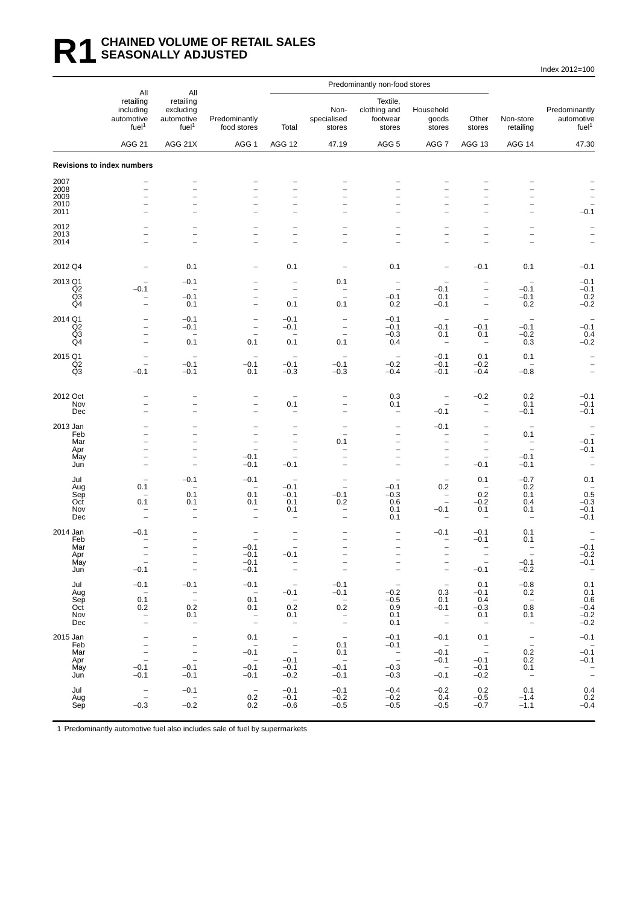# R1 CHAINED VOLUME OF RETAIL SALES SEASONALLY ADJUSTED

Index 2012=100

| | All retailing including automotive fuel[1] | All retailing excluding automotive fuel[1] | Predominantly food stores | Predominantly non-food stores: Total | Non-specialised stores | Textile, clothing and footwear stores | Household goods stores | Other stores | Non-store retailing | Predominantly automotive fuel[1] |
|---|---|---|---|---|---|---|---|---|---|---|
| | AGG 21 | AGG 21X | AGG 1 | AGG 12 | 47.19 | AGG 5 | AGG 7 | AGG 13 | AGG 14 | 47.30 |
| **Revisions to index numbers** | | | | | | | | | | |
| 2007 | – | – | – | – | – | – | – | – | – | – |
| 2008 | – | – | – | – | – | – | – | – | – | – |
| 2009 | – | – | – | – | – | – | – | – | – | – |
| 2010 | – | – | – | – | – | – | – | – | – | – |
| 2011 | – | – | – | – | – | – | – | – | – | −0.1 |
| 2012 | – | – | – | – | – | – | – | – | – | – |
| 2013 | – | – | – | – | – | – | – | – | – | – |
| 2014 | – | – | – | – | – | – | – | – | – | – |
| 2012 Q4 | – | 0.1 | – | 0.1 | – | 0.1 | – | −0.1 | 0.1 | −0.1 |
| 2013 Q1 | – | −0.1 | – | – | 0.1 | – | – | – | – | −0.1 |
| Q2 | −0.1 | – | – | – | – | – | −0.1 | – | −0.1 | −0.1 |
| Q3 | – | −0.1 | – | – | – | −0.1 | 0.1 | – | −0.1 | 0.2 |
| Q4 | – | 0.1 | – | 0.1 | 0.1 | 0.2 | −0.1 | – | 0.2 | −0.2 |
| 2014 Q1 | – | −0.1 | – | −0.1 | – | −0.1 | – | – | – | – |
| Q2 | – | −0.1 | – | −0.1 | – | −0.1 | −0.1 | −0.1 | −0.1 | −0.1 |
| Q3 | – | – | – | – | – | −0.3 | 0.1 | 0.1 | −0.2 | 0.4 |
| Q4 | – | 0.1 | 0.1 | 0.1 | 0.1 | 0.4 | – | – | 0.3 | −0.2 |
| 2015 Q1 | – | – | – | – | – | – | −0.1 | 0.1 | 0.1 | – |
| Q2 | – | −0.1 | −0.1 | −0.1 | −0.1 | −0.2 | −0.1 | −0.2 | – | – |
| Q3 | −0.1 | −0.1 | 0.1 | −0.3 | −0.3 | −0.4 | −0.1 | −0.4 | −0.8 | – |
| 2012 Oct | – | – | – | – | – | 0.3 | – | −0.2 | 0.2 | −0.1 |
| Nov | – | – | – | 0.1 | – | 0.1 | – | – | 0.1 | −0.1 |
| Dec | – | – | – | – | – | – | −0.1 | – | −0.1 | −0.1 |
| 2013 Jan | – | – | – | – | – | – | −0.1 | – | – | – |
| Feb | – | – | – | – | – | – | – | – | 0.1 | – |
| Mar | – | – | – | – | 0.1 | – | – | – | – | −0.1 |
| Apr | – | – | – | – | – | – | – | – | – | −0.1 |
| May | – | – | −0.1 | – | – | – | – | – | −0.1 | – |
| Jun | – | – | −0.1 | −0.1 | – | – | – | −0.1 | −0.1 | – |
| Jul | – | −0.1 | −0.1 | – | – | – | – | 0.1 | −0.7 | 0.1 |
| Aug | 0.1 | – | – | −0.1 | – | −0.1 | 0.2 | – | 0.2 | – |
| Sep | – | 0.1 | 0.1 | −0.1 | −0.1 | −0.3 | – | 0.2 | 0.1 | 0.5 |
| Oct | 0.1 | 0.1 | 0.1 | 0.1 | 0.2 | 0.6 | – | −0.2 | 0.4 | −0.3 |
| Nov | – | – | – | 0.1 | – | 0.1 | −0.1 | 0.1 | 0.1 | −0.1 |
| Dec | – | – | – | – | – | 0.1 | – | – | – | −0.1 |
| 2014 Jan | −0.1 | – | – | – | – | – | −0.1 | −0.1 | 0.1 | – |
| Feb | – | – | – | – | – | – | – | −0.1 | 0.1 | – |
| Mar | – | – | −0.1 | – | – | – | – | – | – | −0.1 |
| Apr | – | – | −0.1 | −0.1 | – | – | – | – | – | −0.2 |
| May | – | – | −0.1 | – | – | – | – | – | −0.1 | −0.1 |
| Jun | −0.1 | – | −0.1 | – | – | – | – | −0.1 | −0.2 | – |
| Jul | −0.1 | −0.1 | −0.1 | – | −0.1 | – | – | 0.1 | −0.8 | 0.1 |
| Aug | – | – | – | −0.1 | −0.1 | −0.2 | 0.3 | −0.1 | 0.2 | 0.1 |
| Sep | 0.1 | – | 0.1 | – | – | −0.5 | 0.1 | 0.4 | – | 0.6 |
| Oct | 0.2 | 0.2 | 0.1 | 0.2 | 0.2 | 0.9 | −0.1 | −0.3 | 0.8 | −0.4 |
| Nov | – | 0.1 | – | 0.1 | – | 0.1 | – | 0.1 | 0.1 | −0.2 |
| Dec | – | – | – | – | – | 0.1 | – | – | – | −0.2 |
| 2015 Jan | – | – | 0.1 | – | – | −0.1 | −0.1 | 0.1 | – | −0.1 |
| Feb | – | – | – | – | 0.1 | −0.1 | – | – | – | – |
| Mar | – | – | −0.1 | – | 0.1 | – | −0.1 | – | 0.2 | −0.1 |
| Apr | – | – | – | −0.1 | – | – | −0.1 | −0.1 | 0.2 | −0.1 |
| May | −0.1 | −0.1 | −0.1 | −0.1 | −0.1 | −0.3 | – | −0.1 | 0.1 | – |
| Jun | −0.1 | −0.1 | −0.1 | −0.2 | −0.1 | −0.3 | −0.1 | −0.2 | – | – |
| Jul | – | −0.1 | – | −0.1 | −0.1 | −0.4 | −0.2 | 0.2 | 0.1 | 0.4 |
| Aug | – | – | 0.2 | −0.1 | −0.2 | −0.2 | 0.4 | −0.5 | −1.4 | 0.2 |
| Sep | −0.3 | −0.2 | 0.2 | −0.6 | −0.5 | −0.5 | −0.5 | −0.7 | −1.1 | −0.4 |

1 Predominantly automotive fuel also includes sale of fuel by supermarkets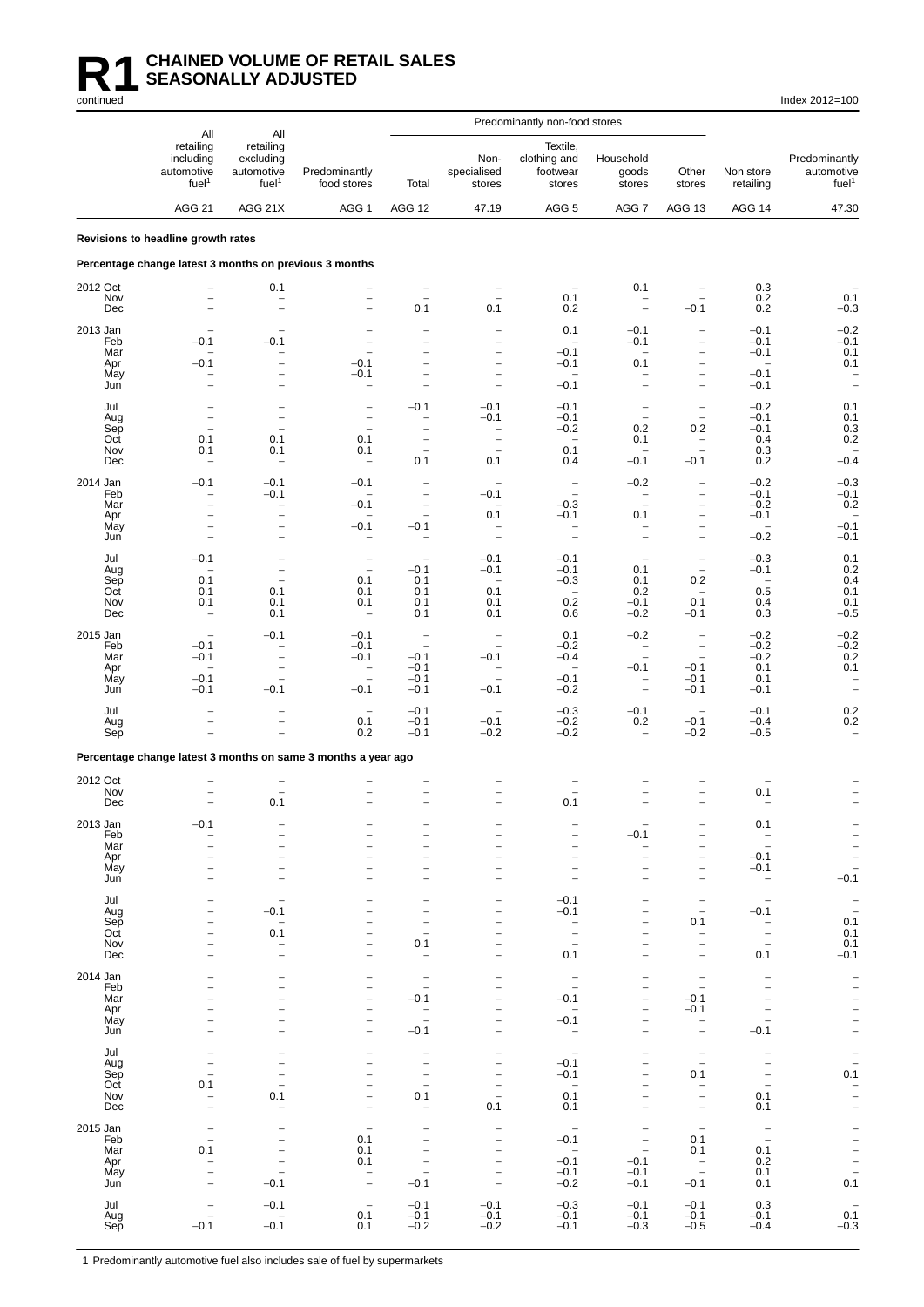# R1 CHAINED VOLUME OF RETAIL SALES SEASONALLY ADJUSTED

continued

Index 2012=100

| | All retailing including automotive fuel[1] | All retailing excluding automotive fuel[1] | Predominantly food stores | Predominantly non-food stores | | | | | Non store retailing | Predominantly automotive fuel[1] |
|---|---|---|---|---|---|---|---|---|---|---|
| | | | | Total | Non-specialised stores | Textile, clothing and footwear stores | Household goods stores | Other stores | | |
| | AGG 21 | AGG 21X | AGG 1 | AGG 12 | 47.19 | AGG 5 | AGG 7 | AGG 13 | AGG 14 | 47.30 |
| **Revisions to headline growth rates** | | | | | | | | | | |
| **Percentage change latest 3 months on previous 3 months** | | | | | | | | | | |
| 2012 Oct | – | 0.1 | – | – | – | – | 0.1 | – | 0.3 | – |
| Nov | – | – | – | – | – | 0.1 | – | – | 0.2 | 0.1 |
| Dec | – | – | – | 0.1 | 0.1 | 0.2 | – | –0.1 | 0.2 | –0.3 |
| 2013 Jan | – | – | – | – | – | 0.1 | –0.1 | – | –0.1 | –0.2 |
| Feb | –0.1 | –0.1 | – | – | – | – | –0.1 | – | –0.1 | –0.1 |
| Mar | – | – | – | – | – | –0.1 | – | – | –0.1 | 0.1 |
| Apr | –0.1 | – | –0.1 | – | – | –0.1 | 0.1 | – | – | 0.1 |
| May | – | – | –0.1 | – | – | – | – | – | –0.1 | – |
| Jun | – | – | – | – | – | –0.1 | – | – | –0.1 | – |
| Jul | – | – | – | –0.1 | –0.1 | –0.1 | – | – | –0.2 | 0.1 |
| Aug | – | – | – | – | –0.1 | –0.1 | – | – | –0.1 | 0.1 |
| Sep | – | – | – | – | – | –0.2 | 0.2 | 0.2 | –0.1 | 0.3 |
| Oct | 0.1 | 0.1 | 0.1 | – | – | – | 0.1 | – | 0.4 | 0.2 |
| Nov | 0.1 | 0.1 | 0.1 | – | – | 0.1 | – | – | 0.3 | – |
| Dec | – | – | – | 0.1 | 0.1 | 0.4 | –0.1 | –0.1 | 0.2 | –0.4 |
| 2014 Jan | –0.1 | –0.1 | –0.1 | – | – | – | –0.2 | – | –0.2 | –0.3 |
| Feb | – | –0.1 | – | – | –0.1 | – | – | – | –0.1 | –0.1 |
| Mar | – | – | –0.1 | – | – | –0.3 | – | – | –0.2 | 0.2 |
| Apr | – | – | – | – | 0.1 | –0.1 | 0.1 | – | –0.1 | – |
| May | – | – | –0.1 | –0.1 | – | – | – | – | – | –0.1 |
| Jun | – | – | – | – | – | – | – | – | –0.2 | –0.1 |
| Jul | –0.1 | – | – | – | –0.1 | –0.1 | – | – | –0.3 | 0.1 |
| Aug | – | – | – | –0.1 | –0.1 | –0.1 | 0.1 | – | –0.1 | 0.2 |
| Sep | 0.1 | – | 0.1 | 0.1 | – | –0.3 | 0.1 | 0.2 | – | 0.4 |
| Oct | 0.1 | 0.1 | 0.1 | 0.1 | 0.1 | – | 0.2 | – | 0.5 | 0.1 |
| Nov | 0.1 | 0.1 | 0.1 | 0.1 | 0.1 | 0.2 | –0.1 | 0.1 | 0.4 | 0.1 |
| Dec | – | 0.1 | – | 0.1 | 0.1 | 0.6 | –0.2 | –0.1 | 0.3 | –0.5 |
| 2015 Jan | – | –0.1 | –0.1 | – | – | 0.1 | –0.2 | – | –0.2 | –0.2 |
| Feb | –0.1 | – | –0.1 | – | – | –0.2 | – | – | –0.2 | –0.2 |
| Mar | –0.1 | – | –0.1 | –0.1 | –0.1 | –0.4 | – | – | –0.2 | 0.2 |
| Apr | – | – | – | –0.1 | – | – | –0.1 | –0.1 | 0.1 | 0.1 |
| May | –0.1 | – | – | –0.1 | – | –0.1 | – | –0.1 | 0.1 | – |
| Jun | –0.1 | –0.1 | –0.1 | –0.1 | –0.1 | –0.2 | – | –0.1 | –0.1 | – |
| Jul | – | – | – | –0.1 | – | –0.3 | –0.1 | – | –0.1 | 0.2 |
| Aug | – | – | 0.1 | –0.1 | –0.1 | –0.2 | 0.2 | –0.1 | –0.4 | 0.2 |
| Sep | – | – | 0.2 | –0.1 | –0.2 | –0.2 | – | –0.2 | –0.5 | – |
| **Percentage change latest 3 months on same 3 months a year ago** | | | | | | | | | | |
| 2012 Oct | – | – | – | – | – | – | – | – | – | – |
| Nov | – | – | – | – | – | – | – | – | 0.1 | – |
| Dec | – | 0.1 | – | – | – | 0.1 | – | – | – | – |
| 2013 Jan | –0.1 | – | – | – | – | – | – | – | 0.1 | – |
| Feb | – | – | – | – | – | – | –0.1 | – | – | – |
| Mar | – | – | – | – | – | – | – | – | – | – |
| Apr | – | – | – | – | – | – | – | – | –0.1 | – |
| May | – | – | – | – | – | – | – | – | –0.1 | – |
| Jun | – | – | – | – | – | – | – | – | – | –0.1 |
| Jul | – | – | – | – | – | –0.1 | – | – | – | – |
| Aug | – | –0.1 | – | – | – | –0.1 | – | – | –0.1 | – |
| Sep | – | – | – | – | – | – | – | 0.1 | – | 0.1 |
| Oct | – | 0.1 | – | – | – | – | – | – | – | 0.1 |
| Nov | – | – | – | 0.1 | – | – | – | – | – | 0.1 |
| Dec | – | – | – | – | – | 0.1 | – | – | 0.1 | –0.1 |
| 2014 Jan | – | – | – | – | – | – | – | – | – | – |
| Feb | – | – | – | – | – | – | – | – | – | – |
| Mar | – | – | – | –0.1 | – | –0.1 | – | –0.1 | – | – |
| Apr | – | – | – | – | – | – | – | –0.1 | – | – |
| May | – | – | – | – | – | –0.1 | – | – | – | – |
| Jun | – | – | – | –0.1 | – | – | – | – | –0.1 | – |
| Jul | – | – | – | – | – | – | – | – | – | – |
| Aug | – | – | – | – | – | –0.1 | – | – | – | – |
| Sep | – | – | – | – | – | –0.1 | – | 0.1 | – | 0.1 |
| Oct | 0.1 | – | – | – | – | – | – | – | – | – |
| Nov | – | 0.1 | – | 0.1 | – | 0.1 | – | – | 0.1 | – |
| Dec | – | – | – | – | 0.1 | 0.1 | – | – | 0.1 | – |
| 2015 Jan | – | – | – | – | – | – | – | – | – | – |
| Feb | – | – | 0.1 | – | – | –0.1 | – | 0.1 | – | – |
| Mar | 0.1 | – | 0.1 | – | – | – | – | 0.1 | 0.1 | – |
| Apr | – | – | 0.1 | – | – | –0.1 | –0.1 | – | 0.2 | – |
| May | – | – | – | – | – | –0.1 | –0.1 | – | 0.1 | – |
| Jun | – | –0.1 | – | –0.1 | – | –0.2 | –0.1 | –0.1 | 0.1 | 0.1 |
| Jul | – | –0.1 | – | –0.1 | –0.1 | –0.3 | –0.1 | –0.1 | 0.3 | – |
| Aug | – | – | 0.1 | –0.1 | –0.1 | –0.1 | –0.1 | –0.1 | –0.1 | 0.1 |
| Sep | –0.1 | –0.1 | 0.1 | –0.2 | –0.2 | –0.1 | –0.3 | –0.5 | –0.4 | –0.3 |

1 Predominantly automotive fuel also includes sale of fuel by supermarkets